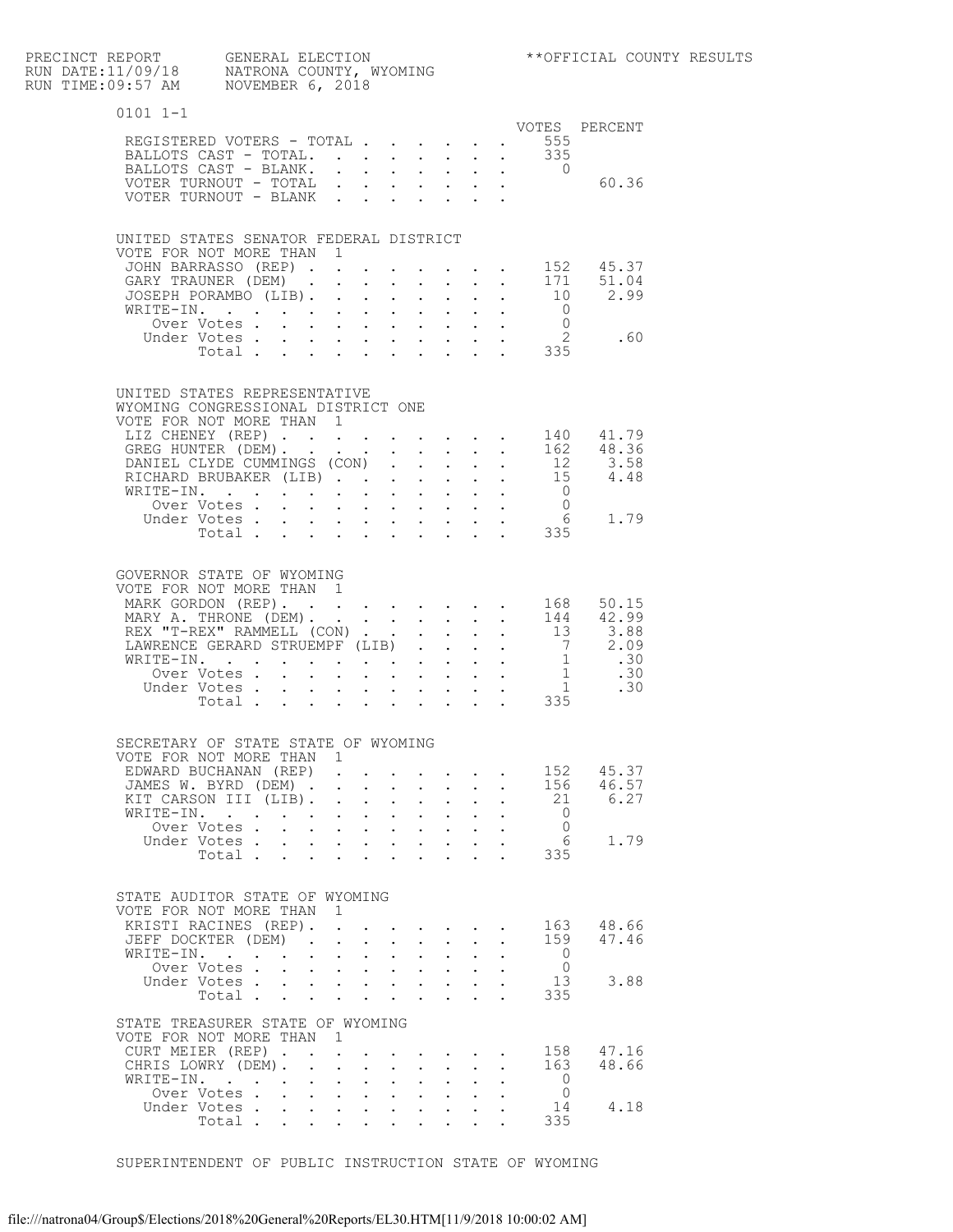PRECINCT REPORT GENERAL ELECTION **OFFICIAL COUNTY RESULTS
RUN DATE:11/09/18 NATRONA COUNTY, WYOMING
RUN TIME:09:57 AM NOVEMBER 6, 2018

## 0101 1-1

| | VOTES | PERCENT |
|---|---|---|
| REGISTERED VOTERS - TOTAL | 555 | |
| BALLOTS CAST - TOTAL. | 335 | |
| BALLOTS CAST - BLANK. | 0 | |
| VOTER TURNOUT - TOTAL | | 60.36 |
| VOTER TURNOUT - BLANK | | |

### UNITED STATES SENATOR FEDERAL DISTRICT
VOTE FOR NOT MORE THAN 1

| | VOTES | PERCENT |
|---|---|---|
| JOHN BARRASSO (REP) | 152 | 45.37 |
| GARY TRAUNER (DEM) | 171 | 51.04 |
| JOSEPH PORAMBO (LIB). | 10 | 2.99 |
| WRITE-IN. | 0 | |
| Over Votes | 0 | |
| Under Votes | 2 | .60 |
| Total | 335 | |

### UNITED STATES REPRESENTATIVE
WYOMING CONGRESSIONAL DISTRICT ONE
VOTE FOR NOT MORE THAN 1

| | VOTES | PERCENT |
|---|---|---|
| LIZ CHENEY (REP) | 140 | 41.79 |
| GREG HUNTER (DEM). | 162 | 48.36 |
| DANIEL CLYDE CUMMINGS (CON) | 12 | 3.58 |
| RICHARD BRUBAKER (LIB) | 15 | 4.48 |
| WRITE-IN. | 0 | |
| Over Votes | 0 | |
| Under Votes | 6 | 1.79 |
| Total | 335 | |

### GOVERNOR STATE OF WYOMING
VOTE FOR NOT MORE THAN 1

| | VOTES | PERCENT |
|---|---|---|
| MARK GORDON (REP). | 168 | 50.15 |
| MARY A. THRONE (DEM). | 144 | 42.99 |
| REX "T-REX" RAMMELL (CON) | 13 | 3.88 |
| LAWRENCE GERARD STRUEMPF (LIB) | 7 | 2.09 |
| WRITE-IN. | 1 | .30 |
| Over Votes | 1 | .30 |
| Under Votes | 1 | .30 |
| Total | 335 | |

### SECRETARY OF STATE STATE OF WYOMING
VOTE FOR NOT MORE THAN 1

| | VOTES | PERCENT |
|---|---|---|
| EDWARD BUCHANAN (REP) | 152 | 45.37 |
| JAMES W. BYRD (DEM) | 156 | 46.57 |
| KIT CARSON III (LIB). | 21 | 6.27 |
| WRITE-IN. | 0 | |
| Over Votes | 0 | |
| Under Votes | 6 | 1.79 |
| Total | 335 | |

### STATE AUDITOR STATE OF WYOMING
VOTE FOR NOT MORE THAN 1

| | VOTES | PERCENT |
|---|---|---|
| KRISTI RACINES (REP). | 163 | 48.66 |
| JEFF DOCKTER (DEM) | 159 | 47.46 |
| WRITE-IN. | 0 | |
| Over Votes | 0 | |
| Under Votes | 13 | 3.88 |
| Total | 335 | |

### STATE TREASURER STATE OF WYOMING
VOTE FOR NOT MORE THAN 1

| | VOTES | PERCENT |
|---|---|---|
| CURT MEIER (REP) | 158 | 47.16 |
| CHRIS LOWRY (DEM). | 163 | 48.66 |
| WRITE-IN. | 0 | |
| Over Votes | 0 | |
| Under Votes | 14 | 4.18 |
| Total | 335 | |

### SUPERINTENDENT OF PUBLIC INSTRUCTION STATE OF WYOMING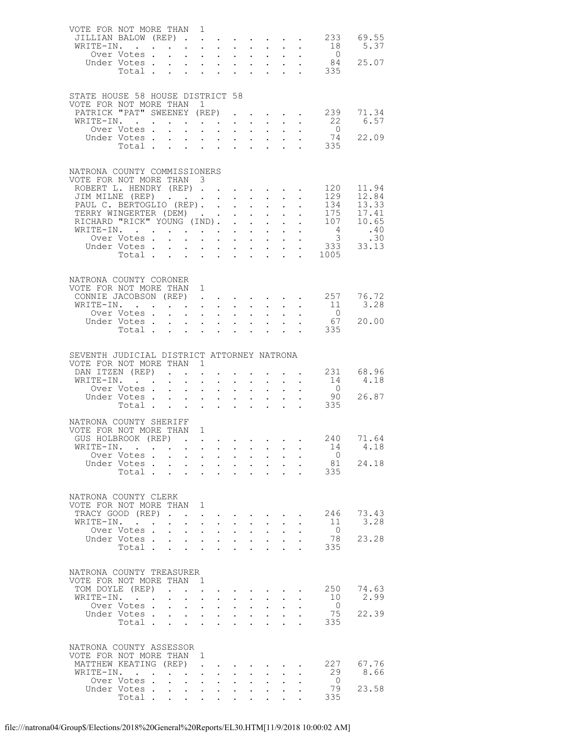VOTE FOR NOT MORE THAN 1

| | Votes | Percent |
|---|---|---|
| JILLIAN BALOW (REP) | 233 | 69.55 |
| WRITE-IN. | 18 | 5.37 |
| Over Votes | 0 | |
| Under Votes | 84 | 25.07 |
| Total | 335 | |

## STATE HOUSE 58 HOUSE DISTRICT 58

VOTE FOR NOT MORE THAN 1

| | Votes | Percent |
|---|---|---|
| PATRICK "PAT" SWEENEY (REP) | 239 | 71.34 |
| WRITE-IN. | 22 | 6.57 |
| Over Votes | 0 | |
| Under Votes | 74 | 22.09 |
| Total | 335 | |

## NATRONA COUNTY COMMISSIONERS

VOTE FOR NOT MORE THAN 3

| | Votes | Percent |
|---|---|---|
| ROBERT L. HENDRY (REP) | 120 | 11.94 |
| JIM MILNE (REP) | 129 | 12.84 |
| PAUL C. BERTOGLIO (REP). | 134 | 13.33 |
| TERRY WINGERTER (DEM) | 175 | 17.41 |
| RICHARD "RICK" YOUNG (IND). | 107 | 10.65 |
| WRITE-IN. | 4 | .40 |
| Over Votes | 3 | .30 |
| Under Votes | 333 | 33.13 |
| Total | 1005 | |

## NATRONA COUNTY CORONER

VOTE FOR NOT MORE THAN 1

| | Votes | Percent |
|---|---|---|
| CONNIE JACOBSON (REP) | 257 | 76.72 |
| WRITE-IN. | 11 | 3.28 |
| Over Votes | 0 | |
| Under Votes | 67 | 20.00 |
| Total | 335 | |

## SEVENTH JUDICIAL DISTRICT ATTORNEY NATRONA

VOTE FOR NOT MORE THAN 1

| | Votes | Percent |
|---|---|---|
| DAN ITZEN (REP) | 231 | 68.96 |
| WRITE-IN. | 14 | 4.18 |
| Over Votes | 0 | |
| Under Votes | 90 | 26.87 |
| Total | 335 | |

## NATRONA COUNTY SHERIFF

VOTE FOR NOT MORE THAN 1

| | Votes | Percent |
|---|---|---|
| GUS HOLBROOK (REP) | 240 | 71.64 |
| WRITE-IN. | 14 | 4.18 |
| Over Votes | 0 | |
| Under Votes | 81 | 24.18 |
| Total | 335 | |

## NATRONA COUNTY CLERK

VOTE FOR NOT MORE THAN 1

| | Votes | Percent |
|---|---|---|
| TRACY GOOD (REP) | 246 | 73.43 |
| WRITE-IN. | 11 | 3.28 |
| Over Votes | 0 | |
| Under Votes | 78 | 23.28 |
| Total | 335 | |

## NATRONA COUNTY TREASURER

VOTE FOR NOT MORE THAN 1

| | Votes | Percent |
|---|---|---|
| TOM DOYLE (REP) | 250 | 74.63 |
| WRITE-IN. | 10 | 2.99 |
| Over Votes | 0 | |
| Under Votes | 75 | 22.39 |
| Total | 335 | |

## NATRONA COUNTY ASSESSOR

VOTE FOR NOT MORE THAN 1

| | Votes | Percent |
|---|---|---|
| MATTHEW KEATING (REP) | 227 | 67.76 |
| WRITE-IN. | 29 | 8.66 |
| Over Votes | 0 | |
| Under Votes | 79 | 23.58 |
| Total | 335 | |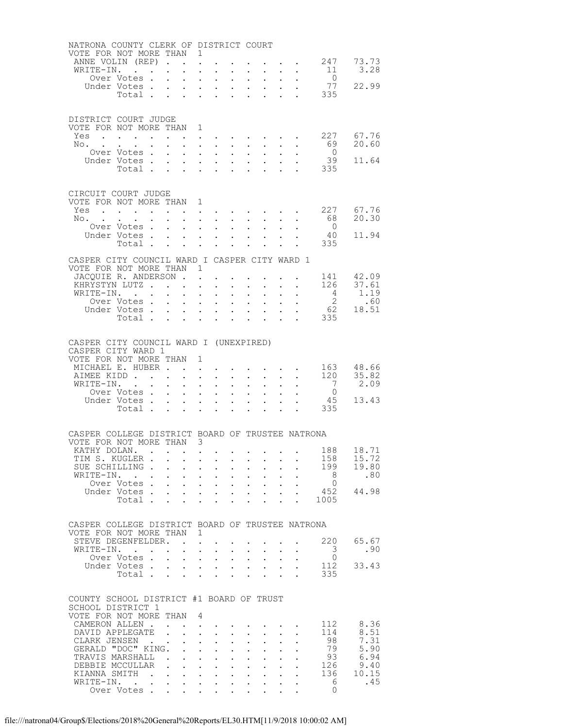## NATRONA COUNTY CLERK OF DISTRICT COURT

VOTE FOR NOT MORE THAN 1

| Candidate | Votes | Percent |
|---|---|---|
| ANNE VOLIN (REP) | 247 | 73.73 |
| WRITE-IN. | 11 | 3.28 |
| Over Votes | 0 | |
| Under Votes | 77 | 22.99 |
| Total | 335 | |

## DISTRICT COURT JUDGE

VOTE FOR NOT MORE THAN 1

| Candidate | Votes | Percent |
|---|---|---|
| Yes | 227 | 67.76 |
| No. | 69 | 20.60 |
| Over Votes | 0 | |
| Under Votes | 39 | 11.64 |
| Total | 335 | |

## CIRCUIT COURT JUDGE

VOTE FOR NOT MORE THAN 1

| Candidate | Votes | Percent |
|---|---|---|
| Yes | 227 | 67.76 |
| No. | 68 | 20.30 |
| Over Votes | 0 | |
| Under Votes | 40 | 11.94 |
| Total | 335 | |

## CASPER CITY COUNCIL WARD I CASPER CITY WARD 1

VOTE FOR NOT MORE THAN 1

| Candidate | Votes | Percent |
|---|---|---|
| JACQUIE R. ANDERSON | 141 | 42.09 |
| KHRYSTYN LUTZ | 126 | 37.61 |
| WRITE-IN. | 4 | 1.19 |
| Over Votes | 2 | .60 |
| Under Votes | 62 | 18.51 |
| Total | 335 | |

## CASPER CITY COUNCIL WARD I (UNEXPIRED) CASPER CITY WARD 1

VOTE FOR NOT MORE THAN 1

| Candidate | Votes | Percent |
|---|---|---|
| MICHAEL E. HUBER | 163 | 48.66 |
| AIMEE KIDD | 120 | 35.82 |
| WRITE-IN. | 7 | 2.09 |
| Over Votes | 0 | |
| Under Votes | 45 | 13.43 |
| Total | 335 | |

## CASPER COLLEGE DISTRICT BOARD OF TRUSTEE NATRONA

VOTE FOR NOT MORE THAN 3

| Candidate | Votes | Percent |
|---|---|---|
| KATHY DOLAN. | 188 | 18.71 |
| TIM S. KUGLER | 158 | 15.72 |
| SUE SCHILLING | 199 | 19.80 |
| WRITE-IN. | 8 | .80 |
| Over Votes | 0 | |
| Under Votes | 452 | 44.98 |
| Total | 1005 | |

## CASPER COLLEGE DISTRICT BOARD OF TRUSTEE NATRONA

VOTE FOR NOT MORE THAN 1

| Candidate | Votes | Percent |
|---|---|---|
| STEVE DEGENFELDER. | 220 | 65.67 |
| WRITE-IN. | 3 | .90 |
| Over Votes | 0 | |
| Under Votes | 112 | 33.43 |
| Total | 335 | |

## COUNTY SCHOOL DISTRICT #1 BOARD OF TRUST SCHOOL DISTRICT 1

VOTE FOR NOT MORE THAN 4

| Candidate | Votes | Percent |
|---|---|---|
| CAMERON ALLEN | 112 | 8.36 |
| DAVID APPLEGATE | 114 | 8.51 |
| CLARK JENSEN | 98 | 7.31 |
| GERALD "DOC" KING. | 79 | 5.90 |
| TRAVIS MARSHALL | 93 | 6.94 |
| DEBBIE MCCULLAR | 126 | 9.40 |
| KIANNA SMITH | 136 | 10.15 |
| WRITE-IN. | 6 | .45 |
| Over Votes | 0 | |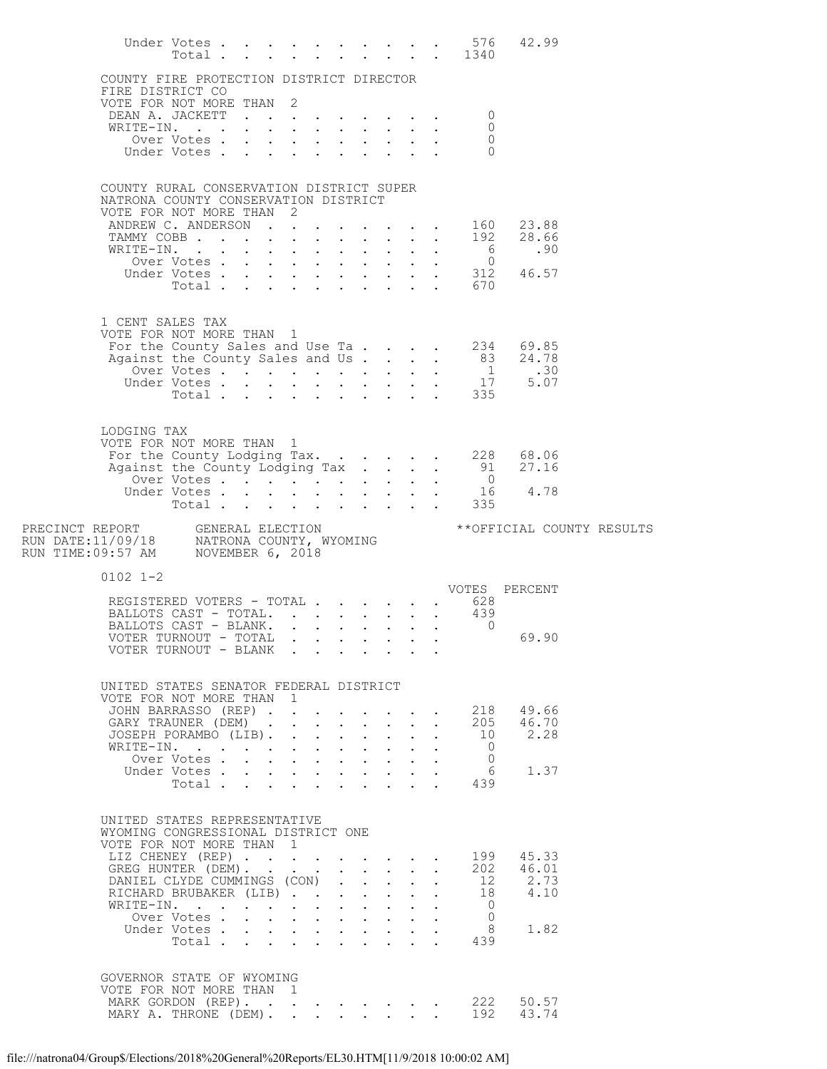| | Votes | Percent |
|---|---|---|
| Under Votes | 576 | 42.99 |
| Total | 1340 | |

COUNTY FIRE PROTECTION DISTRICT DIRECTOR
FIRE DISTRICT CO
VOTE FOR NOT MORE THAN 2

| | Votes | Percent |
|---|---|---|
| DEAN A. JACKETT | 0 | |
| WRITE-IN. | 0 | |
| Over Votes | 0 | |
| Under Votes | 0 | |

COUNTY RURAL CONSERVATION DISTRICT SUPER
NATRONA COUNTY CONSERVATION DISTRICT
VOTE FOR NOT MORE THAN 2

| | Votes | Percent |
|---|---|---|
| ANDREW C. ANDERSON | 160 | 23.88 |
| TAMMY COBB | 192 | 28.66 |
| WRITE-IN. | 6 | .90 |
| Over Votes | 0 | |
| Under Votes | 312 | 46.57 |
| Total | 670 | |

1 CENT SALES TAX
VOTE FOR NOT MORE THAN 1

| | Votes | Percent |
|---|---|---|
| For the County Sales and Use Ta | 234 | 69.85 |
| Against the County Sales and Us | 83 | 24.78 |
| Over Votes | 1 | .30 |
| Under Votes | 17 | 5.07 |
| Total | 335 | |

LODGING TAX
VOTE FOR NOT MORE THAN 1

| | Votes | Percent |
|---|---|---|
| For the County Lodging Tax. | 228 | 68.06 |
| Against the County Lodging Tax | 91 | 27.16 |
| Over Votes | 0 | |
| Under Votes | 16 | 4.78 |
| Total | 335 | |

PRECINCT REPORT GENERAL ELECTION **OFFICIAL COUNTY RESULTS
RUN DATE:11/09/18 NATRONA COUNTY, WYOMING
RUN TIME:09:57 AM NOVEMBER 6, 2018

0102 1-2

| | VOTES | PERCENT |
|---|---|---|
| REGISTERED VOTERS - TOTAL | 628 | |
| BALLOTS CAST - TOTAL. | 439 | |
| BALLOTS CAST - BLANK. | 0 | |
| VOTER TURNOUT - TOTAL | | 69.90 |
| VOTER TURNOUT - BLANK | | |

UNITED STATES SENATOR FEDERAL DISTRICT
VOTE FOR NOT MORE THAN 1

| | Votes | Percent |
|---|---|---|
| JOHN BARRASSO (REP) | 218 | 49.66 |
| GARY TRAUNER (DEM) | 205 | 46.70 |
| JOSEPH PORAMBO (LIB). | 10 | 2.28 |
| WRITE-IN. | 0 | |
| Over Votes | 0 | |
| Under Votes | 6 | 1.37 |
| Total | 439 | |

UNITED STATES REPRESENTATIVE
WYOMING CONGRESSIONAL DISTRICT ONE
VOTE FOR NOT MORE THAN 1

| | Votes | Percent |
|---|---|---|
| LIZ CHENEY (REP) | 199 | 45.33 |
| GREG HUNTER (DEM). | 202 | 46.01 |
| DANIEL CLYDE CUMMINGS (CON) | 12 | 2.73 |
| RICHARD BRUBAKER (LIB) | 18 | 4.10 |
| WRITE-IN. | 0 | |
| Over Votes | 0 | |
| Under Votes | 8 | 1.82 |
| Total | 439 | |

GOVERNOR STATE OF WYOMING
VOTE FOR NOT MORE THAN 1

| | Votes | Percent |
|---|---|---|
| MARK GORDON (REP). | 222 | 50.57 |
| MARY A. THRONE (DEM). | 192 | 43.74 |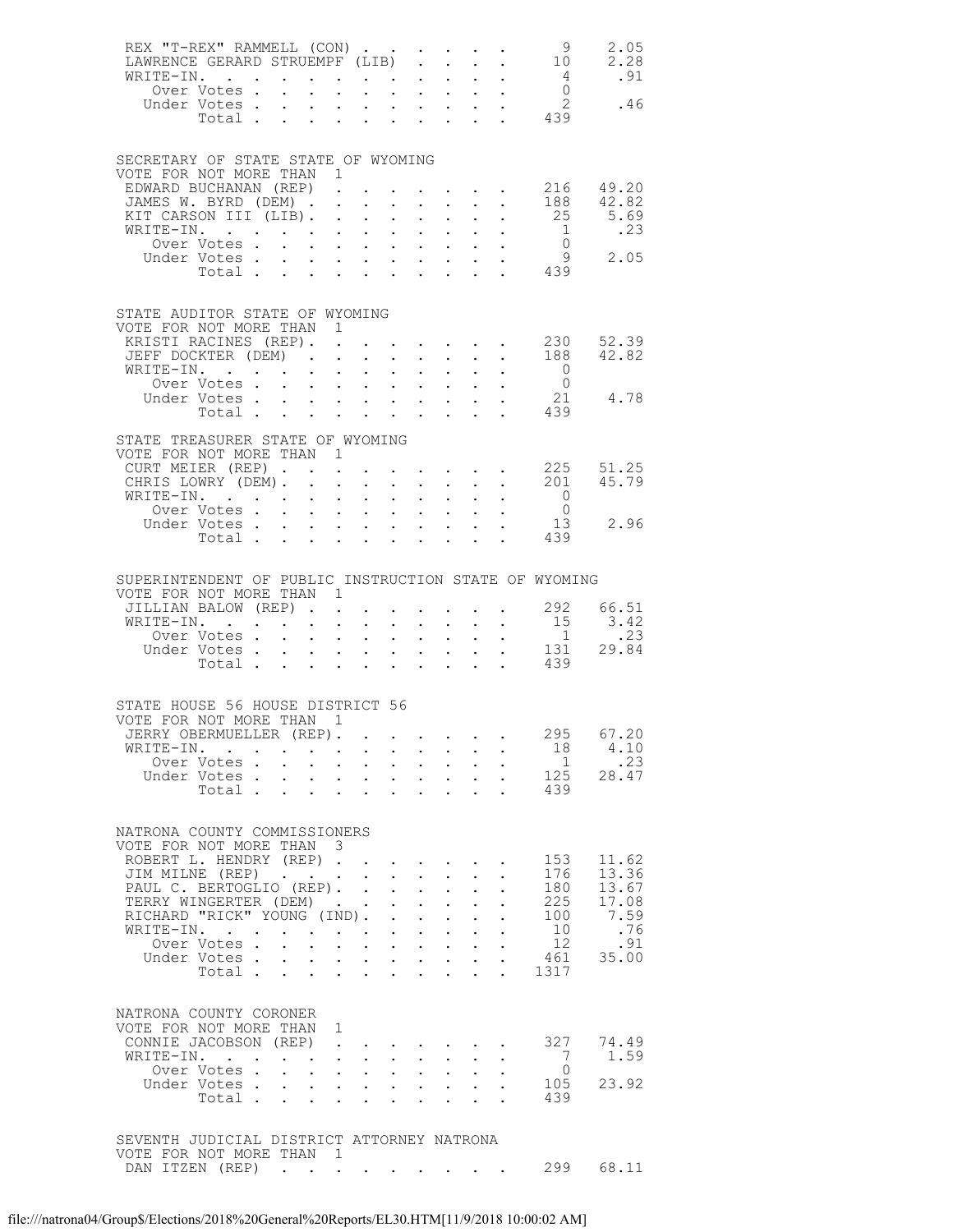| | | |
|---|---|---|
| REX "T-REX" RAMMELL (CON) | 9 | 2.05 |
| LAWRENCE GERARD STRUEMPF (LIB) | 10 | 2.28 |
| WRITE-IN. | 4 | .91 |
| Over Votes | 0 | |
| Under Votes | 2 | .46 |
| Total | 439 | |

## SECRETARY OF STATE STATE OF WYOMING

VOTE FOR NOT MORE THAN 1

| | | |
|---|---|---|
| EDWARD BUCHANAN (REP) | 216 | 49.20 |
| JAMES W. BYRD (DEM) | 188 | 42.82 |
| KIT CARSON III (LIB). | 25 | 5.69 |
| WRITE-IN. | 1 | .23 |
| Over Votes | 0 | |
| Under Votes | 9 | 2.05 |
| Total | 439 | |

## STATE AUDITOR STATE OF WYOMING

VOTE FOR NOT MORE THAN 1

| | | |
|---|---|---|
| KRISTI RACINES (REP). | 230 | 52.39 |
| JEFF DOCKTER (DEM) | 188 | 42.82 |
| WRITE-IN. | 0 | |
| Over Votes | 0 | |
| Under Votes | 21 | 4.78 |
| Total | 439 | |

## STATE TREASURER STATE OF WYOMING

VOTE FOR NOT MORE THAN 1

| | | |
|---|---|---|
| CURT MEIER (REP) | 225 | 51.25 |
| CHRIS LOWRY (DEM). | 201 | 45.79 |
| WRITE-IN. | 0 | |
| Over Votes | 0 | |
| Under Votes | 13 | 2.96 |
| Total | 439 | |

## SUPERINTENDENT OF PUBLIC INSTRUCTION STATE OF WYOMING

VOTE FOR NOT MORE THAN 1

| | | |
|---|---|---|
| JILLIAN BALOW (REP) | 292 | 66.51 |
| WRITE-IN. | 15 | 3.42 |
| Over Votes | 1 | .23 |
| Under Votes | 131 | 29.84 |
| Total | 439 | |

## STATE HOUSE 56 HOUSE DISTRICT 56

VOTE FOR NOT MORE THAN 1

| | | |
|---|---|---|
| JERRY OBERMUELLER (REP). | 295 | 67.20 |
| WRITE-IN. | 18 | 4.10 |
| Over Votes | 1 | .23 |
| Under Votes | 125 | 28.47 |
| Total | 439 | |

## NATRONA COUNTY COMMISSIONERS

VOTE FOR NOT MORE THAN 3

| | | |
|---|---|---|
| ROBERT L. HENDRY (REP) | 153 | 11.62 |
| JIM MILNE (REP) | 176 | 13.36 |
| PAUL C. BERTOGLIO (REP). | 180 | 13.67 |
| TERRY WINGERTER (DEM) | 225 | 17.08 |
| RICHARD "RICK" YOUNG (IND). | 100 | 7.59 |
| WRITE-IN. | 10 | .76 |
| Over Votes | 12 | .91 |
| Under Votes | 461 | 35.00 |
| Total | 1317 | |

## NATRONA COUNTY CORONER

VOTE FOR NOT MORE THAN 1

| | | |
|---|---|---|
| CONNIE JACOBSON (REP) | 327 | 74.49 |
| WRITE-IN. | 7 | 1.59 |
| Over Votes | 0 | |
| Under Votes | 105 | 23.92 |
| Total | 439 | |

## SEVENTH JUDICIAL DISTRICT ATTORNEY NATRONA

VOTE FOR NOT MORE THAN 1

| | | |
|---|---|---|
| DAN ITZEN (REP) | 299 | 68.11 |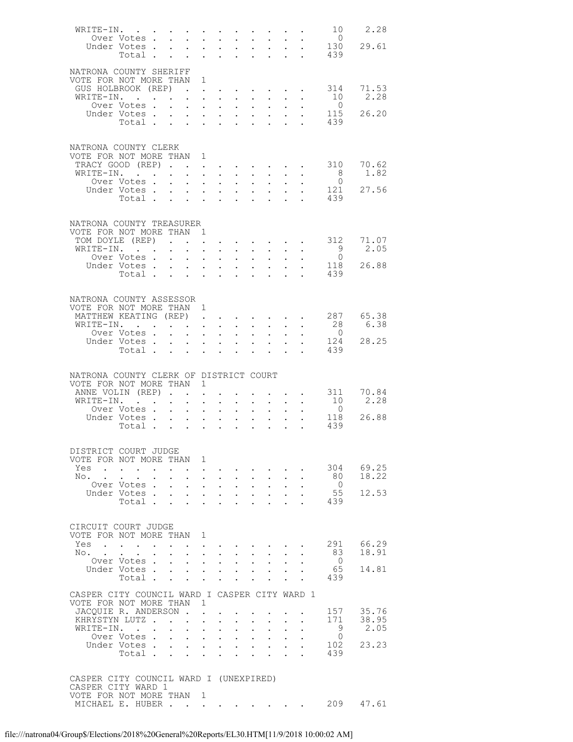| | | |
|---|---|---|
| WRITE-IN. | 10 | 2.28 |
| Over Votes | 0 | |
| Under Votes | 130 | 29.61 |
| Total | 439 | |

NATRONA COUNTY SHERIFF
VOTE FOR NOT MORE THAN 1

| | | |
|---|---|---|
| GUS HOLBROOK (REP) | 314 | 71.53 |
| WRITE-IN. | 10 | 2.28 |
| Over Votes | 0 | |
| Under Votes | 115 | 26.20 |
| Total | 439 | |

NATRONA COUNTY CLERK
VOTE FOR NOT MORE THAN 1

| | | |
|---|---|---|
| TRACY GOOD (REP) | 310 | 70.62 |
| WRITE-IN. | 8 | 1.82 |
| Over Votes | 0 | |
| Under Votes | 121 | 27.56 |
| Total | 439 | |

NATRONA COUNTY TREASURER
VOTE FOR NOT MORE THAN 1

| | | |
|---|---|---|
| TOM DOYLE (REP) | 312 | 71.07 |
| WRITE-IN. | 9 | 2.05 |
| Over Votes | 0 | |
| Under Votes | 118 | 26.88 |
| Total | 439 | |

NATRONA COUNTY ASSESSOR
VOTE FOR NOT MORE THAN 1

| | | |
|---|---|---|
| MATTHEW KEATING (REP) | 287 | 65.38 |
| WRITE-IN. | 28 | 6.38 |
| Over Votes | 0 | |
| Under Votes | 124 | 28.25 |
| Total | 439 | |

NATRONA COUNTY CLERK OF DISTRICT COURT
VOTE FOR NOT MORE THAN 1

| | | |
|---|---|---|
| ANNE VOLIN (REP) | 311 | 70.84 |
| WRITE-IN. | 10 | 2.28 |
| Over Votes | 0 | |
| Under Votes | 118 | 26.88 |
| Total | 439 | |

DISTRICT COURT JUDGE
VOTE FOR NOT MORE THAN 1

| | | |
|---|---|---|
| Yes | 304 | 69.25 |
| No. | 80 | 18.22 |
| Over Votes | 0 | |
| Under Votes | 55 | 12.53 |
| Total | 439 | |

CIRCUIT COURT JUDGE
VOTE FOR NOT MORE THAN 1

| | | |
|---|---|---|
| Yes | 291 | 66.29 |
| No. | 83 | 18.91 |
| Over Votes | 0 | |
| Under Votes | 65 | 14.81 |
| Total | 439 | |

CASPER CITY COUNCIL WARD I CASPER CITY WARD 1
VOTE FOR NOT MORE THAN 1

| | | |
|---|---|---|
| JACQUIE R. ANDERSON | 157 | 35.76 |
| KHRYSTYN LUTZ | 171 | 38.95 |
| WRITE-IN. | 9 | 2.05 |
| Over Votes | 0 | |
| Under Votes | 102 | 23.23 |
| Total | 439 | |

CASPER CITY COUNCIL WARD I (UNEXPIRED)
CASPER CITY WARD 1
VOTE FOR NOT MORE THAN 1

| | | |
|---|---|---|
| MICHAEL E. HUBER | 209 | 47.61 |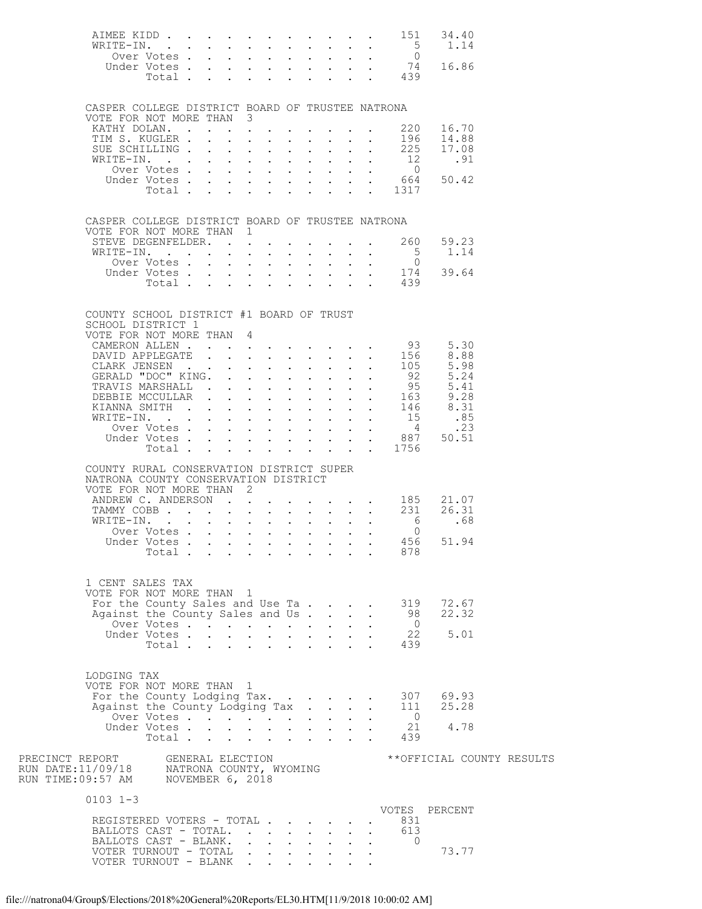| | Votes | Percent |
|---|---|---|
| AIMEE KIDD | 151 | 34.40 |
| WRITE-IN. | 5 | 1.14 |
| Over Votes | 0 | |
| Under Votes | 74 | 16.86 |
| Total | 439 | |

CASPER COLLEGE DISTRICT BOARD OF TRUSTEE NATRONA
VOTE FOR NOT MORE THAN 3

| | Votes | Percent |
|---|---|---|
| KATHY DOLAN. | 220 | 16.70 |
| TIM S. KUGLER | 196 | 14.88 |
| SUE SCHILLING | 225 | 17.08 |
| WRITE-IN. | 12 | .91 |
| Over Votes | 0 | |
| Under Votes | 664 | 50.42 |
| Total | 1317 | |

CASPER COLLEGE DISTRICT BOARD OF TRUSTEE NATRONA
VOTE FOR NOT MORE THAN 1

| | Votes | Percent |
|---|---|---|
| STEVE DEGENFELDER. | 260 | 59.23 |
| WRITE-IN. | 5 | 1.14 |
| Over Votes | 0 | |
| Under Votes | 174 | 39.64 |
| Total | 439 | |

COUNTY SCHOOL DISTRICT #1 BOARD OF TRUST
SCHOOL DISTRICT 1
VOTE FOR NOT MORE THAN 4

| | Votes | Percent |
|---|---|---|
| CAMERON ALLEN | 93 | 5.30 |
| DAVID APPLEGATE | 156 | 8.88 |
| CLARK JENSEN | 105 | 5.98 |
| GERALD "DOC" KING. | 92 | 5.24 |
| TRAVIS MARSHALL | 95 | 5.41 |
| DEBBIE MCCULLAR | 163 | 9.28 |
| KIANNA SMITH | 146 | 8.31 |
| WRITE-IN. | 15 | .85 |
| Over Votes | 4 | .23 |
| Under Votes | 887 | 50.51 |
| Total | 1756 | |

COUNTY RURAL CONSERVATION DISTRICT SUPER
NATRONA COUNTY CONSERVATION DISTRICT
VOTE FOR NOT MORE THAN 2

| | Votes | Percent |
|---|---|---|
| ANDREW C. ANDERSON | 185 | 21.07 |
| TAMMY COBB | 231 | 26.31 |
| WRITE-IN. | 6 | .68 |
| Over Votes | 0 | |
| Under Votes | 456 | 51.94 |
| Total | 878 | |

1 CENT SALES TAX
VOTE FOR NOT MORE THAN 1

| | Votes | Percent |
|---|---|---|
| For the County Sales and Use Ta | 319 | 72.67 |
| Against the County Sales and Us | 98 | 22.32 |
| Over Votes | 0 | |
| Under Votes | 22 | 5.01 |
| Total | 439 | |

LODGING TAX
VOTE FOR NOT MORE THAN 1

| | Votes | Percent |
|---|---|---|
| For the County Lodging Tax. | 307 | 69.93 |
| Against the County Lodging Tax | 111 | 25.28 |
| Over Votes | 0 | |
| Under Votes | 21 | 4.78 |
| Total | 439 | |

PRECINCT REPORT GENERAL ELECTION **OFFICIAL COUNTY RESULTS
RUN DATE:11/09/18 NATRONA COUNTY, WYOMING
RUN TIME:09:57 AM NOVEMBER 6, 2018

0103 1-3

| | VOTES | PERCENT |
|---|---|---|
| REGISTERED VOTERS - TOTAL | 831 | |
| BALLOTS CAST - TOTAL. | 613 | |
| BALLOTS CAST - BLANK. | 0 | |
| VOTER TURNOUT - TOTAL | | 73.77 |
| VOTER TURNOUT - BLANK | | |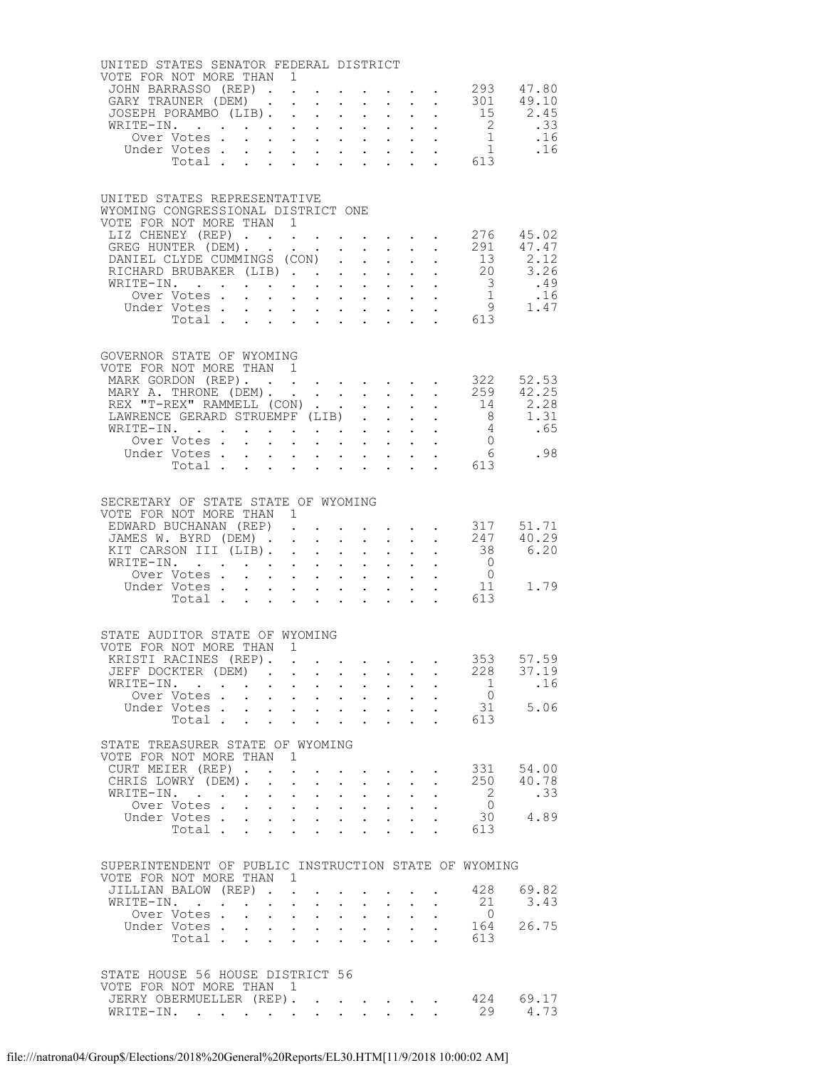UNITED STATES SENATOR FEDERAL DISTRICT
VOTE FOR NOT MORE THAN 1

| Candidate | Votes | Percent |
|---|---|---|
| JOHN BARRASSO (REP) | 293 | 47.80 |
| GARY TRAUNER (DEM) | 301 | 49.10 |
| JOSEPH PORAMBO (LIB) | 15 | 2.45 |
| WRITE-IN. | 2 | .33 |
| Over Votes | 1 | .16 |
| Under Votes | 1 | .16 |
| Total | 613 | |

UNITED STATES REPRESENTATIVE
WYOMING CONGRESSIONAL DISTRICT ONE
VOTE FOR NOT MORE THAN 1

| Candidate | Votes | Percent |
|---|---|---|
| LIZ CHENEY (REP) | 276 | 45.02 |
| GREG HUNTER (DEM) | 291 | 47.47 |
| DANIEL CLYDE CUMMINGS (CON) | 13 | 2.12 |
| RICHARD BRUBAKER (LIB) | 20 | 3.26 |
| WRITE-IN. | 3 | .49 |
| Over Votes | 1 | .16 |
| Under Votes | 9 | 1.47 |
| Total | 613 | |

GOVERNOR STATE OF WYOMING
VOTE FOR NOT MORE THAN 1

| Candidate | Votes | Percent |
|---|---|---|
| MARK GORDON (REP) | 322 | 52.53 |
| MARY A. THRONE (DEM) | 259 | 42.25 |
| REX "T-REX" RAMMELL (CON) | 14 | 2.28 |
| LAWRENCE GERARD STRUEMPF (LIB) | 8 | 1.31 |
| WRITE-IN. | 4 | .65 |
| Over Votes | 0 | |
| Under Votes | 6 | .98 |
| Total | 613 | |

SECRETARY OF STATE STATE OF WYOMING
VOTE FOR NOT MORE THAN 1

| Candidate | Votes | Percent |
|---|---|---|
| EDWARD BUCHANAN (REP) | 317 | 51.71 |
| JAMES W. BYRD (DEM) | 247 | 40.29 |
| KIT CARSON III (LIB) | 38 | 6.20 |
| WRITE-IN. | 0 | |
| Over Votes | 0 | |
| Under Votes | 11 | 1.79 |
| Total | 613 | |

STATE AUDITOR STATE OF WYOMING
VOTE FOR NOT MORE THAN 1

| Candidate | Votes | Percent |
|---|---|---|
| KRISTI RACINES (REP) | 353 | 57.59 |
| JEFF DOCKTER (DEM) | 228 | 37.19 |
| WRITE-IN. | 1 | .16 |
| Over Votes | 0 | |
| Under Votes | 31 | 5.06 |
| Total | 613 | |

STATE TREASURER STATE OF WYOMING
VOTE FOR NOT MORE THAN 1

| Candidate | Votes | Percent |
|---|---|---|
| CURT MEIER (REP) | 331 | 54.00 |
| CHRIS LOWRY (DEM) | 250 | 40.78 |
| WRITE-IN. | 2 | .33 |
| Over Votes | 0 | |
| Under Votes | 30 | 4.89 |
| Total | 613 | |

SUPERINTENDENT OF PUBLIC INSTRUCTION STATE OF WYOMING
VOTE FOR NOT MORE THAN 1

| Candidate | Votes | Percent |
|---|---|---|
| JILLIAN BALOW (REP) | 428 | 69.82 |
| WRITE-IN. | 21 | 3.43 |
| Over Votes | 0 | |
| Under Votes | 164 | 26.75 |
| Total | 613 | |

STATE HOUSE 56 HOUSE DISTRICT 56
VOTE FOR NOT MORE THAN 1

| Candidate | Votes | Percent |
|---|---|---|
| JERRY OBERMUELLER (REP) | 424 | 69.17 |
| WRITE-IN. | 29 | 4.73 |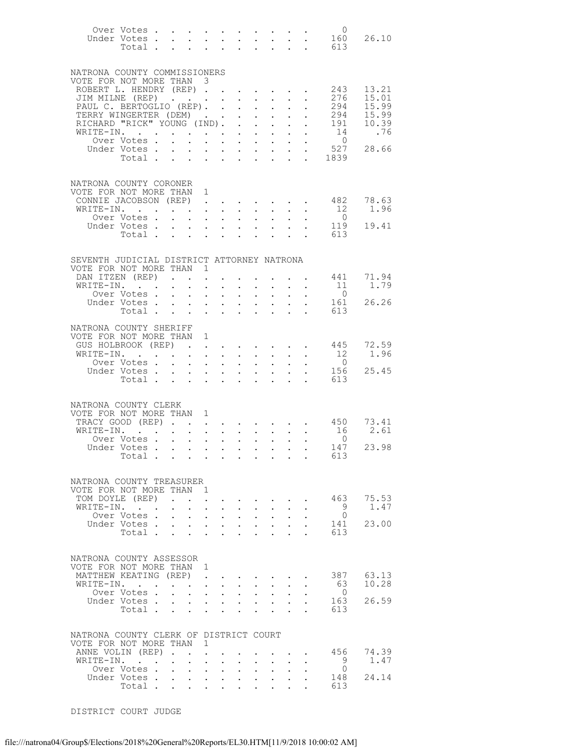| | | |
|---|---|---|
| Over Votes | 0 | |
| Under Votes | 160 | 26.10 |
| Total | 613 | |

NATRONA COUNTY COMMISSIONERS
VOTE FOR NOT MORE THAN 3

| | | |
|---|---|---|
| ROBERT L. HENDRY (REP) | 243 | 13.21 |
| JIM MILNE (REP) | 276 | 15.01 |
| PAUL C. BERTOGLIO (REP) | 294 | 15.99 |
| TERRY WINGERTER (DEM) | 294 | 15.99 |
| RICHARD "RICK" YOUNG (IND) | 191 | 10.39 |
| WRITE-IN | 14 | .76 |
| Over Votes | 0 | |
| Under Votes | 527 | 28.66 |
| Total | 1839 | |

NATRONA COUNTY CORONER
VOTE FOR NOT MORE THAN 1

| | | |
|---|---|---|
| CONNIE JACOBSON (REP) | 482 | 78.63 |
| WRITE-IN | 12 | 1.96 |
| Over Votes | 0 | |
| Under Votes | 119 | 19.41 |
| Total | 613 | |

SEVENTH JUDICIAL DISTRICT ATTORNEY NATRONA
VOTE FOR NOT MORE THAN 1

| | | |
|---|---|---|
| DAN ITZEN (REP) | 441 | 71.94 |
| WRITE-IN | 11 | 1.79 |
| Over Votes | 0 | |
| Under Votes | 161 | 26.26 |
| Total | 613 | |

NATRONA COUNTY SHERIFF
VOTE FOR NOT MORE THAN 1

| | | |
|---|---|---|
| GUS HOLBROOK (REP) | 445 | 72.59 |
| WRITE-IN | 12 | 1.96 |
| Over Votes | 0 | |
| Under Votes | 156 | 25.45 |
| Total | 613 | |

NATRONA COUNTY CLERK
VOTE FOR NOT MORE THAN 1

| | | |
|---|---|---|
| TRACY GOOD (REP) | 450 | 73.41 |
| WRITE-IN | 16 | 2.61 |
| Over Votes | 0 | |
| Under Votes | 147 | 23.98 |
| Total | 613 | |

NATRONA COUNTY TREASURER
VOTE FOR NOT MORE THAN 1

| | | |
|---|---|---|
| TOM DOYLE (REP) | 463 | 75.53 |
| WRITE-IN | 9 | 1.47 |
| Over Votes | 0 | |
| Under Votes | 141 | 23.00 |
| Total | 613 | |

NATRONA COUNTY ASSESSOR
VOTE FOR NOT MORE THAN 1

| | | |
|---|---|---|
| MATTHEW KEATING (REP) | 387 | 63.13 |
| WRITE-IN | 63 | 10.28 |
| Over Votes | 0 | |
| Under Votes | 163 | 26.59 |
| Total | 613 | |

NATRONA COUNTY CLERK OF DISTRICT COURT
VOTE FOR NOT MORE THAN 1

| | | |
|---|---|---|
| ANNE VOLIN (REP) | 456 | 74.39 |
| WRITE-IN | 9 | 1.47 |
| Over Votes | 0 | |
| Under Votes | 148 | 24.14 |
| Total | 613 | |

DISTRICT COURT JUDGE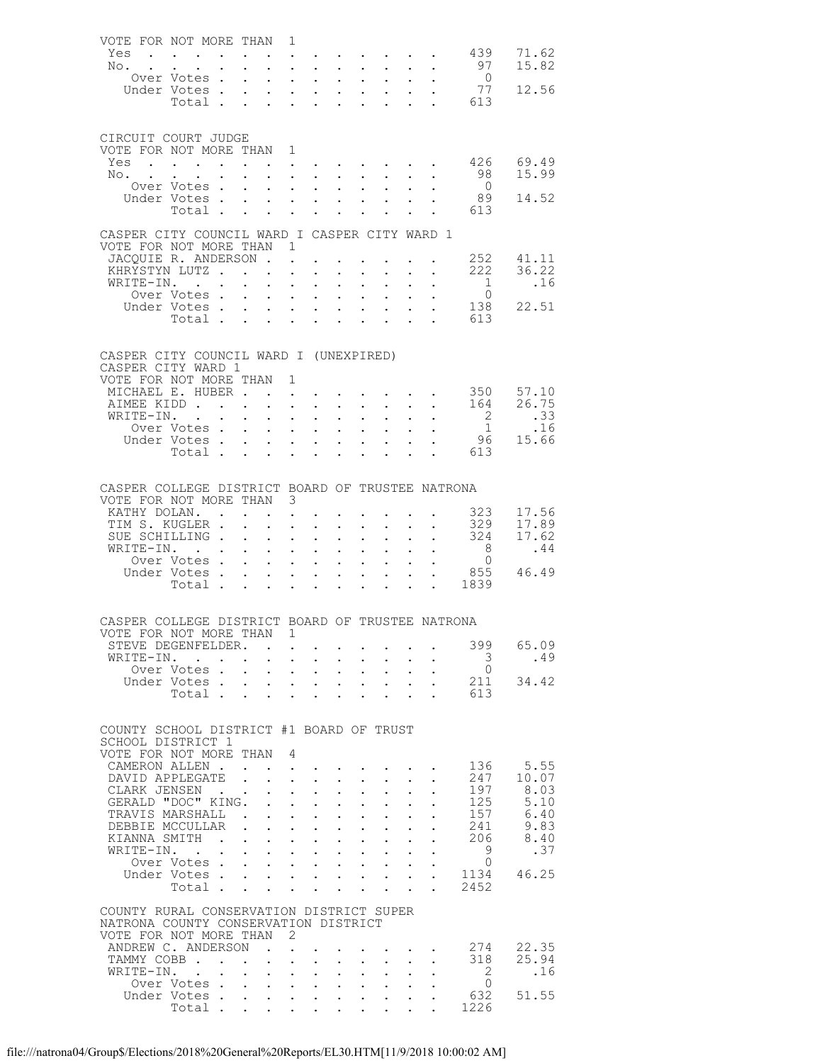VOTE FOR NOT MORE THAN 1

| | | |
|---|---|---|
| Yes | 439 | 71.62 |
| No | 97 | 15.82 |
| Over Votes | 0 | |
| Under Votes | 77 | 12.56 |
| Total | 613 | |

CIRCUIT COURT JUDGE
VOTE FOR NOT MORE THAN 1

| | | |
|---|---|---|
| Yes | 426 | 69.49 |
| No | 98 | 15.99 |
| Over Votes | 0 | |
| Under Votes | 89 | 14.52 |
| Total | 613 | |

CASPER CITY COUNCIL WARD I CASPER CITY WARD 1
VOTE FOR NOT MORE THAN 1

| | | |
|---|---|---|
| JACQUIE R. ANDERSON | 252 | 41.11 |
| KHRYSTYN LUTZ | 222 | 36.22 |
| WRITE-IN. | 1 | .16 |
| Over Votes | 0 | |
| Under Votes | 138 | 22.51 |
| Total | 613 | |

CASPER CITY COUNCIL WARD I (UNEXPIRED)
CASPER CITY WARD 1
VOTE FOR NOT MORE THAN 1

| | | |
|---|---|---|
| MICHAEL E. HUBER | 350 | 57.10 |
| AIMEE KIDD | 164 | 26.75 |
| WRITE-IN. | 2 | .33 |
| Over Votes | 1 | .16 |
| Under Votes | 96 | 15.66 |
| Total | 613 | |

CASPER COLLEGE DISTRICT BOARD OF TRUSTEE NATRONA
VOTE FOR NOT MORE THAN 3

| | | |
|---|---|---|
| KATHY DOLAN. | 323 | 17.56 |
| TIM S. KUGLER | 329 | 17.89 |
| SUE SCHILLING | 324 | 17.62 |
| WRITE-IN. | 8 | .44 |
| Over Votes | 0 | |
| Under Votes | 855 | 46.49 |
| Total | 1839 | |

CASPER COLLEGE DISTRICT BOARD OF TRUSTEE NATRONA
VOTE FOR NOT MORE THAN 1

| | | |
|---|---|---|
| STEVE DEGENFELDER. | 399 | 65.09 |
| WRITE-IN. | 3 | .49 |
| Over Votes | 0 | |
| Under Votes | 211 | 34.42 |
| Total | 613 | |

COUNTY SCHOOL DISTRICT #1 BOARD OF TRUST
SCHOOL DISTRICT 1
VOTE FOR NOT MORE THAN 4

| | | |
|---|---|---|
| CAMERON ALLEN | 136 | 5.55 |
| DAVID APPLEGATE | 247 | 10.07 |
| CLARK JENSEN | 197 | 8.03 |
| GERALD "DOC" KING. | 125 | 5.10 |
| TRAVIS MARSHALL | 157 | 6.40 |
| DEBBIE MCCULLAR | 241 | 9.83 |
| KIANNA SMITH | 206 | 8.40 |
| WRITE-IN. | 9 | .37 |
| Over Votes | 0 | |
| Under Votes | 1134 | 46.25 |
| Total | 2452 | |

COUNTY RURAL CONSERVATION DISTRICT SUPER
NATRONA COUNTY CONSERVATION DISTRICT
VOTE FOR NOT MORE THAN 2

| | | |
|---|---|---|
| ANDREW C. ANDERSON | 274 | 22.35 |
| TAMMY COBB | 318 | 25.94 |
| WRITE-IN. | 2 | .16 |
| Over Votes | 0 | |
| Under Votes | 632 | 51.55 |
| Total | 1226 | |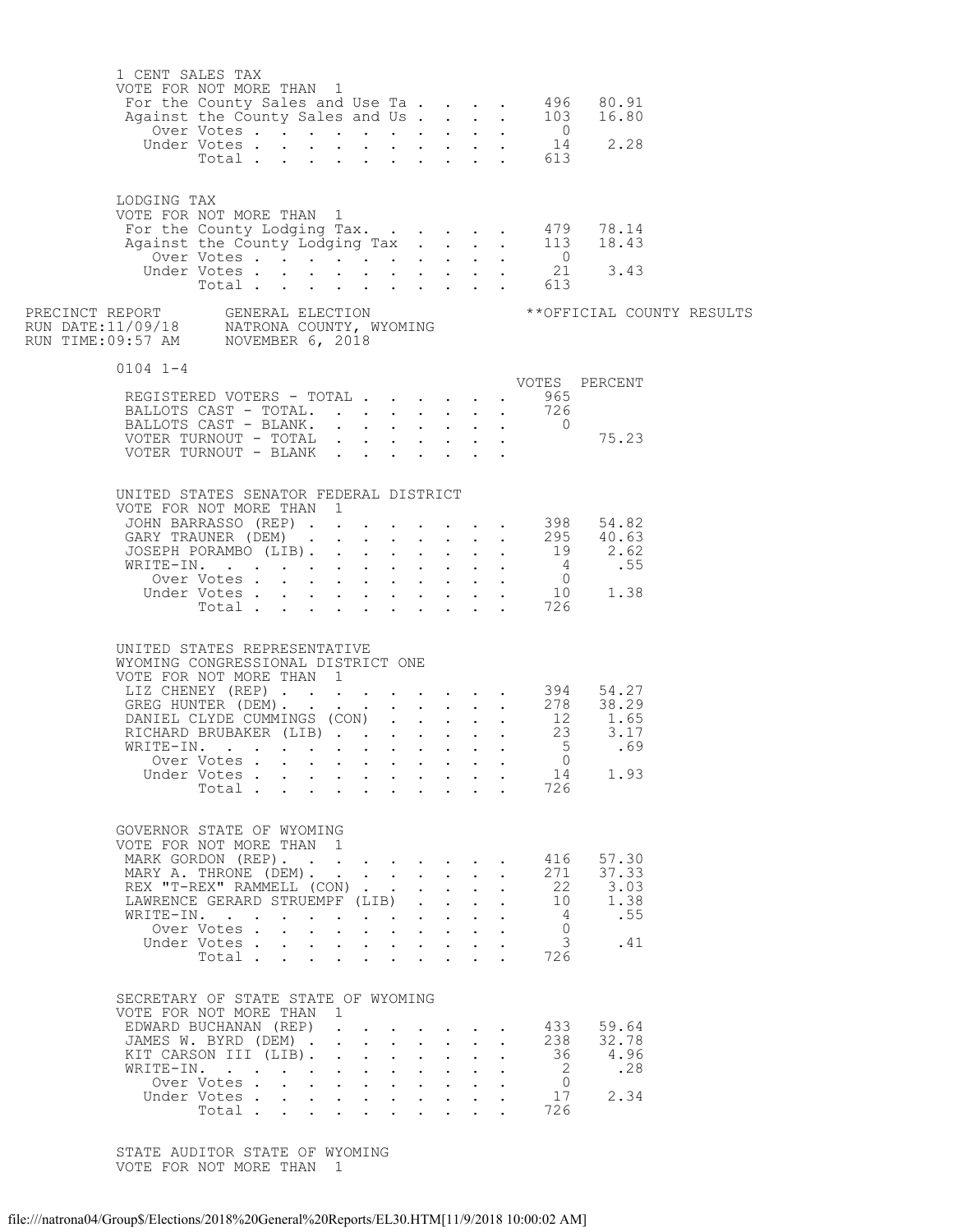1 CENT SALES TAX
VOTE FOR NOT MORE THAN 1

| | VOTES | PERCENT |
|---|---|---|
| For the County Sales and Use Ta | 496 | 80.91 |
| Against the County Sales and Us | 103 | 16.80 |
| Over Votes | 0 | |
| Under Votes | 14 | 2.28 |
| Total | 613 | |

LODGING TAX
VOTE FOR NOT MORE THAN 1

| | VOTES | PERCENT |
|---|---|---|
| For the County Lodging Tax. | 479 | 78.14 |
| Against the County Lodging Tax | 113 | 18.43 |
| Over Votes | 0 | |
| Under Votes | 21 | 3.43 |
| Total | 613 | |

PRECINCT REPORT GENERAL ELECTION **OFFICIAL COUNTY RESULTS
RUN DATE:11/09/18 NATRONA COUNTY, WYOMING
RUN TIME:09:57 AM NOVEMBER 6, 2018

0104 1-4

| | VOTES | PERCENT |
|---|---|---|
| REGISTERED VOTERS - TOTAL | 965 | |
| BALLOTS CAST - TOTAL. | 726 | |
| BALLOTS CAST - BLANK. | 0 | |
| VOTER TURNOUT - TOTAL | | 75.23 |
| VOTER TURNOUT - BLANK | | |

UNITED STATES SENATOR FEDERAL DISTRICT
VOTE FOR NOT MORE THAN 1

| | VOTES | PERCENT |
|---|---|---|
| JOHN BARRASSO (REP) | 398 | 54.82 |
| GARY TRAUNER (DEM) | 295 | 40.63 |
| JOSEPH PORAMBO (LIB). | 19 | 2.62 |
| WRITE-IN. | 4 | .55 |
| Over Votes | 0 | |
| Under Votes | 10 | 1.38 |
| Total | 726 | |

UNITED STATES REPRESENTATIVE
WYOMING CONGRESSIONAL DISTRICT ONE
VOTE FOR NOT MORE THAN 1

| | VOTES | PERCENT |
|---|---|---|
| LIZ CHENEY (REP) | 394 | 54.27 |
| GREG HUNTER (DEM). | 278 | 38.29 |
| DANIEL CLYDE CUMMINGS (CON) | 12 | 1.65 |
| RICHARD BRUBAKER (LIB) | 23 | 3.17 |
| WRITE-IN. | 5 | .69 |
| Over Votes | 0 | |
| Under Votes | 14 | 1.93 |
| Total | 726 | |

GOVERNOR STATE OF WYOMING
VOTE FOR NOT MORE THAN 1

| | VOTES | PERCENT |
|---|---|---|
| MARK GORDON (REP). | 416 | 57.30 |
| MARY A. THRONE (DEM). | 271 | 37.33 |
| REX "T-REX" RAMMELL (CON) | 22 | 3.03 |
| LAWRENCE GERARD STRUEMPF (LIB) | 10 | 1.38 |
| WRITE-IN. | 4 | .55 |
| Over Votes | 0 | |
| Under Votes | 3 | .41 |
| Total | 726 | |

SECRETARY OF STATE STATE OF WYOMING
VOTE FOR NOT MORE THAN 1

| | VOTES | PERCENT |
|---|---|---|
| EDWARD BUCHANAN (REP) | 433 | 59.64 |
| JAMES W. BYRD (DEM) | 238 | 32.78 |
| KIT CARSON III (LIB). | 36 | 4.96 |
| WRITE-IN. | 2 | .28 |
| Over Votes | 0 | |
| Under Votes | 17 | 2.34 |
| Total | 726 | |

STATE AUDITOR STATE OF WYOMING
VOTE FOR NOT MORE THAN 1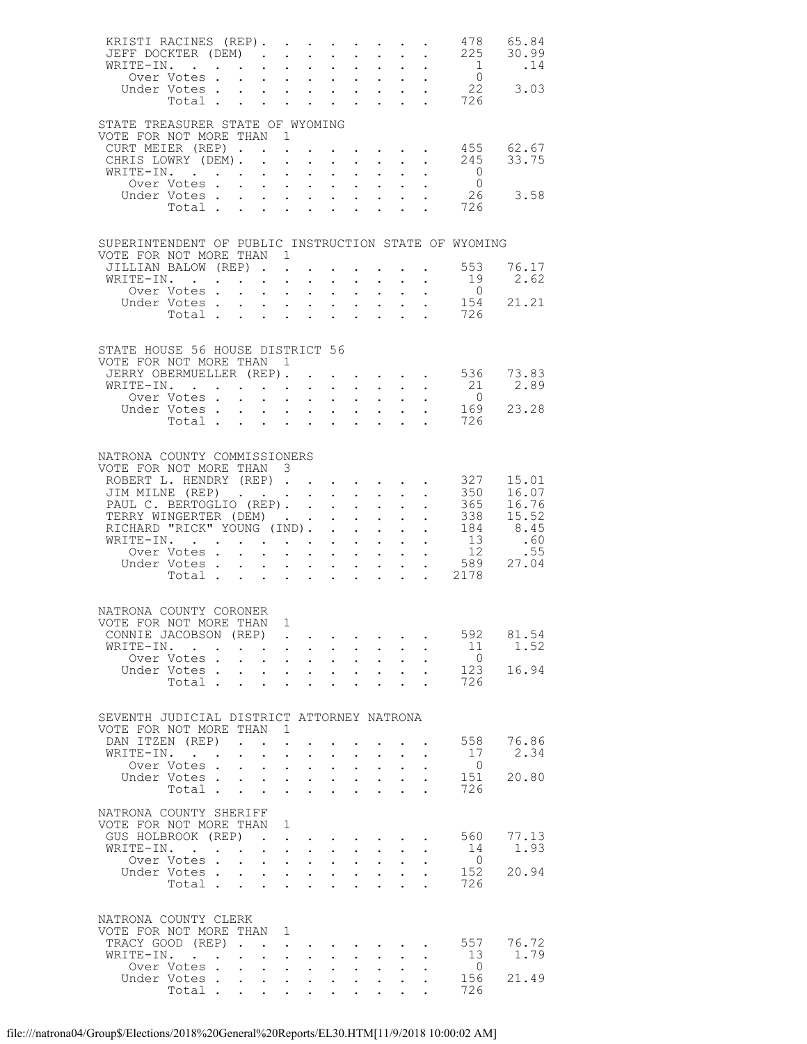| | | |
|---|---|---|
| KRISTI RACINES (REP) | 478 | 65.84 |
| JEFF DOCKTER (DEM) | 225 | 30.99 |
| WRITE-IN. | 1 | .14 |
| Over Votes | 0 | |
| Under Votes | 22 | 3.03 |
| Total | 726 | |

STATE TREASURER STATE OF WYOMING
VOTE FOR NOT MORE THAN 1

| | | |
|---|---|---|
| CURT MEIER (REP) | 455 | 62.67 |
| CHRIS LOWRY (DEM) | 245 | 33.75 |
| WRITE-IN. | 0 | |
| Over Votes | 0 | |
| Under Votes | 26 | 3.58 |
| Total | 726 | |

SUPERINTENDENT OF PUBLIC INSTRUCTION STATE OF WYOMING
VOTE FOR NOT MORE THAN 1

| | | |
|---|---|---|
| JILLIAN BALOW (REP) | 553 | 76.17 |
| WRITE-IN. | 19 | 2.62 |
| Over Votes | 0 | |
| Under Votes | 154 | 21.21 |
| Total | 726 | |

STATE HOUSE 56 HOUSE DISTRICT 56
VOTE FOR NOT MORE THAN 1

| | | |
|---|---|---|
| JERRY OBERMUELLER (REP) | 536 | 73.83 |
| WRITE-IN. | 21 | 2.89 |
| Over Votes | 0 | |
| Under Votes | 169 | 23.28 |
| Total | 726 | |

NATRONA COUNTY COMMISSIONERS
VOTE FOR NOT MORE THAN 3

| | | |
|---|---|---|
| ROBERT L. HENDRY (REP) | 327 | 15.01 |
| JIM MILNE (REP) | 350 | 16.07 |
| PAUL C. BERTOGLIO (REP) | 365 | 16.76 |
| TERRY WINGERTER (DEM) | 338 | 15.52 |
| RICHARD "RICK" YOUNG (IND) | 184 | 8.45 |
| WRITE-IN. | 13 | .60 |
| Over Votes | 12 | .55 |
| Under Votes | 589 | 27.04 |
| Total | 2178 | |

NATRONA COUNTY CORONER
VOTE FOR NOT MORE THAN 1

| | | |
|---|---|---|
| CONNIE JACOBSON (REP) | 592 | 81.54 |
| WRITE-IN. | 11 | 1.52 |
| Over Votes | 0 | |
| Under Votes | 123 | 16.94 |
| Total | 726 | |

SEVENTH JUDICIAL DISTRICT ATTORNEY NATRONA
VOTE FOR NOT MORE THAN 1

| | | |
|---|---|---|
| DAN ITZEN (REP) | 558 | 76.86 |
| WRITE-IN. | 17 | 2.34 |
| Over Votes | 0 | |
| Under Votes | 151 | 20.80 |
| Total | 726 | |

NATRONA COUNTY SHERIFF
VOTE FOR NOT MORE THAN 1

| | | |
|---|---|---|
| GUS HOLBROOK (REP) | 560 | 77.13 |
| WRITE-IN. | 14 | 1.93 |
| Over Votes | 0 | |
| Under Votes | 152 | 20.94 |
| Total | 726 | |

NATRONA COUNTY CLERK
VOTE FOR NOT MORE THAN 1

| | | |
|---|---|---|
| TRACY GOOD (REP) | 557 | 76.72 |
| WRITE-IN. | 13 | 1.79 |
| Over Votes | 0 | |
| Under Votes | 156 | 21.49 |
| Total | 726 | |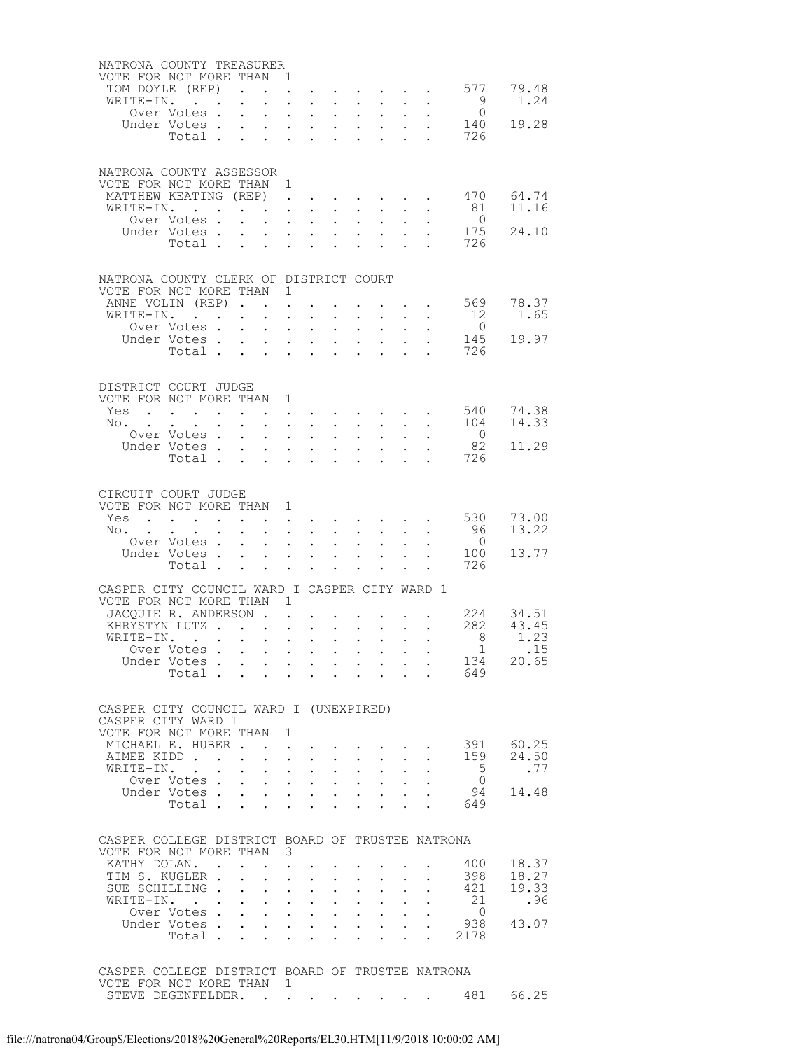NATRONA COUNTY TREASURER
VOTE FOR NOT MORE THAN 1

| | | |
|---|---|---|
| TOM DOYLE (REP) | 577 | 79.48 |
| WRITE-IN. | 9 | 1.24 |
| Over Votes | 0 | |
| Under Votes | 140 | 19.28 |
| Total | 726 | |

NATRONA COUNTY ASSESSOR
VOTE FOR NOT MORE THAN 1

| | | |
|---|---|---|
| MATTHEW KEATING (REP) | 470 | 64.74 |
| WRITE-IN. | 81 | 11.16 |
| Over Votes | 0 | |
| Under Votes | 175 | 24.10 |
| Total | 726 | |

NATRONA COUNTY CLERK OF DISTRICT COURT
VOTE FOR NOT MORE THAN 1

| | | |
|---|---|---|
| ANNE VOLIN (REP) | 569 | 78.37 |
| WRITE-IN. | 12 | 1.65 |
| Over Votes | 0 | |
| Under Votes | 145 | 19.97 |
| Total | 726 | |

DISTRICT COURT JUDGE
VOTE FOR NOT MORE THAN 1

| | | |
|---|---|---|
| Yes | 540 | 74.38 |
| No. | 104 | 14.33 |
| Over Votes | 0 | |
| Under Votes | 82 | 11.29 |
| Total | 726 | |

CIRCUIT COURT JUDGE
VOTE FOR NOT MORE THAN 1

| | | |
|---|---|---|
| Yes | 530 | 73.00 |
| No. | 96 | 13.22 |
| Over Votes | 0 | |
| Under Votes | 100 | 13.77 |
| Total | 726 | |

CASPER CITY COUNCIL WARD I CASPER CITY WARD 1
VOTE FOR NOT MORE THAN 1

| | | |
|---|---|---|
| JACQUIE R. ANDERSON | 224 | 34.51 |
| KHRYSTYN LUTZ | 282 | 43.45 |
| WRITE-IN. | 8 | 1.23 |
| Over Votes | 1 | .15 |
| Under Votes | 134 | 20.65 |
| Total | 649 | |

CASPER CITY COUNCIL WARD I (UNEXPIRED)
CASPER CITY WARD 1
VOTE FOR NOT MORE THAN 1

| | | |
|---|---|---|
| MICHAEL E. HUBER | 391 | 60.25 |
| AIMEE KIDD | 159 | 24.50 |
| WRITE-IN. | 5 | .77 |
| Over Votes | 0 | |
| Under Votes | 94 | 14.48 |
| Total | 649 | |

CASPER COLLEGE DISTRICT BOARD OF TRUSTEE NATRONA
VOTE FOR NOT MORE THAN 3

| | | |
|---|---|---|
| KATHY DOLAN. | 400 | 18.37 |
| TIM S. KUGLER | 398 | 18.27 |
| SUE SCHILLING | 421 | 19.33 |
| WRITE-IN. | 21 | .96 |
| Over Votes | 0 | |
| Under Votes | 938 | 43.07 |
| Total | 2178 | |

CASPER COLLEGE DISTRICT BOARD OF TRUSTEE NATRONA
VOTE FOR NOT MORE THAN 1

| | | |
|---|---|---|
| STEVE DEGENFELDER. | 481 | 66.25 |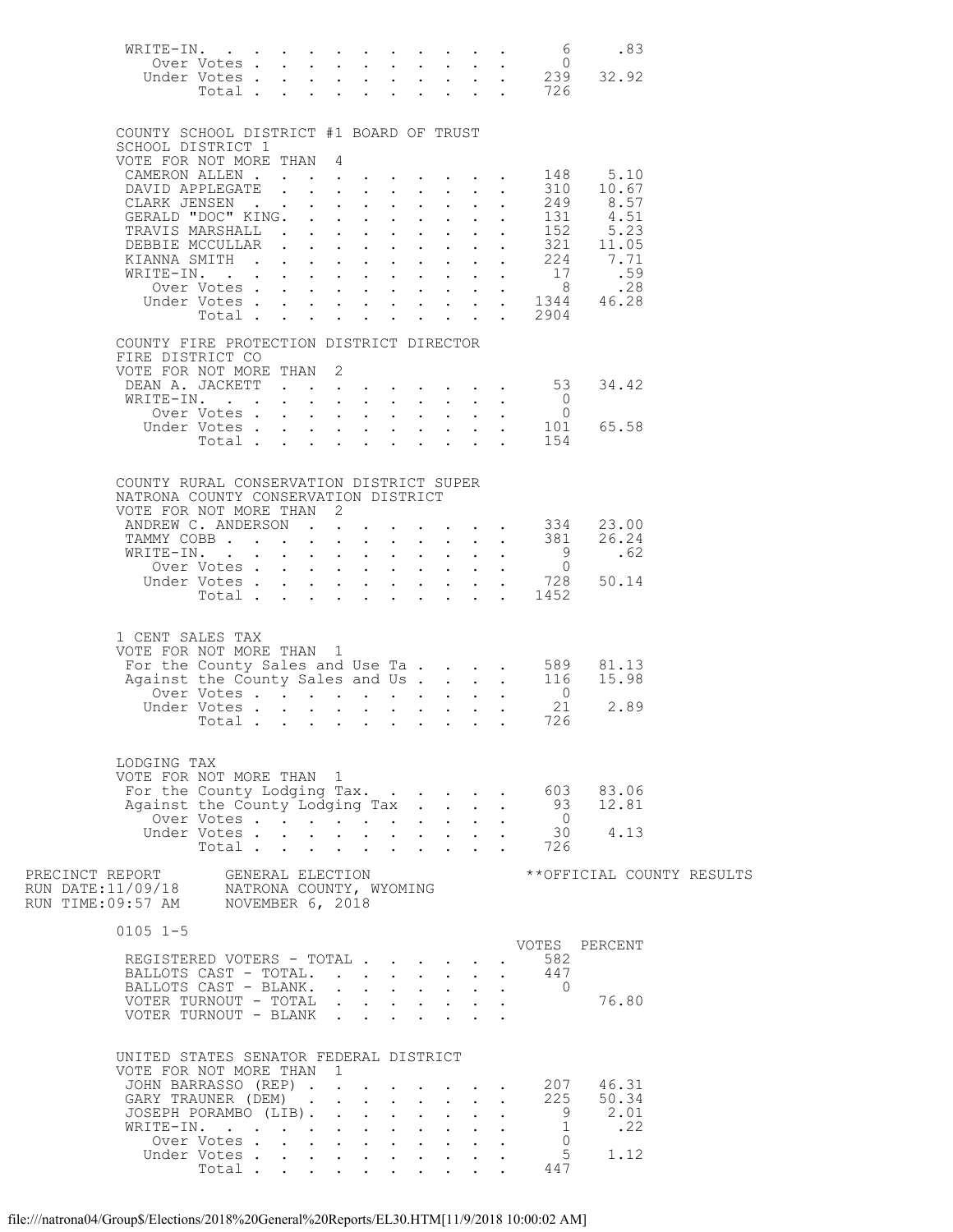| | VOTES | PERCENT |
|---|---|---|
| WRITE-IN. | 6 | .83 |
| Over Votes | 0 | |
| Under Votes | 239 | 32.92 |
| Total | 726 | |

COUNTY SCHOOL DISTRICT #1 BOARD OF TRUST
SCHOOL DISTRICT 1
VOTE FOR NOT MORE THAN 4

| | VOTES | PERCENT |
|---|---|---|
| CAMERON ALLEN | 148 | 5.10 |
| DAVID APPLEGATE | 310 | 10.67 |
| CLARK JENSEN | 249 | 8.57 |
| GERALD "DOC" KING. | 131 | 4.51 |
| TRAVIS MARSHALL | 152 | 5.23 |
| DEBBIE MCCULLAR | 321 | 11.05 |
| KIANNA SMITH | 224 | 7.71 |
| WRITE-IN. | 17 | .59 |
| Over Votes | 8 | .28 |
| Under Votes | 1344 | 46.28 |
| Total | 2904 | |

COUNTY FIRE PROTECTION DISTRICT DIRECTOR
FIRE DISTRICT CO
VOTE FOR NOT MORE THAN 2

| | VOTES | PERCENT |
|---|---|---|
| DEAN A. JACKETT | 53 | 34.42 |
| WRITE-IN. | 0 | |
| Over Votes | 0 | |
| Under Votes | 101 | 65.58 |
| Total | 154 | |

COUNTY RURAL CONSERVATION DISTRICT SUPER
NATRONA COUNTY CONSERVATION DISTRICT
VOTE FOR NOT MORE THAN 2

| | VOTES | PERCENT |
|---|---|---|
| ANDREW C. ANDERSON | 334 | 23.00 |
| TAMMY COBB | 381 | 26.24 |
| WRITE-IN. | 9 | .62 |
| Over Votes | 0 | |
| Under Votes | 728 | 50.14 |
| Total | 1452 | |

1 CENT SALES TAX
VOTE FOR NOT MORE THAN 1

| | VOTES | PERCENT |
|---|---|---|
| For the County Sales and Use Ta | 589 | 81.13 |
| Against the County Sales and Us | 116 | 15.98 |
| Over Votes | 0 | |
| Under Votes | 21 | 2.89 |
| Total | 726 | |

LODGING TAX
VOTE FOR NOT MORE THAN 1

| | VOTES | PERCENT |
|---|---|---|
| For the County Lodging Tax. | 603 | 83.06 |
| Against the County Lodging Tax | 93 | 12.81 |
| Over Votes | 0 | |
| Under Votes | 30 | 4.13 |
| Total | 726 | |

PRECINCT REPORT GENERAL ELECTION **OFFICIAL COUNTY RESULTS
RUN DATE:11/09/18 NATRONA COUNTY, WYOMING
RUN TIME:09:57 AM NOVEMBER 6, 2018

0105 1-5

| | VOTES | PERCENT |
|---|---|---|
| REGISTERED VOTERS - TOTAL | 582 | |
| BALLOTS CAST - TOTAL. | 447 | |
| BALLOTS CAST - BLANK. | 0 | |
| VOTER TURNOUT - TOTAL | | 76.80 |
| VOTER TURNOUT - BLANK | | |

UNITED STATES SENATOR FEDERAL DISTRICT
VOTE FOR NOT MORE THAN 1

| | VOTES | PERCENT |
|---|---|---|
| JOHN BARRASSO (REP) | 207 | 46.31 |
| GARY TRAUNER (DEM) | 225 | 50.34 |
| JOSEPH PORAMBO (LIB). | 9 | 2.01 |
| WRITE-IN. | 1 | .22 |
| Over Votes | 0 | |
| Under Votes | 5 | 1.12 |
| Total | 447 | |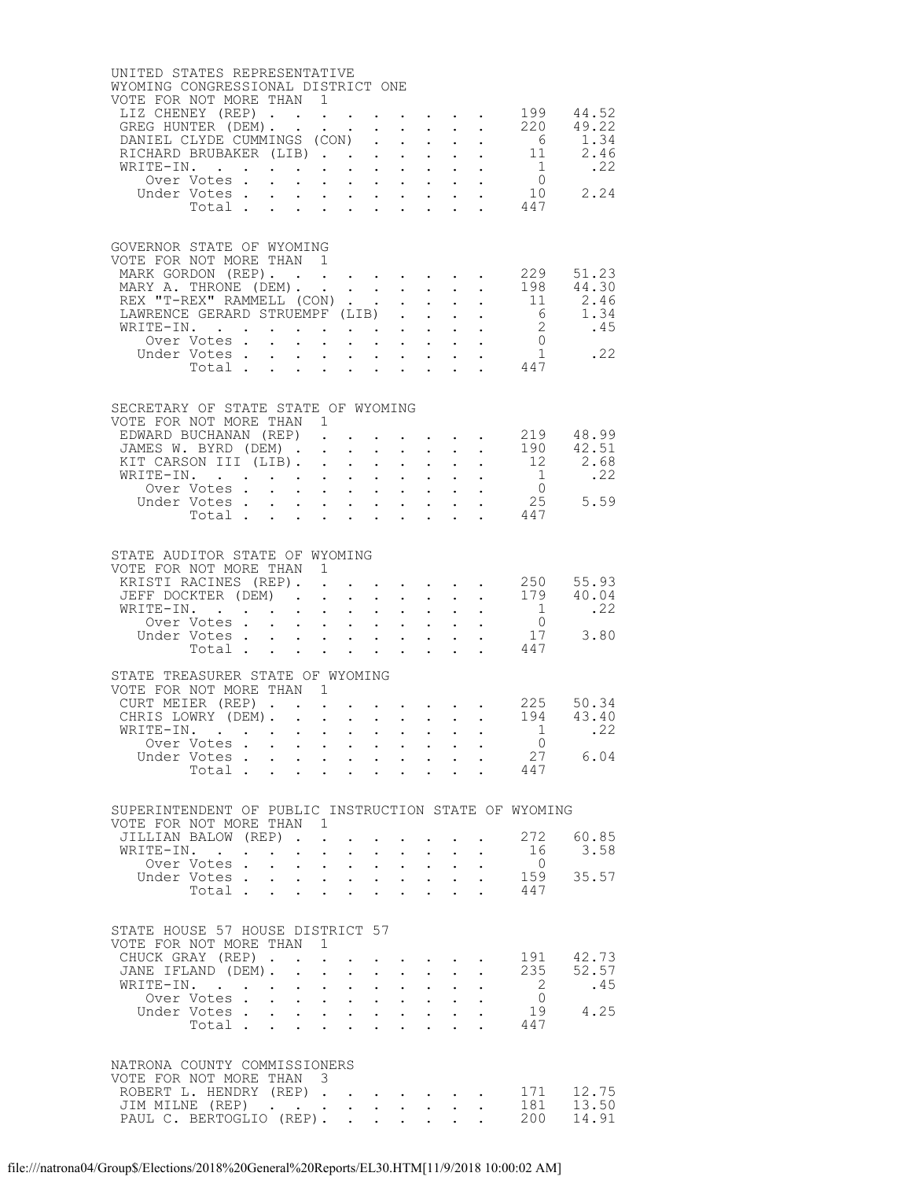## UNITED STATES REPRESENTATIVE
### WYOMING CONGRESSIONAL DISTRICT ONE
VOTE FOR NOT MORE THAN 1

| Candidate | Votes | Percent |
|---|---|---|
| LIZ CHENEY (REP) | 199 | 44.52 |
| GREG HUNTER (DEM) | 220 | 49.22 |
| DANIEL CLYDE CUMMINGS (CON) | 6 | 1.34 |
| RICHARD BRUBAKER (LIB) | 11 | 2.46 |
| WRITE-IN. | 1 | .22 |
| Over Votes | 0 | |
| Under Votes | 10 | 2.24 |
| Total | 447 | |

## GOVERNOR STATE OF WYOMING
VOTE FOR NOT MORE THAN 1

| Candidate | Votes | Percent |
|---|---|---|
| MARK GORDON (REP) | 229 | 51.23 |
| MARY A. THRONE (DEM) | 198 | 44.30 |
| REX "T-REX" RAMMELL (CON) | 11 | 2.46 |
| LAWRENCE GERARD STRUEMPF (LIB) | 6 | 1.34 |
| WRITE-IN. | 2 | .45 |
| Over Votes | 0 | |
| Under Votes | 1 | .22 |
| Total | 447 | |

## SECRETARY OF STATE STATE OF WYOMING
VOTE FOR NOT MORE THAN 1

| Candidate | Votes | Percent |
|---|---|---|
| EDWARD BUCHANAN (REP) | 219 | 48.99 |
| JAMES W. BYRD (DEM) | 190 | 42.51 |
| KIT CARSON III (LIB) | 12 | 2.68 |
| WRITE-IN. | 1 | .22 |
| Over Votes | 0 | |
| Under Votes | 25 | 5.59 |
| Total | 447 | |

## STATE AUDITOR STATE OF WYOMING
VOTE FOR NOT MORE THAN 1

| Candidate | Votes | Percent |
|---|---|---|
| KRISTI RACINES (REP) | 250 | 55.93 |
| JEFF DOCKTER (DEM) | 179 | 40.04 |
| WRITE-IN. | 1 | .22 |
| Over Votes | 0 | |
| Under Votes | 17 | 3.80 |
| Total | 447 | |

## STATE TREASURER STATE OF WYOMING
VOTE FOR NOT MORE THAN 1

| Candidate | Votes | Percent |
|---|---|---|
| CURT MEIER (REP) | 225 | 50.34 |
| CHRIS LOWRY (DEM) | 194 | 43.40 |
| WRITE-IN. | 1 | .22 |
| Over Votes | 0 | |
| Under Votes | 27 | 6.04 |
| Total | 447 | |

## SUPERINTENDENT OF PUBLIC INSTRUCTION STATE OF WYOMING
VOTE FOR NOT MORE THAN 1

| Candidate | Votes | Percent |
|---|---|---|
| JILLIAN BALOW (REP) | 272 | 60.85 |
| WRITE-IN. | 16 | 3.58 |
| Over Votes | 0 | |
| Under Votes | 159 | 35.57 |
| Total | 447 | |

## STATE HOUSE 57 HOUSE DISTRICT 57
VOTE FOR NOT MORE THAN 1

| Candidate | Votes | Percent |
|---|---|---|
| CHUCK GRAY (REP) | 191 | 42.73 |
| JANE IFLAND (DEM) | 235 | 52.57 |
| WRITE-IN. | 2 | .45 |
| Over Votes | 0 | |
| Under Votes | 19 | 4.25 |
| Total | 447 | |

## NATRONA COUNTY COMMISSIONERS
VOTE FOR NOT MORE THAN 3

| Candidate | Votes | Percent |
|---|---|---|
| ROBERT L. HENDRY (REP) | 171 | 12.75 |
| JIM MILNE (REP) | 181 | 13.50 |
| PAUL C. BERTOGLIO (REP) | 200 | 14.91 |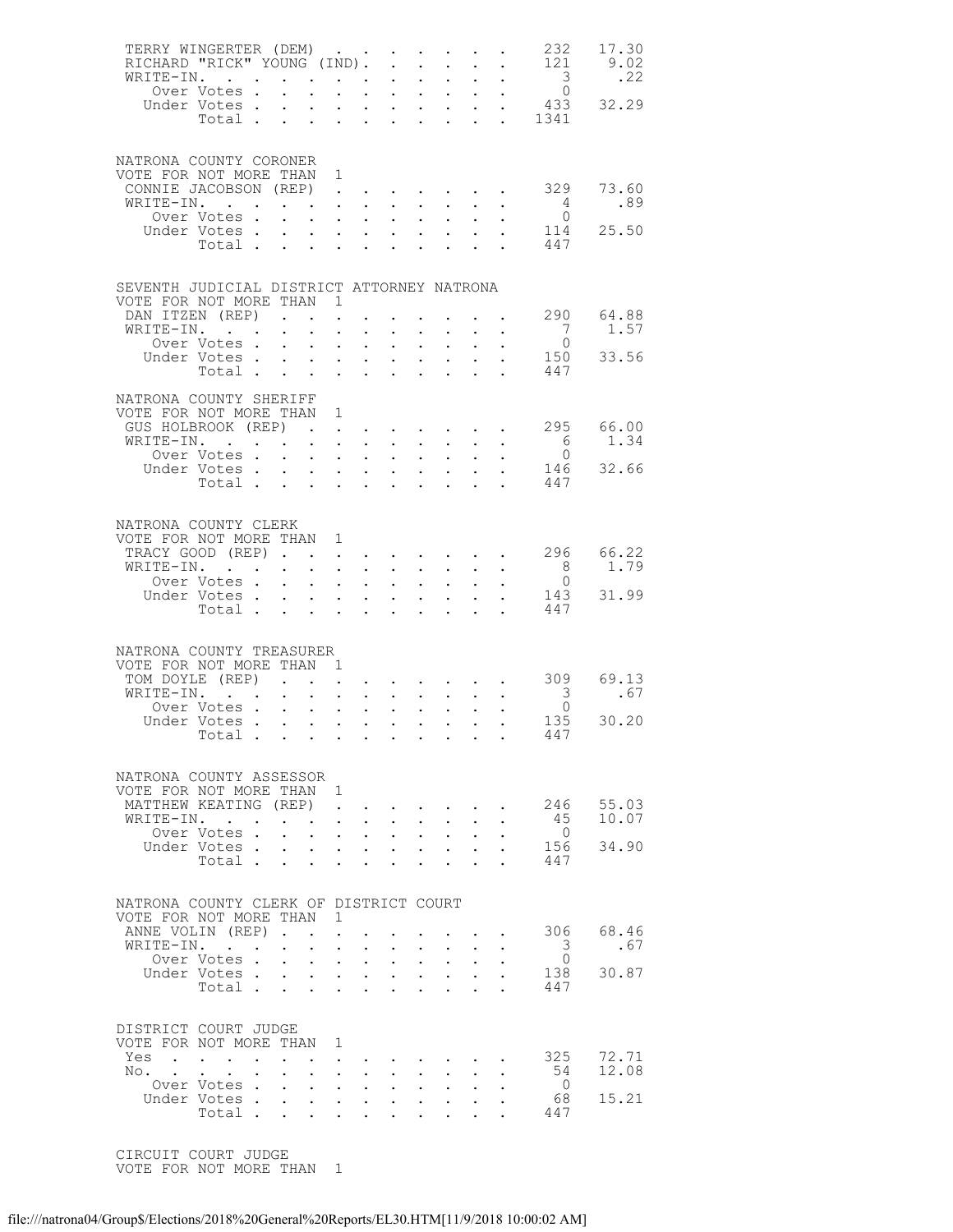| | | |
|---|---|---|
| TERRY WINGERTER (DEM) | 232 | 17.30 |
| RICHARD "RICK" YOUNG (IND). | 121 | 9.02 |
| WRITE-IN. | 3 | .22 |
| Over Votes | 0 | |
| Under Votes | 433 | 32.29 |
| Total | 1341 | |

NATRONA COUNTY CORONER
VOTE FOR NOT MORE THAN 1

| | | |
|---|---|---|
| CONNIE JACOBSON (REP) | 329 | 73.60 |
| WRITE-IN. | 4 | .89 |
| Over Votes | 0 | |
| Under Votes | 114 | 25.50 |
| Total | 447 | |

SEVENTH JUDICIAL DISTRICT ATTORNEY NATRONA
VOTE FOR NOT MORE THAN 1

| | | |
|---|---|---|
| DAN ITZEN (REP) | 290 | 64.88 |
| WRITE-IN. | 7 | 1.57 |
| Over Votes | 0 | |
| Under Votes | 150 | 33.56 |
| Total | 447 | |

NATRONA COUNTY SHERIFF
VOTE FOR NOT MORE THAN 1

| | | |
|---|---|---|
| GUS HOLBROOK (REP) | 295 | 66.00 |
| WRITE-IN. | 6 | 1.34 |
| Over Votes | 0 | |
| Under Votes | 146 | 32.66 |
| Total | 447 | |

NATRONA COUNTY CLERK
VOTE FOR NOT MORE THAN 1

| | | |
|---|---|---|
| TRACY GOOD (REP) | 296 | 66.22 |
| WRITE-IN. | 8 | 1.79 |
| Over Votes | 0 | |
| Under Votes | 143 | 31.99 |
| Total | 447 | |

NATRONA COUNTY TREASURER
VOTE FOR NOT MORE THAN 1

| | | |
|---|---|---|
| TOM DOYLE (REP) | 309 | 69.13 |
| WRITE-IN. | 3 | .67 |
| Over Votes | 0 | |
| Under Votes | 135 | 30.20 |
| Total | 447 | |

NATRONA COUNTY ASSESSOR
VOTE FOR NOT MORE THAN 1

| | | |
|---|---|---|
| MATTHEW KEATING (REP) | 246 | 55.03 |
| WRITE-IN. | 45 | 10.07 |
| Over Votes | 0 | |
| Under Votes | 156 | 34.90 |
| Total | 447 | |

NATRONA COUNTY CLERK OF DISTRICT COURT
VOTE FOR NOT MORE THAN 1

| | | |
|---|---|---|
| ANNE VOLIN (REP) | 306 | 68.46 |
| WRITE-IN. | 3 | .67 |
| Over Votes | 0 | |
| Under Votes | 138 | 30.87 |
| Total | 447 | |

DISTRICT COURT JUDGE
VOTE FOR NOT MORE THAN 1

| | | |
|---|---|---|
| Yes | 325 | 72.71 |
| No. | 54 | 12.08 |
| Over Votes | 0 | |
| Under Votes | 68 | 15.21 |
| Total | 447 | |

CIRCUIT COURT JUDGE
VOTE FOR NOT MORE THAN 1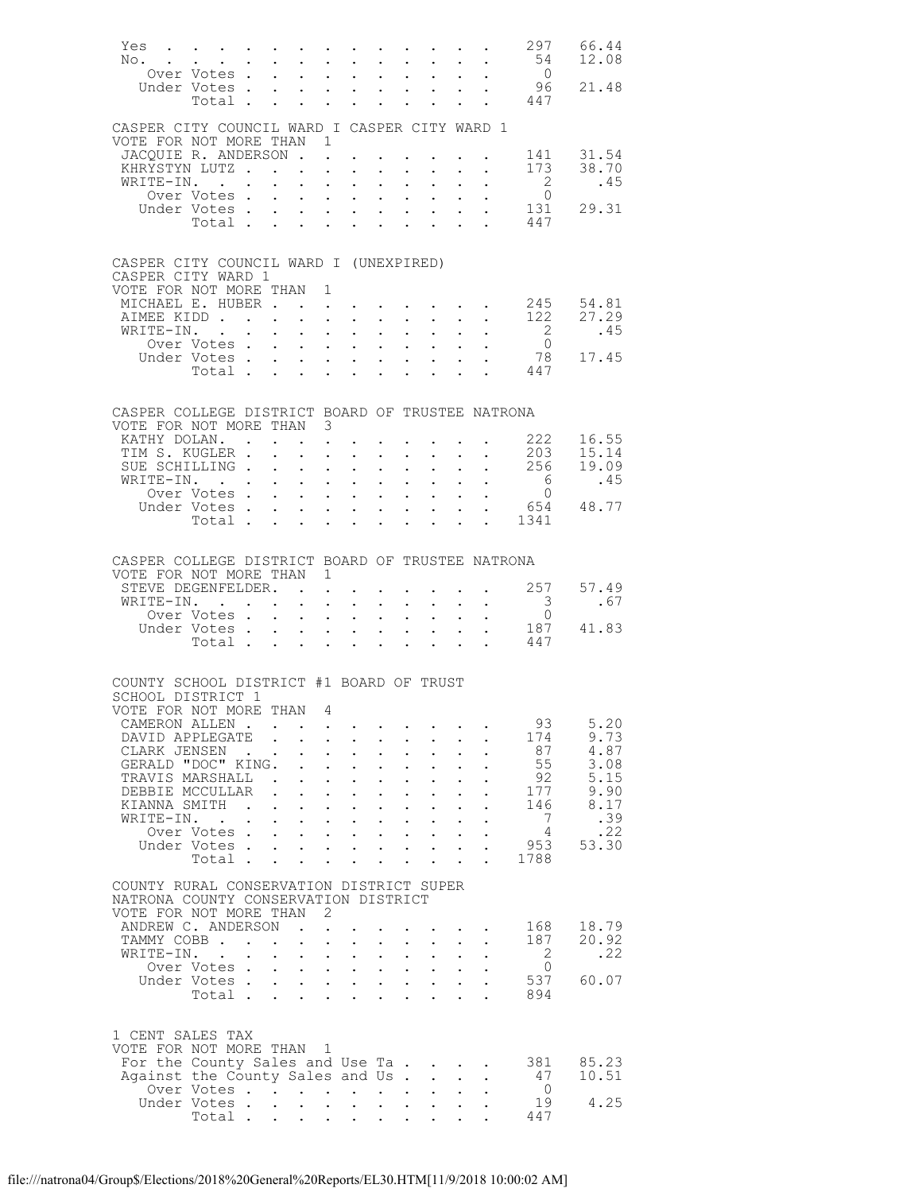| | Votes | Percent |
|---|---|---|
| Yes | 297 | 66.44 |
| No. | 54 | 12.08 |
| Over Votes | 0 | |
| Under Votes | 96 | 21.48 |
| Total | 447 | |

CASPER CITY COUNCIL WARD I CASPER CITY WARD 1
VOTE FOR NOT MORE THAN 1

| | Votes | Percent |
|---|---|---|
| JACQUIE R. ANDERSON | 141 | 31.54 |
| KHRYSTYN LUTZ | 173 | 38.70 |
| WRITE-IN. | 2 | .45 |
| Over Votes | 0 | |
| Under Votes | 131 | 29.31 |
| Total | 447 | |

CASPER CITY COUNCIL WARD I (UNEXPIRED)
CASPER CITY WARD 1
VOTE FOR NOT MORE THAN 1

| | Votes | Percent |
|---|---|---|
| MICHAEL E. HUBER | 245 | 54.81 |
| AIMEE KIDD | 122 | 27.29 |
| WRITE-IN. | 2 | .45 |
| Over Votes | 0 | |
| Under Votes | 78 | 17.45 |
| Total | 447 | |

CASPER COLLEGE DISTRICT BOARD OF TRUSTEE NATRONA
VOTE FOR NOT MORE THAN 3

| | Votes | Percent |
|---|---|---|
| KATHY DOLAN. | 222 | 16.55 |
| TIM S. KUGLER | 203 | 15.14 |
| SUE SCHILLING | 256 | 19.09 |
| WRITE-IN. | 6 | .45 |
| Over Votes | 0 | |
| Under Votes | 654 | 48.77 |
| Total | 1341 | |

CASPER COLLEGE DISTRICT BOARD OF TRUSTEE NATRONA
VOTE FOR NOT MORE THAN 1

| | Votes | Percent |
|---|---|---|
| STEVE DEGENFELDER. | 257 | 57.49 |
| WRITE-IN. | 3 | .67 |
| Over Votes | 0 | |
| Under Votes | 187 | 41.83 |
| Total | 447 | |

COUNTY SCHOOL DISTRICT #1 BOARD OF TRUST
SCHOOL DISTRICT 1
VOTE FOR NOT MORE THAN 4

| | Votes | Percent |
|---|---|---|
| CAMERON ALLEN | 93 | 5.20 |
| DAVID APPLEGATE | 174 | 9.73 |
| CLARK JENSEN | 87 | 4.87 |
| GERALD "DOC" KING. | 55 | 3.08 |
| TRAVIS MARSHALL | 92 | 5.15 |
| DEBBIE MCCULLAR | 177 | 9.90 |
| KIANNA SMITH | 146 | 8.17 |
| WRITE-IN. | 7 | .39 |
| Over Votes | 4 | .22 |
| Under Votes | 953 | 53.30 |
| Total | 1788 | |

COUNTY RURAL CONSERVATION DISTRICT SUPER
NATRONA COUNTY CONSERVATION DISTRICT
VOTE FOR NOT MORE THAN 2

| | Votes | Percent |
|---|---|---|
| ANDREW C. ANDERSON | 168 | 18.79 |
| TAMMY COBB | 187 | 20.92 |
| WRITE-IN. | 2 | .22 |
| Over Votes | 0 | |
| Under Votes | 537 | 60.07 |
| Total | 894 | |

1 CENT SALES TAX
VOTE FOR NOT MORE THAN 1

| | Votes | Percent |
|---|---|---|
| For the County Sales and Use Ta | 381 | 85.23 |
| Against the County Sales and Us | 47 | 10.51 |
| Over Votes | 0 | |
| Under Votes | 19 | 4.25 |
| Total | 447 | |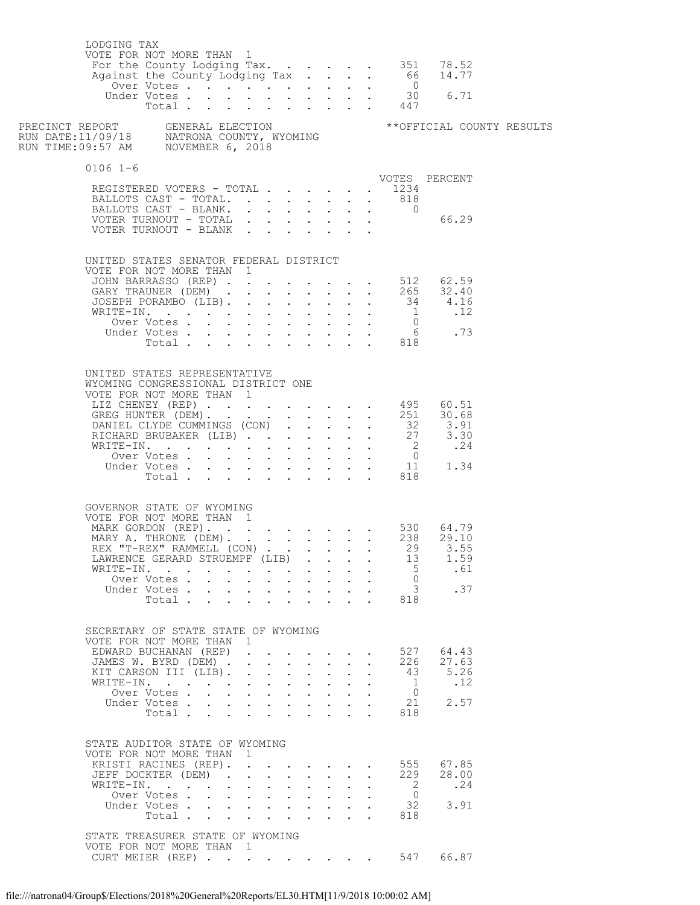LODGING TAX
VOTE FOR NOT MORE THAN 1

| | VOTES | PERCENT |
|---|---|---|
| For the County Lodging Tax. | 351 | 78.52 |
| Against the County Lodging Tax | 66 | 14.77 |
| Over Votes | 0 | |
| Under Votes | 30 | 6.71 |
| Total | 447 | |

PRECINCT REPORT GENERAL ELECTION **OFFICIAL COUNTY RESULTS
RUN DATE:11/09/18 NATRONA COUNTY, WYOMING
RUN TIME:09:57 AM NOVEMBER 6, 2018

## 0106 1-6

| | VOTES | PERCENT |
|---|---|---|
| REGISTERED VOTERS - TOTAL | 1234 | |
| BALLOTS CAST - TOTAL. | 818 | |
| BALLOTS CAST - BLANK. | 0 | |
| VOTER TURNOUT - TOTAL | | 66.29 |
| VOTER TURNOUT - BLANK | | |

UNITED STATES SENATOR FEDERAL DISTRICT
VOTE FOR NOT MORE THAN 1

| | VOTES | PERCENT |
|---|---|---|
| JOHN BARRASSO (REP) | 512 | 62.59 |
| GARY TRAUNER (DEM) | 265 | 32.40 |
| JOSEPH PORAMBO (LIB). | 34 | 4.16 |
| WRITE-IN. | 1 | .12 |
| Over Votes | 0 | |
| Under Votes | 6 | .73 |
| Total | 818 | |

UNITED STATES REPRESENTATIVE
WYOMING CONGRESSIONAL DISTRICT ONE
VOTE FOR NOT MORE THAN 1

| | VOTES | PERCENT |
|---|---|---|
| LIZ CHENEY (REP) | 495 | 60.51 |
| GREG HUNTER (DEM). | 251 | 30.68 |
| DANIEL CLYDE CUMMINGS (CON) | 32 | 3.91 |
| RICHARD BRUBAKER (LIB) | 27 | 3.30 |
| WRITE-IN. | 2 | .24 |
| Over Votes | 0 | |
| Under Votes | 11 | 1.34 |
| Total | 818 | |

GOVERNOR STATE OF WYOMING
VOTE FOR NOT MORE THAN 1

| | VOTES | PERCENT |
|---|---|---|
| MARK GORDON (REP). | 530 | 64.79 |
| MARY A. THRONE (DEM). | 238 | 29.10 |
| REX "T-REX" RAMMELL (CON) | 29 | 3.55 |
| LAWRENCE GERARD STRUEMPF (LIB) | 13 | 1.59 |
| WRITE-IN. | 5 | .61 |
| Over Votes | 0 | |
| Under Votes | 3 | .37 |
| Total | 818 | |

SECRETARY OF STATE STATE OF WYOMING
VOTE FOR NOT MORE THAN 1

| | VOTES | PERCENT |
|---|---|---|
| EDWARD BUCHANAN (REP) | 527 | 64.43 |
| JAMES W. BYRD (DEM) | 226 | 27.63 |
| KIT CARSON III (LIB). | 43 | 5.26 |
| WRITE-IN. | 1 | .12 |
| Over Votes | 0 | |
| Under Votes | 21 | 2.57 |
| Total | 818 | |

STATE AUDITOR STATE OF WYOMING
VOTE FOR NOT MORE THAN 1

| | VOTES | PERCENT |
|---|---|---|
| KRISTI RACINES (REP). | 555 | 67.85 |
| JEFF DOCKTER (DEM) | 229 | 28.00 |
| WRITE-IN. | 2 | .24 |
| Over Votes | 0 | |
| Under Votes | 32 | 3.91 |
| Total | 818 | |

STATE TREASURER STATE OF WYOMING
VOTE FOR NOT MORE THAN 1

| | VOTES | PERCENT |
|---|---|---|
| CURT MEIER (REP) | 547 | 66.87 |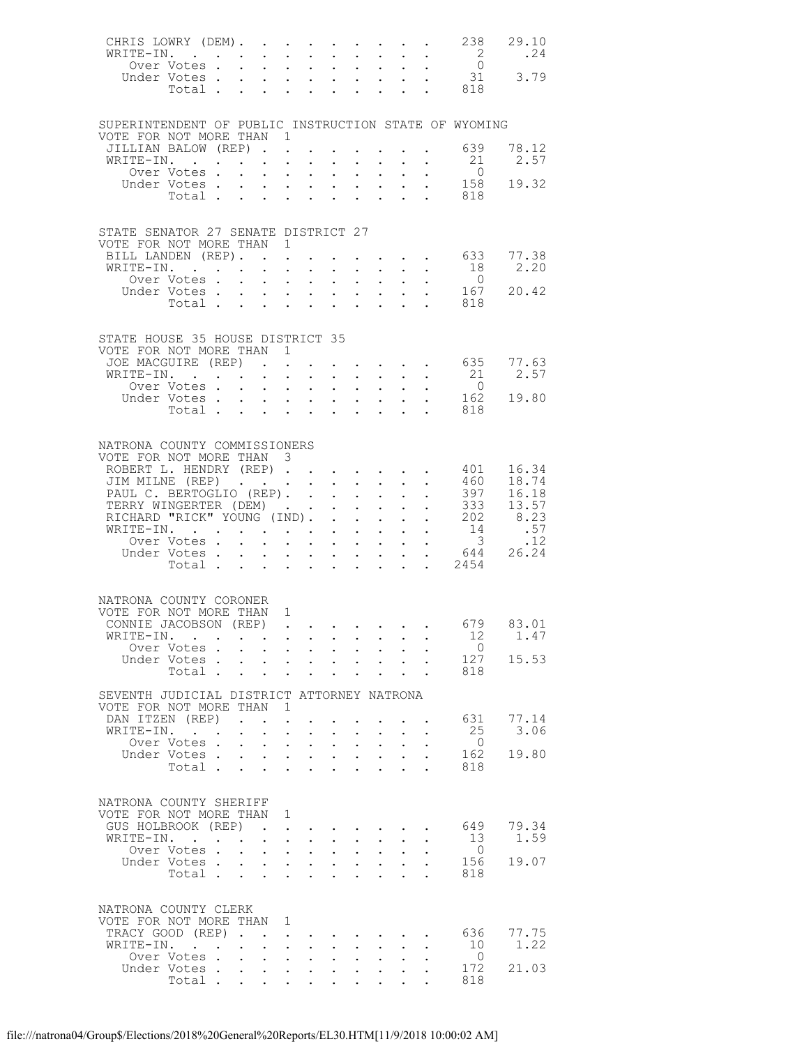| | | |
|---|---|---|
| CHRIS LOWRY (DEM) | 238 | 29.10 |
| WRITE-IN. | 2 | .24 |
| Over Votes | 0 | |
| Under Votes | 31 | 3.79 |
| Total | 818 | |

SUPERINTENDENT OF PUBLIC INSTRUCTION STATE OF WYOMING
VOTE FOR NOT MORE THAN 1

| | | |
|---|---|---|
| JILLIAN BALOW (REP) | 639 | 78.12 |
| WRITE-IN. | 21 | 2.57 |
| Over Votes | 0 | |
| Under Votes | 158 | 19.32 |
| Total | 818 | |

STATE SENATOR 27 SENATE DISTRICT 27
VOTE FOR NOT MORE THAN 1

| | | |
|---|---|---|
| BILL LANDEN (REP) | 633 | 77.38 |
| WRITE-IN. | 18 | 2.20 |
| Over Votes | 0 | |
| Under Votes | 167 | 20.42 |
| Total | 818 | |

STATE HOUSE 35 HOUSE DISTRICT 35
VOTE FOR NOT MORE THAN 1

| | | |
|---|---|---|
| JOE MACGUIRE (REP) | 635 | 77.63 |
| WRITE-IN. | 21 | 2.57 |
| Over Votes | 0 | |
| Under Votes | 162 | 19.80 |
| Total | 818 | |

NATRONA COUNTY COMMISSIONERS
VOTE FOR NOT MORE THAN 3

| | | |
|---|---|---|
| ROBERT L. HENDRY (REP) | 401 | 16.34 |
| JIM MILNE (REP) | 460 | 18.74 |
| PAUL C. BERTOGLIO (REP) | 397 | 16.18 |
| TERRY WINGERTER (DEM) | 333 | 13.57 |
| RICHARD "RICK" YOUNG (IND) | 202 | 8.23 |
| WRITE-IN. | 14 | .57 |
| Over Votes | 3 | .12 |
| Under Votes | 644 | 26.24 |
| Total | 2454 | |

NATRONA COUNTY CORONER
VOTE FOR NOT MORE THAN 1

| | | |
|---|---|---|
| CONNIE JACOBSON (REP) | 679 | 83.01 |
| WRITE-IN. | 12 | 1.47 |
| Over Votes | 0 | |
| Under Votes | 127 | 15.53 |
| Total | 818 | |

SEVENTH JUDICIAL DISTRICT ATTORNEY NATRONA
VOTE FOR NOT MORE THAN 1

| | | |
|---|---|---|
| DAN ITZEN (REP) | 631 | 77.14 |
| WRITE-IN. | 25 | 3.06 |
| Over Votes | 0 | |
| Under Votes | 162 | 19.80 |
| Total | 818 | |

NATRONA COUNTY SHERIFF
VOTE FOR NOT MORE THAN 1

| | | |
|---|---|---|
| GUS HOLBROOK (REP) | 649 | 79.34 |
| WRITE-IN. | 13 | 1.59 |
| Over Votes | 0 | |
| Under Votes | 156 | 19.07 |
| Total | 818 | |

NATRONA COUNTY CLERK
VOTE FOR NOT MORE THAN 1

| | | |
|---|---|---|
| TRACY GOOD (REP) | 636 | 77.75 |
| WRITE-IN. | 10 | 1.22 |
| Over Votes | 0 | |
| Under Votes | 172 | 21.03 |
| Total | 818 | |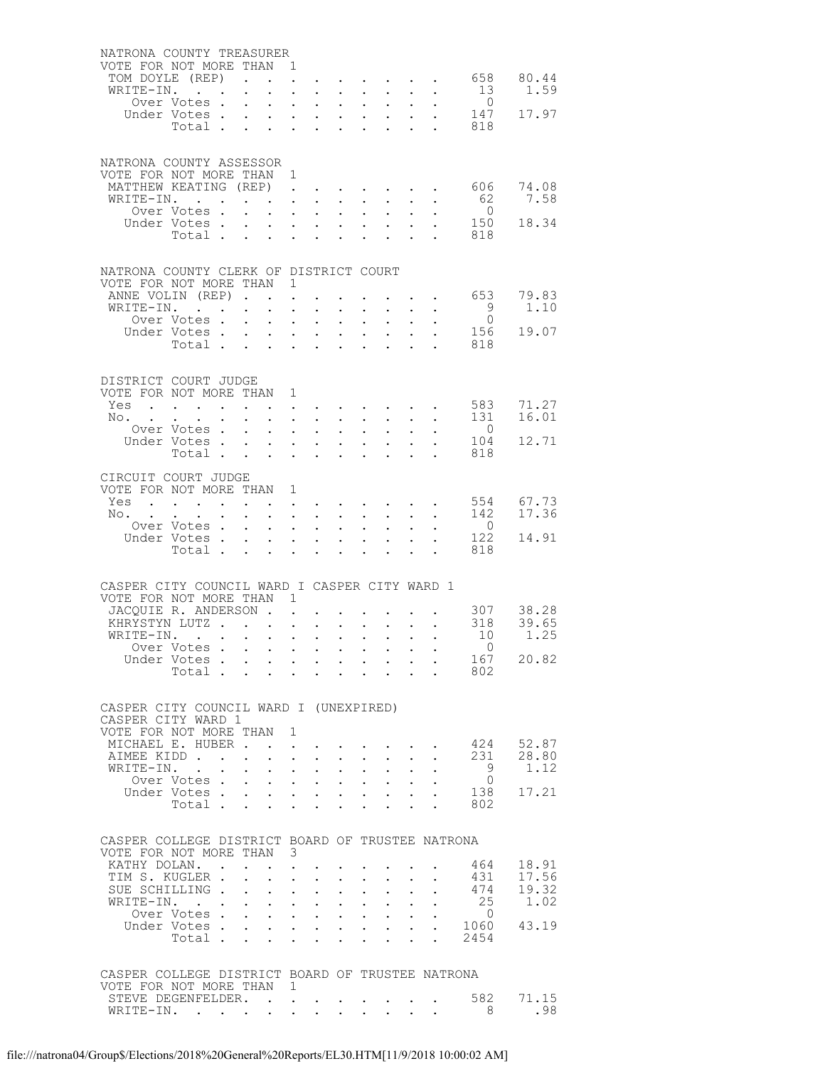## NATRONA COUNTY TREASURER

VOTE FOR NOT MORE THAN 1

| | Votes | Percent |
|---|---|---|
| TOM DOYLE (REP) | 658 | 80.44 |
| WRITE-IN. | 13 | 1.59 |
| Over Votes | 0 | |
| Under Votes | 147 | 17.97 |
| Total | 818 | |

## NATRONA COUNTY ASSESSOR

VOTE FOR NOT MORE THAN 1

| | Votes | Percent |
|---|---|---|
| MATTHEW KEATING (REP) | 606 | 74.08 |
| WRITE-IN. | 62 | 7.58 |
| Over Votes | 0 | |
| Under Votes | 150 | 18.34 |
| Total | 818 | |

## NATRONA COUNTY CLERK OF DISTRICT COURT

VOTE FOR NOT MORE THAN 1

| | Votes | Percent |
|---|---|---|
| ANNE VOLIN (REP) | 653 | 79.83 |
| WRITE-IN. | 9 | 1.10 |
| Over Votes | 0 | |
| Under Votes | 156 | 19.07 |
| Total | 818 | |

## DISTRICT COURT JUDGE

VOTE FOR NOT MORE THAN 1

| | Votes | Percent |
|---|---|---|
| Yes | 583 | 71.27 |
| No. | 131 | 16.01 |
| Over Votes | 0 | |
| Under Votes | 104 | 12.71 |
| Total | 818 | |

## CIRCUIT COURT JUDGE

VOTE FOR NOT MORE THAN 1

| | Votes | Percent |
|---|---|---|
| Yes | 554 | 67.73 |
| No. | 142 | 17.36 |
| Over Votes | 0 | |
| Under Votes | 122 | 14.91 |
| Total | 818 | |

## CASPER CITY COUNCIL WARD I CASPER CITY WARD 1

VOTE FOR NOT MORE THAN 1

| | Votes | Percent |
|---|---|---|
| JACQUIE R. ANDERSON | 307 | 38.28 |
| KHRYSTYN LUTZ | 318 | 39.65 |
| WRITE-IN. | 10 | 1.25 |
| Over Votes | 0 | |
| Under Votes | 167 | 20.82 |
| Total | 802 | |

## CASPER CITY COUNCIL WARD I (UNEXPIRED) CASPER CITY WARD 1

VOTE FOR NOT MORE THAN 1

| | Votes | Percent |
|---|---|---|
| MICHAEL E. HUBER | 424 | 52.87 |
| AIMEE KIDD | 231 | 28.80 |
| WRITE-IN. | 9 | 1.12 |
| Over Votes | 0 | |
| Under Votes | 138 | 17.21 |
| Total | 802 | |

## CASPER COLLEGE DISTRICT BOARD OF TRUSTEE NATRONA

VOTE FOR NOT MORE THAN 3

| | Votes | Percent |
|---|---|---|
| KATHY DOLAN. | 464 | 18.91 |
| TIM S. KUGLER | 431 | 17.56 |
| SUE SCHILLING | 474 | 19.32 |
| WRITE-IN. | 25 | 1.02 |
| Over Votes | 0 | |
| Under Votes | 1060 | 43.19 |
| Total | 2454 | |

## CASPER COLLEGE DISTRICT BOARD OF TRUSTEE NATRONA

VOTE FOR NOT MORE THAN 1

| | Votes | Percent |
|---|---|---|
| STEVE DEGENFELDER. | 582 | 71.15 |
| WRITE-IN. | 8 | .98 |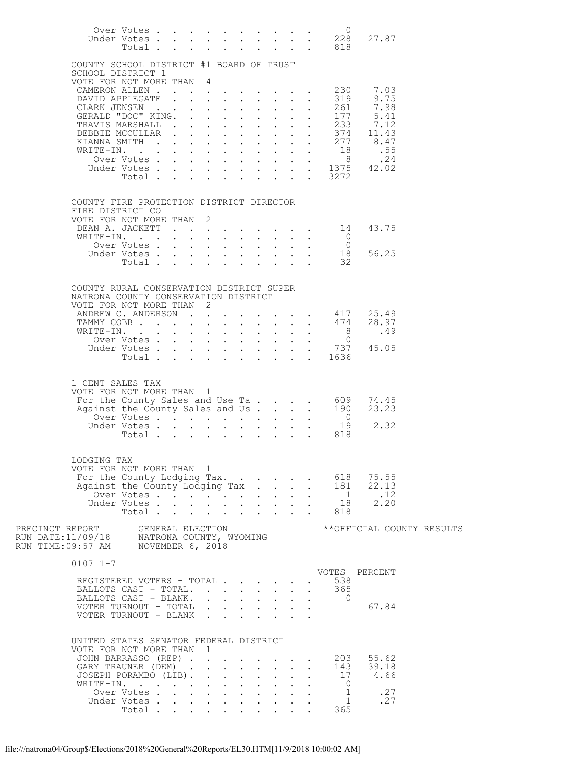| | | |
|---|---|---|
| Over Votes | 0 | |
| Under Votes | 228 | 27.87 |
| Total | 818 | |

COUNTY SCHOOL DISTRICT #1 BOARD OF TRUST
SCHOOL DISTRICT 1
VOTE FOR NOT MORE THAN 4

| | | |
|---|---|---|
| CAMERON ALLEN | 230 | 7.03 |
| DAVID APPLEGATE | 319 | 9.75 |
| CLARK JENSEN | 261 | 7.98 |
| GERALD "DOC" KING. | 177 | 5.41 |
| TRAVIS MARSHALL | 233 | 7.12 |
| DEBBIE MCCULLAR | 374 | 11.43 |
| KIANNA SMITH | 277 | 8.47 |
| WRITE-IN. | 18 | .55 |
| Over Votes | 8 | .24 |
| Under Votes | 1375 | 42.02 |
| Total | 3272 | |

COUNTY FIRE PROTECTION DISTRICT DIRECTOR
FIRE DISTRICT CO
VOTE FOR NOT MORE THAN 2

| | | |
|---|---|---|
| DEAN A. JACKETT | 14 | 43.75 |
| WRITE-IN. | 0 | |
| Over Votes | 0 | |
| Under Votes | 18 | 56.25 |
| Total | 32 | |

COUNTY RURAL CONSERVATION DISTRICT SUPER
NATRONA COUNTY CONSERVATION DISTRICT
VOTE FOR NOT MORE THAN 2

| | | |
|---|---|---|
| ANDREW C. ANDERSON | 417 | 25.49 |
| TAMMY COBB | 474 | 28.97 |
| WRITE-IN. | 8 | .49 |
| Over Votes | 0 | |
| Under Votes | 737 | 45.05 |
| Total | 1636 | |

1 CENT SALES TAX
VOTE FOR NOT MORE THAN 1

| | | |
|---|---|---|
| For the County Sales and Use Ta | 609 | 74.45 |
| Against the County Sales and Us | 190 | 23.23 |
| Over Votes | 0 | |
| Under Votes | 19 | 2.32 |
| Total | 818 | |

LODGING TAX
VOTE FOR NOT MORE THAN 1

| | | |
|---|---|---|
| For the County Lodging Tax. | 618 | 75.55 |
| Against the County Lodging Tax | 181 | 22.13 |
| Over Votes | 1 | .12 |
| Under Votes | 18 | 2.20 |
| Total | 818 | |

PRECINCT REPORT GENERAL ELECTION **OFFICIAL COUNTY RESULTS
RUN DATE:11/09/18 NATRONA COUNTY, WYOMING
RUN TIME:09:57 AM NOVEMBER 6, 2018

0107 1-7

| | VOTES | PERCENT |
|---|---|---|
| REGISTERED VOTERS - TOTAL | 538 | |
| BALLOTS CAST - TOTAL. | 365 | |
| BALLOTS CAST - BLANK. | 0 | |
| VOTER TURNOUT - TOTAL | | 67.84 |
| VOTER TURNOUT - BLANK | | |

UNITED STATES SENATOR FEDERAL DISTRICT
VOTE FOR NOT MORE THAN 1

| | | |
|---|---|---|
| JOHN BARRASSO (REP) | 203 | 55.62 |
| GARY TRAUNER (DEM) | 143 | 39.18 |
| JOSEPH PORAMBO (LIB). | 17 | 4.66 |
| WRITE-IN. | 0 | |
| Over Votes | 1 | .27 |
| Under Votes | 1 | .27 |
| Total | 365 | |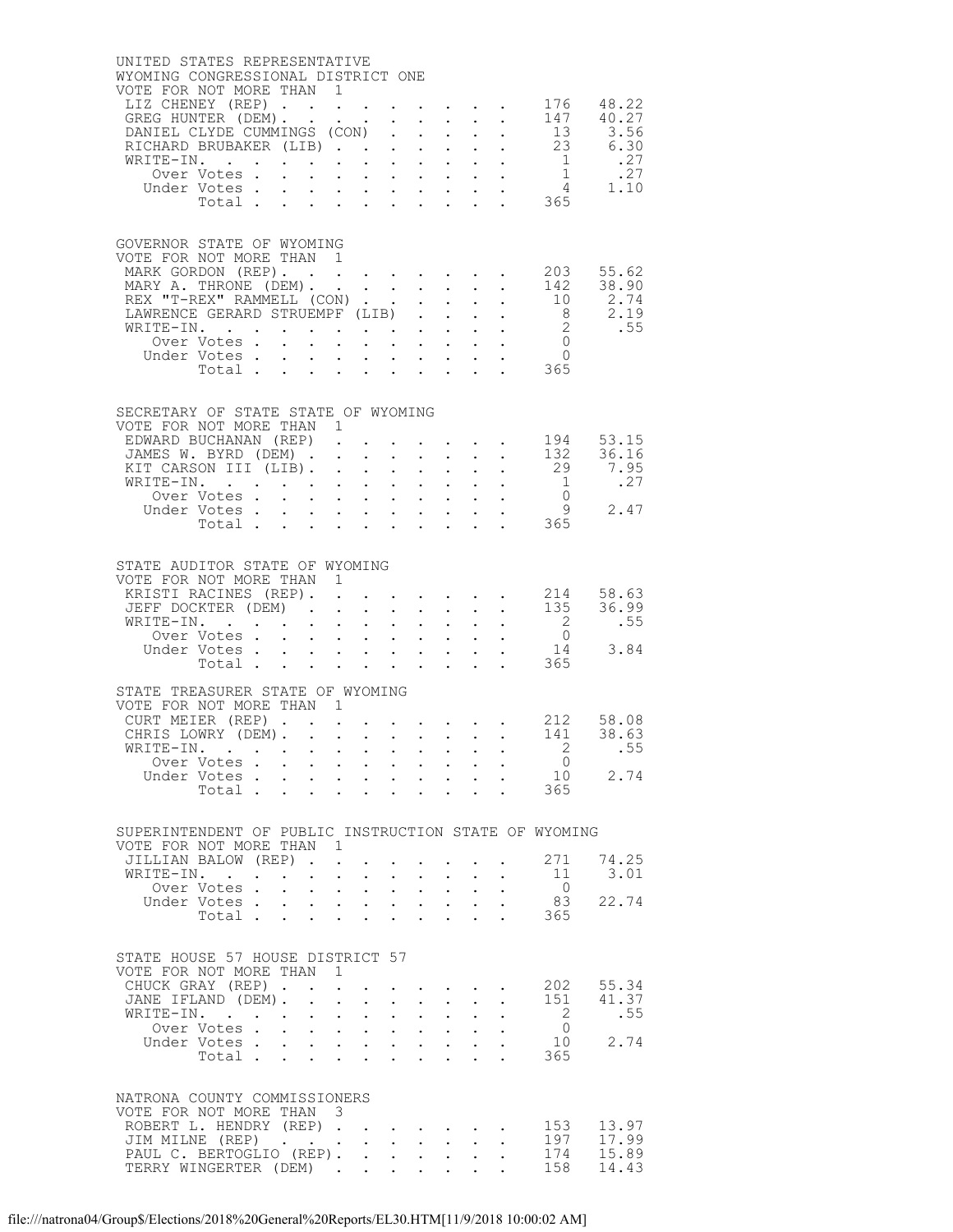## UNITED STATES REPRESENTATIVE
WYOMING CONGRESSIONAL DISTRICT ONE
VOTE FOR NOT MORE THAN 1

| Candidate | Votes | Percent |
|---|---|---|
| LIZ CHENEY (REP) | 176 | 48.22 |
| GREG HUNTER (DEM) | 147 | 40.27 |
| DANIEL CLYDE CUMMINGS (CON) | 13 | 3.56 |
| RICHARD BRUBAKER (LIB) | 23 | 6.30 |
| WRITE-IN. | 1 | .27 |
| Over Votes | 1 | .27 |
| Under Votes | 4 | 1.10 |
| Total | 365 | |

## GOVERNOR STATE OF WYOMING
VOTE FOR NOT MORE THAN 1

| Candidate | Votes | Percent |
|---|---|---|
| MARK GORDON (REP) | 203 | 55.62 |
| MARY A. THRONE (DEM) | 142 | 38.90 |
| REX "T-REX" RAMMELL (CON) | 10 | 2.74 |
| LAWRENCE GERARD STRUEMPF (LIB) | 8 | 2.19 |
| WRITE-IN. | 2 | .55 |
| Over Votes | 0 | |
| Under Votes | 0 | |
| Total | 365 | |

## SECRETARY OF STATE STATE OF WYOMING
VOTE FOR NOT MORE THAN 1

| Candidate | Votes | Percent |
|---|---|---|
| EDWARD BUCHANAN (REP) | 194 | 53.15 |
| JAMES W. BYRD (DEM) | 132 | 36.16 |
| KIT CARSON III (LIB) | 29 | 7.95 |
| WRITE-IN. | 1 | .27 |
| Over Votes | 0 | |
| Under Votes | 9 | 2.47 |
| Total | 365 | |

## STATE AUDITOR STATE OF WYOMING
VOTE FOR NOT MORE THAN 1

| Candidate | Votes | Percent |
|---|---|---|
| KRISTI RACINES (REP) | 214 | 58.63 |
| JEFF DOCKTER (DEM) | 135 | 36.99 |
| WRITE-IN. | 2 | .55 |
| Over Votes | 0 | |
| Under Votes | 14 | 3.84 |
| Total | 365 | |

## STATE TREASURER STATE OF WYOMING
VOTE FOR NOT MORE THAN 1

| Candidate | Votes | Percent |
|---|---|---|
| CURT MEIER (REP) | 212 | 58.08 |
| CHRIS LOWRY (DEM) | 141 | 38.63 |
| WRITE-IN. | 2 | .55 |
| Over Votes | 0 | |
| Under Votes | 10 | 2.74 |
| Total | 365 | |

## SUPERINTENDENT OF PUBLIC INSTRUCTION STATE OF WYOMING
VOTE FOR NOT MORE THAN 1

| Candidate | Votes | Percent |
|---|---|---|
| JILLIAN BALOW (REP) | 271 | 74.25 |
| WRITE-IN. | 11 | 3.01 |
| Over Votes | 0 | |
| Under Votes | 83 | 22.74 |
| Total | 365 | |

## STATE HOUSE 57 HOUSE DISTRICT 57
VOTE FOR NOT MORE THAN 1

| Candidate | Votes | Percent |
|---|---|---|
| CHUCK GRAY (REP) | 202 | 55.34 |
| JANE IFLAND (DEM) | 151 | 41.37 |
| WRITE-IN. | 2 | .55 |
| Over Votes | 0 | |
| Under Votes | 10 | 2.74 |
| Total | 365 | |

## NATRONA COUNTY COMMISSIONERS
VOTE FOR NOT MORE THAN 3

| Candidate | Votes | Percent |
|---|---|---|
| ROBERT L. HENDRY (REP) | 153 | 13.97 |
| JIM MILNE (REP) | 197 | 17.99 |
| PAUL C. BERTOGLIO (REP) | 174 | 15.89 |
| TERRY WINGERTER (DEM) | 158 | 14.43 |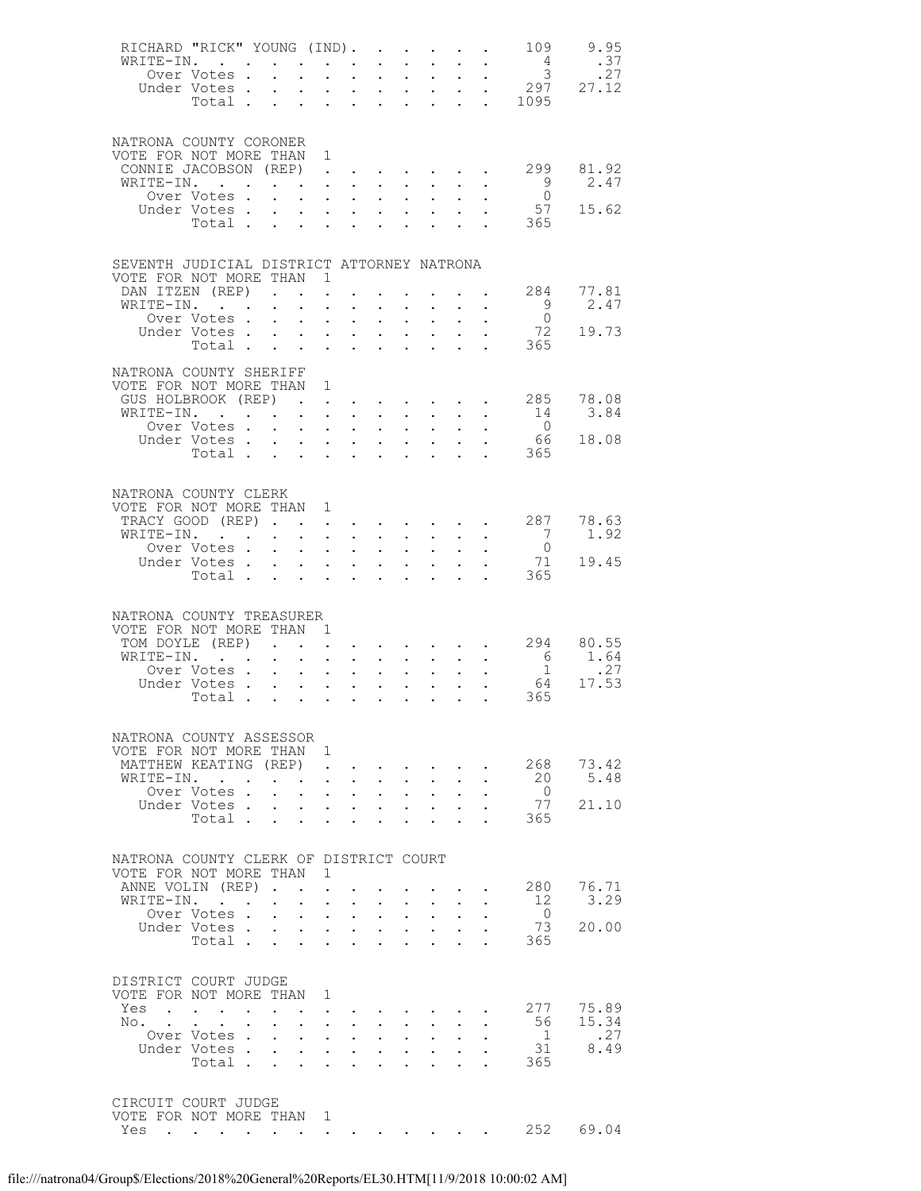| | | |
|---|---|---|
| RICHARD "RICK" YOUNG (IND) | 109 | 9.95 |
| WRITE-IN. | 4 | .37 |
| Over Votes | 3 | .27 |
| Under Votes | 297 | 27.12 |
| Total | 1095 | |

NATRONA COUNTY CORONER
VOTE FOR NOT MORE THAN 1

| | | |
|---|---|---|
| CONNIE JACOBSON (REP) | 299 | 81.92 |
| WRITE-IN. | 9 | 2.47 |
| Over Votes | 0 | |
| Under Votes | 57 | 15.62 |
| Total | 365 | |

SEVENTH JUDICIAL DISTRICT ATTORNEY NATRONA
VOTE FOR NOT MORE THAN 1

| | | |
|---|---|---|
| DAN ITZEN (REP) | 284 | 77.81 |
| WRITE-IN. | 9 | 2.47 |
| Over Votes | 0 | |
| Under Votes | 72 | 19.73 |
| Total | 365 | |

NATRONA COUNTY SHERIFF
VOTE FOR NOT MORE THAN 1

| | | |
|---|---|---|
| GUS HOLBROOK (REP) | 285 | 78.08 |
| WRITE-IN. | 14 | 3.84 |
| Over Votes | 0 | |
| Under Votes | 66 | 18.08 |
| Total | 365 | |

NATRONA COUNTY CLERK
VOTE FOR NOT MORE THAN 1

| | | |
|---|---|---|
| TRACY GOOD (REP) | 287 | 78.63 |
| WRITE-IN. | 7 | 1.92 |
| Over Votes | 0 | |
| Under Votes | 71 | 19.45 |
| Total | 365 | |

NATRONA COUNTY TREASURER
VOTE FOR NOT MORE THAN 1

| | | |
|---|---|---|
| TOM DOYLE (REP) | 294 | 80.55 |
| WRITE-IN. | 6 | 1.64 |
| Over Votes | 1 | .27 |
| Under Votes | 64 | 17.53 |
| Total | 365 | |

NATRONA COUNTY ASSESSOR
VOTE FOR NOT MORE THAN 1

| | | |
|---|---|---|
| MATTHEW KEATING (REP) | 268 | 73.42 |
| WRITE-IN. | 20 | 5.48 |
| Over Votes | 0 | |
| Under Votes | 77 | 21.10 |
| Total | 365 | |

NATRONA COUNTY CLERK OF DISTRICT COURT
VOTE FOR NOT MORE THAN 1

| | | |
|---|---|---|
| ANNE VOLIN (REP) | 280 | 76.71 |
| WRITE-IN. | 12 | 3.29 |
| Over Votes | 0 | |
| Under Votes | 73 | 20.00 |
| Total | 365 | |

DISTRICT COURT JUDGE
VOTE FOR NOT MORE THAN 1

| | | |
|---|---|---|
| Yes | 277 | 75.89 |
| No. | 56 | 15.34 |
| Over Votes | 1 | .27 |
| Under Votes | 31 | 8.49 |
| Total | 365 | |

CIRCUIT COURT JUDGE
VOTE FOR NOT MORE THAN 1

| | | |
|---|---|---|
| Yes | 252 | 69.04 |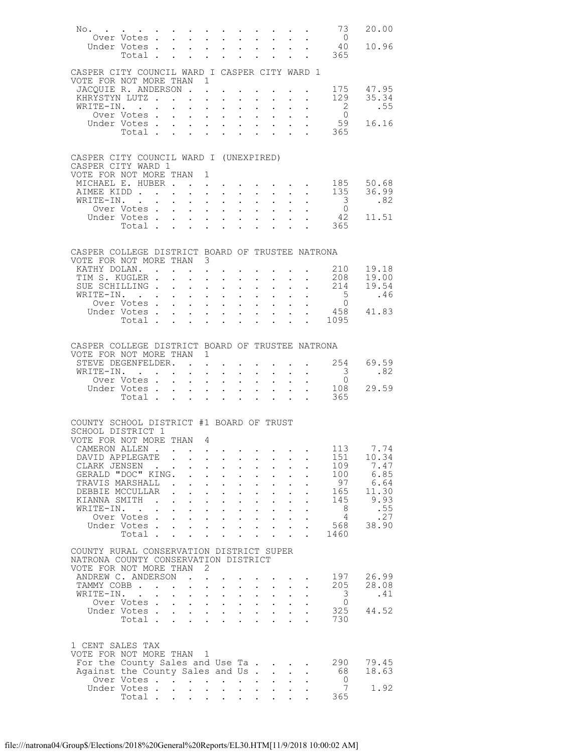| | | |
|---|---|---|
| No. | 73 | 20.00 |
| Over Votes | 0 | |
| Under Votes | 40 | 10.96 |
| Total | 365 | |

CASPER CITY COUNCIL WARD I CASPER CITY WARD 1
VOTE FOR NOT MORE THAN 1

| | | |
|---|---|---|
| JACQUIE R. ANDERSON | 175 | 47.95 |
| KHRYSTYN LUTZ | 129 | 35.34 |
| WRITE-IN. | 2 | .55 |
| Over Votes | 0 | |
| Under Votes | 59 | 16.16 |
| Total | 365 | |

CASPER CITY COUNCIL WARD I (UNEXPIRED)
CASPER CITY WARD 1
VOTE FOR NOT MORE THAN 1

| | | |
|---|---|---|
| MICHAEL E. HUBER | 185 | 50.68 |
| AIMEE KIDD | 135 | 36.99 |
| WRITE-IN. | 3 | .82 |
| Over Votes | 0 | |
| Under Votes | 42 | 11.51 |
| Total | 365 | |

CASPER COLLEGE DISTRICT BOARD OF TRUSTEE NATRONA
VOTE FOR NOT MORE THAN 3

| | | |
|---|---|---|
| KATHY DOLAN. | 210 | 19.18 |
| TIM S. KUGLER | 208 | 19.00 |
| SUE SCHILLING | 214 | 19.54 |
| WRITE-IN. | 5 | .46 |
| Over Votes | 0 | |
| Under Votes | 458 | 41.83 |
| Total | 1095 | |

CASPER COLLEGE DISTRICT BOARD OF TRUSTEE NATRONA
VOTE FOR NOT MORE THAN 1

| | | |
|---|---|---|
| STEVE DEGENFELDER. | 254 | 69.59 |
| WRITE-IN. | 3 | .82 |
| Over Votes | 0 | |
| Under Votes | 108 | 29.59 |
| Total | 365 | |

COUNTY SCHOOL DISTRICT #1 BOARD OF TRUST
SCHOOL DISTRICT 1
VOTE FOR NOT MORE THAN 4

| | | |
|---|---|---|
| CAMERON ALLEN | 113 | 7.74 |
| DAVID APPLEGATE | 151 | 10.34 |
| CLARK JENSEN | 109 | 7.47 |
| GERALD "DOC" KING. | 100 | 6.85 |
| TRAVIS MARSHALL | 97 | 6.64 |
| DEBBIE MCCULLAR | 165 | 11.30 |
| KIANNA SMITH | 145 | 9.93 |
| WRITE-IN. | 8 | .55 |
| Over Votes | 4 | .27 |
| Under Votes | 568 | 38.90 |
| Total | 1460 | |

COUNTY RURAL CONSERVATION DISTRICT SUPER
NATRONA COUNTY CONSERVATION DISTRICT
VOTE FOR NOT MORE THAN 2

| | | |
|---|---|---|
| ANDREW C. ANDERSON | 197 | 26.99 |
| TAMMY COBB | 205 | 28.08 |
| WRITE-IN. | 3 | .41 |
| Over Votes | 0 | |
| Under Votes | 325 | 44.52 |
| Total | 730 | |

1 CENT SALES TAX
VOTE FOR NOT MORE THAN 1

| | | |
|---|---|---|
| For the County Sales and Use Ta | 290 | 79.45 |
| Against the County Sales and Us | 68 | 18.63 |
| Over Votes | 0 | |
| Under Votes | 7 | 1.92 |
| Total | 365 | |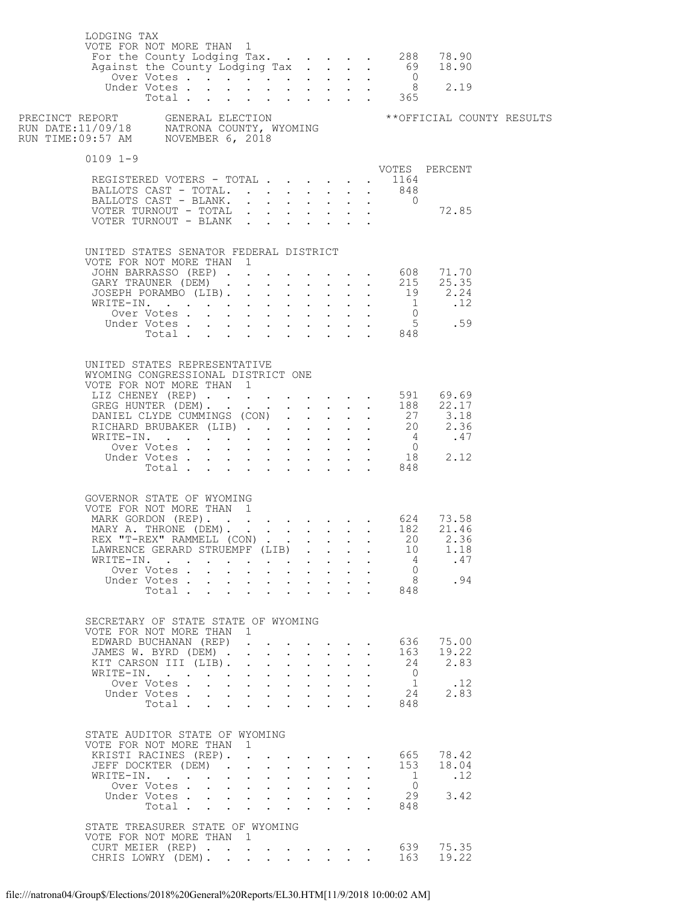LODGING TAX
VOTE FOR NOT MORE THAN 1

| | VOTES | PERCENT |
|---|---|---|
| For the County Lodging Tax. | 288 | 78.90 |
| Against the County Lodging Tax | 69 | 18.90 |
| Over Votes | 0 | |
| Under Votes | 8 | 2.19 |
| Total | 365 | |

PRECINCT REPORT GENERAL ELECTION **OFFICIAL COUNTY RESULTS
RUN DATE:11/09/18 NATRONA COUNTY, WYOMING
RUN TIME:09:57 AM NOVEMBER 6, 2018

## 0109 1-9

| | VOTES | PERCENT |
|---|---|---|
| REGISTERED VOTERS - TOTAL | 1164 | |
| BALLOTS CAST - TOTAL. | 848 | |
| BALLOTS CAST - BLANK. | 0 | |
| VOTER TURNOUT - TOTAL | | 72.85 |
| VOTER TURNOUT - BLANK | | |

UNITED STATES SENATOR FEDERAL DISTRICT
VOTE FOR NOT MORE THAN 1

| | VOTES | PERCENT |
|---|---|---|
| JOHN BARRASSO (REP) | 608 | 71.70 |
| GARY TRAUNER (DEM) | 215 | 25.35 |
| JOSEPH PORAMBO (LIB). | 19 | 2.24 |
| WRITE-IN. | 1 | .12 |
| Over Votes | 0 | |
| Under Votes | 5 | .59 |
| Total | 848 | |

UNITED STATES REPRESENTATIVE
WYOMING CONGRESSIONAL DISTRICT ONE
VOTE FOR NOT MORE THAN 1

| | VOTES | PERCENT |
|---|---|---|
| LIZ CHENEY (REP) | 591 | 69.69 |
| GREG HUNTER (DEM). | 188 | 22.17 |
| DANIEL CLYDE CUMMINGS (CON) | 27 | 3.18 |
| RICHARD BRUBAKER (LIB) | 20 | 2.36 |
| WRITE-IN. | 4 | .47 |
| Over Votes | 0 | |
| Under Votes | 18 | 2.12 |
| Total | 848 | |

GOVERNOR STATE OF WYOMING
VOTE FOR NOT MORE THAN 1

| | VOTES | PERCENT |
|---|---|---|
| MARK GORDON (REP). | 624 | 73.58 |
| MARY A. THRONE (DEM). | 182 | 21.46 |
| REX "T-REX" RAMMELL (CON) | 20 | 2.36 |
| LAWRENCE GERARD STRUEMPF (LIB) | 10 | 1.18 |
| WRITE-IN. | 4 | .47 |
| Over Votes | 0 | |
| Under Votes | 8 | .94 |
| Total | 848 | |

SECRETARY OF STATE STATE OF WYOMING
VOTE FOR NOT MORE THAN 1

| | VOTES | PERCENT |
|---|---|---|
| EDWARD BUCHANAN (REP) | 636 | 75.00 |
| JAMES W. BYRD (DEM) | 163 | 19.22 |
| KIT CARSON III (LIB). | 24 | 2.83 |
| WRITE-IN. | 0 | |
| Over Votes | 1 | .12 |
| Under Votes | 24 | 2.83 |
| Total | 848 | |

STATE AUDITOR STATE OF WYOMING
VOTE FOR NOT MORE THAN 1

| | VOTES | PERCENT |
|---|---|---|
| KRISTI RACINES (REP). | 665 | 78.42 |
| JEFF DOCKTER (DEM) | 153 | 18.04 |
| WRITE-IN. | 1 | .12 |
| Over Votes | 0 | |
| Under Votes | 29 | 3.42 |
| Total | 848 | |

STATE TREASURER STATE OF WYOMING
VOTE FOR NOT MORE THAN 1

| | VOTES | PERCENT |
|---|---|---|
| CURT MEIER (REP) | 639 | 75.35 |
| CHRIS LOWRY (DEM). | 163 | 19.22 |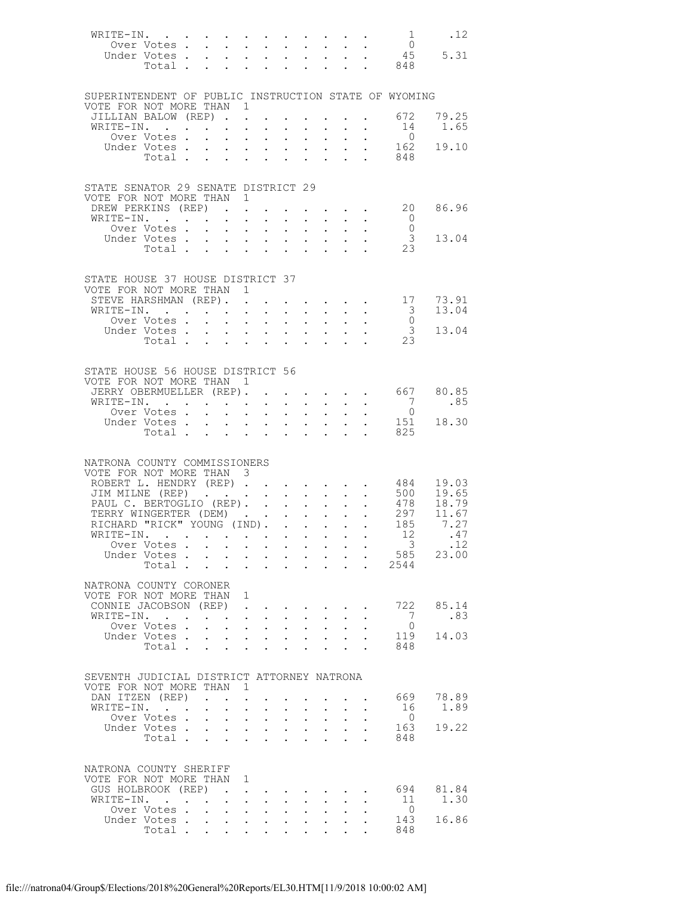| | | |
|---|---|---|
| WRITE-IN. | 1 | .12 |
| Over Votes | 0 | |
| Under Votes | 45 | 5.31 |
| Total | 848 | |

SUPERINTENDENT OF PUBLIC INSTRUCTION STATE OF WYOMING
VOTE FOR NOT MORE THAN 1

| | | |
|---|---|---|
| JILLIAN BALOW (REP) | 672 | 79.25 |
| WRITE-IN. | 14 | 1.65 |
| Over Votes | 0 | |
| Under Votes | 162 | 19.10 |
| Total | 848 | |

STATE SENATOR 29 SENATE DISTRICT 29
VOTE FOR NOT MORE THAN 1

| | | |
|---|---|---|
| DREW PERKINS (REP) | 20 | 86.96 |
| WRITE-IN. | 0 | |
| Over Votes | 0 | |
| Under Votes | 3 | 13.04 |
| Total | 23 | |

STATE HOUSE 37 HOUSE DISTRICT 37
VOTE FOR NOT MORE THAN 1

| | | |
|---|---|---|
| STEVE HARSHMAN (REP). | 17 | 73.91 |
| WRITE-IN. | 3 | 13.04 |
| Over Votes | 0 | |
| Under Votes | 3 | 13.04 |
| Total | 23 | |

STATE HOUSE 56 HOUSE DISTRICT 56
VOTE FOR NOT MORE THAN 1

| | | |
|---|---|---|
| JERRY OBERMUELLER (REP). | 667 | 80.85 |
| WRITE-IN. | 7 | .85 |
| Over Votes | 0 | |
| Under Votes | 151 | 18.30 |
| Total | 825 | |

NATRONA COUNTY COMMISSIONERS
VOTE FOR NOT MORE THAN 3

| | | |
|---|---|---|
| ROBERT L. HENDRY (REP) | 484 | 19.03 |
| JIM MILNE (REP) | 500 | 19.65 |
| PAUL C. BERTOGLIO (REP). | 478 | 18.79 |
| TERRY WINGERTER (DEM) | 297 | 11.67 |
| RICHARD "RICK" YOUNG (IND). | 185 | 7.27 |
| WRITE-IN. | 12 | .47 |
| Over Votes | 3 | .12 |
| Under Votes | 585 | 23.00 |
| Total | 2544 | |

NATRONA COUNTY CORONER
VOTE FOR NOT MORE THAN 1

| | | |
|---|---|---|
| CONNIE JACOBSON (REP) | 722 | 85.14 |
| WRITE-IN. | 7 | .83 |
| Over Votes | 0 | |
| Under Votes | 119 | 14.03 |
| Total | 848 | |

SEVENTH JUDICIAL DISTRICT ATTORNEY NATRONA
VOTE FOR NOT MORE THAN 1

| | | |
|---|---|---|
| DAN ITZEN (REP) | 669 | 78.89 |
| WRITE-IN. | 16 | 1.89 |
| Over Votes | 0 | |
| Under Votes | 163 | 19.22 |
| Total | 848 | |

NATRONA COUNTY SHERIFF
VOTE FOR NOT MORE THAN 1

| | | |
|---|---|---|
| GUS HOLBROOK (REP) | 694 | 81.84 |
| WRITE-IN. | 11 | 1.30 |
| Over Votes | 0 | |
| Under Votes | 143 | 16.86 |
| Total | 848 | |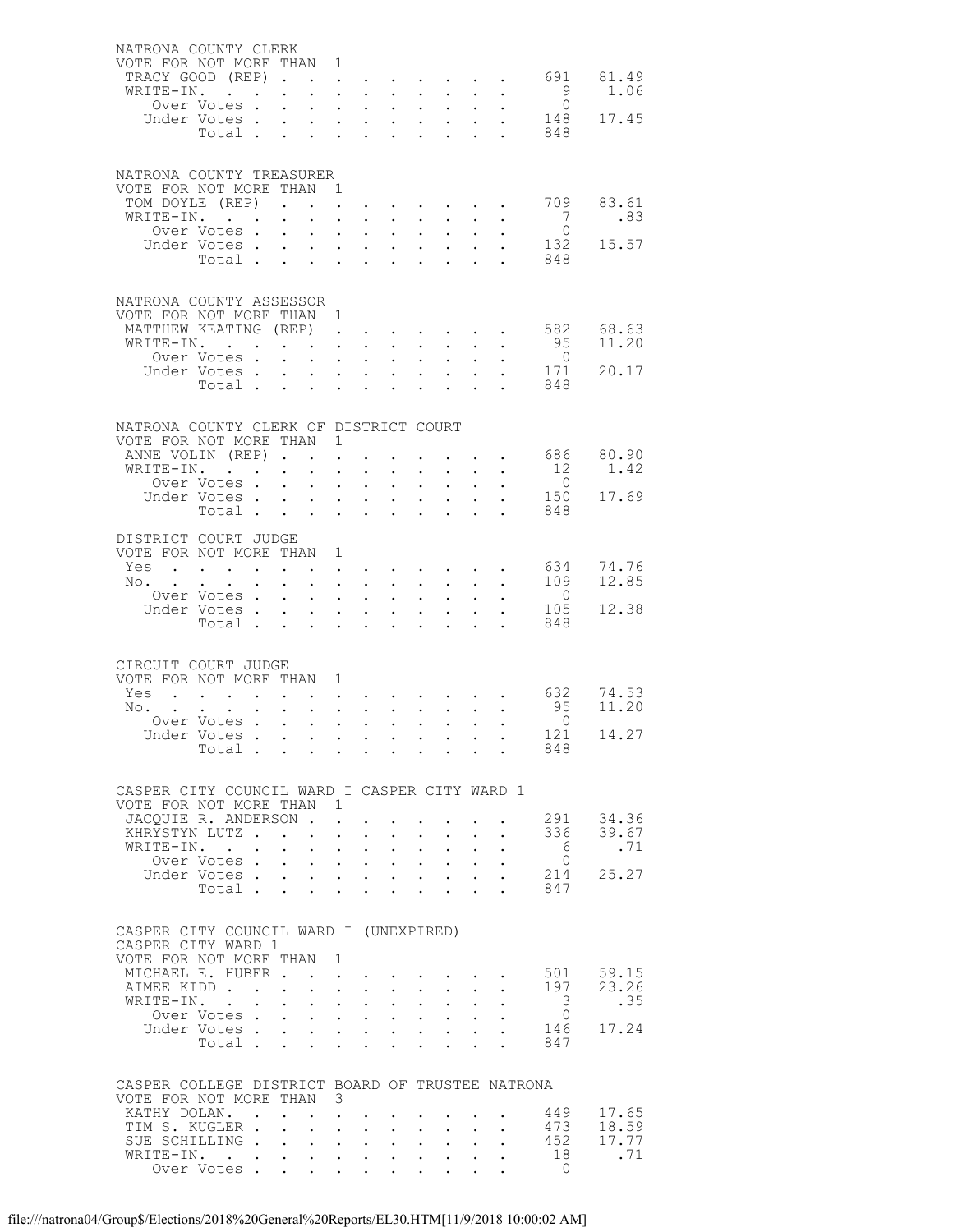NATRONA COUNTY CLERK
VOTE FOR NOT MORE THAN 1

| | Votes | Percent |
|---|---|---|
| TRACY GOOD (REP) | 691 | 81.49 |
| WRITE-IN. | 9 | 1.06 |
| Over Votes | 0 | |
| Under Votes | 148 | 17.45 |
| Total | 848 | |

NATRONA COUNTY TREASURER
VOTE FOR NOT MORE THAN 1

| | Votes | Percent |
|---|---|---|
| TOM DOYLE (REP) | 709 | 83.61 |
| WRITE-IN. | 7 | .83 |
| Over Votes | 0 | |
| Under Votes | 132 | 15.57 |
| Total | 848 | |

NATRONA COUNTY ASSESSOR
VOTE FOR NOT MORE THAN 1

| | Votes | Percent |
|---|---|---|
| MATTHEW KEATING (REP) | 582 | 68.63 |
| WRITE-IN. | 95 | 11.20 |
| Over Votes | 0 | |
| Under Votes | 171 | 20.17 |
| Total | 848 | |

NATRONA COUNTY CLERK OF DISTRICT COURT
VOTE FOR NOT MORE THAN 1

| | Votes | Percent |
|---|---|---|
| ANNE VOLIN (REP) | 686 | 80.90 |
| WRITE-IN. | 12 | 1.42 |
| Over Votes | 0 | |
| Under Votes | 150 | 17.69 |
| Total | 848 | |

DISTRICT COURT JUDGE
VOTE FOR NOT MORE THAN 1

| | Votes | Percent |
|---|---|---|
| Yes | 634 | 74.76 |
| No. | 109 | 12.85 |
| Over Votes | 0 | |
| Under Votes | 105 | 12.38 |
| Total | 848 | |

CIRCUIT COURT JUDGE
VOTE FOR NOT MORE THAN 1

| | Votes | Percent |
|---|---|---|
| Yes | 632 | 74.53 |
| No. | 95 | 11.20 |
| Over Votes | 0 | |
| Under Votes | 121 | 14.27 |
| Total | 848 | |

CASPER CITY COUNCIL WARD I CASPER CITY WARD 1
VOTE FOR NOT MORE THAN 1

| | Votes | Percent |
|---|---|---|
| JACQUIE R. ANDERSON | 291 | 34.36 |
| KHRYSTYN LUTZ | 336 | 39.67 |
| WRITE-IN. | 6 | .71 |
| Over Votes | 0 | |
| Under Votes | 214 | 25.27 |
| Total | 847 | |

CASPER CITY COUNCIL WARD I (UNEXPIRED)
CASPER CITY WARD 1
VOTE FOR NOT MORE THAN 1

| | Votes | Percent |
|---|---|---|
| MICHAEL E. HUBER | 501 | 59.15 |
| AIMEE KIDD | 197 | 23.26 |
| WRITE-IN. | 3 | .35 |
| Over Votes | 0 | |
| Under Votes | 146 | 17.24 |
| Total | 847 | |

CASPER COLLEGE DISTRICT BOARD OF TRUSTEE NATRONA
VOTE FOR NOT MORE THAN 3

| | Votes | Percent |
|---|---|---|
| KATHY DOLAN. | 449 | 17.65 |
| TIM S. KUGLER | 473 | 18.59 |
| SUE SCHILLING | 452 | 17.77 |
| WRITE-IN. | 18 | .71 |
| Over Votes | 0 | |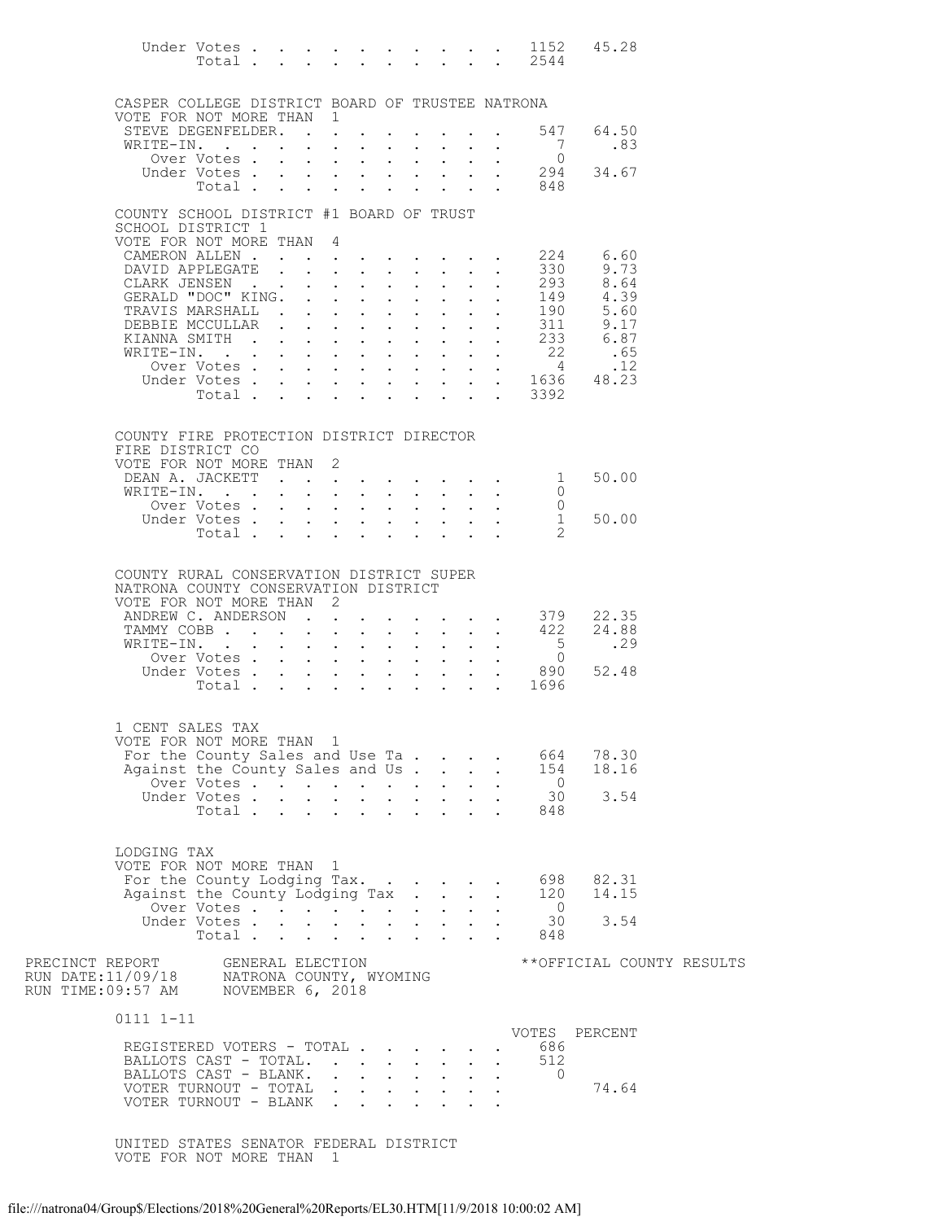| | Votes | Percent |
|---|---|---|
| Under Votes | 1152 | 45.28 |
| Total | 2544 | |

CASPER COLLEGE DISTRICT BOARD OF TRUSTEE NATRONA
VOTE FOR NOT MORE THAN 1

| | Votes | Percent |
|---|---|---|
| STEVE DEGENFELDER | 547 | 64.50 |
| WRITE-IN. | 7 | .83 |
| Over Votes | 0 | |
| Under Votes | 294 | 34.67 |
| Total | 848 | |

COUNTY SCHOOL DISTRICT #1 BOARD OF TRUST
SCHOOL DISTRICT 1
VOTE FOR NOT MORE THAN 4

| | Votes | Percent |
|---|---|---|
| CAMERON ALLEN | 224 | 6.60 |
| DAVID APPLEGATE | 330 | 9.73 |
| CLARK JENSEN | 293 | 8.64 |
| GERALD "DOC" KING | 149 | 4.39 |
| TRAVIS MARSHALL | 190 | 5.60 |
| DEBBIE MCCULLAR | 311 | 9.17 |
| KIANNA SMITH | 233 | 6.87 |
| WRITE-IN. | 22 | .65 |
| Over Votes | 4 | .12 |
| Under Votes | 1636 | 48.23 |
| Total | 3392 | |

COUNTY FIRE PROTECTION DISTRICT DIRECTOR
FIRE DISTRICT CO
VOTE FOR NOT MORE THAN 2

| | Votes | Percent |
|---|---|---|
| DEAN A. JACKETT | 1 | 50.00 |
| WRITE-IN. | 0 | |
| Over Votes | 0 | |
| Under Votes | 1 | 50.00 |
| Total | 2 | |

COUNTY RURAL CONSERVATION DISTRICT SUPER
NATRONA COUNTY CONSERVATION DISTRICT
VOTE FOR NOT MORE THAN 2

| | Votes | Percent |
|---|---|---|
| ANDREW C. ANDERSON | 379 | 22.35 |
| TAMMY COBB | 422 | 24.88 |
| WRITE-IN. | 5 | .29 |
| Over Votes | 0 | |
| Under Votes | 890 | 52.48 |
| Total | 1696 | |

1 CENT SALES TAX
VOTE FOR NOT MORE THAN 1

| | Votes | Percent |
|---|---|---|
| For the County Sales and Use Ta | 664 | 78.30 |
| Against the County Sales and Us | 154 | 18.16 |
| Over Votes | 0 | |
| Under Votes | 30 | 3.54 |
| Total | 848 | |

LODGING TAX
VOTE FOR NOT MORE THAN 1

| | Votes | Percent |
|---|---|---|
| For the County Lodging Tax. | 698 | 82.31 |
| Against the County Lodging Tax | 120 | 14.15 |
| Over Votes | 0 | |
| Under Votes | 30 | 3.54 |
| Total | 848 | |

PRECINCT REPORT — GENERAL ELECTION — **OFFICIAL COUNTY RESULTS
RUN DATE:11/09/18 — NATRONA COUNTY, WYOMING
RUN TIME:09:57 AM — NOVEMBER 6, 2018

## 0111 1-11

| | VOTES | PERCENT |
|---|---|---|
| REGISTERED VOTERS - TOTAL | 686 | |
| BALLOTS CAST - TOTAL. | 512 | |
| BALLOTS CAST - BLANK. | 0 | |
| VOTER TURNOUT - TOTAL | | 74.64 |
| VOTER TURNOUT - BLANK | | |

UNITED STATES SENATOR FEDERAL DISTRICT
VOTE FOR NOT MORE THAN 1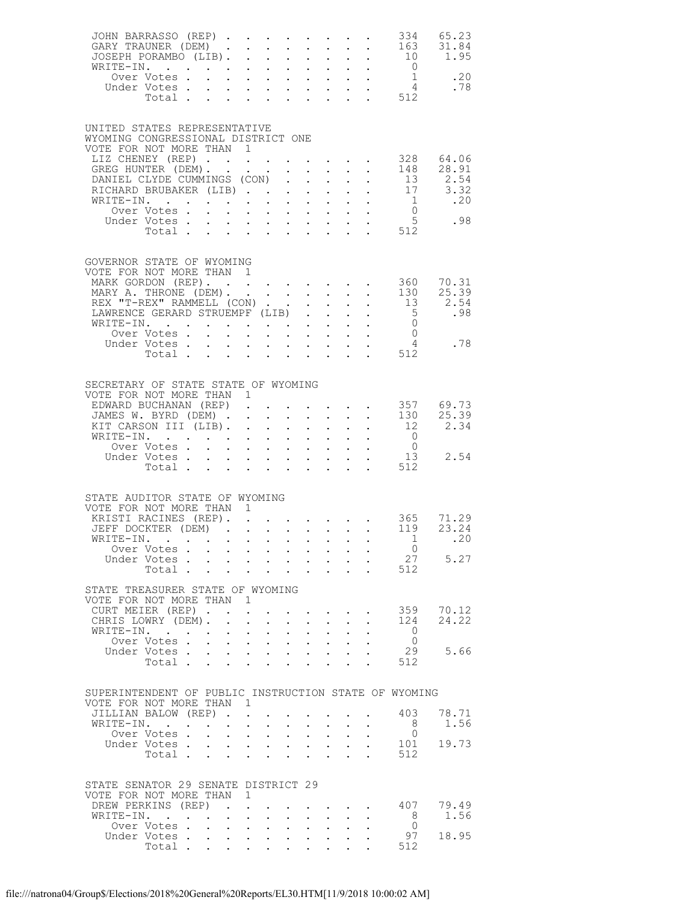| JOHN BARRASSO (REP) | 334 | 65.23 |
|---|---|---|
| GARY TRAUNER (DEM) | 163 | 31.84 |
| JOSEPH PORAMBO (LIB) | 10 | 1.95 |
| WRITE-IN. | 0 | |
| Over Votes | 1 | .20 |
| Under Votes | 4 | .78 |
| Total | 512 | |

UNITED STATES REPRESENTATIVE
WYOMING CONGRESSIONAL DISTRICT ONE
VOTE FOR NOT MORE THAN 1

| Candidate | Votes | Percent |
|---|---|---|
| LIZ CHENEY (REP) | 328 | 64.06 |
| GREG HUNTER (DEM) | 148 | 28.91 |
| DANIEL CLYDE CUMMINGS (CON) | 13 | 2.54 |
| RICHARD BRUBAKER (LIB) | 17 | 3.32 |
| WRITE-IN. | 1 | .20 |
| Over Votes | 0 | |
| Under Votes | 5 | .98 |
| Total | 512 | |

GOVERNOR STATE OF WYOMING
VOTE FOR NOT MORE THAN 1

| Candidate | Votes | Percent |
|---|---|---|
| MARK GORDON (REP) | 360 | 70.31 |
| MARY A. THRONE (DEM) | 130 | 25.39 |
| REX "T-REX" RAMMELL (CON) | 13 | 2.54 |
| LAWRENCE GERARD STRUEMPF (LIB) | 5 | .98 |
| WRITE-IN. | 0 | |
| Over Votes | 0 | |
| Under Votes | 4 | .78 |
| Total | 512 | |

SECRETARY OF STATE STATE OF WYOMING
VOTE FOR NOT MORE THAN 1

| Candidate | Votes | Percent |
|---|---|---|
| EDWARD BUCHANAN (REP) | 357 | 69.73 |
| JAMES W. BYRD (DEM) | 130 | 25.39 |
| KIT CARSON III (LIB) | 12 | 2.34 |
| WRITE-IN. | 0 | |
| Over Votes | 0 | |
| Under Votes | 13 | 2.54 |
| Total | 512 | |

STATE AUDITOR STATE OF WYOMING
VOTE FOR NOT MORE THAN 1

| Candidate | Votes | Percent |
|---|---|---|
| KRISTI RACINES (REP) | 365 | 71.29 |
| JEFF DOCKTER (DEM) | 119 | 23.24 |
| WRITE-IN. | 1 | .20 |
| Over Votes | 0 | |
| Under Votes | 27 | 5.27 |
| Total | 512 | |

STATE TREASURER STATE OF WYOMING
VOTE FOR NOT MORE THAN 1

| Candidate | Votes | Percent |
|---|---|---|
| CURT MEIER (REP) | 359 | 70.12 |
| CHRIS LOWRY (DEM) | 124 | 24.22 |
| WRITE-IN. | 0 | |
| Over Votes | 0 | |
| Under Votes | 29 | 5.66 |
| Total | 512 | |

SUPERINTENDENT OF PUBLIC INSTRUCTION STATE OF WYOMING
VOTE FOR NOT MORE THAN 1

| Candidate | Votes | Percent |
|---|---|---|
| JILLIAN BALOW (REP) | 403 | 78.71 |
| WRITE-IN. | 8 | 1.56 |
| Over Votes | 0 | |
| Under Votes | 101 | 19.73 |
| Total | 512 | |

STATE SENATOR 29 SENATE DISTRICT 29
VOTE FOR NOT MORE THAN 1

| Candidate | Votes | Percent |
|---|---|---|
| DREW PERKINS (REP) | 407 | 79.49 |
| WRITE-IN. | 8 | 1.56 |
| Over Votes | 0 | |
| Under Votes | 97 | 18.95 |
| Total | 512 | |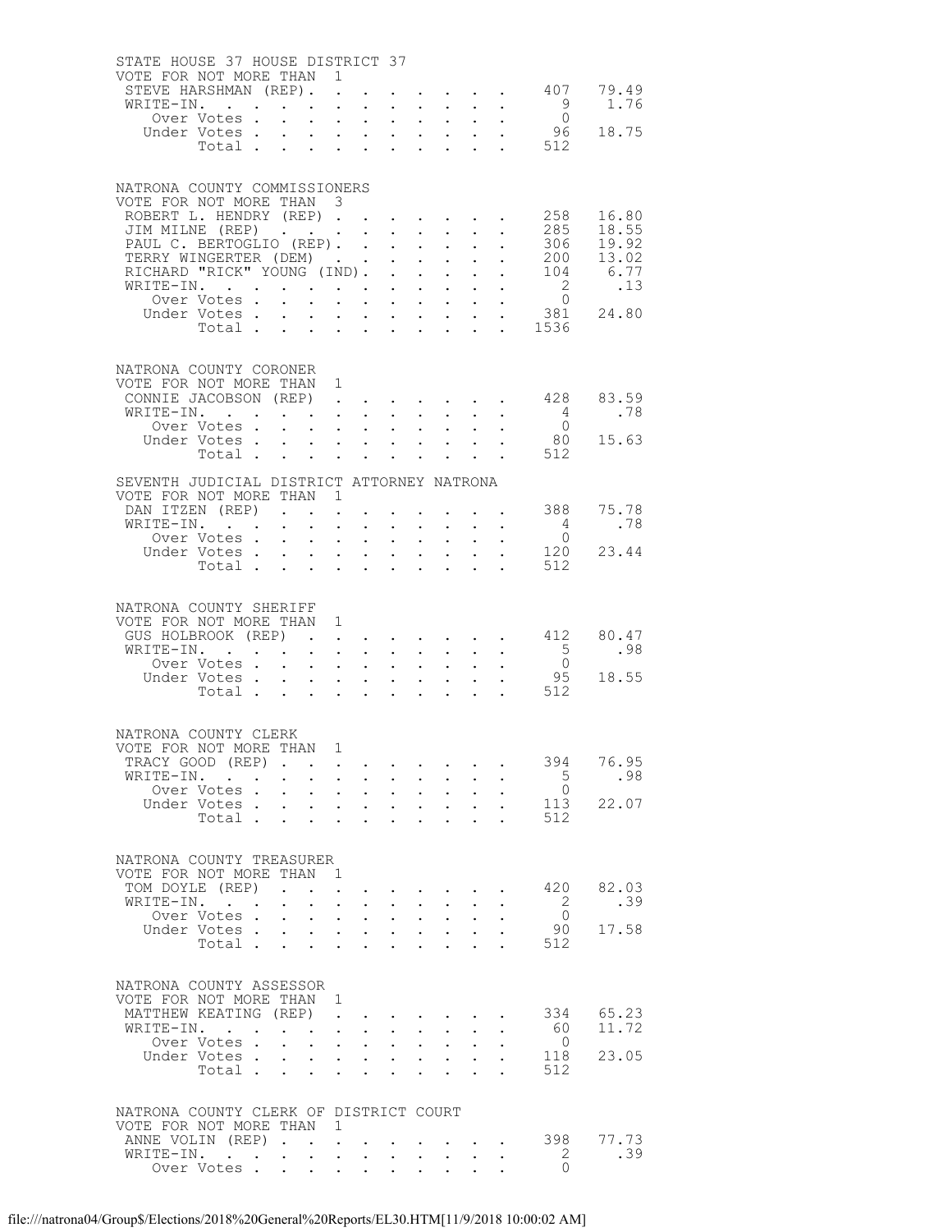## STATE HOUSE 37 HOUSE DISTRICT 37

VOTE FOR NOT MORE THAN 1

| Candidate | Votes | Percent |
|---|---|---|
| STEVE HARSHMAN (REP) | 407 | 79.49 |
| WRITE-IN. | 9 | 1.76 |
| Over Votes | 0 | |
| Under Votes | 96 | 18.75 |
| Total | 512 | |

## NATRONA COUNTY COMMISSIONERS

VOTE FOR NOT MORE THAN 3

| Candidate | Votes | Percent |
|---|---|---|
| ROBERT L. HENDRY (REP) | 258 | 16.80 |
| JIM MILNE (REP) | 285 | 18.55 |
| PAUL C. BERTOGLIO (REP) | 306 | 19.92 |
| TERRY WINGERTER (DEM) | 200 | 13.02 |
| RICHARD "RICK" YOUNG (IND) | 104 | 6.77 |
| WRITE-IN. | 2 | .13 |
| Over Votes | 0 | |
| Under Votes | 381 | 24.80 |
| Total | 1536 | |

## NATRONA COUNTY CORONER

VOTE FOR NOT MORE THAN 1

| Candidate | Votes | Percent |
|---|---|---|
| CONNIE JACOBSON (REP) | 428 | 83.59 |
| WRITE-IN. | 4 | .78 |
| Over Votes | 0 | |
| Under Votes | 80 | 15.63 |
| Total | 512 | |

## SEVENTH JUDICIAL DISTRICT ATTORNEY NATRONA

VOTE FOR NOT MORE THAN 1

| Candidate | Votes | Percent |
|---|---|---|
| DAN ITZEN (REP) | 388 | 75.78 |
| WRITE-IN. | 4 | .78 |
| Over Votes | 0 | |
| Under Votes | 120 | 23.44 |
| Total | 512 | |

## NATRONA COUNTY SHERIFF

VOTE FOR NOT MORE THAN 1

| Candidate | Votes | Percent |
|---|---|---|
| GUS HOLBROOK (REP) | 412 | 80.47 |
| WRITE-IN. | 5 | .98 |
| Over Votes | 0 | |
| Under Votes | 95 | 18.55 |
| Total | 512 | |

## NATRONA COUNTY CLERK

VOTE FOR NOT MORE THAN 1

| Candidate | Votes | Percent |
|---|---|---|
| TRACY GOOD (REP) | 394 | 76.95 |
| WRITE-IN. | 5 | .98 |
| Over Votes | 0 | |
| Under Votes | 113 | 22.07 |
| Total | 512 | |

## NATRONA COUNTY TREASURER

VOTE FOR NOT MORE THAN 1

| Candidate | Votes | Percent |
|---|---|---|
| TOM DOYLE (REP) | 420 | 82.03 |
| WRITE-IN. | 2 | .39 |
| Over Votes | 0 | |
| Under Votes | 90 | 17.58 |
| Total | 512 | |

## NATRONA COUNTY ASSESSOR

VOTE FOR NOT MORE THAN 1

| Candidate | Votes | Percent |
|---|---|---|
| MATTHEW KEATING (REP) | 334 | 65.23 |
| WRITE-IN. | 60 | 11.72 |
| Over Votes | 0 | |
| Under Votes | 118 | 23.05 |
| Total | 512 | |

## NATRONA COUNTY CLERK OF DISTRICT COURT

VOTE FOR NOT MORE THAN 1

| Candidate | Votes | Percent |
|---|---|---|
| ANNE VOLIN (REP) | 398 | 77.73 |
| WRITE-IN. | 2 | .39 |
| Over Votes | 0 | |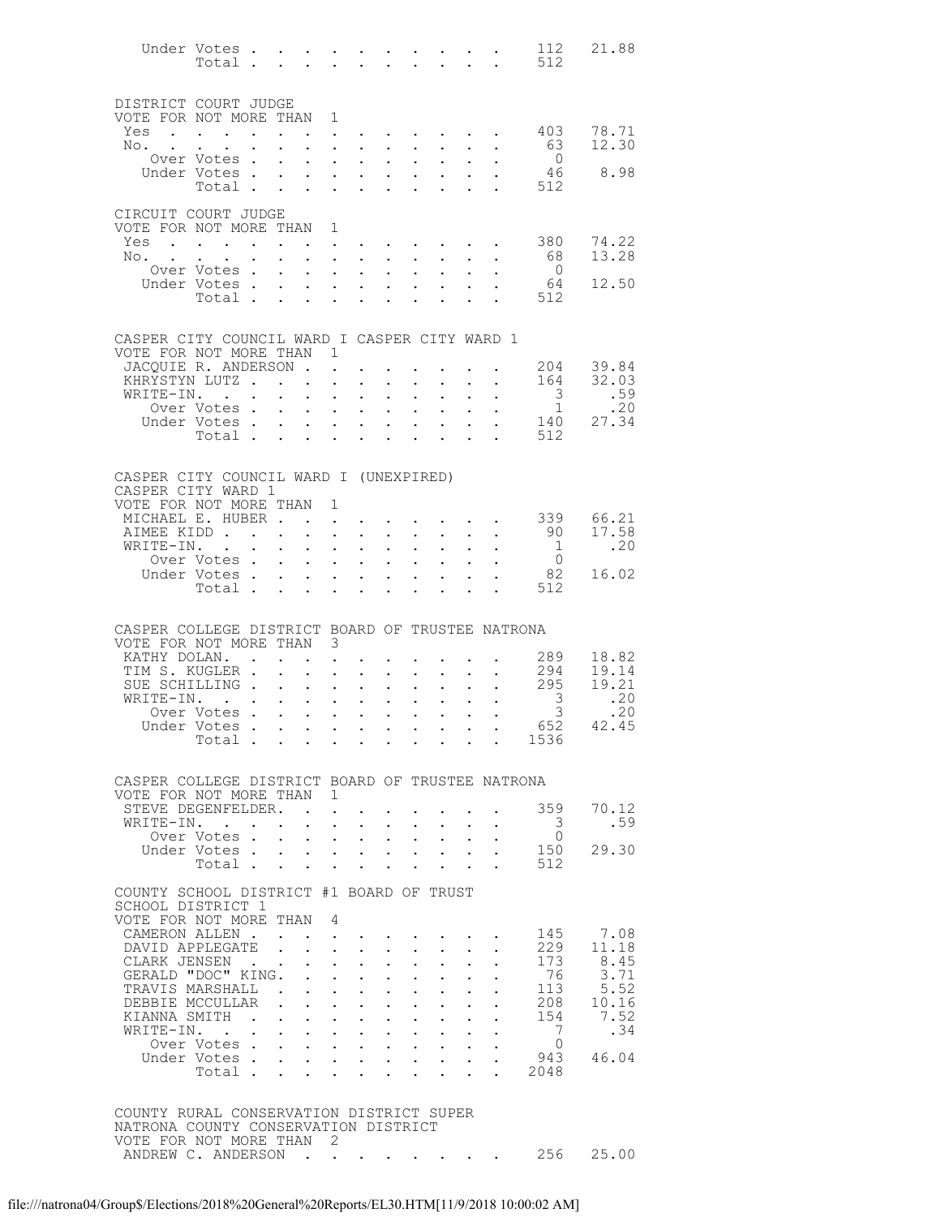| | | |
|---|---|---|
| Under Votes | 112 | 21.88 |
| Total | 512 | |

## DISTRICT COURT JUDGE
VOTE FOR NOT MORE THAN 1

| | | |
|---|---|---|
| Yes | 403 | 78.71 |
| No. | 63 | 12.30 |
| Over Votes | 0 | |
| Under Votes | 46 | 8.98 |
| Total | 512 | |

## CIRCUIT COURT JUDGE
VOTE FOR NOT MORE THAN 1

| | | |
|---|---|---|
| Yes | 380 | 74.22 |
| No. | 68 | 13.28 |
| Over Votes | 0 | |
| Under Votes | 64 | 12.50 |
| Total | 512 | |

## CASPER CITY COUNCIL WARD I CASPER CITY WARD 1
VOTE FOR NOT MORE THAN 1

| | | |
|---|---|---|
| JACQUIE R. ANDERSON | 204 | 39.84 |
| KHRYSTYN LUTZ | 164 | 32.03 |
| WRITE-IN. | 3 | .59 |
| Over Votes | 1 | .20 |
| Under Votes | 140 | 27.34 |
| Total | 512 | |

## CASPER CITY COUNCIL WARD I (UNEXPIRED)
CASPER CITY WARD 1
VOTE FOR NOT MORE THAN 1

| | | |
|---|---|---|
| MICHAEL E. HUBER | 339 | 66.21 |
| AIMEE KIDD | 90 | 17.58 |
| WRITE-IN. | 1 | .20 |
| Over Votes | 0 | |
| Under Votes | 82 | 16.02 |
| Total | 512 | |

## CASPER COLLEGE DISTRICT BOARD OF TRUSTEE NATRONA
VOTE FOR NOT MORE THAN 3

| | | |
|---|---|---|
| KATHY DOLAN. | 289 | 18.82 |
| TIM S. KUGLER | 294 | 19.14 |
| SUE SCHILLING | 295 | 19.21 |
| WRITE-IN. | 3 | .20 |
| Over Votes | 3 | .20 |
| Under Votes | 652 | 42.45 |
| Total | 1536 | |

## CASPER COLLEGE DISTRICT BOARD OF TRUSTEE NATRONA
VOTE FOR NOT MORE THAN 1

| | | |
|---|---|---|
| STEVE DEGENFELDER. | 359 | 70.12 |
| WRITE-IN. | 3 | .59 |
| Over Votes | 0 | |
| Under Votes | 150 | 29.30 |
| Total | 512 | |

## COUNTY SCHOOL DISTRICT #1 BOARD OF TRUST
SCHOOL DISTRICT 1
VOTE FOR NOT MORE THAN 4

| | | |
|---|---|---|
| CAMERON ALLEN | 145 | 7.08 |
| DAVID APPLEGATE | 229 | 11.18 |
| CLARK JENSEN | 173 | 8.45 |
| GERALD "DOC" KING. | 76 | 3.71 |
| TRAVIS MARSHALL | 113 | 5.52 |
| DEBBIE MCCULLAR | 208 | 10.16 |
| KIANNA SMITH | 154 | 7.52 |
| WRITE-IN. | 7 | .34 |
| Over Votes | 0 | |
| Under Votes | 943 | 46.04 |
| Total | 2048 | |

## COUNTY RURAL CONSERVATION DISTRICT SUPER
NATRONA COUNTY CONSERVATION DISTRICT
VOTE FOR NOT MORE THAN 2

| | | |
|---|---|---|
| ANDREW C. ANDERSON | 256 | 25.00 |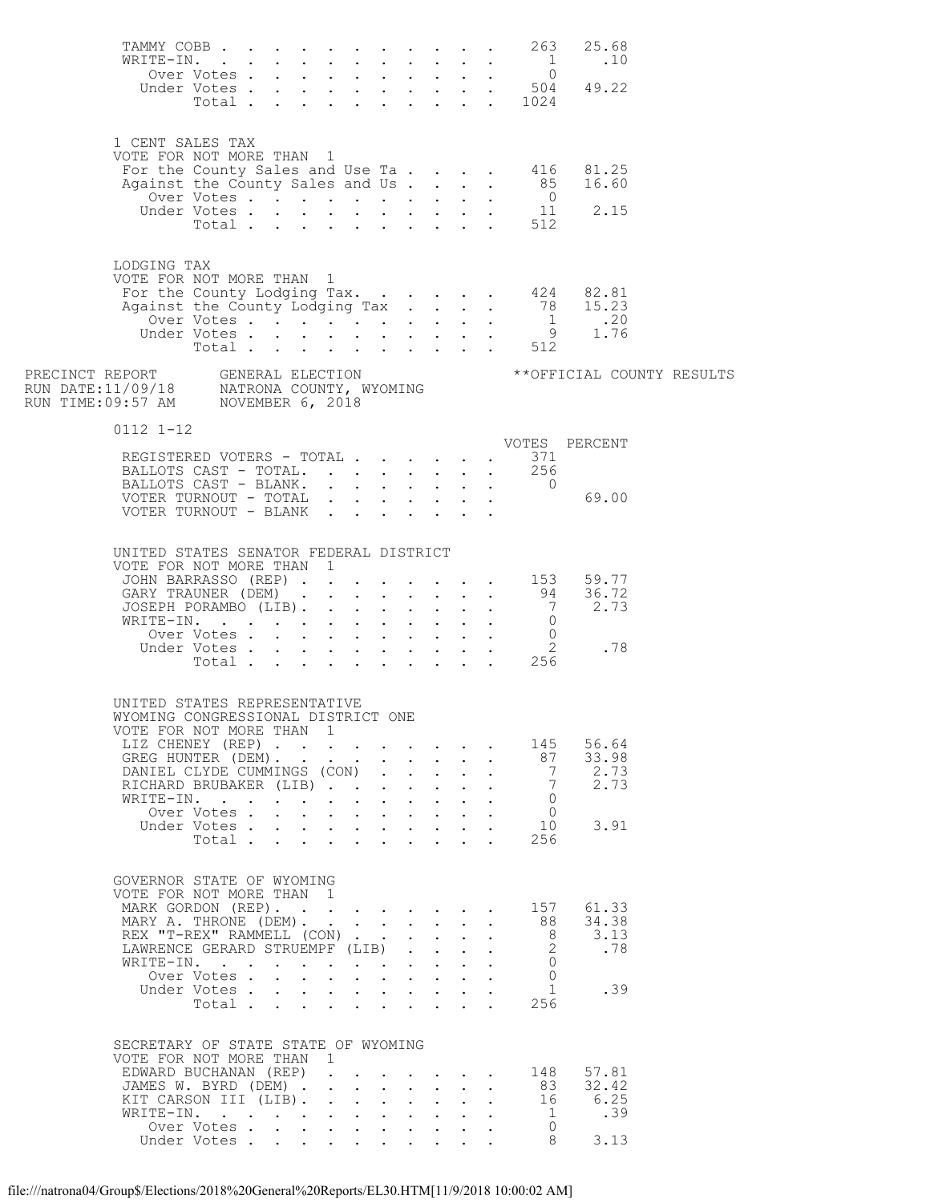| | VOTES | PERCENT |
|---|---|---|
| TAMMY COBB | 263 | 25.68 |
| WRITE-IN. | 1 | .10 |
| Over Votes | 0 | |
| Under Votes | 504 | 49.22 |
| Total | 1024 | |

1 CENT SALES TAX
VOTE FOR NOT MORE THAN 1

| | VOTES | PERCENT |
|---|---|---|
| For the County Sales and Use Ta | 416 | 81.25 |
| Against the County Sales and Us | 85 | 16.60 |
| Over Votes | 0 | |
| Under Votes | 11 | 2.15 |
| Total | 512 | |

LODGING TAX
VOTE FOR NOT MORE THAN 1

| | VOTES | PERCENT |
|---|---|---|
| For the County Lodging Tax. | 424 | 82.81 |
| Against the County Lodging Tax | 78 | 15.23 |
| Over Votes | 1 | .20 |
| Under Votes | 9 | 1.76 |
| Total | 512 | |

PRECINCT REPORT GENERAL ELECTION **OFFICIAL COUNTY RESULTS
RUN DATE:11/09/18 NATRONA COUNTY, WYOMING
RUN TIME:09:57 AM NOVEMBER 6, 2018

0112 1-12

| | VOTES | PERCENT |
|---|---|---|
| REGISTERED VOTERS - TOTAL | 371 | |
| BALLOTS CAST - TOTAL. | 256 | |
| BALLOTS CAST - BLANK. | 0 | |
| VOTER TURNOUT - TOTAL | | 69.00 |
| VOTER TURNOUT - BLANK | | |

UNITED STATES SENATOR FEDERAL DISTRICT
VOTE FOR NOT MORE THAN 1

| | VOTES | PERCENT |
|---|---|---|
| JOHN BARRASSO (REP) | 153 | 59.77 |
| GARY TRAUNER (DEM) | 94 | 36.72 |
| JOSEPH PORAMBO (LIB). | 7 | 2.73 |
| WRITE-IN. | 0 | |
| Over Votes | 0 | |
| Under Votes | 2 | .78 |
| Total | 256 | |

UNITED STATES REPRESENTATIVE
WYOMING CONGRESSIONAL DISTRICT ONE
VOTE FOR NOT MORE THAN 1

| | VOTES | PERCENT |
|---|---|---|
| LIZ CHENEY (REP) | 145 | 56.64 |
| GREG HUNTER (DEM). | 87 | 33.98 |
| DANIEL CLYDE CUMMINGS (CON) | 7 | 2.73 |
| RICHARD BRUBAKER (LIB) | 7 | 2.73 |
| WRITE-IN. | 0 | |
| Over Votes | 0 | |
| Under Votes | 10 | 3.91 |
| Total | 256 | |

GOVERNOR STATE OF WYOMING
VOTE FOR NOT MORE THAN 1

| | VOTES | PERCENT |
|---|---|---|
| MARK GORDON (REP). | 157 | 61.33 |
| MARY A. THRONE (DEM). | 88 | 34.38 |
| REX "T-REX" RAMMELL (CON) | 8 | 3.13 |
| LAWRENCE GERARD STRUEMPF (LIB) | 2 | .78 |
| WRITE-IN. | 0 | |
| Over Votes | 0 | |
| Under Votes | 1 | .39 |
| Total | 256 | |

SECRETARY OF STATE STATE OF WYOMING
VOTE FOR NOT MORE THAN 1

| | VOTES | PERCENT |
|---|---|---|
| EDWARD BUCHANAN (REP) | 148 | 57.81 |
| JAMES W. BYRD (DEM) | 83 | 32.42 |
| KIT CARSON III (LIB). | 16 | 6.25 |
| WRITE-IN. | 1 | .39 |
| Over Votes | 0 | |
| Under Votes | 8 | 3.13 |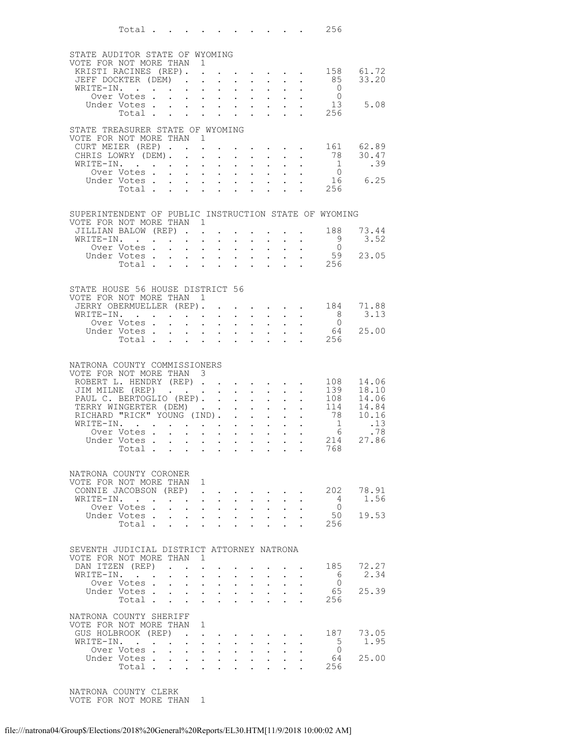| | | |
|---|---|---|
| Total | 256 | |

## STATE AUDITOR STATE OF WYOMING

VOTE FOR NOT MORE THAN 1

| Candidate | Votes | Percent |
|---|---|---|
| KRISTI RACINES (REP). | 158 | 61.72 |
| JEFF DOCKTER (DEM) | 85 | 33.20 |
| WRITE-IN. | 0 | |
| Over Votes | 0 | |
| Under Votes | 13 | 5.08 |
| Total | 256 | |

## STATE TREASURER STATE OF WYOMING

VOTE FOR NOT MORE THAN 1

| Candidate | Votes | Percent |
|---|---|---|
| CURT MEIER (REP) | 161 | 62.89 |
| CHRIS LOWRY (DEM). | 78 | 30.47 |
| WRITE-IN. | 1 | .39 |
| Over Votes | 0 | |
| Under Votes | 16 | 6.25 |
| Total | 256 | |

## SUPERINTENDENT OF PUBLIC INSTRUCTION STATE OF WYOMING

VOTE FOR NOT MORE THAN 1

| Candidate | Votes | Percent |
|---|---|---|
| JILLIAN BALOW (REP) | 188 | 73.44 |
| WRITE-IN. | 9 | 3.52 |
| Over Votes | 0 | |
| Under Votes | 59 | 23.05 |
| Total | 256 | |

## STATE HOUSE 56 HOUSE DISTRICT 56

VOTE FOR NOT MORE THAN 1

| Candidate | Votes | Percent |
|---|---|---|
| JERRY OBERMUELLER (REP). | 184 | 71.88 |
| WRITE-IN. | 8 | 3.13 |
| Over Votes | 0 | |
| Under Votes | 64 | 25.00 |
| Total | 256 | |

## NATRONA COUNTY COMMISSIONERS

VOTE FOR NOT MORE THAN 3

| Candidate | Votes | Percent |
|---|---|---|
| ROBERT L. HENDRY (REP) | 108 | 14.06 |
| JIM MILNE (REP) | 139 | 18.10 |
| PAUL C. BERTOGLIO (REP). | 108 | 14.06 |
| TERRY WINGERTER (DEM) | 114 | 14.84 |
| RICHARD "RICK" YOUNG (IND). | 78 | 10.16 |
| WRITE-IN. | 1 | .13 |
| Over Votes | 6 | .78 |
| Under Votes | 214 | 27.86 |
| Total | 768 | |

## NATRONA COUNTY CORONER

VOTE FOR NOT MORE THAN 1

| Candidate | Votes | Percent |
|---|---|---|
| CONNIE JACOBSON (REP) | 202 | 78.91 |
| WRITE-IN. | 4 | 1.56 |
| Over Votes | 0 | |
| Under Votes | 50 | 19.53 |
| Total | 256 | |

## SEVENTH JUDICIAL DISTRICT ATTORNEY NATRONA

VOTE FOR NOT MORE THAN 1

| Candidate | Votes | Percent |
|---|---|---|
| DAN ITZEN (REP) | 185 | 72.27 |
| WRITE-IN. | 6 | 2.34 |
| Over Votes | 0 | |
| Under Votes | 65 | 25.39 |
| Total | 256 | |

## NATRONA COUNTY SHERIFF

VOTE FOR NOT MORE THAN 1

| Candidate | Votes | Percent |
|---|---|---|
| GUS HOLBROOK (REP) | 187 | 73.05 |
| WRITE-IN. | 5 | 1.95 |
| Over Votes | 0 | |
| Under Votes | 64 | 25.00 |
| Total | 256 | |

## NATRONA COUNTY CLERK

VOTE FOR NOT MORE THAN 1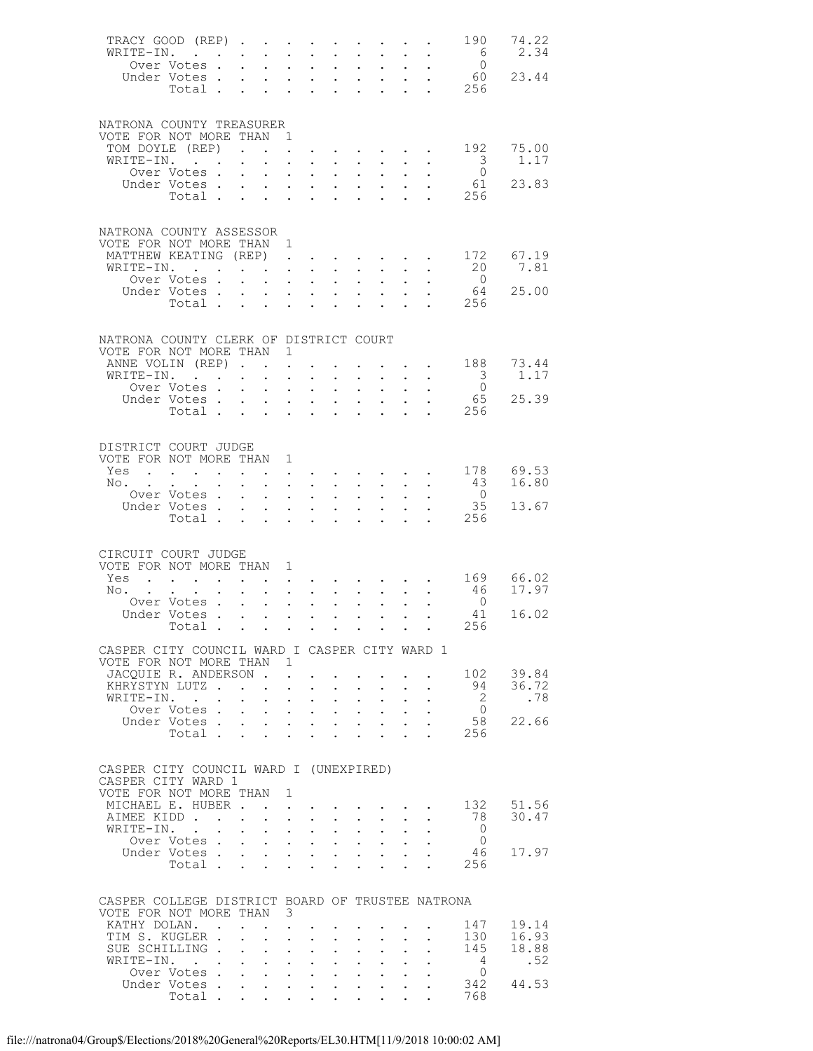| | | |
|---|---|---|
| TRACY GOOD (REP) | 190 | 74.22 |
| WRITE-IN. | 6 | 2.34 |
| Over Votes | 0 | |
| Under Votes | 60 | 23.44 |
| Total | 256 | |

NATRONA COUNTY TREASURER
VOTE FOR NOT MORE THAN 1

| | | |
|---|---|---|
| TOM DOYLE (REP) | 192 | 75.00 |
| WRITE-IN. | 3 | 1.17 |
| Over Votes | 0 | |
| Under Votes | 61 | 23.83 |
| Total | 256 | |

NATRONA COUNTY ASSESSOR
VOTE FOR NOT MORE THAN 1

| | | |
|---|---|---|
| MATTHEW KEATING (REP) | 172 | 67.19 |
| WRITE-IN. | 20 | 7.81 |
| Over Votes | 0 | |
| Under Votes | 64 | 25.00 |
| Total | 256 | |

NATRONA COUNTY CLERK OF DISTRICT COURT
VOTE FOR NOT MORE THAN 1

| | | |
|---|---|---|
| ANNE VOLIN (REP) | 188 | 73.44 |
| WRITE-IN. | 3 | 1.17 |
| Over Votes | 0 | |
| Under Votes | 65 | 25.39 |
| Total | 256 | |

DISTRICT COURT JUDGE
VOTE FOR NOT MORE THAN 1

| | | |
|---|---|---|
| Yes | 178 | 69.53 |
| No. | 43 | 16.80 |
| Over Votes | 0 | |
| Under Votes | 35 | 13.67 |
| Total | 256 | |

CIRCUIT COURT JUDGE
VOTE FOR NOT MORE THAN 1

| | | |
|---|---|---|
| Yes | 169 | 66.02 |
| No. | 46 | 17.97 |
| Over Votes | 0 | |
| Under Votes | 41 | 16.02 |
| Total | 256 | |

CASPER CITY COUNCIL WARD I CASPER CITY WARD 1
VOTE FOR NOT MORE THAN 1

| | | |
|---|---|---|
| JACQUIE R. ANDERSON | 102 | 39.84 |
| KHRYSTYN LUTZ | 94 | 36.72 |
| WRITE-IN. | 2 | .78 |
| Over Votes | 0 | |
| Under Votes | 58 | 22.66 |
| Total | 256 | |

CASPER CITY COUNCIL WARD I (UNEXPIRED)
CASPER CITY WARD 1
VOTE FOR NOT MORE THAN 1

| | | |
|---|---|---|
| MICHAEL E. HUBER | 132 | 51.56 |
| AIMEE KIDD | 78 | 30.47 |
| WRITE-IN. | 0 | |
| Over Votes | 0 | |
| Under Votes | 46 | 17.97 |
| Total | 256 | |

CASPER COLLEGE DISTRICT BOARD OF TRUSTEE NATRONA
VOTE FOR NOT MORE THAN 3

| | | |
|---|---|---|
| KATHY DOLAN. | 147 | 19.14 |
| TIM S. KUGLER | 130 | 16.93 |
| SUE SCHILLING | 145 | 18.88 |
| WRITE-IN. | 4 | .52 |
| Over Votes | 0 | |
| Under Votes | 342 | 44.53 |
| Total | 768 | |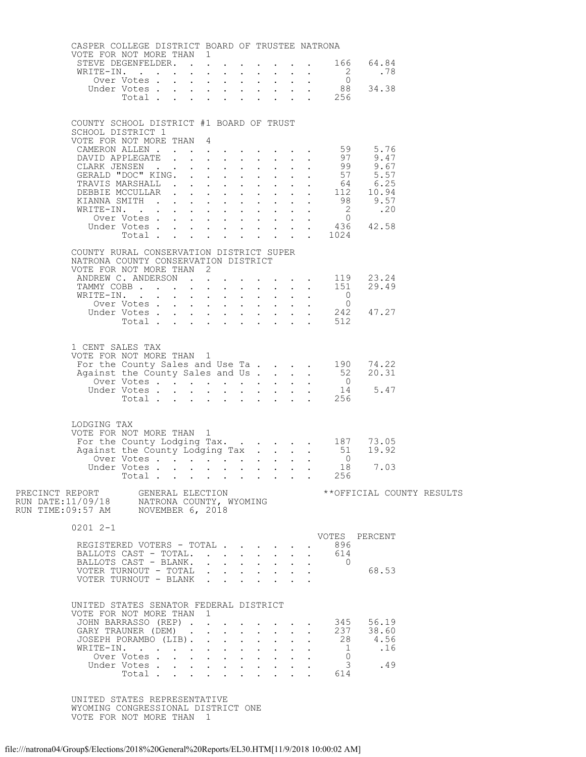### CASPER COLLEGE DISTRICT BOARD OF TRUSTEE NATRONA

VOTE FOR NOT MORE THAN 1

| Candidate | Votes | Percent |
|---|---|---|
| STEVE DEGENFELDER | 166 | 64.84 |
| WRITE-IN | 2 | .78 |
| Over Votes | 0 | |
| Under Votes | 88 | 34.38 |
| Total | 256 | |

### COUNTY SCHOOL DISTRICT #1 BOARD OF TRUST

SCHOOL DISTRICT 1

VOTE FOR NOT MORE THAN 4

| Candidate | Votes | Percent |
|---|---|---|
| CAMERON ALLEN | 59 | 5.76 |
| DAVID APPLEGATE | 97 | 9.47 |
| CLARK JENSEN | 99 | 9.67 |
| GERALD "DOC" KING | 57 | 5.57 |
| TRAVIS MARSHALL | 64 | 6.25 |
| DEBBIE MCCULLAR | 112 | 10.94 |
| KIANNA SMITH | 98 | 9.57 |
| WRITE-IN | 2 | .20 |
| Over Votes | 0 | |
| Under Votes | 436 | 42.58 |
| Total | 1024 | |

### COUNTY RURAL CONSERVATION DISTRICT SUPER

NATRONA COUNTY CONSERVATION DISTRICT

VOTE FOR NOT MORE THAN 2

| Candidate | Votes | Percent |
|---|---|---|
| ANDREW C. ANDERSON | 119 | 23.24 |
| TAMMY COBB | 151 | 29.49 |
| WRITE-IN | 0 | |
| Over Votes | 0 | |
| Under Votes | 242 | 47.27 |
| Total | 512 | |

### 1 CENT SALES TAX

VOTE FOR NOT MORE THAN 1

| Choice | Votes | Percent |
|---|---|---|
| For the County Sales and Use Ta | 190 | 74.22 |
| Against the County Sales and Us | 52 | 20.31 |
| Over Votes | 0 | |
| Under Votes | 14 | 5.47 |
| Total | 256 | |

### LODGING TAX

VOTE FOR NOT MORE THAN 1

| Choice | Votes | Percent |
|---|---|---|
| For the County Lodging Tax | 187 | 73.05 |
| Against the County Lodging Tax | 51 | 19.92 |
| Over Votes | 0 | |
| Under Votes | 18 | 7.03 |
| Total | 256 | |

PRECINCT REPORT — GENERAL ELECTION — **OFFICIAL COUNTY RESULTS

RUN DATE:11/09/18 — NATRONA COUNTY, WYOMING

RUN TIME:09:57 AM — NOVEMBER 6, 2018

## 0201 2-1

| | VOTES | PERCENT |
|---|---|---|
| REGISTERED VOTERS - TOTAL | 896 | |
| BALLOTS CAST - TOTAL | 614 | |
| BALLOTS CAST - BLANK | 0 | |
| VOTER TURNOUT - TOTAL | | 68.53 |
| VOTER TURNOUT - BLANK | | |

### UNITED STATES SENATOR FEDERAL DISTRICT

VOTE FOR NOT MORE THAN 1

| Candidate | Votes | Percent |
|---|---|---|
| JOHN BARRASSO (REP) | 345 | 56.19 |
| GARY TRAUNER (DEM) | 237 | 38.60 |
| JOSEPH PORAMBO (LIB) | 28 | 4.56 |
| WRITE-IN | 1 | .16 |
| Over Votes | 0 | |
| Under Votes | 3 | .49 |
| Total | 614 | |

### UNITED STATES REPRESENTATIVE

WYOMING CONGRESSIONAL DISTRICT ONE

VOTE FOR NOT MORE THAN 1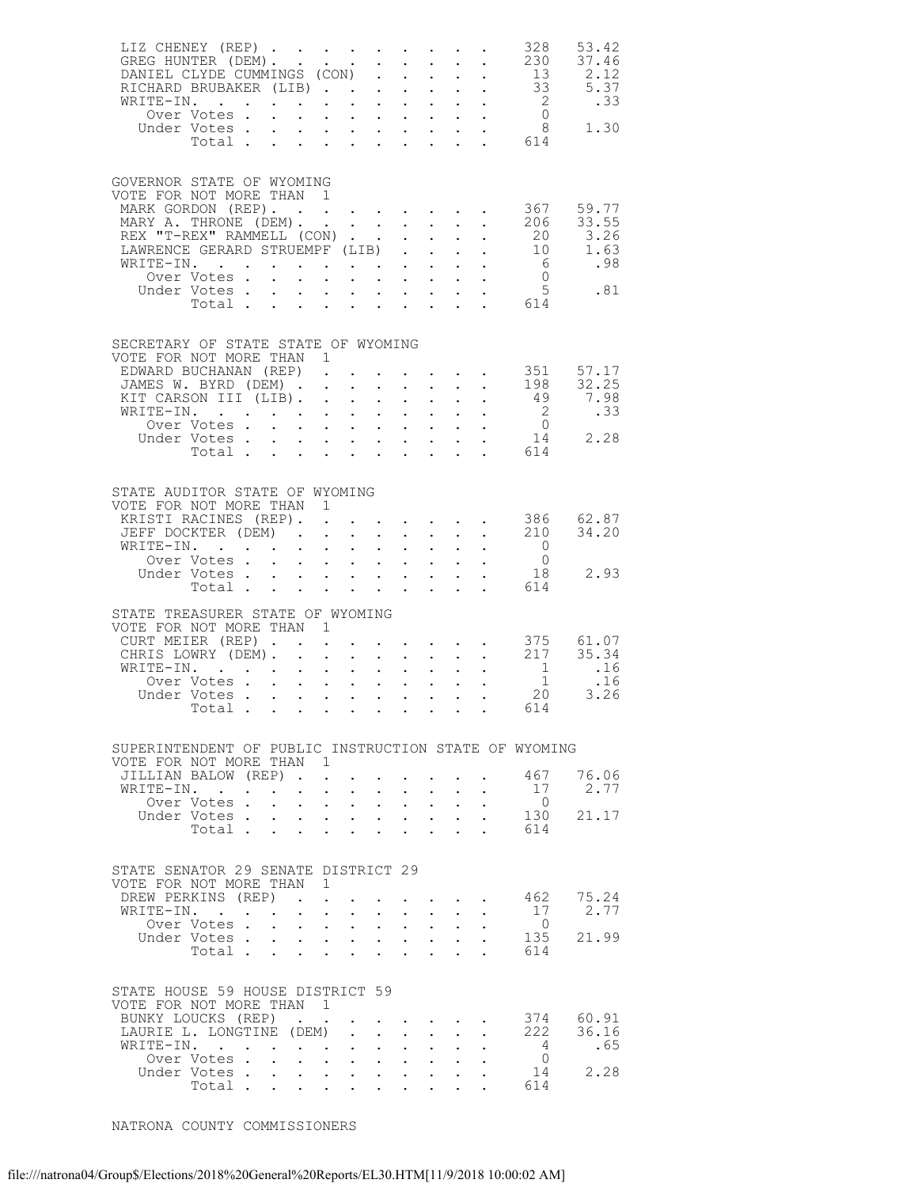| | | |
|---|---|---|
| LIZ CHENEY (REP) | 328 | 53.42 |
| GREG HUNTER (DEM) | 230 | 37.46 |
| DANIEL CLYDE CUMMINGS (CON) | 13 | 2.12 |
| RICHARD BRUBAKER (LIB) | 33 | 5.37 |
| WRITE-IN. | 2 | .33 |
| Over Votes | 0 | |
| Under Votes | 8 | 1.30 |
| Total | 614 | |

## GOVERNOR STATE OF WYOMING

VOTE FOR NOT MORE THAN 1

| | | |
|---|---|---|
| MARK GORDON (REP) | 367 | 59.77 |
| MARY A. THRONE (DEM) | 206 | 33.55 |
| REX "T-REX" RAMMELL (CON) | 20 | 3.26 |
| LAWRENCE GERARD STRUEMPF (LIB) | 10 | 1.63 |
| WRITE-IN. | 6 | .98 |
| Over Votes | 0 | |
| Under Votes | 5 | .81 |
| Total | 614 | |

## SECRETARY OF STATE STATE OF WYOMING

VOTE FOR NOT MORE THAN 1

| | | |
|---|---|---|
| EDWARD BUCHANAN (REP) | 351 | 57.17 |
| JAMES W. BYRD (DEM) | 198 | 32.25 |
| KIT CARSON III (LIB) | 49 | 7.98 |
| WRITE-IN. | 2 | .33 |
| Over Votes | 0 | |
| Under Votes | 14 | 2.28 |
| Total | 614 | |

## STATE AUDITOR STATE OF WYOMING

VOTE FOR NOT MORE THAN 1

| | | |
|---|---|---|
| KRISTI RACINES (REP) | 386 | 62.87 |
| JEFF DOCKTER (DEM) | 210 | 34.20 |
| WRITE-IN. | 0 | |
| Over Votes | 0 | |
| Under Votes | 18 | 2.93 |
| Total | 614 | |

## STATE TREASURER STATE OF WYOMING

VOTE FOR NOT MORE THAN 1

| | | |
|---|---|---|
| CURT MEIER (REP) | 375 | 61.07 |
| CHRIS LOWRY (DEM) | 217 | 35.34 |
| WRITE-IN. | 1 | .16 |
| Over Votes | 1 | .16 |
| Under Votes | 20 | 3.26 |
| Total | 614 | |

## SUPERINTENDENT OF PUBLIC INSTRUCTION STATE OF WYOMING

VOTE FOR NOT MORE THAN 1

| | | |
|---|---|---|
| JILLIAN BALOW (REP) | 467 | 76.06 |
| WRITE-IN. | 17 | 2.77 |
| Over Votes | 0 | |
| Under Votes | 130 | 21.17 |
| Total | 614 | |

## STATE SENATOR 29 SENATE DISTRICT 29

VOTE FOR NOT MORE THAN 1

| | | |
|---|---|---|
| DREW PERKINS (REP) | 462 | 75.24 |
| WRITE-IN. | 17 | 2.77 |
| Over Votes | 0 | |
| Under Votes | 135 | 21.99 |
| Total | 614 | |

## STATE HOUSE 59 HOUSE DISTRICT 59

VOTE FOR NOT MORE THAN 1

| | | |
|---|---|---|
| BUNKY LOUCKS (REP) | 374 | 60.91 |
| LAURIE L. LONGTINE (DEM) | 222 | 36.16 |
| WRITE-IN. | 4 | .65 |
| Over Votes | 0 | |
| Under Votes | 14 | 2.28 |
| Total | 614 | |

## NATRONA COUNTY COMMISSIONERS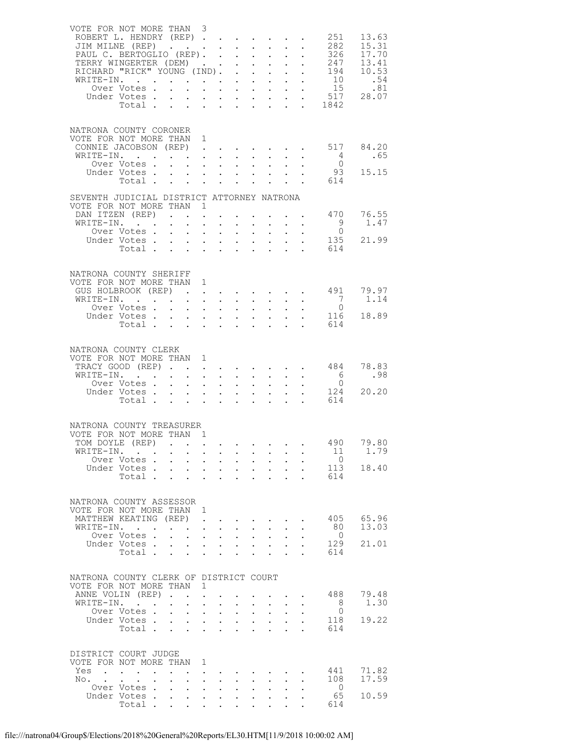VOTE FOR NOT MORE THAN 3

| | | |
|---|---|---|
| ROBERT L. HENDRY (REP) | 251 | 13.63 |
| JIM MILNE (REP) | 282 | 15.31 |
| PAUL C. BERTOGLIO (REP) | 326 | 17.70 |
| TERRY WINGERTER (DEM) | 247 | 13.41 |
| RICHARD "RICK" YOUNG (IND) | 194 | 10.53 |
| WRITE-IN | 10 | .54 |
| Over Votes | 15 | .81 |
| Under Votes | 517 | 28.07 |
| Total | 1842 | |

NATRONA COUNTY CORONER
VOTE FOR NOT MORE THAN 1

| | | |
|---|---|---|
| CONNIE JACOBSON (REP) | 517 | 84.20 |
| WRITE-IN | 4 | .65 |
| Over Votes | 0 | |
| Under Votes | 93 | 15.15 |
| Total | 614 | |

SEVENTH JUDICIAL DISTRICT ATTORNEY NATRONA
VOTE FOR NOT MORE THAN 1

| | | |
|---|---|---|
| DAN ITZEN (REP) | 470 | 76.55 |
| WRITE-IN | 9 | 1.47 |
| Over Votes | 0 | |
| Under Votes | 135 | 21.99 |
| Total | 614 | |

NATRONA COUNTY SHERIFF
VOTE FOR NOT MORE THAN 1

| | | |
|---|---|---|
| GUS HOLBROOK (REP) | 491 | 79.97 |
| WRITE-IN | 7 | 1.14 |
| Over Votes | 0 | |
| Under Votes | 116 | 18.89 |
| Total | 614 | |

NATRONA COUNTY CLERK
VOTE FOR NOT MORE THAN 1

| | | |
|---|---|---|
| TRACY GOOD (REP) | 484 | 78.83 |
| WRITE-IN | 6 | .98 |
| Over Votes | 0 | |
| Under Votes | 124 | 20.20 |
| Total | 614 | |

NATRONA COUNTY TREASURER
VOTE FOR NOT MORE THAN 1

| | | |
|---|---|---|
| TOM DOYLE (REP) | 490 | 79.80 |
| WRITE-IN | 11 | 1.79 |
| Over Votes | 0 | |
| Under Votes | 113 | 18.40 |
| Total | 614 | |

NATRONA COUNTY ASSESSOR
VOTE FOR NOT MORE THAN 1

| | | |
|---|---|---|
| MATTHEW KEATING (REP) | 405 | 65.96 |
| WRITE-IN | 80 | 13.03 |
| Over Votes | 0 | |
| Under Votes | 129 | 21.01 |
| Total | 614 | |

NATRONA COUNTY CLERK OF DISTRICT COURT
VOTE FOR NOT MORE THAN 1

| | | |
|---|---|---|
| ANNE VOLIN (REP) | 488 | 79.48 |
| WRITE-IN | 8 | 1.30 |
| Over Votes | 0 | |
| Under Votes | 118 | 19.22 |
| Total | 614 | |

DISTRICT COURT JUDGE
VOTE FOR NOT MORE THAN 1

| | | |
|---|---|---|
| Yes | 441 | 71.82 |
| No | 108 | 17.59 |
| Over Votes | 0 | |
| Under Votes | 65 | 10.59 |
| Total | 614 | |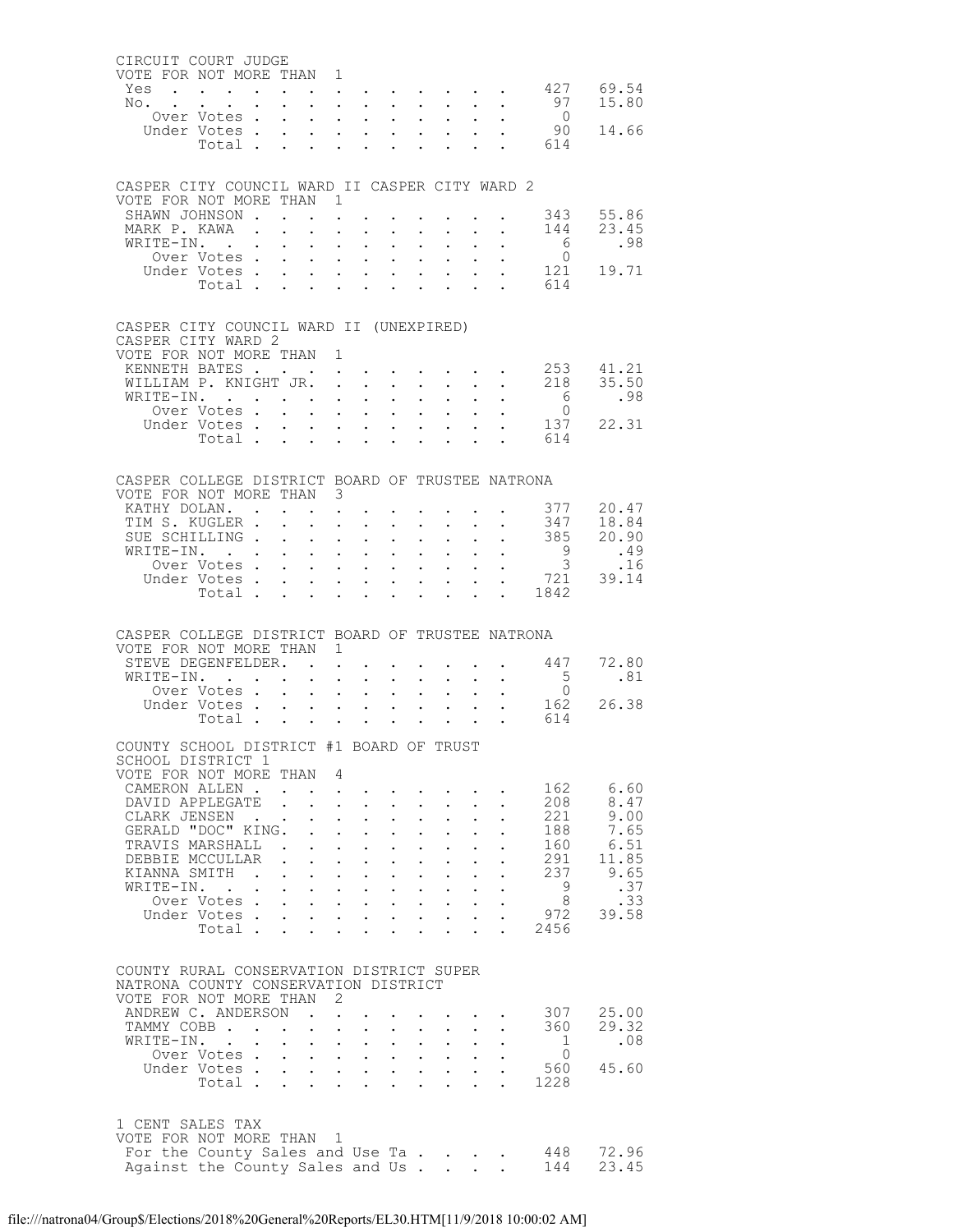**CIRCUIT COURT JUDGE**
VOTE FOR NOT MORE THAN 1

| | Votes | % |
|---|---|---|
| Yes | 427 | 69.54 |
| No. | 97 | 15.80 |
| Over Votes | 0 | |
| Under Votes | 90 | 14.66 |
| Total | 614 | |

**CASPER CITY COUNCIL WARD II CASPER CITY WARD 2**
VOTE FOR NOT MORE THAN 1

| | Votes | % |
|---|---|---|
| SHAWN JOHNSON | 343 | 55.86 |
| MARK P. KAWA | 144 | 23.45 |
| WRITE-IN. | 6 | .98 |
| Over Votes | 0 | |
| Under Votes | 121 | 19.71 |
| Total | 614 | |

**CASPER CITY COUNCIL WARD II (UNEXPIRED)**
CASPER CITY WARD 2
VOTE FOR NOT MORE THAN 1

| | Votes | % |
|---|---|---|
| KENNETH BATES | 253 | 41.21 |
| WILLIAM P. KNIGHT JR. | 218 | 35.50 |
| WRITE-IN. | 6 | .98 |
| Over Votes | 0 | |
| Under Votes | 137 | 22.31 |
| Total | 614 | |

**CASPER COLLEGE DISTRICT BOARD OF TRUSTEE NATRONA**
VOTE FOR NOT MORE THAN 3

| | Votes | % |
|---|---|---|
| KATHY DOLAN. | 377 | 20.47 |
| TIM S. KUGLER | 347 | 18.84 |
| SUE SCHILLING | 385 | 20.90 |
| WRITE-IN. | 9 | .49 |
| Over Votes | 3 | .16 |
| Under Votes | 721 | 39.14 |
| Total | 1842 | |

**CASPER COLLEGE DISTRICT BOARD OF TRUSTEE NATRONA**
VOTE FOR NOT MORE THAN 1

| | Votes | % |
|---|---|---|
| STEVE DEGENFELDER. | 447 | 72.80 |
| WRITE-IN. | 5 | .81 |
| Over Votes | 0 | |
| Under Votes | 162 | 26.38 |
| Total | 614 | |

**COUNTY SCHOOL DISTRICT #1 BOARD OF TRUST**
SCHOOL DISTRICT 1
VOTE FOR NOT MORE THAN 4

| | Votes | % |
|---|---|---|
| CAMERON ALLEN | 162 | 6.60 |
| DAVID APPLEGATE | 208 | 8.47 |
| CLARK JENSEN | 221 | 9.00 |
| GERALD "DOC" KING. | 188 | 7.65 |
| TRAVIS MARSHALL | 160 | 6.51 |
| DEBBIE MCCULLAR | 291 | 11.85 |
| KIANNA SMITH | 237 | 9.65 |
| WRITE-IN. | 9 | .37 |
| Over Votes | 8 | .33 |
| Under Votes | 972 | 39.58 |
| Total | 2456 | |

**COUNTY RURAL CONSERVATION DISTRICT SUPER**
NATRONA COUNTY CONSERVATION DISTRICT
VOTE FOR NOT MORE THAN 2

| | Votes | % |
|---|---|---|
| ANDREW C. ANDERSON | 307 | 25.00 |
| TAMMY COBB | 360 | 29.32 |
| WRITE-IN. | 1 | .08 |
| Over Votes | 0 | |
| Under Votes | 560 | 45.60 |
| Total | 1228 | |

**1 CENT SALES TAX**
VOTE FOR NOT MORE THAN 1

| | Votes | % |
|---|---|---|
| For the County Sales and Use Ta | 448 | 72.96 |
| Against the County Sales and Us | 144 | 23.45 |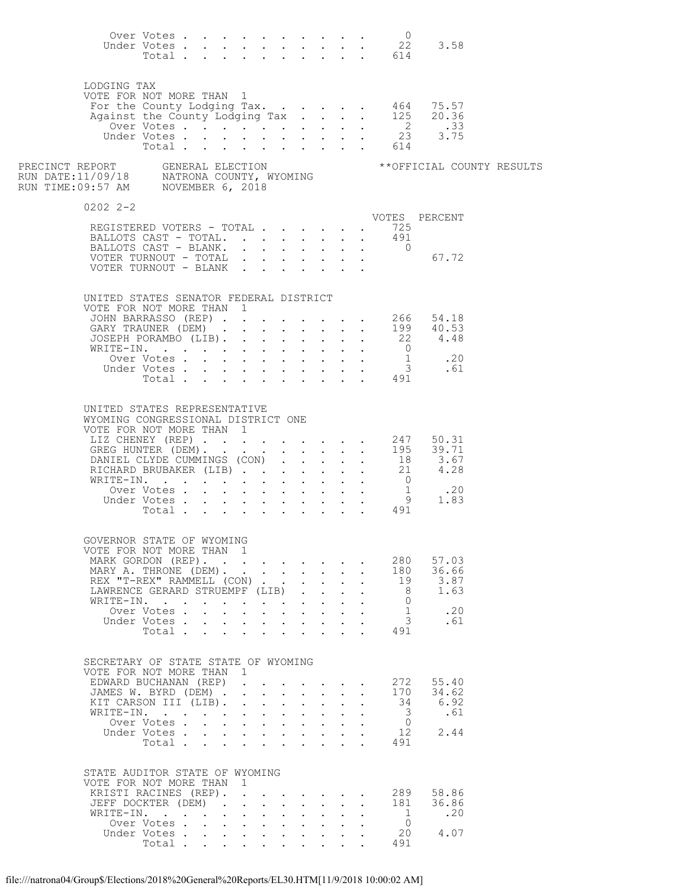| | Votes | Percent |
|---|---|---|
| Over Votes | 0 | |
| Under Votes | 22 | 3.58 |
| Total | 614 | |

**LODGING TAX**
VOTE FOR NOT MORE THAN 1

| | Votes | Percent |
|---|---|---|
| For the County Lodging Tax. | 464 | 75.57 |
| Against the County Lodging Tax | 125 | 20.36 |
| Over Votes | 2 | .33 |
| Under Votes | 23 | 3.75 |
| Total | 614 | |

PRECINCT REPORT — GENERAL ELECTION — NATRONA COUNTY, WYOMING — NOVEMBER 6, 2018 — **OFFICIAL COUNTY RESULTS
RUN DATE:11/09/18
RUN TIME:09:57 AM

## 0202 2-2

| | VOTES | PERCENT |
|---|---|---|
| REGISTERED VOTERS - TOTAL | 725 | |
| BALLOTS CAST - TOTAL. | 491 | |
| BALLOTS CAST - BLANK. | 0 | |
| VOTER TURNOUT - TOTAL | | 67.72 |
| VOTER TURNOUT - BLANK | | |

**UNITED STATES SENATOR FEDERAL DISTRICT**
VOTE FOR NOT MORE THAN 1

| | Votes | Percent |
|---|---|---|
| JOHN BARRASSO (REP) | 266 | 54.18 |
| GARY TRAUNER (DEM) | 199 | 40.53 |
| JOSEPH PORAMBO (LIB). | 22 | 4.48 |
| WRITE-IN. | 0 | |
| Over Votes | 1 | .20 |
| Under Votes | 3 | .61 |
| Total | 491 | |

**UNITED STATES REPRESENTATIVE**
**WYOMING CONGRESSIONAL DISTRICT ONE**
VOTE FOR NOT MORE THAN 1

| | Votes | Percent |
|---|---|---|
| LIZ CHENEY (REP) | 247 | 50.31 |
| GREG HUNTER (DEM). | 195 | 39.71 |
| DANIEL CLYDE CUMMINGS (CON) | 18 | 3.67 |
| RICHARD BRUBAKER (LIB) | 21 | 4.28 |
| WRITE-IN. | 0 | |
| Over Votes | 1 | .20 |
| Under Votes | 9 | 1.83 |
| Total | 491 | |

**GOVERNOR STATE OF WYOMING**
VOTE FOR NOT MORE THAN 1

| | Votes | Percent |
|---|---|---|
| MARK GORDON (REP). | 280 | 57.03 |
| MARY A. THRONE (DEM). | 180 | 36.66 |
| REX "T-REX" RAMMELL (CON) | 19 | 3.87 |
| LAWRENCE GERARD STRUEMPF (LIB) | 8 | 1.63 |
| WRITE-IN. | 0 | |
| Over Votes | 1 | .20 |
| Under Votes | 3 | .61 |
| Total | 491 | |

**SECRETARY OF STATE STATE OF WYOMING**
VOTE FOR NOT MORE THAN 1

| | Votes | Percent |
|---|---|---|
| EDWARD BUCHANAN (REP) | 272 | 55.40 |
| JAMES W. BYRD (DEM) | 170 | 34.62 |
| KIT CARSON III (LIB). | 34 | 6.92 |
| WRITE-IN. | 3 | .61 |
| Over Votes | 0 | |
| Under Votes | 12 | 2.44 |
| Total | 491 | |

**STATE AUDITOR STATE OF WYOMING**
VOTE FOR NOT MORE THAN 1

| | Votes | Percent |
|---|---|---|
| KRISTI RACINES (REP). | 289 | 58.86 |
| JEFF DOCKTER (DEM) | 181 | 36.86 |
| WRITE-IN. | 1 | .20 |
| Over Votes | 0 | |
| Under Votes | 20 | 4.07 |
| Total | 491 | |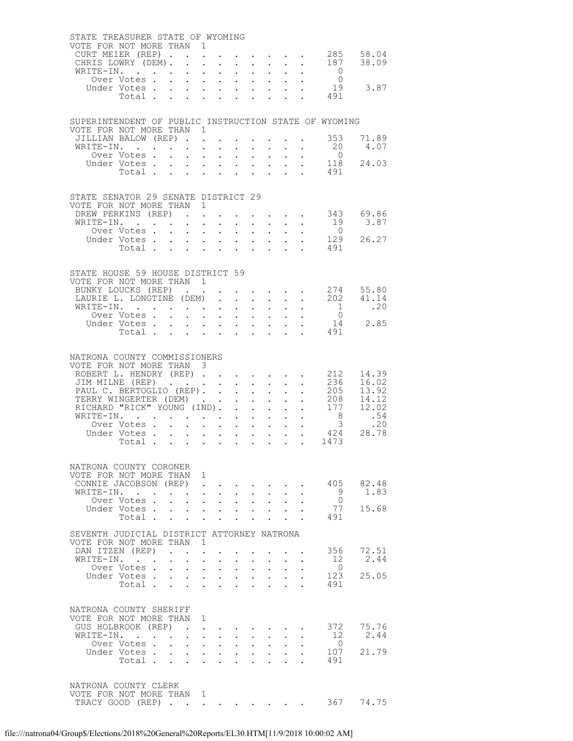## STATE TREASURER STATE OF WYOMING

VOTE FOR NOT MORE THAN 1

| | | |
|---|---|---|
| CURT MEIER (REP) | 285 | 58.04 |
| CHRIS LOWRY (DEM) | 187 | 38.09 |
| WRITE-IN. | 0 | |
| Over Votes | 0 | |
| Under Votes | 19 | 3.87 |
| Total | 491 | |

## SUPERINTENDENT OF PUBLIC INSTRUCTION STATE OF WYOMING

VOTE FOR NOT MORE THAN 1

| | | |
|---|---|---|
| JILLIAN BALOW (REP) | 353 | 71.89 |
| WRITE-IN. | 20 | 4.07 |
| Over Votes | 0 | |
| Under Votes | 118 | 24.03 |
| Total | 491 | |

## STATE SENATOR 29 SENATE DISTRICT 29

VOTE FOR NOT MORE THAN 1

| | | |
|---|---|---|
| DREW PERKINS (REP) | 343 | 69.86 |
| WRITE-IN. | 19 | 3.87 |
| Over Votes | 0 | |
| Under Votes | 129 | 26.27 |
| Total | 491 | |

## STATE HOUSE 59 HOUSE DISTRICT 59

VOTE FOR NOT MORE THAN 1

| | | |
|---|---|---|
| BUNKY LOUCKS (REP) | 274 | 55.80 |
| LAURIE L. LONGTINE (DEM) | 202 | 41.14 |
| WRITE-IN. | 1 | .20 |
| Over Votes | 0 | |
| Under Votes | 14 | 2.85 |
| Total | 491 | |

## NATRONA COUNTY COMMISSIONERS

VOTE FOR NOT MORE THAN 3

| | | |
|---|---|---|
| ROBERT L. HENDRY (REP) | 212 | 14.39 |
| JIM MILNE (REP) | 236 | 16.02 |
| PAUL C. BERTOGLIO (REP) | 205 | 13.92 |
| TERRY WINGERTER (DEM) | 208 | 14.12 |
| RICHARD "RICK" YOUNG (IND) | 177 | 12.02 |
| WRITE-IN. | 8 | .54 |
| Over Votes | 3 | .20 |
| Under Votes | 424 | 28.78 |
| Total | 1473 | |

## NATRONA COUNTY CORONER

VOTE FOR NOT MORE THAN 1

| | | |
|---|---|---|
| CONNIE JACOBSON (REP) | 405 | 82.48 |
| WRITE-IN. | 9 | 1.83 |
| Over Votes | 0 | |
| Under Votes | 77 | 15.68 |
| Total | 491 | |

## SEVENTH JUDICIAL DISTRICT ATTORNEY NATRONA

VOTE FOR NOT MORE THAN 1

| | | |
|---|---|---|
| DAN ITZEN (REP) | 356 | 72.51 |
| WRITE-IN. | 12 | 2.44 |
| Over Votes | 0 | |
| Under Votes | 123 | 25.05 |
| Total | 491 | |

## NATRONA COUNTY SHERIFF

VOTE FOR NOT MORE THAN 1

| | | |
|---|---|---|
| GUS HOLBROOK (REP) | 372 | 75.76 |
| WRITE-IN. | 12 | 2.44 |
| Over Votes | 0 | |
| Under Votes | 107 | 21.79 |
| Total | 491 | |

## NATRONA COUNTY CLERK

VOTE FOR NOT MORE THAN 1

| | | |
|---|---|---|
| TRACY GOOD (REP) | 367 | 74.75 |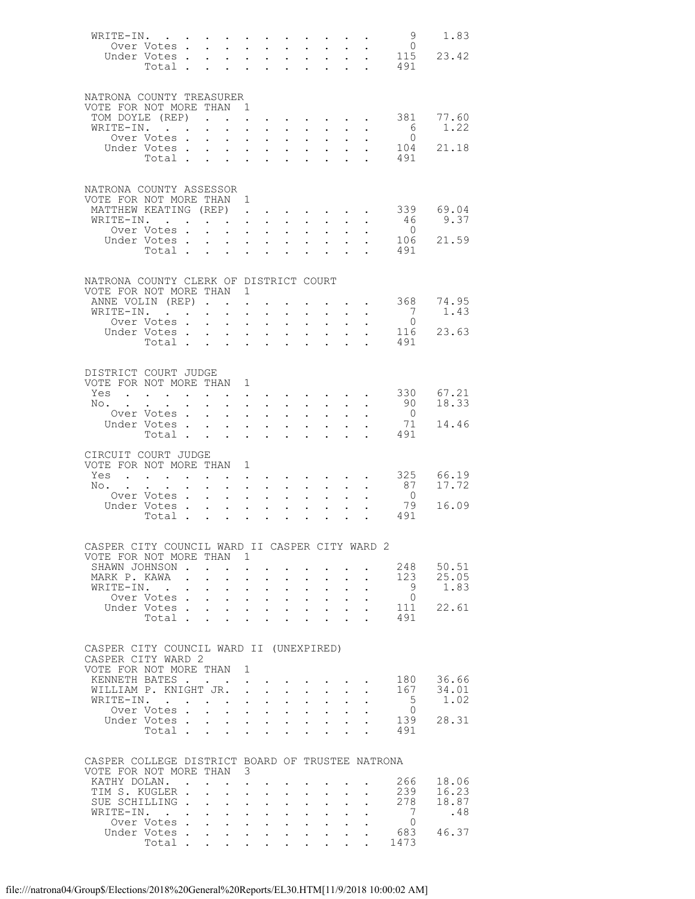| | | |
|---|---|---|
| WRITE-IN. | 9 | 1.83 |
| Over Votes | 0 | |
| Under Votes | 115 | 23.42 |
| Total | 491 | |

NATRONA COUNTY TREASURER
VOTE FOR NOT MORE THAN 1

| | | |
|---|---|---|
| TOM DOYLE (REP) | 381 | 77.60 |
| WRITE-IN. | 6 | 1.22 |
| Over Votes | 0 | |
| Under Votes | 104 | 21.18 |
| Total | 491 | |

NATRONA COUNTY ASSESSOR
VOTE FOR NOT MORE THAN 1

| | | |
|---|---|---|
| MATTHEW KEATING (REP) | 339 | 69.04 |
| WRITE-IN. | 46 | 9.37 |
| Over Votes | 0 | |
| Under Votes | 106 | 21.59 |
| Total | 491 | |

NATRONA COUNTY CLERK OF DISTRICT COURT
VOTE FOR NOT MORE THAN 1

| | | |
|---|---|---|
| ANNE VOLIN (REP) | 368 | 74.95 |
| WRITE-IN. | 7 | 1.43 |
| Over Votes | 0 | |
| Under Votes | 116 | 23.63 |
| Total | 491 | |

DISTRICT COURT JUDGE
VOTE FOR NOT MORE THAN 1

| | | |
|---|---|---|
| Yes | 330 | 67.21 |
| No. | 90 | 18.33 |
| Over Votes | 0 | |
| Under Votes | 71 | 14.46 |
| Total | 491 | |

CIRCUIT COURT JUDGE
VOTE FOR NOT MORE THAN 1

| | | |
|---|---|---|
| Yes | 325 | 66.19 |
| No. | 87 | 17.72 |
| Over Votes | 0 | |
| Under Votes | 79 | 16.09 |
| Total | 491 | |

CASPER CITY COUNCIL WARD II CASPER CITY WARD 2
VOTE FOR NOT MORE THAN 1

| | | |
|---|---|---|
| SHAWN JOHNSON | 248 | 50.51 |
| MARK P. KAWA | 123 | 25.05 |
| WRITE-IN. | 9 | 1.83 |
| Over Votes | 0 | |
| Under Votes | 111 | 22.61 |
| Total | 491 | |

CASPER CITY COUNCIL WARD II (UNEXPIRED)
CASPER CITY WARD 2
VOTE FOR NOT MORE THAN 1

| | | |
|---|---|---|
| KENNETH BATES | 180 | 36.66 |
| WILLIAM P. KNIGHT JR. | 167 | 34.01 |
| WRITE-IN. | 5 | 1.02 |
| Over Votes | 0 | |
| Under Votes | 139 | 28.31 |
| Total | 491 | |

CASPER COLLEGE DISTRICT BOARD OF TRUSTEE NATRONA
VOTE FOR NOT MORE THAN 3

| | | |
|---|---|---|
| KATHY DOLAN. | 266 | 18.06 |
| TIM S. KUGLER | 239 | 16.23 |
| SUE SCHILLING | 278 | 18.87 |
| WRITE-IN. | 7 | .48 |
| Over Votes | 0 | |
| Under Votes | 683 | 46.37 |
| Total | 1473 | |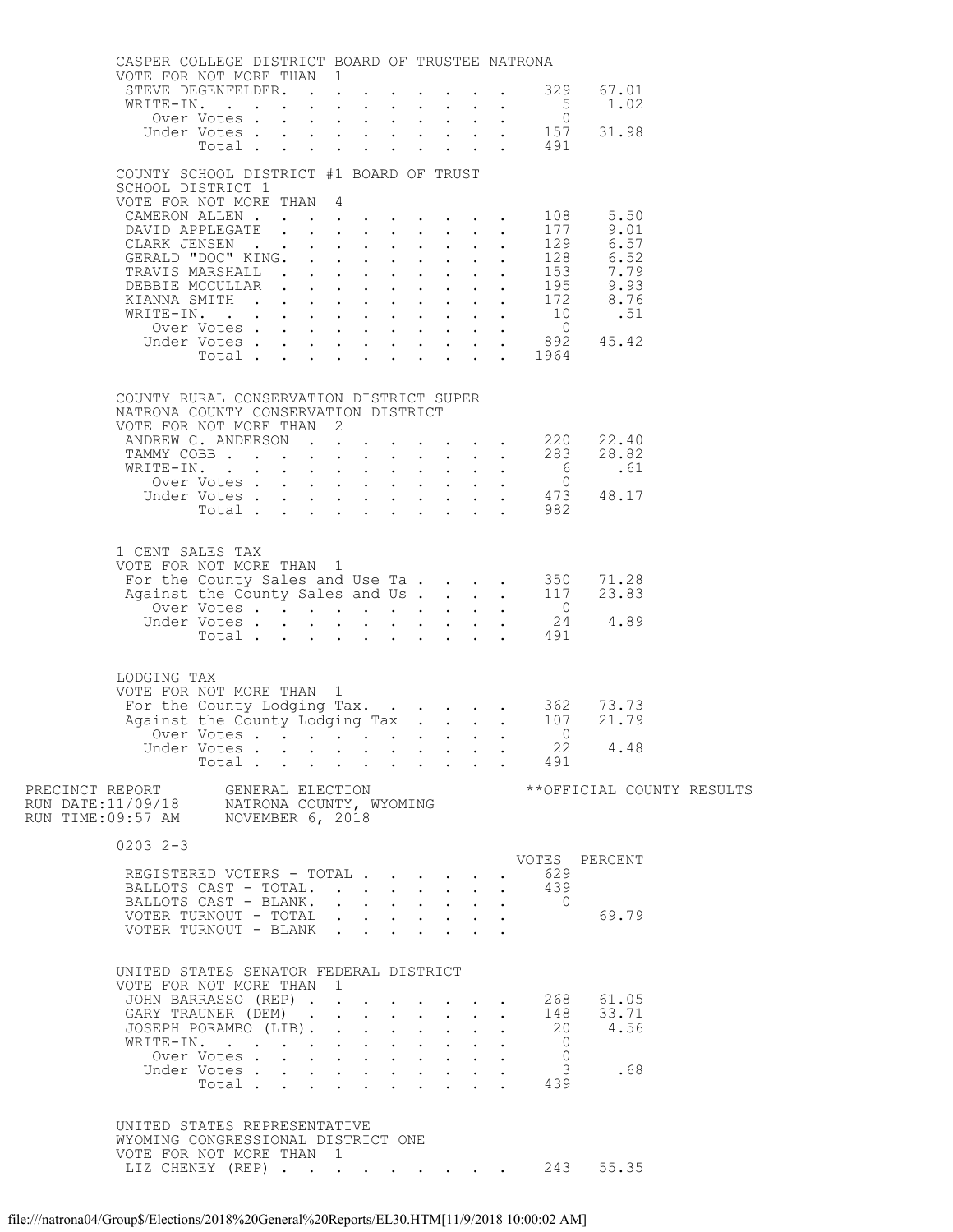CASPER COLLEGE DISTRICT BOARD OF TRUSTEE NATRONA
VOTE FOR NOT MORE THAN 1

| | | |
|---|---|---|
| STEVE DEGENFELDER | 329 | 67.01 |
| WRITE-IN | 5 | 1.02 |
| Over Votes | 0 | |
| Under Votes | 157 | 31.98 |
| Total | 491 | |

COUNTY SCHOOL DISTRICT #1 BOARD OF TRUST
SCHOOL DISTRICT 1
VOTE FOR NOT MORE THAN 4

| | | |
|---|---|---|
| CAMERON ALLEN | 108 | 5.50 |
| DAVID APPLEGATE | 177 | 9.01 |
| CLARK JENSEN | 129 | 6.57 |
| GERALD "DOC" KING | 128 | 6.52 |
| TRAVIS MARSHALL | 153 | 7.79 |
| DEBBIE MCCULLAR | 195 | 9.93 |
| KIANNA SMITH | 172 | 8.76 |
| WRITE-IN | 10 | .51 |
| Over Votes | 0 | |
| Under Votes | 892 | 45.42 |
| Total | 1964 | |

COUNTY RURAL CONSERVATION DISTRICT SUPER
NATRONA COUNTY CONSERVATION DISTRICT
VOTE FOR NOT MORE THAN 2

| | | |
|---|---|---|
| ANDREW C. ANDERSON | 220 | 22.40 |
| TAMMY COBB | 283 | 28.82 |
| WRITE-IN | 6 | .61 |
| Over Votes | 0 | |
| Under Votes | 473 | 48.17 |
| Total | 982 | |

1 CENT SALES TAX
VOTE FOR NOT MORE THAN 1

| | | |
|---|---|---|
| For the County Sales and Use Ta | 350 | 71.28 |
| Against the County Sales and Us | 117 | 23.83 |
| Over Votes | 0 | |
| Under Votes | 24 | 4.89 |
| Total | 491 | |

LODGING TAX
VOTE FOR NOT MORE THAN 1

| | | |
|---|---|---|
| For the County Lodging Tax | 362 | 73.73 |
| Against the County Lodging Tax | 107 | 21.79 |
| Over Votes | 0 | |
| Under Votes | 22 | 4.48 |
| Total | 491 | |

PRECINCT REPORT GENERAL ELECTION **OFFICIAL COUNTY RESULTS
RUN DATE:11/09/18 NATRONA COUNTY, WYOMING
RUN TIME:09:57 AM NOVEMBER 6, 2018

0203 2-3

| | VOTES | PERCENT |
|---|---|---|
| REGISTERED VOTERS - TOTAL | 629 | |
| BALLOTS CAST - TOTAL | 439 | |
| BALLOTS CAST - BLANK | 0 | |
| VOTER TURNOUT - TOTAL | | 69.79 |
| VOTER TURNOUT - BLANK | | |

UNITED STATES SENATOR FEDERAL DISTRICT
VOTE FOR NOT MORE THAN 1

| | | |
|---|---|---|
| JOHN BARRASSO (REP) | 268 | 61.05 |
| GARY TRAUNER (DEM) | 148 | 33.71 |
| JOSEPH PORAMBO (LIB) | 20 | 4.56 |
| WRITE-IN | 0 | |
| Over Votes | 0 | |
| Under Votes | 3 | .68 |
| Total | 439 | |

UNITED STATES REPRESENTATIVE
WYOMING CONGRESSIONAL DISTRICT ONE
VOTE FOR NOT MORE THAN 1

| | | |
|---|---|---|
| LIZ CHENEY (REP) | 243 | 55.35 |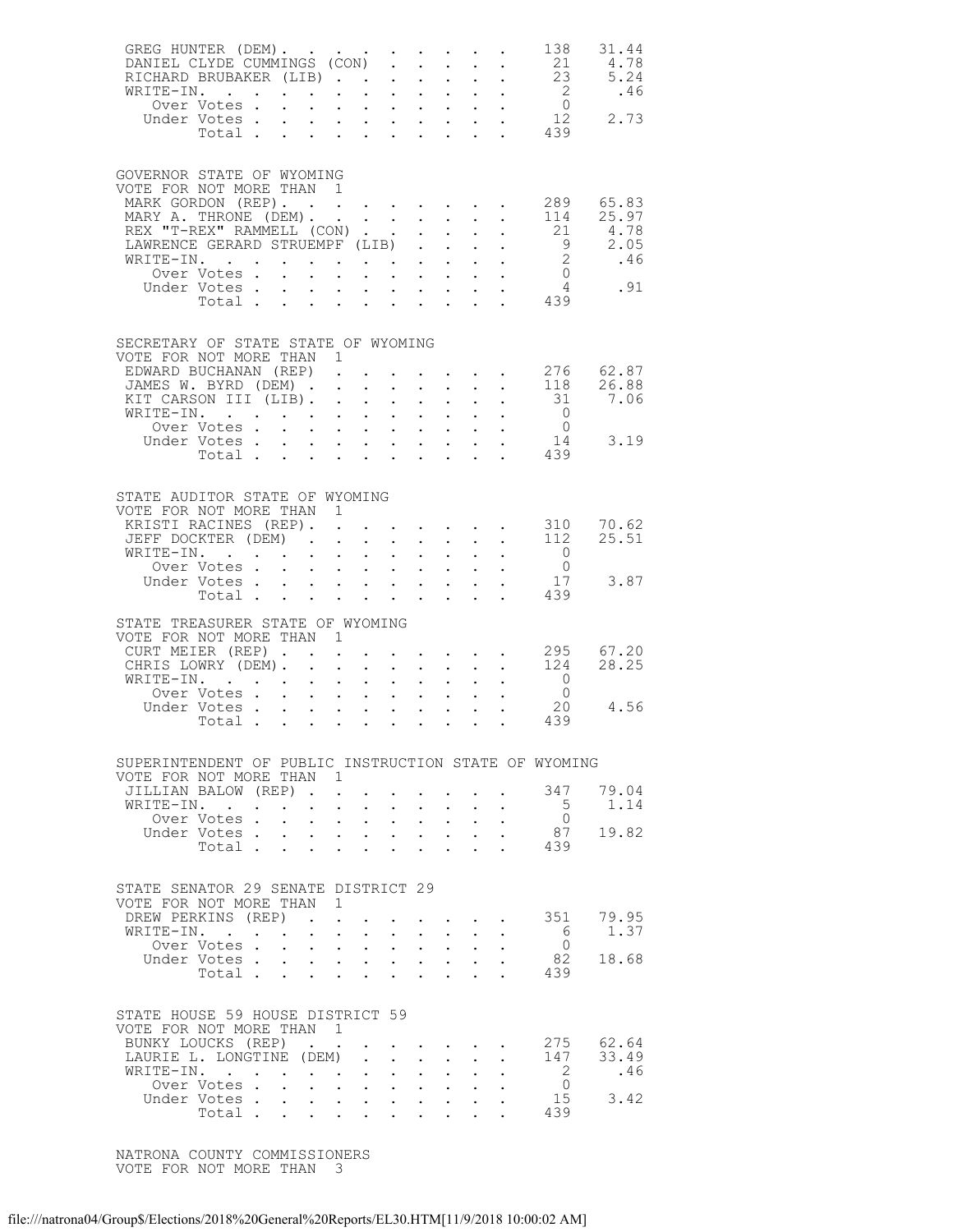| | | |
|---|---|---|
| GREG HUNTER (DEM) | 138 | 31.44 |
| DANIEL CLYDE CUMMINGS (CON) | 21 | 4.78 |
| RICHARD BRUBAKER (LIB) | 23 | 5.24 |
| WRITE-IN. | 2 | .46 |
| Over Votes | 0 | |
| Under Votes | 12 | 2.73 |
| Total | 439 | |

## GOVERNOR STATE OF WYOMING

VOTE FOR NOT MORE THAN 1

| | | |
|---|---|---|
| MARK GORDON (REP) | 289 | 65.83 |
| MARY A. THRONE (DEM) | 114 | 25.97 |
| REX "T-REX" RAMMELL (CON) | 21 | 4.78 |
| LAWRENCE GERARD STRUEMPF (LIB) | 9 | 2.05 |
| WRITE-IN. | 2 | .46 |
| Over Votes | 0 | |
| Under Votes | 4 | .91 |
| Total | 439 | |

## SECRETARY OF STATE STATE OF WYOMING

VOTE FOR NOT MORE THAN 1

| | | |
|---|---|---|
| EDWARD BUCHANAN (REP) | 276 | 62.87 |
| JAMES W. BYRD (DEM) | 118 | 26.88 |
| KIT CARSON III (LIB) | 31 | 7.06 |
| WRITE-IN. | 0 | |
| Over Votes | 0 | |
| Under Votes | 14 | 3.19 |
| Total | 439 | |

## STATE AUDITOR STATE OF WYOMING

VOTE FOR NOT MORE THAN 1

| | | |
|---|---|---|
| KRISTI RACINES (REP) | 310 | 70.62 |
| JEFF DOCKTER (DEM) | 112 | 25.51 |
| WRITE-IN. | 0 | |
| Over Votes | 0 | |
| Under Votes | 17 | 3.87 |
| Total | 439 | |

## STATE TREASURER STATE OF WYOMING

VOTE FOR NOT MORE THAN 1

| | | |
|---|---|---|
| CURT MEIER (REP) | 295 | 67.20 |
| CHRIS LOWRY (DEM) | 124 | 28.25 |
| WRITE-IN. | 0 | |
| Over Votes | 0 | |
| Under Votes | 20 | 4.56 |
| Total | 439 | |

## SUPERINTENDENT OF PUBLIC INSTRUCTION STATE OF WYOMING

VOTE FOR NOT MORE THAN 1

| | | |
|---|---|---|
| JILLIAN BALOW (REP) | 347 | 79.04 |
| WRITE-IN. | 5 | 1.14 |
| Over Votes | 0 | |
| Under Votes | 87 | 19.82 |
| Total | 439 | |

## STATE SENATOR 29 SENATE DISTRICT 29

VOTE FOR NOT MORE THAN 1

| | | |
|---|---|---|
| DREW PERKINS (REP) | 351 | 79.95 |
| WRITE-IN. | 6 | 1.37 |
| Over Votes | 0 | |
| Under Votes | 82 | 18.68 |
| Total | 439 | |

## STATE HOUSE 59 HOUSE DISTRICT 59

VOTE FOR NOT MORE THAN 1

| | | |
|---|---|---|
| BUNKY LOUCKS (REP) | 275 | 62.64 |
| LAURIE L. LONGTINE (DEM) | 147 | 33.49 |
| WRITE-IN. | 2 | .46 |
| Over Votes | 0 | |
| Under Votes | 15 | 3.42 |
| Total | 439 | |

## NATRONA COUNTY COMMISSIONERS

VOTE FOR NOT MORE THAN 3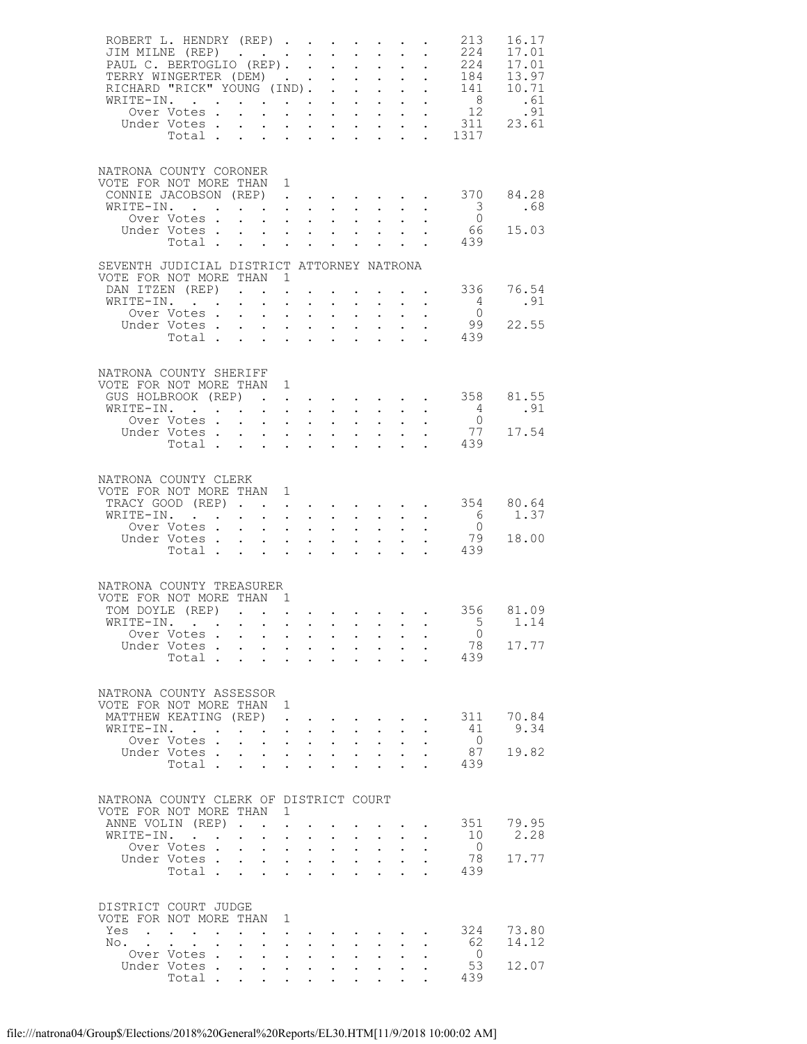| | | |
|---|---|---|
| ROBERT L. HENDRY (REP) | 213 | 16.17 |
| JIM MILNE (REP) | 224 | 17.01 |
| PAUL C. BERTOGLIO (REP) | 224 | 17.01 |
| TERRY WINGERTER (DEM) | 184 | 13.97 |
| RICHARD "RICK" YOUNG (IND) | 141 | 10.71 |
| WRITE-IN | 8 | .61 |
| Over Votes | 12 | .91 |
| Under Votes | 311 | 23.61 |
| Total | 1317 | |

NATRONA COUNTY CORONER
VOTE FOR NOT MORE THAN 1

| | | |
|---|---|---|
| CONNIE JACOBSON (REP) | 370 | 84.28 |
| WRITE-IN | 3 | .68 |
| Over Votes | 0 | |
| Under Votes | 66 | 15.03 |
| Total | 439 | |

SEVENTH JUDICIAL DISTRICT ATTORNEY NATRONA
VOTE FOR NOT MORE THAN 1

| | | |
|---|---|---|
| DAN ITZEN (REP) | 336 | 76.54 |
| WRITE-IN | 4 | .91 |
| Over Votes | 0 | |
| Under Votes | 99 | 22.55 |
| Total | 439 | |

NATRONA COUNTY SHERIFF
VOTE FOR NOT MORE THAN 1

| | | |
|---|---|---|
| GUS HOLBROOK (REP) | 358 | 81.55 |
| WRITE-IN | 4 | .91 |
| Over Votes | 0 | |
| Under Votes | 77 | 17.54 |
| Total | 439 | |

NATRONA COUNTY CLERK
VOTE FOR NOT MORE THAN 1

| | | |
|---|---|---|
| TRACY GOOD (REP) | 354 | 80.64 |
| WRITE-IN | 6 | 1.37 |
| Over Votes | 0 | |
| Under Votes | 79 | 18.00 |
| Total | 439 | |

NATRONA COUNTY TREASURER
VOTE FOR NOT MORE THAN 1

| | | |
|---|---|---|
| TOM DOYLE (REP) | 356 | 81.09 |
| WRITE-IN | 5 | 1.14 |
| Over Votes | 0 | |
| Under Votes | 78 | 17.77 |
| Total | 439 | |

NATRONA COUNTY ASSESSOR
VOTE FOR NOT MORE THAN 1

| | | |
|---|---|---|
| MATTHEW KEATING (REP) | 311 | 70.84 |
| WRITE-IN | 41 | 9.34 |
| Over Votes | 0 | |
| Under Votes | 87 | 19.82 |
| Total | 439 | |

NATRONA COUNTY CLERK OF DISTRICT COURT
VOTE FOR NOT MORE THAN 1

| | | |
|---|---|---|
| ANNE VOLIN (REP) | 351 | 79.95 |
| WRITE-IN | 10 | 2.28 |
| Over Votes | 0 | |
| Under Votes | 78 | 17.77 |
| Total | 439 | |

DISTRICT COURT JUDGE
VOTE FOR NOT MORE THAN 1

| | | |
|---|---|---|
| Yes | 324 | 73.80 |
| No | 62 | 14.12 |
| Over Votes | 0 | |
| Under Votes | 53 | 12.07 |
| Total | 439 | |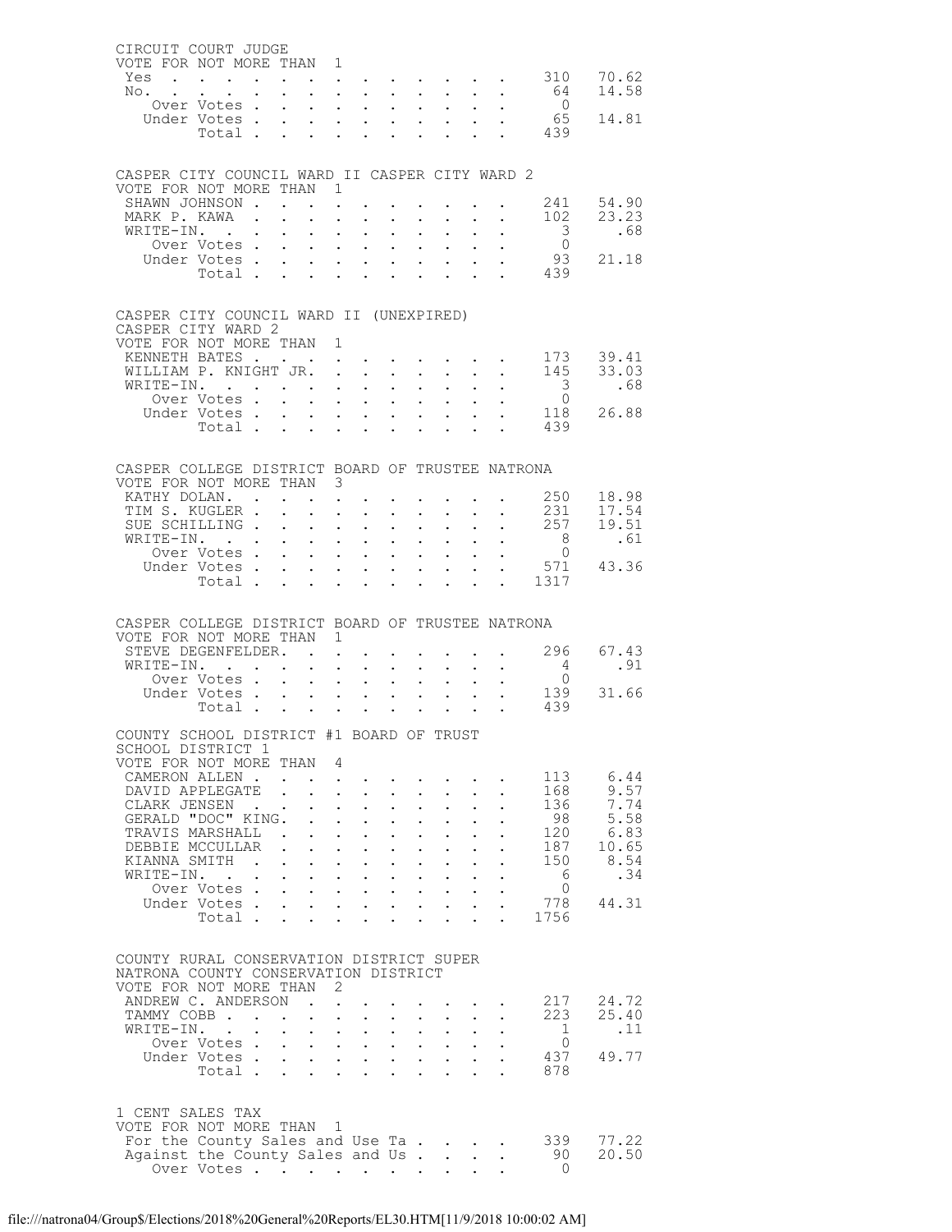CIRCUIT COURT JUDGE
VOTE FOR NOT MORE THAN 1

| | | |
|---|---|---|
| Yes | 310 | 70.62 |
| No. | 64 | 14.58 |
| Over Votes | 0 | |
| Under Votes | 65 | 14.81 |
| Total | 439 | |

CASPER CITY COUNCIL WARD II CASPER CITY WARD 2
VOTE FOR NOT MORE THAN 1

| | | |
|---|---|---|
| SHAWN JOHNSON | 241 | 54.90 |
| MARK P. KAWA | 102 | 23.23 |
| WRITE-IN. | 3 | .68 |
| Over Votes | 0 | |
| Under Votes | 93 | 21.18 |
| Total | 439 | |

CASPER CITY COUNCIL WARD II (UNEXPIRED)
CASPER CITY WARD 2
VOTE FOR NOT MORE THAN 1

| | | |
|---|---|---|
| KENNETH BATES | 173 | 39.41 |
| WILLIAM P. KNIGHT JR. | 145 | 33.03 |
| WRITE-IN. | 3 | .68 |
| Over Votes | 0 | |
| Under Votes | 118 | 26.88 |
| Total | 439 | |

CASPER COLLEGE DISTRICT BOARD OF TRUSTEE NATRONA
VOTE FOR NOT MORE THAN 3

| | | |
|---|---|---|
| KATHY DOLAN. | 250 | 18.98 |
| TIM S. KUGLER | 231 | 17.54 |
| SUE SCHILLING | 257 | 19.51 |
| WRITE-IN. | 8 | .61 |
| Over Votes | 0 | |
| Under Votes | 571 | 43.36 |
| Total | 1317 | |

CASPER COLLEGE DISTRICT BOARD OF TRUSTEE NATRONA
VOTE FOR NOT MORE THAN 1

| | | |
|---|---|---|
| STEVE DEGENFELDER. | 296 | 67.43 |
| WRITE-IN. | 4 | .91 |
| Over Votes | 0 | |
| Under Votes | 139 | 31.66 |
| Total | 439 | |

COUNTY SCHOOL DISTRICT #1 BOARD OF TRUST
SCHOOL DISTRICT 1
VOTE FOR NOT MORE THAN 4

| | | |
|---|---|---|
| CAMERON ALLEN | 113 | 6.44 |
| DAVID APPLEGATE | 168 | 9.57 |
| CLARK JENSEN | 136 | 7.74 |
| GERALD "DOC" KING. | 98 | 5.58 |
| TRAVIS MARSHALL | 120 | 6.83 |
| DEBBIE MCCULLAR | 187 | 10.65 |
| KIANNA SMITH | 150 | 8.54 |
| WRITE-IN. | 6 | .34 |
| Over Votes | 0 | |
| Under Votes | 778 | 44.31 |
| Total | 1756 | |

COUNTY RURAL CONSERVATION DISTRICT SUPER
NATRONA COUNTY CONSERVATION DISTRICT
VOTE FOR NOT MORE THAN 2

| | | |
|---|---|---|
| ANDREW C. ANDERSON | 217 | 24.72 |
| TAMMY COBB | 223 | 25.40 |
| WRITE-IN. | 1 | .11 |
| Over Votes | 0 | |
| Under Votes | 437 | 49.77 |
| Total | 878 | |

1 CENT SALES TAX
VOTE FOR NOT MORE THAN 1

| | | |
|---|---|---|
| For the County Sales and Use Ta | 339 | 77.22 |
| Against the County Sales and Us | 90 | 20.50 |
| Over Votes | 0 | |

file:///natrona04/Group$/Elections/2018%20General%20Reports/EL30.HTM[11/9/2018 10:00:02 AM]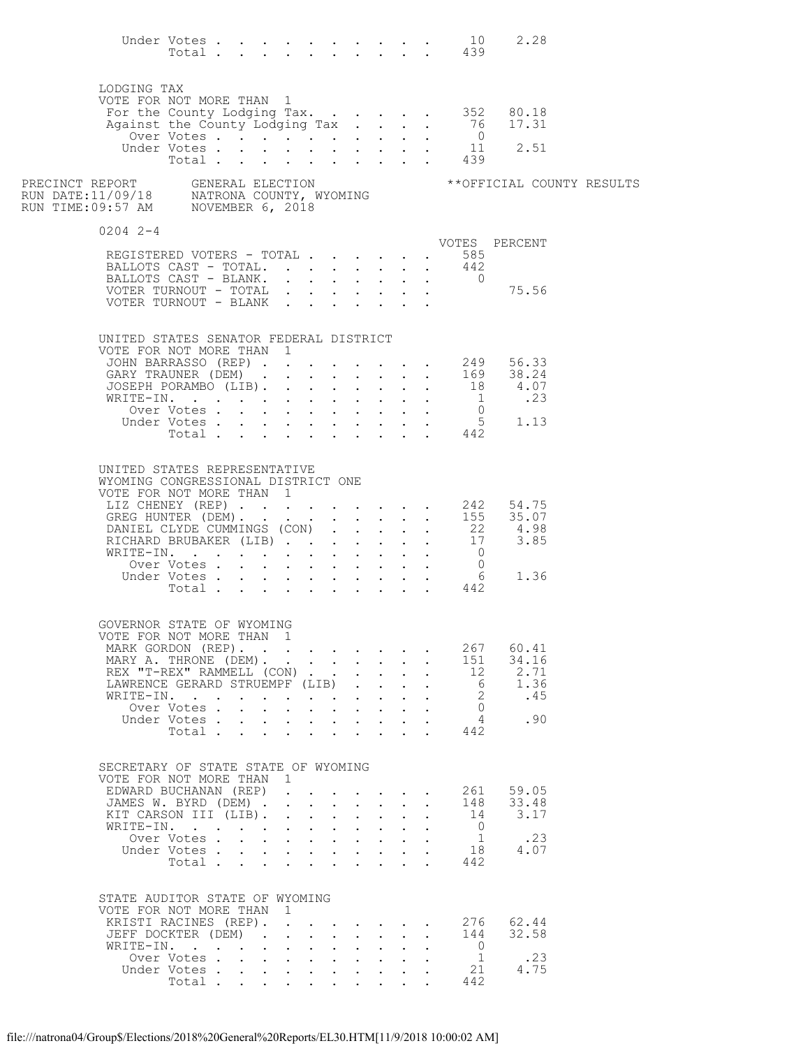| | | |
|---|---|---|
| Under Votes | 10 | 2.28 |
| Total | 439 | |

LODGING TAX
VOTE FOR NOT MORE THAN 1

| | | |
|---|---|---|
| For the County Lodging Tax. | 352 | 80.18 |
| Against the County Lodging Tax | 76 | 17.31 |
| Over Votes | 0 | |
| Under Votes | 11 | 2.51 |
| Total | 439 | |

PRECINCT REPORT GENERAL ELECTION **OFFICIAL COUNTY RESULTS
RUN DATE:11/09/18 NATRONA COUNTY, WYOMING
RUN TIME:09:57 AM NOVEMBER 6, 2018

0204 2-4

| | VOTES | PERCENT |
|---|---|---|
| REGISTERED VOTERS - TOTAL | 585 | |
| BALLOTS CAST - TOTAL. | 442 | |
| BALLOTS CAST - BLANK. | 0 | |
| VOTER TURNOUT - TOTAL | | 75.56 |
| VOTER TURNOUT - BLANK | | |

UNITED STATES SENATOR FEDERAL DISTRICT
VOTE FOR NOT MORE THAN 1

| | | |
|---|---|---|
| JOHN BARRASSO (REP) | 249 | 56.33 |
| GARY TRAUNER (DEM) | 169 | 38.24 |
| JOSEPH PORAMBO (LIB). | 18 | 4.07 |
| WRITE-IN. | 1 | .23 |
| Over Votes | 0 | |
| Under Votes | 5 | 1.13 |
| Total | 442 | |

UNITED STATES REPRESENTATIVE
WYOMING CONGRESSIONAL DISTRICT ONE
VOTE FOR NOT MORE THAN 1

| | | |
|---|---|---|
| LIZ CHENEY (REP) | 242 | 54.75 |
| GREG HUNTER (DEM). | 155 | 35.07 |
| DANIEL CLYDE CUMMINGS (CON) | 22 | 4.98 |
| RICHARD BRUBAKER (LIB) | 17 | 3.85 |
| WRITE-IN. | 0 | |
| Over Votes | 0 | |
| Under Votes | 6 | 1.36 |
| Total | 442 | |

GOVERNOR STATE OF WYOMING
VOTE FOR NOT MORE THAN 1

| | | |
|---|---|---|
| MARK GORDON (REP). | 267 | 60.41 |
| MARY A. THRONE (DEM). | 151 | 34.16 |
| REX "T-REX" RAMMELL (CON) | 12 | 2.71 |
| LAWRENCE GERARD STRUEMPF (LIB) | 6 | 1.36 |
| WRITE-IN. | 2 | .45 |
| Over Votes | 0 | |
| Under Votes | 4 | .90 |
| Total | 442 | |

SECRETARY OF STATE STATE OF WYOMING
VOTE FOR NOT MORE THAN 1

| | | |
|---|---|---|
| EDWARD BUCHANAN (REP) | 261 | 59.05 |
| JAMES W. BYRD (DEM) | 148 | 33.48 |
| KIT CARSON III (LIB). | 14 | 3.17 |
| WRITE-IN. | 0 | |
| Over Votes | 1 | .23 |
| Under Votes | 18 | 4.07 |
| Total | 442 | |

STATE AUDITOR STATE OF WYOMING
VOTE FOR NOT MORE THAN 1

| | | |
|---|---|---|
| KRISTI RACINES (REP). | 276 | 62.44 |
| JEFF DOCKTER (DEM) | 144 | 32.58 |
| WRITE-IN. | 0 | |
| Over Votes | 1 | .23 |
| Under Votes | 21 | 4.75 |
| Total | 442 | |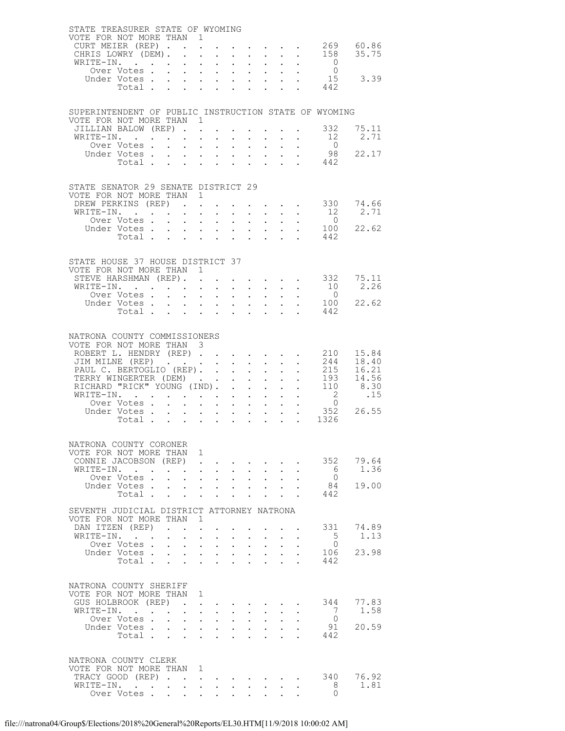## STATE TREASURER STATE OF WYOMING

VOTE FOR NOT MORE THAN 1

| Candidate | Votes | Percent |
|---|---|---|
| CURT MEIER (REP) | 269 | 60.86 |
| CHRIS LOWRY (DEM) | 158 | 35.75 |
| WRITE-IN. | 0 | |
| Over Votes | 0 | |
| Under Votes | 15 | 3.39 |
| Total | 442 | |

## SUPERINTENDENT OF PUBLIC INSTRUCTION STATE OF WYOMING

VOTE FOR NOT MORE THAN 1

| Candidate | Votes | Percent |
|---|---|---|
| JILLIAN BALOW (REP) | 332 | 75.11 |
| WRITE-IN. | 12 | 2.71 |
| Over Votes | 0 | |
| Under Votes | 98 | 22.17 |
| Total | 442 | |

## STATE SENATOR 29 SENATE DISTRICT 29

VOTE FOR NOT MORE THAN 1

| Candidate | Votes | Percent |
|---|---|---|
| DREW PERKINS (REP) | 330 | 74.66 |
| WRITE-IN. | 12 | 2.71 |
| Over Votes | 0 | |
| Under Votes | 100 | 22.62 |
| Total | 442 | |

## STATE HOUSE 37 HOUSE DISTRICT 37

VOTE FOR NOT MORE THAN 1

| Candidate | Votes | Percent |
|---|---|---|
| STEVE HARSHMAN (REP) | 332 | 75.11 |
| WRITE-IN. | 10 | 2.26 |
| Over Votes | 0 | |
| Under Votes | 100 | 22.62 |
| Total | 442 | |

## NATRONA COUNTY COMMISSIONERS

VOTE FOR NOT MORE THAN 3

| Candidate | Votes | Percent |
|---|---|---|
| ROBERT L. HENDRY (REP) | 210 | 15.84 |
| JIM MILNE (REP) | 244 | 18.40 |
| PAUL C. BERTOGLIO (REP) | 215 | 16.21 |
| TERRY WINGERTER (DEM) | 193 | 14.56 |
| RICHARD "RICK" YOUNG (IND) | 110 | 8.30 |
| WRITE-IN. | 2 | .15 |
| Over Votes | 0 | |
| Under Votes | 352 | 26.55 |
| Total | 1326 | |

## NATRONA COUNTY CORONER

VOTE FOR NOT MORE THAN 1

| Candidate | Votes | Percent |
|---|---|---|
| CONNIE JACOBSON (REP) | 352 | 79.64 |
| WRITE-IN. | 6 | 1.36 |
| Over Votes | 0 | |
| Under Votes | 84 | 19.00 |
| Total | 442 | |

## SEVENTH JUDICIAL DISTRICT ATTORNEY NATRONA

VOTE FOR NOT MORE THAN 1

| Candidate | Votes | Percent |
|---|---|---|
| DAN ITZEN (REP) | 331 | 74.89 |
| WRITE-IN. | 5 | 1.13 |
| Over Votes | 0 | |
| Under Votes | 106 | 23.98 |
| Total | 442 | |

## NATRONA COUNTY SHERIFF

VOTE FOR NOT MORE THAN 1

| Candidate | Votes | Percent |
|---|---|---|
| GUS HOLBROOK (REP) | 344 | 77.83 |
| WRITE-IN. | 7 | 1.58 |
| Over Votes | 0 | |
| Under Votes | 91 | 20.59 |
| Total | 442 | |

## NATRONA COUNTY CLERK

VOTE FOR NOT MORE THAN 1

| Candidate | Votes | Percent |
|---|---|---|
| TRACY GOOD (REP) | 340 | 76.92 |
| WRITE-IN. | 8 | 1.81 |
| Over Votes | 0 | |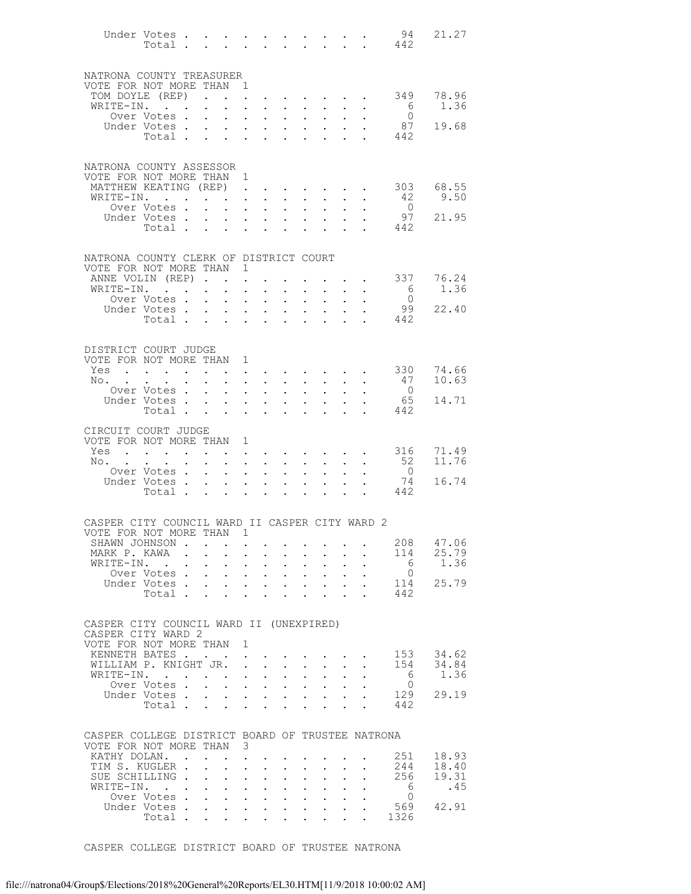| | | |
|---|---|---|
| Under Votes | 94 | 21.27 |
| Total | 442 | |

NATRONA COUNTY TREASURER
VOTE FOR NOT MORE THAN 1

| | | |
|---|---|---|
| TOM DOYLE (REP) | 349 | 78.96 |
| WRITE-IN. | 6 | 1.36 |
| Over Votes | 0 | |
| Under Votes | 87 | 19.68 |
| Total | 442 | |

NATRONA COUNTY ASSESSOR
VOTE FOR NOT MORE THAN 1

| | | |
|---|---|---|
| MATTHEW KEATING (REP) | 303 | 68.55 |
| WRITE-IN. | 42 | 9.50 |
| Over Votes | 0 | |
| Under Votes | 97 | 21.95 |
| Total | 442 | |

NATRONA COUNTY CLERK OF DISTRICT COURT
VOTE FOR NOT MORE THAN 1

| | | |
|---|---|---|
| ANNE VOLIN (REP) | 337 | 76.24 |
| WRITE-IN. | 6 | 1.36 |
| Over Votes | 0 | |
| Under Votes | 99 | 22.40 |
| Total | 442 | |

DISTRICT COURT JUDGE
VOTE FOR NOT MORE THAN 1

| | | |
|---|---|---|
| Yes | 330 | 74.66 |
| No. | 47 | 10.63 |
| Over Votes | 0 | |
| Under Votes | 65 | 14.71 |
| Total | 442 | |

CIRCUIT COURT JUDGE
VOTE FOR NOT MORE THAN 1

| | | |
|---|---|---|
| Yes | 316 | 71.49 |
| No. | 52 | 11.76 |
| Over Votes | 0 | |
| Under Votes | 74 | 16.74 |
| Total | 442 | |

CASPER CITY COUNCIL WARD II CASPER CITY WARD 2
VOTE FOR NOT MORE THAN 1

| | | |
|---|---|---|
| SHAWN JOHNSON | 208 | 47.06 |
| MARK P. KAWA | 114 | 25.79 |
| WRITE-IN. | 6 | 1.36 |
| Over Votes | 0 | |
| Under Votes | 114 | 25.79 |
| Total | 442 | |

CASPER CITY COUNCIL WARD II (UNEXPIRED)
CASPER CITY WARD 2
VOTE FOR NOT MORE THAN 1

| | | |
|---|---|---|
| KENNETH BATES | 153 | 34.62 |
| WILLIAM P. KNIGHT JR. | 154 | 34.84 |
| WRITE-IN. | 6 | 1.36 |
| Over Votes | 0 | |
| Under Votes | 129 | 29.19 |
| Total | 442 | |

CASPER COLLEGE DISTRICT BOARD OF TRUSTEE NATRONA
VOTE FOR NOT MORE THAN 3

| | | |
|---|---|---|
| KATHY DOLAN. | 251 | 18.93 |
| TIM S. KUGLER | 244 | 18.40 |
| SUE SCHILLING | 256 | 19.31 |
| WRITE-IN. | 6 | .45 |
| Over Votes | 0 | |
| Under Votes | 569 | 42.91 |
| Total | 1326 | |

CASPER COLLEGE DISTRICT BOARD OF TRUSTEE NATRONA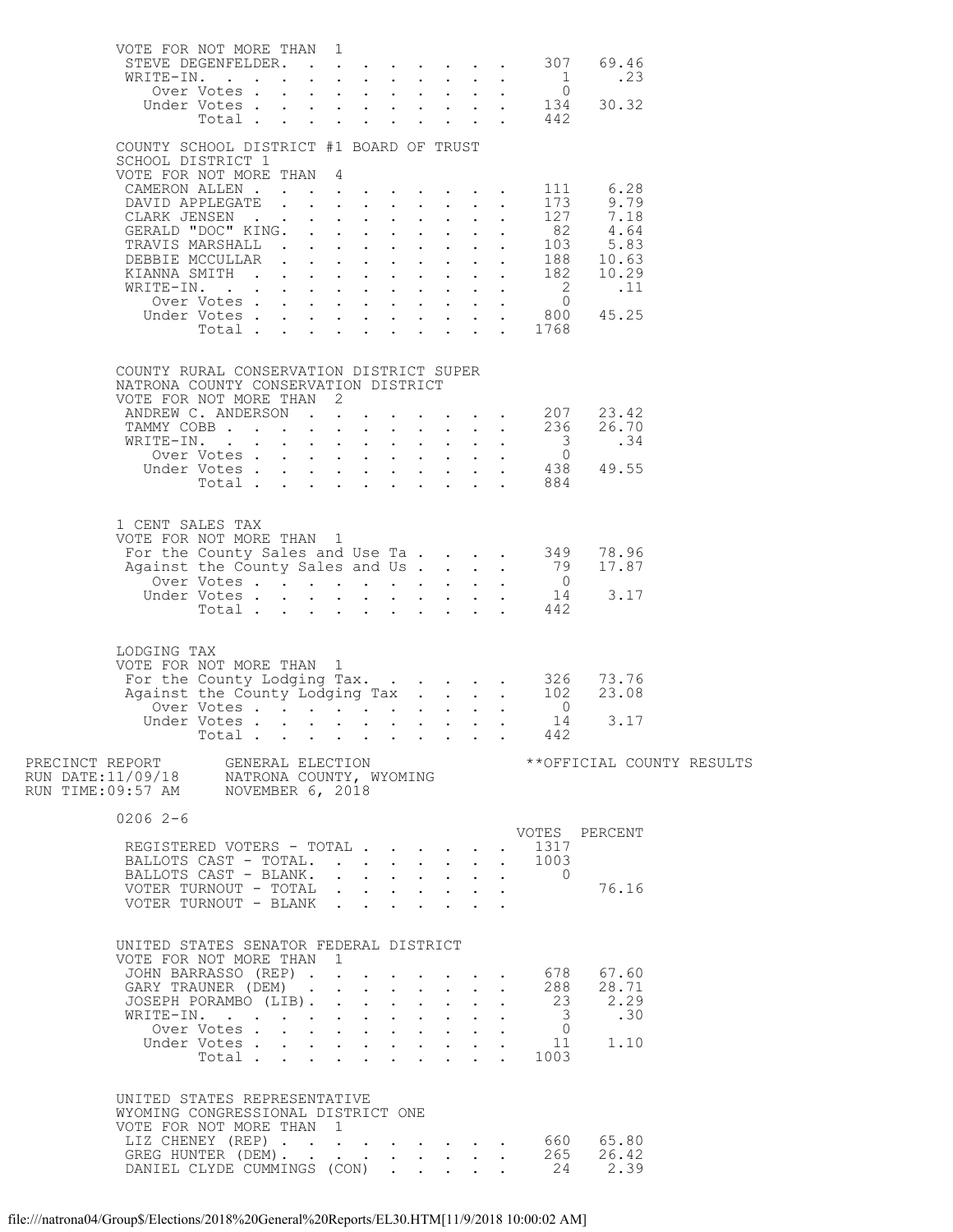VOTE FOR NOT MORE THAN 1

| | VOTES | PERCENT |
|---|---|---|
| STEVE DEGENFELDER | 307 | 69.46 |
| WRITE-IN. | 1 | .23 |
| Over Votes | 0 | |
| Under Votes | 134 | 30.32 |
| Total | 442 | |

COUNTY SCHOOL DISTRICT #1 BOARD OF TRUST
SCHOOL DISTRICT 1
VOTE FOR NOT MORE THAN 4

| | VOTES | PERCENT |
|---|---|---|
| CAMERON ALLEN | 111 | 6.28 |
| DAVID APPLEGATE | 173 | 9.79 |
| CLARK JENSEN | 127 | 7.18 |
| GERALD "DOC" KING. | 82 | 4.64 |
| TRAVIS MARSHALL | 103 | 5.83 |
| DEBBIE MCCULLAR | 188 | 10.63 |
| KIANNA SMITH | 182 | 10.29 |
| WRITE-IN. | 2 | .11 |
| Over Votes | 0 | |
| Under Votes | 800 | 45.25 |
| Total | 1768 | |

COUNTY RURAL CONSERVATION DISTRICT SUPER
NATRONA COUNTY CONSERVATION DISTRICT
VOTE FOR NOT MORE THAN 2

| | VOTES | PERCENT |
|---|---|---|
| ANDREW C. ANDERSON | 207 | 23.42 |
| TAMMY COBB | 236 | 26.70 |
| WRITE-IN. | 3 | .34 |
| Over Votes | 0 | |
| Under Votes | 438 | 49.55 |
| Total | 884 | |

1 CENT SALES TAX
VOTE FOR NOT MORE THAN 1

| | VOTES | PERCENT |
|---|---|---|
| For the County Sales and Use Ta | 349 | 78.96 |
| Against the County Sales and Us | 79 | 17.87 |
| Over Votes | 0 | |
| Under Votes | 14 | 3.17 |
| Total | 442 | |

LODGING TAX
VOTE FOR NOT MORE THAN 1

| | VOTES | PERCENT |
|---|---|---|
| For the County Lodging Tax. | 326 | 73.76 |
| Against the County Lodging Tax | 102 | 23.08 |
| Over Votes | 0 | |
| Under Votes | 14 | 3.17 |
| Total | 442 | |

PRECINCT REPORT GENERAL ELECTION **OFFICIAL COUNTY RESULTS
RUN DATE:11/09/18 NATRONA COUNTY, WYOMING
RUN TIME:09:57 AM NOVEMBER 6, 2018

0206 2-6

| | VOTES | PERCENT |
|---|---|---|
| REGISTERED VOTERS - TOTAL | 1317 | |
| BALLOTS CAST - TOTAL. | 1003 | |
| BALLOTS CAST - BLANK. | 0 | |
| VOTER TURNOUT - TOTAL | | 76.16 |
| VOTER TURNOUT - BLANK | | |

UNITED STATES SENATOR FEDERAL DISTRICT
VOTE FOR NOT MORE THAN 1

| | VOTES | PERCENT |
|---|---|---|
| JOHN BARRASSO (REP) | 678 | 67.60 |
| GARY TRAUNER (DEM) | 288 | 28.71 |
| JOSEPH PORAMBO (LIB). | 23 | 2.29 |
| WRITE-IN. | 3 | .30 |
| Over Votes | 0 | |
| Under Votes | 11 | 1.10 |
| Total | 1003 | |

UNITED STATES REPRESENTATIVE
WYOMING CONGRESSIONAL DISTRICT ONE
VOTE FOR NOT MORE THAN 1

| | VOTES | PERCENT |
|---|---|---|
| LIZ CHENEY (REP) | 660 | 65.80 |
| GREG HUNTER (DEM). | 265 | 26.42 |
| DANIEL CLYDE CUMMINGS (CON) | 24 | 2.39 |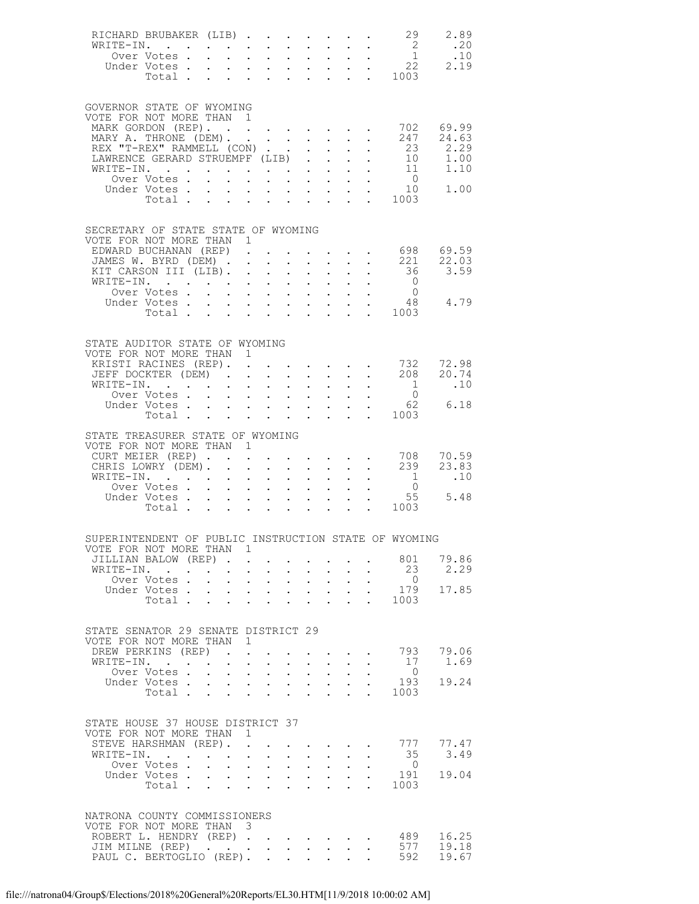| | | |
|---|---|---|
| RICHARD BRUBAKER (LIB) | 29 | 2.89 |
| WRITE-IN. | 2 | .20 |
| Over Votes | 1 | .10 |
| Under Votes | 22 | 2.19 |
| Total | 1003 | |

GOVERNOR STATE OF WYOMING
VOTE FOR NOT MORE THAN 1

| | | |
|---|---|---|
| MARK GORDON (REP). | 702 | 69.99 |
| MARY A. THRONE (DEM). | 247 | 24.63 |
| REX "T-REX" RAMMELL (CON) | 23 | 2.29 |
| LAWRENCE GERARD STRUEMPF (LIB) | 10 | 1.00 |
| WRITE-IN. | 11 | 1.10 |
| Over Votes | 0 | |
| Under Votes | 10 | 1.00 |
| Total | 1003 | |

SECRETARY OF STATE STATE OF WYOMING
VOTE FOR NOT MORE THAN 1

| | | |
|---|---|---|
| EDWARD BUCHANAN (REP) | 698 | 69.59 |
| JAMES W. BYRD (DEM) | 221 | 22.03 |
| KIT CARSON III (LIB). | 36 | 3.59 |
| WRITE-IN. | 0 | |
| Over Votes | 0 | |
| Under Votes | 48 | 4.79 |
| Total | 1003 | |

STATE AUDITOR STATE OF WYOMING
VOTE FOR NOT MORE THAN 1

| | | |
|---|---|---|
| KRISTI RACINES (REP). | 732 | 72.98 |
| JEFF DOCKTER (DEM) | 208 | 20.74 |
| WRITE-IN. | 1 | .10 |
| Over Votes | 0 | |
| Under Votes | 62 | 6.18 |
| Total | 1003 | |

STATE TREASURER STATE OF WYOMING
VOTE FOR NOT MORE THAN 1

| | | |
|---|---|---|
| CURT MEIER (REP) | 708 | 70.59 |
| CHRIS LOWRY (DEM). | 239 | 23.83 |
| WRITE-IN. | 1 | .10 |
| Over Votes | 0 | |
| Under Votes | 55 | 5.48 |
| Total | 1003 | |

SUPERINTENDENT OF PUBLIC INSTRUCTION STATE OF WYOMING
VOTE FOR NOT MORE THAN 1

| | | |
|---|---|---|
| JILLIAN BALOW (REP) | 801 | 79.86 |
| WRITE-IN. | 23 | 2.29 |
| Over Votes | 0 | |
| Under Votes | 179 | 17.85 |
| Total | 1003 | |

STATE SENATOR 29 SENATE DISTRICT 29
VOTE FOR NOT MORE THAN 1

| | | |
|---|---|---|
| DREW PERKINS (REP) | 793 | 79.06 |
| WRITE-IN. | 17 | 1.69 |
| Over Votes | 0 | |
| Under Votes | 193 | 19.24 |
| Total | 1003 | |

STATE HOUSE 37 HOUSE DISTRICT 37
VOTE FOR NOT MORE THAN 1

| | | |
|---|---|---|
| STEVE HARSHMAN (REP). | 777 | 77.47 |
| WRITE-IN. | 35 | 3.49 |
| Over Votes | 0 | |
| Under Votes | 191 | 19.04 |
| Total | 1003 | |

NATRONA COUNTY COMMISSIONERS
VOTE FOR NOT MORE THAN 3

| | | |
|---|---|---|
| ROBERT L. HENDRY (REP) | 489 | 16.25 |
| JIM MILNE (REP) | 577 | 19.18 |
| PAUL C. BERTOGLIO (REP). | 592 | 19.67 |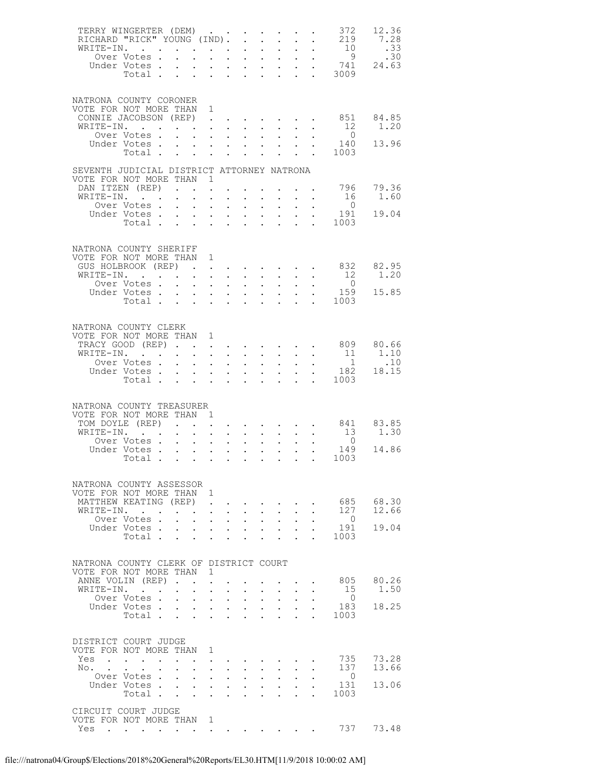| | | |
|---|---|---|
| TERRY WINGERTER (DEM) | 372 | 12.36 |
| RICHARD "RICK" YOUNG (IND) | 219 | 7.28 |
| WRITE-IN | 10 | .33 |
| Over Votes | 9 | .30 |
| Under Votes | 741 | 24.63 |
| Total | 3009 | |

NATRONA COUNTY CORONER
VOTE FOR NOT MORE THAN 1

| | | |
|---|---|---|
| CONNIE JACOBSON (REP) | 851 | 84.85 |
| WRITE-IN | 12 | 1.20 |
| Over Votes | 0 | |
| Under Votes | 140 | 13.96 |
| Total | 1003 | |

SEVENTH JUDICIAL DISTRICT ATTORNEY NATRONA
VOTE FOR NOT MORE THAN 1

| | | |
|---|---|---|
| DAN ITZEN (REP) | 796 | 79.36 |
| WRITE-IN | 16 | 1.60 |
| Over Votes | 0 | |
| Under Votes | 191 | 19.04 |
| Total | 1003 | |

NATRONA COUNTY SHERIFF
VOTE FOR NOT MORE THAN 1

| | | |
|---|---|---|
| GUS HOLBROOK (REP) | 832 | 82.95 |
| WRITE-IN | 12 | 1.20 |
| Over Votes | 0 | |
| Under Votes | 159 | 15.85 |
| Total | 1003 | |

NATRONA COUNTY CLERK
VOTE FOR NOT MORE THAN 1

| | | |
|---|---|---|
| TRACY GOOD (REP) | 809 | 80.66 |
| WRITE-IN | 11 | 1.10 |
| Over Votes | 1 | .10 |
| Under Votes | 182 | 18.15 |
| Total | 1003 | |

NATRONA COUNTY TREASURER
VOTE FOR NOT MORE THAN 1

| | | |
|---|---|---|
| TOM DOYLE (REP) | 841 | 83.85 |
| WRITE-IN | 13 | 1.30 |
| Over Votes | 0 | |
| Under Votes | 149 | 14.86 |
| Total | 1003 | |

NATRONA COUNTY ASSESSOR
VOTE FOR NOT MORE THAN 1

| | | |
|---|---|---|
| MATTHEW KEATING (REP) | 685 | 68.30 |
| WRITE-IN | 127 | 12.66 |
| Over Votes | 0 | |
| Under Votes | 191 | 19.04 |
| Total | 1003 | |

NATRONA COUNTY CLERK OF DISTRICT COURT
VOTE FOR NOT MORE THAN 1

| | | |
|---|---|---|
| ANNE VOLIN (REP) | 805 | 80.26 |
| WRITE-IN | 15 | 1.50 |
| Over Votes | 0 | |
| Under Votes | 183 | 18.25 |
| Total | 1003 | |

DISTRICT COURT JUDGE
VOTE FOR NOT MORE THAN 1

| | | |
|---|---|---|
| Yes | 735 | 73.28 |
| No | 137 | 13.66 |
| Over Votes | 0 | |
| Under Votes | 131 | 13.06 |
| Total | 1003 | |

CIRCUIT COURT JUDGE
VOTE FOR NOT MORE THAN 1

| | | |
|---|---|---|
| Yes | 737 | 73.48 |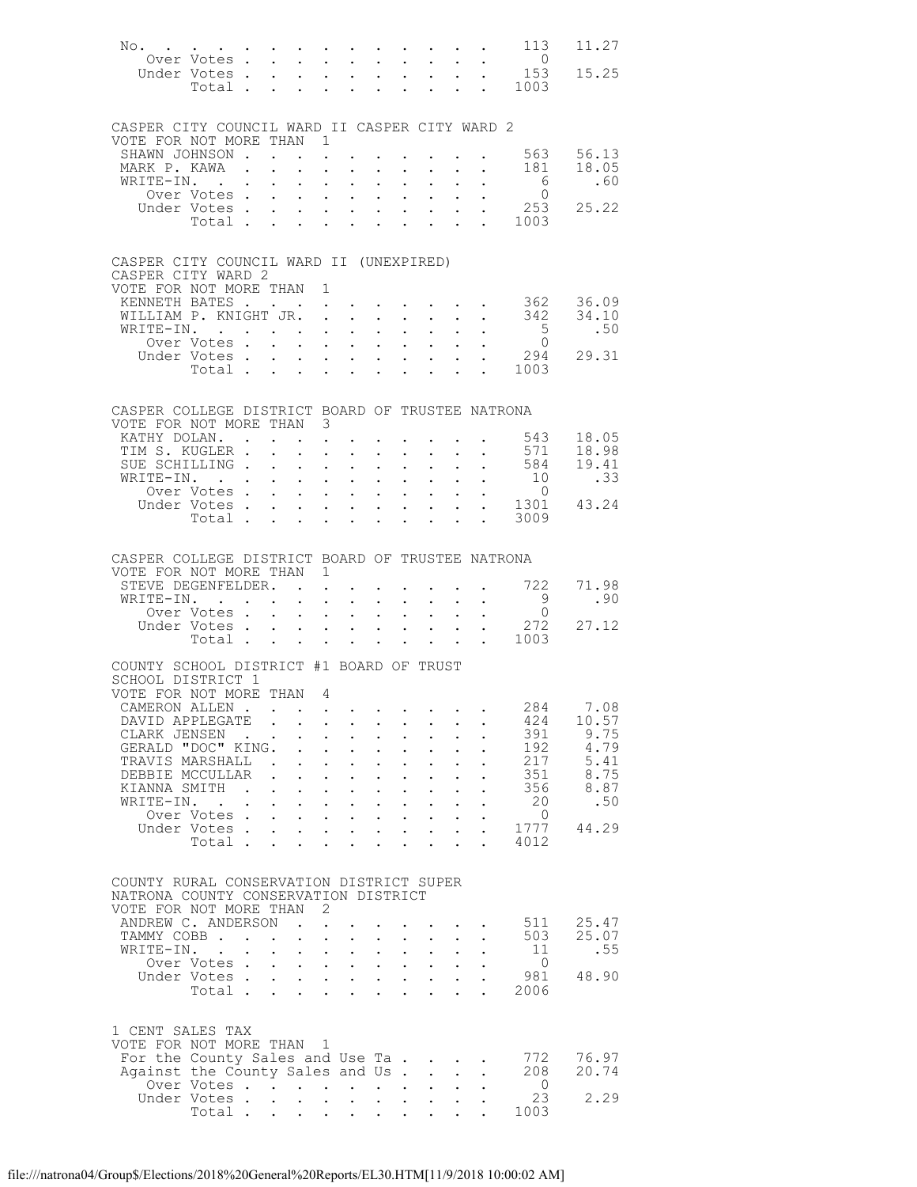| | | |
|---|---|---|
| No. | 113 | 11.27 |
| Over Votes | 0 | |
| Under Votes | 153 | 15.25 |
| Total | 1003 | |

CASPER CITY COUNCIL WARD II CASPER CITY WARD 2
VOTE FOR NOT MORE THAN 1

| | | |
|---|---|---|
| SHAWN JOHNSON | 563 | 56.13 |
| MARK P. KAWA | 181 | 18.05 |
| WRITE-IN. | 6 | .60 |
| Over Votes | 0 | |
| Under Votes | 253 | 25.22 |
| Total | 1003 | |

CASPER CITY COUNCIL WARD II (UNEXPIRED)
CASPER CITY WARD 2
VOTE FOR NOT MORE THAN 1

| | | |
|---|---|---|
| KENNETH BATES | 362 | 36.09 |
| WILLIAM P. KNIGHT JR. | 342 | 34.10 |
| WRITE-IN. | 5 | .50 |
| Over Votes | 0 | |
| Under Votes | 294 | 29.31 |
| Total | 1003 | |

CASPER COLLEGE DISTRICT BOARD OF TRUSTEE NATRONA
VOTE FOR NOT MORE THAN 3

| | | |
|---|---|---|
| KATHY DOLAN. | 543 | 18.05 |
| TIM S. KUGLER | 571 | 18.98 |
| SUE SCHILLING | 584 | 19.41 |
| WRITE-IN. | 10 | .33 |
| Over Votes | 0 | |
| Under Votes | 1301 | 43.24 |
| Total | 3009 | |

CASPER COLLEGE DISTRICT BOARD OF TRUSTEE NATRONA
VOTE FOR NOT MORE THAN 1

| | | |
|---|---|---|
| STEVE DEGENFELDER. | 722 | 71.98 |
| WRITE-IN. | 9 | .90 |
| Over Votes | 0 | |
| Under Votes | 272 | 27.12 |
| Total | 1003 | |

COUNTY SCHOOL DISTRICT #1 BOARD OF TRUST
SCHOOL DISTRICT 1
VOTE FOR NOT MORE THAN 4

| | | |
|---|---|---|
| CAMERON ALLEN | 284 | 7.08 |
| DAVID APPLEGATE | 424 | 10.57 |
| CLARK JENSEN | 391 | 9.75 |
| GERALD "DOC" KING. | 192 | 4.79 |
| TRAVIS MARSHALL | 217 | 5.41 |
| DEBBIE MCCULLAR | 351 | 8.75 |
| KIANNA SMITH | 356 | 8.87 |
| WRITE-IN. | 20 | .50 |
| Over Votes | 0 | |
| Under Votes | 1777 | 44.29 |
| Total | 4012 | |

COUNTY RURAL CONSERVATION DISTRICT SUPER
NATRONA COUNTY CONSERVATION DISTRICT
VOTE FOR NOT MORE THAN 2

| | | |
|---|---|---|
| ANDREW C. ANDERSON | 511 | 25.47 |
| TAMMY COBB | 503 | 25.07 |
| WRITE-IN. | 11 | .55 |
| Over Votes | 0 | |
| Under Votes | 981 | 48.90 |
| Total | 2006 | |

1 CENT SALES TAX
VOTE FOR NOT MORE THAN 1

| | | |
|---|---|---|
| For the County Sales and Use Ta | 772 | 76.97 |
| Against the County Sales and Us | 208 | 20.74 |
| Over Votes | 0 | |
| Under Votes | 23 | 2.29 |
| Total | 1003 | |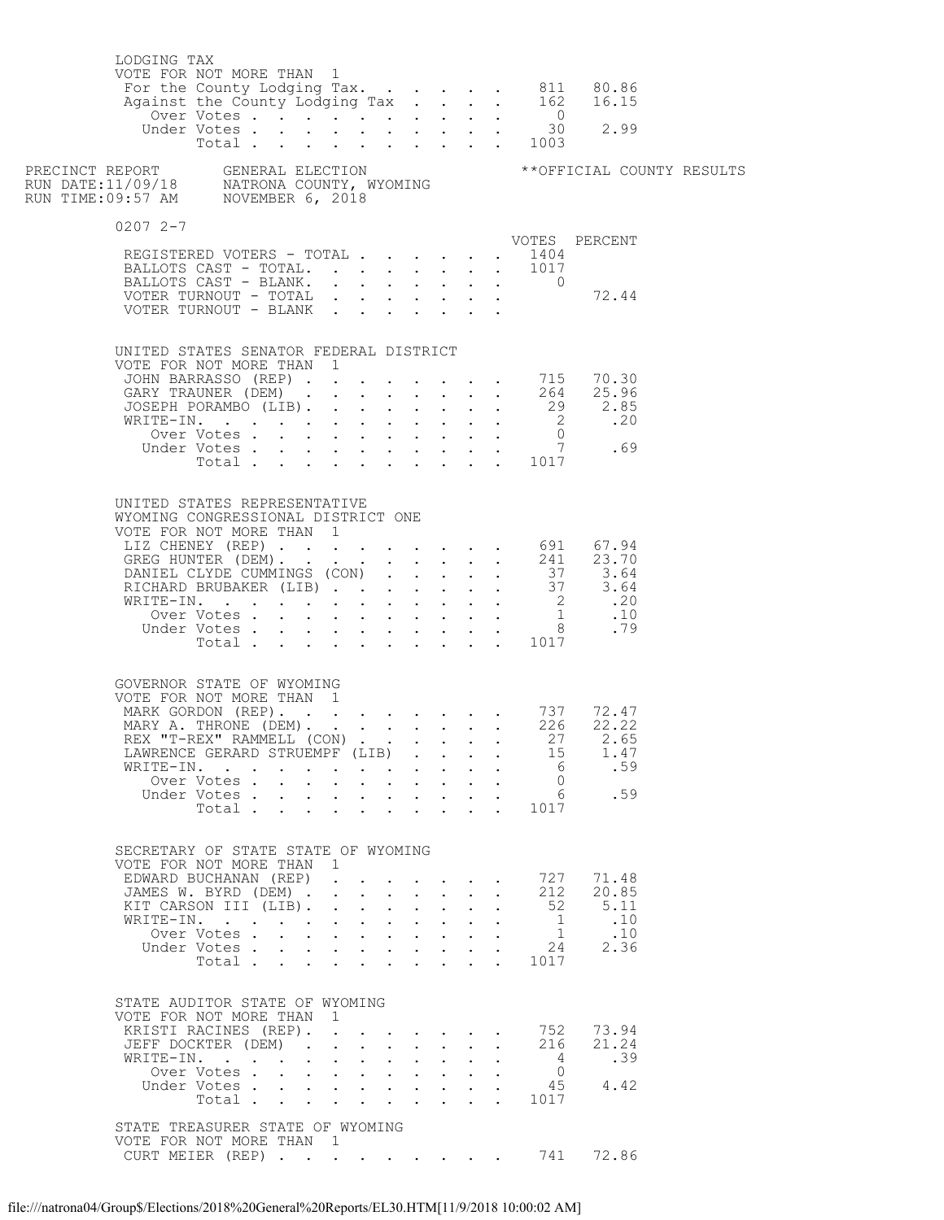LODGING TAX
VOTE FOR NOT MORE THAN 1

| | VOTES | PERCENT |
|---|---|---|
| For the County Lodging Tax. | 811 | 80.86 |
| Against the County Lodging Tax | 162 | 16.15 |
| Over Votes | 0 | |
| Under Votes | 30 | 2.99 |
| Total | 1003 | |

PRECINCT REPORT GENERAL ELECTION **OFFICIAL COUNTY RESULTS
RUN DATE:11/09/18 NATRONA COUNTY, WYOMING
RUN TIME:09:57 AM NOVEMBER 6, 2018

0207 2-7

| | VOTES | PERCENT |
|---|---|---|
| REGISTERED VOTERS - TOTAL | 1404 | |
| BALLOTS CAST - TOTAL. | 1017 | |
| BALLOTS CAST - BLANK. | 0 | |
| VOTER TURNOUT - TOTAL | | 72.44 |
| VOTER TURNOUT - BLANK | | |

UNITED STATES SENATOR FEDERAL DISTRICT
VOTE FOR NOT MORE THAN 1

| | VOTES | PERCENT |
|---|---|---|
| JOHN BARRASSO (REP) | 715 | 70.30 |
| GARY TRAUNER (DEM) | 264 | 25.96 |
| JOSEPH PORAMBO (LIB). | 29 | 2.85 |
| WRITE-IN. | 2 | .20 |
| Over Votes | 0 | |
| Under Votes | 7 | .69 |
| Total | 1017 | |

UNITED STATES REPRESENTATIVE
WYOMING CONGRESSIONAL DISTRICT ONE
VOTE FOR NOT MORE THAN 1

| | VOTES | PERCENT |
|---|---|---|
| LIZ CHENEY (REP) | 691 | 67.94 |
| GREG HUNTER (DEM). | 241 | 23.70 |
| DANIEL CLYDE CUMMINGS (CON) | 37 | 3.64 |
| RICHARD BRUBAKER (LIB) | 37 | 3.64 |
| WRITE-IN. | 2 | .20 |
| Over Votes | 1 | .10 |
| Under Votes | 8 | .79 |
| Total | 1017 | |

GOVERNOR STATE OF WYOMING
VOTE FOR NOT MORE THAN 1

| | VOTES | PERCENT |
|---|---|---|
| MARK GORDON (REP). | 737 | 72.47 |
| MARY A. THRONE (DEM). | 226 | 22.22 |
| REX "T-REX" RAMMELL (CON) | 27 | 2.65 |
| LAWRENCE GERARD STRUEMPF (LIB) | 15 | 1.47 |
| WRITE-IN. | 6 | .59 |
| Over Votes | 0 | |
| Under Votes | 6 | .59 |
| Total | 1017 | |

SECRETARY OF STATE STATE OF WYOMING
VOTE FOR NOT MORE THAN 1

| | VOTES | PERCENT |
|---|---|---|
| EDWARD BUCHANAN (REP) | 727 | 71.48 |
| JAMES W. BYRD (DEM) | 212 | 20.85 |
| KIT CARSON III (LIB). | 52 | 5.11 |
| WRITE-IN. | 1 | .10 |
| Over Votes | 1 | .10 |
| Under Votes | 24 | 2.36 |
| Total | 1017 | |

STATE AUDITOR STATE OF WYOMING
VOTE FOR NOT MORE THAN 1

| | VOTES | PERCENT |
|---|---|---|
| KRISTI RACINES (REP). | 752 | 73.94 |
| JEFF DOCKTER (DEM) | 216 | 21.24 |
| WRITE-IN. | 4 | .39 |
| Over Votes | 0 | |
| Under Votes | 45 | 4.42 |
| Total | 1017 | |

STATE TREASURER STATE OF WYOMING
VOTE FOR NOT MORE THAN 1

| | VOTES | PERCENT |
|---|---|---|
| CURT MEIER (REP) | 741 | 72.86 |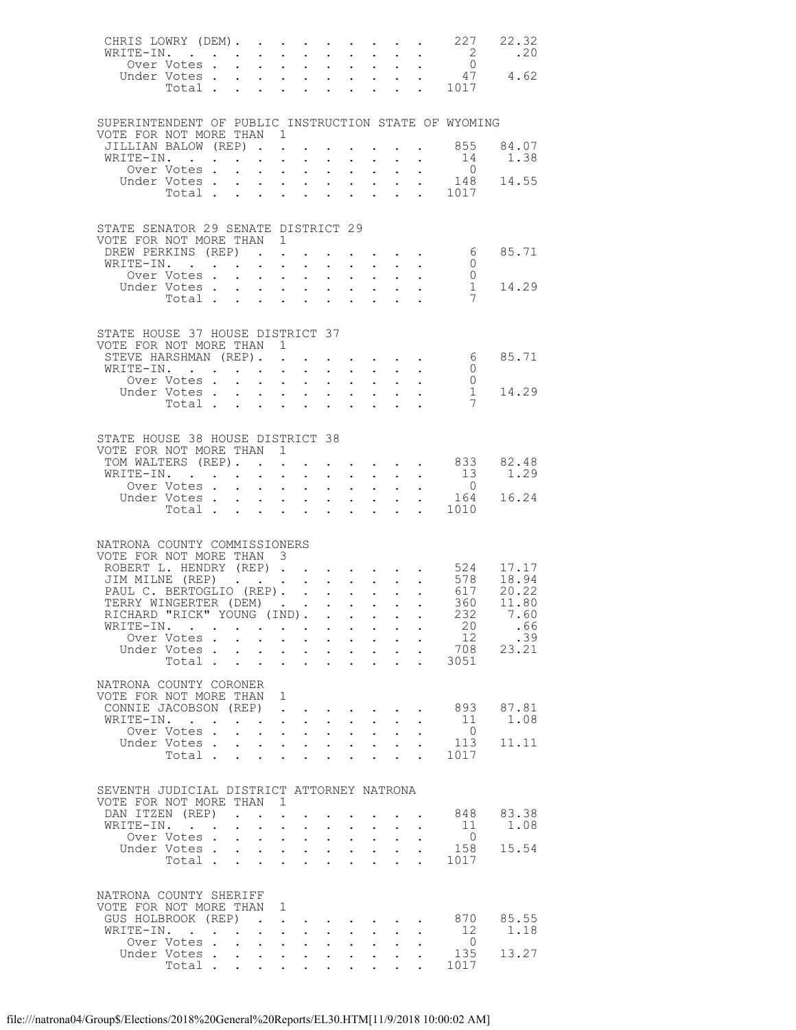| | | |
|---|---|---|
| CHRIS LOWRY (DEM) | 227 | 22.32 |
| WRITE-IN. | 2 | .20 |
| Over Votes | 0 | |
| Under Votes | 47 | 4.62 |
| Total | 1017 | |

SUPERINTENDENT OF PUBLIC INSTRUCTION STATE OF WYOMING
VOTE FOR NOT MORE THAN 1

| | | |
|---|---|---|
| JILLIAN BALOW (REP) | 855 | 84.07 |
| WRITE-IN. | 14 | 1.38 |
| Over Votes | 0 | |
| Under Votes | 148 | 14.55 |
| Total | 1017 | |

STATE SENATOR 29 SENATE DISTRICT 29
VOTE FOR NOT MORE THAN 1

| | | |
|---|---|---|
| DREW PERKINS (REP) | 6 | 85.71 |
| WRITE-IN. | 0 | |
| Over Votes | 0 | |
| Under Votes | 1 | 14.29 |
| Total | 7 | |

STATE HOUSE 37 HOUSE DISTRICT 37
VOTE FOR NOT MORE THAN 1

| | | |
|---|---|---|
| STEVE HARSHMAN (REP) | 6 | 85.71 |
| WRITE-IN. | 0 | |
| Over Votes | 0 | |
| Under Votes | 1 | 14.29 |
| Total | 7 | |

STATE HOUSE 38 HOUSE DISTRICT 38
VOTE FOR NOT MORE THAN 1

| | | |
|---|---|---|
| TOM WALTERS (REP) | 833 | 82.48 |
| WRITE-IN. | 13 | 1.29 |
| Over Votes | 0 | |
| Under Votes | 164 | 16.24 |
| Total | 1010 | |

NATRONA COUNTY COMMISSIONERS
VOTE FOR NOT MORE THAN 3

| | | |
|---|---|---|
| ROBERT L. HENDRY (REP) | 524 | 17.17 |
| JIM MILNE (REP) | 578 | 18.94 |
| PAUL C. BERTOGLIO (REP) | 617 | 20.22 |
| TERRY WINGERTER (DEM) | 360 | 11.80 |
| RICHARD "RICK" YOUNG (IND) | 232 | 7.60 |
| WRITE-IN. | 20 | .66 |
| Over Votes | 12 | .39 |
| Under Votes | 708 | 23.21 |
| Total | 3051 | |

NATRONA COUNTY CORONER
VOTE FOR NOT MORE THAN 1

| | | |
|---|---|---|
| CONNIE JACOBSON (REP) | 893 | 87.81 |
| WRITE-IN. | 11 | 1.08 |
| Over Votes | 0 | |
| Under Votes | 113 | 11.11 |
| Total | 1017 | |

SEVENTH JUDICIAL DISTRICT ATTORNEY NATRONA
VOTE FOR NOT MORE THAN 1

| | | |
|---|---|---|
| DAN ITZEN (REP) | 848 | 83.38 |
| WRITE-IN. | 11 | 1.08 |
| Over Votes | 0 | |
| Under Votes | 158 | 15.54 |
| Total | 1017 | |

NATRONA COUNTY SHERIFF
VOTE FOR NOT MORE THAN 1

| | | |
|---|---|---|
| GUS HOLBROOK (REP) | 870 | 85.55 |
| WRITE-IN. | 12 | 1.18 |
| Over Votes | 0 | |
| Under Votes | 135 | 13.27 |
| Total | 1017 | |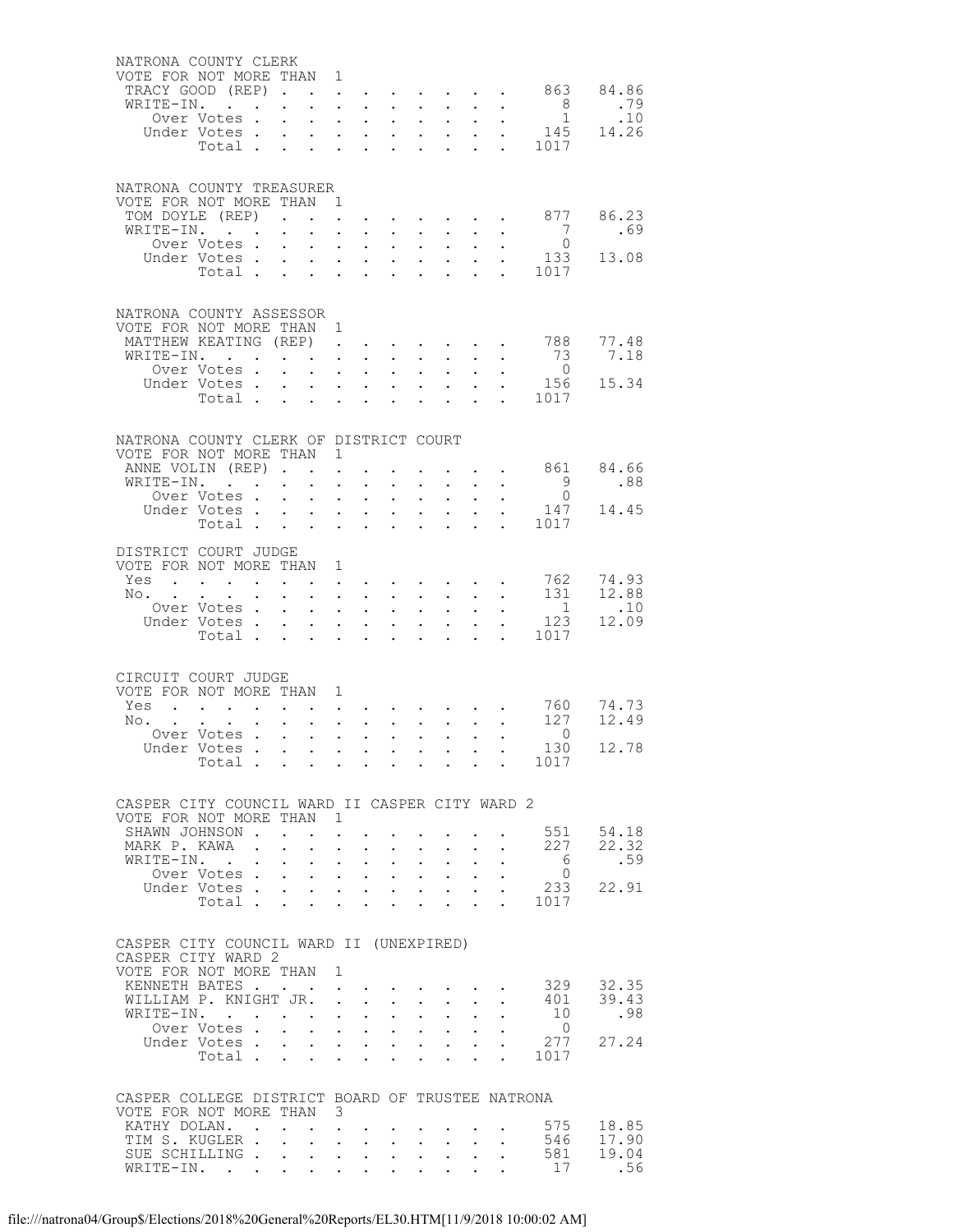## NATRONA COUNTY CLERK

VOTE FOR NOT MORE THAN 1

| | Votes | Percent |
|---|---|---|
| TRACY GOOD (REP) | 863 | 84.86 |
| WRITE-IN. | 8 | .79 |
| Over Votes | 1 | .10 |
| Under Votes | 145 | 14.26 |
| Total | 1017 | |

## NATRONA COUNTY TREASURER

VOTE FOR NOT MORE THAN 1

| | Votes | Percent |
|---|---|---|
| TOM DOYLE (REP) | 877 | 86.23 |
| WRITE-IN. | 7 | .69 |
| Over Votes | 0 | |
| Under Votes | 133 | 13.08 |
| Total | 1017 | |

## NATRONA COUNTY ASSESSOR

VOTE FOR NOT MORE THAN 1

| | Votes | Percent |
|---|---|---|
| MATTHEW KEATING (REP) | 788 | 77.48 |
| WRITE-IN. | 73 | 7.18 |
| Over Votes | 0 | |
| Under Votes | 156 | 15.34 |
| Total | 1017 | |

## NATRONA COUNTY CLERK OF DISTRICT COURT

VOTE FOR NOT MORE THAN 1

| | Votes | Percent |
|---|---|---|
| ANNE VOLIN (REP) | 861 | 84.66 |
| WRITE-IN. | 9 | .88 |
| Over Votes | 0 | |
| Under Votes | 147 | 14.45 |
| Total | 1017 | |

## DISTRICT COURT JUDGE

VOTE FOR NOT MORE THAN 1

| | Votes | Percent |
|---|---|---|
| Yes | 762 | 74.93 |
| No. | 131 | 12.88 |
| Over Votes | 1 | .10 |
| Under Votes | 123 | 12.09 |
| Total | 1017 | |

## CIRCUIT COURT JUDGE

VOTE FOR NOT MORE THAN 1

| | Votes | Percent |
|---|---|---|
| Yes | 760 | 74.73 |
| No. | 127 | 12.49 |
| Over Votes | 0 | |
| Under Votes | 130 | 12.78 |
| Total | 1017 | |

## CASPER CITY COUNCIL WARD II CASPER CITY WARD 2

VOTE FOR NOT MORE THAN 1

| | Votes | Percent |
|---|---|---|
| SHAWN JOHNSON | 551 | 54.18 |
| MARK P. KAWA | 227 | 22.32 |
| WRITE-IN. | 6 | .59 |
| Over Votes | 0 | |
| Under Votes | 233 | 22.91 |
| Total | 1017 | |

## CASPER CITY COUNCIL WARD II (UNEXPIRED)

CASPER CITY WARD 2

VOTE FOR NOT MORE THAN 1

| | Votes | Percent |
|---|---|---|
| KENNETH BATES | 329 | 32.35 |
| WILLIAM P. KNIGHT JR. | 401 | 39.43 |
| WRITE-IN. | 10 | .98 |
| Over Votes | 0 | |
| Under Votes | 277 | 27.24 |
| Total | 1017 | |

## CASPER COLLEGE DISTRICT BOARD OF TRUSTEE NATRONA

VOTE FOR NOT MORE THAN 3

| | Votes | Percent |
|---|---|---|
| KATHY DOLAN. | 575 | 18.85 |
| TIM S. KUGLER | 546 | 17.90 |
| SUE SCHILLING | 581 | 19.04 |
| WRITE-IN. | 17 | .56 |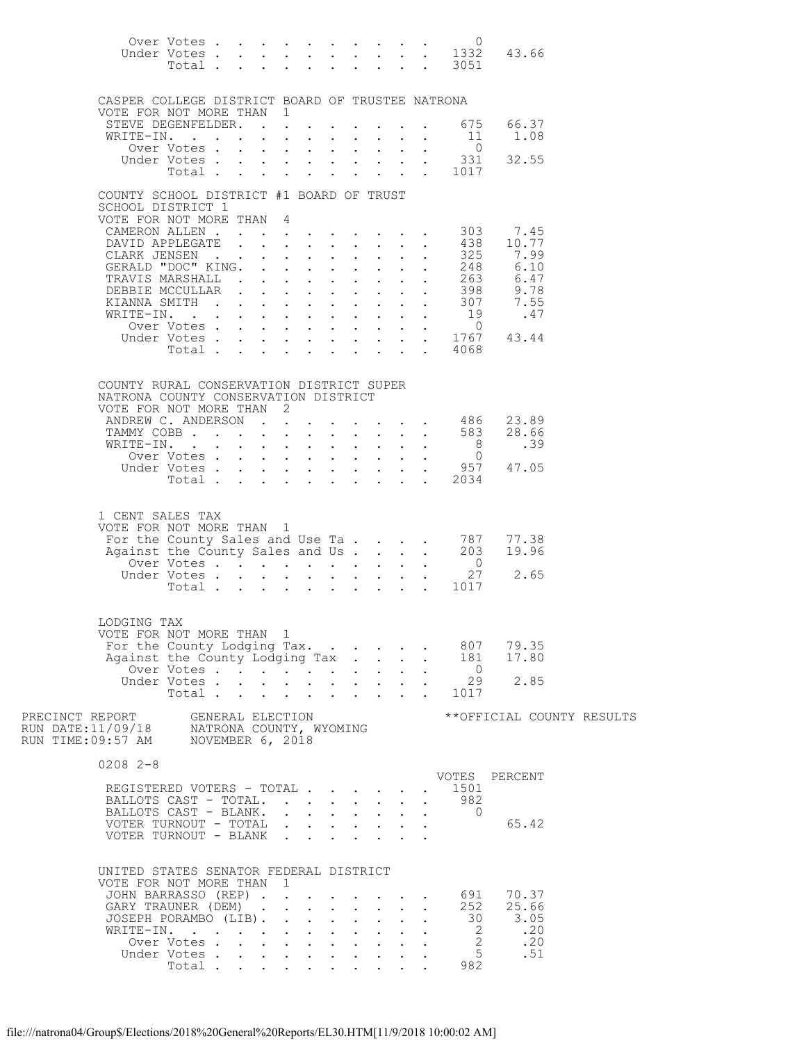| | Votes | Percent |
|---|---|---|
| Over Votes | 0 | |
| Under Votes | 1332 | 43.66 |
| Total | 3051 | |

CASPER COLLEGE DISTRICT BOARD OF TRUSTEE NATRONA
VOTE FOR NOT MORE THAN 1

| | Votes | Percent |
|---|---|---|
| STEVE DEGENFELDER | 675 | 66.37 |
| WRITE-IN. | 11 | 1.08 |
| Over Votes | 0 | |
| Under Votes | 331 | 32.55 |
| Total | 1017 | |

COUNTY SCHOOL DISTRICT #1 BOARD OF TRUST
SCHOOL DISTRICT 1
VOTE FOR NOT MORE THAN 4

| | Votes | Percent |
|---|---|---|
| CAMERON ALLEN | 303 | 7.45 |
| DAVID APPLEGATE | 438 | 10.77 |
| CLARK JENSEN | 325 | 7.99 |
| GERALD "DOC" KING. | 248 | 6.10 |
| TRAVIS MARSHALL | 263 | 6.47 |
| DEBBIE MCCULLAR | 398 | 9.78 |
| KIANNA SMITH | 307 | 7.55 |
| WRITE-IN. | 19 | .47 |
| Over Votes | 0 | |
| Under Votes | 1767 | 43.44 |
| Total | 4068 | |

COUNTY RURAL CONSERVATION DISTRICT SUPER
NATRONA COUNTY CONSERVATION DISTRICT
VOTE FOR NOT MORE THAN 2

| | Votes | Percent |
|---|---|---|
| ANDREW C. ANDERSON | 486 | 23.89 |
| TAMMY COBB | 583 | 28.66 |
| WRITE-IN. | 8 | .39 |
| Over Votes | 0 | |
| Under Votes | 957 | 47.05 |
| Total | 2034 | |

1 CENT SALES TAX
VOTE FOR NOT MORE THAN 1

| | Votes | Percent |
|---|---|---|
| For the County Sales and Use Ta | 787 | 77.38 |
| Against the County Sales and Us | 203 | 19.96 |
| Over Votes | 0 | |
| Under Votes | 27 | 2.65 |
| Total | 1017 | |

LODGING TAX
VOTE FOR NOT MORE THAN 1

| | Votes | Percent |
|---|---|---|
| For the County Lodging Tax. | 807 | 79.35 |
| Against the County Lodging Tax | 181 | 17.80 |
| Over Votes | 0 | |
| Under Votes | 29 | 2.85 |
| Total | 1017 | |

PRECINCT REPORT — GENERAL ELECTION — **OFFICIAL COUNTY RESULTS
RUN DATE:11/09/18 — NATRONA COUNTY, WYOMING
RUN TIME:09:57 AM — NOVEMBER 6, 2018

0208 2-8

| | VOTES | PERCENT |
|---|---|---|
| REGISTERED VOTERS - TOTAL | 1501 | |
| BALLOTS CAST - TOTAL. | 982 | |
| BALLOTS CAST - BLANK. | 0 | |
| VOTER TURNOUT - TOTAL | | 65.42 |
| VOTER TURNOUT - BLANK | | |

UNITED STATES SENATOR FEDERAL DISTRICT
VOTE FOR NOT MORE THAN 1

| | Votes | Percent |
|---|---|---|
| JOHN BARRASSO (REP) | 691 | 70.37 |
| GARY TRAUNER (DEM) | 252 | 25.66 |
| JOSEPH PORAMBO (LIB). | 30 | 3.05 |
| WRITE-IN. | 2 | .20 |
| Over Votes | 2 | .20 |
| Under Votes | 5 | .51 |
| Total | 982 | |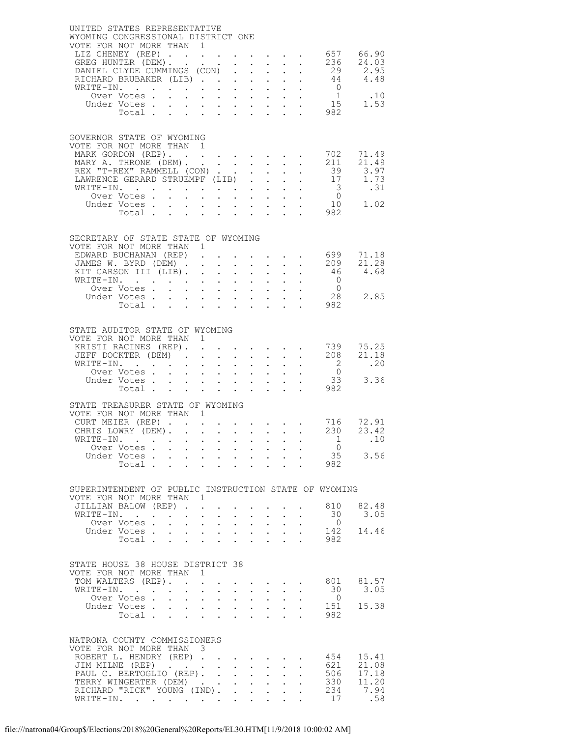## UNITED STATES REPRESENTATIVE

WYOMING CONGRESSIONAL DISTRICT ONE

VOTE FOR NOT MORE THAN 1

| Candidate | Votes | Percent |
|---|---|---|
| LIZ CHENEY (REP) | 657 | 66.90 |
| GREG HUNTER (DEM) | 236 | 24.03 |
| DANIEL CLYDE CUMMINGS (CON) | 29 | 2.95 |
| RICHARD BRUBAKER (LIB) | 44 | 4.48 |
| WRITE-IN. | 0 | |
| Over Votes | 1 | .10 |
| Under Votes | 15 | 1.53 |
| Total | 982 | |

## GOVERNOR STATE OF WYOMING

VOTE FOR NOT MORE THAN 1

| Candidate | Votes | Percent |
|---|---|---|
| MARK GORDON (REP) | 702 | 71.49 |
| MARY A. THRONE (DEM) | 211 | 21.49 |
| REX "T-REX" RAMMELL (CON) | 39 | 3.97 |
| LAWRENCE GERARD STRUEMPF (LIB) | 17 | 1.73 |
| WRITE-IN. | 3 | .31 |
| Over Votes | 0 | |
| Under Votes | 10 | 1.02 |
| Total | 982 | |

## SECRETARY OF STATE STATE OF WYOMING

VOTE FOR NOT MORE THAN 1

| Candidate | Votes | Percent |
|---|---|---|
| EDWARD BUCHANAN (REP) | 699 | 71.18 |
| JAMES W. BYRD (DEM) | 209 | 21.28 |
| KIT CARSON III (LIB) | 46 | 4.68 |
| WRITE-IN. | 0 | |
| Over Votes | 0 | |
| Under Votes | 28 | 2.85 |
| Total | 982 | |

## STATE AUDITOR STATE OF WYOMING

VOTE FOR NOT MORE THAN 1

| Candidate | Votes | Percent |
|---|---|---|
| KRISTI RACINES (REP) | 739 | 75.25 |
| JEFF DOCKTER (DEM) | 208 | 21.18 |
| WRITE-IN. | 2 | .20 |
| Over Votes | 0 | |
| Under Votes | 33 | 3.36 |
| Total | 982 | |

## STATE TREASURER STATE OF WYOMING

VOTE FOR NOT MORE THAN 1

| Candidate | Votes | Percent |
|---|---|---|
| CURT MEIER (REP) | 716 | 72.91 |
| CHRIS LOWRY (DEM) | 230 | 23.42 |
| WRITE-IN. | 1 | .10 |
| Over Votes | 0 | |
| Under Votes | 35 | 3.56 |
| Total | 982 | |

## SUPERINTENDENT OF PUBLIC INSTRUCTION STATE OF WYOMING

VOTE FOR NOT MORE THAN 1

| Candidate | Votes | Percent |
|---|---|---|
| JILLIAN BALOW (REP) | 810 | 82.48 |
| WRITE-IN. | 30 | 3.05 |
| Over Votes | 0 | |
| Under Votes | 142 | 14.46 |
| Total | 982 | |

## STATE HOUSE 38 HOUSE DISTRICT 38

VOTE FOR NOT MORE THAN 1

| Candidate | Votes | Percent |
|---|---|---|
| TOM WALTERS (REP) | 801 | 81.57 |
| WRITE-IN. | 30 | 3.05 |
| Over Votes | 0 | |
| Under Votes | 151 | 15.38 |
| Total | 982 | |

## NATRONA COUNTY COMMISSIONERS

VOTE FOR NOT MORE THAN 3

| Candidate | Votes | Percent |
|---|---|---|
| ROBERT L. HENDRY (REP) | 454 | 15.41 |
| JIM MILNE (REP) | 621 | 21.08 |
| PAUL C. BERTOGLIO (REP) | 506 | 17.18 |
| TERRY WINGERTER (DEM) | 330 | 11.20 |
| RICHARD "RICK" YOUNG (IND) | 234 | 7.94 |
| WRITE-IN. | 17 | .58 |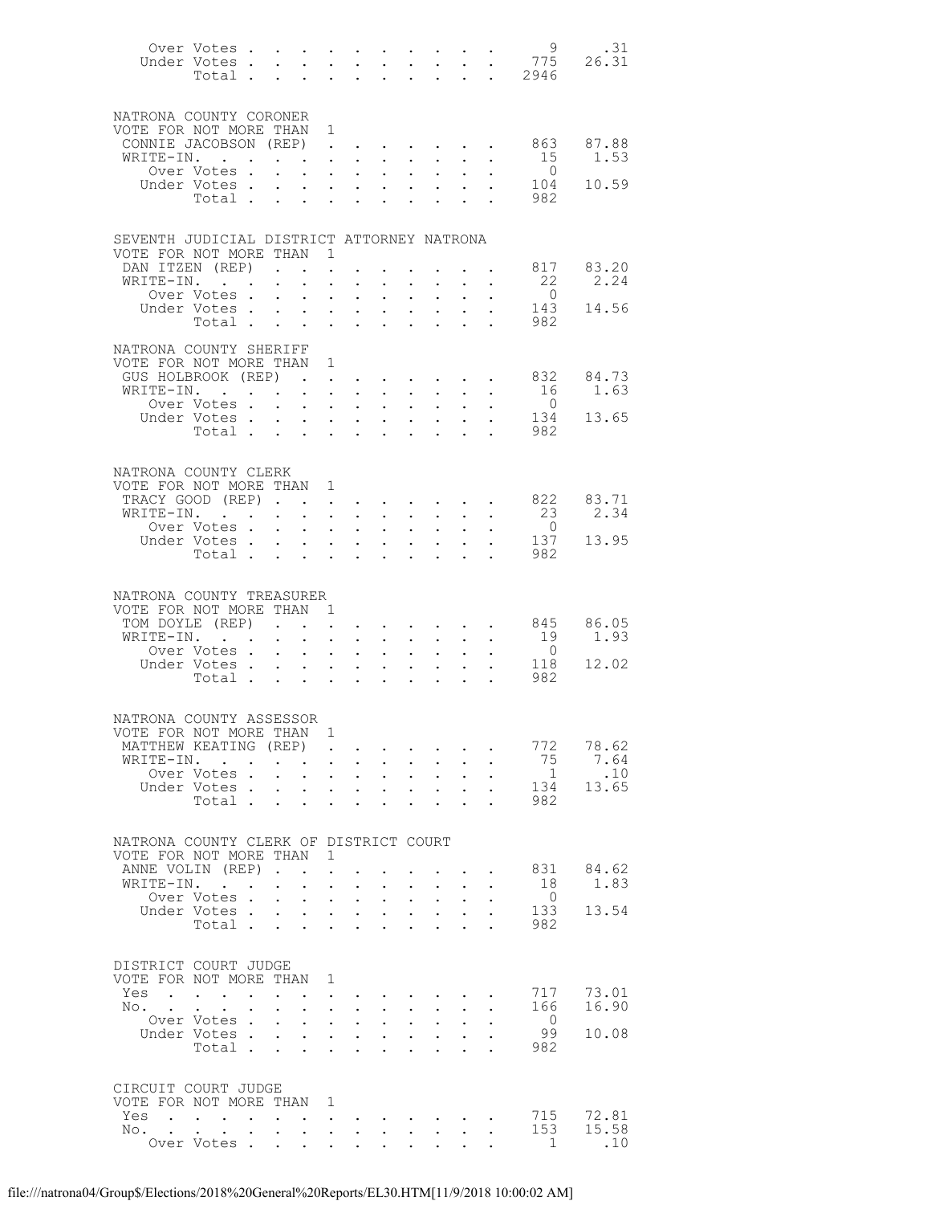| | Votes | Percent |
|---|---|---|
| Over Votes | 9 | .31 |
| Under Votes | 775 | 26.31 |
| Total | 2946 | |

NATRONA COUNTY CORONER
VOTE FOR NOT MORE THAN 1

| | Votes | Percent |
|---|---|---|
| CONNIE JACOBSON (REP) | 863 | 87.88 |
| WRITE-IN. | 15 | 1.53 |
| Over Votes | 0 | |
| Under Votes | 104 | 10.59 |
| Total | 982 | |

SEVENTH JUDICIAL DISTRICT ATTORNEY NATRONA
VOTE FOR NOT MORE THAN 1

| | Votes | Percent |
|---|---|---|
| DAN ITZEN (REP) | 817 | 83.20 |
| WRITE-IN. | 22 | 2.24 |
| Over Votes | 0 | |
| Under Votes | 143 | 14.56 |
| Total | 982 | |

NATRONA COUNTY SHERIFF
VOTE FOR NOT MORE THAN 1

| | Votes | Percent |
|---|---|---|
| GUS HOLBROOK (REP) | 832 | 84.73 |
| WRITE-IN. | 16 | 1.63 |
| Over Votes | 0 | |
| Under Votes | 134 | 13.65 |
| Total | 982 | |

NATRONA COUNTY CLERK
VOTE FOR NOT MORE THAN 1

| | Votes | Percent |
|---|---|---|
| TRACY GOOD (REP) | 822 | 83.71 |
| WRITE-IN. | 23 | 2.34 |
| Over Votes | 0 | |
| Under Votes | 137 | 13.95 |
| Total | 982 | |

NATRONA COUNTY TREASURER
VOTE FOR NOT MORE THAN 1

| | Votes | Percent |
|---|---|---|
| TOM DOYLE (REP) | 845 | 86.05 |
| WRITE-IN. | 19 | 1.93 |
| Over Votes | 0 | |
| Under Votes | 118 | 12.02 |
| Total | 982 | |

NATRONA COUNTY ASSESSOR
VOTE FOR NOT MORE THAN 1

| | Votes | Percent |
|---|---|---|
| MATTHEW KEATING (REP) | 772 | 78.62 |
| WRITE-IN. | 75 | 7.64 |
| Over Votes | 1 | .10 |
| Under Votes | 134 | 13.65 |
| Total | 982 | |

NATRONA COUNTY CLERK OF DISTRICT COURT
VOTE FOR NOT MORE THAN 1

| | Votes | Percent |
|---|---|---|
| ANNE VOLIN (REP) | 831 | 84.62 |
| WRITE-IN. | 18 | 1.83 |
| Over Votes | 0 | |
| Under Votes | 133 | 13.54 |
| Total | 982 | |

DISTRICT COURT JUDGE
VOTE FOR NOT MORE THAN 1

| | Votes | Percent |
|---|---|---|
| Yes | 717 | 73.01 |
| No. | 166 | 16.90 |
| Over Votes | 0 | |
| Under Votes | 99 | 10.08 |
| Total | 982 | |

CIRCUIT COURT JUDGE
VOTE FOR NOT MORE THAN 1

| | Votes | Percent |
|---|---|---|
| Yes | 715 | 72.81 |
| No. | 153 | 15.58 |
| Over Votes | 1 | .10 |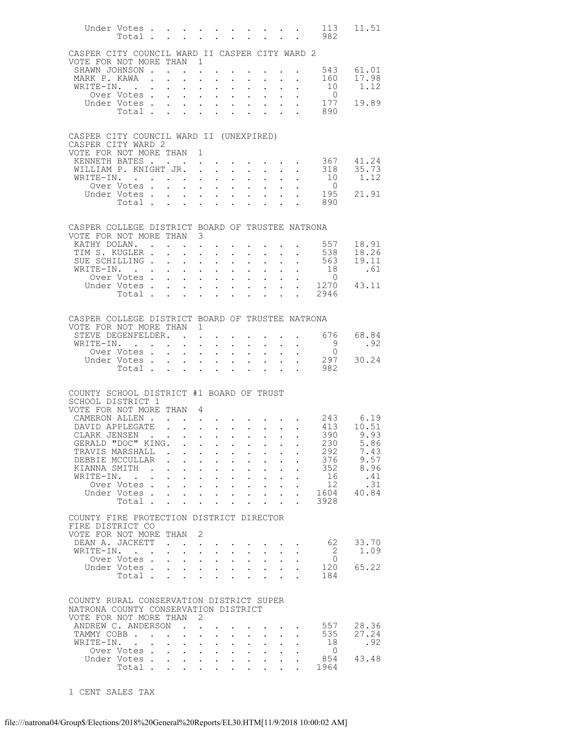| | | |
|---|---|---|
| Under Votes | 113 | 11.51 |
| Total | 982 | |

CASPER CITY COUNCIL WARD II CASPER CITY WARD 2
VOTE FOR NOT MORE THAN 1

| | | |
|---|---|---|
| SHAWN JOHNSON | 543 | 61.01 |
| MARK P. KAWA | 160 | 17.98 |
| WRITE-IN. | 10 | 1.12 |
| Over Votes | 0 | |
| Under Votes | 177 | 19.89 |
| Total | 890 | |

CASPER CITY COUNCIL WARD II (UNEXPIRED)
CASPER CITY WARD 2
VOTE FOR NOT MORE THAN 1

| | | |
|---|---|---|
| KENNETH BATES | 367 | 41.24 |
| WILLIAM P. KNIGHT JR. | 318 | 35.73 |
| WRITE-IN. | 10 | 1.12 |
| Over Votes | 0 | |
| Under Votes | 195 | 21.91 |
| Total | 890 | |

CASPER COLLEGE DISTRICT BOARD OF TRUSTEE NATRONA
VOTE FOR NOT MORE THAN 3

| | | |
|---|---|---|
| KATHY DOLAN. | 557 | 18.91 |
| TIM S. KUGLER | 538 | 18.26 |
| SUE SCHILLING | 563 | 19.11 |
| WRITE-IN. | 18 | .61 |
| Over Votes | 0 | |
| Under Votes | 1270 | 43.11 |
| Total | 2946 | |

CASPER COLLEGE DISTRICT BOARD OF TRUSTEE NATRONA
VOTE FOR NOT MORE THAN 1

| | | |
|---|---|---|
| STEVE DEGENFELDER. | 676 | 68.84 |
| WRITE-IN. | 9 | .92 |
| Over Votes | 0 | |
| Under Votes | 297 | 30.24 |
| Total | 982 | |

COUNTY SCHOOL DISTRICT #1 BOARD OF TRUST
SCHOOL DISTRICT 1
VOTE FOR NOT MORE THAN 4

| | | |
|---|---|---|
| CAMERON ALLEN | 243 | 6.19 |
| DAVID APPLEGATE | 413 | 10.51 |
| CLARK JENSEN | 390 | 9.93 |
| GERALD "DOC" KING. | 230 | 5.86 |
| TRAVIS MARSHALL | 292 | 7.43 |
| DEBBIE MCCULLAR | 376 | 9.57 |
| KIANNA SMITH | 352 | 8.96 |
| WRITE-IN. | 16 | .41 |
| Over Votes | 12 | .31 |
| Under Votes | 1604 | 40.84 |
| Total | 3928 | |

COUNTY FIRE PROTECTION DISTRICT DIRECTOR
FIRE DISTRICT CO
VOTE FOR NOT MORE THAN 2

| | | |
|---|---|---|
| DEAN A. JACKETT | 62 | 33.70 |
| WRITE-IN. | 2 | 1.09 |
| Over Votes | 0 | |
| Under Votes | 120 | 65.22 |
| Total | 184 | |

COUNTY RURAL CONSERVATION DISTRICT SUPER
NATRONA COUNTY CONSERVATION DISTRICT
VOTE FOR NOT MORE THAN 2

| | | |
|---|---|---|
| ANDREW C. ANDERSON | 557 | 28.36 |
| TAMMY COBB | 535 | 27.24 |
| WRITE-IN. | 18 | .92 |
| Over Votes | 0 | |
| Under Votes | 854 | 43.48 |
| Total | 1964 | |

1 CENT SALES TAX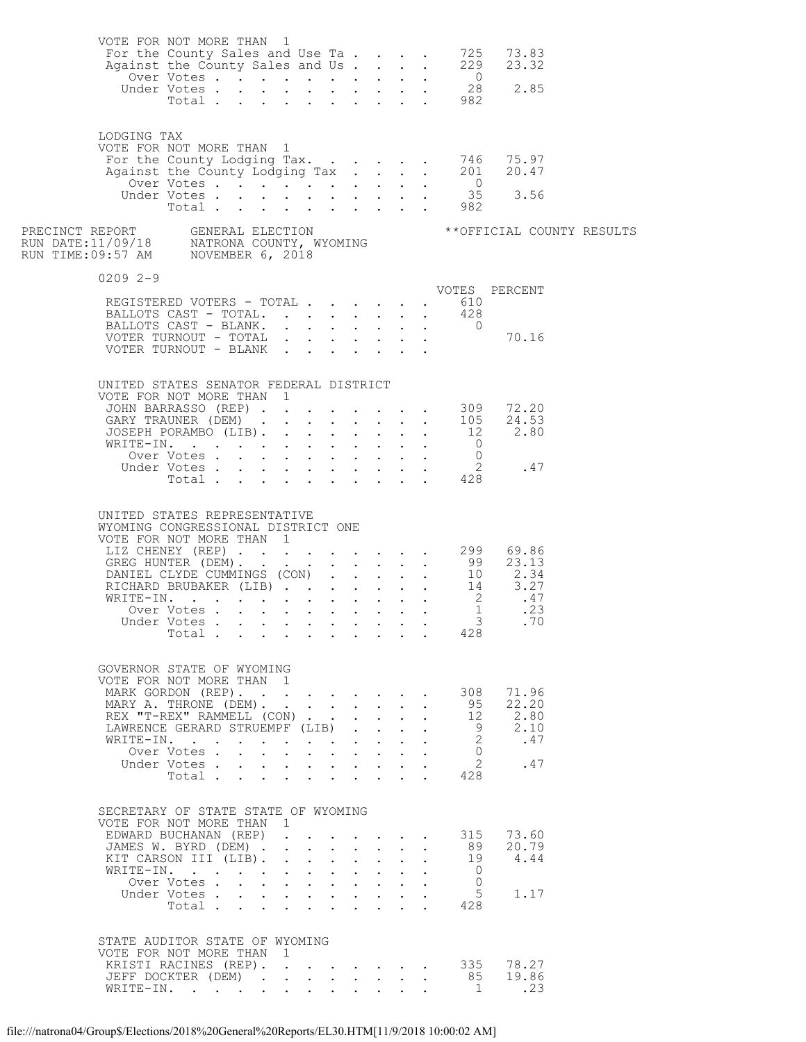VOTE FOR NOT MORE THAN 1

| | VOTES | PERCENT |
|---|---|---|
| For the County Sales and Use Ta | 725 | 73.83 |
| Against the County Sales and Us | 229 | 23.32 |
| Over Votes | 0 | |
| Under Votes | 28 | 2.85 |
| Total | 982 | |

LODGING TAX
VOTE FOR NOT MORE THAN 1

| | VOTES | PERCENT |
|---|---|---|
| For the County Lodging Tax. | 746 | 75.97 |
| Against the County Lodging Tax | 201 | 20.47 |
| Over Votes | 0 | |
| Under Votes | 35 | 3.56 |
| Total | 982 | |

PRECINCT REPORT — GENERAL ELECTION — **OFFICIAL COUNTY RESULTS
RUN DATE:11/09/18 — NATRONA COUNTY, WYOMING
RUN TIME:09:57 AM — NOVEMBER 6, 2018

## 0209 2-9

| | VOTES | PERCENT |
|---|---|---|
| REGISTERED VOTERS - TOTAL | 610 | |
| BALLOTS CAST - TOTAL. | 428 | |
| BALLOTS CAST - BLANK. | 0 | |
| VOTER TURNOUT - TOTAL | | 70.16 |
| VOTER TURNOUT - BLANK | | |

UNITED STATES SENATOR FEDERAL DISTRICT
VOTE FOR NOT MORE THAN 1

| | VOTES | PERCENT |
|---|---|---|
| JOHN BARRASSO (REP) | 309 | 72.20 |
| GARY TRAUNER (DEM) | 105 | 24.53 |
| JOSEPH PORAMBO (LIB). | 12 | 2.80 |
| WRITE-IN. | 0 | |
| Over Votes | 0 | |
| Under Votes | 2 | .47 |
| Total | 428 | |

UNITED STATES REPRESENTATIVE
WYOMING CONGRESSIONAL DISTRICT ONE
VOTE FOR NOT MORE THAN 1

| | VOTES | PERCENT |
|---|---|---|
| LIZ CHENEY (REP) | 299 | 69.86 |
| GREG HUNTER (DEM). | 99 | 23.13 |
| DANIEL CLYDE CUMMINGS (CON) | 10 | 2.34 |
| RICHARD BRUBAKER (LIB) | 14 | 3.27 |
| WRITE-IN. | 2 | .47 |
| Over Votes | 1 | .23 |
| Under Votes | 3 | .70 |
| Total | 428 | |

GOVERNOR STATE OF WYOMING
VOTE FOR NOT MORE THAN 1

| | VOTES | PERCENT |
|---|---|---|
| MARK GORDON (REP). | 308 | 71.96 |
| MARY A. THRONE (DEM). | 95 | 22.20 |
| REX "T-REX" RAMMELL (CON) | 12 | 2.80 |
| LAWRENCE GERARD STRUEMPF (LIB) | 9 | 2.10 |
| WRITE-IN. | 2 | .47 |
| Over Votes | 0 | |
| Under Votes | 2 | .47 |
| Total | 428 | |

SECRETARY OF STATE STATE OF WYOMING
VOTE FOR NOT MORE THAN 1

| | VOTES | PERCENT |
|---|---|---|
| EDWARD BUCHANAN (REP) | 315 | 73.60 |
| JAMES W. BYRD (DEM) | 89 | 20.79 |
| KIT CARSON III (LIB). | 19 | 4.44 |
| WRITE-IN. | 0 | |
| Over Votes | 0 | |
| Under Votes | 5 | 1.17 |
| Total | 428 | |

STATE AUDITOR STATE OF WYOMING
VOTE FOR NOT MORE THAN 1

| | VOTES | PERCENT |
|---|---|---|
| KRISTI RACINES (REP). | 335 | 78.27 |
| JEFF DOCKTER (DEM) | 85 | 19.86 |
| WRITE-IN. | 1 | .23 |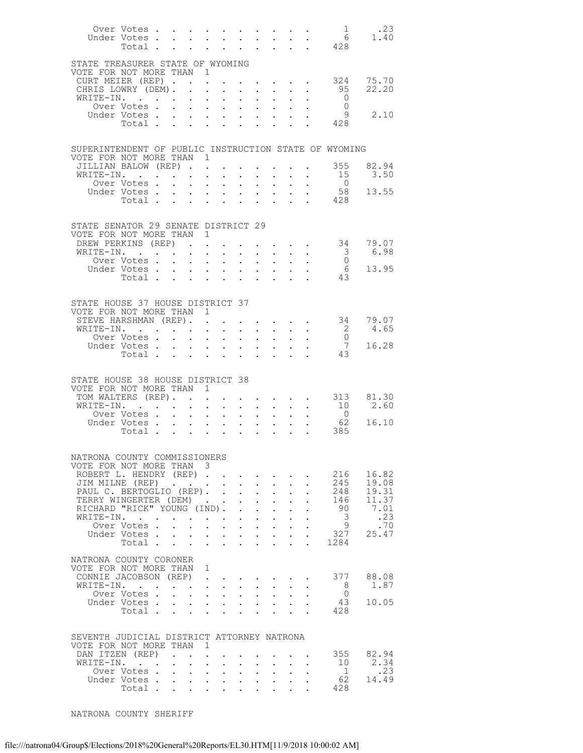| | | |
|---|---|---|
| Over Votes | 1 | .23 |
| Under Votes | 6 | 1.40 |
| Total | 428 | |

STATE TREASURER STATE OF WYOMING
VOTE FOR NOT MORE THAN 1

| | | |
|---|---|---|
| CURT MEIER (REP) | 324 | 75.70 |
| CHRIS LOWRY (DEM) | 95 | 22.20 |
| WRITE-IN. | 0 | |
| Over Votes | 0 | |
| Under Votes | 9 | 2.10 |
| Total | 428 | |

SUPERINTENDENT OF PUBLIC INSTRUCTION STATE OF WYOMING
VOTE FOR NOT MORE THAN 1

| | | |
|---|---|---|
| JILLIAN BALOW (REP) | 355 | 82.94 |
| WRITE-IN. | 15 | 3.50 |
| Over Votes | 0 | |
| Under Votes | 58 | 13.55 |
| Total | 428 | |

STATE SENATOR 29 SENATE DISTRICT 29
VOTE FOR NOT MORE THAN 1

| | | |
|---|---|---|
| DREW PERKINS (REP) | 34 | 79.07 |
| WRITE-IN. | 3 | 6.98 |
| Over Votes | 0 | |
| Under Votes | 6 | 13.95 |
| Total | 43 | |

STATE HOUSE 37 HOUSE DISTRICT 37
VOTE FOR NOT MORE THAN 1

| | | |
|---|---|---|
| STEVE HARSHMAN (REP) | 34 | 79.07 |
| WRITE-IN. | 2 | 4.65 |
| Over Votes | 0 | |
| Under Votes | 7 | 16.28 |
| Total | 43 | |

STATE HOUSE 38 HOUSE DISTRICT 38
VOTE FOR NOT MORE THAN 1

| | | |
|---|---|---|
| TOM WALTERS (REP) | 313 | 81.30 |
| WRITE-IN. | 10 | 2.60 |
| Over Votes | 0 | |
| Under Votes | 62 | 16.10 |
| Total | 385 | |

NATRONA COUNTY COMMISSIONERS
VOTE FOR NOT MORE THAN 3

| | | |
|---|---|---|
| ROBERT L. HENDRY (REP) | 216 | 16.82 |
| JIM MILNE (REP) | 245 | 19.08 |
| PAUL C. BERTOGLIO (REP) | 248 | 19.31 |
| TERRY WINGERTER (DEM) | 146 | 11.37 |
| RICHARD "RICK" YOUNG (IND) | 90 | 7.01 |
| WRITE-IN. | 3 | .23 |
| Over Votes | 9 | .70 |
| Under Votes | 327 | 25.47 |
| Total | 1284 | |

NATRONA COUNTY CORONER
VOTE FOR NOT MORE THAN 1

| | | |
|---|---|---|
| CONNIE JACOBSON (REP) | 377 | 88.08 |
| WRITE-IN. | 8 | 1.87 |
| Over Votes | 0 | |
| Under Votes | 43 | 10.05 |
| Total | 428 | |

SEVENTH JUDICIAL DISTRICT ATTORNEY NATRONA
VOTE FOR NOT MORE THAN 1

| | | |
|---|---|---|
| DAN ITZEN (REP) | 355 | 82.94 |
| WRITE-IN. | 10 | 2.34 |
| Over Votes | 1 | .23 |
| Under Votes | 62 | 14.49 |
| Total | 428 | |

NATRONA COUNTY SHERIFF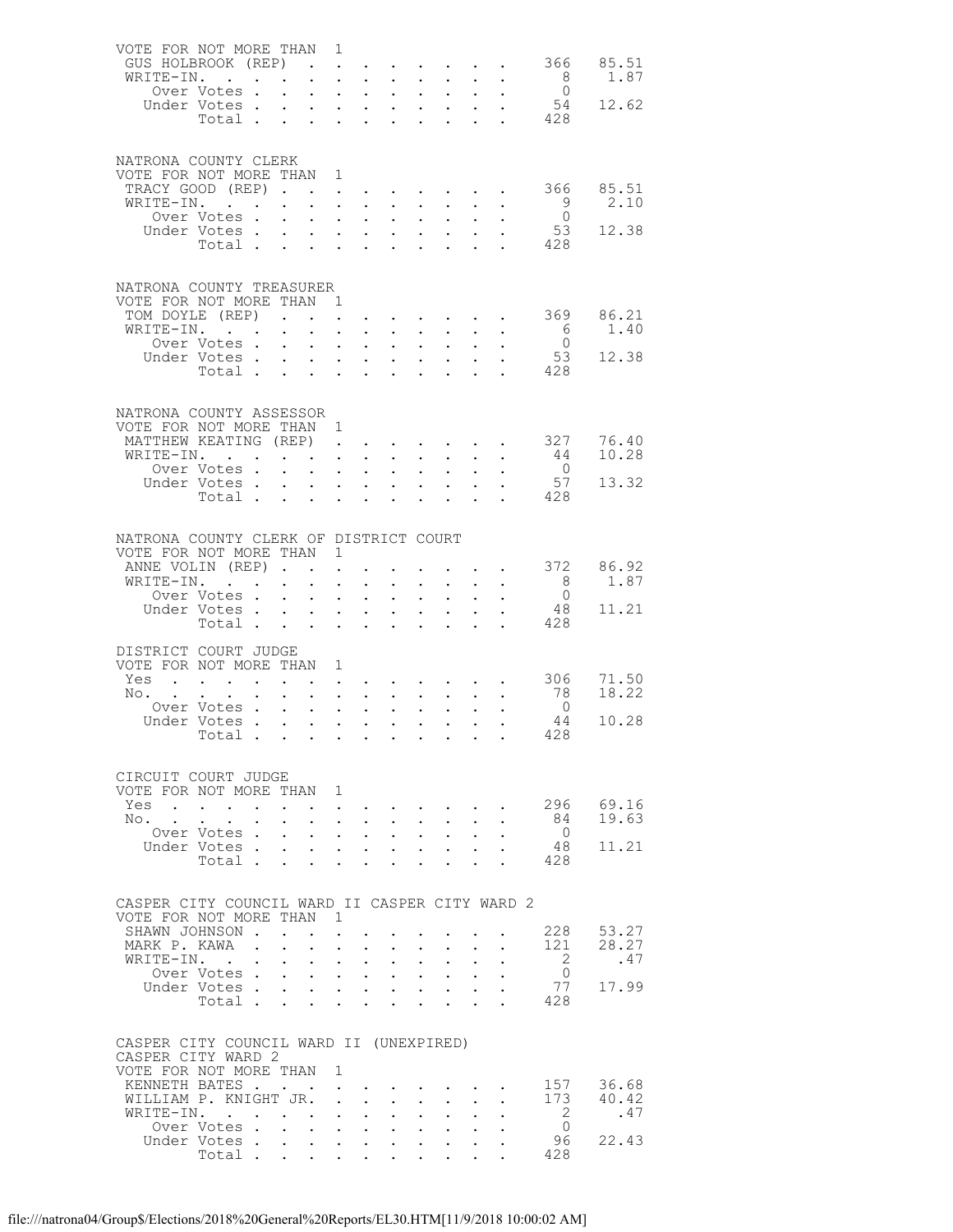VOTE FOR NOT MORE THAN 1

| | | |
|---|---|---|
| GUS HOLBROOK (REP) | 366 | 85.51 |
| WRITE-IN. | 8 | 1.87 |
| Over Votes | 0 | |
| Under Votes | 54 | 12.62 |
| Total | 428 | |

NATRONA COUNTY CLERK
VOTE FOR NOT MORE THAN 1

| | | |
|---|---|---|
| TRACY GOOD (REP) | 366 | 85.51 |
| WRITE-IN. | 9 | 2.10 |
| Over Votes | 0 | |
| Under Votes | 53 | 12.38 |
| Total | 428 | |

NATRONA COUNTY TREASURER
VOTE FOR NOT MORE THAN 1

| | | |
|---|---|---|
| TOM DOYLE (REP) | 369 | 86.21 |
| WRITE-IN. | 6 | 1.40 |
| Over Votes | 0 | |
| Under Votes | 53 | 12.38 |
| Total | 428 | |

NATRONA COUNTY ASSESSOR
VOTE FOR NOT MORE THAN 1

| | | |
|---|---|---|
| MATTHEW KEATING (REP) | 327 | 76.40 |
| WRITE-IN. | 44 | 10.28 |
| Over Votes | 0 | |
| Under Votes | 57 | 13.32 |
| Total | 428 | |

NATRONA COUNTY CLERK OF DISTRICT COURT
VOTE FOR NOT MORE THAN 1

| | | |
|---|---|---|
| ANNE VOLIN (REP) | 372 | 86.92 |
| WRITE-IN. | 8 | 1.87 |
| Over Votes | 0 | |
| Under Votes | 48 | 11.21 |
| Total | 428 | |

DISTRICT COURT JUDGE
VOTE FOR NOT MORE THAN 1

| | | |
|---|---|---|
| Yes | 306 | 71.50 |
| No. | 78 | 18.22 |
| Over Votes | 0 | |
| Under Votes | 44 | 10.28 |
| Total | 428 | |

CIRCUIT COURT JUDGE
VOTE FOR NOT MORE THAN 1

| | | |
|---|---|---|
| Yes | 296 | 69.16 |
| No. | 84 | 19.63 |
| Over Votes | 0 | |
| Under Votes | 48 | 11.21 |
| Total | 428 | |

CASPER CITY COUNCIL WARD II CASPER CITY WARD 2
VOTE FOR NOT MORE THAN 1

| | | |
|---|---|---|
| SHAWN JOHNSON | 228 | 53.27 |
| MARK P. KAWA | 121 | 28.27 |
| WRITE-IN. | 2 | .47 |
| Over Votes | 0 | |
| Under Votes | 77 | 17.99 |
| Total | 428 | |

CASPER CITY COUNCIL WARD II (UNEXPIRED)
CASPER CITY WARD 2
VOTE FOR NOT MORE THAN 1

| | | |
|---|---|---|
| KENNETH BATES | 157 | 36.68 |
| WILLIAM P. KNIGHT JR. | 173 | 40.42 |
| WRITE-IN. | 2 | .47 |
| Over Votes | 0 | |
| Under Votes | 96 | 22.43 |
| Total | 428 | |

file:///natrona04/Group$/Elections/2018%20General%20Reports/EL30.HTM[11/9/2018 10:00:02 AM]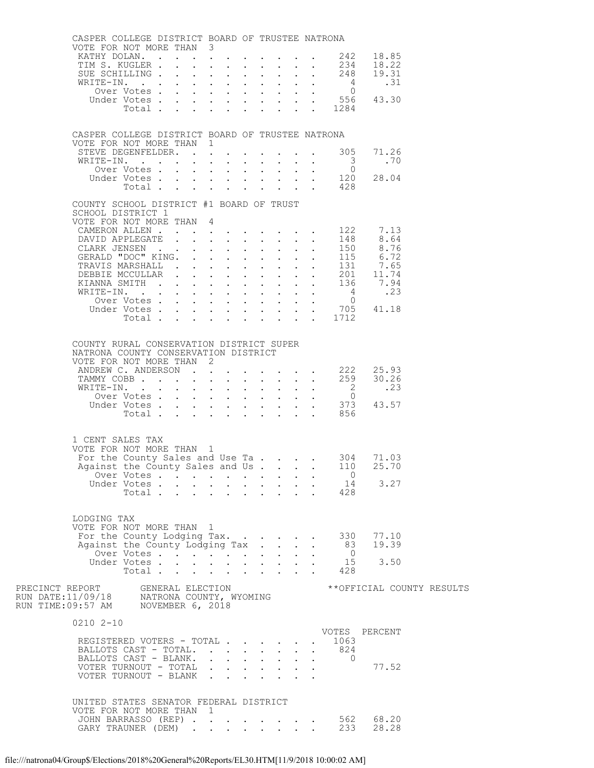CASPER COLLEGE DISTRICT BOARD OF TRUSTEE NATRONA
VOTE FOR NOT MORE THAN 3

| | | |
|---|---|---|
| KATHY DOLAN | 242 | 18.85 |
| TIM S. KUGLER | 234 | 18.22 |
| SUE SCHILLING | 248 | 19.31 |
| WRITE-IN. | 4 | .31 |
| Over Votes | 0 | |
| Under Votes | 556 | 43.30 |
| Total | 1284 | |

CASPER COLLEGE DISTRICT BOARD OF TRUSTEE NATRONA
VOTE FOR NOT MORE THAN 1

| | | |
|---|---|---|
| STEVE DEGENFELDER. | 305 | 71.26 |
| WRITE-IN. | 3 | .70 |
| Over Votes | 0 | |
| Under Votes | 120 | 28.04 |
| Total | 428 | |

COUNTY SCHOOL DISTRICT #1 BOARD OF TRUST
SCHOOL DISTRICT 1
VOTE FOR NOT MORE THAN 4

| | | |
|---|---|---|
| CAMERON ALLEN | 122 | 7.13 |
| DAVID APPLEGATE | 148 | 8.64 |
| CLARK JENSEN | 150 | 8.76 |
| GERALD "DOC" KING. | 115 | 6.72 |
| TRAVIS MARSHALL | 131 | 7.65 |
| DEBBIE MCCULLAR | 201 | 11.74 |
| KIANNA SMITH | 136 | 7.94 |
| WRITE-IN. | 4 | .23 |
| Over Votes | 0 | |
| Under Votes | 705 | 41.18 |
| Total | 1712 | |

COUNTY RURAL CONSERVATION DISTRICT SUPER
NATRONA COUNTY CONSERVATION DISTRICT
VOTE FOR NOT MORE THAN 2

| | | |
|---|---|---|
| ANDREW C. ANDERSON | 222 | 25.93 |
| TAMMY COBB | 259 | 30.26 |
| WRITE-IN. | 2 | .23 |
| Over Votes | 0 | |
| Under Votes | 373 | 43.57 |
| Total | 856 | |

1 CENT SALES TAX
VOTE FOR NOT MORE THAN 1

| | | |
|---|---|---|
| For the County Sales and Use Ta | 304 | 71.03 |
| Against the County Sales and Us | 110 | 25.70 |
| Over Votes | 0 | |
| Under Votes | 14 | 3.27 |
| Total | 428 | |

LODGING TAX
VOTE FOR NOT MORE THAN 1

| | | |
|---|---|---|
| For the County Lodging Tax. | 330 | 77.10 |
| Against the County Lodging Tax | 83 | 19.39 |
| Over Votes | 0 | |
| Under Votes | 15 | 3.50 |
| Total | 428 | |

PRECINCT REPORT GENERAL ELECTION **OFFICIAL COUNTY RESULTS
RUN DATE:11/09/18 NATRONA COUNTY, WYOMING
RUN TIME:09:57 AM NOVEMBER 6, 2018

0210 2-10

| | VOTES | PERCENT |
|---|---|---|
| REGISTERED VOTERS - TOTAL | 1063 | |
| BALLOTS CAST - TOTAL. | 824 | |
| BALLOTS CAST - BLANK. | 0 | |
| VOTER TURNOUT - TOTAL | | 77.52 |
| VOTER TURNOUT - BLANK | | |

UNITED STATES SENATOR FEDERAL DISTRICT
VOTE FOR NOT MORE THAN 1

| | | |
|---|---|---|
| JOHN BARRASSO (REP) | 562 | 68.20 |
| GARY TRAUNER (DEM) | 233 | 28.28 |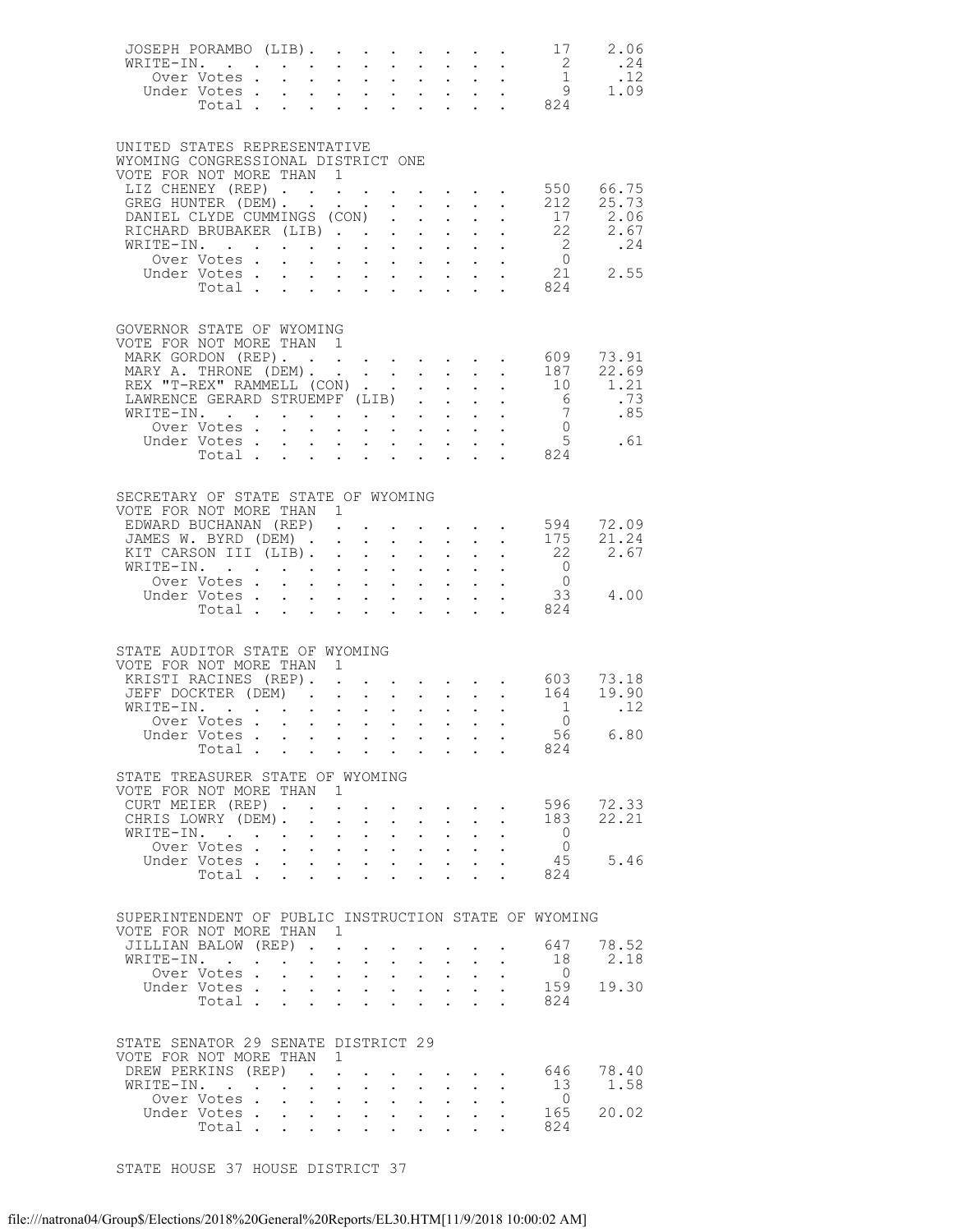| | | |
|---|---|---|
| JOSEPH PORAMBO (LIB) | 17 | 2.06 |
| WRITE-IN. | 2 | .24 |
| Over Votes | 1 | .12 |
| Under Votes | 9 | 1.09 |
| Total | 824 | |

UNITED STATES REPRESENTATIVE
WYOMING CONGRESSIONAL DISTRICT ONE
VOTE FOR NOT MORE THAN 1

| | | |
|---|---|---|
| LIZ CHENEY (REP) | 550 | 66.75 |
| GREG HUNTER (DEM) | 212 | 25.73 |
| DANIEL CLYDE CUMMINGS (CON) | 17 | 2.06 |
| RICHARD BRUBAKER (LIB) | 22 | 2.67 |
| WRITE-IN. | 2 | .24 |
| Over Votes | 0 | |
| Under Votes | 21 | 2.55 |
| Total | 824 | |

GOVERNOR STATE OF WYOMING
VOTE FOR NOT MORE THAN 1

| | | |
|---|---|---|
| MARK GORDON (REP) | 609 | 73.91 |
| MARY A. THRONE (DEM) | 187 | 22.69 |
| REX "T-REX" RAMMELL (CON) | 10 | 1.21 |
| LAWRENCE GERARD STRUEMPF (LIB) | 6 | .73 |
| WRITE-IN. | 7 | .85 |
| Over Votes | 0 | |
| Under Votes | 5 | .61 |
| Total | 824 | |

SECRETARY OF STATE STATE OF WYOMING
VOTE FOR NOT MORE THAN 1

| | | |
|---|---|---|
| EDWARD BUCHANAN (REP) | 594 | 72.09 |
| JAMES W. BYRD (DEM) | 175 | 21.24 |
| KIT CARSON III (LIB) | 22 | 2.67 |
| WRITE-IN. | 0 | |
| Over Votes | 0 | |
| Under Votes | 33 | 4.00 |
| Total | 824 | |

STATE AUDITOR STATE OF WYOMING
VOTE FOR NOT MORE THAN 1

| | | |
|---|---|---|
| KRISTI RACINES (REP) | 603 | 73.18 |
| JEFF DOCKTER (DEM) | 164 | 19.90 |
| WRITE-IN. | 1 | .12 |
| Over Votes | 0 | |
| Under Votes | 56 | 6.80 |
| Total | 824 | |

STATE TREASURER STATE OF WYOMING
VOTE FOR NOT MORE THAN 1

| | | |
|---|---|---|
| CURT MEIER (REP) | 596 | 72.33 |
| CHRIS LOWRY (DEM) | 183 | 22.21 |
| WRITE-IN. | 0 | |
| Over Votes | 0 | |
| Under Votes | 45 | 5.46 |
| Total | 824 | |

SUPERINTENDENT OF PUBLIC INSTRUCTION STATE OF WYOMING
VOTE FOR NOT MORE THAN 1

| | | |
|---|---|---|
| JILLIAN BALOW (REP) | 647 | 78.52 |
| WRITE-IN. | 18 | 2.18 |
| Over Votes | 0 | |
| Under Votes | 159 | 19.30 |
| Total | 824 | |

STATE SENATOR 29 SENATE DISTRICT 29
VOTE FOR NOT MORE THAN 1

| | | |
|---|---|---|
| DREW PERKINS (REP) | 646 | 78.40 |
| WRITE-IN. | 13 | 1.58 |
| Over Votes | 0 | |
| Under Votes | 165 | 20.02 |
| Total | 824 | |

STATE HOUSE 37 HOUSE DISTRICT 37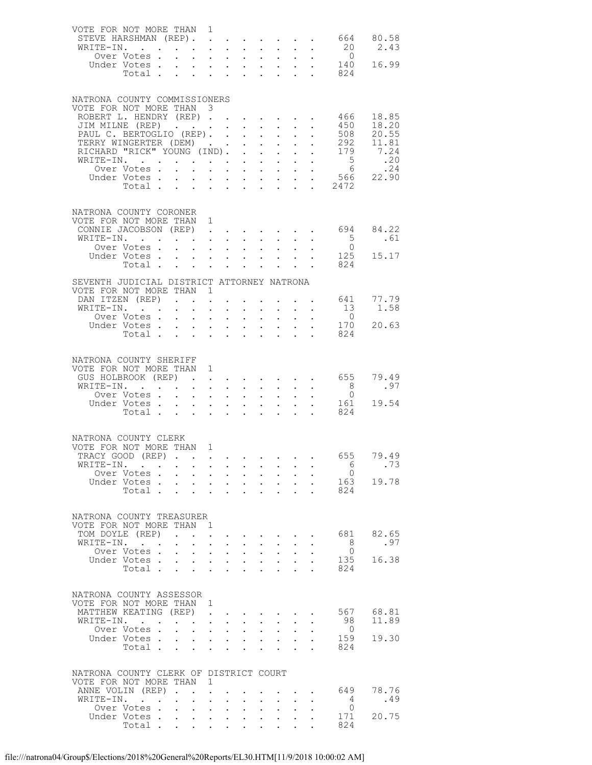VOTE FOR NOT MORE THAN 1

| | | |
|---|---|---|
| STEVE HARSHMAN (REP) | 664 | 80.58 |
| WRITE-IN. | 20 | 2.43 |
| Over Votes | 0 | |
| Under Votes | 140 | 16.99 |
| Total | 824 | |

## NATRONA COUNTY COMMISSIONERS

VOTE FOR NOT MORE THAN 3

| | | |
|---|---|---|
| ROBERT L. HENDRY (REP) | 466 | 18.85 |
| JIM MILNE (REP) | 450 | 18.20 |
| PAUL C. BERTOGLIO (REP) | 508 | 20.55 |
| TERRY WINGERTER (DEM) | 292 | 11.81 |
| RICHARD "RICK" YOUNG (IND) | 179 | 7.24 |
| WRITE-IN. | 5 | .20 |
| Over Votes | 6 | .24 |
| Under Votes | 566 | 22.90 |
| Total | 2472 | |

## NATRONA COUNTY CORONER

VOTE FOR NOT MORE THAN 1

| | | |
|---|---|---|
| CONNIE JACOBSON (REP) | 694 | 84.22 |
| WRITE-IN. | 5 | .61 |
| Over Votes | 0 | |
| Under Votes | 125 | 15.17 |
| Total | 824 | |

## SEVENTH JUDICIAL DISTRICT ATTORNEY NATRONA

VOTE FOR NOT MORE THAN 1

| | | |
|---|---|---|
| DAN ITZEN (REP) | 641 | 77.79 |
| WRITE-IN. | 13 | 1.58 |
| Over Votes | 0 | |
| Under Votes | 170 | 20.63 |
| Total | 824 | |

## NATRONA COUNTY SHERIFF

VOTE FOR NOT MORE THAN 1

| | | |
|---|---|---|
| GUS HOLBROOK (REP) | 655 | 79.49 |
| WRITE-IN. | 8 | .97 |
| Over Votes | 0 | |
| Under Votes | 161 | 19.54 |
| Total | 824 | |

## NATRONA COUNTY CLERK

VOTE FOR NOT MORE THAN 1

| | | |
|---|---|---|
| TRACY GOOD (REP) | 655 | 79.49 |
| WRITE-IN. | 6 | .73 |
| Over Votes | 0 | |
| Under Votes | 163 | 19.78 |
| Total | 824 | |

## NATRONA COUNTY TREASURER

VOTE FOR NOT MORE THAN 1

| | | |
|---|---|---|
| TOM DOYLE (REP) | 681 | 82.65 |
| WRITE-IN. | 8 | .97 |
| Over Votes | 0 | |
| Under Votes | 135 | 16.38 |
| Total | 824 | |

## NATRONA COUNTY ASSESSOR

VOTE FOR NOT MORE THAN 1

| | | |
|---|---|---|
| MATTHEW KEATING (REP) | 567 | 68.81 |
| WRITE-IN. | 98 | 11.89 |
| Over Votes | 0 | |
| Under Votes | 159 | 19.30 |
| Total | 824 | |

## NATRONA COUNTY CLERK OF DISTRICT COURT

VOTE FOR NOT MORE THAN 1

| | | |
|---|---|---|
| ANNE VOLIN (REP) | 649 | 78.76 |
| WRITE-IN. | 4 | .49 |
| Over Votes | 0 | |
| Under Votes | 171 | 20.75 |
| Total | 824 | |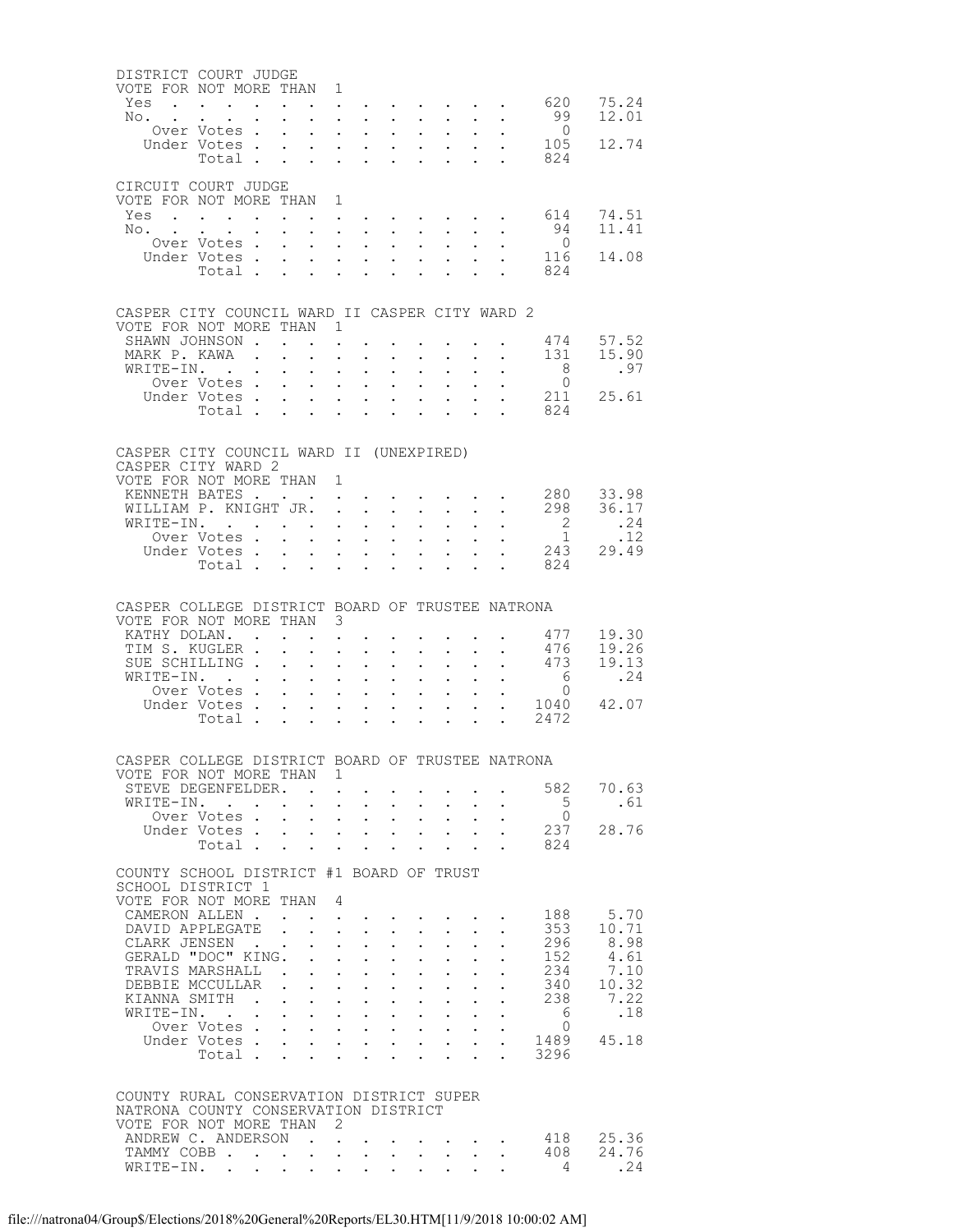DISTRICT COURT JUDGE
VOTE FOR NOT MORE THAN 1

| | Votes | Percent |
|---|---|---|
| Yes | 620 | 75.24 |
| No. | 99 | 12.01 |
| Over Votes | 0 | |
| Under Votes | 105 | 12.74 |
| Total | 824 | |

CIRCUIT COURT JUDGE
VOTE FOR NOT MORE THAN 1

| | Votes | Percent |
|---|---|---|
| Yes | 614 | 74.51 |
| No. | 94 | 11.41 |
| Over Votes | 0 | |
| Under Votes | 116 | 14.08 |
| Total | 824 | |

CASPER CITY COUNCIL WARD II CASPER CITY WARD 2
VOTE FOR NOT MORE THAN 1

| | Votes | Percent |
|---|---|---|
| SHAWN JOHNSON | 474 | 57.52 |
| MARK P. KAWA | 131 | 15.90 |
| WRITE-IN. | 8 | .97 |
| Over Votes | 0 | |
| Under Votes | 211 | 25.61 |
| Total | 824 | |

CASPER CITY COUNCIL WARD II (UNEXPIRED)
CASPER CITY WARD 2
VOTE FOR NOT MORE THAN 1

| | Votes | Percent |
|---|---|---|
| KENNETH BATES | 280 | 33.98 |
| WILLIAM P. KNIGHT JR. | 298 | 36.17 |
| WRITE-IN. | 2 | .24 |
| Over Votes | 1 | .12 |
| Under Votes | 243 | 29.49 |
| Total | 824 | |

CASPER COLLEGE DISTRICT BOARD OF TRUSTEE NATRONA
VOTE FOR NOT MORE THAN 3

| | Votes | Percent |
|---|---|---|
| KATHY DOLAN. | 477 | 19.30 |
| TIM S. KUGLER | 476 | 19.26 |
| SUE SCHILLING | 473 | 19.13 |
| WRITE-IN. | 6 | .24 |
| Over Votes | 0 | |
| Under Votes | 1040 | 42.07 |
| Total | 2472 | |

CASPER COLLEGE DISTRICT BOARD OF TRUSTEE NATRONA
VOTE FOR NOT MORE THAN 1

| | Votes | Percent |
|---|---|---|
| STEVE DEGENFELDER. | 582 | 70.63 |
| WRITE-IN. | 5 | .61 |
| Over Votes | 0 | |
| Under Votes | 237 | 28.76 |
| Total | 824 | |

COUNTY SCHOOL DISTRICT #1 BOARD OF TRUST
SCHOOL DISTRICT 1
VOTE FOR NOT MORE THAN 4

| | Votes | Percent |
|---|---|---|
| CAMERON ALLEN | 188 | 5.70 |
| DAVID APPLEGATE | 353 | 10.71 |
| CLARK JENSEN | 296 | 8.98 |
| GERALD "DOC" KING. | 152 | 4.61 |
| TRAVIS MARSHALL | 234 | 7.10 |
| DEBBIE MCCULLAR | 340 | 10.32 |
| KIANNA SMITH | 238 | 7.22 |
| WRITE-IN. | 6 | .18 |
| Over Votes | 0 | |
| Under Votes | 1489 | 45.18 |
| Total | 3296 | |

COUNTY RURAL CONSERVATION DISTRICT SUPER
NATRONA COUNTY CONSERVATION DISTRICT
VOTE FOR NOT MORE THAN 2

| | Votes | Percent |
|---|---|---|
| ANDREW C. ANDERSON | 418 | 25.36 |
| TAMMY COBB | 408 | 24.76 |
| WRITE-IN. | 4 | .24 |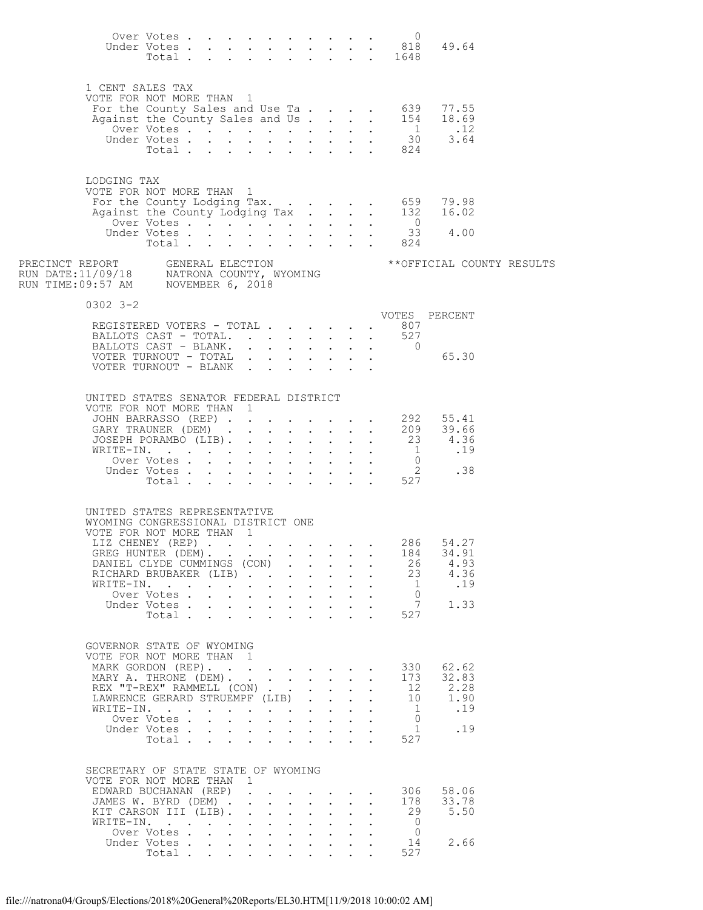| | Votes | Percent |
|---|---|---|
| Over Votes | 0 | |
| Under Votes | 818 | 49.64 |
| Total | 1648 | |

### 1 CENT SALES TAX

VOTE FOR NOT MORE THAN 1

| | Votes | Percent |
|---|---|---|
| For the County Sales and Use Ta | 639 | 77.55 |
| Against the County Sales and Us | 154 | 18.69 |
| Over Votes | 1 | .12 |
| Under Votes | 30 | 3.64 |
| Total | 824 | |

### LODGING TAX

VOTE FOR NOT MORE THAN 1

| | Votes | Percent |
|---|---|---|
| For the County Lodging Tax. | 659 | 79.98 |
| Against the County Lodging Tax | 132 | 16.02 |
| Over Votes | 0 | |
| Under Votes | 33 | 4.00 |
| Total | 824 | |

PRECINCT REPORT — GENERAL ELECTION — **OFFICIAL COUNTY RESULTS
RUN DATE:11/09/18 — NATRONA COUNTY, WYOMING
RUN TIME:09:57 AM — NOVEMBER 6, 2018

## 0302 3-2

| | VOTES | PERCENT |
|---|---|---|
| REGISTERED VOTERS - TOTAL | 807 | |
| BALLOTS CAST - TOTAL. | 527 | |
| BALLOTS CAST - BLANK. | 0 | |
| VOTER TURNOUT - TOTAL | | 65.30 |
| VOTER TURNOUT - BLANK | | |

### UNITED STATES SENATOR FEDERAL DISTRICT

VOTE FOR NOT MORE THAN 1

| | Votes | Percent |
|---|---|---|
| JOHN BARRASSO (REP) | 292 | 55.41 |
| GARY TRAUNER (DEM) | 209 | 39.66 |
| JOSEPH PORAMBO (LIB). | 23 | 4.36 |
| WRITE-IN. | 1 | .19 |
| Over Votes | 0 | |
| Under Votes | 2 | .38 |
| Total | 527 | |

### UNITED STATES REPRESENTATIVE WYOMING CONGRESSIONAL DISTRICT ONE

VOTE FOR NOT MORE THAN 1

| | Votes | Percent |
|---|---|---|
| LIZ CHENEY (REP) | 286 | 54.27 |
| GREG HUNTER (DEM). | 184 | 34.91 |
| DANIEL CLYDE CUMMINGS (CON) | 26 | 4.93 |
| RICHARD BRUBAKER (LIB) | 23 | 4.36 |
| WRITE-IN. | 1 | .19 |
| Over Votes | 0 | |
| Under Votes | 7 | 1.33 |
| Total | 527 | |

### GOVERNOR STATE OF WYOMING

VOTE FOR NOT MORE THAN 1

| | Votes | Percent |
|---|---|---|
| MARK GORDON (REP). | 330 | 62.62 |
| MARY A. THRONE (DEM). | 173 | 32.83 |
| REX "T-REX" RAMMELL (CON) | 12 | 2.28 |
| LAWRENCE GERARD STRUEMPF (LIB) | 10 | 1.90 |
| WRITE-IN. | 1 | .19 |
| Over Votes | 0 | |
| Under Votes | 1 | .19 |
| Total | 527 | |

### SECRETARY OF STATE STATE OF WYOMING

VOTE FOR NOT MORE THAN 1

| | Votes | Percent |
|---|---|---|
| EDWARD BUCHANAN (REP) | 306 | 58.06 |
| JAMES W. BYRD (DEM) | 178 | 33.78 |
| KIT CARSON III (LIB). | 29 | 5.50 |
| WRITE-IN. | 0 | |
| Over Votes | 0 | |
| Under Votes | 14 | 2.66 |
| Total | 527 | |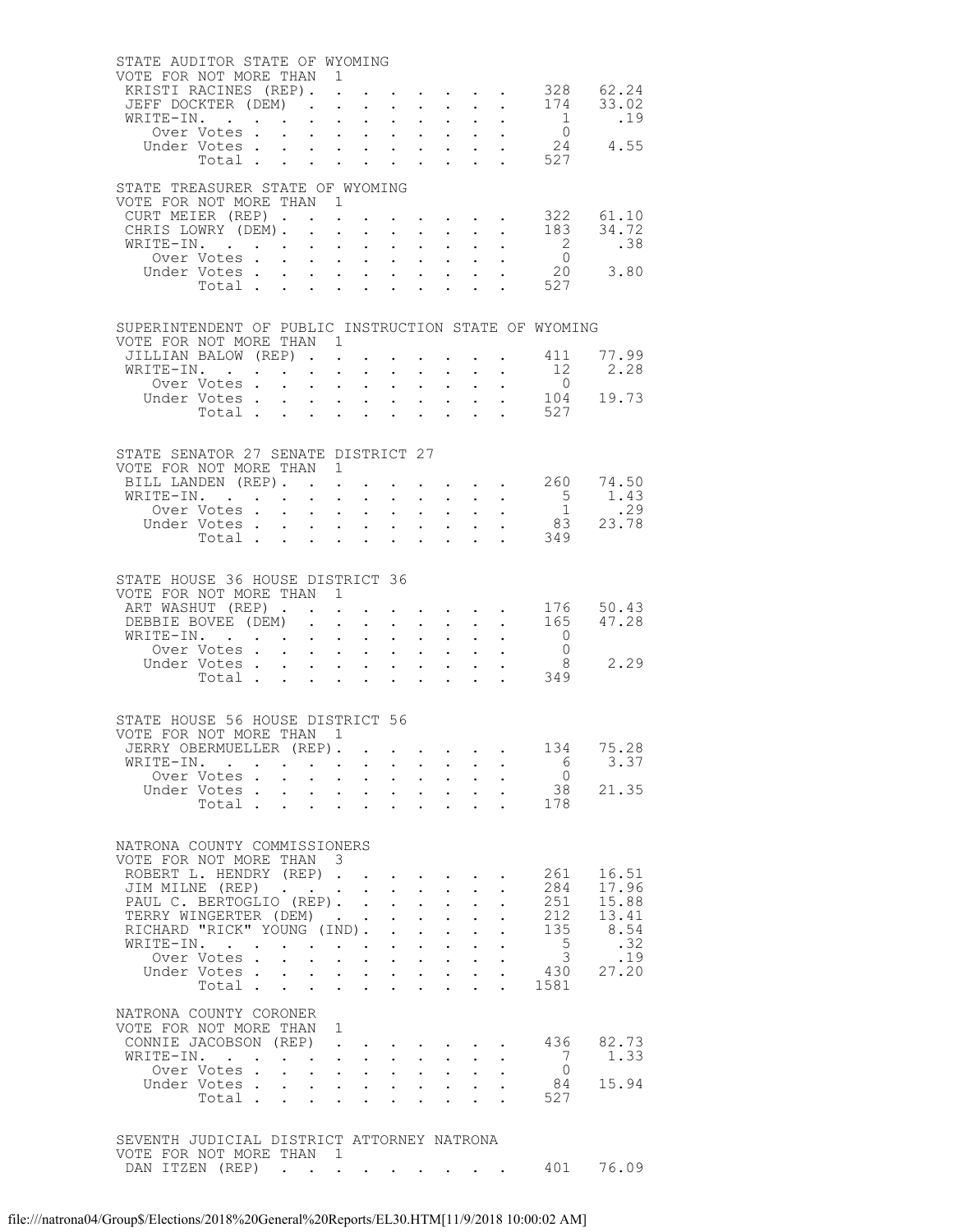## STATE AUDITOR STATE OF WYOMING

VOTE FOR NOT MORE THAN 1

| Candidate | Votes | Percent |
|---|---|---|
| KRISTI RACINES (REP) | 328 | 62.24 |
| JEFF DOCKTER (DEM) | 174 | 33.02 |
| WRITE-IN. | 1 | .19 |
| Over Votes | 0 | |
| Under Votes | 24 | 4.55 |
| Total | 527 | |

## STATE TREASURER STATE OF WYOMING

VOTE FOR NOT MORE THAN 1

| Candidate | Votes | Percent |
|---|---|---|
| CURT MEIER (REP) | 322 | 61.10 |
| CHRIS LOWRY (DEM) | 183 | 34.72 |
| WRITE-IN. | 2 | .38 |
| Over Votes | 0 | |
| Under Votes | 20 | 3.80 |
| Total | 527 | |

## SUPERINTENDENT OF PUBLIC INSTRUCTION STATE OF WYOMING

VOTE FOR NOT MORE THAN 1

| Candidate | Votes | Percent |
|---|---|---|
| JILLIAN BALOW (REP) | 411 | 77.99 |
| WRITE-IN. | 12 | 2.28 |
| Over Votes | 0 | |
| Under Votes | 104 | 19.73 |
| Total | 527 | |

## STATE SENATOR 27 SENATE DISTRICT 27

VOTE FOR NOT MORE THAN 1

| Candidate | Votes | Percent |
|---|---|---|
| BILL LANDEN (REP) | 260 | 74.50 |
| WRITE-IN. | 5 | 1.43 |
| Over Votes | 1 | .29 |
| Under Votes | 83 | 23.78 |
| Total | 349 | |

## STATE HOUSE 36 HOUSE DISTRICT 36

VOTE FOR NOT MORE THAN 1

| Candidate | Votes | Percent |
|---|---|---|
| ART WASHUT (REP) | 176 | 50.43 |
| DEBBIE BOVEE (DEM) | 165 | 47.28 |
| WRITE-IN. | 0 | |
| Over Votes | 0 | |
| Under Votes | 8 | 2.29 |
| Total | 349 | |

## STATE HOUSE 56 HOUSE DISTRICT 56

VOTE FOR NOT MORE THAN 1

| Candidate | Votes | Percent |
|---|---|---|
| JERRY OBERMUELLER (REP) | 134 | 75.28 |
| WRITE-IN. | 6 | 3.37 |
| Over Votes | 0 | |
| Under Votes | 38 | 21.35 |
| Total | 178 | |

## NATRONA COUNTY COMMISSIONERS

VOTE FOR NOT MORE THAN 3

| Candidate | Votes | Percent |
|---|---|---|
| ROBERT L. HENDRY (REP) | 261 | 16.51 |
| JIM MILNE (REP) | 284 | 17.96 |
| PAUL C. BERTOGLIO (REP) | 251 | 15.88 |
| TERRY WINGERTER (DEM) | 212 | 13.41 |
| RICHARD "RICK" YOUNG (IND) | 135 | 8.54 |
| WRITE-IN. | 5 | .32 |
| Over Votes | 3 | .19 |
| Under Votes | 430 | 27.20 |
| Total | 1581 | |

## NATRONA COUNTY CORONER

VOTE FOR NOT MORE THAN 1

| Candidate | Votes | Percent |
|---|---|---|
| CONNIE JACOBSON (REP) | 436 | 82.73 |
| WRITE-IN. | 7 | 1.33 |
| Over Votes | 0 | |
| Under Votes | 84 | 15.94 |
| Total | 527 | |

## SEVENTH JUDICIAL DISTRICT ATTORNEY NATRONA

VOTE FOR NOT MORE THAN 1

| Candidate | Votes | Percent |
|---|---|---|
| DAN ITZEN (REP) | 401 | 76.09 |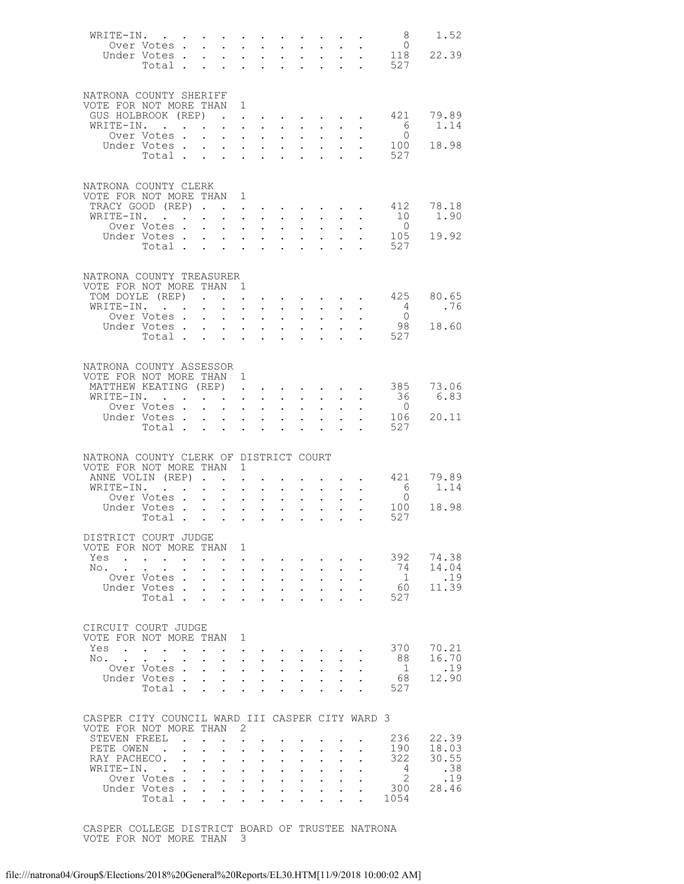| | | |
|---|---|---|
| WRITE-IN. | 8 | 1.52 |
| Over Votes | 0 | |
| Under Votes | 118 | 22.39 |
| Total | 527 | |

NATRONA COUNTY SHERIFF
VOTE FOR NOT MORE THAN 1

| | | |
|---|---|---|
| GUS HOLBROOK (REP) | 421 | 79.89 |
| WRITE-IN. | 6 | 1.14 |
| Over Votes | 0 | |
| Under Votes | 100 | 18.98 |
| Total | 527 | |

NATRONA COUNTY CLERK
VOTE FOR NOT MORE THAN 1

| | | |
|---|---|---|
| TRACY GOOD (REP) | 412 | 78.18 |
| WRITE-IN. | 10 | 1.90 |
| Over Votes | 0 | |
| Under Votes | 105 | 19.92 |
| Total | 527 | |

NATRONA COUNTY TREASURER
VOTE FOR NOT MORE THAN 1

| | | |
|---|---|---|
| TOM DOYLE (REP) | 425 | 80.65 |
| WRITE-IN. | 4 | .76 |
| Over Votes | 0 | |
| Under Votes | 98 | 18.60 |
| Total | 527 | |

NATRONA COUNTY ASSESSOR
VOTE FOR NOT MORE THAN 1

| | | |
|---|---|---|
| MATTHEW KEATING (REP) | 385 | 73.06 |
| WRITE-IN. | 36 | 6.83 |
| Over Votes | 0 | |
| Under Votes | 106 | 20.11 |
| Total | 527 | |

NATRONA COUNTY CLERK OF DISTRICT COURT
VOTE FOR NOT MORE THAN 1

| | | |
|---|---|---|
| ANNE VOLIN (REP) | 421 | 79.89 |
| WRITE-IN. | 6 | 1.14 |
| Over Votes | 0 | |
| Under Votes | 100 | 18.98 |
| Total | 527 | |

DISTRICT COURT JUDGE
VOTE FOR NOT MORE THAN 1

| | | |
|---|---|---|
| Yes | 392 | 74.38 |
| No. | 74 | 14.04 |
| Over Votes | 1 | .19 |
| Under Votes | 60 | 11.39 |
| Total | 527 | |

CIRCUIT COURT JUDGE
VOTE FOR NOT MORE THAN 1

| | | |
|---|---|---|
| Yes | 370 | 70.21 |
| No. | 88 | 16.70 |
| Over Votes | 1 | .19 |
| Under Votes | 68 | 12.90 |
| Total | 527 | |

CASPER CITY COUNCIL WARD III CASPER CITY WARD 3
VOTE FOR NOT MORE THAN 2

| | | |
|---|---|---|
| STEVEN FREEL | 236 | 22.39 |
| PETE OWEN | 190 | 18.03 |
| RAY PACHECO. | 322 | 30.55 |
| WRITE-IN. | 4 | .38 |
| Over Votes | 2 | .19 |
| Under Votes | 300 | 28.46 |
| Total | 1054 | |

CASPER COLLEGE DISTRICT BOARD OF TRUSTEE NATRONA
VOTE FOR NOT MORE THAN 3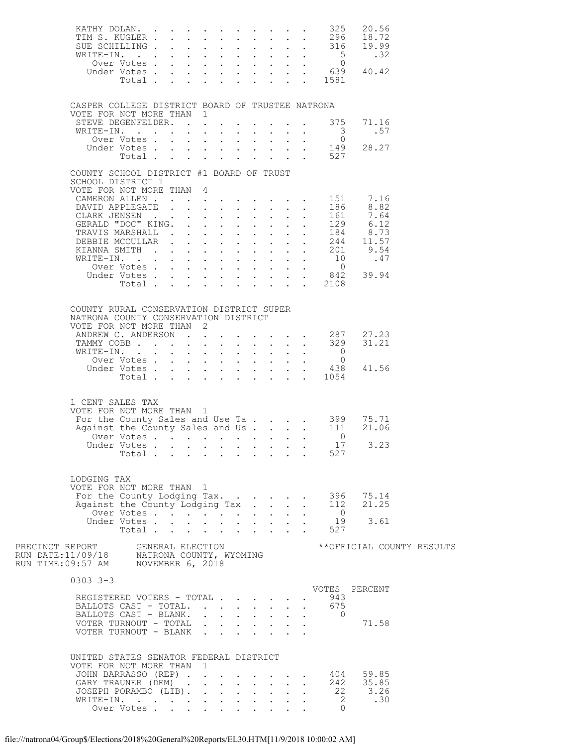| | | |
|---|---|---|
| KATHY DOLAN | 325 | 20.56 |
| TIM S. KUGLER | 296 | 18.72 |
| SUE SCHILLING | 316 | 19.99 |
| WRITE-IN. | 5 | .32 |
| Over Votes | 0 | |
| Under Votes | 639 | 40.42 |
| Total | 1581 | |

CASPER COLLEGE DISTRICT BOARD OF TRUSTEE NATRONA
VOTE FOR NOT MORE THAN 1

| | | |
|---|---|---|
| STEVE DEGENFELDER. | 375 | 71.16 |
| WRITE-IN. | 3 | .57 |
| Over Votes | 0 | |
| Under Votes | 149 | 28.27 |
| Total | 527 | |

COUNTY SCHOOL DISTRICT #1 BOARD OF TRUST
SCHOOL DISTRICT 1
VOTE FOR NOT MORE THAN 4

| | | |
|---|---|---|
| CAMERON ALLEN | 151 | 7.16 |
| DAVID APPLEGATE | 186 | 8.82 |
| CLARK JENSEN | 161 | 7.64 |
| GERALD "DOC" KING. | 129 | 6.12 |
| TRAVIS MARSHALL | 184 | 8.73 |
| DEBBIE MCCULLAR | 244 | 11.57 |
| KIANNA SMITH | 201 | 9.54 |
| WRITE-IN. | 10 | .47 |
| Over Votes | 0 | |
| Under Votes | 842 | 39.94 |
| Total | 2108 | |

COUNTY RURAL CONSERVATION DISTRICT SUPER
NATRONA COUNTY CONSERVATION DISTRICT
VOTE FOR NOT MORE THAN 2

| | | |
|---|---|---|
| ANDREW C. ANDERSON | 287 | 27.23 |
| TAMMY COBB | 329 | 31.21 |
| WRITE-IN. | 0 | |
| Over Votes | 0 | |
| Under Votes | 438 | 41.56 |
| Total | 1054 | |

1 CENT SALES TAX
VOTE FOR NOT MORE THAN 1

| | | |
|---|---|---|
| For the County Sales and Use Ta | 399 | 75.71 |
| Against the County Sales and Us | 111 | 21.06 |
| Over Votes | 0 | |
| Under Votes | 17 | 3.23 |
| Total | 527 | |

LODGING TAX
VOTE FOR NOT MORE THAN 1

| | | |
|---|---|---|
| For the County Lodging Tax. | 396 | 75.14 |
| Against the County Lodging Tax | 112 | 21.25 |
| Over Votes | 0 | |
| Under Votes | 19 | 3.61 |
| Total | 527 | |

PRECINCT REPORT　　GENERAL ELECTION　　**OFFICIAL COUNTY RESULTS
RUN DATE:11/09/18　　NATRONA COUNTY, WYOMING
RUN TIME:09:57 AM　　NOVEMBER 6, 2018

0303 3-3

| | VOTES | PERCENT |
|---|---|---|
| REGISTERED VOTERS - TOTAL | 943 | |
| BALLOTS CAST - TOTAL. | 675 | |
| BALLOTS CAST - BLANK. | 0 | |
| VOTER TURNOUT - TOTAL | | 71.58 |
| VOTER TURNOUT - BLANK | | |

UNITED STATES SENATOR FEDERAL DISTRICT
VOTE FOR NOT MORE THAN 1

| | | |
|---|---|---|
| JOHN BARRASSO (REP) | 404 | 59.85 |
| GARY TRAUNER (DEM) | 242 | 35.85 |
| JOSEPH PORAMBO (LIB). | 22 | 3.26 |
| WRITE-IN. | 2 | .30 |
| Over Votes | 0 | |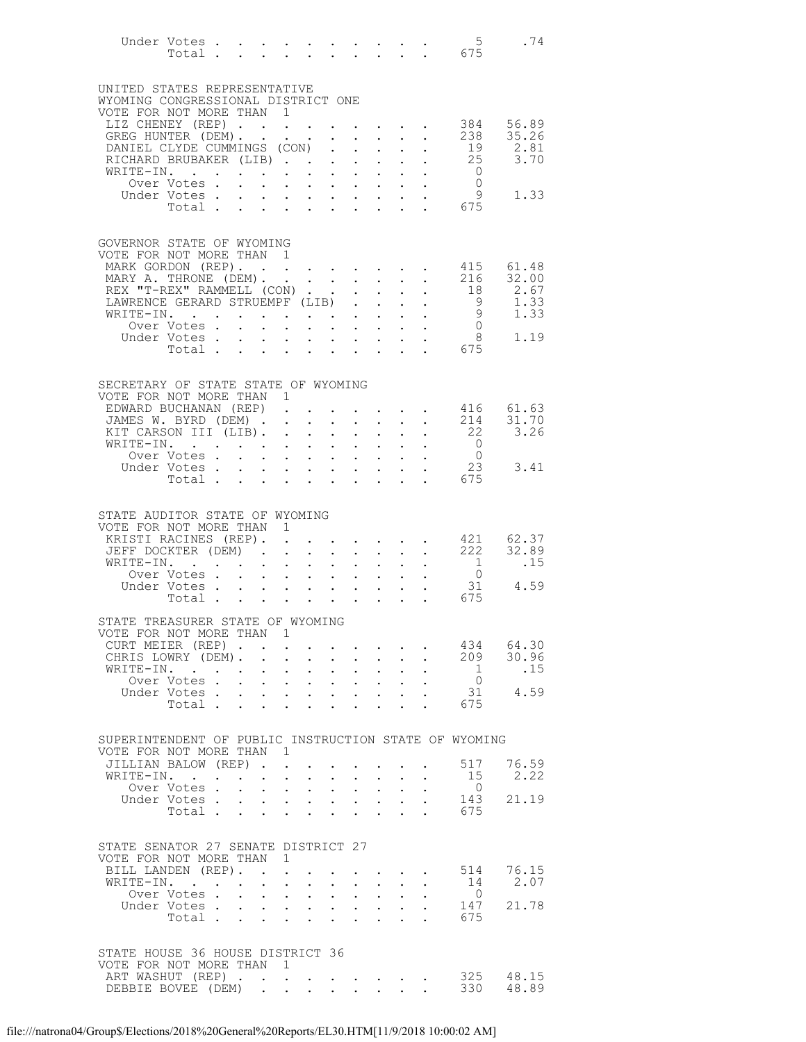| | | |
|---|---|---|
| Under Votes | 5 | .74 |
| Total | 675 | |

## UNITED STATES REPRESENTATIVE
WYOMING CONGRESSIONAL DISTRICT ONE
VOTE FOR NOT MORE THAN 1

| Candidate | Votes | Percent |
|---|---|---|
| LIZ CHENEY (REP) | 384 | 56.89 |
| GREG HUNTER (DEM) | 238 | 35.26 |
| DANIEL CLYDE CUMMINGS (CON) | 19 | 2.81 |
| RICHARD BRUBAKER (LIB) | 25 | 3.70 |
| WRITE-IN. | 0 | |
| Over Votes | 0 | |
| Under Votes | 9 | 1.33 |
| Total | 675 | |

## GOVERNOR STATE OF WYOMING
VOTE FOR NOT MORE THAN 1

| Candidate | Votes | Percent |
|---|---|---|
| MARK GORDON (REP) | 415 | 61.48 |
| MARY A. THRONE (DEM) | 216 | 32.00 |
| REX "T-REX" RAMMELL (CON) | 18 | 2.67 |
| LAWRENCE GERARD STRUEMPF (LIB) | 9 | 1.33 |
| WRITE-IN. | 9 | 1.33 |
| Over Votes | 0 | |
| Under Votes | 8 | 1.19 |
| Total | 675 | |

## SECRETARY OF STATE STATE OF WYOMING
VOTE FOR NOT MORE THAN 1

| Candidate | Votes | Percent |
|---|---|---|
| EDWARD BUCHANAN (REP) | 416 | 61.63 |
| JAMES W. BYRD (DEM) | 214 | 31.70 |
| KIT CARSON III (LIB) | 22 | 3.26 |
| WRITE-IN. | 0 | |
| Over Votes | 0 | |
| Under Votes | 23 | 3.41 |
| Total | 675 | |

## STATE AUDITOR STATE OF WYOMING
VOTE FOR NOT MORE THAN 1

| Candidate | Votes | Percent |
|---|---|---|
| KRISTI RACINES (REP) | 421 | 62.37 |
| JEFF DOCKTER (DEM) | 222 | 32.89 |
| WRITE-IN. | 1 | .15 |
| Over Votes | 0 | |
| Under Votes | 31 | 4.59 |
| Total | 675 | |

## STATE TREASURER STATE OF WYOMING
VOTE FOR NOT MORE THAN 1

| Candidate | Votes | Percent |
|---|---|---|
| CURT MEIER (REP) | 434 | 64.30 |
| CHRIS LOWRY (DEM) | 209 | 30.96 |
| WRITE-IN. | 1 | .15 |
| Over Votes | 0 | |
| Under Votes | 31 | 4.59 |
| Total | 675 | |

## SUPERINTENDENT OF PUBLIC INSTRUCTION STATE OF WYOMING
VOTE FOR NOT MORE THAN 1

| Candidate | Votes | Percent |
|---|---|---|
| JILLIAN BALOW (REP) | 517 | 76.59 |
| WRITE-IN. | 15 | 2.22 |
| Over Votes | 0 | |
| Under Votes | 143 | 21.19 |
| Total | 675 | |

## STATE SENATOR 27 SENATE DISTRICT 27
VOTE FOR NOT MORE THAN 1

| Candidate | Votes | Percent |
|---|---|---|
| BILL LANDEN (REP) | 514 | 76.15 |
| WRITE-IN. | 14 | 2.07 |
| Over Votes | 0 | |
| Under Votes | 147 | 21.78 |
| Total | 675 | |

## STATE HOUSE 36 HOUSE DISTRICT 36
VOTE FOR NOT MORE THAN 1

| Candidate | Votes | Percent |
|---|---|---|
| ART WASHUT (REP) | 325 | 48.15 |
| DEBBIE BOVEE (DEM) | 330 | 48.89 |

file:///natrona04/Group$/Elections/2018%20General%20Reports/EL30.HTM[11/9/2018 10:00:02 AM]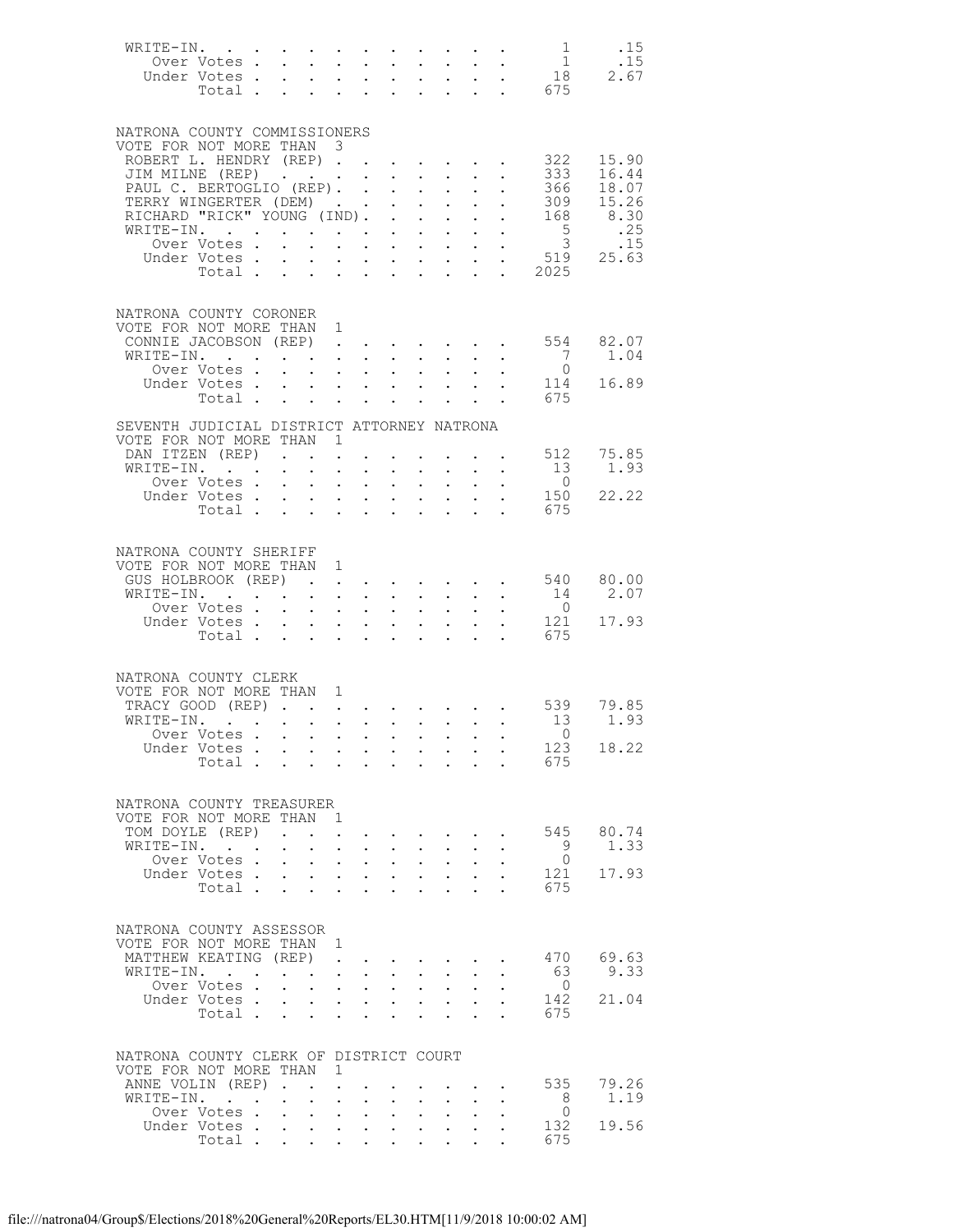| | | |
|---|---|---|
| WRITE-IN. | 1 | .15 |
| Over Votes | 1 | .15 |
| Under Votes | 18 | 2.67 |
| Total | 675 | |

## NATRONA COUNTY COMMISSIONERS

VOTE FOR NOT MORE THAN 3

| | | |
|---|---|---|
| ROBERT L. HENDRY (REP) | 322 | 15.90 |
| JIM MILNE (REP) | 333 | 16.44 |
| PAUL C. BERTOGLIO (REP) | 366 | 18.07 |
| TERRY WINGERTER (DEM) | 309 | 15.26 |
| RICHARD "RICK" YOUNG (IND) | 168 | 8.30 |
| WRITE-IN. | 5 | .25 |
| Over Votes | 3 | .15 |
| Under Votes | 519 | 25.63 |
| Total | 2025 | |

## NATRONA COUNTY CORONER

VOTE FOR NOT MORE THAN 1

| | | |
|---|---|---|
| CONNIE JACOBSON (REP) | 554 | 82.07 |
| WRITE-IN. | 7 | 1.04 |
| Over Votes | 0 | |
| Under Votes | 114 | 16.89 |
| Total | 675 | |

## SEVENTH JUDICIAL DISTRICT ATTORNEY NATRONA

VOTE FOR NOT MORE THAN 1

| | | |
|---|---|---|
| DAN ITZEN (REP) | 512 | 75.85 |
| WRITE-IN. | 13 | 1.93 |
| Over Votes | 0 | |
| Under Votes | 150 | 22.22 |
| Total | 675 | |

## NATRONA COUNTY SHERIFF

VOTE FOR NOT MORE THAN 1

| | | |
|---|---|---|
| GUS HOLBROOK (REP) | 540 | 80.00 |
| WRITE-IN. | 14 | 2.07 |
| Over Votes | 0 | |
| Under Votes | 121 | 17.93 |
| Total | 675 | |

## NATRONA COUNTY CLERK

VOTE FOR NOT MORE THAN 1

| | | |
|---|---|---|
| TRACY GOOD (REP) | 539 | 79.85 |
| WRITE-IN. | 13 | 1.93 |
| Over Votes | 0 | |
| Under Votes | 123 | 18.22 |
| Total | 675 | |

## NATRONA COUNTY TREASURER

VOTE FOR NOT MORE THAN 1

| | | |
|---|---|---|
| TOM DOYLE (REP) | 545 | 80.74 |
| WRITE-IN. | 9 | 1.33 |
| Over Votes | 0 | |
| Under Votes | 121 | 17.93 |
| Total | 675 | |

## NATRONA COUNTY ASSESSOR

VOTE FOR NOT MORE THAN 1

| | | |
|---|---|---|
| MATTHEW KEATING (REP) | 470 | 69.63 |
| WRITE-IN. | 63 | 9.33 |
| Over Votes | 0 | |
| Under Votes | 142 | 21.04 |
| Total | 675 | |

## NATRONA COUNTY CLERK OF DISTRICT COURT

VOTE FOR NOT MORE THAN 1

| | | |
|---|---|---|
| ANNE VOLIN (REP) | 535 | 79.26 |
| WRITE-IN. | 8 | 1.19 |
| Over Votes | 0 | |
| Under Votes | 132 | 19.56 |
| Total | 675 | |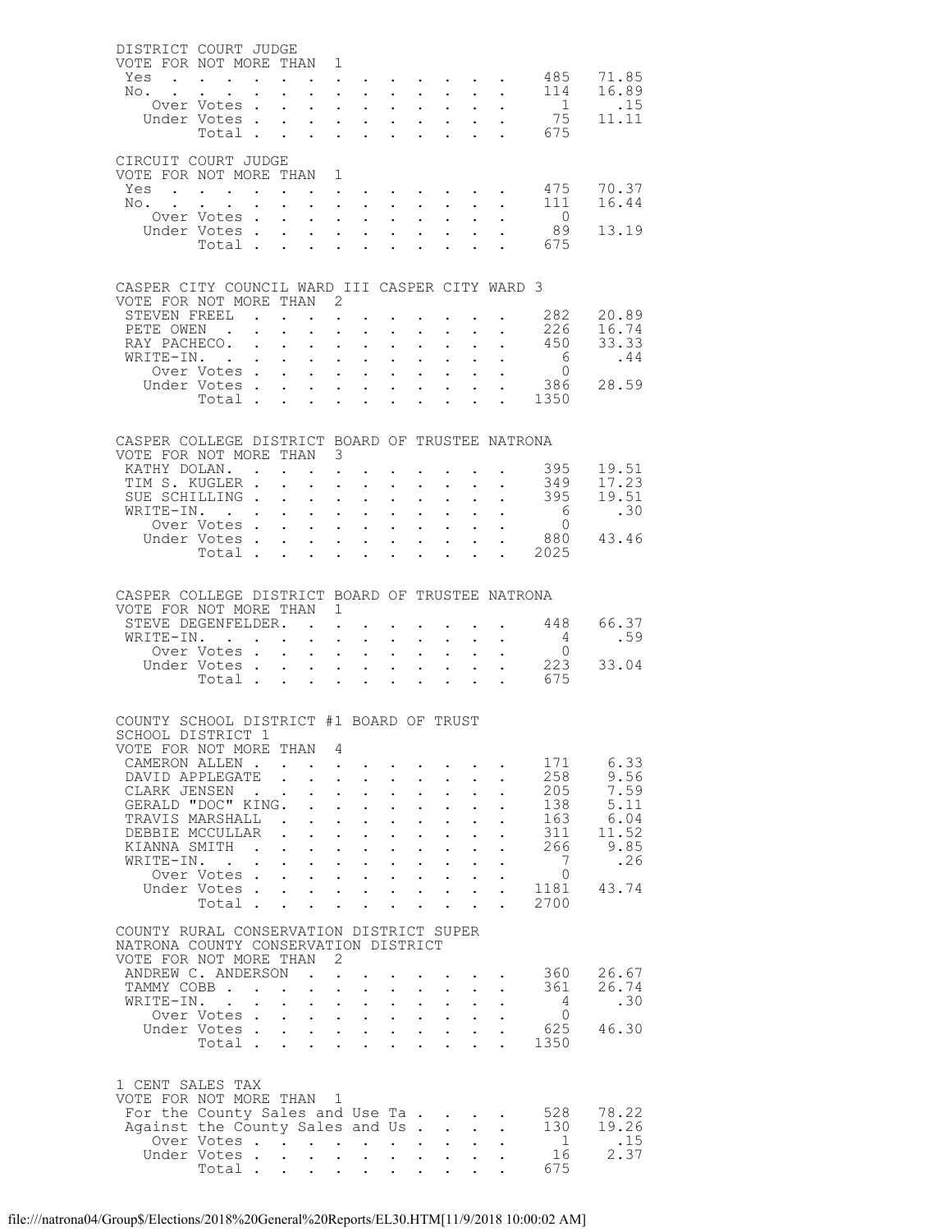## DISTRICT COURT JUDGE

VOTE FOR NOT MORE THAN 1

| | Votes | Percent |
|---|---|---|
| Yes | 485 | 71.85 |
| No. | 114 | 16.89 |
| Over Votes | 1 | .15 |
| Under Votes | 75 | 11.11 |
| Total | 675 | |

## CIRCUIT COURT JUDGE

VOTE FOR NOT MORE THAN 1

| | Votes | Percent |
|---|---|---|
| Yes | 475 | 70.37 |
| No. | 111 | 16.44 |
| Over Votes | 0 | |
| Under Votes | 89 | 13.19 |
| Total | 675 | |

## CASPER CITY COUNCIL WARD III CASPER CITY WARD 3

VOTE FOR NOT MORE THAN 2

| | Votes | Percent |
|---|---|---|
| STEVEN FREEL | 282 | 20.89 |
| PETE OWEN | 226 | 16.74 |
| RAY PACHECO. | 450 | 33.33 |
| WRITE-IN. | 6 | .44 |
| Over Votes | 0 | |
| Under Votes | 386 | 28.59 |
| Total | 1350 | |

## CASPER COLLEGE DISTRICT BOARD OF TRUSTEE NATRONA

VOTE FOR NOT MORE THAN 3

| | Votes | Percent |
|---|---|---|
| KATHY DOLAN. | 395 | 19.51 |
| TIM S. KUGLER | 349 | 17.23 |
| SUE SCHILLING | 395 | 19.51 |
| WRITE-IN. | 6 | .30 |
| Over Votes | 0 | |
| Under Votes | 880 | 43.46 |
| Total | 2025 | |

## CASPER COLLEGE DISTRICT BOARD OF TRUSTEE NATRONA

VOTE FOR NOT MORE THAN 1

| | Votes | Percent |
|---|---|---|
| STEVE DEGENFELDER. | 448 | 66.37 |
| WRITE-IN. | 4 | .59 |
| Over Votes | 0 | |
| Under Votes | 223 | 33.04 |
| Total | 675 | |

## COUNTY SCHOOL DISTRICT #1 BOARD OF TRUST

SCHOOL DISTRICT 1

VOTE FOR NOT MORE THAN 4

| | Votes | Percent |
|---|---|---|
| CAMERON ALLEN | 171 | 6.33 |
| DAVID APPLEGATE | 258 | 9.56 |
| CLARK JENSEN | 205 | 7.59 |
| GERALD "DOC" KING. | 138 | 5.11 |
| TRAVIS MARSHALL | 163 | 6.04 |
| DEBBIE MCCULLAR | 311 | 11.52 |
| KIANNA SMITH | 266 | 9.85 |
| WRITE-IN. | 7 | .26 |
| Over Votes | 0 | |
| Under Votes | 1181 | 43.74 |
| Total | 2700 | |

## COUNTY RURAL CONSERVATION DISTRICT SUPER

NATRONA COUNTY CONSERVATION DISTRICT

VOTE FOR NOT MORE THAN 2

| | Votes | Percent |
|---|---|---|
| ANDREW C. ANDERSON | 360 | 26.67 |
| TAMMY COBB | 361 | 26.74 |
| WRITE-IN. | 4 | .30 |
| Over Votes | 0 | |
| Under Votes | 625 | 46.30 |
| Total | 1350 | |

## 1 CENT SALES TAX

VOTE FOR NOT MORE THAN 1

| | Votes | Percent |
|---|---|---|
| For the County Sales and Use Ta | 528 | 78.22 |
| Against the County Sales and Us | 130 | 19.26 |
| Over Votes | 1 | .15 |
| Under Votes | 16 | 2.37 |
| Total | 675 | |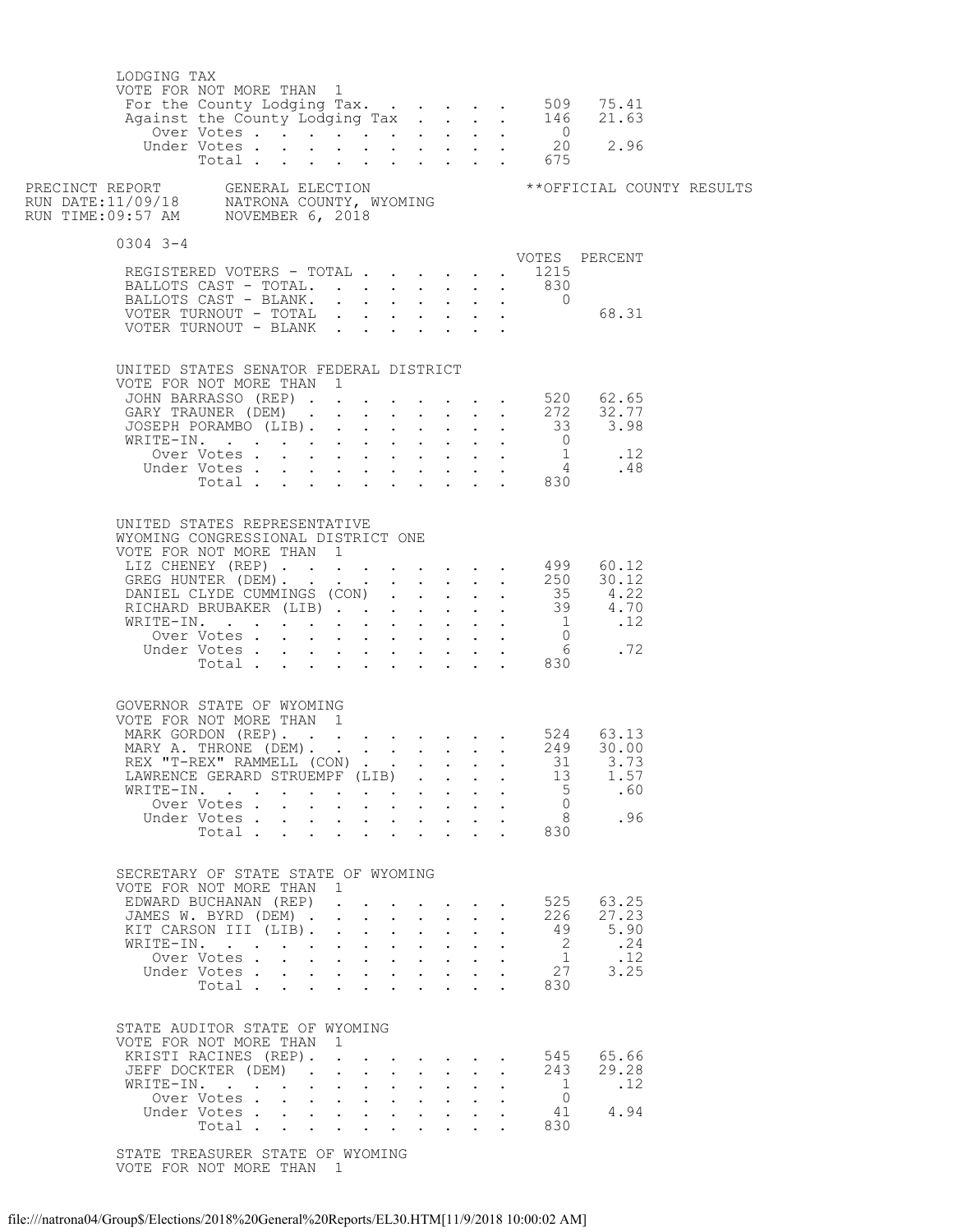LODGING TAX
VOTE FOR NOT MORE THAN 1

| | VOTES | PERCENT |
|---|---|---|
| For the County Lodging Tax | 509 | 75.41 |
| Against the County Lodging Tax | 146 | 21.63 |
| Over Votes | 0 | |
| Under Votes | 20 | 2.96 |
| Total | 675 | |

PRECINCT REPORT — GENERAL ELECTION — **OFFICIAL COUNTY RESULTS
RUN DATE:11/09/18 — NATRONA COUNTY, WYOMING
RUN TIME:09:57 AM — NOVEMBER 6, 2018

## 0304 3-4

| | VOTES | PERCENT |
|---|---|---|
| REGISTERED VOTERS - TOTAL | 1215 | |
| BALLOTS CAST - TOTAL | 830 | |
| BALLOTS CAST - BLANK | 0 | |
| VOTER TURNOUT - TOTAL | | 68.31 |
| VOTER TURNOUT - BLANK | | |

UNITED STATES SENATOR FEDERAL DISTRICT
VOTE FOR NOT MORE THAN 1

| | VOTES | PERCENT |
|---|---|---|
| JOHN BARRASSO (REP) | 520 | 62.65 |
| GARY TRAUNER (DEM) | 272 | 32.77 |
| JOSEPH PORAMBO (LIB) | 33 | 3.98 |
| WRITE-IN | 0 | |
| Over Votes | 1 | .12 |
| Under Votes | 4 | .48 |
| Total | 830 | |

UNITED STATES REPRESENTATIVE
WYOMING CONGRESSIONAL DISTRICT ONE
VOTE FOR NOT MORE THAN 1

| | VOTES | PERCENT |
|---|---|---|
| LIZ CHENEY (REP) | 499 | 60.12 |
| GREG HUNTER (DEM) | 250 | 30.12 |
| DANIEL CLYDE CUMMINGS (CON) | 35 | 4.22 |
| RICHARD BRUBAKER (LIB) | 39 | 4.70 |
| WRITE-IN | 1 | .12 |
| Over Votes | 0 | |
| Under Votes | 6 | .72 |
| Total | 830 | |

GOVERNOR STATE OF WYOMING
VOTE FOR NOT MORE THAN 1

| | VOTES | PERCENT |
|---|---|---|
| MARK GORDON (REP) | 524 | 63.13 |
| MARY A. THRONE (DEM) | 249 | 30.00 |
| REX "T-REX" RAMMELL (CON) | 31 | 3.73 |
| LAWRENCE GERARD STRUEMPF (LIB) | 13 | 1.57 |
| WRITE-IN | 5 | .60 |
| Over Votes | 0 | |
| Under Votes | 8 | .96 |
| Total | 830 | |

SECRETARY OF STATE STATE OF WYOMING
VOTE FOR NOT MORE THAN 1

| | VOTES | PERCENT |
|---|---|---|
| EDWARD BUCHANAN (REP) | 525 | 63.25 |
| JAMES W. BYRD (DEM) | 226 | 27.23 |
| KIT CARSON III (LIB) | 49 | 5.90 |
| WRITE-IN | 2 | .24 |
| Over Votes | 1 | .12 |
| Under Votes | 27 | 3.25 |
| Total | 830 | |

STATE AUDITOR STATE OF WYOMING
VOTE FOR NOT MORE THAN 1

| | VOTES | PERCENT |
|---|---|---|
| KRISTI RACINES (REP) | 545 | 65.66 |
| JEFF DOCKTER (DEM) | 243 | 29.28 |
| WRITE-IN | 1 | .12 |
| Over Votes | 0 | |
| Under Votes | 41 | 4.94 |
| Total | 830 | |

STATE TREASURER STATE OF WYOMING
VOTE FOR NOT MORE THAN 1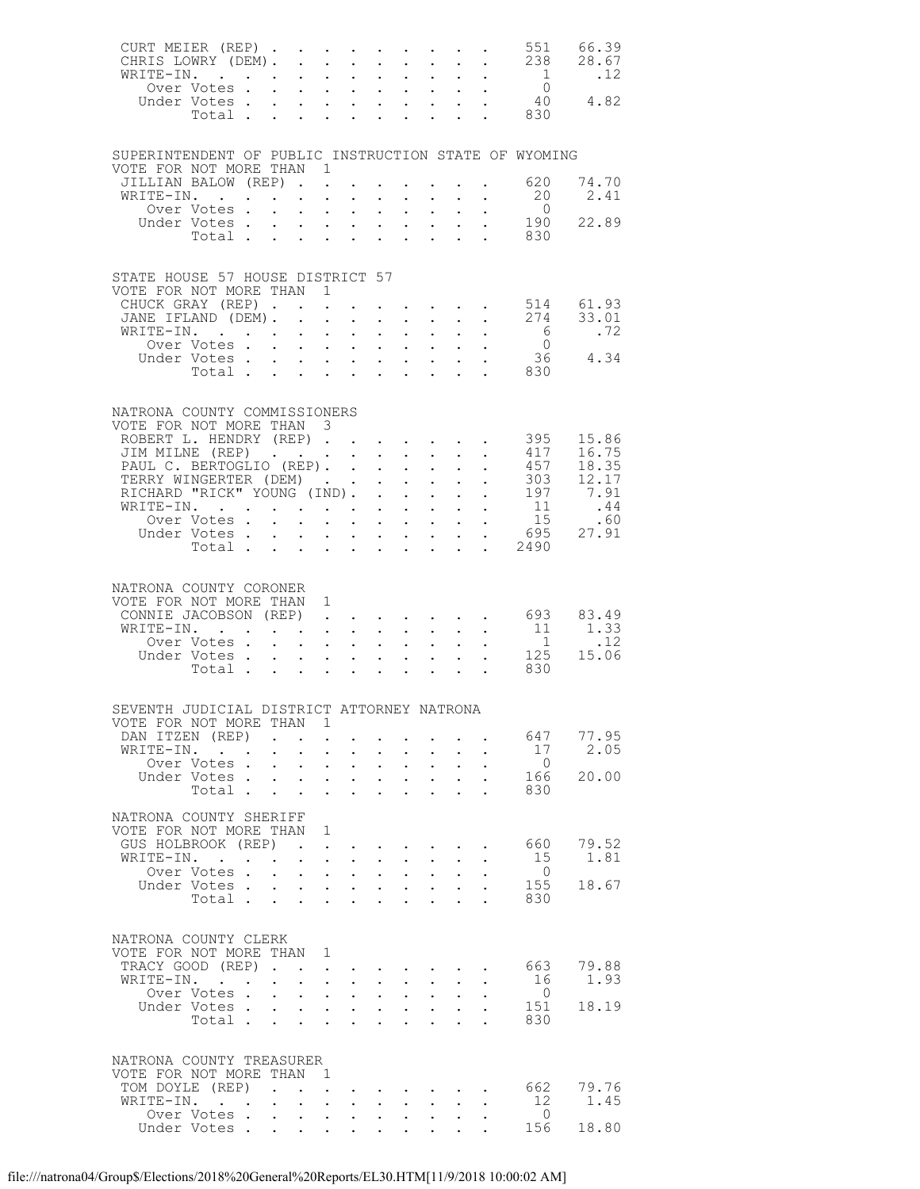| | | |
|---|---|---|
| CURT MEIER (REP) | 551 | 66.39 |
| CHRIS LOWRY (DEM) | 238 | 28.67 |
| WRITE-IN. | 1 | .12 |
| Over Votes | 0 | |
| Under Votes | 40 | 4.82 |
| Total | 830 | |

## SUPERINTENDENT OF PUBLIC INSTRUCTION STATE OF WYOMING

VOTE FOR NOT MORE THAN 1

| | | |
|---|---|---|
| JILLIAN BALOW (REP) | 620 | 74.70 |
| WRITE-IN. | 20 | 2.41 |
| Over Votes | 0 | |
| Under Votes | 190 | 22.89 |
| Total | 830 | |

## STATE HOUSE 57 HOUSE DISTRICT 57

VOTE FOR NOT MORE THAN 1

| | | |
|---|---|---|
| CHUCK GRAY (REP) | 514 | 61.93 |
| JANE IFLAND (DEM) | 274 | 33.01 |
| WRITE-IN. | 6 | .72 |
| Over Votes | 0 | |
| Under Votes | 36 | 4.34 |
| Total | 830 | |

## NATRONA COUNTY COMMISSIONERS

VOTE FOR NOT MORE THAN 3

| | | |
|---|---|---|
| ROBERT L. HENDRY (REP) | 395 | 15.86 |
| JIM MILNE (REP) | 417 | 16.75 |
| PAUL C. BERTOGLIO (REP) | 457 | 18.35 |
| TERRY WINGERTER (DEM) | 303 | 12.17 |
| RICHARD "RICK" YOUNG (IND) | 197 | 7.91 |
| WRITE-IN. | 11 | .44 |
| Over Votes | 15 | .60 |
| Under Votes | 695 | 27.91 |
| Total | 2490 | |

## NATRONA COUNTY CORONER

VOTE FOR NOT MORE THAN 1

| | | |
|---|---|---|
| CONNIE JACOBSON (REP) | 693 | 83.49 |
| WRITE-IN. | 11 | 1.33 |
| Over Votes | 1 | .12 |
| Under Votes | 125 | 15.06 |
| Total | 830 | |

## SEVENTH JUDICIAL DISTRICT ATTORNEY NATRONA

VOTE FOR NOT MORE THAN 1

| | | |
|---|---|---|
| DAN ITZEN (REP) | 647 | 77.95 |
| WRITE-IN. | 17 | 2.05 |
| Over Votes | 0 | |
| Under Votes | 166 | 20.00 |
| Total | 830 | |

## NATRONA COUNTY SHERIFF

VOTE FOR NOT MORE THAN 1

| | | |
|---|---|---|
| GUS HOLBROOK (REP) | 660 | 79.52 |
| WRITE-IN. | 15 | 1.81 |
| Over Votes | 0 | |
| Under Votes | 155 | 18.67 |
| Total | 830 | |

## NATRONA COUNTY CLERK

VOTE FOR NOT MORE THAN 1

| | | |
|---|---|---|
| TRACY GOOD (REP) | 663 | 79.88 |
| WRITE-IN. | 16 | 1.93 |
| Over Votes | 0 | |
| Under Votes | 151 | 18.19 |
| Total | 830 | |

## NATRONA COUNTY TREASURER

VOTE FOR NOT MORE THAN 1

| | | |
|---|---|---|
| TOM DOYLE (REP) | 662 | 79.76 |
| WRITE-IN. | 12 | 1.45 |
| Over Votes | 0 | |
| Under Votes | 156 | 18.80 |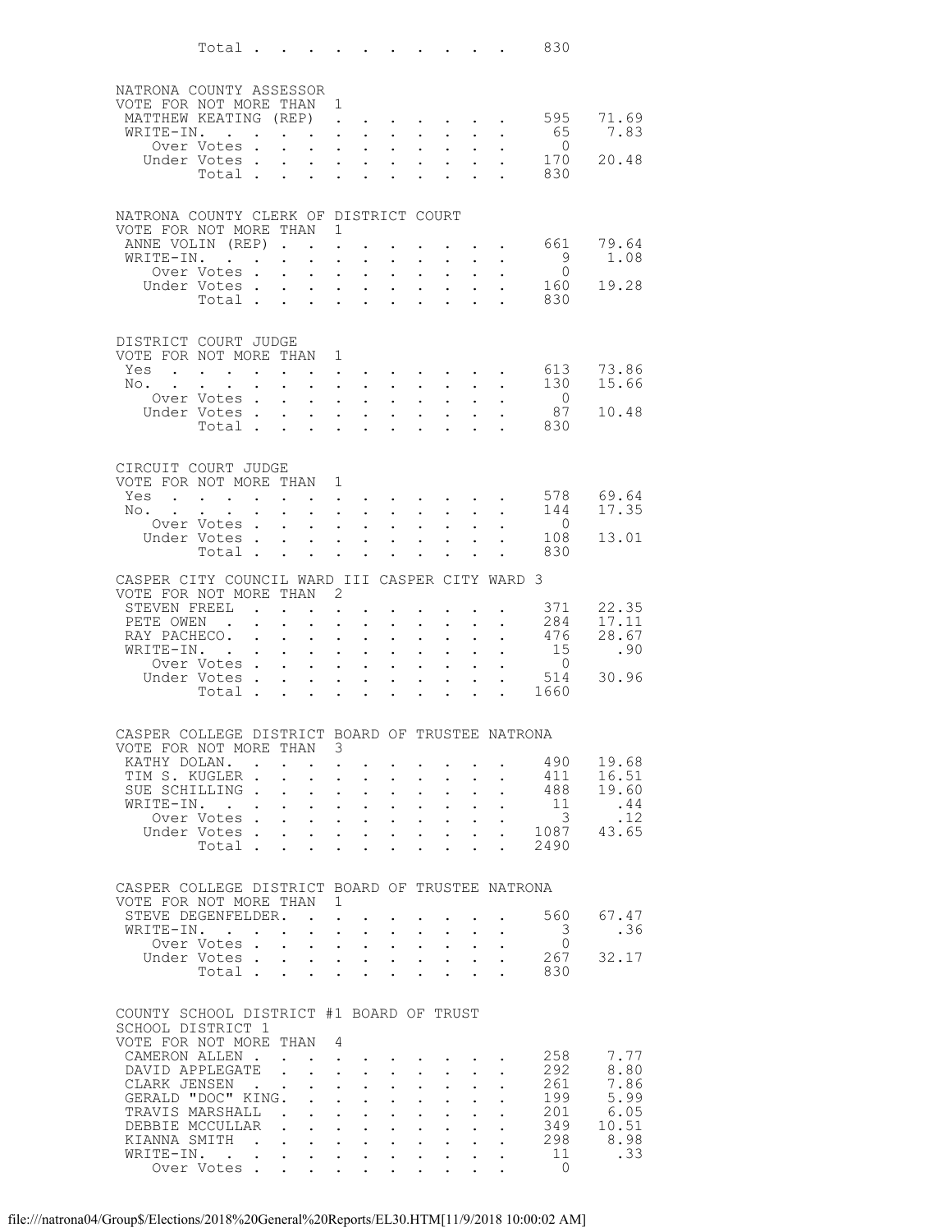| | Votes | Percent |
|---|---|---|
| Total | 830 | |

NATRONA COUNTY ASSESSOR
VOTE FOR NOT MORE THAN 1

| | Votes | Percent |
|---|---|---|
| MATTHEW KEATING (REP) | 595 | 71.69 |
| WRITE-IN. | 65 | 7.83 |
| Over Votes | 0 | |
| Under Votes | 170 | 20.48 |
| Total | 830 | |

NATRONA COUNTY CLERK OF DISTRICT COURT
VOTE FOR NOT MORE THAN 1

| | Votes | Percent |
|---|---|---|
| ANNE VOLIN (REP) | 661 | 79.64 |
| WRITE-IN. | 9 | 1.08 |
| Over Votes | 0 | |
| Under Votes | 160 | 19.28 |
| Total | 830 | |

DISTRICT COURT JUDGE
VOTE FOR NOT MORE THAN 1

| | Votes | Percent |
|---|---|---|
| Yes | 613 | 73.86 |
| No. | 130 | 15.66 |
| Over Votes | 0 | |
| Under Votes | 87 | 10.48 |
| Total | 830 | |

CIRCUIT COURT JUDGE
VOTE FOR NOT MORE THAN 1

| | Votes | Percent |
|---|---|---|
| Yes | 578 | 69.64 |
| No. | 144 | 17.35 |
| Over Votes | 0 | |
| Under Votes | 108 | 13.01 |
| Total | 830 | |

CASPER CITY COUNCIL WARD III CASPER CITY WARD 3
VOTE FOR NOT MORE THAN 2

| | Votes | Percent |
|---|---|---|
| STEVEN FREEL | 371 | 22.35 |
| PETE OWEN | 284 | 17.11 |
| RAY PACHECO. | 476 | 28.67 |
| WRITE-IN. | 15 | .90 |
| Over Votes | 0 | |
| Under Votes | 514 | 30.96 |
| Total | 1660 | |

CASPER COLLEGE DISTRICT BOARD OF TRUSTEE NATRONA
VOTE FOR NOT MORE THAN 3

| | Votes | Percent |
|---|---|---|
| KATHY DOLAN. | 490 | 19.68 |
| TIM S. KUGLER | 411 | 16.51 |
| SUE SCHILLING | 488 | 19.60 |
| WRITE-IN. | 11 | .44 |
| Over Votes | 3 | .12 |
| Under Votes | 1087 | 43.65 |
| Total | 2490 | |

CASPER COLLEGE DISTRICT BOARD OF TRUSTEE NATRONA
VOTE FOR NOT MORE THAN 1

| | Votes | Percent |
|---|---|---|
| STEVE DEGENFELDER. | 560 | 67.47 |
| WRITE-IN. | 3 | .36 |
| Over Votes | 0 | |
| Under Votes | 267 | 32.17 |
| Total | 830 | |

COUNTY SCHOOL DISTRICT #1 BOARD OF TRUST
SCHOOL DISTRICT 1
VOTE FOR NOT MORE THAN 4

| | Votes | Percent |
|---|---|---|
| CAMERON ALLEN | 258 | 7.77 |
| DAVID APPLEGATE | 292 | 8.80 |
| CLARK JENSEN | 261 | 7.86 |
| GERALD "DOC" KING. | 199 | 5.99 |
| TRAVIS MARSHALL | 201 | 6.05 |
| DEBBIE MCCULLAR | 349 | 10.51 |
| KIANNA SMITH | 298 | 8.98 |
| WRITE-IN. | 11 | .33 |
| Over Votes | 0 | |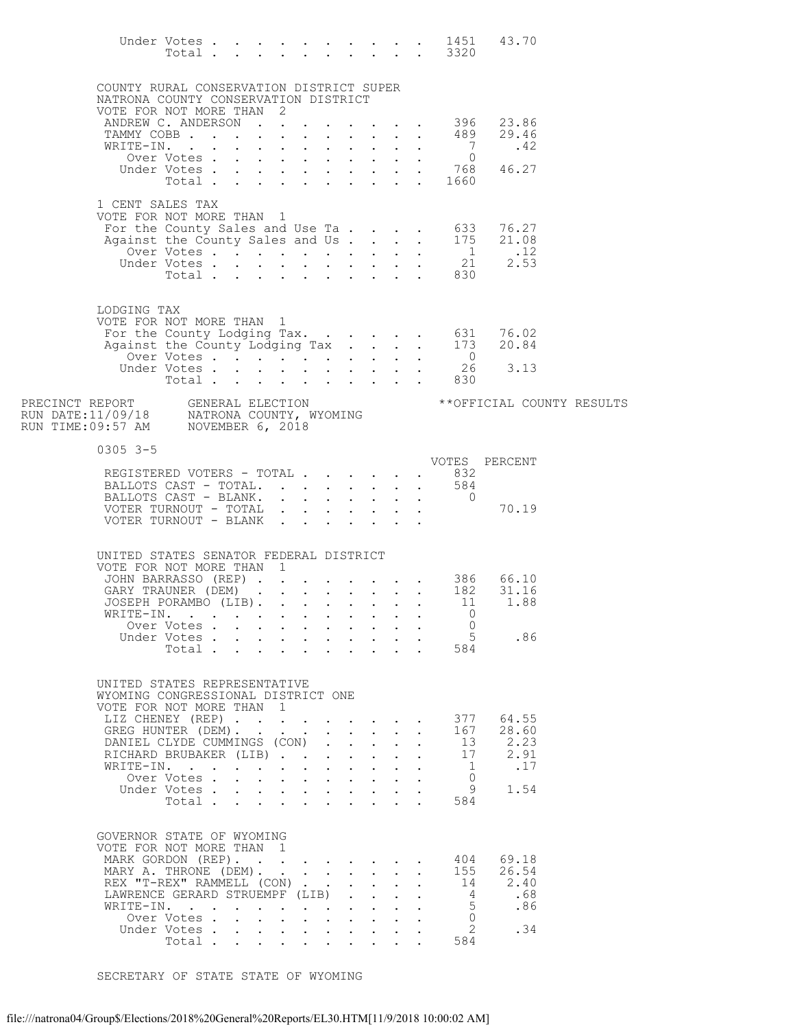| | Votes | Percent |
|---|---|---|
| Under Votes | 1451 | 43.70 |
| Total | 3320 | |

COUNTY RURAL CONSERVATION DISTRICT SUPER
NATRONA COUNTY CONSERVATION DISTRICT
VOTE FOR NOT MORE THAN 2

| | Votes | Percent |
|---|---|---|
| ANDREW C. ANDERSON | 396 | 23.86 |
| TAMMY COBB | 489 | 29.46 |
| WRITE-IN. | 7 | .42 |
| Over Votes | 0 | |
| Under Votes | 768 | 46.27 |
| Total | 1660 | |

1 CENT SALES TAX
VOTE FOR NOT MORE THAN 1

| | Votes | Percent |
|---|---|---|
| For the County Sales and Use Ta | 633 | 76.27 |
| Against the County Sales and Us | 175 | 21.08 |
| Over Votes | 1 | .12 |
| Under Votes | 21 | 2.53 |
| Total | 830 | |

LODGING TAX
VOTE FOR NOT MORE THAN 1

| | Votes | Percent |
|---|---|---|
| For the County Lodging Tax. | 631 | 76.02 |
| Against the County Lodging Tax | 173 | 20.84 |
| Over Votes | 0 | |
| Under Votes | 26 | 3.13 |
| Total | 830 | |

PRECINCT REPORT GENERAL ELECTION **OFFICIAL COUNTY RESULTS
RUN DATE:11/09/18 NATRONA COUNTY, WYOMING
RUN TIME:09:57 AM NOVEMBER 6, 2018

0305 3-5

| | VOTES | PERCENT |
|---|---|---|
| REGISTERED VOTERS - TOTAL | 832 | |
| BALLOTS CAST - TOTAL. | 584 | |
| BALLOTS CAST - BLANK. | 0 | |
| VOTER TURNOUT - TOTAL | | 70.19 |
| VOTER TURNOUT - BLANK | | |

UNITED STATES SENATOR FEDERAL DISTRICT
VOTE FOR NOT MORE THAN 1

| | Votes | Percent |
|---|---|---|
| JOHN BARRASSO (REP) | 386 | 66.10 |
| GARY TRAUNER (DEM) | 182 | 31.16 |
| JOSEPH PORAMBO (LIB). | 11 | 1.88 |
| WRITE-IN. | 0 | |
| Over Votes | 0 | |
| Under Votes | 5 | .86 |
| Total | 584 | |

UNITED STATES REPRESENTATIVE
WYOMING CONGRESSIONAL DISTRICT ONE
VOTE FOR NOT MORE THAN 1

| | Votes | Percent |
|---|---|---|
| LIZ CHENEY (REP) | 377 | 64.55 |
| GREG HUNTER (DEM). | 167 | 28.60 |
| DANIEL CLYDE CUMMINGS (CON) | 13 | 2.23 |
| RICHARD BRUBAKER (LIB) | 17 | 2.91 |
| WRITE-IN. | 1 | .17 |
| Over Votes | 0 | |
| Under Votes | 9 | 1.54 |
| Total | 584 | |

GOVERNOR STATE OF WYOMING
VOTE FOR NOT MORE THAN 1

| | Votes | Percent |
|---|---|---|
| MARK GORDON (REP). | 404 | 69.18 |
| MARY A. THRONE (DEM). | 155 | 26.54 |
| REX "T-REX" RAMMELL (CON) | 14 | 2.40 |
| LAWRENCE GERARD STRUEMPF (LIB) | 4 | .68 |
| WRITE-IN. | 5 | .86 |
| Over Votes | 0 | |
| Under Votes | 2 | .34 |
| Total | 584 | |

SECRETARY OF STATE STATE OF WYOMING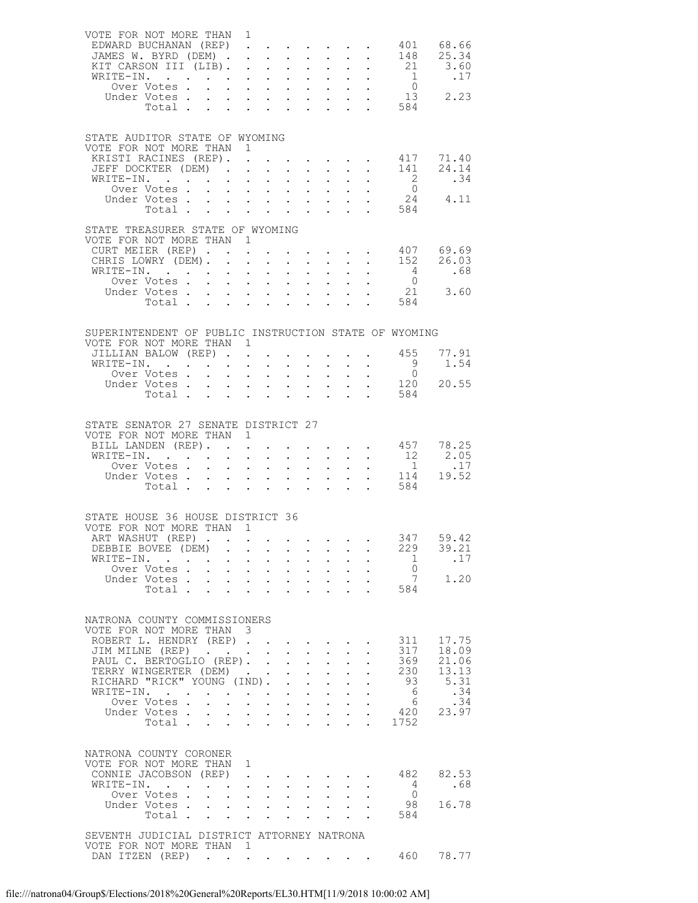VOTE FOR NOT MORE THAN 1

| Candidate | Votes | Percent |
|---|---|---|
| EDWARD BUCHANAN (REP) | 401 | 68.66 |
| JAMES W. BYRD (DEM) | 148 | 25.34 |
| KIT CARSON III (LIB) | 21 | 3.60 |
| WRITE-IN. | 1 | .17 |
| Over Votes | 0 | |
| Under Votes | 13 | 2.23 |
| Total | 584 | |

## STATE AUDITOR STATE OF WYOMING

VOTE FOR NOT MORE THAN 1

| Candidate | Votes | Percent |
|---|---|---|
| KRISTI RACINES (REP) | 417 | 71.40 |
| JEFF DOCKTER (DEM) | 141 | 24.14 |
| WRITE-IN. | 2 | .34 |
| Over Votes | 0 | |
| Under Votes | 24 | 4.11 |
| Total | 584 | |

## STATE TREASURER STATE OF WYOMING

VOTE FOR NOT MORE THAN 1

| Candidate | Votes | Percent |
|---|---|---|
| CURT MEIER (REP) | 407 | 69.69 |
| CHRIS LOWRY (DEM) | 152 | 26.03 |
| WRITE-IN. | 4 | .68 |
| Over Votes | 0 | |
| Under Votes | 21 | 3.60 |
| Total | 584 | |

## SUPERINTENDENT OF PUBLIC INSTRUCTION STATE OF WYOMING

VOTE FOR NOT MORE THAN 1

| Candidate | Votes | Percent |
|---|---|---|
| JILLIAN BALOW (REP) | 455 | 77.91 |
| WRITE-IN. | 9 | 1.54 |
| Over Votes | 0 | |
| Under Votes | 120 | 20.55 |
| Total | 584 | |

## STATE SENATOR 27 SENATE DISTRICT 27

VOTE FOR NOT MORE THAN 1

| Candidate | Votes | Percent |
|---|---|---|
| BILL LANDEN (REP) | 457 | 78.25 |
| WRITE-IN. | 12 | 2.05 |
| Over Votes | 1 | .17 |
| Under Votes | 114 | 19.52 |
| Total | 584 | |

## STATE HOUSE 36 HOUSE DISTRICT 36

VOTE FOR NOT MORE THAN 1

| Candidate | Votes | Percent |
|---|---|---|
| ART WASHUT (REP) | 347 | 59.42 |
| DEBBIE BOVEE (DEM) | 229 | 39.21 |
| WRITE-IN. | 1 | .17 |
| Over Votes | 0 | |
| Under Votes | 7 | 1.20 |
| Total | 584 | |

## NATRONA COUNTY COMMISSIONERS

VOTE FOR NOT MORE THAN 3

| Candidate | Votes | Percent |
|---|---|---|
| ROBERT L. HENDRY (REP) | 311 | 17.75 |
| JIM MILNE (REP) | 317 | 18.09 |
| PAUL C. BERTOGLIO (REP) | 369 | 21.06 |
| TERRY WINGERTER (DEM) | 230 | 13.13 |
| RICHARD "RICK" YOUNG (IND) | 93 | 5.31 |
| WRITE-IN. | 6 | .34 |
| Over Votes | 6 | .34 |
| Under Votes | 420 | 23.97 |
| Total | 1752 | |

## NATRONA COUNTY CORONER

VOTE FOR NOT MORE THAN 1

| Candidate | Votes | Percent |
|---|---|---|
| CONNIE JACOBSON (REP) | 482 | 82.53 |
| WRITE-IN. | 4 | .68 |
| Over Votes | 0 | |
| Under Votes | 98 | 16.78 |
| Total | 584 | |

## SEVENTH JUDICIAL DISTRICT ATTORNEY NATRONA

VOTE FOR NOT MORE THAN 1

| Candidate | Votes | Percent |
|---|---|---|
| DAN ITZEN (REP) | 460 | 78.77 |

file:///natrona04/Group$/Elections/2018%20General%20Reports/EL30.HTM[11/9/2018 10:00:02 AM]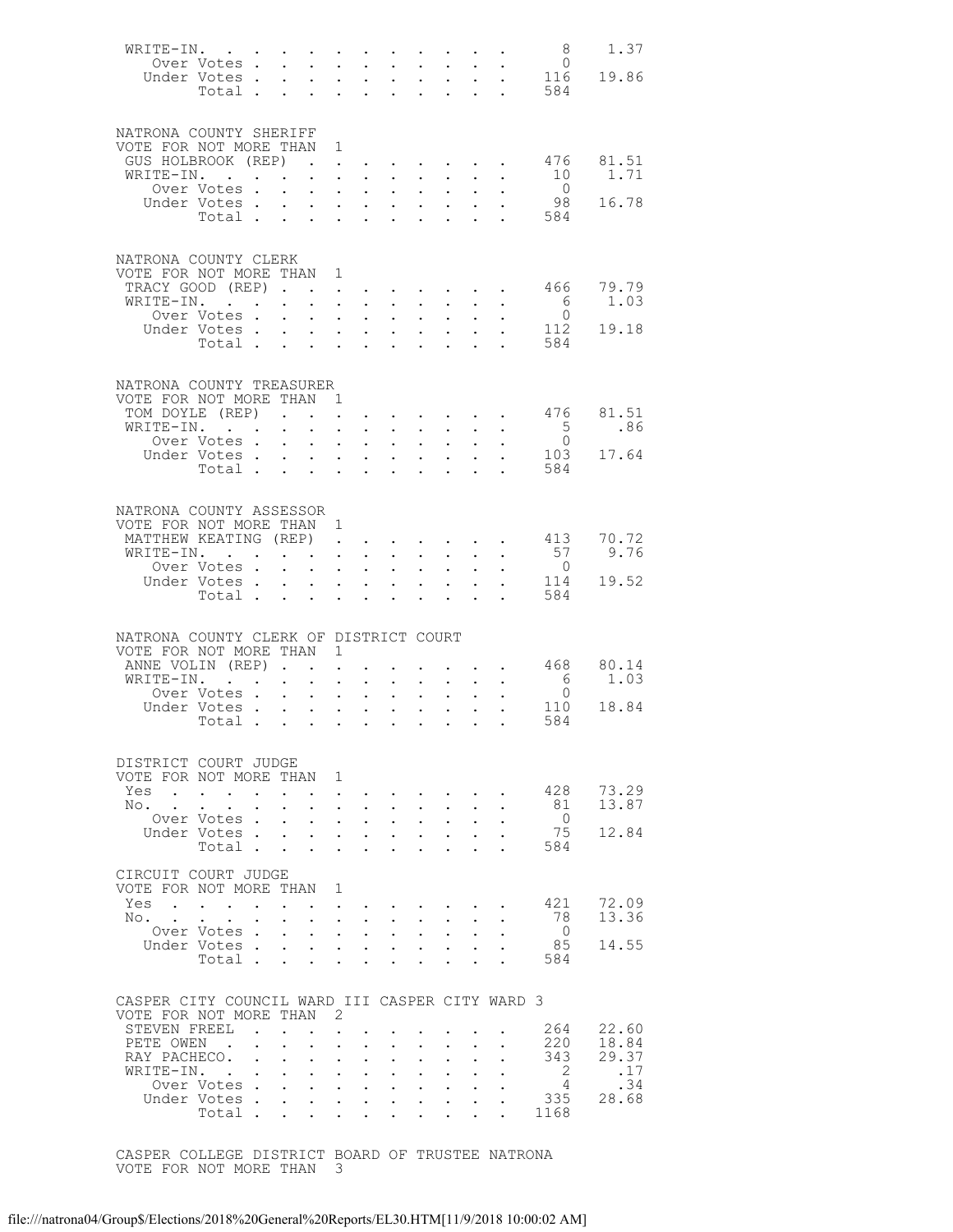| | | |
|---|---|---|
| WRITE-IN. | 8 | 1.37 |
| Over Votes | 0 | |
| Under Votes | 116 | 19.86 |
| Total | 584 | |

NATRONA COUNTY SHERIFF
VOTE FOR NOT MORE THAN 1

| | | |
|---|---|---|
| GUS HOLBROOK (REP) | 476 | 81.51 |
| WRITE-IN. | 10 | 1.71 |
| Over Votes | 0 | |
| Under Votes | 98 | 16.78 |
| Total | 584 | |

NATRONA COUNTY CLERK
VOTE FOR NOT MORE THAN 1

| | | |
|---|---|---|
| TRACY GOOD (REP) | 466 | 79.79 |
| WRITE-IN. | 6 | 1.03 |
| Over Votes | 0 | |
| Under Votes | 112 | 19.18 |
| Total | 584 | |

NATRONA COUNTY TREASURER
VOTE FOR NOT MORE THAN 1

| | | |
|---|---|---|
| TOM DOYLE (REP) | 476 | 81.51 |
| WRITE-IN. | 5 | .86 |
| Over Votes | 0 | |
| Under Votes | 103 | 17.64 |
| Total | 584 | |

NATRONA COUNTY ASSESSOR
VOTE FOR NOT MORE THAN 1

| | | |
|---|---|---|
| MATTHEW KEATING (REP) | 413 | 70.72 |
| WRITE-IN. | 57 | 9.76 |
| Over Votes | 0 | |
| Under Votes | 114 | 19.52 |
| Total | 584 | |

NATRONA COUNTY CLERK OF DISTRICT COURT
VOTE FOR NOT MORE THAN 1

| | | |
|---|---|---|
| ANNE VOLIN (REP) | 468 | 80.14 |
| WRITE-IN. | 6 | 1.03 |
| Over Votes | 0 | |
| Under Votes | 110 | 18.84 |
| Total | 584 | |

DISTRICT COURT JUDGE
VOTE FOR NOT MORE THAN 1

| | | |
|---|---|---|
| Yes | 428 | 73.29 |
| No. | 81 | 13.87 |
| Over Votes | 0 | |
| Under Votes | 75 | 12.84 |
| Total | 584 | |

CIRCUIT COURT JUDGE
VOTE FOR NOT MORE THAN 1

| | | |
|---|---|---|
| Yes | 421 | 72.09 |
| No. | 78 | 13.36 |
| Over Votes | 0 | |
| Under Votes | 85 | 14.55 |
| Total | 584 | |

CASPER CITY COUNCIL WARD III CASPER CITY WARD 3
VOTE FOR NOT MORE THAN 2

| | | |
|---|---|---|
| STEVEN FREEL | 264 | 22.60 |
| PETE OWEN | 220 | 18.84 |
| RAY PACHECO. | 343 | 29.37 |
| WRITE-IN. | 2 | .17 |
| Over Votes | 4 | .34 |
| Under Votes | 335 | 28.68 |
| Total | 1168 | |

CASPER COLLEGE DISTRICT BOARD OF TRUSTEE NATRONA
VOTE FOR NOT MORE THAN 3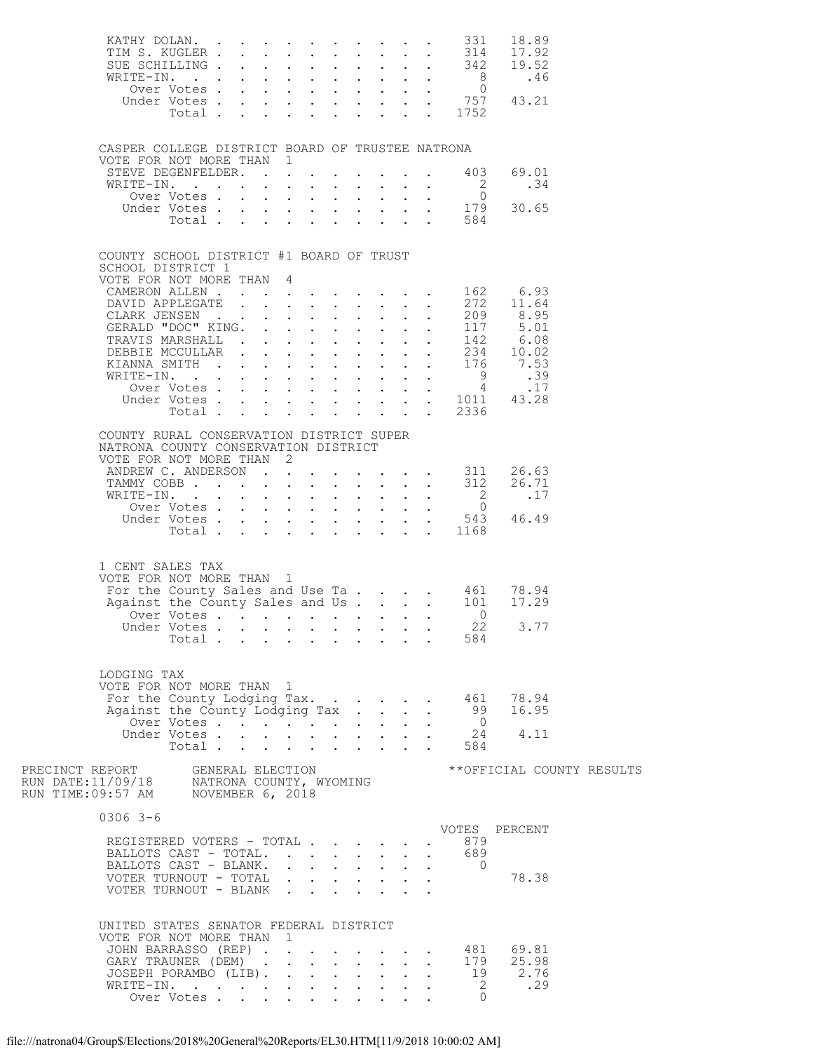| | Votes | Percent |
|---|---|---|
| KATHY DOLAN | 331 | 18.89 |
| TIM S. KUGLER | 314 | 17.92 |
| SUE SCHILLING | 342 | 19.52 |
| WRITE-IN. | 8 | .46 |
| Over Votes | 0 | |
| Under Votes | 757 | 43.21 |
| Total | 1752 | |

CASPER COLLEGE DISTRICT BOARD OF TRUSTEE NATRONA
VOTE FOR NOT MORE THAN 1

| | Votes | Percent |
|---|---|---|
| STEVE DEGENFELDER. | 403 | 69.01 |
| WRITE-IN. | 2 | .34 |
| Over Votes | 0 | |
| Under Votes | 179 | 30.65 |
| Total | 584 | |

COUNTY SCHOOL DISTRICT #1 BOARD OF TRUST
SCHOOL DISTRICT 1
VOTE FOR NOT MORE THAN 4

| | Votes | Percent |
|---|---|---|
| CAMERON ALLEN | 162 | 6.93 |
| DAVID APPLEGATE | 272 | 11.64 |
| CLARK JENSEN | 209 | 8.95 |
| GERALD "DOC" KING. | 117 | 5.01 |
| TRAVIS MARSHALL | 142 | 6.08 |
| DEBBIE MCCULLAR | 234 | 10.02 |
| KIANNA SMITH | 176 | 7.53 |
| WRITE-IN. | 9 | .39 |
| Over Votes | 4 | .17 |
| Under Votes | 1011 | 43.28 |
| Total | 2336 | |

COUNTY RURAL CONSERVATION DISTRICT SUPER
NATRONA COUNTY CONSERVATION DISTRICT
VOTE FOR NOT MORE THAN 2

| | Votes | Percent |
|---|---|---|
| ANDREW C. ANDERSON | 311 | 26.63 |
| TAMMY COBB | 312 | 26.71 |
| WRITE-IN. | 2 | .17 |
| Over Votes | 0 | |
| Under Votes | 543 | 46.49 |
| Total | 1168 | |

1 CENT SALES TAX
VOTE FOR NOT MORE THAN 1

| | Votes | Percent |
|---|---|---|
| For the County Sales and Use Ta | 461 | 78.94 |
| Against the County Sales and Us | 101 | 17.29 |
| Over Votes | 0 | |
| Under Votes | 22 | 3.77 |
| Total | 584 | |

LODGING TAX
VOTE FOR NOT MORE THAN 1

| | Votes | Percent |
|---|---|---|
| For the County Lodging Tax. | 461 | 78.94 |
| Against the County Lodging Tax | 99 | 16.95 |
| Over Votes | 0 | |
| Under Votes | 24 | 4.11 |
| Total | 584 | |

PRECINCT REPORT — GENERAL ELECTION — **OFFICIAL COUNTY RESULTS
RUN DATE:11/09/18 — NATRONA COUNTY, WYOMING
RUN TIME:09:57 AM — NOVEMBER 6, 2018

0306 3-6

| | VOTES | PERCENT |
|---|---|---|
| REGISTERED VOTERS - TOTAL | 879 | |
| BALLOTS CAST - TOTAL. | 689 | |
| BALLOTS CAST - BLANK. | 0 | |
| VOTER TURNOUT - TOTAL | | 78.38 |
| VOTER TURNOUT - BLANK | | |

UNITED STATES SENATOR FEDERAL DISTRICT
VOTE FOR NOT MORE THAN 1

| | Votes | Percent |
|---|---|---|
| JOHN BARRASSO (REP) | 481 | 69.81 |
| GARY TRAUNER (DEM) | 179 | 25.98 |
| JOSEPH PORAMBO (LIB). | 19 | 2.76 |
| WRITE-IN. | 2 | .29 |
| Over Votes | 0 | |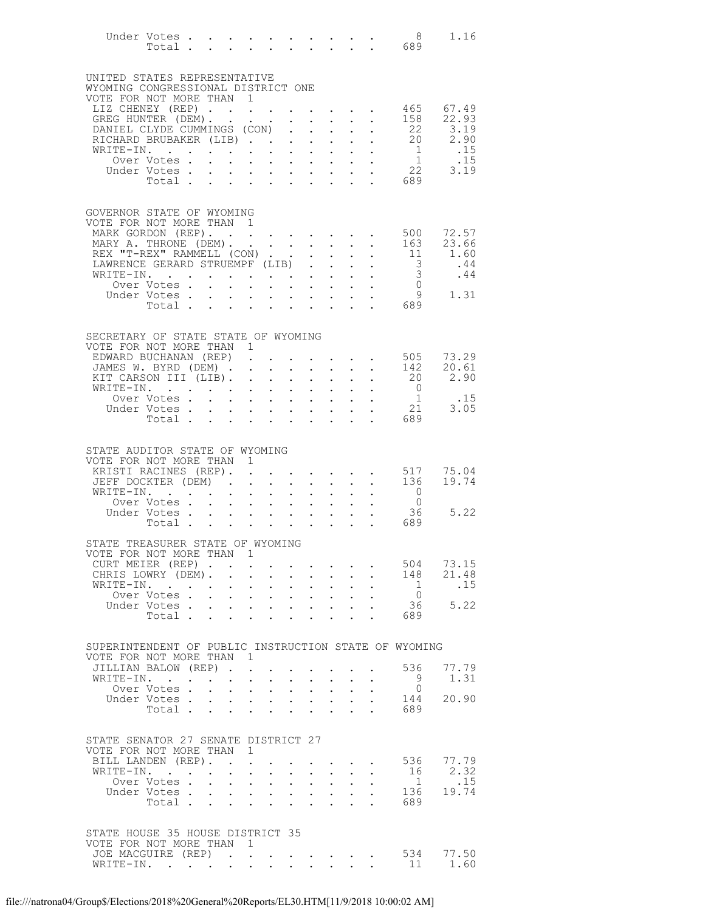| | | |
|---|---|---|
| Under Votes | 8 | 1.16 |
| Total | 689 | |

UNITED STATES REPRESENTATIVE
WYOMING CONGRESSIONAL DISTRICT ONE
VOTE FOR NOT MORE THAN 1

| | | |
|---|---|---|
| LIZ CHENEY (REP) | 465 | 67.49 |
| GREG HUNTER (DEM) | 158 | 22.93 |
| DANIEL CLYDE CUMMINGS (CON) | 22 | 3.19 |
| RICHARD BRUBAKER (LIB) | 20 | 2.90 |
| WRITE-IN. | 1 | .15 |
| Over Votes | 1 | .15 |
| Under Votes | 22 | 3.19 |
| Total | 689 | |

GOVERNOR STATE OF WYOMING
VOTE FOR NOT MORE THAN 1

| | | |
|---|---|---|
| MARK GORDON (REP) | 500 | 72.57 |
| MARY A. THRONE (DEM) | 163 | 23.66 |
| REX "T-REX" RAMMELL (CON) | 11 | 1.60 |
| LAWRENCE GERARD STRUEMPF (LIB) | 3 | .44 |
| WRITE-IN. | 3 | .44 |
| Over Votes | 0 | |
| Under Votes | 9 | 1.31 |
| Total | 689 | |

SECRETARY OF STATE STATE OF WYOMING
VOTE FOR NOT MORE THAN 1

| | | |
|---|---|---|
| EDWARD BUCHANAN (REP) | 505 | 73.29 |
| JAMES W. BYRD (DEM) | 142 | 20.61 |
| KIT CARSON III (LIB) | 20 | 2.90 |
| WRITE-IN. | 0 | |
| Over Votes | 1 | .15 |
| Under Votes | 21 | 3.05 |
| Total | 689 | |

STATE AUDITOR STATE OF WYOMING
VOTE FOR NOT MORE THAN 1

| | | |
|---|---|---|
| KRISTI RACINES (REP) | 517 | 75.04 |
| JEFF DOCKTER (DEM) | 136 | 19.74 |
| WRITE-IN. | 0 | |
| Over Votes | 0 | |
| Under Votes | 36 | 5.22 |
| Total | 689 | |

STATE TREASURER STATE OF WYOMING
VOTE FOR NOT MORE THAN 1

| | | |
|---|---|---|
| CURT MEIER (REP) | 504 | 73.15 |
| CHRIS LOWRY (DEM) | 148 | 21.48 |
| WRITE-IN. | 1 | .15 |
| Over Votes | 0 | |
| Under Votes | 36 | 5.22 |
| Total | 689 | |

SUPERINTENDENT OF PUBLIC INSTRUCTION STATE OF WYOMING
VOTE FOR NOT MORE THAN 1

| | | |
|---|---|---|
| JILLIAN BALOW (REP) | 536 | 77.79 |
| WRITE-IN. | 9 | 1.31 |
| Over Votes | 0 | |
| Under Votes | 144 | 20.90 |
| Total | 689 | |

STATE SENATOR 27 SENATE DISTRICT 27
VOTE FOR NOT MORE THAN 1

| | | |
|---|---|---|
| BILL LANDEN (REP) | 536 | 77.79 |
| WRITE-IN. | 16 | 2.32 |
| Over Votes | 1 | .15 |
| Under Votes | 136 | 19.74 |
| Total | 689 | |

STATE HOUSE 35 HOUSE DISTRICT 35
VOTE FOR NOT MORE THAN 1

| | | |
|---|---|---|
| JOE MACGUIRE (REP) | 534 | 77.50 |
| WRITE-IN. | 11 | 1.60 |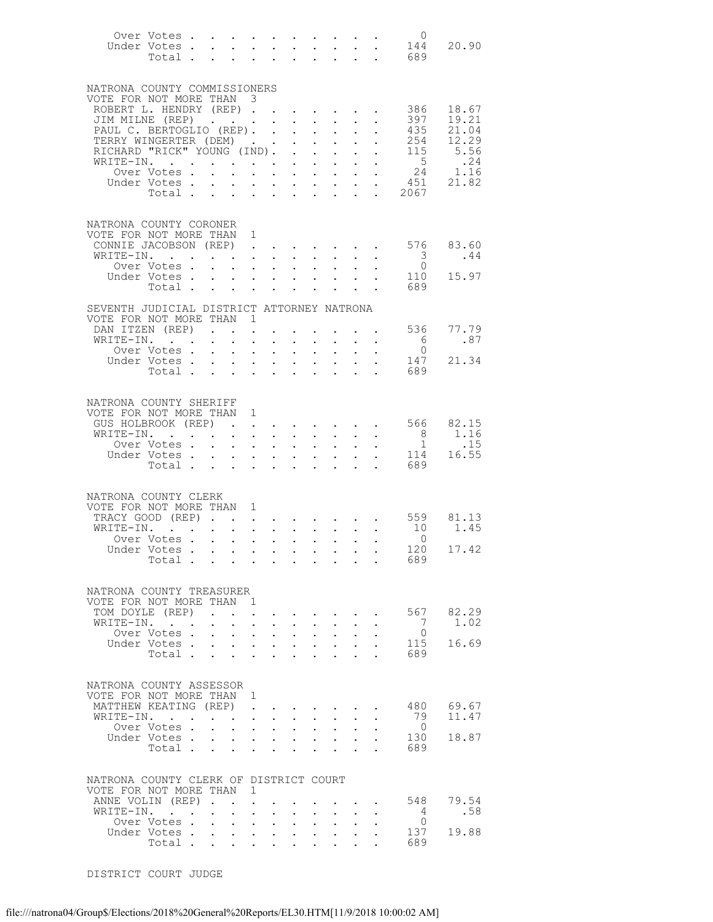| | | |
|---|---|---|
| Over Votes | 0 | |
| Under Votes | 144 | 20.90 |
| Total | 689 | |

NATRONA COUNTY COMMISSIONERS
VOTE FOR NOT MORE THAN 3

| | | |
|---|---|---|
| ROBERT L. HENDRY (REP) | 386 | 18.67 |
| JIM MILNE (REP) | 397 | 19.21 |
| PAUL C. BERTOGLIO (REP) | 435 | 21.04 |
| TERRY WINGERTER (DEM) | 254 | 12.29 |
| RICHARD "RICK" YOUNG (IND) | 115 | 5.56 |
| WRITE-IN | 5 | .24 |
| Over Votes | 24 | 1.16 |
| Under Votes | 451 | 21.82 |
| Total | 2067 | |

NATRONA COUNTY CORONER
VOTE FOR NOT MORE THAN 1

| | | |
|---|---|---|
| CONNIE JACOBSON (REP) | 576 | 83.60 |
| WRITE-IN | 3 | .44 |
| Over Votes | 0 | |
| Under Votes | 110 | 15.97 |
| Total | 689 | |

SEVENTH JUDICIAL DISTRICT ATTORNEY NATRONA
VOTE FOR NOT MORE THAN 1

| | | |
|---|---|---|
| DAN ITZEN (REP) | 536 | 77.79 |
| WRITE-IN | 6 | .87 |
| Over Votes | 0 | |
| Under Votes | 147 | 21.34 |
| Total | 689 | |

NATRONA COUNTY SHERIFF
VOTE FOR NOT MORE THAN 1

| | | |
|---|---|---|
| GUS HOLBROOK (REP) | 566 | 82.15 |
| WRITE-IN | 8 | 1.16 |
| Over Votes | 1 | .15 |
| Under Votes | 114 | 16.55 |
| Total | 689 | |

NATRONA COUNTY CLERK
VOTE FOR NOT MORE THAN 1

| | | |
|---|---|---|
| TRACY GOOD (REP) | 559 | 81.13 |
| WRITE-IN | 10 | 1.45 |
| Over Votes | 0 | |
| Under Votes | 120 | 17.42 |
| Total | 689 | |

NATRONA COUNTY TREASURER
VOTE FOR NOT MORE THAN 1

| | | |
|---|---|---|
| TOM DOYLE (REP) | 567 | 82.29 |
| WRITE-IN | 7 | 1.02 |
| Over Votes | 0 | |
| Under Votes | 115 | 16.69 |
| Total | 689 | |

NATRONA COUNTY ASSESSOR
VOTE FOR NOT MORE THAN 1

| | | |
|---|---|---|
| MATTHEW KEATING (REP) | 480 | 69.67 |
| WRITE-IN | 79 | 11.47 |
| Over Votes | 0 | |
| Under Votes | 130 | 18.87 |
| Total | 689 | |

NATRONA COUNTY CLERK OF DISTRICT COURT
VOTE FOR NOT MORE THAN 1

| | | |
|---|---|---|
| ANNE VOLIN (REP) | 548 | 79.54 |
| WRITE-IN | 4 | .58 |
| Over Votes | 0 | |
| Under Votes | 137 | 19.88 |
| Total | 689 | |

DISTRICT COURT JUDGE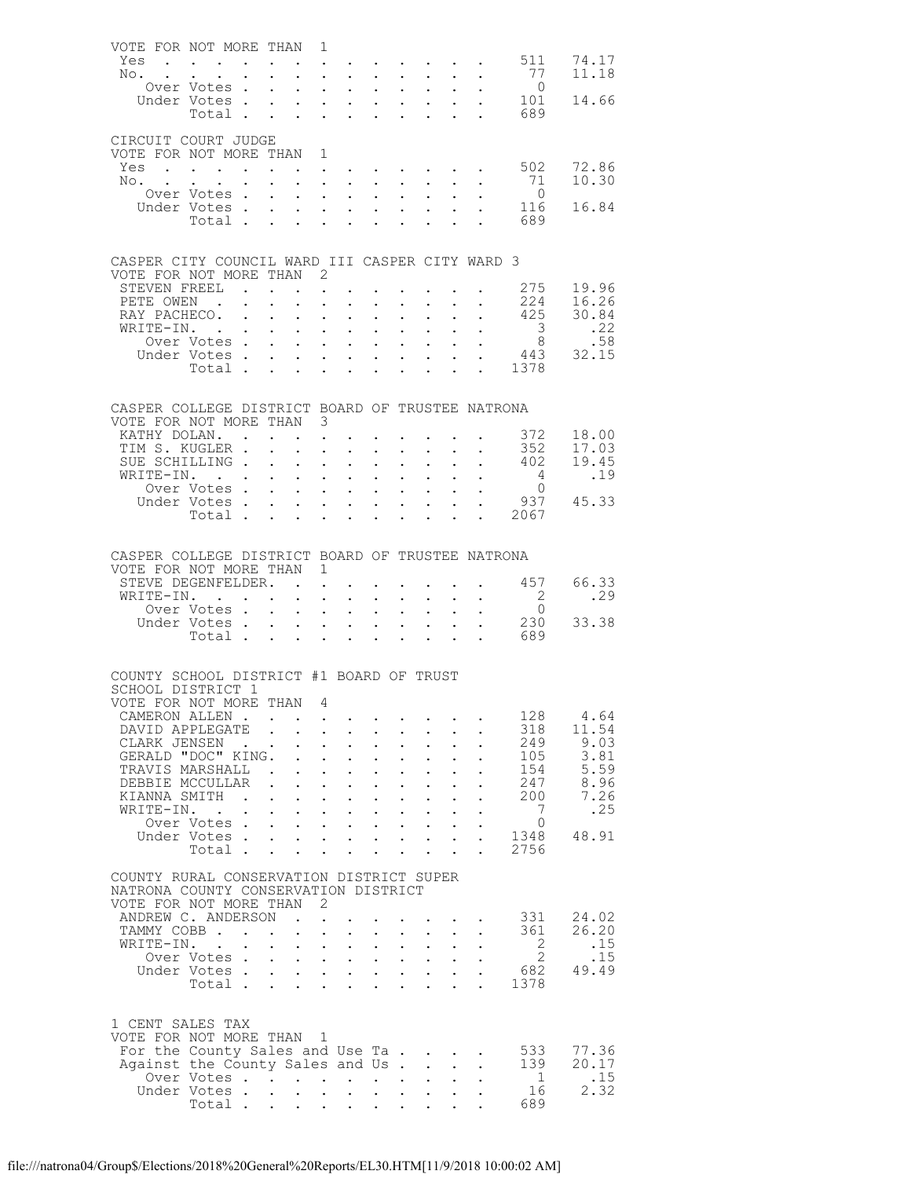VOTE FOR NOT MORE THAN 1

| | | |
|---|---|---|
| Yes | 511 | 74.17 |
| No. | 77 | 11.18 |
| Over Votes | 0 | |
| Under Votes | 101 | 14.66 |
| Total | 689 | |

CIRCUIT COURT JUDGE
VOTE FOR NOT MORE THAN 1

| | | |
|---|---|---|
| Yes | 502 | 72.86 |
| No. | 71 | 10.30 |
| Over Votes | 0 | |
| Under Votes | 116 | 16.84 |
| Total | 689 | |

CASPER CITY COUNCIL WARD III CASPER CITY WARD 3
VOTE FOR NOT MORE THAN 2

| | | |
|---|---|---|
| STEVEN FREEL | 275 | 19.96 |
| PETE OWEN | 224 | 16.26 |
| RAY PACHECO. | 425 | 30.84 |
| WRITE-IN. | 3 | .22 |
| Over Votes | 8 | .58 |
| Under Votes | 443 | 32.15 |
| Total | 1378 | |

CASPER COLLEGE DISTRICT BOARD OF TRUSTEE NATRONA
VOTE FOR NOT MORE THAN 3

| | | |
|---|---|---|
| KATHY DOLAN. | 372 | 18.00 |
| TIM S. KUGLER | 352 | 17.03 |
| SUE SCHILLING | 402 | 19.45 |
| WRITE-IN. | 4 | .19 |
| Over Votes | 0 | |
| Under Votes | 937 | 45.33 |
| Total | 2067 | |

CASPER COLLEGE DISTRICT BOARD OF TRUSTEE NATRONA
VOTE FOR NOT MORE THAN 1

| | | |
|---|---|---|
| STEVE DEGENFELDER. | 457 | 66.33 |
| WRITE-IN. | 2 | .29 |
| Over Votes | 0 | |
| Under Votes | 230 | 33.38 |
| Total | 689 | |

COUNTY SCHOOL DISTRICT #1 BOARD OF TRUST
SCHOOL DISTRICT 1
VOTE FOR NOT MORE THAN 4

| | | |
|---|---|---|
| CAMERON ALLEN | 128 | 4.64 |
| DAVID APPLEGATE | 318 | 11.54 |
| CLARK JENSEN | 249 | 9.03 |
| GERALD "DOC" KING. | 105 | 3.81 |
| TRAVIS MARSHALL | 154 | 5.59 |
| DEBBIE MCCULLAR | 247 | 8.96 |
| KIANNA SMITH | 200 | 7.26 |
| WRITE-IN. | 7 | .25 |
| Over Votes | 0 | |
| Under Votes | 1348 | 48.91 |
| Total | 2756 | |

COUNTY RURAL CONSERVATION DISTRICT SUPER
NATRONA COUNTY CONSERVATION DISTRICT
VOTE FOR NOT MORE THAN 2

| | | |
|---|---|---|
| ANDREW C. ANDERSON | 331 | 24.02 |
| TAMMY COBB | 361 | 26.20 |
| WRITE-IN. | 2 | .15 |
| Over Votes | 2 | .15 |
| Under Votes | 682 | 49.49 |
| Total | 1378 | |

1 CENT SALES TAX
VOTE FOR NOT MORE THAN 1

| | | |
|---|---|---|
| For the County Sales and Use Ta | 533 | 77.36 |
| Against the County Sales and Us | 139 | 20.17 |
| Over Votes | 1 | .15 |
| Under Votes | 16 | 2.32 |
| Total | 689 | |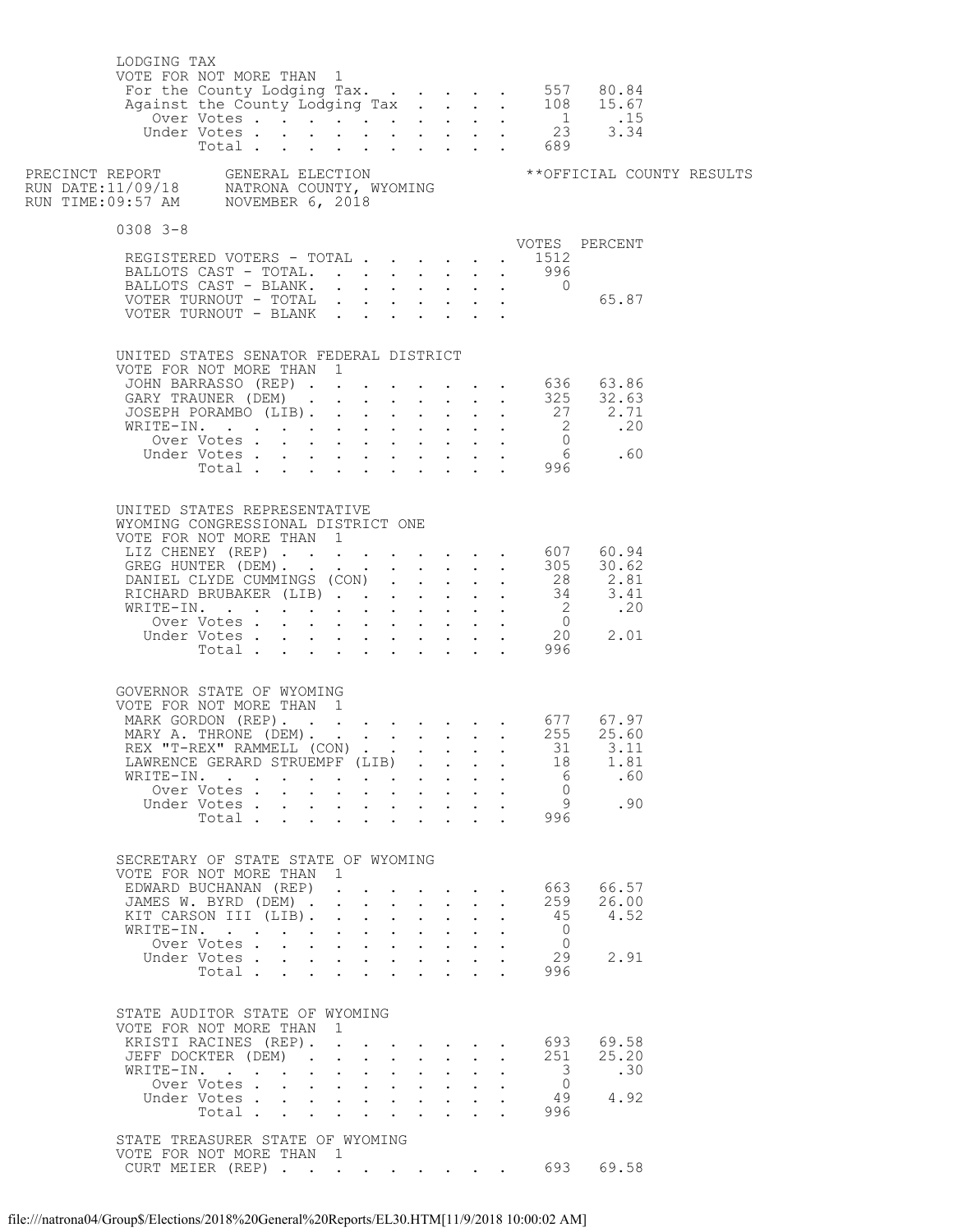LODGING TAX
VOTE FOR NOT MORE THAN 1

| | VOTES | PERCENT |
|---|---|---|
| For the County Lodging Tax | 557 | 80.84 |
| Against the County Lodging Tax | 108 | 15.67 |
| Over Votes | 1 | .15 |
| Under Votes | 23 | 3.34 |
| Total | 689 | |

PRECINCT REPORT GENERAL ELECTION **OFFICIAL COUNTY RESULTS
RUN DATE:11/09/18 NATRONA COUNTY, WYOMING
RUN TIME:09:57 AM NOVEMBER 6, 2018

## 0308 3-8

| | VOTES | PERCENT |
|---|---|---|
| REGISTERED VOTERS - TOTAL | 1512 | |
| BALLOTS CAST - TOTAL. | 996 | |
| BALLOTS CAST - BLANK. | 0 | |
| VOTER TURNOUT - TOTAL | | 65.87 |
| VOTER TURNOUT - BLANK | | |

UNITED STATES SENATOR FEDERAL DISTRICT
VOTE FOR NOT MORE THAN 1

| | VOTES | PERCENT |
|---|---|---|
| JOHN BARRASSO (REP) | 636 | 63.86 |
| GARY TRAUNER (DEM) | 325 | 32.63 |
| JOSEPH PORAMBO (LIB). | 27 | 2.71 |
| WRITE-IN. | 2 | .20 |
| Over Votes | 0 | |
| Under Votes | 6 | .60 |
| Total | 996 | |

UNITED STATES REPRESENTATIVE
WYOMING CONGRESSIONAL DISTRICT ONE
VOTE FOR NOT MORE THAN 1

| | VOTES | PERCENT |
|---|---|---|
| LIZ CHENEY (REP) | 607 | 60.94 |
| GREG HUNTER (DEM). | 305 | 30.62 |
| DANIEL CLYDE CUMMINGS (CON) | 28 | 2.81 |
| RICHARD BRUBAKER (LIB) | 34 | 3.41 |
| WRITE-IN. | 2 | .20 |
| Over Votes | 0 | |
| Under Votes | 20 | 2.01 |
| Total | 996 | |

GOVERNOR STATE OF WYOMING
VOTE FOR NOT MORE THAN 1

| | VOTES | PERCENT |
|---|---|---|
| MARK GORDON (REP). | 677 | 67.97 |
| MARY A. THRONE (DEM). | 255 | 25.60 |
| REX "T-REX" RAMMELL (CON) | 31 | 3.11 |
| LAWRENCE GERARD STRUEMPF (LIB) | 18 | 1.81 |
| WRITE-IN. | 6 | .60 |
| Over Votes | 0 | |
| Under Votes | 9 | .90 |
| Total | 996 | |

SECRETARY OF STATE STATE OF WYOMING
VOTE FOR NOT MORE THAN 1

| | VOTES | PERCENT |
|---|---|---|
| EDWARD BUCHANAN (REP) | 663 | 66.57 |
| JAMES W. BYRD (DEM) | 259 | 26.00 |
| KIT CARSON III (LIB). | 45 | 4.52 |
| WRITE-IN. | 0 | |
| Over Votes | 0 | |
| Under Votes | 29 | 2.91 |
| Total | 996 | |

STATE AUDITOR STATE OF WYOMING
VOTE FOR NOT MORE THAN 1

| | VOTES | PERCENT |
|---|---|---|
| KRISTI RACINES (REP). | 693 | 69.58 |
| JEFF DOCKTER (DEM) | 251 | 25.20 |
| WRITE-IN. | 3 | .30 |
| Over Votes | 0 | |
| Under Votes | 49 | 4.92 |
| Total | 996 | |

STATE TREASURER STATE OF WYOMING
VOTE FOR NOT MORE THAN 1

| | VOTES | PERCENT |
|---|---|---|
| CURT MEIER (REP) | 693 | 69.58 |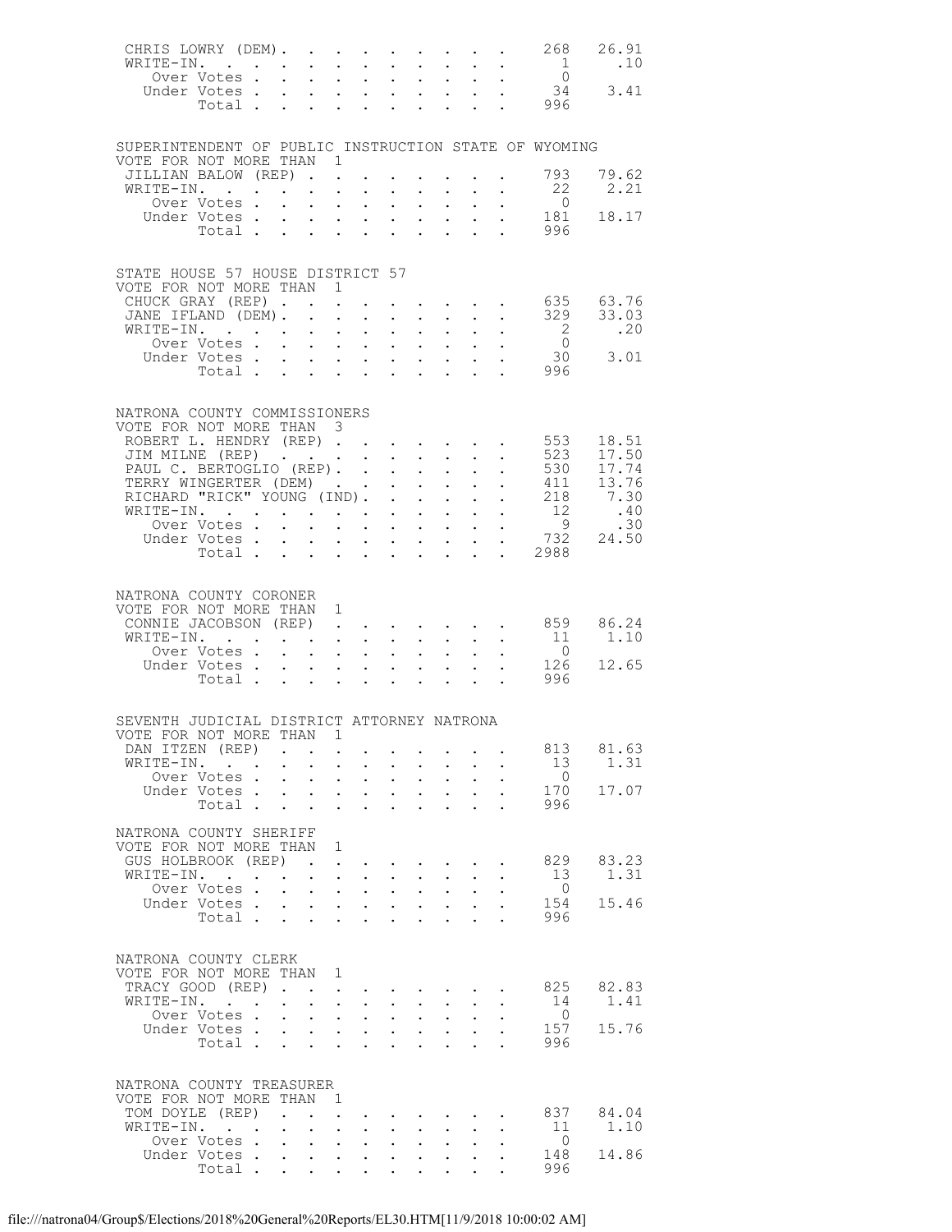| | | |
|---|---|---|
| CHRIS LOWRY (DEM) | 268 | 26.91 |
| WRITE-IN. | 1 | .10 |
| Over Votes | 0 | |
| Under Votes | 34 | 3.41 |
| Total | 996 | |

## SUPERINTENDENT OF PUBLIC INSTRUCTION STATE OF WYOMING

VOTE FOR NOT MORE THAN 1

| | | |
|---|---|---|
| JILLIAN BALOW (REP) | 793 | 79.62 |
| WRITE-IN. | 22 | 2.21 |
| Over Votes | 0 | |
| Under Votes | 181 | 18.17 |
| Total | 996 | |

## STATE HOUSE 57 HOUSE DISTRICT 57

VOTE FOR NOT MORE THAN 1

| | | |
|---|---|---|
| CHUCK GRAY (REP) | 635 | 63.76 |
| JANE IFLAND (DEM) | 329 | 33.03 |
| WRITE-IN. | 2 | .20 |
| Over Votes | 0 | |
| Under Votes | 30 | 3.01 |
| Total | 996 | |

## NATRONA COUNTY COMMISSIONERS

VOTE FOR NOT MORE THAN 3

| | | |
|---|---|---|
| ROBERT L. HENDRY (REP) | 553 | 18.51 |
| JIM MILNE (REP) | 523 | 17.50 |
| PAUL C. BERTOGLIO (REP) | 530 | 17.74 |
| TERRY WINGERTER (DEM) | 411 | 13.76 |
| RICHARD "RICK" YOUNG (IND) | 218 | 7.30 |
| WRITE-IN. | 12 | .40 |
| Over Votes | 9 | .30 |
| Under Votes | 732 | 24.50 |
| Total | 2988 | |

## NATRONA COUNTY CORONER

VOTE FOR NOT MORE THAN 1

| | | |
|---|---|---|
| CONNIE JACOBSON (REP) | 859 | 86.24 |
| WRITE-IN. | 11 | 1.10 |
| Over Votes | 0 | |
| Under Votes | 126 | 12.65 |
| Total | 996 | |

## SEVENTH JUDICIAL DISTRICT ATTORNEY NATRONA

VOTE FOR NOT MORE THAN 1

| | | |
|---|---|---|
| DAN ITZEN (REP) | 813 | 81.63 |
| WRITE-IN. | 13 | 1.31 |
| Over Votes | 0 | |
| Under Votes | 170 | 17.07 |
| Total | 996 | |

## NATRONA COUNTY SHERIFF

VOTE FOR NOT MORE THAN 1

| | | |
|---|---|---|
| GUS HOLBROOK (REP) | 829 | 83.23 |
| WRITE-IN. | 13 | 1.31 |
| Over Votes | 0 | |
| Under Votes | 154 | 15.46 |
| Total | 996 | |

## NATRONA COUNTY CLERK

VOTE FOR NOT MORE THAN 1

| | | |
|---|---|---|
| TRACY GOOD (REP) | 825 | 82.83 |
| WRITE-IN. | 14 | 1.41 |
| Over Votes | 0 | |
| Under Votes | 157 | 15.76 |
| Total | 996 | |

## NATRONA COUNTY TREASURER

VOTE FOR NOT MORE THAN 1

| | | |
|---|---|---|
| TOM DOYLE (REP) | 837 | 84.04 |
| WRITE-IN. | 11 | 1.10 |
| Over Votes | 0 | |
| Under Votes | 148 | 14.86 |
| Total | 996 | |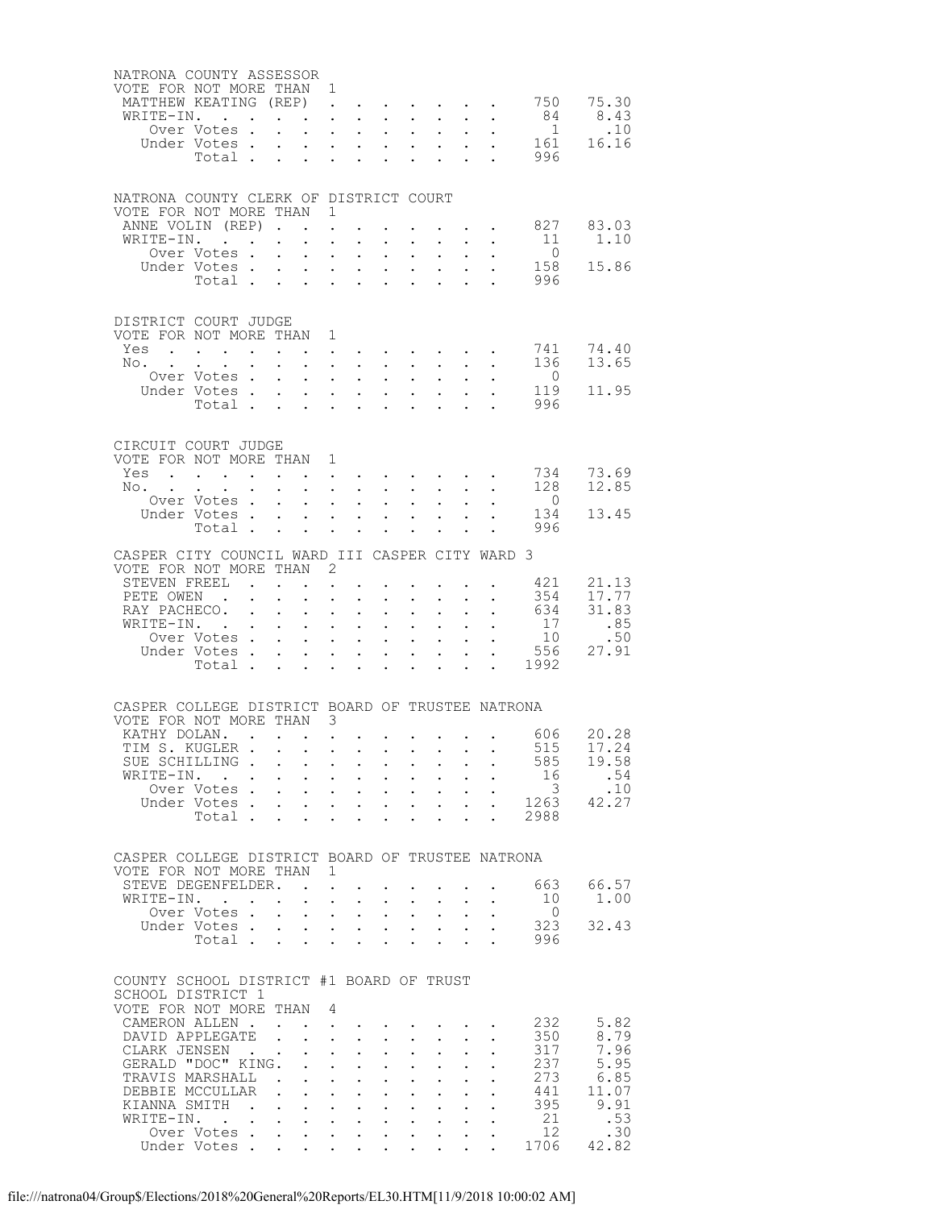NATRONA COUNTY ASSESSOR
VOTE FOR NOT MORE THAN 1

| | | |
|---|---|---|
| MATTHEW KEATING (REP) | 750 | 75.30 |
| WRITE-IN. | 84 | 8.43 |
| Over Votes | 1 | .10 |
| Under Votes | 161 | 16.16 |
| Total | 996 | |

NATRONA COUNTY CLERK OF DISTRICT COURT
VOTE FOR NOT MORE THAN 1

| | | |
|---|---|---|
| ANNE VOLIN (REP) | 827 | 83.03 |
| WRITE-IN. | 11 | 1.10 |
| Over Votes | 0 | |
| Under Votes | 158 | 15.86 |
| Total | 996 | |

DISTRICT COURT JUDGE
VOTE FOR NOT MORE THAN 1

| | | |
|---|---|---|
| Yes | 741 | 74.40 |
| No. | 136 | 13.65 |
| Over Votes | 0 | |
| Under Votes | 119 | 11.95 |
| Total | 996 | |

CIRCUIT COURT JUDGE
VOTE FOR NOT MORE THAN 1

| | | |
|---|---|---|
| Yes | 734 | 73.69 |
| No. | 128 | 12.85 |
| Over Votes | 0 | |
| Under Votes | 134 | 13.45 |
| Total | 996 | |

CASPER CITY COUNCIL WARD III CASPER CITY WARD 3
VOTE FOR NOT MORE THAN 2

| | | |
|---|---|---|
| STEVEN FREEL | 421 | 21.13 |
| PETE OWEN | 354 | 17.77 |
| RAY PACHECO. | 634 | 31.83 |
| WRITE-IN. | 17 | .85 |
| Over Votes | 10 | .50 |
| Under Votes | 556 | 27.91 |
| Total | 1992 | |

CASPER COLLEGE DISTRICT BOARD OF TRUSTEE NATRONA
VOTE FOR NOT MORE THAN 3

| | | |
|---|---|---|
| KATHY DOLAN. | 606 | 20.28 |
| TIM S. KUGLER | 515 | 17.24 |
| SUE SCHILLING | 585 | 19.58 |
| WRITE-IN. | 16 | .54 |
| Over Votes | 3 | .10 |
| Under Votes | 1263 | 42.27 |
| Total | 2988 | |

CASPER COLLEGE DISTRICT BOARD OF TRUSTEE NATRONA
VOTE FOR NOT MORE THAN 1

| | | |
|---|---|---|
| STEVE DEGENFELDER. | 663 | 66.57 |
| WRITE-IN. | 10 | 1.00 |
| Over Votes | 0 | |
| Under Votes | 323 | 32.43 |
| Total | 996 | |

COUNTY SCHOOL DISTRICT #1 BOARD OF TRUST
SCHOOL DISTRICT 1
VOTE FOR NOT MORE THAN 4

| | | |
|---|---|---|
| CAMERON ALLEN | 232 | 5.82 |
| DAVID APPLEGATE | 350 | 8.79 |
| CLARK JENSEN | 317 | 7.96 |
| GERALD "DOC" KING. | 237 | 5.95 |
| TRAVIS MARSHALL | 273 | 6.85 |
| DEBBIE MCCULLAR | 441 | 11.07 |
| KIANNA SMITH | 395 | 9.91 |
| WRITE-IN. | 21 | .53 |
| Over Votes | 12 | .30 |
| Under Votes | 1706 | 42.82 |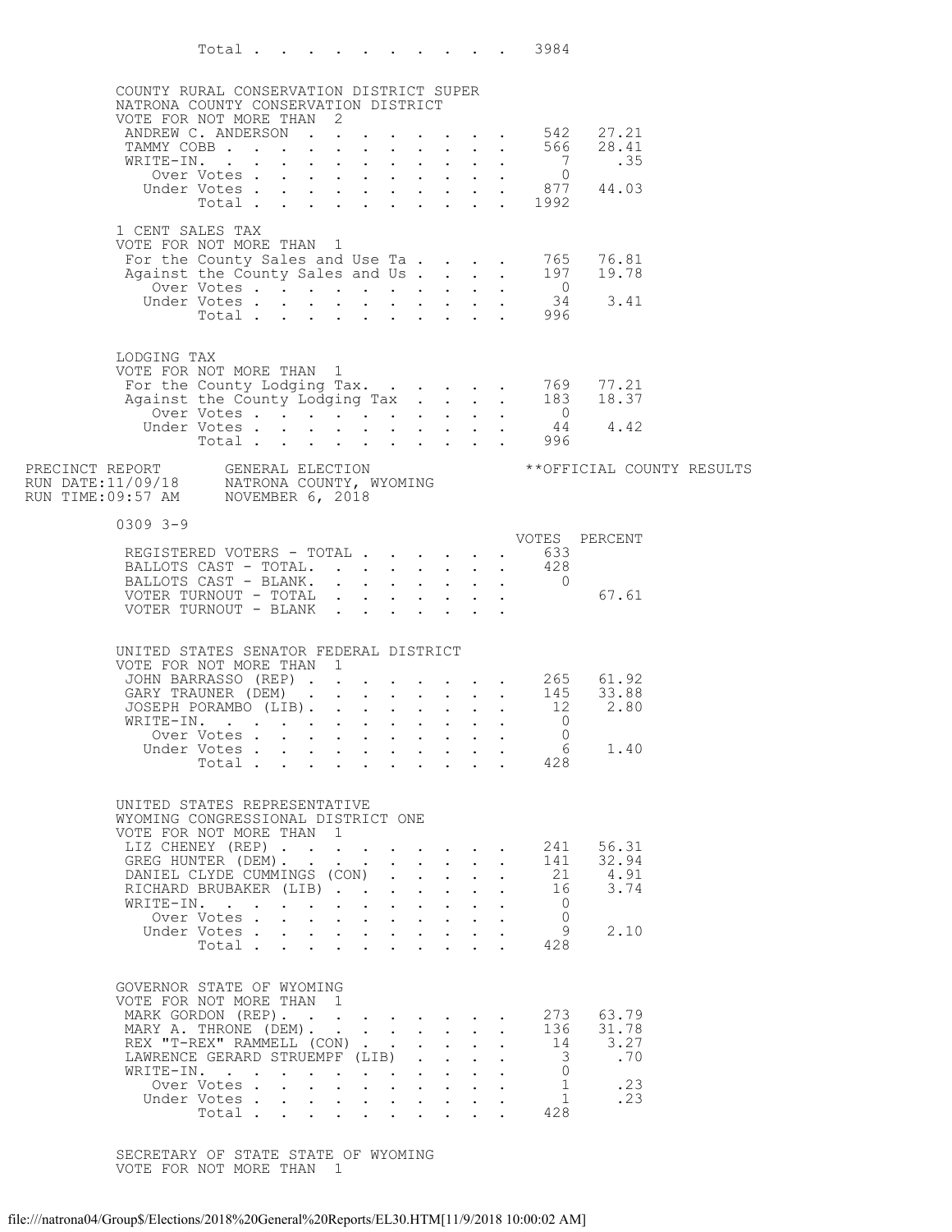| | | |
|---|---|---|
| Total | 3984 | |

COUNTY RURAL CONSERVATION DISTRICT SUPER
NATRONA COUNTY CONSERVATION DISTRICT
VOTE FOR NOT MORE THAN 2

| | | |
|---|---|---|
| ANDREW C. ANDERSON | 542 | 27.21 |
| TAMMY COBB | 566 | 28.41 |
| WRITE-IN. | 7 | .35 |
| Over Votes | 0 | |
| Under Votes | 877 | 44.03 |
| Total | 1992 | |

1 CENT SALES TAX
VOTE FOR NOT MORE THAN 1

| | | |
|---|---|---|
| For the County Sales and Use Ta | 765 | 76.81 |
| Against the County Sales and Us | 197 | 19.78 |
| Over Votes | 0 | |
| Under Votes | 34 | 3.41 |
| Total | 996 | |

LODGING TAX
VOTE FOR NOT MORE THAN 1

| | | |
|---|---|---|
| For the County Lodging Tax. | 769 | 77.21 |
| Against the County Lodging Tax | 183 | 18.37 |
| Over Votes | 0 | |
| Under Votes | 44 | 4.42 |
| Total | 996 | |

PRECINCT REPORT GENERAL ELECTION **OFFICIAL COUNTY RESULTS
RUN DATE:11/09/18 NATRONA COUNTY, WYOMING
RUN TIME:09:57 AM NOVEMBER 6, 2018

0309 3-9

| | VOTES | PERCENT |
|---|---|---|
| REGISTERED VOTERS - TOTAL | 633 | |
| BALLOTS CAST - TOTAL. | 428 | |
| BALLOTS CAST - BLANK. | 0 | |
| VOTER TURNOUT - TOTAL | | 67.61 |
| VOTER TURNOUT - BLANK | | |

UNITED STATES SENATOR FEDERAL DISTRICT
VOTE FOR NOT MORE THAN 1

| | | |
|---|---|---|
| JOHN BARRASSO (REP) | 265 | 61.92 |
| GARY TRAUNER (DEM) | 145 | 33.88 |
| JOSEPH PORAMBO (LIB). | 12 | 2.80 |
| WRITE-IN. | 0 | |
| Over Votes | 0 | |
| Under Votes | 6 | 1.40 |
| Total | 428 | |

UNITED STATES REPRESENTATIVE
WYOMING CONGRESSIONAL DISTRICT ONE
VOTE FOR NOT MORE THAN 1

| | | |
|---|---|---|
| LIZ CHENEY (REP) | 241 | 56.31 |
| GREG HUNTER (DEM). | 141 | 32.94 |
| DANIEL CLYDE CUMMINGS (CON) | 21 | 4.91 |
| RICHARD BRUBAKER (LIB) | 16 | 3.74 |
| WRITE-IN. | 0 | |
| Over Votes | 0 | |
| Under Votes | 9 | 2.10 |
| Total | 428 | |

GOVERNOR STATE OF WYOMING
VOTE FOR NOT MORE THAN 1

| | | |
|---|---|---|
| MARK GORDON (REP). | 273 | 63.79 |
| MARY A. THRONE (DEM). | 136 | 31.78 |
| REX "T-REX" RAMMELL (CON) | 14 | 3.27 |
| LAWRENCE GERARD STRUEMPF (LIB) | 3 | .70 |
| WRITE-IN. | 0 | |
| Over Votes | 1 | .23 |
| Under Votes | 1 | .23 |
| Total | 428 | |

SECRETARY OF STATE STATE OF WYOMING
VOTE FOR NOT MORE THAN 1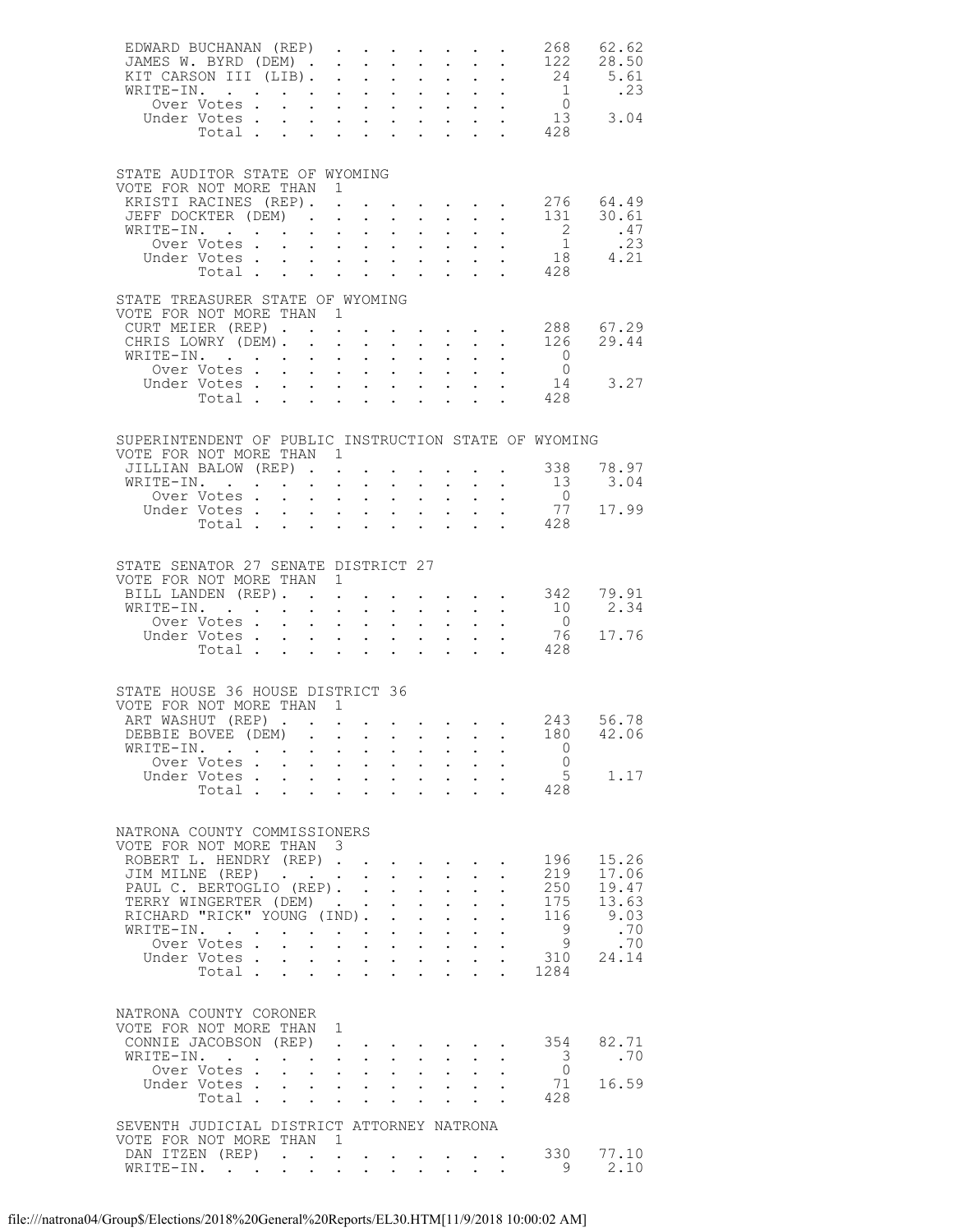| | | |
|---|---|---|
| EDWARD BUCHANAN (REP) | 268 | 62.62 |
| JAMES W. BYRD (DEM) | 122 | 28.50 |
| KIT CARSON III (LIB) | 24 | 5.61 |
| WRITE-IN. | 1 | .23 |
| Over Votes | 0 | |
| Under Votes | 13 | 3.04 |
| Total | 428 | |

STATE AUDITOR STATE OF WYOMING
VOTE FOR NOT MORE THAN 1

| | | |
|---|---|---|
| KRISTI RACINES (REP) | 276 | 64.49 |
| JEFF DOCKTER (DEM) | 131 | 30.61 |
| WRITE-IN. | 2 | .47 |
| Over Votes | 1 | .23 |
| Under Votes | 18 | 4.21 |
| Total | 428 | |

STATE TREASURER STATE OF WYOMING
VOTE FOR NOT MORE THAN 1

| | | |
|---|---|---|
| CURT MEIER (REP) | 288 | 67.29 |
| CHRIS LOWRY (DEM) | 126 | 29.44 |
| WRITE-IN. | 0 | |
| Over Votes | 0 | |
| Under Votes | 14 | 3.27 |
| Total | 428 | |

SUPERINTENDENT OF PUBLIC INSTRUCTION STATE OF WYOMING
VOTE FOR NOT MORE THAN 1

| | | |
|---|---|---|
| JILLIAN BALOW (REP) | 338 | 78.97 |
| WRITE-IN. | 13 | 3.04 |
| Over Votes | 0 | |
| Under Votes | 77 | 17.99 |
| Total | 428 | |

STATE SENATOR 27 SENATE DISTRICT 27
VOTE FOR NOT MORE THAN 1

| | | |
|---|---|---|
| BILL LANDEN (REP) | 342 | 79.91 |
| WRITE-IN. | 10 | 2.34 |
| Over Votes | 0 | |
| Under Votes | 76 | 17.76 |
| Total | 428 | |

STATE HOUSE 36 HOUSE DISTRICT 36
VOTE FOR NOT MORE THAN 1

| | | |
|---|---|---|
| ART WASHUT (REP) | 243 | 56.78 |
| DEBBIE BOVEE (DEM) | 180 | 42.06 |
| WRITE-IN. | 0 | |
| Over Votes | 0 | |
| Under Votes | 5 | 1.17 |
| Total | 428 | |

NATRONA COUNTY COMMISSIONERS
VOTE FOR NOT MORE THAN 3

| | | |
|---|---|---|
| ROBERT L. HENDRY (REP) | 196 | 15.26 |
| JIM MILNE (REP) | 219 | 17.06 |
| PAUL C. BERTOGLIO (REP) | 250 | 19.47 |
| TERRY WINGERTER (DEM) | 175 | 13.63 |
| RICHARD "RICK" YOUNG (IND) | 116 | 9.03 |
| WRITE-IN. | 9 | .70 |
| Over Votes | 9 | .70 |
| Under Votes | 310 | 24.14 |
| Total | 1284 | |

NATRONA COUNTY CORONER
VOTE FOR NOT MORE THAN 1

| | | |
|---|---|---|
| CONNIE JACOBSON (REP) | 354 | 82.71 |
| WRITE-IN. | 3 | .70 |
| Over Votes | 0 | |
| Under Votes | 71 | 16.59 |
| Total | 428 | |

SEVENTH JUDICIAL DISTRICT ATTORNEY NATRONA
VOTE FOR NOT MORE THAN 1

| | | |
|---|---|---|
| DAN ITZEN (REP) | 330 | 77.10 |
| WRITE-IN. | 9 | 2.10 |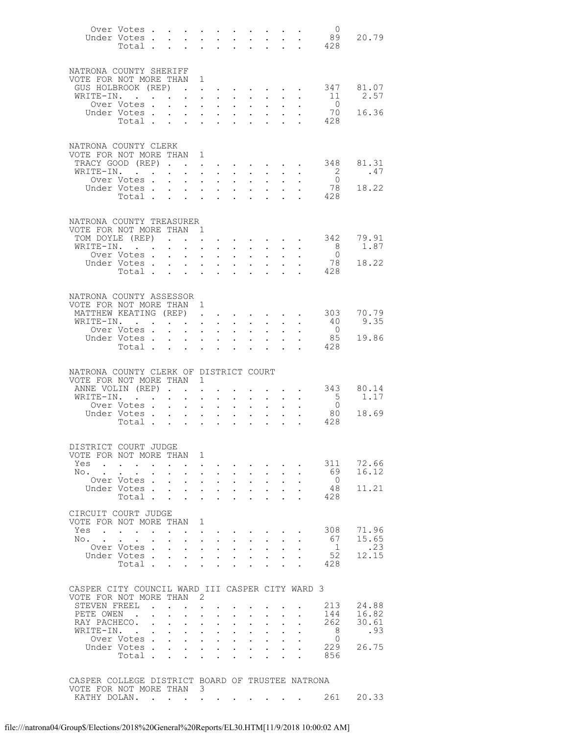| | | |
|---|---|---|
| Over Votes | 0 | |
| Under Votes | 89 | 20.79 |
| Total | 428 | |

NATRONA COUNTY SHERIFF
VOTE FOR NOT MORE THAN 1

| | | |
|---|---|---|
| GUS HOLBROOK (REP) | 347 | 81.07 |
| WRITE-IN. | 11 | 2.57 |
| Over Votes | 0 | |
| Under Votes | 70 | 16.36 |
| Total | 428 | |

NATRONA COUNTY CLERK
VOTE FOR NOT MORE THAN 1

| | | |
|---|---|---|
| TRACY GOOD (REP) | 348 | 81.31 |
| WRITE-IN. | 2 | .47 |
| Over Votes | 0 | |
| Under Votes | 78 | 18.22 |
| Total | 428 | |

NATRONA COUNTY TREASURER
VOTE FOR NOT MORE THAN 1

| | | |
|---|---|---|
| TOM DOYLE (REP) | 342 | 79.91 |
| WRITE-IN. | 8 | 1.87 |
| Over Votes | 0 | |
| Under Votes | 78 | 18.22 |
| Total | 428 | |

NATRONA COUNTY ASSESSOR
VOTE FOR NOT MORE THAN 1

| | | |
|---|---|---|
| MATTHEW KEATING (REP) | 303 | 70.79 |
| WRITE-IN. | 40 | 9.35 |
| Over Votes | 0 | |
| Under Votes | 85 | 19.86 |
| Total | 428 | |

NATRONA COUNTY CLERK OF DISTRICT COURT
VOTE FOR NOT MORE THAN 1

| | | |
|---|---|---|
| ANNE VOLIN (REP) | 343 | 80.14 |
| WRITE-IN. | 5 | 1.17 |
| Over Votes | 0 | |
| Under Votes | 80 | 18.69 |
| Total | 428 | |

DISTRICT COURT JUDGE
VOTE FOR NOT MORE THAN 1

| | | |
|---|---|---|
| Yes | 311 | 72.66 |
| No. | 69 | 16.12 |
| Over Votes | 0 | |
| Under Votes | 48 | 11.21 |
| Total | 428 | |

CIRCUIT COURT JUDGE
VOTE FOR NOT MORE THAN 1

| | | |
|---|---|---|
| Yes | 308 | 71.96 |
| No. | 67 | 15.65 |
| Over Votes | 1 | .23 |
| Under Votes | 52 | 12.15 |
| Total | 428 | |

CASPER CITY COUNCIL WARD III CASPER CITY WARD 3
VOTE FOR NOT MORE THAN 2

| | | |
|---|---|---|
| STEVEN FREEL | 213 | 24.88 |
| PETE OWEN | 144 | 16.82 |
| RAY PACHECO. | 262 | 30.61 |
| WRITE-IN. | 8 | .93 |
| Over Votes | 0 | |
| Under Votes | 229 | 26.75 |
| Total | 856 | |

CASPER COLLEGE DISTRICT BOARD OF TRUSTEE NATRONA
VOTE FOR NOT MORE THAN 3

| | | |
|---|---|---|
| KATHY DOLAN. | 261 | 20.33 |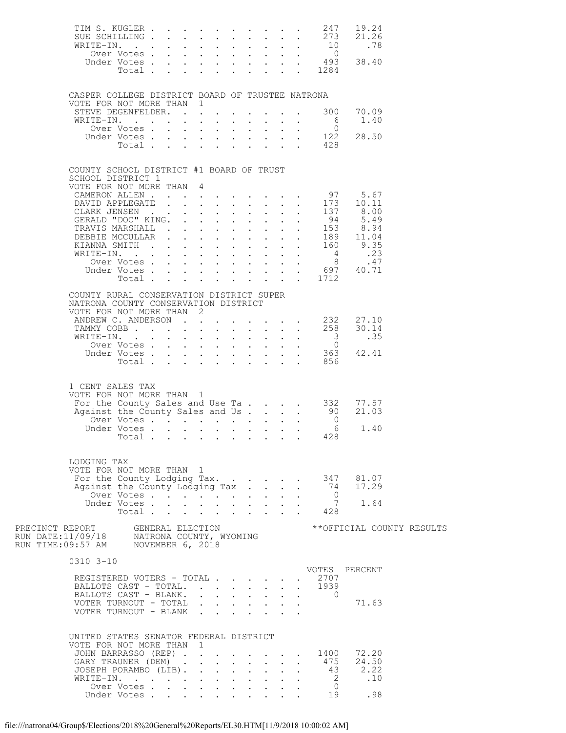| | Votes | Percent |
|---|---|---|
| TIM S. KUGLER | 247 | 19.24 |
| SUE SCHILLING | 273 | 21.26 |
| WRITE-IN. | 10 | .78 |
| Over Votes | 0 | |
| Under Votes | 493 | 38.40 |
| Total | 1284 | |

CASPER COLLEGE DISTRICT BOARD OF TRUSTEE NATRONA
VOTE FOR NOT MORE THAN 1

| | Votes | Percent |
|---|---|---|
| STEVE DEGENFELDER. | 300 | 70.09 |
| WRITE-IN. | 6 | 1.40 |
| Over Votes | 0 | |
| Under Votes | 122 | 28.50 |
| Total | 428 | |

COUNTY SCHOOL DISTRICT #1 BOARD OF TRUST
SCHOOL DISTRICT 1
VOTE FOR NOT MORE THAN 4

| | Votes | Percent |
|---|---|---|
| CAMERON ALLEN | 97 | 5.67 |
| DAVID APPLEGATE | 173 | 10.11 |
| CLARK JENSEN | 137 | 8.00 |
| GERALD "DOC" KING. | 94 | 5.49 |
| TRAVIS MARSHALL | 153 | 8.94 |
| DEBBIE MCCULLAR | 189 | 11.04 |
| KIANNA SMITH | 160 | 9.35 |
| WRITE-IN. | 4 | .23 |
| Over Votes | 8 | .47 |
| Under Votes | 697 | 40.71 |
| Total | 1712 | |

COUNTY RURAL CONSERVATION DISTRICT SUPER
NATRONA COUNTY CONSERVATION DISTRICT
VOTE FOR NOT MORE THAN 2

| | Votes | Percent |
|---|---|---|
| ANDREW C. ANDERSON | 232 | 27.10 |
| TAMMY COBB | 258 | 30.14 |
| WRITE-IN. | 3 | .35 |
| Over Votes | 0 | |
| Under Votes | 363 | 42.41 |
| Total | 856 | |

1 CENT SALES TAX
VOTE FOR NOT MORE THAN 1

| | Votes | Percent |
|---|---|---|
| For the County Sales and Use Ta | 332 | 77.57 |
| Against the County Sales and Us | 90 | 21.03 |
| Over Votes | 0 | |
| Under Votes | 6 | 1.40 |
| Total | 428 | |

LODGING TAX
VOTE FOR NOT MORE THAN 1

| | Votes | Percent |
|---|---|---|
| For the County Lodging Tax. | 347 | 81.07 |
| Against the County Lodging Tax | 74 | 17.29 |
| Over Votes | 0 | |
| Under Votes | 7 | 1.64 |
| Total | 428 | |

PRECINCT REPORT GENERAL ELECTION **OFFICIAL COUNTY RESULTS
RUN DATE:11/09/18 NATRONA COUNTY, WYOMING
RUN TIME:09:57 AM NOVEMBER 6, 2018

0310 3-10

| | VOTES | PERCENT |
|---|---|---|
| REGISTERED VOTERS - TOTAL | 2707 | |
| BALLOTS CAST - TOTAL. | 1939 | |
| BALLOTS CAST - BLANK. | 0 | |
| VOTER TURNOUT - TOTAL | | 71.63 |
| VOTER TURNOUT - BLANK | | |

UNITED STATES SENATOR FEDERAL DISTRICT
VOTE FOR NOT MORE THAN 1

| | Votes | Percent |
|---|---|---|
| JOHN BARRASSO (REP) | 1400 | 72.20 |
| GARY TRAUNER (DEM) | 475 | 24.50 |
| JOSEPH PORAMBO (LIB). | 43 | 2.22 |
| WRITE-IN. | 2 | .10 |
| Over Votes | 0 | |
| Under Votes | 19 | .98 |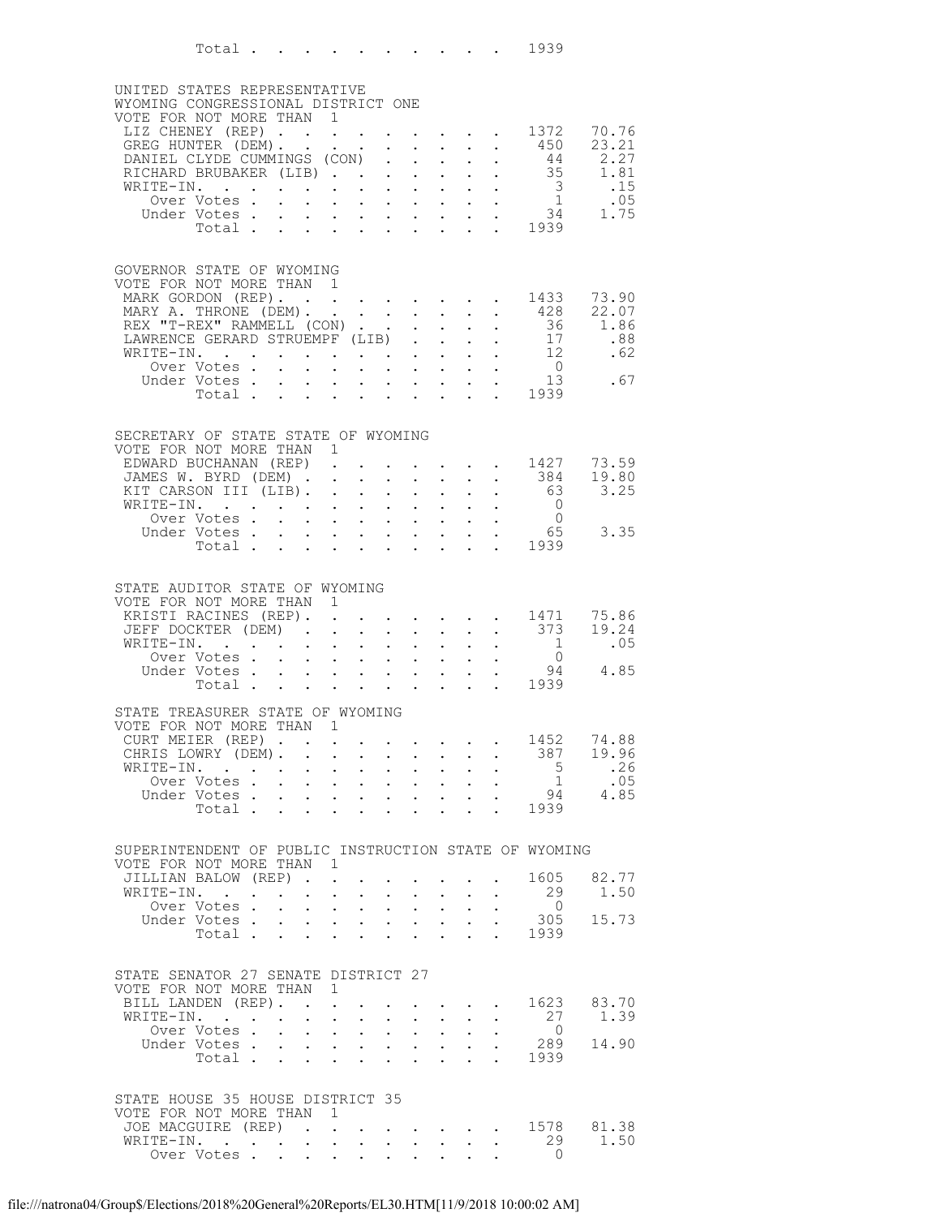| | | |
|---|---|---|
| Total | 1939 | |

## UNITED STATES REPRESENTATIVE
WYOMING CONGRESSIONAL DISTRICT ONE
VOTE FOR NOT MORE THAN 1

| | | |
|---|---|---|
| LIZ CHENEY (REP) | 1372 | 70.76 |
| GREG HUNTER (DEM) | 450 | 23.21 |
| DANIEL CLYDE CUMMINGS (CON) | 44 | 2.27 |
| RICHARD BRUBAKER (LIB) | 35 | 1.81 |
| WRITE-IN. | 3 | .15 |
| Over Votes | 1 | .05 |
| Under Votes | 34 | 1.75 |
| Total | 1939 | |

## GOVERNOR STATE OF WYOMING
VOTE FOR NOT MORE THAN 1

| | | |
|---|---|---|
| MARK GORDON (REP) | 1433 | 73.90 |
| MARY A. THRONE (DEM) | 428 | 22.07 |
| REX "T-REX" RAMMELL (CON) | 36 | 1.86 |
| LAWRENCE GERARD STRUEMPF (LIB) | 17 | .88 |
| WRITE-IN. | 12 | .62 |
| Over Votes | 0 | |
| Under Votes | 13 | .67 |
| Total | 1939 | |

## SECRETARY OF STATE STATE OF WYOMING
VOTE FOR NOT MORE THAN 1

| | | |
|---|---|---|
| EDWARD BUCHANAN (REP) | 1427 | 73.59 |
| JAMES W. BYRD (DEM) | 384 | 19.80 |
| KIT CARSON III (LIB) | 63 | 3.25 |
| WRITE-IN. | 0 | |
| Over Votes | 0 | |
| Under Votes | 65 | 3.35 |
| Total | 1939 | |

## STATE AUDITOR STATE OF WYOMING
VOTE FOR NOT MORE THAN 1

| | | |
|---|---|---|
| KRISTI RACINES (REP) | 1471 | 75.86 |
| JEFF DOCKTER (DEM) | 373 | 19.24 |
| WRITE-IN. | 1 | .05 |
| Over Votes | 0 | |
| Under Votes | 94 | 4.85 |
| Total | 1939 | |

## STATE TREASURER STATE OF WYOMING
VOTE FOR NOT MORE THAN 1

| | | |
|---|---|---|
| CURT MEIER (REP) | 1452 | 74.88 |
| CHRIS LOWRY (DEM) | 387 | 19.96 |
| WRITE-IN. | 5 | .26 |
| Over Votes | 1 | .05 |
| Under Votes | 94 | 4.85 |
| Total | 1939 | |

## SUPERINTENDENT OF PUBLIC INSTRUCTION STATE OF WYOMING
VOTE FOR NOT MORE THAN 1

| | | |
|---|---|---|
| JILLIAN BALOW (REP) | 1605 | 82.77 |
| WRITE-IN. | 29 | 1.50 |
| Over Votes | 0 | |
| Under Votes | 305 | 15.73 |
| Total | 1939 | |

## STATE SENATOR 27 SENATE DISTRICT 27
VOTE FOR NOT MORE THAN 1

| | | |
|---|---|---|
| BILL LANDEN (REP) | 1623 | 83.70 |
| WRITE-IN. | 27 | 1.39 |
| Over Votes | 0 | |
| Under Votes | 289 | 14.90 |
| Total | 1939 | |

## STATE HOUSE 35 HOUSE DISTRICT 35
VOTE FOR NOT MORE THAN 1

| | | |
|---|---|---|
| JOE MACGUIRE (REP) | 1578 | 81.38 |
| WRITE-IN. | 29 | 1.50 |
| Over Votes | 0 | |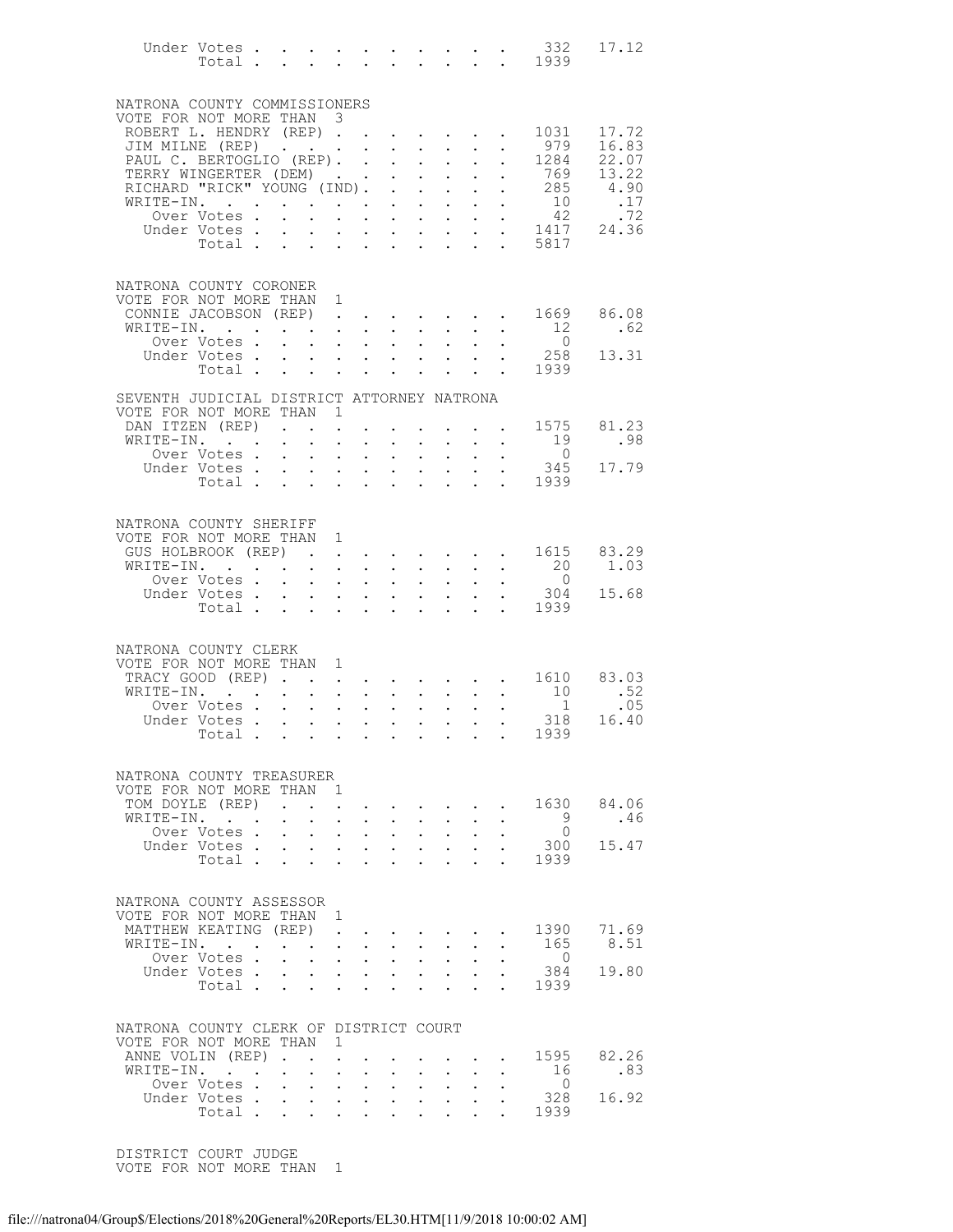| | | |
|---|---|---|
| Under Votes | 332 | 17.12 |
| Total | 1939 | |

## NATRONA COUNTY COMMISSIONERS

VOTE FOR NOT MORE THAN 3

| Candidate | Votes | Percent |
|---|---|---|
| ROBERT L. HENDRY (REP) | 1031 | 17.72 |
| JIM MILNE (REP) | 979 | 16.83 |
| PAUL C. BERTOGLIO (REP) | 1284 | 22.07 |
| TERRY WINGERTER (DEM) | 769 | 13.22 |
| RICHARD "RICK" YOUNG (IND) | 285 | 4.90 |
| WRITE-IN | 10 | .17 |
| Over Votes | 42 | .72 |
| Under Votes | 1417 | 24.36 |
| Total | 5817 | |

## NATRONA COUNTY CORONER

VOTE FOR NOT MORE THAN 1

| Candidate | Votes | Percent |
|---|---|---|
| CONNIE JACOBSON (REP) | 1669 | 86.08 |
| WRITE-IN | 12 | .62 |
| Over Votes | 0 | |
| Under Votes | 258 | 13.31 |
| Total | 1939 | |

## SEVENTH JUDICIAL DISTRICT ATTORNEY NATRONA

VOTE FOR NOT MORE THAN 1

| Candidate | Votes | Percent |
|---|---|---|
| DAN ITZEN (REP) | 1575 | 81.23 |
| WRITE-IN | 19 | .98 |
| Over Votes | 0 | |
| Under Votes | 345 | 17.79 |
| Total | 1939 | |

## NATRONA COUNTY SHERIFF

VOTE FOR NOT MORE THAN 1

| Candidate | Votes | Percent |
|---|---|---|
| GUS HOLBROOK (REP) | 1615 | 83.29 |
| WRITE-IN | 20 | 1.03 |
| Over Votes | 0 | |
| Under Votes | 304 | 15.68 |
| Total | 1939 | |

## NATRONA COUNTY CLERK

VOTE FOR NOT MORE THAN 1

| Candidate | Votes | Percent |
|---|---|---|
| TRACY GOOD (REP) | 1610 | 83.03 |
| WRITE-IN | 10 | .52 |
| Over Votes | 1 | .05 |
| Under Votes | 318 | 16.40 |
| Total | 1939 | |

## NATRONA COUNTY TREASURER

VOTE FOR NOT MORE THAN 1

| Candidate | Votes | Percent |
|---|---|---|
| TOM DOYLE (REP) | 1630 | 84.06 |
| WRITE-IN | 9 | .46 |
| Over Votes | 0 | |
| Under Votes | 300 | 15.47 |
| Total | 1939 | |

## NATRONA COUNTY ASSESSOR

VOTE FOR NOT MORE THAN 1

| Candidate | Votes | Percent |
|---|---|---|
| MATTHEW KEATING (REP) | 1390 | 71.69 |
| WRITE-IN | 165 | 8.51 |
| Over Votes | 0 | |
| Under Votes | 384 | 19.80 |
| Total | 1939 | |

## NATRONA COUNTY CLERK OF DISTRICT COURT

VOTE FOR NOT MORE THAN 1

| Candidate | Votes | Percent |
|---|---|---|
| ANNE VOLIN (REP) | 1595 | 82.26 |
| WRITE-IN | 16 | .83 |
| Over Votes | 0 | |
| Under Votes | 328 | 16.92 |
| Total | 1939 | |

## DISTRICT COURT JUDGE

VOTE FOR NOT MORE THAN 1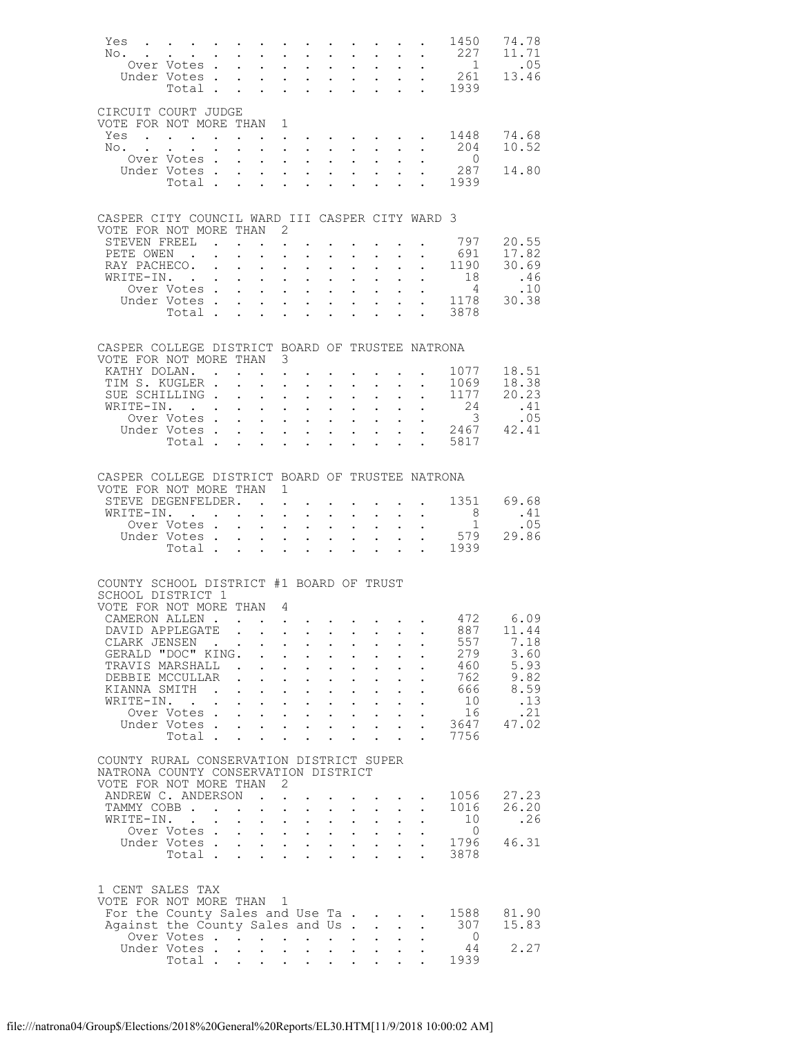| | | |
|---|---|---|
| Yes | 1450 | 74.78 |
| No. | 227 | 11.71 |
| Over Votes | 1 | .05 |
| Under Votes | 261 | 13.46 |
| Total | 1939 | |

CIRCUIT COURT JUDGE
VOTE FOR NOT MORE THAN 1

| | | |
|---|---|---|
| Yes | 1448 | 74.68 |
| No. | 204 | 10.52 |
| Over Votes | 0 | |
| Under Votes | 287 | 14.80 |
| Total | 1939 | |

CASPER CITY COUNCIL WARD III CASPER CITY WARD 3
VOTE FOR NOT MORE THAN 2

| | | |
|---|---|---|
| STEVEN FREEL | 797 | 20.55 |
| PETE OWEN | 691 | 17.82 |
| RAY PACHECO. | 1190 | 30.69 |
| WRITE-IN. | 18 | .46 |
| Over Votes | 4 | .10 |
| Under Votes | 1178 | 30.38 |
| Total | 3878 | |

CASPER COLLEGE DISTRICT BOARD OF TRUSTEE NATRONA
VOTE FOR NOT MORE THAN 3

| | | |
|---|---|---|
| KATHY DOLAN. | 1077 | 18.51 |
| TIM S. KUGLER | 1069 | 18.38 |
| SUE SCHILLING | 1177 | 20.23 |
| WRITE-IN. | 24 | .41 |
| Over Votes | 3 | .05 |
| Under Votes | 2467 | 42.41 |
| Total | 5817 | |

CASPER COLLEGE DISTRICT BOARD OF TRUSTEE NATRONA
VOTE FOR NOT MORE THAN 1

| | | |
|---|---|---|
| STEVE DEGENFELDER. | 1351 | 69.68 |
| WRITE-IN. | 8 | .41 |
| Over Votes | 1 | .05 |
| Under Votes | 579 | 29.86 |
| Total | 1939 | |

COUNTY SCHOOL DISTRICT #1 BOARD OF TRUST
SCHOOL DISTRICT 1
VOTE FOR NOT MORE THAN 4

| | | |
|---|---|---|
| CAMERON ALLEN | 472 | 6.09 |
| DAVID APPLEGATE | 887 | 11.44 |
| CLARK JENSEN | 557 | 7.18 |
| GERALD "DOC" KING. | 279 | 3.60 |
| TRAVIS MARSHALL | 460 | 5.93 |
| DEBBIE MCCULLAR | 762 | 9.82 |
| KIANNA SMITH | 666 | 8.59 |
| WRITE-IN. | 10 | .13 |
| Over Votes | 16 | .21 |
| Under Votes | 3647 | 47.02 |
| Total | 7756 | |

COUNTY RURAL CONSERVATION DISTRICT SUPER
NATRONA COUNTY CONSERVATION DISTRICT
VOTE FOR NOT MORE THAN 2

| | | |
|---|---|---|
| ANDREW C. ANDERSON | 1056 | 27.23 |
| TAMMY COBB | 1016 | 26.20 |
| WRITE-IN. | 10 | .26 |
| Over Votes | 0 | |
| Under Votes | 1796 | 46.31 |
| Total | 3878 | |

1 CENT SALES TAX
VOTE FOR NOT MORE THAN 1

| | | |
|---|---|---|
| For the County Sales and Use Ta | 1588 | 81.90 |
| Against the County Sales and Us | 307 | 15.83 |
| Over Votes | 0 | |
| Under Votes | 44 | 2.27 |
| Total | 1939 | |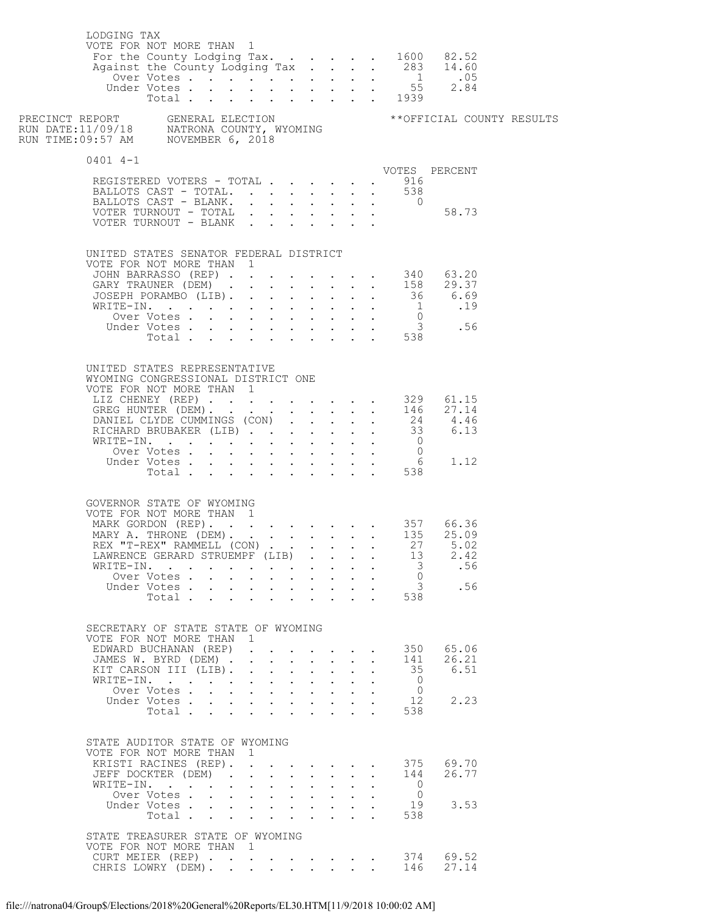LODGING TAX
VOTE FOR NOT MORE THAN 1

| | Votes | Percent |
|---|---|---|
| For the County Lodging Tax | 1600 | 82.52 |
| Against the County Lodging Tax | 283 | 14.60 |
| Over Votes | 1 | .05 |
| Under Votes | 55 | 2.84 |
| Total | 1939 | |

PRECINCT REPORT — GENERAL ELECTION — NATRONA COUNTY, WYOMING — NOVEMBER 6, 2018 — **OFFICIAL COUNTY RESULTS

RUN DATE:11/09/18
RUN TIME:09:57 AM

## 0401 4-1

| | VOTES | PERCENT |
|---|---|---|
| REGISTERED VOTERS - TOTAL | 916 | |
| BALLOTS CAST - TOTAL | 538 | |
| BALLOTS CAST - BLANK | 0 | |
| VOTER TURNOUT - TOTAL | | 58.73 |
| VOTER TURNOUT - BLANK | | |

UNITED STATES SENATOR FEDERAL DISTRICT
VOTE FOR NOT MORE THAN 1

| | Votes | Percent |
|---|---|---|
| JOHN BARRASSO (REP) | 340 | 63.20 |
| GARY TRAUNER (DEM) | 158 | 29.37 |
| JOSEPH PORAMBO (LIB) | 36 | 6.69 |
| WRITE-IN. | 1 | .19 |
| Over Votes | 0 | |
| Under Votes | 3 | .56 |
| Total | 538 | |

UNITED STATES REPRESENTATIVE
WYOMING CONGRESSIONAL DISTRICT ONE
VOTE FOR NOT MORE THAN 1

| | Votes | Percent |
|---|---|---|
| LIZ CHENEY (REP) | 329 | 61.15 |
| GREG HUNTER (DEM) | 146 | 27.14 |
| DANIEL CLYDE CUMMINGS (CON) | 24 | 4.46 |
| RICHARD BRUBAKER (LIB) | 33 | 6.13 |
| WRITE-IN. | 0 | |
| Over Votes | 0 | |
| Under Votes | 6 | 1.12 |
| Total | 538 | |

GOVERNOR STATE OF WYOMING
VOTE FOR NOT MORE THAN 1

| | Votes | Percent |
|---|---|---|
| MARK GORDON (REP) | 357 | 66.36 |
| MARY A. THRONE (DEM) | 135 | 25.09 |
| REX "T-REX" RAMMELL (CON) | 27 | 5.02 |
| LAWRENCE GERARD STRUEMPF (LIB) | 13 | 2.42 |
| WRITE-IN. | 3 | .56 |
| Over Votes | 0 | |
| Under Votes | 3 | .56 |
| Total | 538 | |

SECRETARY OF STATE STATE OF WYOMING
VOTE FOR NOT MORE THAN 1

| | Votes | Percent |
|---|---|---|
| EDWARD BUCHANAN (REP) | 350 | 65.06 |
| JAMES W. BYRD (DEM) | 141 | 26.21 |
| KIT CARSON III (LIB) | 35 | 6.51 |
| WRITE-IN. | 0 | |
| Over Votes | 0 | |
| Under Votes | 12 | 2.23 |
| Total | 538 | |

STATE AUDITOR STATE OF WYOMING
VOTE FOR NOT MORE THAN 1

| | Votes | Percent |
|---|---|---|
| KRISTI RACINES (REP) | 375 | 69.70 |
| JEFF DOCKTER (DEM) | 144 | 26.77 |
| WRITE-IN. | 0 | |
| Over Votes | 0 | |
| Under Votes | 19 | 3.53 |
| Total | 538 | |

STATE TREASURER STATE OF WYOMING
VOTE FOR NOT MORE THAN 1

| | Votes | Percent |
|---|---|---|
| CURT MEIER (REP) | 374 | 69.52 |
| CHRIS LOWRY (DEM) | 146 | 27.14 |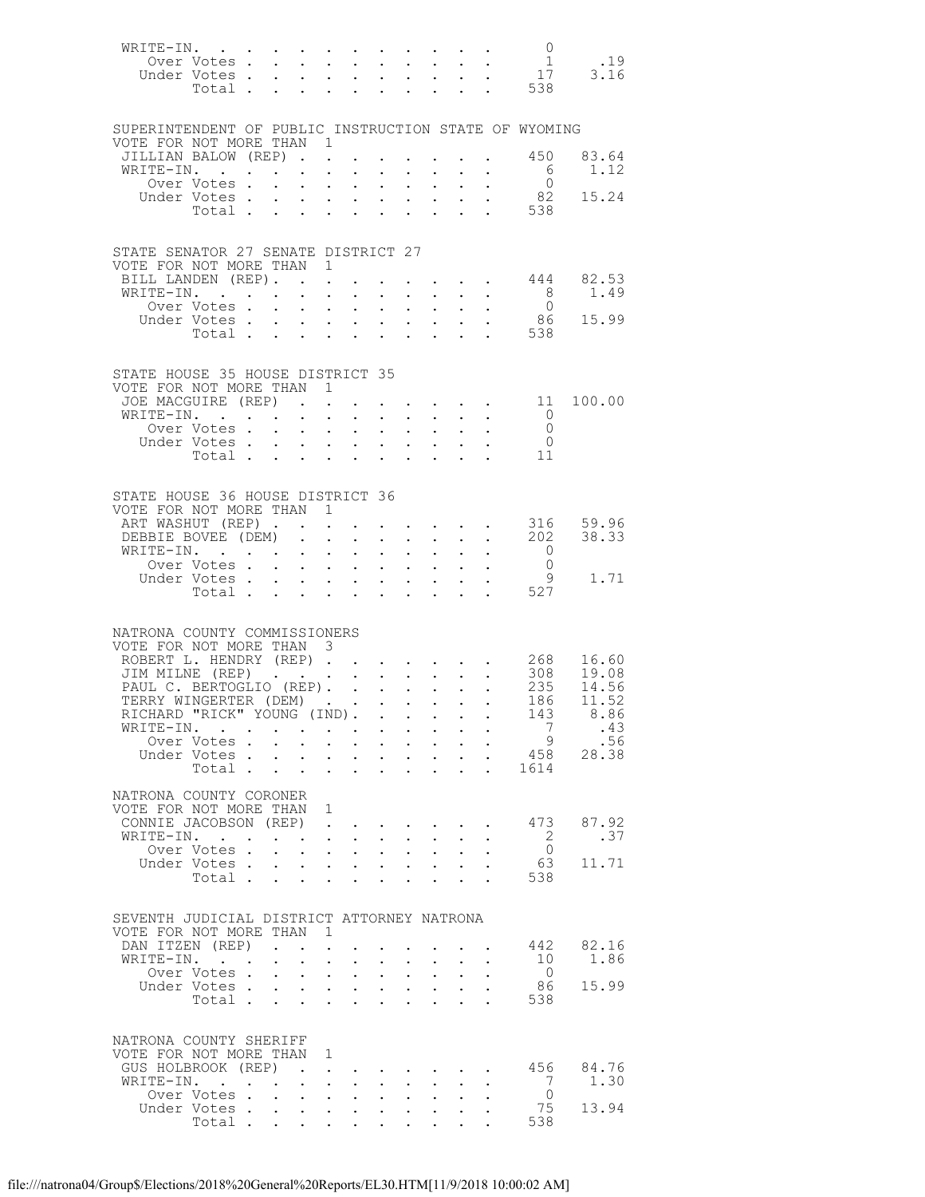| | | |
|---|---|---|
| WRITE-IN. | 0 | |
| Over Votes | 1 | .19 |
| Under Votes | 17 | 3.16 |
| Total | 538 | |

SUPERINTENDENT OF PUBLIC INSTRUCTION STATE OF WYOMING
VOTE FOR NOT MORE THAN 1

| | | |
|---|---|---|
| JILLIAN BALOW (REP) | 450 | 83.64 |
| WRITE-IN. | 6 | 1.12 |
| Over Votes | 0 | |
| Under Votes | 82 | 15.24 |
| Total | 538 | |

STATE SENATOR 27 SENATE DISTRICT 27
VOTE FOR NOT MORE THAN 1

| | | |
|---|---|---|
| BILL LANDEN (REP). | 444 | 82.53 |
| WRITE-IN. | 8 | 1.49 |
| Over Votes | 0 | |
| Under Votes | 86 | 15.99 |
| Total | 538 | |

STATE HOUSE 35 HOUSE DISTRICT 35
VOTE FOR NOT MORE THAN 1

| | | |
|---|---|---|
| JOE MACGUIRE (REP) | 11 | 100.00 |
| WRITE-IN. | 0 | |
| Over Votes | 0 | |
| Under Votes | 0 | |
| Total | 11 | |

STATE HOUSE 36 HOUSE DISTRICT 36
VOTE FOR NOT MORE THAN 1

| | | |
|---|---|---|
| ART WASHUT (REP) | 316 | 59.96 |
| DEBBIE BOVEE (DEM) | 202 | 38.33 |
| WRITE-IN. | 0 | |
| Over Votes | 0 | |
| Under Votes | 9 | 1.71 |
| Total | 527 | |

NATRONA COUNTY COMMISSIONERS
VOTE FOR NOT MORE THAN 3

| | | |
|---|---|---|
| ROBERT L. HENDRY (REP) | 268 | 16.60 |
| JIM MILNE (REP) | 308 | 19.08 |
| PAUL C. BERTOGLIO (REP). | 235 | 14.56 |
| TERRY WINGERTER (DEM) | 186 | 11.52 |
| RICHARD "RICK" YOUNG (IND). | 143 | 8.86 |
| WRITE-IN. | 7 | .43 |
| Over Votes | 9 | .56 |
| Under Votes | 458 | 28.38 |
| Total | 1614 | |

NATRONA COUNTY CORONER
VOTE FOR NOT MORE THAN 1

| | | |
|---|---|---|
| CONNIE JACOBSON (REP) | 473 | 87.92 |
| WRITE-IN. | 2 | .37 |
| Over Votes | 0 | |
| Under Votes | 63 | 11.71 |
| Total | 538 | |

SEVENTH JUDICIAL DISTRICT ATTORNEY NATRONA
VOTE FOR NOT MORE THAN 1

| | | |
|---|---|---|
| DAN ITZEN (REP) | 442 | 82.16 |
| WRITE-IN. | 10 | 1.86 |
| Over Votes | 0 | |
| Under Votes | 86 | 15.99 |
| Total | 538 | |

NATRONA COUNTY SHERIFF
VOTE FOR NOT MORE THAN 1

| | | |
|---|---|---|
| GUS HOLBROOK (REP) | 456 | 84.76 |
| WRITE-IN. | 7 | 1.30 |
| Over Votes | 0 | |
| Under Votes | 75 | 13.94 |
| Total | 538 | |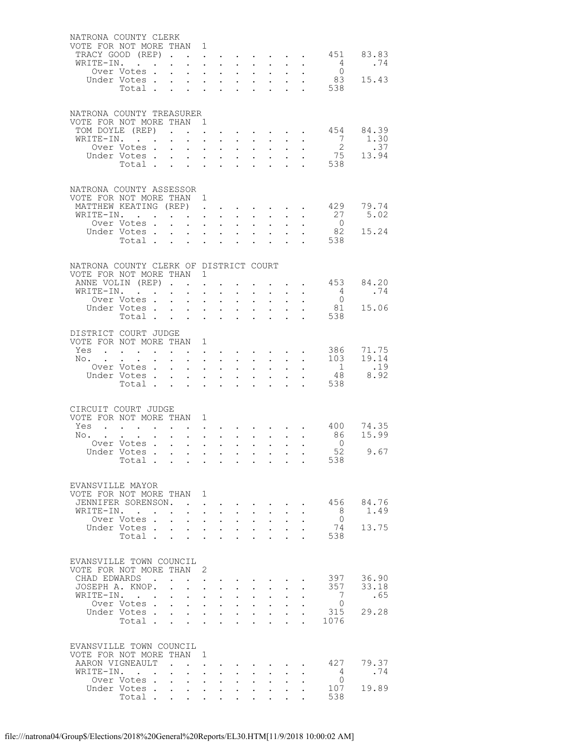## NATRONA COUNTY CLERK

VOTE FOR NOT MORE THAN 1

| | Votes | Percent |
|---|---|---|
| TRACY GOOD (REP) | 451 | 83.83 |
| WRITE-IN. | 4 | .74 |
| Over Votes | 0 | |
| Under Votes | 83 | 15.43 |
| Total | 538 | |

## NATRONA COUNTY TREASURER

VOTE FOR NOT MORE THAN 1

| | Votes | Percent |
|---|---|---|
| TOM DOYLE (REP) | 454 | 84.39 |
| WRITE-IN. | 7 | 1.30 |
| Over Votes | 2 | .37 |
| Under Votes | 75 | 13.94 |
| Total | 538 | |

## NATRONA COUNTY ASSESSOR

VOTE FOR NOT MORE THAN 1

| | Votes | Percent |
|---|---|---|
| MATTHEW KEATING (REP) | 429 | 79.74 |
| WRITE-IN. | 27 | 5.02 |
| Over Votes | 0 | |
| Under Votes | 82 | 15.24 |
| Total | 538 | |

## NATRONA COUNTY CLERK OF DISTRICT COURT

VOTE FOR NOT MORE THAN 1

| | Votes | Percent |
|---|---|---|
| ANNE VOLIN (REP) | 453 | 84.20 |
| WRITE-IN. | 4 | .74 |
| Over Votes | 0 | |
| Under Votes | 81 | 15.06 |
| Total | 538 | |

## DISTRICT COURT JUDGE

VOTE FOR NOT MORE THAN 1

| | Votes | Percent |
|---|---|---|
| Yes | 386 | 71.75 |
| No. | 103 | 19.14 |
| Over Votes | 1 | .19 |
| Under Votes | 48 | 8.92 |
| Total | 538 | |

## CIRCUIT COURT JUDGE

VOTE FOR NOT MORE THAN 1

| | Votes | Percent |
|---|---|---|
| Yes | 400 | 74.35 |
| No. | 86 | 15.99 |
| Over Votes | 0 | |
| Under Votes | 52 | 9.67 |
| Total | 538 | |

## EVANSVILLE MAYOR

VOTE FOR NOT MORE THAN 1

| | Votes | Percent |
|---|---|---|
| JENNIFER SORENSON. | 456 | 84.76 |
| WRITE-IN. | 8 | 1.49 |
| Over Votes | 0 | |
| Under Votes | 74 | 13.75 |
| Total | 538 | |

## EVANSVILLE TOWN COUNCIL

VOTE FOR NOT MORE THAN 2

| | Votes | Percent |
|---|---|---|
| CHAD EDWARDS | 397 | 36.90 |
| JOSEPH A. KNOP. | 357 | 33.18 |
| WRITE-IN. | 7 | .65 |
| Over Votes | 0 | |
| Under Votes | 315 | 29.28 |
| Total | 1076 | |

## EVANSVILLE TOWN COUNCIL

VOTE FOR NOT MORE THAN 1

| | Votes | Percent |
|---|---|---|
| AARON VIGNEAULT | 427 | 79.37 |
| WRITE-IN. | 4 | .74 |
| Over Votes | 0 | |
| Under Votes | 107 | 19.89 |
| Total | 538 | |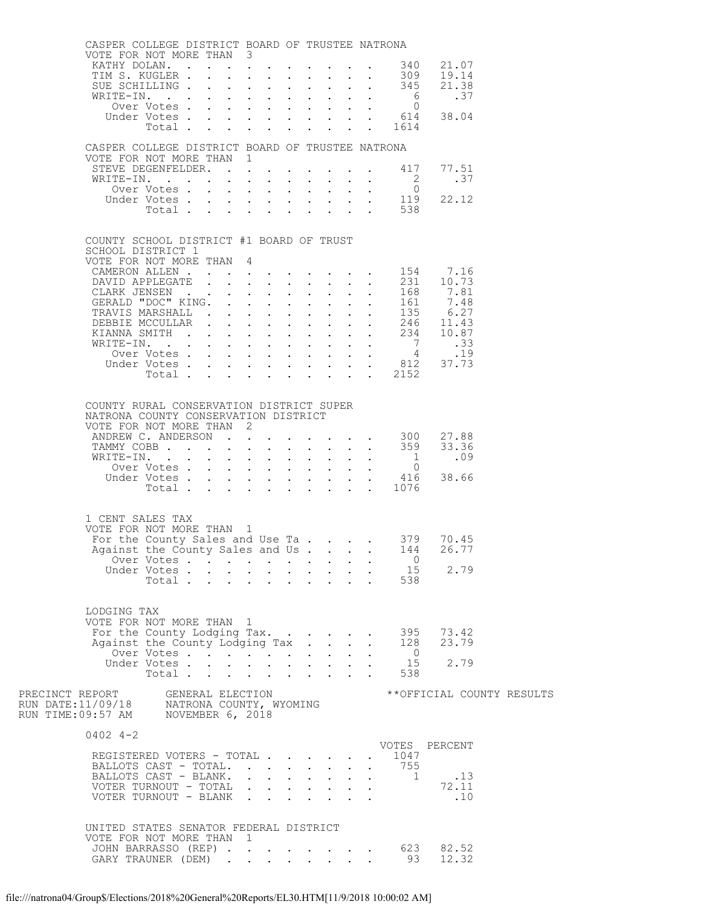CASPER COLLEGE DISTRICT BOARD OF TRUSTEE NATRONA
VOTE FOR NOT MORE THAN 3

| | | |
|---|---|---|
| KATHY DOLAN | 340 | 21.07 |
| TIM S. KUGLER | 309 | 19.14 |
| SUE SCHILLING | 345 | 21.38 |
| WRITE-IN. | 6 | .37 |
| Over Votes | 0 | |
| Under Votes | 614 | 38.04 |
| Total | 1614 | |

CASPER COLLEGE DISTRICT BOARD OF TRUSTEE NATRONA
VOTE FOR NOT MORE THAN 1

| | | |
|---|---|---|
| STEVE DEGENFELDER. | 417 | 77.51 |
| WRITE-IN. | 2 | .37 |
| Over Votes | 0 | |
| Under Votes | 119 | 22.12 |
| Total | 538 | |

COUNTY SCHOOL DISTRICT #1 BOARD OF TRUST
SCHOOL DISTRICT 1
VOTE FOR NOT MORE THAN 4

| | | |
|---|---|---|
| CAMERON ALLEN | 154 | 7.16 |
| DAVID APPLEGATE | 231 | 10.73 |
| CLARK JENSEN | 168 | 7.81 |
| GERALD "DOC" KING. | 161 | 7.48 |
| TRAVIS MARSHALL | 135 | 6.27 |
| DEBBIE MCCULLAR | 246 | 11.43 |
| KIANNA SMITH | 234 | 10.87 |
| WRITE-IN. | 7 | .33 |
| Over Votes | 4 | .19 |
| Under Votes | 812 | 37.73 |
| Total | 2152 | |

COUNTY RURAL CONSERVATION DISTRICT SUPER
NATRONA COUNTY CONSERVATION DISTRICT
VOTE FOR NOT MORE THAN 2

| | | |
|---|---|---|
| ANDREW C. ANDERSON | 300 | 27.88 |
| TAMMY COBB | 359 | 33.36 |
| WRITE-IN. | 1 | .09 |
| Over Votes | 0 | |
| Under Votes | 416 | 38.66 |
| Total | 1076 | |

1 CENT SALES TAX
VOTE FOR NOT MORE THAN 1

| | | |
|---|---|---|
| For the County Sales and Use Ta | 379 | 70.45 |
| Against the County Sales and Us | 144 | 26.77 |
| Over Votes | 0 | |
| Under Votes | 15 | 2.79 |
| Total | 538 | |

LODGING TAX
VOTE FOR NOT MORE THAN 1

| | | |
|---|---|---|
| For the County Lodging Tax. | 395 | 73.42 |
| Against the County Lodging Tax | 128 | 23.79 |
| Over Votes | 0 | |
| Under Votes | 15 | 2.79 |
| Total | 538 | |

PRECINCT REPORT GENERAL ELECTION **OFFICIAL COUNTY RESULTS
RUN DATE:11/09/18 NATRONA COUNTY, WYOMING
RUN TIME:09:57 AM NOVEMBER 6, 2018

0402 4-2

| | VOTES | PERCENT |
|---|---|---|
| REGISTERED VOTERS - TOTAL | 1047 | |
| BALLOTS CAST - TOTAL. | 755 | |
| BALLOTS CAST - BLANK. | 1 | .13 |
| VOTER TURNOUT - TOTAL | | 72.11 |
| VOTER TURNOUT - BLANK | | .10 |

UNITED STATES SENATOR FEDERAL DISTRICT
VOTE FOR NOT MORE THAN 1

| | | |
|---|---|---|
| JOHN BARRASSO (REP) | 623 | 82.52 |
| GARY TRAUNER (DEM) | 93 | 12.32 |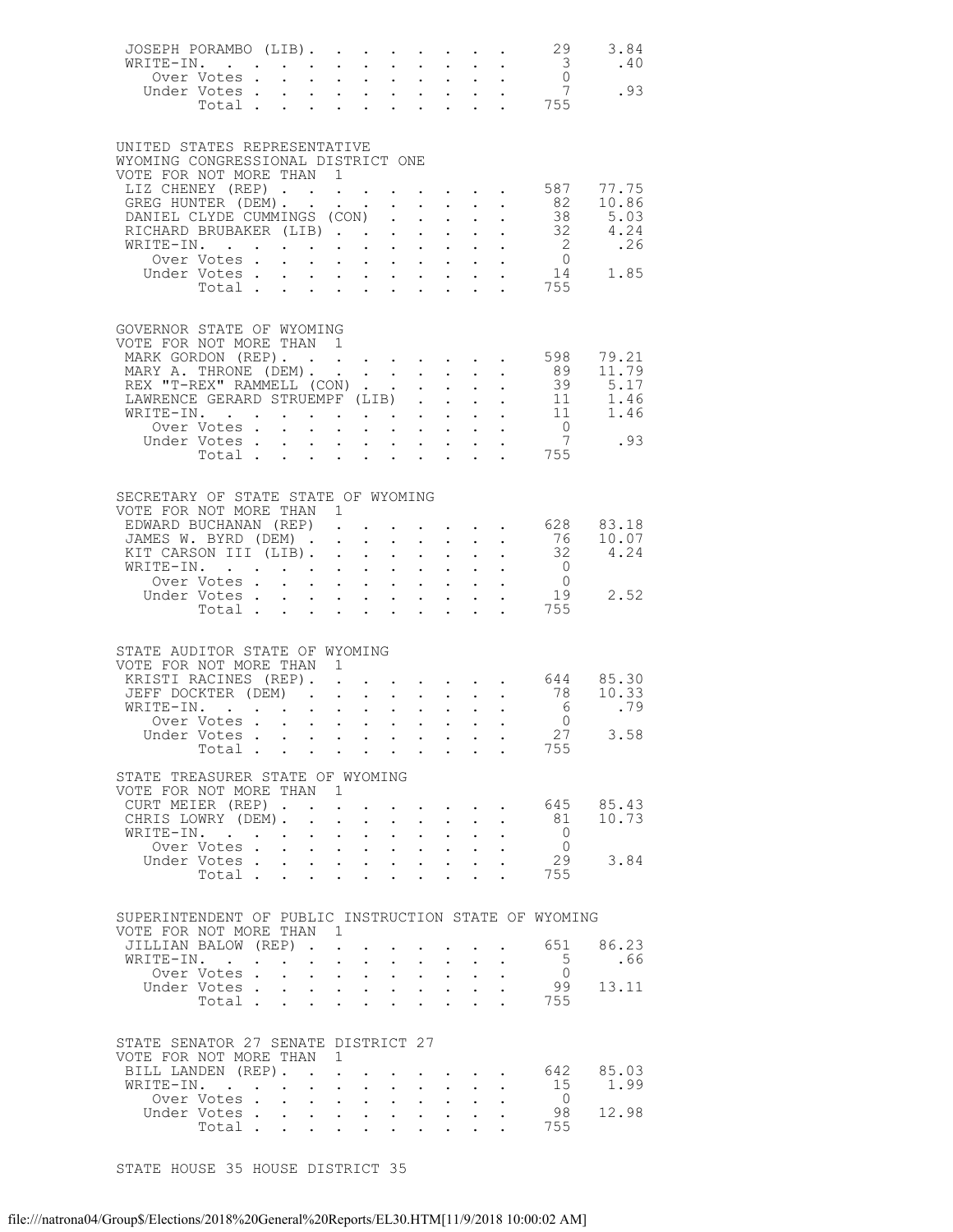| | | |
|---|---|---|
| JOSEPH PORAMBO (LIB) | 29 | 3.84 |
| WRITE-IN. | 3 | .40 |
| Over Votes | 0 | |
| Under Votes | 7 | .93 |
| Total | 755 | |

UNITED STATES REPRESENTATIVE
WYOMING CONGRESSIONAL DISTRICT ONE
VOTE FOR NOT MORE THAN 1

| | | |
|---|---|---|
| LIZ CHENEY (REP) | 587 | 77.75 |
| GREG HUNTER (DEM) | 82 | 10.86 |
| DANIEL CLYDE CUMMINGS (CON) | 38 | 5.03 |
| RICHARD BRUBAKER (LIB) | 32 | 4.24 |
| WRITE-IN. | 2 | .26 |
| Over Votes | 0 | |
| Under Votes | 14 | 1.85 |
| Total | 755 | |

GOVERNOR STATE OF WYOMING
VOTE FOR NOT MORE THAN 1

| | | |
|---|---|---|
| MARK GORDON (REP) | 598 | 79.21 |
| MARY A. THRONE (DEM) | 89 | 11.79 |
| REX "T-REX" RAMMELL (CON) | 39 | 5.17 |
| LAWRENCE GERARD STRUEMPF (LIB) | 11 | 1.46 |
| WRITE-IN. | 11 | 1.46 |
| Over Votes | 0 | |
| Under Votes | 7 | .93 |
| Total | 755 | |

SECRETARY OF STATE STATE OF WYOMING
VOTE FOR NOT MORE THAN 1

| | | |
|---|---|---|
| EDWARD BUCHANAN (REP) | 628 | 83.18 |
| JAMES W. BYRD (DEM) | 76 | 10.07 |
| KIT CARSON III (LIB) | 32 | 4.24 |
| WRITE-IN. | 0 | |
| Over Votes | 0 | |
| Under Votes | 19 | 2.52 |
| Total | 755 | |

STATE AUDITOR STATE OF WYOMING
VOTE FOR NOT MORE THAN 1

| | | |
|---|---|---|
| KRISTI RACINES (REP) | 644 | 85.30 |
| JEFF DOCKTER (DEM) | 78 | 10.33 |
| WRITE-IN. | 6 | .79 |
| Over Votes | 0 | |
| Under Votes | 27 | 3.58 |
| Total | 755 | |

STATE TREASURER STATE OF WYOMING
VOTE FOR NOT MORE THAN 1

| | | |
|---|---|---|
| CURT MEIER (REP) | 645 | 85.43 |
| CHRIS LOWRY (DEM) | 81 | 10.73 |
| WRITE-IN. | 0 | |
| Over Votes | 0 | |
| Under Votes | 29 | 3.84 |
| Total | 755 | |

SUPERINTENDENT OF PUBLIC INSTRUCTION STATE OF WYOMING
VOTE FOR NOT MORE THAN 1

| | | |
|---|---|---|
| JILLIAN BALOW (REP) | 651 | 86.23 |
| WRITE-IN. | 5 | .66 |
| Over Votes | 0 | |
| Under Votes | 99 | 13.11 |
| Total | 755 | |

STATE SENATOR 27 SENATE DISTRICT 27
VOTE FOR NOT MORE THAN 1

| | | |
|---|---|---|
| BILL LANDEN (REP) | 642 | 85.03 |
| WRITE-IN. | 15 | 1.99 |
| Over Votes | 0 | |
| Under Votes | 98 | 12.98 |
| Total | 755 | |

STATE HOUSE 35 HOUSE DISTRICT 35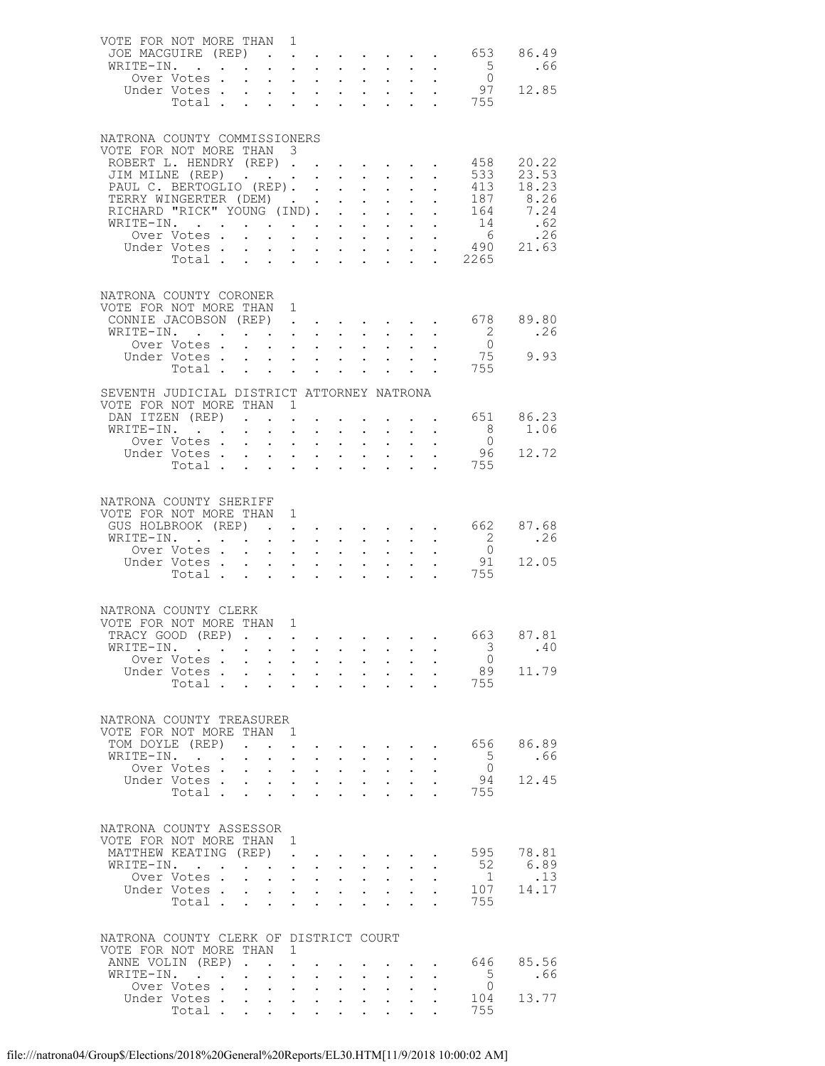VOTE FOR NOT MORE THAN 1

| | Votes | Percent |
|---|---|---|
| JOE MACGUIRE (REP) | 653 | 86.49 |
| WRITE-IN. | 5 | .66 |
| Over Votes | 0 | |
| Under Votes | 97 | 12.85 |
| Total | 755 | |

## NATRONA COUNTY COMMISSIONERS

VOTE FOR NOT MORE THAN 3

| | Votes | Percent |
|---|---|---|
| ROBERT L. HENDRY (REP) | 458 | 20.22 |
| JIM MILNE (REP) | 533 | 23.53 |
| PAUL C. BERTOGLIO (REP) | 413 | 18.23 |
| TERRY WINGERTER (DEM) | 187 | 8.26 |
| RICHARD "RICK" YOUNG (IND) | 164 | 7.24 |
| WRITE-IN. | 14 | .62 |
| Over Votes | 6 | .26 |
| Under Votes | 490 | 21.63 |
| Total | 2265 | |

## NATRONA COUNTY CORONER

VOTE FOR NOT MORE THAN 1

| | Votes | Percent |
|---|---|---|
| CONNIE JACOBSON (REP) | 678 | 89.80 |
| WRITE-IN. | 2 | .26 |
| Over Votes | 0 | |
| Under Votes | 75 | 9.93 |
| Total | 755 | |

## SEVENTH JUDICIAL DISTRICT ATTORNEY NATRONA

VOTE FOR NOT MORE THAN 1

| | Votes | Percent |
|---|---|---|
| DAN ITZEN (REP) | 651 | 86.23 |
| WRITE-IN. | 8 | 1.06 |
| Over Votes | 0 | |
| Under Votes | 96 | 12.72 |
| Total | 755 | |

## NATRONA COUNTY SHERIFF

VOTE FOR NOT MORE THAN 1

| | Votes | Percent |
|---|---|---|
| GUS HOLBROOK (REP) | 662 | 87.68 |
| WRITE-IN. | 2 | .26 |
| Over Votes | 0 | |
| Under Votes | 91 | 12.05 |
| Total | 755 | |

## NATRONA COUNTY CLERK

VOTE FOR NOT MORE THAN 1

| | Votes | Percent |
|---|---|---|
| TRACY GOOD (REP) | 663 | 87.81 |
| WRITE-IN. | 3 | .40 |
| Over Votes | 0 | |
| Under Votes | 89 | 11.79 |
| Total | 755 | |

## NATRONA COUNTY TREASURER

VOTE FOR NOT MORE THAN 1

| | Votes | Percent |
|---|---|---|
| TOM DOYLE (REP) | 656 | 86.89 |
| WRITE-IN. | 5 | .66 |
| Over Votes | 0 | |
| Under Votes | 94 | 12.45 |
| Total | 755 | |

## NATRONA COUNTY ASSESSOR

VOTE FOR NOT MORE THAN 1

| | Votes | Percent |
|---|---|---|
| MATTHEW KEATING (REP) | 595 | 78.81 |
| WRITE-IN. | 52 | 6.89 |
| Over Votes | 1 | .13 |
| Under Votes | 107 | 14.17 |
| Total | 755 | |

## NATRONA COUNTY CLERK OF DISTRICT COURT

VOTE FOR NOT MORE THAN 1

| | Votes | Percent |
|---|---|---|
| ANNE VOLIN (REP) | 646 | 85.56 |
| WRITE-IN. | 5 | .66 |
| Over Votes | 0 | |
| Under Votes | 104 | 13.77 |
| Total | 755 | |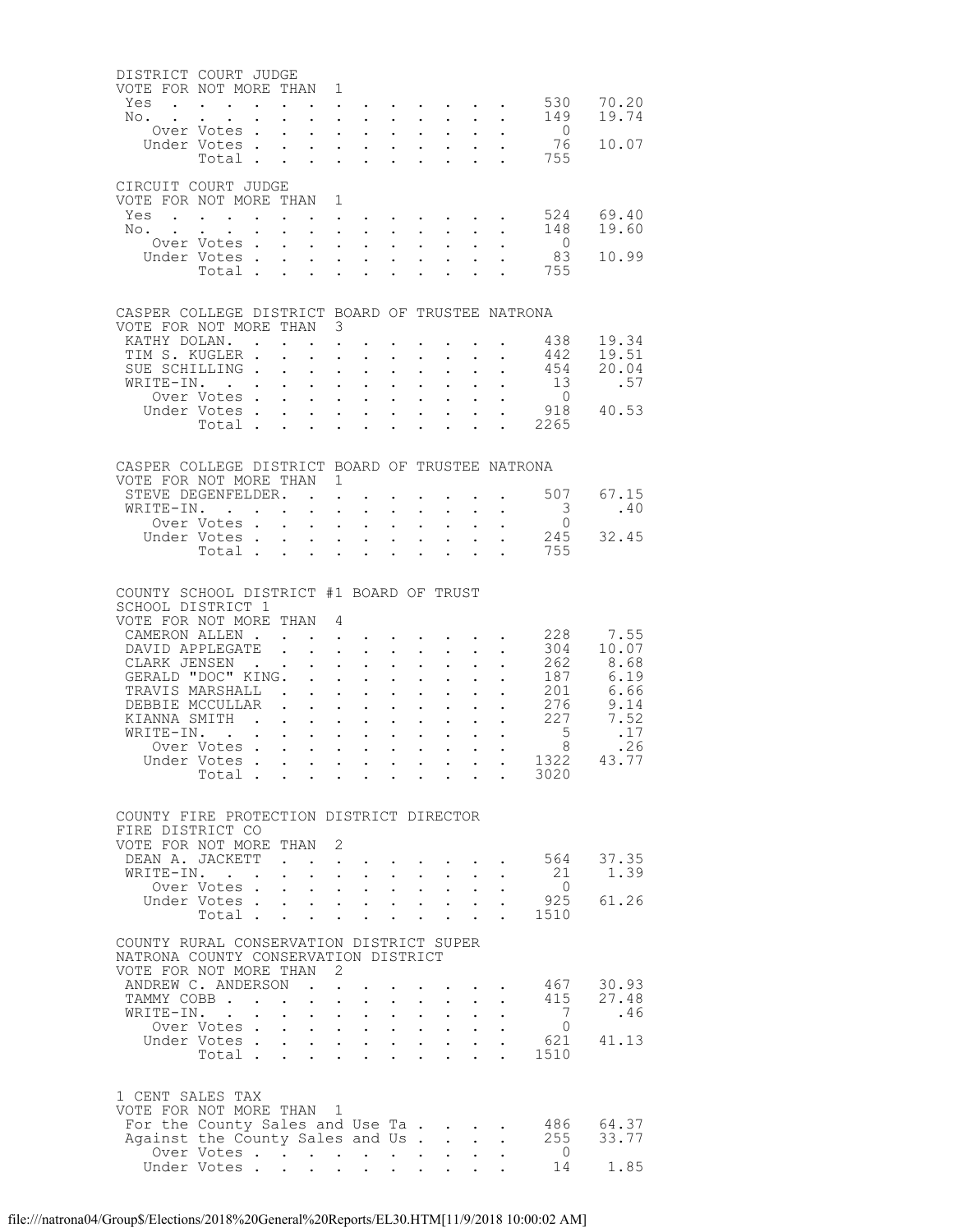## DISTRICT COURT JUDGE

VOTE FOR NOT MORE THAN 1

| | Votes | Percent |
|---|---|---|
| Yes | 530 | 70.20 |
| No. | 149 | 19.74 |
| Over Votes | 0 | |
| Under Votes | 76 | 10.07 |
| Total | 755 | |

## CIRCUIT COURT JUDGE

VOTE FOR NOT MORE THAN 1

| | Votes | Percent |
|---|---|---|
| Yes | 524 | 69.40 |
| No. | 148 | 19.60 |
| Over Votes | 0 | |
| Under Votes | 83 | 10.99 |
| Total | 755 | |

## CASPER COLLEGE DISTRICT BOARD OF TRUSTEE NATRONA

VOTE FOR NOT MORE THAN 3

| | Votes | Percent |
|---|---|---|
| KATHY DOLAN. | 438 | 19.34 |
| TIM S. KUGLER | 442 | 19.51 |
| SUE SCHILLING | 454 | 20.04 |
| WRITE-IN. | 13 | .57 |
| Over Votes | 0 | |
| Under Votes | 918 | 40.53 |
| Total | 2265 | |

## CASPER COLLEGE DISTRICT BOARD OF TRUSTEE NATRONA

VOTE FOR NOT MORE THAN 1

| | Votes | Percent |
|---|---|---|
| STEVE DEGENFELDER. | 507 | 67.15 |
| WRITE-IN. | 3 | .40 |
| Over Votes | 0 | |
| Under Votes | 245 | 32.45 |
| Total | 755 | |

## COUNTY SCHOOL DISTRICT #1 BOARD OF TRUST

SCHOOL DISTRICT 1

VOTE FOR NOT MORE THAN 4

| | Votes | Percent |
|---|---|---|
| CAMERON ALLEN | 228 | 7.55 |
| DAVID APPLEGATE | 304 | 10.07 |
| CLARK JENSEN | 262 | 8.68 |
| GERALD "DOC" KING. | 187 | 6.19 |
| TRAVIS MARSHALL | 201 | 6.66 |
| DEBBIE MCCULLAR | 276 | 9.14 |
| KIANNA SMITH | 227 | 7.52 |
| WRITE-IN. | 5 | .17 |
| Over Votes | 8 | .26 |
| Under Votes | 1322 | 43.77 |
| Total | 3020 | |

## COUNTY FIRE PROTECTION DISTRICT DIRECTOR

FIRE DISTRICT CO

VOTE FOR NOT MORE THAN 2

| | Votes | Percent |
|---|---|---|
| DEAN A. JACKETT | 564 | 37.35 |
| WRITE-IN. | 21 | 1.39 |
| Over Votes | 0 | |
| Under Votes | 925 | 61.26 |
| Total | 1510 | |

## COUNTY RURAL CONSERVATION DISTRICT SUPER

NATRONA COUNTY CONSERVATION DISTRICT

VOTE FOR NOT MORE THAN 2

| | Votes | Percent |
|---|---|---|
| ANDREW C. ANDERSON | 467 | 30.93 |
| TAMMY COBB | 415 | 27.48 |
| WRITE-IN. | 7 | .46 |
| Over Votes | 0 | |
| Under Votes | 621 | 41.13 |
| Total | 1510 | |

## 1 CENT SALES TAX

VOTE FOR NOT MORE THAN 1

| | Votes | Percent |
|---|---|---|
| For the County Sales and Use Ta | 486 | 64.37 |
| Against the County Sales and Us | 255 | 33.77 |
| Over Votes | 0 | |
| Under Votes | 14 | 1.85 |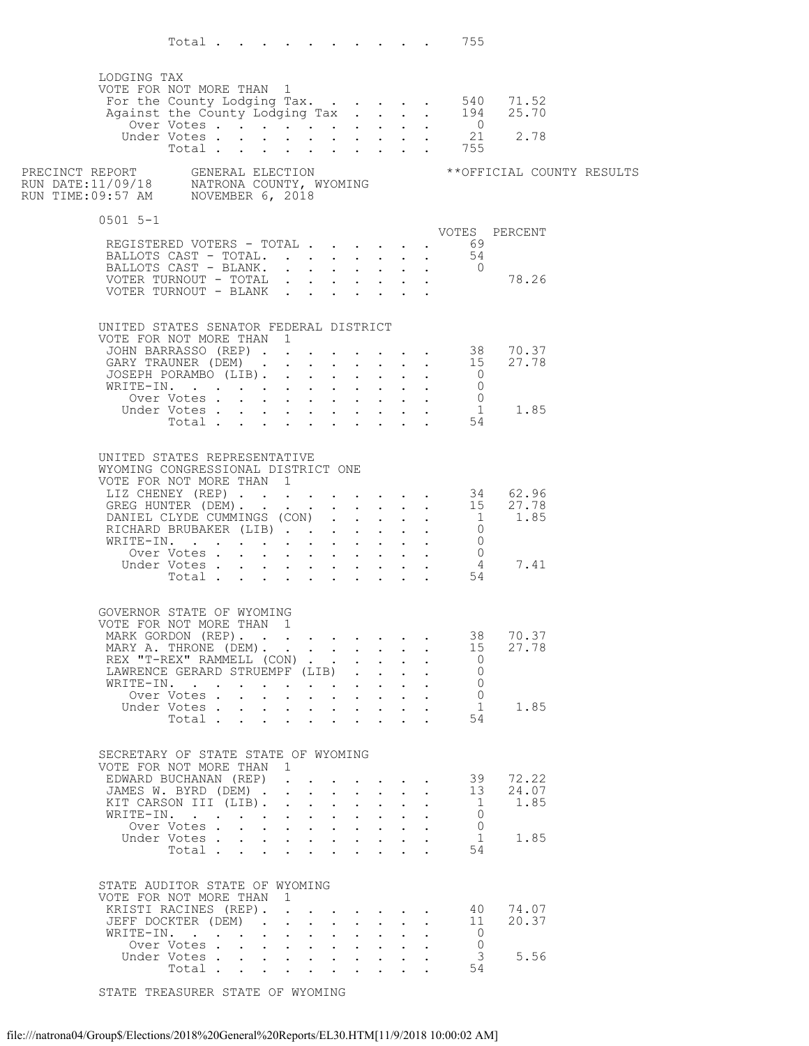Total . . . . . . . . . . . 755

LODGING TAX
VOTE FOR NOT MORE THAN 1

| | VOTES | PERCENT |
|---|---|---|
| For the County Lodging Tax. | 540 | 71.52 |
| Against the County Lodging Tax | 194 | 25.70 |
| Over Votes | 0 | |
| Under Votes | 21 | 2.78 |
| Total | 755 | |

PRECINCT REPORT GENERAL ELECTION **OFFICIAL COUNTY RESULTS
RUN DATE:11/09/18 NATRONA COUNTY, WYOMING
RUN TIME:09:57 AM NOVEMBER 6, 2018

0501 5-1

| | VOTES | PERCENT |
|---|---|---|
| REGISTERED VOTERS - TOTAL | 69 | |
| BALLOTS CAST - TOTAL. | 54 | |
| BALLOTS CAST - BLANK. | 0 | |
| VOTER TURNOUT - TOTAL | | 78.26 |
| VOTER TURNOUT - BLANK | | |

UNITED STATES SENATOR FEDERAL DISTRICT
VOTE FOR NOT MORE THAN 1

| | VOTES | PERCENT |
|---|---|---|
| JOHN BARRASSO (REP) | 38 | 70.37 |
| GARY TRAUNER (DEM) | 15 | 27.78 |
| JOSEPH PORAMBO (LIB). | 0 | |
| WRITE-IN. | 0 | |
| Over Votes | 0 | |
| Under Votes | 1 | 1.85 |
| Total | 54 | |

UNITED STATES REPRESENTATIVE
WYOMING CONGRESSIONAL DISTRICT ONE
VOTE FOR NOT MORE THAN 1

| | VOTES | PERCENT |
|---|---|---|
| LIZ CHENEY (REP) | 34 | 62.96 |
| GREG HUNTER (DEM). | 15 | 27.78 |
| DANIEL CLYDE CUMMINGS (CON) | 1 | 1.85 |
| RICHARD BRUBAKER (LIB) | 0 | |
| WRITE-IN. | 0 | |
| Over Votes | 0 | |
| Under Votes | 4 | 7.41 |
| Total | 54 | |

GOVERNOR STATE OF WYOMING
VOTE FOR NOT MORE THAN 1

| | VOTES | PERCENT |
|---|---|---|
| MARK GORDON (REP). | 38 | 70.37 |
| MARY A. THRONE (DEM). | 15 | 27.78 |
| REX "T-REX" RAMMELL (CON) | 0 | |
| LAWRENCE GERARD STRUEMPF (LIB) | 0 | |
| WRITE-IN. | 0 | |
| Over Votes | 0 | |
| Under Votes | 1 | 1.85 |
| Total | 54 | |

SECRETARY OF STATE STATE OF WYOMING
VOTE FOR NOT MORE THAN 1

| | VOTES | PERCENT |
|---|---|---|
| EDWARD BUCHANAN (REP) | 39 | 72.22 |
| JAMES W. BYRD (DEM) | 13 | 24.07 |
| KIT CARSON III (LIB). | 1 | 1.85 |
| WRITE-IN. | 0 | |
| Over Votes | 0 | |
| Under Votes | 1 | 1.85 |
| Total | 54 | |

STATE AUDITOR STATE OF WYOMING
VOTE FOR NOT MORE THAN 1

| | VOTES | PERCENT |
|---|---|---|
| KRISTI RACINES (REP). | 40 | 74.07 |
| JEFF DOCKTER (DEM) | 11 | 20.37 |
| WRITE-IN. | 0 | |
| Over Votes | 0 | |
| Under Votes | 3 | 5.56 |
| Total | 54 | |

STATE TREASURER STATE OF WYOMING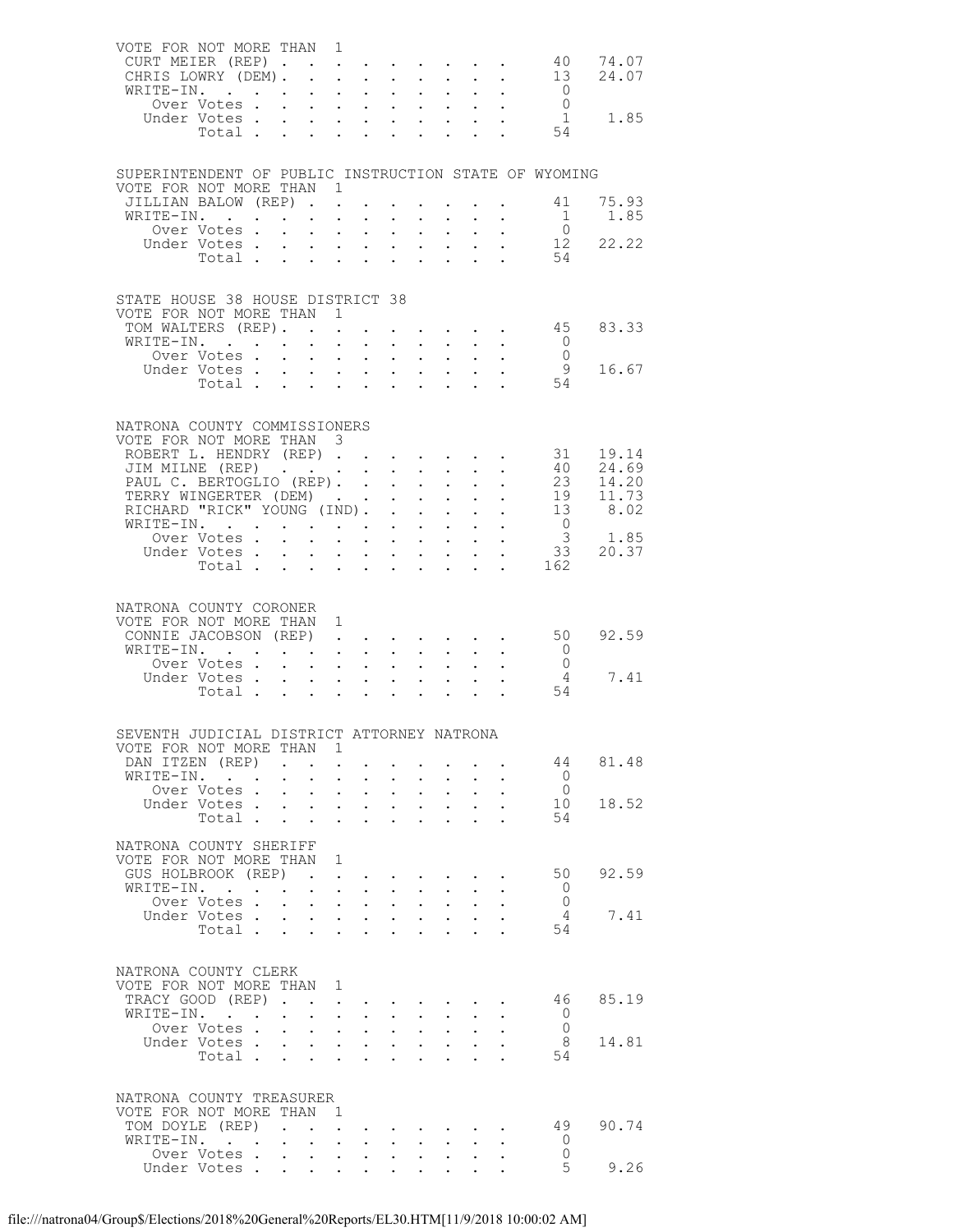VOTE FOR NOT MORE THAN 1

| | | |
|---|---|---|
| CURT MEIER (REP) | 40 | 74.07 |
| CHRIS LOWRY (DEM) | 13 | 24.07 |
| WRITE-IN. | 0 | |
| Over Votes | 0 | |
| Under Votes | 1 | 1.85 |
| Total | 54 | |

SUPERINTENDENT OF PUBLIC INSTRUCTION STATE OF WYOMING
VOTE FOR NOT MORE THAN 1

| | | |
|---|---|---|
| JILLIAN BALOW (REP) | 41 | 75.93 |
| WRITE-IN. | 1 | 1.85 |
| Over Votes | 0 | |
| Under Votes | 12 | 22.22 |
| Total | 54 | |

STATE HOUSE 38 HOUSE DISTRICT 38
VOTE FOR NOT MORE THAN 1

| | | |
|---|---|---|
| TOM WALTERS (REP) | 45 | 83.33 |
| WRITE-IN. | 0 | |
| Over Votes | 0 | |
| Under Votes | 9 | 16.67 |
| Total | 54 | |

NATRONA COUNTY COMMISSIONERS
VOTE FOR NOT MORE THAN 3

| | | |
|---|---|---|
| ROBERT L. HENDRY (REP) | 31 | 19.14 |
| JIM MILNE (REP) | 40 | 24.69 |
| PAUL C. BERTOGLIO (REP) | 23 | 14.20 |
| TERRY WINGERTER (DEM) | 19 | 11.73 |
| RICHARD "RICK" YOUNG (IND) | 13 | 8.02 |
| WRITE-IN. | 0 | |
| Over Votes | 3 | 1.85 |
| Under Votes | 33 | 20.37 |
| Total | 162 | |

NATRONA COUNTY CORONER
VOTE FOR NOT MORE THAN 1

| | | |
|---|---|---|
| CONNIE JACOBSON (REP) | 50 | 92.59 |
| WRITE-IN. | 0 | |
| Over Votes | 0 | |
| Under Votes | 4 | 7.41 |
| Total | 54 | |

SEVENTH JUDICIAL DISTRICT ATTORNEY NATRONA
VOTE FOR NOT MORE THAN 1

| | | |
|---|---|---|
| DAN ITZEN (REP) | 44 | 81.48 |
| WRITE-IN. | 0 | |
| Over Votes | 0 | |
| Under Votes | 10 | 18.52 |
| Total | 54 | |

NATRONA COUNTY SHERIFF
VOTE FOR NOT MORE THAN 1

| | | |
|---|---|---|
| GUS HOLBROOK (REP) | 50 | 92.59 |
| WRITE-IN. | 0 | |
| Over Votes | 0 | |
| Under Votes | 4 | 7.41 |
| Total | 54 | |

NATRONA COUNTY CLERK
VOTE FOR NOT MORE THAN 1

| | | |
|---|---|---|
| TRACY GOOD (REP) | 46 | 85.19 |
| WRITE-IN. | 0 | |
| Over Votes | 0 | |
| Under Votes | 8 | 14.81 |
| Total | 54 | |

NATRONA COUNTY TREASURER
VOTE FOR NOT MORE THAN 1

| | | |
|---|---|---|
| TOM DOYLE (REP) | 49 | 90.74 |
| WRITE-IN. | 0 | |
| Over Votes | 0 | |
| Under Votes | 5 | 9.26 |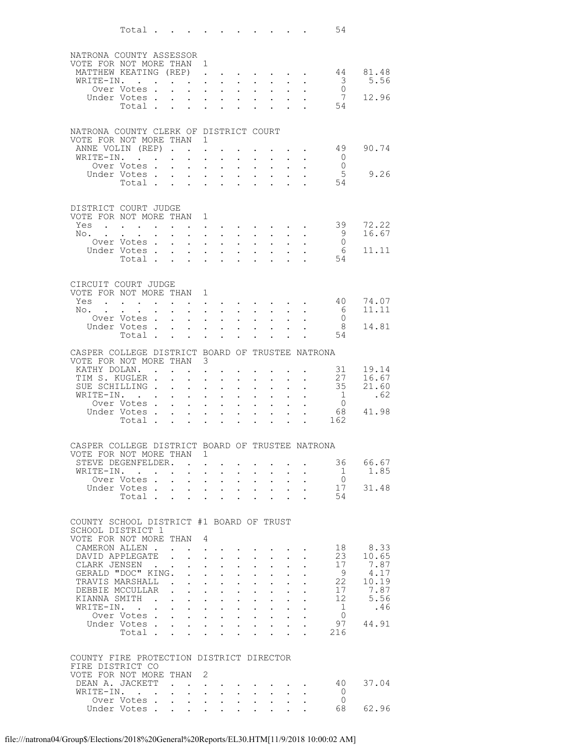| | | |
|---|---|---|
| Total | 54 | |

## NATRONA COUNTY ASSESSOR
VOTE FOR NOT MORE THAN 1

| | | |
|---|---|---|
| MATTHEW KEATING (REP) | 44 | 81.48 |
| WRITE-IN. | 3 | 5.56 |
| Over Votes | 0 | |
| Under Votes | 7 | 12.96 |
| Total | 54 | |

## NATRONA COUNTY CLERK OF DISTRICT COURT
VOTE FOR NOT MORE THAN 1

| | | |
|---|---|---|
| ANNE VOLIN (REP) | 49 | 90.74 |
| WRITE-IN. | 0 | |
| Over Votes | 0 | |
| Under Votes | 5 | 9.26 |
| Total | 54 | |

## DISTRICT COURT JUDGE
VOTE FOR NOT MORE THAN 1

| | | |
|---|---|---|
| Yes | 39 | 72.22 |
| No. | 9 | 16.67 |
| Over Votes | 0 | |
| Under Votes | 6 | 11.11 |
| Total | 54 | |

## CIRCUIT COURT JUDGE
VOTE FOR NOT MORE THAN 1

| | | |
|---|---|---|
| Yes | 40 | 74.07 |
| No. | 6 | 11.11 |
| Over Votes | 0 | |
| Under Votes | 8 | 14.81 |
| Total | 54 | |

## CASPER COLLEGE DISTRICT BOARD OF TRUSTEE NATRONA
VOTE FOR NOT MORE THAN 3

| | | |
|---|---|---|
| KATHY DOLAN. | 31 | 19.14 |
| TIM S. KUGLER | 27 | 16.67 |
| SUE SCHILLING | 35 | 21.60 |
| WRITE-IN. | 1 | .62 |
| Over Votes | 0 | |
| Under Votes | 68 | 41.98 |
| Total | 162 | |

## CASPER COLLEGE DISTRICT BOARD OF TRUSTEE NATRONA
VOTE FOR NOT MORE THAN 1

| | | |
|---|---|---|
| STEVE DEGENFELDER. | 36 | 66.67 |
| WRITE-IN. | 1 | 1.85 |
| Over Votes | 0 | |
| Under Votes | 17 | 31.48 |
| Total | 54 | |

## COUNTY SCHOOL DISTRICT #1 BOARD OF TRUST
SCHOOL DISTRICT 1
VOTE FOR NOT MORE THAN 4

| | | |
|---|---|---|
| CAMERON ALLEN | 18 | 8.33 |
| DAVID APPLEGATE | 23 | 10.65 |
| CLARK JENSEN | 17 | 7.87 |
| GERALD "DOC" KING. | 9 | 4.17 |
| TRAVIS MARSHALL | 22 | 10.19 |
| DEBBIE MCCULLAR | 17 | 7.87 |
| KIANNA SMITH | 12 | 5.56 |
| WRITE-IN. | 1 | .46 |
| Over Votes | 0 | |
| Under Votes | 97 | 44.91 |
| Total | 216 | |

## COUNTY FIRE PROTECTION DISTRICT DIRECTOR
FIRE DISTRICT CO
VOTE FOR NOT MORE THAN 2

| | | |
|---|---|---|
| DEAN A. JACKETT | 40 | 37.04 |
| WRITE-IN. | 0 | |
| Over Votes | 0 | |
| Under Votes | 68 | 62.96 |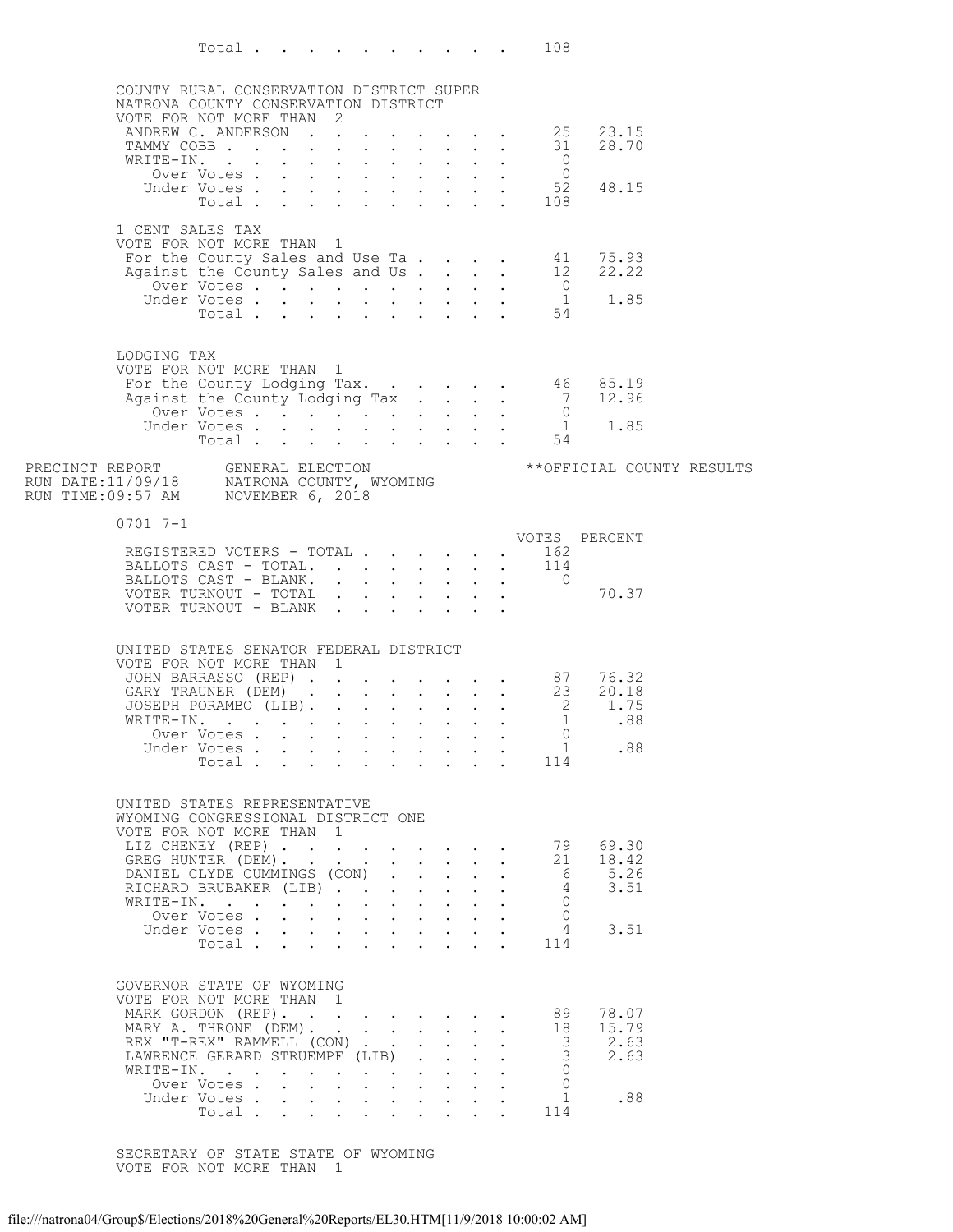| | | |
|---|---|---|
| Total | 108 | |

COUNTY RURAL CONSERVATION DISTRICT SUPER
NATRONA COUNTY CONSERVATION DISTRICT
VOTE FOR NOT MORE THAN 2

| | | |
|---|---|---|
| ANDREW C. ANDERSON | 25 | 23.15 |
| TAMMY COBB | 31 | 28.70 |
| WRITE-IN. | 0 | |
| Over Votes | 0 | |
| Under Votes | 52 | 48.15 |
| Total | 108 | |

1 CENT SALES TAX
VOTE FOR NOT MORE THAN 1

| | | |
|---|---|---|
| For the County Sales and Use Ta | 41 | 75.93 |
| Against the County Sales and Us | 12 | 22.22 |
| Over Votes | 0 | |
| Under Votes | 1 | 1.85 |
| Total | 54 | |

LODGING TAX
VOTE FOR NOT MORE THAN 1

| | | |
|---|---|---|
| For the County Lodging Tax. | 46 | 85.19 |
| Against the County Lodging Tax | 7 | 12.96 |
| Over Votes | 0 | |
| Under Votes | 1 | 1.85 |
| Total | 54 | |

PRECINCT REPORT GENERAL ELECTION **OFFICIAL COUNTY RESULTS
RUN DATE:11/09/18 NATRONA COUNTY, WYOMING
RUN TIME:09:57 AM NOVEMBER 6, 2018

0701 7-1

| | VOTES | PERCENT |
|---|---|---|
| REGISTERED VOTERS - TOTAL | 162 | |
| BALLOTS CAST - TOTAL. | 114 | |
| BALLOTS CAST - BLANK. | 0 | |
| VOTER TURNOUT - TOTAL | | 70.37 |
| VOTER TURNOUT - BLANK | | |

UNITED STATES SENATOR FEDERAL DISTRICT
VOTE FOR NOT MORE THAN 1

| | | |
|---|---|---|
| JOHN BARRASSO (REP) | 87 | 76.32 |
| GARY TRAUNER (DEM) | 23 | 20.18 |
| JOSEPH PORAMBO (LIB). | 2 | 1.75 |
| WRITE-IN. | 1 | .88 |
| Over Votes | 0 | |
| Under Votes | 1 | .88 |
| Total | 114 | |

UNITED STATES REPRESENTATIVE
WYOMING CONGRESSIONAL DISTRICT ONE
VOTE FOR NOT MORE THAN 1

| | | |
|---|---|---|
| LIZ CHENEY (REP) | 79 | 69.30 |
| GREG HUNTER (DEM). | 21 | 18.42 |
| DANIEL CLYDE CUMMINGS (CON) | 6 | 5.26 |
| RICHARD BRUBAKER (LIB) | 4 | 3.51 |
| WRITE-IN. | 0 | |
| Over Votes | 0 | |
| Under Votes | 4 | 3.51 |
| Total | 114 | |

GOVERNOR STATE OF WYOMING
VOTE FOR NOT MORE THAN 1

| | | |
|---|---|---|
| MARK GORDON (REP). | 89 | 78.07 |
| MARY A. THRONE (DEM). | 18 | 15.79 |
| REX "T-REX" RAMMELL (CON) | 3 | 2.63 |
| LAWRENCE GERARD STRUEMPF (LIB) | 3 | 2.63 |
| WRITE-IN. | 0 | |
| Over Votes | 0 | |
| Under Votes | 1 | .88 |
| Total | 114 | |

SECRETARY OF STATE STATE OF WYOMING
VOTE FOR NOT MORE THAN 1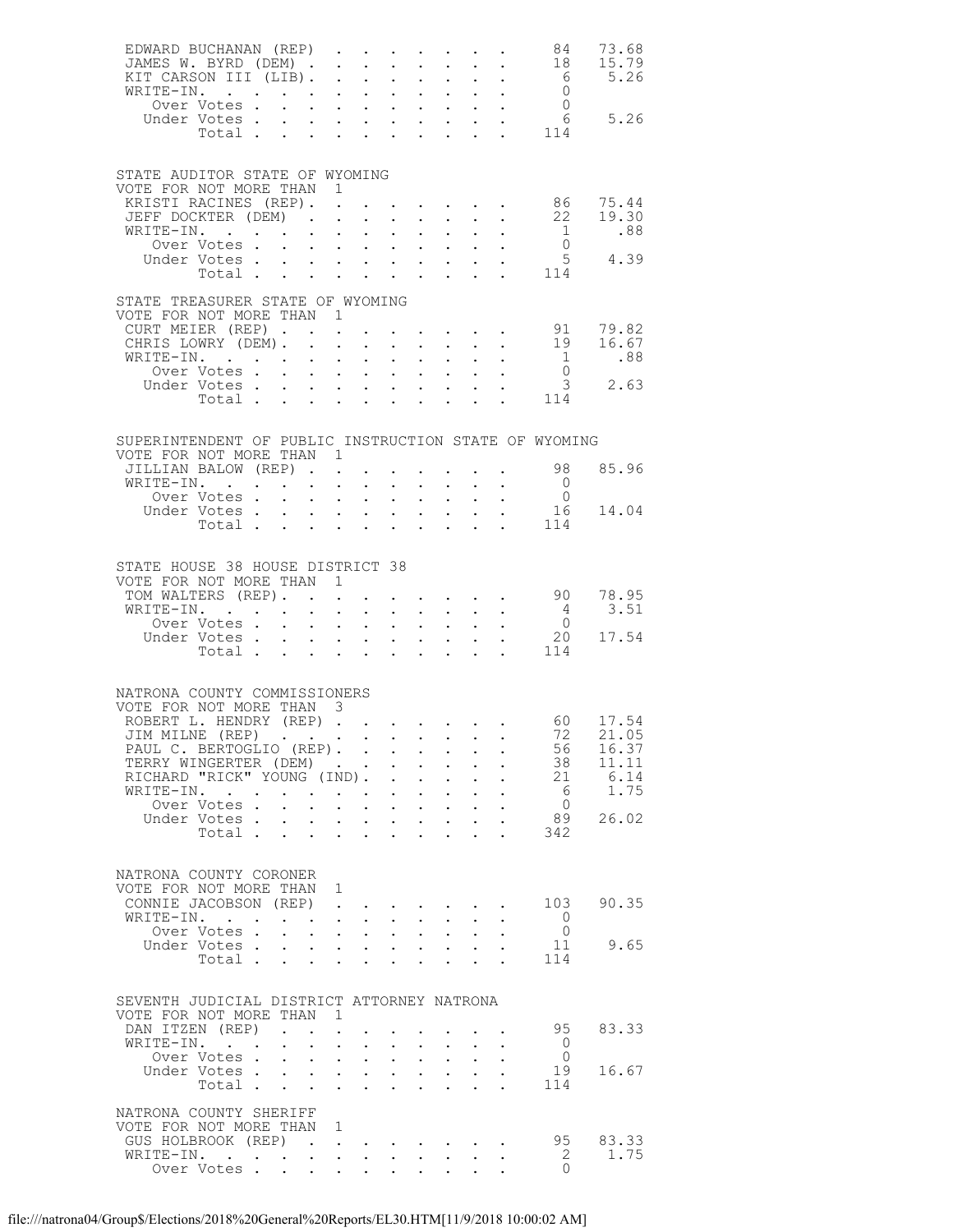| | | |
|---|---|---|
| EDWARD BUCHANAN (REP) | 84 | 73.68 |
| JAMES W. BYRD (DEM) | 18 | 15.79 |
| KIT CARSON III (LIB) | 6 | 5.26 |
| WRITE-IN. | 0 | |
| Over Votes | 0 | |
| Under Votes | 6 | 5.26 |
| Total | 114 | |

STATE AUDITOR STATE OF WYOMING
VOTE FOR NOT MORE THAN 1

| | | |
|---|---|---|
| KRISTI RACINES (REP) | 86 | 75.44 |
| JEFF DOCKTER (DEM) | 22 | 19.30 |
| WRITE-IN. | 1 | .88 |
| Over Votes | 0 | |
| Under Votes | 5 | 4.39 |
| Total | 114 | |

STATE TREASURER STATE OF WYOMING
VOTE FOR NOT MORE THAN 1

| | | |
|---|---|---|
| CURT MEIER (REP) | 91 | 79.82 |
| CHRIS LOWRY (DEM) | 19 | 16.67 |
| WRITE-IN. | 1 | .88 |
| Over Votes | 0 | |
| Under Votes | 3 | 2.63 |
| Total | 114 | |

SUPERINTENDENT OF PUBLIC INSTRUCTION STATE OF WYOMING
VOTE FOR NOT MORE THAN 1

| | | |
|---|---|---|
| JILLIAN BALOW (REP) | 98 | 85.96 |
| WRITE-IN. | 0 | |
| Over Votes | 0 | |
| Under Votes | 16 | 14.04 |
| Total | 114 | |

STATE HOUSE 38 HOUSE DISTRICT 38
VOTE FOR NOT MORE THAN 1

| | | |
|---|---|---|
| TOM WALTERS (REP) | 90 | 78.95 |
| WRITE-IN. | 4 | 3.51 |
| Over Votes | 0 | |
| Under Votes | 20 | 17.54 |
| Total | 114 | |

NATRONA COUNTY COMMISSIONERS
VOTE FOR NOT MORE THAN 3

| | | |
|---|---|---|
| ROBERT L. HENDRY (REP) | 60 | 17.54 |
| JIM MILNE (REP) | 72 | 21.05 |
| PAUL C. BERTOGLIO (REP) | 56 | 16.37 |
| TERRY WINGERTER (DEM) | 38 | 11.11 |
| RICHARD "RICK" YOUNG (IND) | 21 | 6.14 |
| WRITE-IN. | 6 | 1.75 |
| Over Votes | 0 | |
| Under Votes | 89 | 26.02 |
| Total | 342 | |

NATRONA COUNTY CORONER
VOTE FOR NOT MORE THAN 1

| | | |
|---|---|---|
| CONNIE JACOBSON (REP) | 103 | 90.35 |
| WRITE-IN. | 0 | |
| Over Votes | 0 | |
| Under Votes | 11 | 9.65 |
| Total | 114 | |

SEVENTH JUDICIAL DISTRICT ATTORNEY NATRONA
VOTE FOR NOT MORE THAN 1

| | | |
|---|---|---|
| DAN ITZEN (REP) | 95 | 83.33 |
| WRITE-IN. | 0 | |
| Over Votes | 0 | |
| Under Votes | 19 | 16.67 |
| Total | 114 | |

NATRONA COUNTY SHERIFF
VOTE FOR NOT MORE THAN 1

| | | |
|---|---|---|
| GUS HOLBROOK (REP) | 95 | 83.33 |
| WRITE-IN. | 2 | 1.75 |
| Over Votes | 0 | |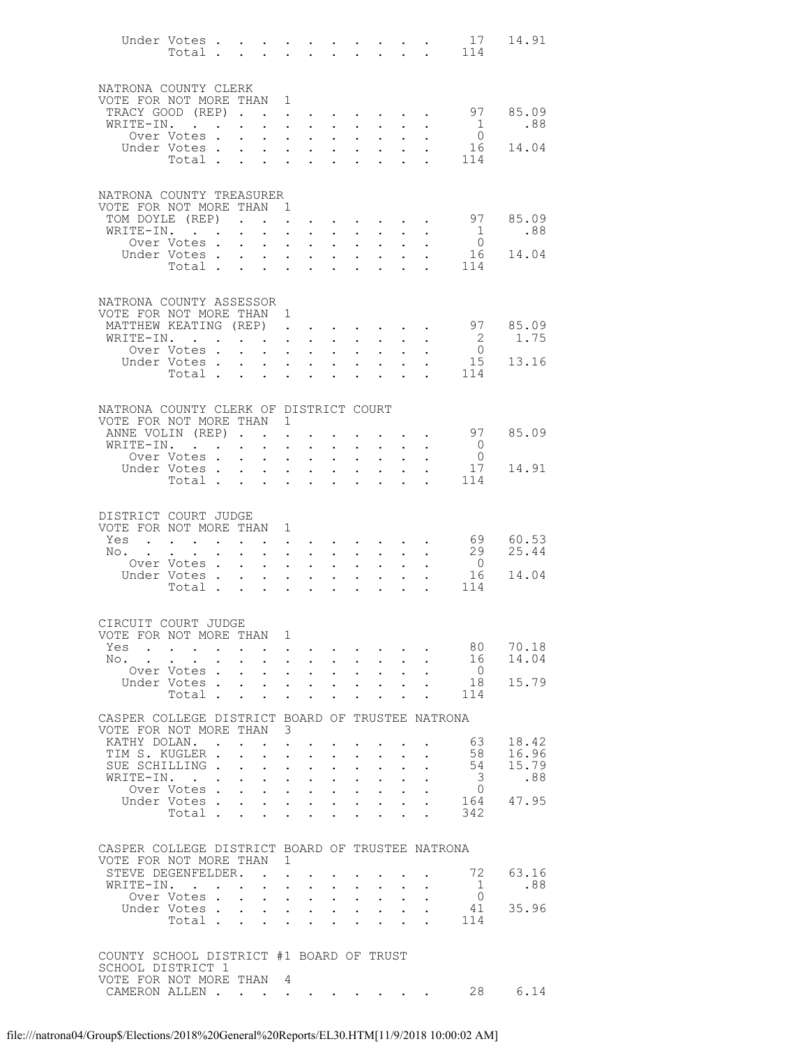| | | |
|---|---|---|
| Under Votes | 17 | 14.91 |
| Total | 114 | |

NATRONA COUNTY CLERK
VOTE FOR NOT MORE THAN 1

| | | |
|---|---|---|
| TRACY GOOD (REP) | 97 | 85.09 |
| WRITE-IN. | 1 | .88 |
| Over Votes | 0 | |
| Under Votes | 16 | 14.04 |
| Total | 114 | |

NATRONA COUNTY TREASURER
VOTE FOR NOT MORE THAN 1

| | | |
|---|---|---|
| TOM DOYLE (REP) | 97 | 85.09 |
| WRITE-IN. | 1 | .88 |
| Over Votes | 0 | |
| Under Votes | 16 | 14.04 |
| Total | 114 | |

NATRONA COUNTY ASSESSOR
VOTE FOR NOT MORE THAN 1

| | | |
|---|---|---|
| MATTHEW KEATING (REP) | 97 | 85.09 |
| WRITE-IN. | 2 | 1.75 |
| Over Votes | 0 | |
| Under Votes | 15 | 13.16 |
| Total | 114 | |

NATRONA COUNTY CLERK OF DISTRICT COURT
VOTE FOR NOT MORE THAN 1

| | | |
|---|---|---|
| ANNE VOLIN (REP) | 97 | 85.09 |
| WRITE-IN. | 0 | |
| Over Votes | 0 | |
| Under Votes | 17 | 14.91 |
| Total | 114 | |

DISTRICT COURT JUDGE
VOTE FOR NOT MORE THAN 1

| | | |
|---|---|---|
| Yes | 69 | 60.53 |
| No. | 29 | 25.44 |
| Over Votes | 0 | |
| Under Votes | 16 | 14.04 |
| Total | 114 | |

CIRCUIT COURT JUDGE
VOTE FOR NOT MORE THAN 1

| | | |
|---|---|---|
| Yes | 80 | 70.18 |
| No. | 16 | 14.04 |
| Over Votes | 0 | |
| Under Votes | 18 | 15.79 |
| Total | 114 | |

CASPER COLLEGE DISTRICT BOARD OF TRUSTEE NATRONA
VOTE FOR NOT MORE THAN 3

| | | |
|---|---|---|
| KATHY DOLAN. | 63 | 18.42 |
| TIM S. KUGLER | 58 | 16.96 |
| SUE SCHILLING | 54 | 15.79 |
| WRITE-IN. | 3 | .88 |
| Over Votes | 0 | |
| Under Votes | 164 | 47.95 |
| Total | 342 | |

CASPER COLLEGE DISTRICT BOARD OF TRUSTEE NATRONA
VOTE FOR NOT MORE THAN 1

| | | |
|---|---|---|
| STEVE DEGENFELDER. | 72 | 63.16 |
| WRITE-IN. | 1 | .88 |
| Over Votes | 0 | |
| Under Votes | 41 | 35.96 |
| Total | 114 | |

COUNTY SCHOOL DISTRICT #1 BOARD OF TRUST
SCHOOL DISTRICT 1
VOTE FOR NOT MORE THAN 4

| | | |
|---|---|---|
| CAMERON ALLEN | 28 | 6.14 |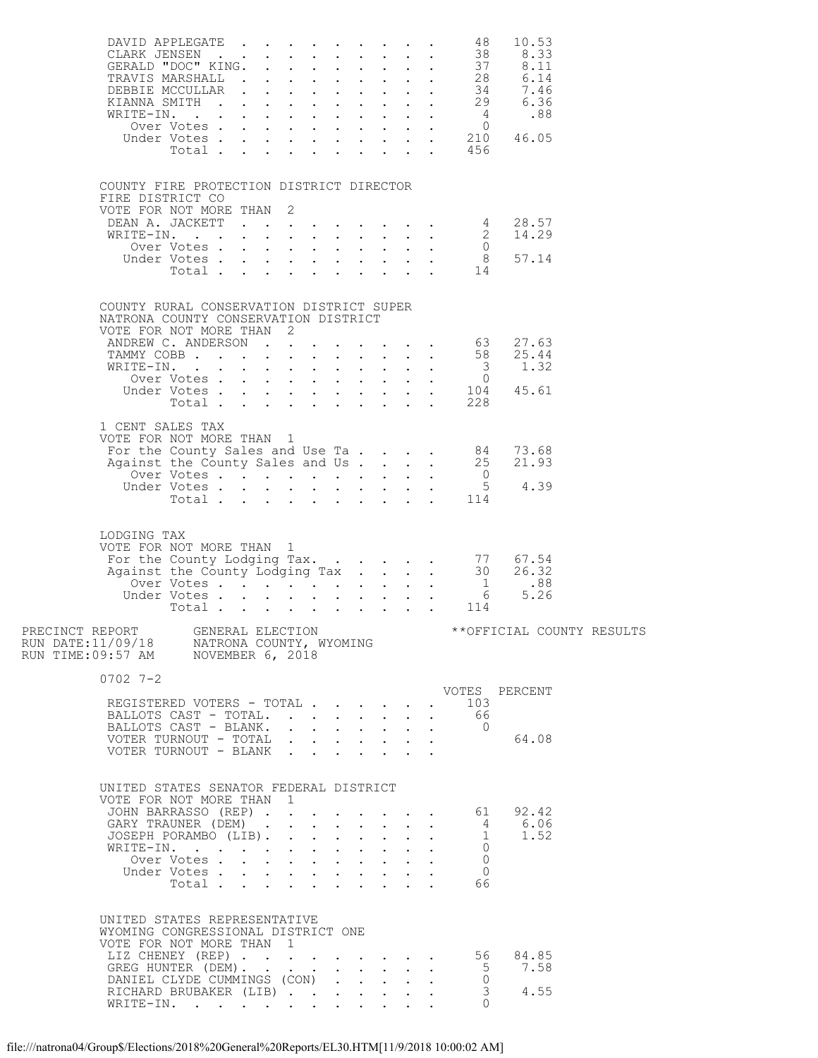| | | |
|---|---|---|
| DAVID APPLEGATE | 48 | 10.53 |
| CLARK JENSEN | 38 | 8.33 |
| GERALD "DOC" KING. | 37 | 8.11 |
| TRAVIS MARSHALL | 28 | 6.14 |
| DEBBIE MCCULLAR | 34 | 7.46 |
| KIANNA SMITH | 29 | 6.36 |
| WRITE-IN. | 4 | .88 |
| Over Votes | 0 | |
| Under Votes | 210 | 46.05 |
| Total | 456 | |

COUNTY FIRE PROTECTION DISTRICT DIRECTOR
FIRE DISTRICT CO
VOTE FOR NOT MORE THAN 2

| | | |
|---|---|---|
| DEAN A. JACKETT | 4 | 28.57 |
| WRITE-IN. | 2 | 14.29 |
| Over Votes | 0 | |
| Under Votes | 8 | 57.14 |
| Total | 14 | |

COUNTY RURAL CONSERVATION DISTRICT SUPER
NATRONA COUNTY CONSERVATION DISTRICT
VOTE FOR NOT MORE THAN 2

| | | |
|---|---|---|
| ANDREW C. ANDERSON | 63 | 27.63 |
| TAMMY COBB | 58 | 25.44 |
| WRITE-IN. | 3 | 1.32 |
| Over Votes | 0 | |
| Under Votes | 104 | 45.61 |
| Total | 228 | |

1 CENT SALES TAX
VOTE FOR NOT MORE THAN 1

| | | |
|---|---|---|
| For the County Sales and Use Ta | 84 | 73.68 |
| Against the County Sales and Us | 25 | 21.93 |
| Over Votes | 0 | |
| Under Votes | 5 | 4.39 |
| Total | 114 | |

LODGING TAX
VOTE FOR NOT MORE THAN 1

| | | |
|---|---|---|
| For the County Lodging Tax. | 77 | 67.54 |
| Against the County Lodging Tax | 30 | 26.32 |
| Over Votes | 1 | .88 |
| Under Votes | 6 | 5.26 |
| Total | 114 | |

PRECINCT REPORT GENERAL ELECTION **OFFICIAL COUNTY RESULTS
RUN DATE:11/09/18 NATRONA COUNTY, WYOMING
RUN TIME:09:57 AM NOVEMBER 6, 2018

0702 7-2

| | VOTES | PERCENT |
|---|---|---|
| REGISTERED VOTERS - TOTAL | 103 | |
| BALLOTS CAST - TOTAL. | 66 | |
| BALLOTS CAST - BLANK. | 0 | |
| VOTER TURNOUT - TOTAL | | 64.08 |
| VOTER TURNOUT - BLANK | | |

UNITED STATES SENATOR FEDERAL DISTRICT
VOTE FOR NOT MORE THAN 1

| | | |
|---|---|---|
| JOHN BARRASSO (REP) | 61 | 92.42 |
| GARY TRAUNER (DEM) | 4 | 6.06 |
| JOSEPH PORAMBO (LIB). | 1 | 1.52 |
| WRITE-IN. | 0 | |
| Over Votes | 0 | |
| Under Votes | 0 | |
| Total | 66 | |

UNITED STATES REPRESENTATIVE
WYOMING CONGRESSIONAL DISTRICT ONE
VOTE FOR NOT MORE THAN 1

| | | |
|---|---|---|
| LIZ CHENEY (REP) | 56 | 84.85 |
| GREG HUNTER (DEM). | 5 | 7.58 |
| DANIEL CLYDE CUMMINGS (CON) | 0 | |
| RICHARD BRUBAKER (LIB) | 3 | 4.55 |
| WRITE-IN. | 0 | |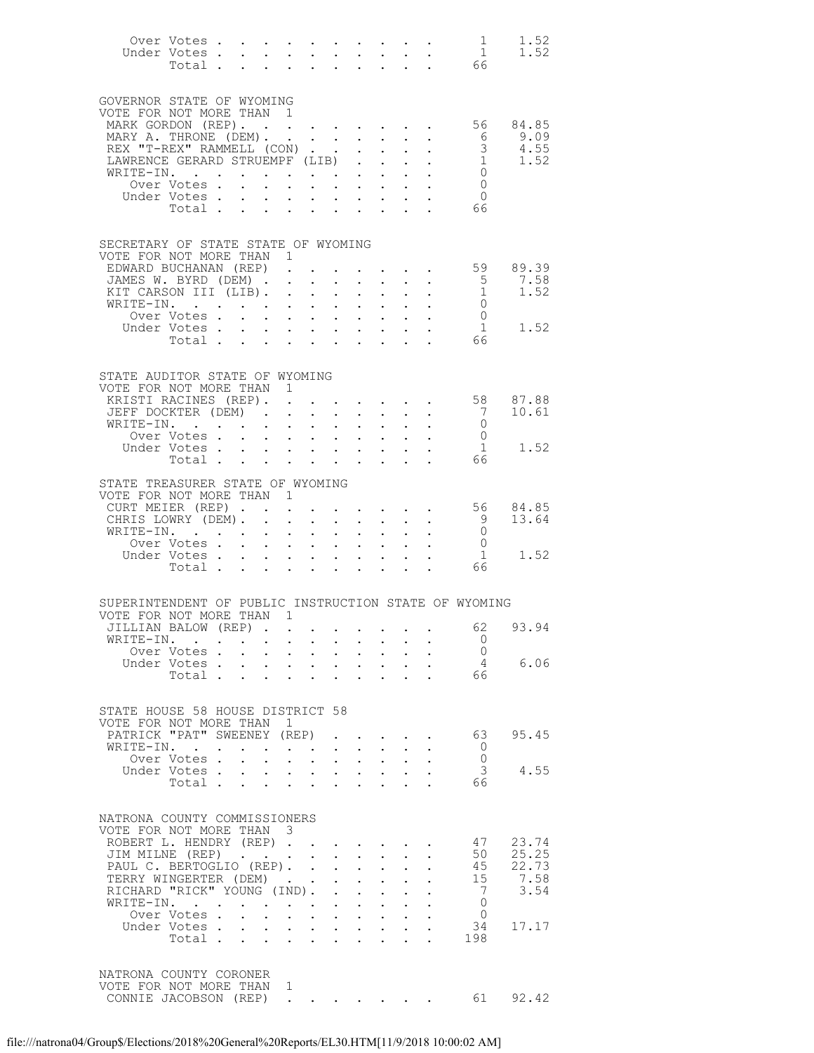| | | |
|---|---|---|
| Over Votes | 1 | 1.52 |
| Under Votes | 1 | 1.52 |
| Total | 66 | |

## GOVERNOR STATE OF WYOMING

VOTE FOR NOT MORE THAN 1

| | | |
|---|---|---|
| MARK GORDON (REP) | 56 | 84.85 |
| MARY A. THRONE (DEM) | 6 | 9.09 |
| REX "T-REX" RAMMELL (CON) | 3 | 4.55 |
| LAWRENCE GERARD STRUEMPF (LIB) | 1 | 1.52 |
| WRITE-IN. | 0 | |
| Over Votes | 0 | |
| Under Votes | 0 | |
| Total | 66 | |

## SECRETARY OF STATE STATE OF WYOMING

VOTE FOR NOT MORE THAN 1

| | | |
|---|---|---|
| EDWARD BUCHANAN (REP) | 59 | 89.39 |
| JAMES W. BYRD (DEM) | 5 | 7.58 |
| KIT CARSON III (LIB) | 1 | 1.52 |
| WRITE-IN. | 0 | |
| Over Votes | 0 | |
| Under Votes | 1 | 1.52 |
| Total | 66 | |

## STATE AUDITOR STATE OF WYOMING

VOTE FOR NOT MORE THAN 1

| | | |
|---|---|---|
| KRISTI RACINES (REP) | 58 | 87.88 |
| JEFF DOCKTER (DEM) | 7 | 10.61 |
| WRITE-IN. | 0 | |
| Over Votes | 0 | |
| Under Votes | 1 | 1.52 |
| Total | 66 | |

## STATE TREASURER STATE OF WYOMING

VOTE FOR NOT MORE THAN 1

| | | |
|---|---|---|
| CURT MEIER (REP) | 56 | 84.85 |
| CHRIS LOWRY (DEM) | 9 | 13.64 |
| WRITE-IN. | 0 | |
| Over Votes | 0 | |
| Under Votes | 1 | 1.52 |
| Total | 66 | |

## SUPERINTENDENT OF PUBLIC INSTRUCTION STATE OF WYOMING

VOTE FOR NOT MORE THAN 1

| | | |
|---|---|---|
| JILLIAN BALOW (REP) | 62 | 93.94 |
| WRITE-IN. | 0 | |
| Over Votes | 0 | |
| Under Votes | 4 | 6.06 |
| Total | 66 | |

## STATE HOUSE 58 HOUSE DISTRICT 58

VOTE FOR NOT MORE THAN 1

| | | |
|---|---|---|
| PATRICK "PAT" SWEENEY (REP) | 63 | 95.45 |
| WRITE-IN. | 0 | |
| Over Votes | 0 | |
| Under Votes | 3 | 4.55 |
| Total | 66 | |

## NATRONA COUNTY COMMISSIONERS

VOTE FOR NOT MORE THAN 3

| | | |
|---|---|---|
| ROBERT L. HENDRY (REP) | 47 | 23.74 |
| JIM MILNE (REP) | 50 | 25.25 |
| PAUL C. BERTOGLIO (REP) | 45 | 22.73 |
| TERRY WINGERTER (DEM) | 15 | 7.58 |
| RICHARD "RICK" YOUNG (IND) | 7 | 3.54 |
| WRITE-IN. | 0 | |
| Over Votes | 0 | |
| Under Votes | 34 | 17.17 |
| Total | 198 | |

## NATRONA COUNTY CORONER

VOTE FOR NOT MORE THAN 1

| | | |
|---|---|---|
| CONNIE JACOBSON (REP) | 61 | 92.42 |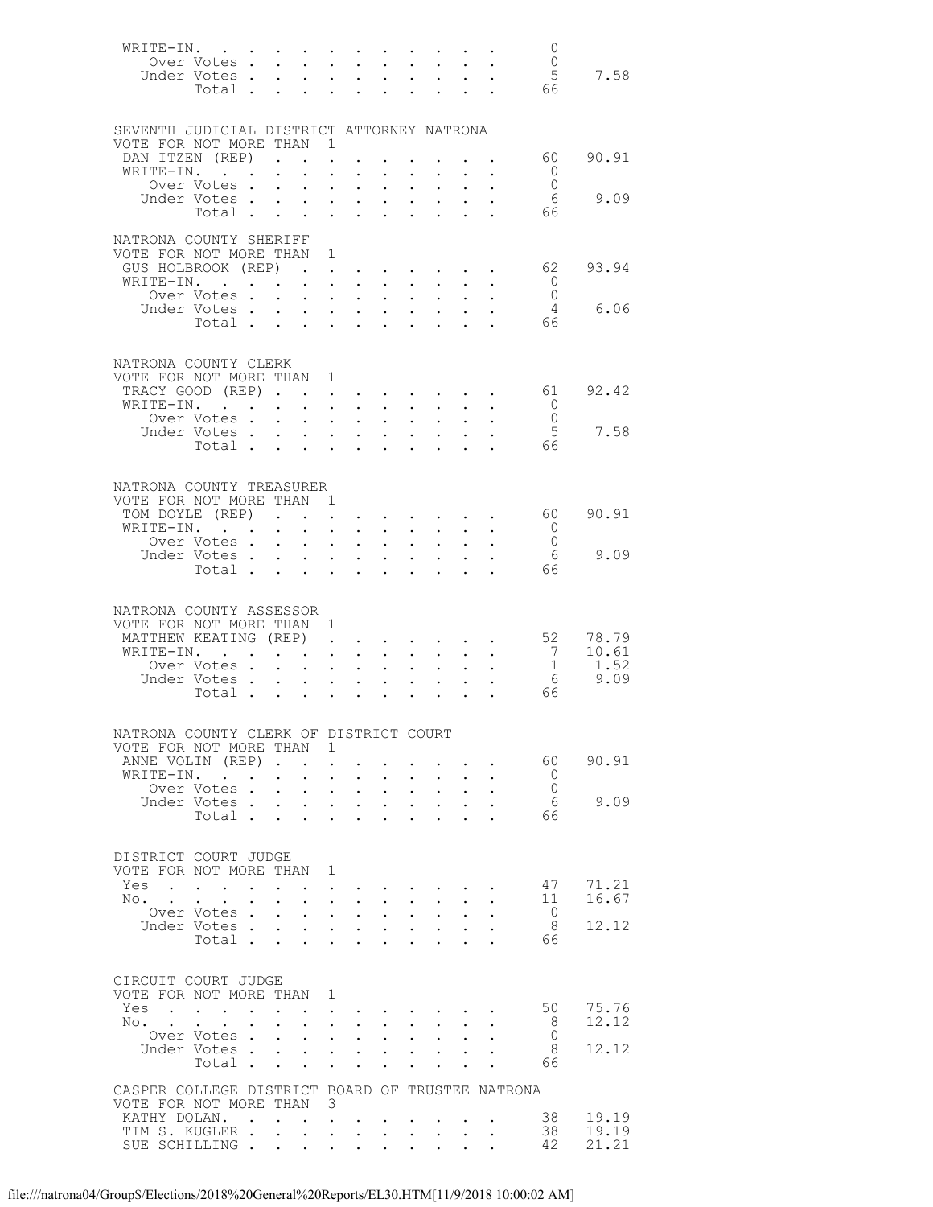| | | |
|---|---|---|
| WRITE-IN. | 0 | |
| Over Votes | 0 | |
| Under Votes | 5 | 7.58 |
| Total | 66 | |

## SEVENTH JUDICIAL DISTRICT ATTORNEY NATRONA

VOTE FOR NOT MORE THAN 1

| | | |
|---|---|---|
| DAN ITZEN (REP) | 60 | 90.91 |
| WRITE-IN. | 0 | |
| Over Votes | 0 | |
| Under Votes | 6 | 9.09 |
| Total | 66 | |

## NATRONA COUNTY SHERIFF

VOTE FOR NOT MORE THAN 1

| | | |
|---|---|---|
| GUS HOLBROOK (REP) | 62 | 93.94 |
| WRITE-IN. | 0 | |
| Over Votes | 0 | |
| Under Votes | 4 | 6.06 |
| Total | 66 | |

## NATRONA COUNTY CLERK

VOTE FOR NOT MORE THAN 1

| | | |
|---|---|---|
| TRACY GOOD (REP) | 61 | 92.42 |
| WRITE-IN. | 0 | |
| Over Votes | 0 | |
| Under Votes | 5 | 7.58 |
| Total | 66 | |

## NATRONA COUNTY TREASURER

VOTE FOR NOT MORE THAN 1

| | | |
|---|---|---|
| TOM DOYLE (REP) | 60 | 90.91 |
| WRITE-IN. | 0 | |
| Over Votes | 0 | |
| Under Votes | 6 | 9.09 |
| Total | 66 | |

## NATRONA COUNTY ASSESSOR

VOTE FOR NOT MORE THAN 1

| | | |
|---|---|---|
| MATTHEW KEATING (REP) | 52 | 78.79 |
| WRITE-IN. | 7 | 10.61 |
| Over Votes | 1 | 1.52 |
| Under Votes | 6 | 9.09 |
| Total | 66 | |

## NATRONA COUNTY CLERK OF DISTRICT COURT

VOTE FOR NOT MORE THAN 1

| | | |
|---|---|---|
| ANNE VOLIN (REP) | 60 | 90.91 |
| WRITE-IN. | 0 | |
| Over Votes | 0 | |
| Under Votes | 6 | 9.09 |
| Total | 66 | |

## DISTRICT COURT JUDGE

VOTE FOR NOT MORE THAN 1

| | | |
|---|---|---|
| Yes | 47 | 71.21 |
| No. | 11 | 16.67 |
| Over Votes | 0 | |
| Under Votes | 8 | 12.12 |
| Total | 66 | |

## CIRCUIT COURT JUDGE

VOTE FOR NOT MORE THAN 1

| | | |
|---|---|---|
| Yes | 50 | 75.76 |
| No. | 8 | 12.12 |
| Over Votes | 0 | |
| Under Votes | 8 | 12.12 |
| Total | 66 | |

## CASPER COLLEGE DISTRICT BOARD OF TRUSTEE NATRONA

VOTE FOR NOT MORE THAN 3

| | | |
|---|---|---|
| KATHY DOLAN. | 38 | 19.19 |
| TIM S. KUGLER | 38 | 19.19 |
| SUE SCHILLING | 42 | 21.21 |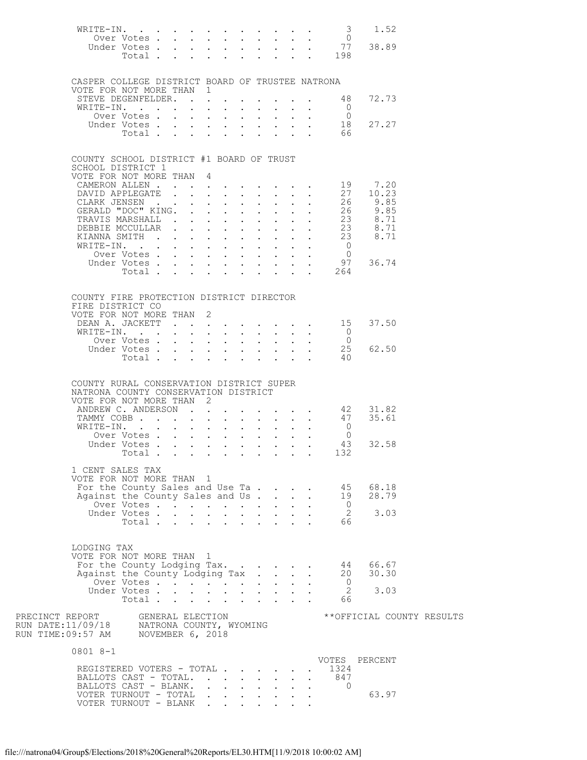| | Votes | Percent |
|---|---|---|
| WRITE-IN. | 3 | 1.52 |
| Over Votes | 0 | |
| Under Votes | 77 | 38.89 |
| Total | 198 | |

## CASPER COLLEGE DISTRICT BOARD OF TRUSTEE NATRONA

VOTE FOR NOT MORE THAN 1

| | Votes | Percent |
|---|---|---|
| STEVE DEGENFELDER. | 48 | 72.73 |
| WRITE-IN. | 0 | |
| Over Votes | 0 | |
| Under Votes | 18 | 27.27 |
| Total | 66 | |

## COUNTY SCHOOL DISTRICT #1 BOARD OF TRUST

SCHOOL DISTRICT 1

VOTE FOR NOT MORE THAN 4

| | Votes | Percent |
|---|---|---|
| CAMERON ALLEN | 19 | 7.20 |
| DAVID APPLEGATE | 27 | 10.23 |
| CLARK JENSEN | 26 | 9.85 |
| GERALD "DOC" KING. | 26 | 9.85 |
| TRAVIS MARSHALL | 23 | 8.71 |
| DEBBIE MCCULLAR | 23 | 8.71 |
| KIANNA SMITH | 23 | 8.71 |
| WRITE-IN. | 0 | |
| Over Votes | 0 | |
| Under Votes | 97 | 36.74 |
| Total | 264 | |

## COUNTY FIRE PROTECTION DISTRICT DIRECTOR

FIRE DISTRICT CO

VOTE FOR NOT MORE THAN 2

| | Votes | Percent |
|---|---|---|
| DEAN A. JACKETT | 15 | 37.50 |
| WRITE-IN. | 0 | |
| Over Votes | 0 | |
| Under Votes | 25 | 62.50 |
| Total | 40 | |

## COUNTY RURAL CONSERVATION DISTRICT SUPER

NATRONA COUNTY CONSERVATION DISTRICT

VOTE FOR NOT MORE THAN 2

| | Votes | Percent |
|---|---|---|
| ANDREW C. ANDERSON | 42 | 31.82 |
| TAMMY COBB | 47 | 35.61 |
| WRITE-IN. | 0 | |
| Over Votes | 0 | |
| Under Votes | 43 | 32.58 |
| Total | 132 | |

## 1 CENT SALES TAX

VOTE FOR NOT MORE THAN 1

| | Votes | Percent |
|---|---|---|
| For the County Sales and Use Ta | 45 | 68.18 |
| Against the County Sales and Us | 19 | 28.79 |
| Over Votes | 0 | |
| Under Votes | 2 | 3.03 |
| Total | 66 | |

## LODGING TAX

VOTE FOR NOT MORE THAN 1

| | Votes | Percent |
|---|---|---|
| For the County Lodging Tax. | 44 | 66.67 |
| Against the County Lodging Tax | 20 | 30.30 |
| Over Votes | 0 | |
| Under Votes | 2 | 3.03 |
| Total | 66 | |

PRECINCT REPORT — GENERAL ELECTION — **OFFICIAL COUNTY RESULTS
RUN DATE:11/09/18 — NATRONA COUNTY, WYOMING
RUN TIME:09:57 AM — NOVEMBER 6, 2018

## 0801 8-1

| | VOTES | PERCENT |
|---|---|---|
| REGISTERED VOTERS - TOTAL | 1324 | |
| BALLOTS CAST - TOTAL. | 847 | |
| BALLOTS CAST - BLANK. | 0 | |
| VOTER TURNOUT - TOTAL | | 63.97 |
| VOTER TURNOUT - BLANK | | |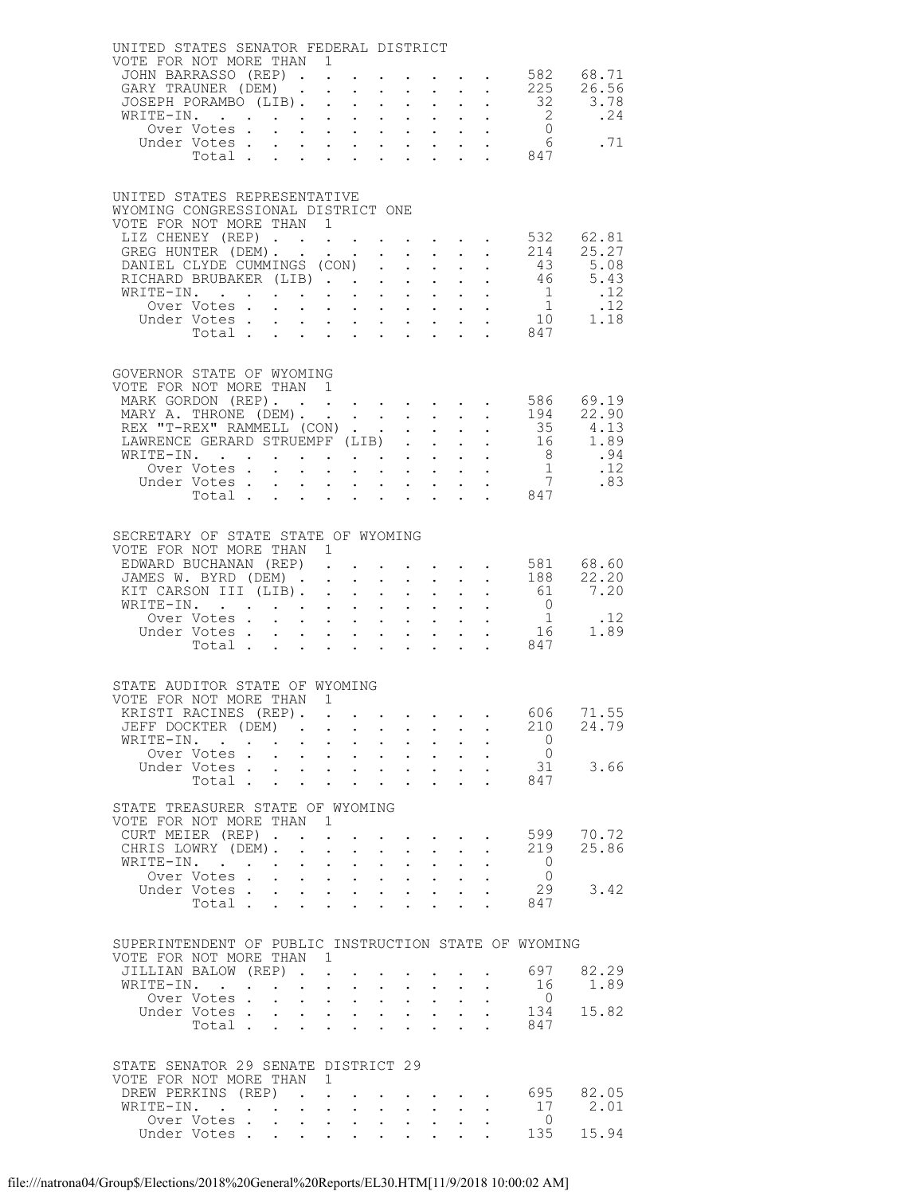UNITED STATES SENATOR FEDERAL DISTRICT
VOTE FOR NOT MORE THAN 1

| Candidate | Votes | Percent |
|---|---|---|
| JOHN BARRASSO (REP) | 582 | 68.71 |
| GARY TRAUNER (DEM) | 225 | 26.56 |
| JOSEPH PORAMBO (LIB) | 32 | 3.78 |
| WRITE-IN. | 2 | .24 |
| Over Votes | 0 | |
| Under Votes | 6 | .71 |
| Total | 847 | |

UNITED STATES REPRESENTATIVE
WYOMING CONGRESSIONAL DISTRICT ONE
VOTE FOR NOT MORE THAN 1

| Candidate | Votes | Percent |
|---|---|---|
| LIZ CHENEY (REP) | 532 | 62.81 |
| GREG HUNTER (DEM) | 214 | 25.27 |
| DANIEL CLYDE CUMMINGS (CON) | 43 | 5.08 |
| RICHARD BRUBAKER (LIB) | 46 | 5.43 |
| WRITE-IN. | 1 | .12 |
| Over Votes | 1 | .12 |
| Under Votes | 10 | 1.18 |
| Total | 847 | |

GOVERNOR STATE OF WYOMING
VOTE FOR NOT MORE THAN 1

| Candidate | Votes | Percent |
|---|---|---|
| MARK GORDON (REP) | 586 | 69.19 |
| MARY A. THRONE (DEM) | 194 | 22.90 |
| REX "T-REX" RAMMELL (CON) | 35 | 4.13 |
| LAWRENCE GERARD STRUEMPF (LIB) | 16 | 1.89 |
| WRITE-IN. | 8 | .94 |
| Over Votes | 1 | .12 |
| Under Votes | 7 | .83 |
| Total | 847 | |

SECRETARY OF STATE STATE OF WYOMING
VOTE FOR NOT MORE THAN 1

| Candidate | Votes | Percent |
|---|---|---|
| EDWARD BUCHANAN (REP) | 581 | 68.60 |
| JAMES W. BYRD (DEM) | 188 | 22.20 |
| KIT CARSON III (LIB) | 61 | 7.20 |
| WRITE-IN. | 0 | |
| Over Votes | 1 | .12 |
| Under Votes | 16 | 1.89 |
| Total | 847 | |

STATE AUDITOR STATE OF WYOMING
VOTE FOR NOT MORE THAN 1

| Candidate | Votes | Percent |
|---|---|---|
| KRISTI RACINES (REP) | 606 | 71.55 |
| JEFF DOCKTER (DEM) | 210 | 24.79 |
| WRITE-IN. | 0 | |
| Over Votes | 0 | |
| Under Votes | 31 | 3.66 |
| Total | 847 | |

STATE TREASURER STATE OF WYOMING
VOTE FOR NOT MORE THAN 1

| Candidate | Votes | Percent |
|---|---|---|
| CURT MEIER (REP) | 599 | 70.72 |
| CHRIS LOWRY (DEM) | 219 | 25.86 |
| WRITE-IN. | 0 | |
| Over Votes | 0 | |
| Under Votes | 29 | 3.42 |
| Total | 847 | |

SUPERINTENDENT OF PUBLIC INSTRUCTION STATE OF WYOMING
VOTE FOR NOT MORE THAN 1

| Candidate | Votes | Percent |
|---|---|---|
| JILLIAN BALOW (REP) | 697 | 82.29 |
| WRITE-IN. | 16 | 1.89 |
| Over Votes | 0 | |
| Under Votes | 134 | 15.82 |
| Total | 847 | |

STATE SENATOR 29 SENATE DISTRICT 29
VOTE FOR NOT MORE THAN 1

| Candidate | Votes | Percent |
|---|---|---|
| DREW PERKINS (REP) | 695 | 82.05 |
| WRITE-IN. | 17 | 2.01 |
| Over Votes | 0 | |
| Under Votes | 135 | 15.94 |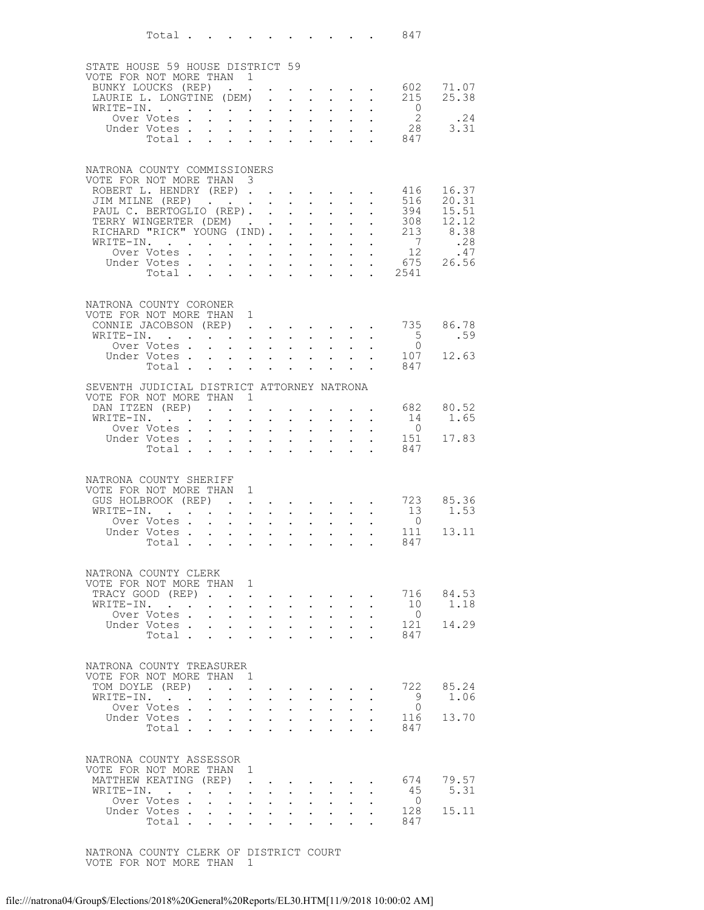Total . . . . . . . . . . . 847

STATE HOUSE 59 HOUSE DISTRICT 59
VOTE FOR NOT MORE THAN 1

| | | |
|---|---|---|
| BUNKY LOUCKS (REP) | 602 | 71.07 |
| LAURIE L. LONGTINE (DEM) | 215 | 25.38 |
| WRITE-IN. | 0 | |
| Over Votes | 2 | .24 |
| Under Votes | 28 | 3.31 |
| Total | 847 | |

NATRONA COUNTY COMMISSIONERS
VOTE FOR NOT MORE THAN 3

| | | |
|---|---|---|
| ROBERT L. HENDRY (REP) | 416 | 16.37 |
| JIM MILNE (REP) | 516 | 20.31 |
| PAUL C. BERTOGLIO (REP). | 394 | 15.51 |
| TERRY WINGERTER (DEM) | 308 | 12.12 |
| RICHARD "RICK" YOUNG (IND). | 213 | 8.38 |
| WRITE-IN. | 7 | .28 |
| Over Votes | 12 | .47 |
| Under Votes | 675 | 26.56 |
| Total | 2541 | |

NATRONA COUNTY CORONER
VOTE FOR NOT MORE THAN 1

| | | |
|---|---|---|
| CONNIE JACOBSON (REP) | 735 | 86.78 |
| WRITE-IN. | 5 | .59 |
| Over Votes | 0 | |
| Under Votes | 107 | 12.63 |
| Total | 847 | |

SEVENTH JUDICIAL DISTRICT ATTORNEY NATRONA
VOTE FOR NOT MORE THAN 1

| | | |
|---|---|---|
| DAN ITZEN (REP) | 682 | 80.52 |
| WRITE-IN. | 14 | 1.65 |
| Over Votes | 0 | |
| Under Votes | 151 | 17.83 |
| Total | 847 | |

NATRONA COUNTY SHERIFF
VOTE FOR NOT MORE THAN 1

| | | |
|---|---|---|
| GUS HOLBROOK (REP) | 723 | 85.36 |
| WRITE-IN. | 13 | 1.53 |
| Over Votes | 0 | |
| Under Votes | 111 | 13.11 |
| Total | 847 | |

NATRONA COUNTY CLERK
VOTE FOR NOT MORE THAN 1

| | | |
|---|---|---|
| TRACY GOOD (REP) | 716 | 84.53 |
| WRITE-IN. | 10 | 1.18 |
| Over Votes | 0 | |
| Under Votes | 121 | 14.29 |
| Total | 847 | |

NATRONA COUNTY TREASURER
VOTE FOR NOT MORE THAN 1

| | | |
|---|---|---|
| TOM DOYLE (REP) | 722 | 85.24 |
| WRITE-IN. | 9 | 1.06 |
| Over Votes | 0 | |
| Under Votes | 116 | 13.70 |
| Total | 847 | |

NATRONA COUNTY ASSESSOR
VOTE FOR NOT MORE THAN 1

| | | |
|---|---|---|
| MATTHEW KEATING (REP) | 674 | 79.57 |
| WRITE-IN. | 45 | 5.31 |
| Over Votes | 0 | |
| Under Votes | 128 | 15.11 |
| Total | 847 | |

NATRONA COUNTY CLERK OF DISTRICT COURT
VOTE FOR NOT MORE THAN 1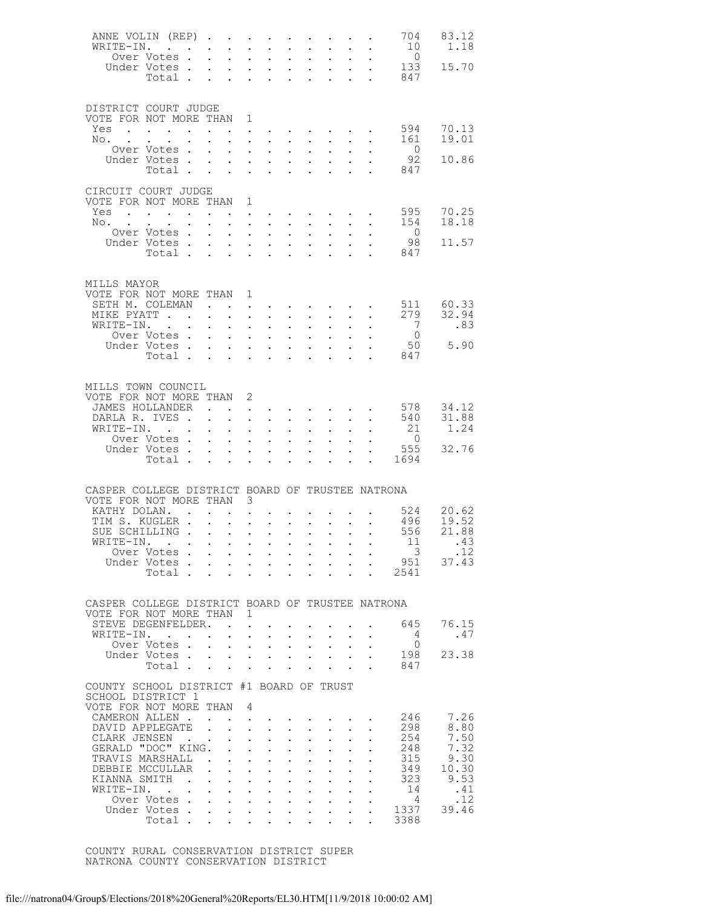| | | |
|---|---|---|
| ANNE VOLIN (REP) | 704 | 83.12 |
| WRITE-IN. | 10 | 1.18 |
| Over Votes | 0 | |
| Under Votes | 133 | 15.70 |
| Total | 847 | |

DISTRICT COURT JUDGE
VOTE FOR NOT MORE THAN 1

| | | |
|---|---|---|
| Yes | 594 | 70.13 |
| No. | 161 | 19.01 |
| Over Votes | 0 | |
| Under Votes | 92 | 10.86 |
| Total | 847 | |

CIRCUIT COURT JUDGE
VOTE FOR NOT MORE THAN 1

| | | |
|---|---|---|
| Yes | 595 | 70.25 |
| No. | 154 | 18.18 |
| Over Votes | 0 | |
| Under Votes | 98 | 11.57 |
| Total | 847 | |

MILLS MAYOR
VOTE FOR NOT MORE THAN 1

| | | |
|---|---|---|
| SETH M. COLEMAN | 511 | 60.33 |
| MIKE PYATT | 279 | 32.94 |
| WRITE-IN. | 7 | .83 |
| Over Votes | 0 | |
| Under Votes | 50 | 5.90 |
| Total | 847 | |

MILLS TOWN COUNCIL
VOTE FOR NOT MORE THAN 2

| | | |
|---|---|---|
| JAMES HOLLANDER | 578 | 34.12 |
| DARLA R. IVES | 540 | 31.88 |
| WRITE-IN. | 21 | 1.24 |
| Over Votes | 0 | |
| Under Votes | 555 | 32.76 |
| Total | 1694 | |

CASPER COLLEGE DISTRICT BOARD OF TRUSTEE NATRONA
VOTE FOR NOT MORE THAN 3

| | | |
|---|---|---|
| KATHY DOLAN. | 524 | 20.62 |
| TIM S. KUGLER | 496 | 19.52 |
| SUE SCHILLING | 556 | 21.88 |
| WRITE-IN. | 11 | .43 |
| Over Votes | 3 | .12 |
| Under Votes | 951 | 37.43 |
| Total | 2541 | |

CASPER COLLEGE DISTRICT BOARD OF TRUSTEE NATRONA
VOTE FOR NOT MORE THAN 1

| | | |
|---|---|---|
| STEVE DEGENFELDER. | 645 | 76.15 |
| WRITE-IN. | 4 | .47 |
| Over Votes | 0 | |
| Under Votes | 198 | 23.38 |
| Total | 847 | |

COUNTY SCHOOL DISTRICT #1 BOARD OF TRUST
SCHOOL DISTRICT 1
VOTE FOR NOT MORE THAN 4

| | | |
|---|---|---|
| CAMERON ALLEN | 246 | 7.26 |
| DAVID APPLEGATE | 298 | 8.80 |
| CLARK JENSEN | 254 | 7.50 |
| GERALD "DOC" KING. | 248 | 7.32 |
| TRAVIS MARSHALL | 315 | 9.30 |
| DEBBIE MCCULLAR | 349 | 10.30 |
| KIANNA SMITH | 323 | 9.53 |
| WRITE-IN. | 14 | .41 |
| Over Votes | 4 | .12 |
| Under Votes | 1337 | 39.46 |
| Total | 3388 | |

COUNTY RURAL CONSERVATION DISTRICT SUPER
NATRONA COUNTY CONSERVATION DISTRICT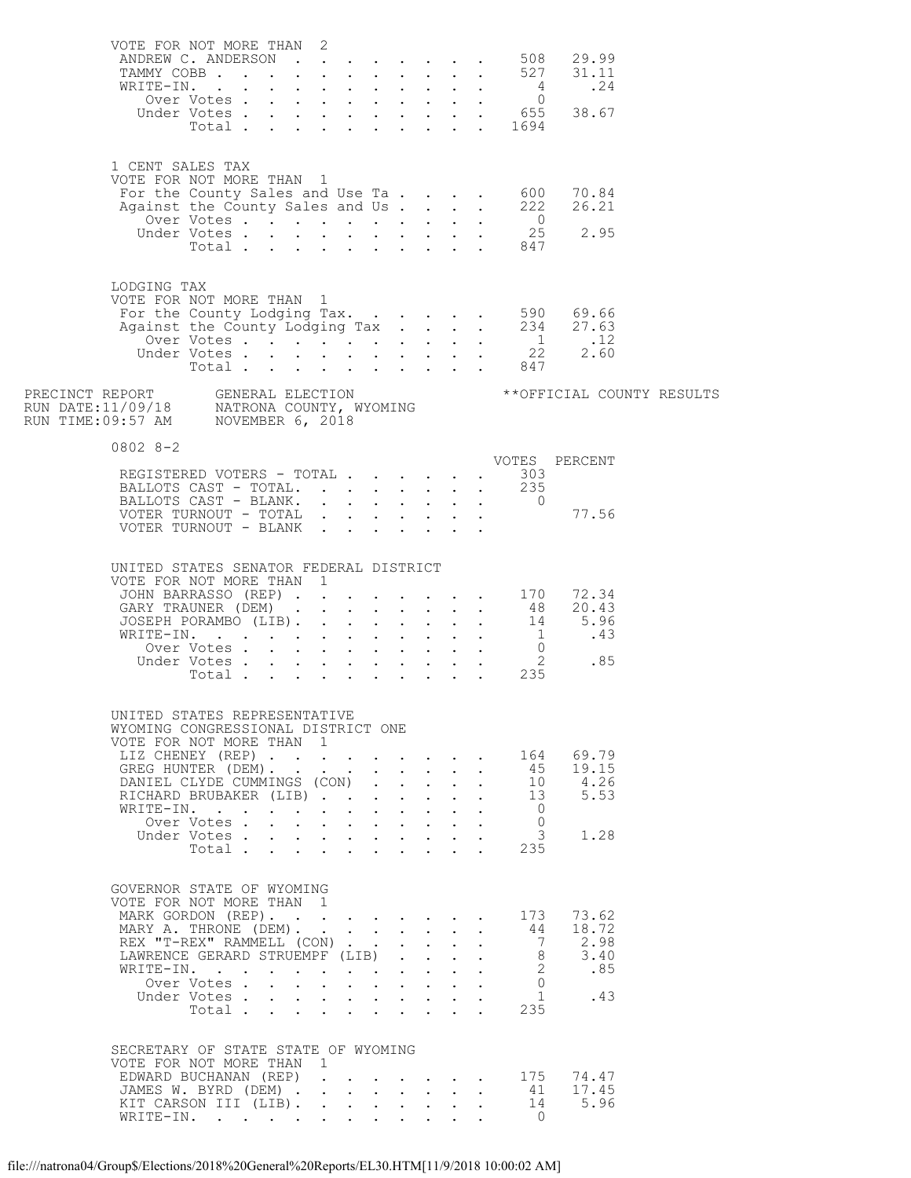VOTE FOR NOT MORE THAN 2

| | VOTES | PERCENT |
|---|---|---|
| ANDREW C. ANDERSON | 508 | 29.99 |
| TAMMY COBB | 527 | 31.11 |
| WRITE-IN. | 4 | .24 |
| Over Votes | 0 | |
| Under Votes | 655 | 38.67 |
| Total | 1694 | |

1 CENT SALES TAX
VOTE FOR NOT MORE THAN 1

| | VOTES | PERCENT |
|---|---|---|
| For the County Sales and Use Ta | 600 | 70.84 |
| Against the County Sales and Us | 222 | 26.21 |
| Over Votes | 0 | |
| Under Votes | 25 | 2.95 |
| Total | 847 | |

LODGING TAX
VOTE FOR NOT MORE THAN 1

| | VOTES | PERCENT |
|---|---|---|
| For the County Lodging Tax. | 590 | 69.66 |
| Against the County Lodging Tax | 234 | 27.63 |
| Over Votes | 1 | .12 |
| Under Votes | 22 | 2.60 |
| Total | 847 | |

PRECINCT REPORT GENERAL ELECTION **OFFICIAL COUNTY RESULTS
RUN DATE:11/09/18 NATRONA COUNTY, WYOMING
RUN TIME:09:57 AM NOVEMBER 6, 2018

0802 8-2

| | VOTES | PERCENT |
|---|---|---|
| REGISTERED VOTERS - TOTAL | 303 | |
| BALLOTS CAST - TOTAL. | 235 | |
| BALLOTS CAST - BLANK. | 0 | |
| VOTER TURNOUT - TOTAL | | 77.56 |
| VOTER TURNOUT - BLANK | | |

UNITED STATES SENATOR FEDERAL DISTRICT
VOTE FOR NOT MORE THAN 1

| | VOTES | PERCENT |
|---|---|---|
| JOHN BARRASSO (REP) | 170 | 72.34 |
| GARY TRAUNER (DEM) | 48 | 20.43 |
| JOSEPH PORAMBO (LIB). | 14 | 5.96 |
| WRITE-IN. | 1 | .43 |
| Over Votes | 0 | |
| Under Votes | 2 | .85 |
| Total | 235 | |

UNITED STATES REPRESENTATIVE
WYOMING CONGRESSIONAL DISTRICT ONE
VOTE FOR NOT MORE THAN 1

| | VOTES | PERCENT |
|---|---|---|
| LIZ CHENEY (REP) | 164 | 69.79 |
| GREG HUNTER (DEM). | 45 | 19.15 |
| DANIEL CLYDE CUMMINGS (CON) | 10 | 4.26 |
| RICHARD BRUBAKER (LIB) | 13 | 5.53 |
| WRITE-IN. | 0 | |
| Over Votes | 0 | |
| Under Votes | 3 | 1.28 |
| Total | 235 | |

GOVERNOR STATE OF WYOMING
VOTE FOR NOT MORE THAN 1

| | VOTES | PERCENT |
|---|---|---|
| MARK GORDON (REP). | 173 | 73.62 |
| MARY A. THRONE (DEM). | 44 | 18.72 |
| REX "T-REX" RAMMELL (CON) | 7 | 2.98 |
| LAWRENCE GERARD STRUEMPF (LIB) | 8 | 3.40 |
| WRITE-IN. | 2 | .85 |
| Over Votes | 0 | |
| Under Votes | 1 | .43 |
| Total | 235 | |

SECRETARY OF STATE STATE OF WYOMING
VOTE FOR NOT MORE THAN 1

| | VOTES | PERCENT |
|---|---|---|
| EDWARD BUCHANAN (REP) | 175 | 74.47 |
| JAMES W. BYRD (DEM) | 41 | 17.45 |
| KIT CARSON III (LIB). | 14 | 5.96 |
| WRITE-IN. | 0 | |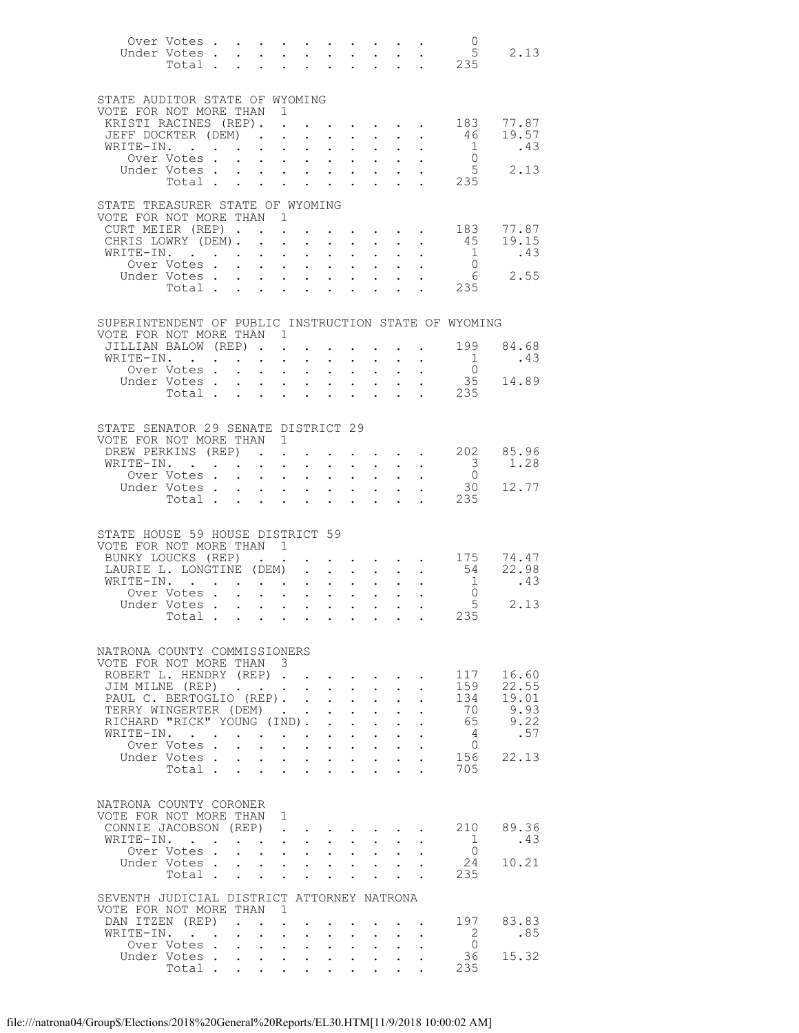| | | |
|---|---|---|
| Over Votes | 0 | |
| Under Votes | 5 | 2.13 |
| Total | 235 | |

STATE AUDITOR STATE OF WYOMING
VOTE FOR NOT MORE THAN 1

| | | |
|---|---|---|
| KRISTI RACINES (REP) | 183 | 77.87 |
| JEFF DOCKTER (DEM) | 46 | 19.57 |
| WRITE-IN | 1 | .43 |
| Over Votes | 0 | |
| Under Votes | 5 | 2.13 |
| Total | 235 | |

STATE TREASURER STATE OF WYOMING
VOTE FOR NOT MORE THAN 1

| | | |
|---|---|---|
| CURT MEIER (REP) | 183 | 77.87 |
| CHRIS LOWRY (DEM) | 45 | 19.15 |
| WRITE-IN | 1 | .43 |
| Over Votes | 0 | |
| Under Votes | 6 | 2.55 |
| Total | 235 | |

SUPERINTENDENT OF PUBLIC INSTRUCTION STATE OF WYOMING
VOTE FOR NOT MORE THAN 1

| | | |
|---|---|---|
| JILLIAN BALOW (REP) | 199 | 84.68 |
| WRITE-IN | 1 | .43 |
| Over Votes | 0 | |
| Under Votes | 35 | 14.89 |
| Total | 235 | |

STATE SENATOR 29 SENATE DISTRICT 29
VOTE FOR NOT MORE THAN 1

| | | |
|---|---|---|
| DREW PERKINS (REP) | 202 | 85.96 |
| WRITE-IN | 3 | 1.28 |
| Over Votes | 0 | |
| Under Votes | 30 | 12.77 |
| Total | 235 | |

STATE HOUSE 59 HOUSE DISTRICT 59
VOTE FOR NOT MORE THAN 1

| | | |
|---|---|---|
| BUNKY LOUCKS (REP) | 175 | 74.47 |
| LAURIE L. LONGTINE (DEM) | 54 | 22.98 |
| WRITE-IN | 1 | .43 |
| Over Votes | 0 | |
| Under Votes | 5 | 2.13 |
| Total | 235 | |

NATRONA COUNTY COMMISSIONERS
VOTE FOR NOT MORE THAN 3

| | | |
|---|---|---|
| ROBERT L. HENDRY (REP) | 117 | 16.60 |
| JIM MILNE (REP) | 159 | 22.55 |
| PAUL C. BERTOGLIO (REP) | 134 | 19.01 |
| TERRY WINGERTER (DEM) | 70 | 9.93 |
| RICHARD "RICK" YOUNG (IND) | 65 | 9.22 |
| WRITE-IN | 4 | .57 |
| Over Votes | 0 | |
| Under Votes | 156 | 22.13 |
| Total | 705 | |

NATRONA COUNTY CORONER
VOTE FOR NOT MORE THAN 1

| | | |
|---|---|---|
| CONNIE JACOBSON (REP) | 210 | 89.36 |
| WRITE-IN | 1 | .43 |
| Over Votes | 0 | |
| Under Votes | 24 | 10.21 |
| Total | 235 | |

SEVENTH JUDICIAL DISTRICT ATTORNEY NATRONA
VOTE FOR NOT MORE THAN 1

| | | |
|---|---|---|
| DAN ITZEN (REP) | 197 | 83.83 |
| WRITE-IN | 2 | .85 |
| Over Votes | 0 | |
| Under Votes | 36 | 15.32 |
| Total | 235 | |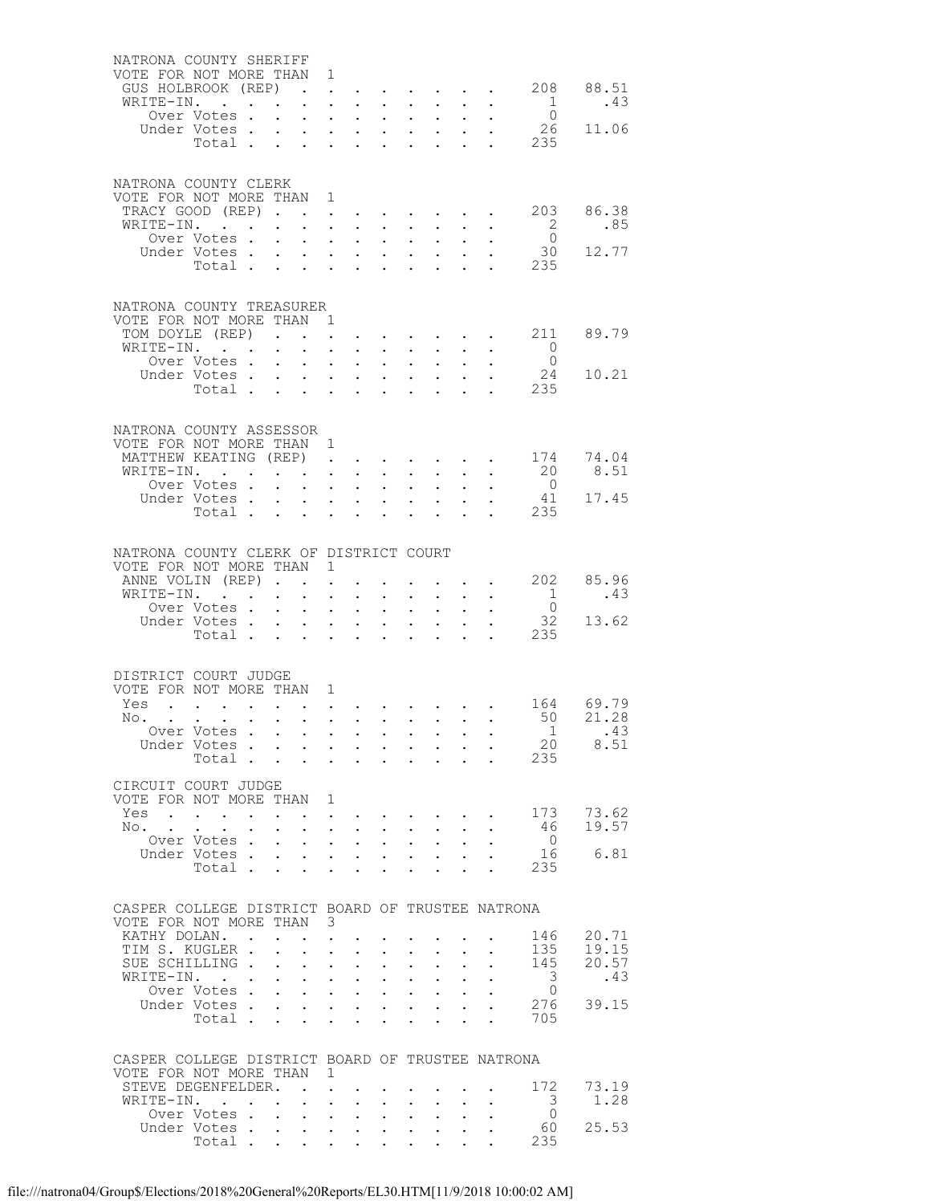NATRONA COUNTY SHERIFF
VOTE FOR NOT MORE THAN 1

| | | |
|---|---|---|
| GUS HOLBROOK (REP) | 208 | 88.51 |
| WRITE-IN. | 1 | .43 |
| Over Votes | 0 | |
| Under Votes | 26 | 11.06 |
| Total | 235 | |

NATRONA COUNTY CLERK
VOTE FOR NOT MORE THAN 1

| | | |
|---|---|---|
| TRACY GOOD (REP) | 203 | 86.38 |
| WRITE-IN. | 2 | .85 |
| Over Votes | 0 | |
| Under Votes | 30 | 12.77 |
| Total | 235 | |

NATRONA COUNTY TREASURER
VOTE FOR NOT MORE THAN 1

| | | |
|---|---|---|
| TOM DOYLE (REP) | 211 | 89.79 |
| WRITE-IN. | 0 | |
| Over Votes | 0 | |
| Under Votes | 24 | 10.21 |
| Total | 235 | |

NATRONA COUNTY ASSESSOR
VOTE FOR NOT MORE THAN 1

| | | |
|---|---|---|
| MATTHEW KEATING (REP) | 174 | 74.04 |
| WRITE-IN. | 20 | 8.51 |
| Over Votes | 0 | |
| Under Votes | 41 | 17.45 |
| Total | 235 | |

NATRONA COUNTY CLERK OF DISTRICT COURT
VOTE FOR NOT MORE THAN 1

| | | |
|---|---|---|
| ANNE VOLIN (REP) | 202 | 85.96 |
| WRITE-IN. | 1 | .43 |
| Over Votes | 0 | |
| Under Votes | 32 | 13.62 |
| Total | 235 | |

DISTRICT COURT JUDGE
VOTE FOR NOT MORE THAN 1

| | | |
|---|---|---|
| Yes | 164 | 69.79 |
| No. | 50 | 21.28 |
| Over Votes | 1 | .43 |
| Under Votes | 20 | 8.51 |
| Total | 235 | |

CIRCUIT COURT JUDGE
VOTE FOR NOT MORE THAN 1

| | | |
|---|---|---|
| Yes | 173 | 73.62 |
| No. | 46 | 19.57 |
| Over Votes | 0 | |
| Under Votes | 16 | 6.81 |
| Total | 235 | |

CASPER COLLEGE DISTRICT BOARD OF TRUSTEE NATRONA
VOTE FOR NOT MORE THAN 3

| | | |
|---|---|---|
| KATHY DOLAN. | 146 | 20.71 |
| TIM S. KUGLER | 135 | 19.15 |
| SUE SCHILLING | 145 | 20.57 |
| WRITE-IN. | 3 | .43 |
| Over Votes | 0 | |
| Under Votes | 276 | 39.15 |
| Total | 705 | |

CASPER COLLEGE DISTRICT BOARD OF TRUSTEE NATRONA
VOTE FOR NOT MORE THAN 1

| | | |
|---|---|---|
| STEVE DEGENFELDER. | 172 | 73.19 |
| WRITE-IN. | 3 | 1.28 |
| Over Votes | 0 | |
| Under Votes | 60 | 25.53 |
| Total | 235 | |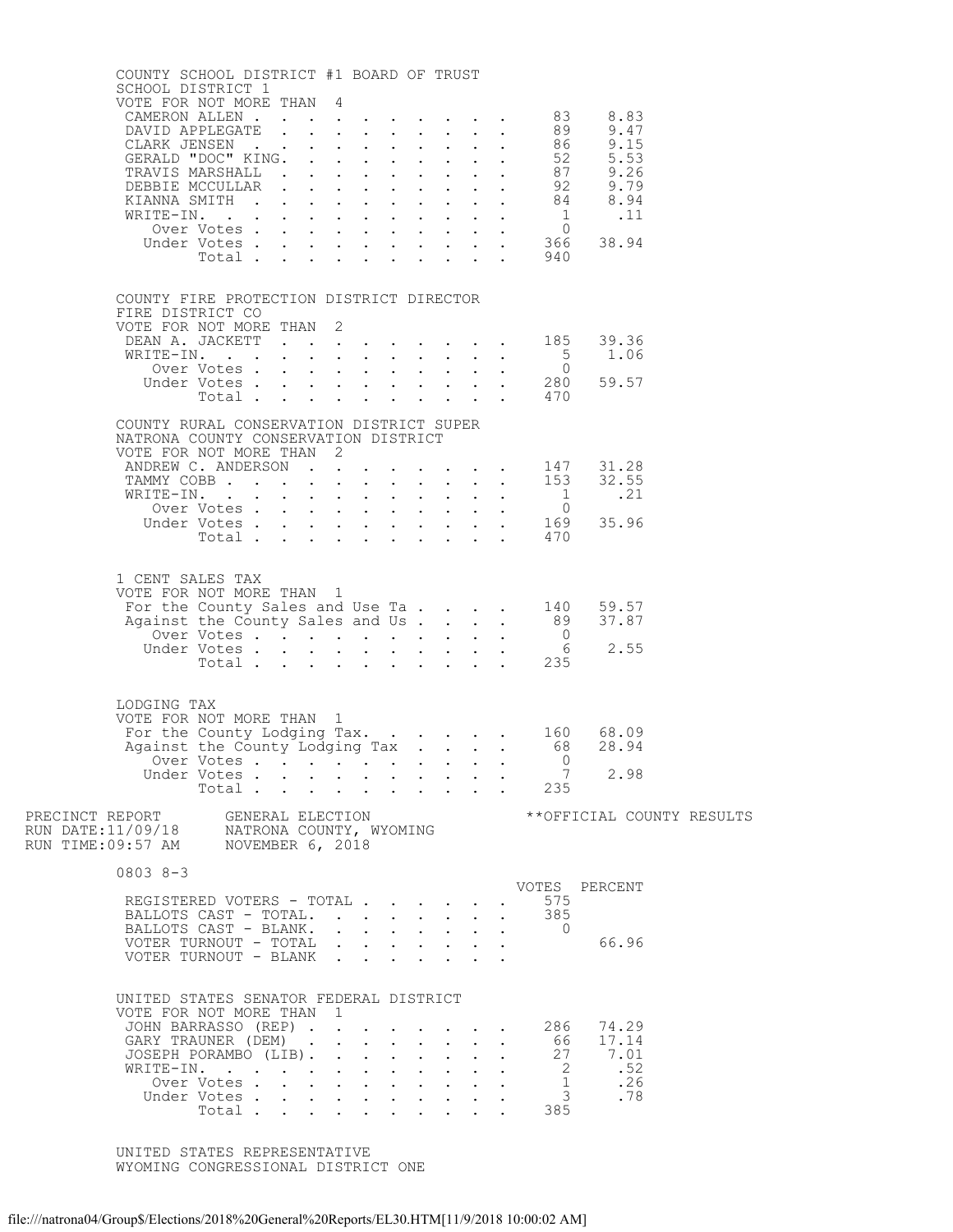COUNTY SCHOOL DISTRICT #1 BOARD OF TRUST
SCHOOL DISTRICT 1
VOTE FOR NOT MORE THAN 4

| | | |
|---|---|---|
| CAMERON ALLEN | 83 | 8.83 |
| DAVID APPLEGATE | 89 | 9.47 |
| CLARK JENSEN | 86 | 9.15 |
| GERALD "DOC" KING. | 52 | 5.53 |
| TRAVIS MARSHALL | 87 | 9.26 |
| DEBBIE MCCULLAR | 92 | 9.79 |
| KIANNA SMITH | 84 | 8.94 |
| WRITE-IN. | 1 | .11 |
| Over Votes | 0 | |
| Under Votes | 366 | 38.94 |
| Total | 940 | |

COUNTY FIRE PROTECTION DISTRICT DIRECTOR
FIRE DISTRICT CO
VOTE FOR NOT MORE THAN 2

| | | |
|---|---|---|
| DEAN A. JACKETT | 185 | 39.36 |
| WRITE-IN. | 5 | 1.06 |
| Over Votes | 0 | |
| Under Votes | 280 | 59.57 |
| Total | 470 | |

COUNTY RURAL CONSERVATION DISTRICT SUPER
NATRONA COUNTY CONSERVATION DISTRICT
VOTE FOR NOT MORE THAN 2

| | | |
|---|---|---|
| ANDREW C. ANDERSON | 147 | 31.28 |
| TAMMY COBB | 153 | 32.55 |
| WRITE-IN. | 1 | .21 |
| Over Votes | 0 | |
| Under Votes | 169 | 35.96 |
| Total | 470 | |

1 CENT SALES TAX
VOTE FOR NOT MORE THAN 1

| | | |
|---|---|---|
| For the County Sales and Use Ta | 140 | 59.57 |
| Against the County Sales and Us | 89 | 37.87 |
| Over Votes | 0 | |
| Under Votes | 6 | 2.55 |
| Total | 235 | |

LODGING TAX
VOTE FOR NOT MORE THAN 1

| | | |
|---|---|---|
| For the County Lodging Tax. | 160 | 68.09 |
| Against the County Lodging Tax | 68 | 28.94 |
| Over Votes | 0 | |
| Under Votes | 7 | 2.98 |
| Total | 235 | |

PRECINCT REPORT GENERAL ELECTION **OFFICIAL COUNTY RESULTS
RUN DATE:11/09/18 NATRONA COUNTY, WYOMING
RUN TIME:09:57 AM NOVEMBER 6, 2018

0803 8-3

| | VOTES | PERCENT |
|---|---|---|
| REGISTERED VOTERS - TOTAL | 575 | |
| BALLOTS CAST - TOTAL. | 385 | |
| BALLOTS CAST - BLANK. | 0 | |
| VOTER TURNOUT - TOTAL | | 66.96 |
| VOTER TURNOUT - BLANK | | |

UNITED STATES SENATOR FEDERAL DISTRICT
VOTE FOR NOT MORE THAN 1

| | | |
|---|---|---|
| JOHN BARRASSO (REP) | 286 | 74.29 |
| GARY TRAUNER (DEM) | 66 | 17.14 |
| JOSEPH PORAMBO (LIB). | 27 | 7.01 |
| WRITE-IN. | 2 | .52 |
| Over Votes | 1 | .26 |
| Under Votes | 3 | .78 |
| Total | 385 | |

UNITED STATES REPRESENTATIVE
WYOMING CONGRESSIONAL DISTRICT ONE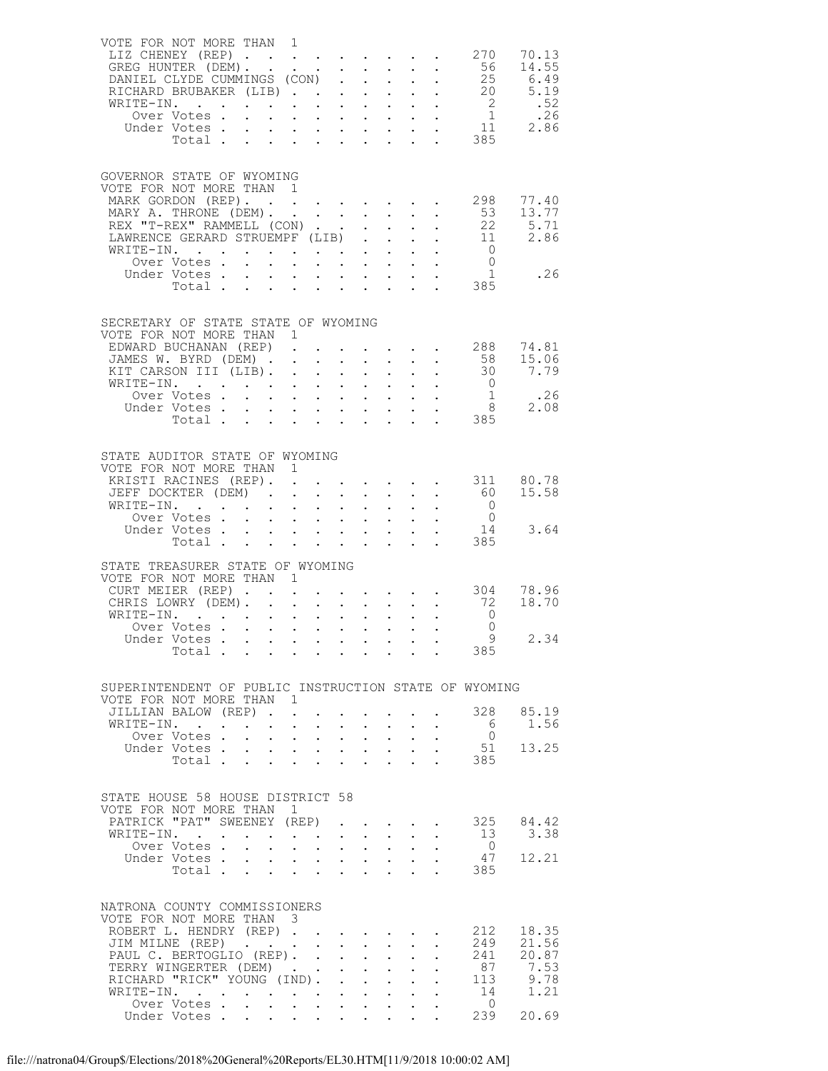VOTE FOR NOT MORE THAN 1

| Candidate | Votes | Percent |
|---|---|---|
| LIZ CHENEY (REP) | 270 | 70.13 |
| GREG HUNTER (DEM) | 56 | 14.55 |
| DANIEL CLYDE CUMMINGS (CON) | 25 | 6.49 |
| RICHARD BRUBAKER (LIB) | 20 | 5.19 |
| WRITE-IN. | 2 | .52 |
| Over Votes | 1 | .26 |
| Under Votes | 11 | 2.86 |
| Total | 385 | |

## GOVERNOR STATE OF WYOMING

VOTE FOR NOT MORE THAN 1

| Candidate | Votes | Percent |
|---|---|---|
| MARK GORDON (REP) | 298 | 77.40 |
| MARY A. THRONE (DEM) | 53 | 13.77 |
| REX "T-REX" RAMMELL (CON) | 22 | 5.71 |
| LAWRENCE GERARD STRUEMPF (LIB) | 11 | 2.86 |
| WRITE-IN. | 0 | |
| Over Votes | 0 | |
| Under Votes | 1 | .26 |
| Total | 385 | |

## SECRETARY OF STATE STATE OF WYOMING

VOTE FOR NOT MORE THAN 1

| Candidate | Votes | Percent |
|---|---|---|
| EDWARD BUCHANAN (REP) | 288 | 74.81 |
| JAMES W. BYRD (DEM) | 58 | 15.06 |
| KIT CARSON III (LIB) | 30 | 7.79 |
| WRITE-IN. | 0 | |
| Over Votes | 1 | .26 |
| Under Votes | 8 | 2.08 |
| Total | 385 | |

## STATE AUDITOR STATE OF WYOMING

VOTE FOR NOT MORE THAN 1

| Candidate | Votes | Percent |
|---|---|---|
| KRISTI RACINES (REP) | 311 | 80.78 |
| JEFF DOCKTER (DEM) | 60 | 15.58 |
| WRITE-IN. | 0 | |
| Over Votes | 0 | |
| Under Votes | 14 | 3.64 |
| Total | 385 | |

## STATE TREASURER STATE OF WYOMING

VOTE FOR NOT MORE THAN 1

| Candidate | Votes | Percent |
|---|---|---|
| CURT MEIER (REP) | 304 | 78.96 |
| CHRIS LOWRY (DEM) | 72 | 18.70 |
| WRITE-IN. | 0 | |
| Over Votes | 0 | |
| Under Votes | 9 | 2.34 |
| Total | 385 | |

## SUPERINTENDENT OF PUBLIC INSTRUCTION STATE OF WYOMING

VOTE FOR NOT MORE THAN 1

| Candidate | Votes | Percent |
|---|---|---|
| JILLIAN BALOW (REP) | 328 | 85.19 |
| WRITE-IN. | 6 | 1.56 |
| Over Votes | 0 | |
| Under Votes | 51 | 13.25 |
| Total | 385 | |

## STATE HOUSE 58 HOUSE DISTRICT 58

VOTE FOR NOT MORE THAN 1

| Candidate | Votes | Percent |
|---|---|---|
| PATRICK "PAT" SWEENEY (REP) | 325 | 84.42 |
| WRITE-IN. | 13 | 3.38 |
| Over Votes | 0 | |
| Under Votes | 47 | 12.21 |
| Total | 385 | |

## NATRONA COUNTY COMMISSIONERS

VOTE FOR NOT MORE THAN 3

| Candidate | Votes | Percent |
|---|---|---|
| ROBERT L. HENDRY (REP) | 212 | 18.35 |
| JIM MILNE (REP) | 249 | 21.56 |
| PAUL C. BERTOGLIO (REP) | 241 | 20.87 |
| TERRY WINGERTER (DEM) | 87 | 7.53 |
| RICHARD "RICK" YOUNG (IND) | 113 | 9.78 |
| WRITE-IN. | 14 | 1.21 |
| Over Votes | 0 | |
| Under Votes | 239 | 20.69 |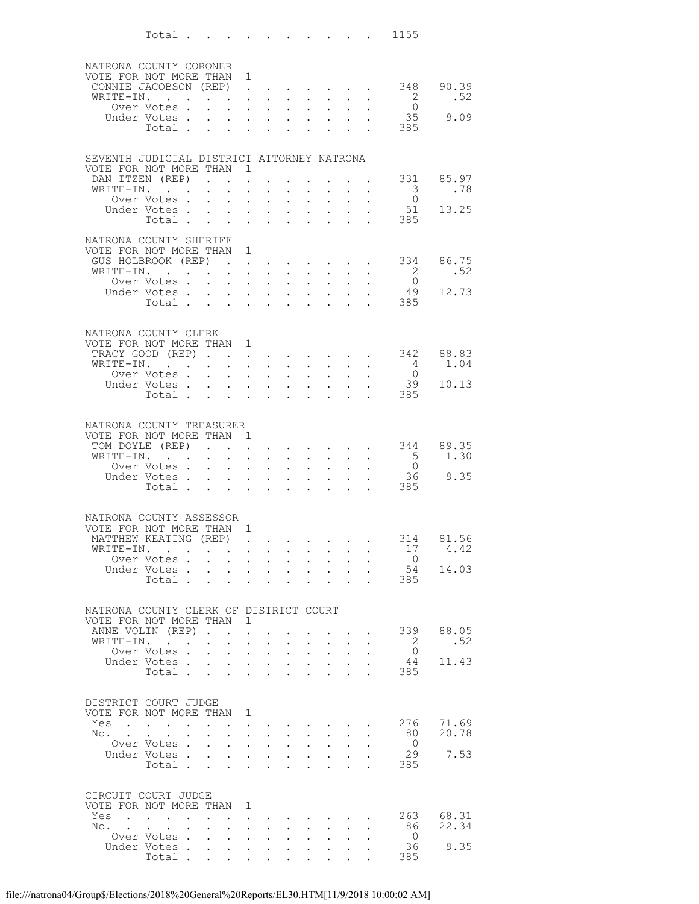Total . . . . . . . . . . . 1155

## NATRONA COUNTY CORONER

VOTE FOR NOT MORE THAN 1

| | | |
|---|---|---|
| CONNIE JACOBSON (REP) | 348 | 90.39 |
| WRITE-IN. | 2 | .52 |
| Over Votes | 0 | |
| Under Votes | 35 | 9.09 |
| Total | 385 | |

## SEVENTH JUDICIAL DISTRICT ATTORNEY NATRONA

VOTE FOR NOT MORE THAN 1

| | | |
|---|---|---|
| DAN ITZEN (REP) | 331 | 85.97 |
| WRITE-IN. | 3 | .78 |
| Over Votes | 0 | |
| Under Votes | 51 | 13.25 |
| Total | 385 | |

## NATRONA COUNTY SHERIFF

VOTE FOR NOT MORE THAN 1

| | | |
|---|---|---|
| GUS HOLBROOK (REP) | 334 | 86.75 |
| WRITE-IN. | 2 | .52 |
| Over Votes | 0 | |
| Under Votes | 49 | 12.73 |
| Total | 385 | |

## NATRONA COUNTY CLERK

VOTE FOR NOT MORE THAN 1

| | | |
|---|---|---|
| TRACY GOOD (REP) | 342 | 88.83 |
| WRITE-IN. | 4 | 1.04 |
| Over Votes | 0 | |
| Under Votes | 39 | 10.13 |
| Total | 385 | |

## NATRONA COUNTY TREASURER

VOTE FOR NOT MORE THAN 1

| | | |
|---|---|---|
| TOM DOYLE (REP) | 344 | 89.35 |
| WRITE-IN. | 5 | 1.30 |
| Over Votes | 0 | |
| Under Votes | 36 | 9.35 |
| Total | 385 | |

## NATRONA COUNTY ASSESSOR

VOTE FOR NOT MORE THAN 1

| | | |
|---|---|---|
| MATTHEW KEATING (REP) | 314 | 81.56 |
| WRITE-IN. | 17 | 4.42 |
| Over Votes | 0 | |
| Under Votes | 54 | 14.03 |
| Total | 385 | |

## NATRONA COUNTY CLERK OF DISTRICT COURT

VOTE FOR NOT MORE THAN 1

| | | |
|---|---|---|
| ANNE VOLIN (REP) | 339 | 88.05 |
| WRITE-IN. | 2 | .52 |
| Over Votes | 0 | |
| Under Votes | 44 | 11.43 |
| Total | 385 | |

## DISTRICT COURT JUDGE

VOTE FOR NOT MORE THAN 1

| | | |
|---|---|---|
| Yes | 276 | 71.69 |
| No. | 80 | 20.78 |
| Over Votes | 0 | |
| Under Votes | 29 | 7.53 |
| Total | 385 | |

## CIRCUIT COURT JUDGE

VOTE FOR NOT MORE THAN 1

| | | |
|---|---|---|
| Yes | 263 | 68.31 |
| No. | 86 | 22.34 |
| Over Votes | 0 | |
| Under Votes | 36 | 9.35 |
| Total | 385 | |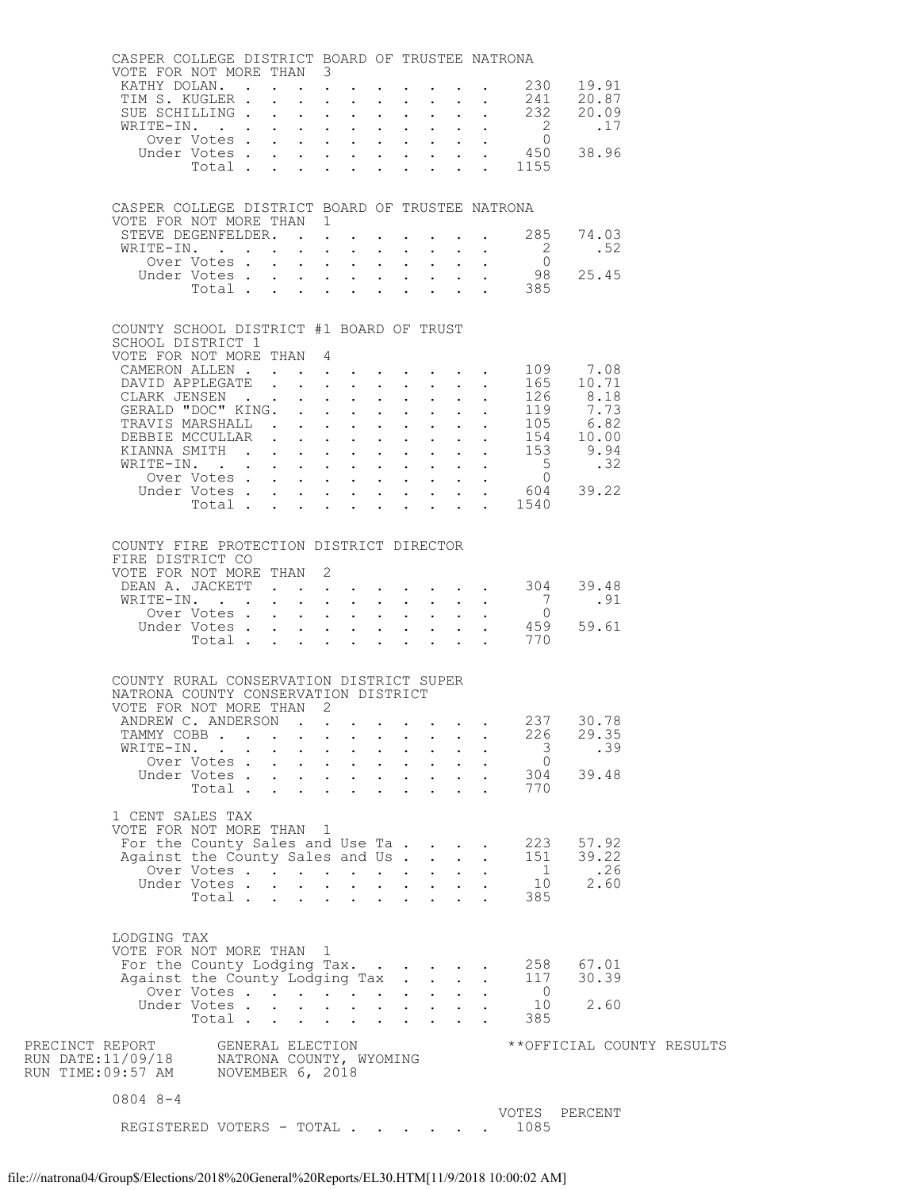CASPER COLLEGE DISTRICT BOARD OF TRUSTEE NATRONA
VOTE FOR NOT MORE THAN 3

| | VOTES | PERCENT |
|---|---|---|
| KATHY DOLAN | 230 | 19.91 |
| TIM S. KUGLER | 241 | 20.87 |
| SUE SCHILLING | 232 | 20.09 |
| WRITE-IN. | 2 | .17 |
| Over Votes | 0 | |
| Under Votes | 450 | 38.96 |
| Total | 1155 | |

CASPER COLLEGE DISTRICT BOARD OF TRUSTEE NATRONA
VOTE FOR NOT MORE THAN 1

| | VOTES | PERCENT |
|---|---|---|
| STEVE DEGENFELDER | 285 | 74.03 |
| WRITE-IN. | 2 | .52 |
| Over Votes | 0 | |
| Under Votes | 98 | 25.45 |
| Total | 385 | |

COUNTY SCHOOL DISTRICT #1 BOARD OF TRUST
SCHOOL DISTRICT 1
VOTE FOR NOT MORE THAN 4

| | VOTES | PERCENT |
|---|---|---|
| CAMERON ALLEN | 109 | 7.08 |
| DAVID APPLEGATE | 165 | 10.71 |
| CLARK JENSEN | 126 | 8.18 |
| GERALD "DOC" KING. | 119 | 7.73 |
| TRAVIS MARSHALL | 105 | 6.82 |
| DEBBIE MCCULLAR | 154 | 10.00 |
| KIANNA SMITH | 153 | 9.94 |
| WRITE-IN. | 5 | .32 |
| Over Votes | 0 | |
| Under Votes | 604 | 39.22 |
| Total | 1540 | |

COUNTY FIRE PROTECTION DISTRICT DIRECTOR
FIRE DISTRICT CO
VOTE FOR NOT MORE THAN 2

| | VOTES | PERCENT |
|---|---|---|
| DEAN A. JACKETT | 304 | 39.48 |
| WRITE-IN. | 7 | .91 |
| Over Votes | 0 | |
| Under Votes | 459 | 59.61 |
| Total | 770 | |

COUNTY RURAL CONSERVATION DISTRICT SUPER
NATRONA COUNTY CONSERVATION DISTRICT
VOTE FOR NOT MORE THAN 2

| | VOTES | PERCENT |
|---|---|---|
| ANDREW C. ANDERSON | 237 | 30.78 |
| TAMMY COBB | 226 | 29.35 |
| WRITE-IN. | 3 | .39 |
| Over Votes | 0 | |
| Under Votes | 304 | 39.48 |
| Total | 770 | |

1 CENT SALES TAX
VOTE FOR NOT MORE THAN 1

| | VOTES | PERCENT |
|---|---|---|
| For the County Sales and Use Ta | 223 | 57.92 |
| Against the County Sales and Us | 151 | 39.22 |
| Over Votes | 1 | .26 |
| Under Votes | 10 | 2.60 |
| Total | 385 | |

LODGING TAX
VOTE FOR NOT MORE THAN 1

| | VOTES | PERCENT |
|---|---|---|
| For the County Lodging Tax. | 258 | 67.01 |
| Against the County Lodging Tax | 117 | 30.39 |
| Over Votes | 0 | |
| Under Votes | 10 | 2.60 |
| Total | 385 | |

PRECINCT REPORT GENERAL ELECTION **OFFICIAL COUNTY RESULTS
RUN DATE:11/09/18 NATRONA COUNTY, WYOMING
RUN TIME:09:57 AM NOVEMBER 6, 2018

0804 8-4

| | VOTES | PERCENT |
|---|---|---|
| REGISTERED VOTERS - TOTAL | 1085 | |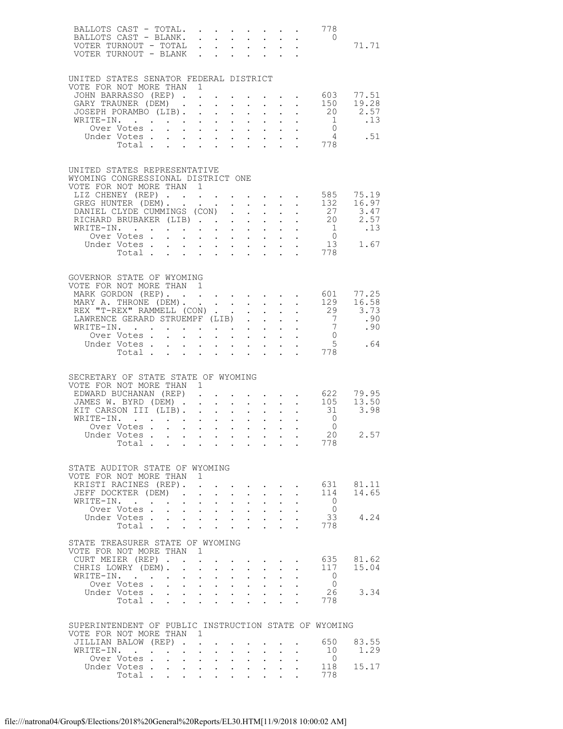| | | |
|---|---|---|
| BALLOTS CAST - TOTAL. | 778 | |
| BALLOTS CAST - BLANK. | 0 | |
| VOTER TURNOUT - TOTAL | | 71.71 |
| VOTER TURNOUT - BLANK | | |

## UNITED STATES SENATOR FEDERAL DISTRICT

VOTE FOR NOT MORE THAN 1

| | | |
|---|---|---|
| JOHN BARRASSO (REP) | 603 | 77.51 |
| GARY TRAUNER (DEM) | 150 | 19.28 |
| JOSEPH PORAMBO (LIB) | 20 | 2.57 |
| WRITE-IN. | 1 | .13 |
| Over Votes | 0 | |
| Under Votes | 4 | .51 |
| Total | 778 | |

## UNITED STATES REPRESENTATIVE WYOMING CONGRESSIONAL DISTRICT ONE

VOTE FOR NOT MORE THAN 1

| | | |
|---|---|---|
| LIZ CHENEY (REP) | 585 | 75.19 |
| GREG HUNTER (DEM) | 132 | 16.97 |
| DANIEL CLYDE CUMMINGS (CON) | 27 | 3.47 |
| RICHARD BRUBAKER (LIB) | 20 | 2.57 |
| WRITE-IN. | 1 | .13 |
| Over Votes | 0 | |
| Under Votes | 13 | 1.67 |
| Total | 778 | |

## GOVERNOR STATE OF WYOMING

VOTE FOR NOT MORE THAN 1

| | | |
|---|---|---|
| MARK GORDON (REP) | 601 | 77.25 |
| MARY A. THRONE (DEM) | 129 | 16.58 |
| REX "T-REX" RAMMELL (CON) | 29 | 3.73 |
| LAWRENCE GERARD STRUEMPF (LIB) | 7 | .90 |
| WRITE-IN. | 7 | .90 |
| Over Votes | 0 | |
| Under Votes | 5 | .64 |
| Total | 778 | |

## SECRETARY OF STATE STATE OF WYOMING

VOTE FOR NOT MORE THAN 1

| | | |
|---|---|---|
| EDWARD BUCHANAN (REP) | 622 | 79.95 |
| JAMES W. BYRD (DEM) | 105 | 13.50 |
| KIT CARSON III (LIB) | 31 | 3.98 |
| WRITE-IN. | 0 | |
| Over Votes | 0 | |
| Under Votes | 20 | 2.57 |
| Total | 778 | |

## STATE AUDITOR STATE OF WYOMING

VOTE FOR NOT MORE THAN 1

| | | |
|---|---|---|
| KRISTI RACINES (REP) | 631 | 81.11 |
| JEFF DOCKTER (DEM) | 114 | 14.65 |
| WRITE-IN. | 0 | |
| Over Votes | 0 | |
| Under Votes | 33 | 4.24 |
| Total | 778 | |

## STATE TREASURER STATE OF WYOMING

VOTE FOR NOT MORE THAN 1

| | | |
|---|---|---|
| CURT MEIER (REP) | 635 | 81.62 |
| CHRIS LOWRY (DEM) | 117 | 15.04 |
| WRITE-IN. | 0 | |
| Over Votes | 0 | |
| Under Votes | 26 | 3.34 |
| Total | 778 | |

## SUPERINTENDENT OF PUBLIC INSTRUCTION STATE OF WYOMING

VOTE FOR NOT MORE THAN 1

| | | |
|---|---|---|
| JILLIAN BALOW (REP) | 650 | 83.55 |
| WRITE-IN. | 10 | 1.29 |
| Over Votes | 0 | |
| Under Votes | 118 | 15.17 |
| Total | 778 | |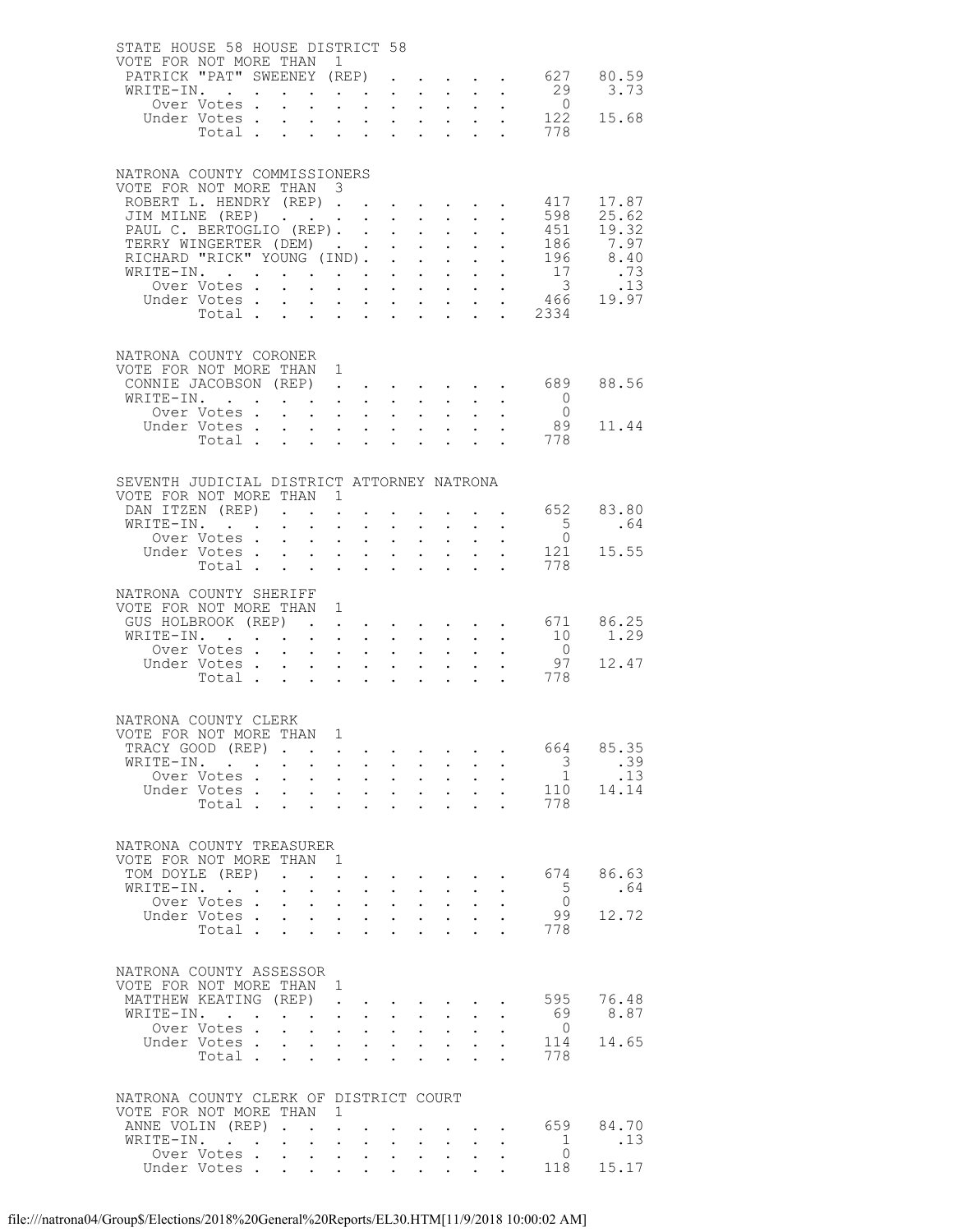STATE HOUSE 58 HOUSE DISTRICT 58
VOTE FOR NOT MORE THAN 1

| | | |
|---|---|---|
| PATRICK "PAT" SWEENEY (REP) | 627 | 80.59 |
| WRITE-IN. | 29 | 3.73 |
| Over Votes | 0 | |
| Under Votes | 122 | 15.68 |
| Total | 778 | |

NATRONA COUNTY COMMISSIONERS
VOTE FOR NOT MORE THAN 3

| | | |
|---|---|---|
| ROBERT L. HENDRY (REP) | 417 | 17.87 |
| JIM MILNE (REP) | 598 | 25.62 |
| PAUL C. BERTOGLIO (REP) | 451 | 19.32 |
| TERRY WINGERTER (DEM) | 186 | 7.97 |
| RICHARD "RICK" YOUNG (IND) | 196 | 8.40 |
| WRITE-IN. | 17 | .73 |
| Over Votes | 3 | .13 |
| Under Votes | 466 | 19.97 |
| Total | 2334 | |

NATRONA COUNTY CORONER
VOTE FOR NOT MORE THAN 1

| | | |
|---|---|---|
| CONNIE JACOBSON (REP) | 689 | 88.56 |
| WRITE-IN. | 0 | |
| Over Votes | 0 | |
| Under Votes | 89 | 11.44 |
| Total | 778 | |

SEVENTH JUDICIAL DISTRICT ATTORNEY NATRONA
VOTE FOR NOT MORE THAN 1

| | | |
|---|---|---|
| DAN ITZEN (REP) | 652 | 83.80 |
| WRITE-IN. | 5 | .64 |
| Over Votes | 0 | |
| Under Votes | 121 | 15.55 |
| Total | 778 | |

NATRONA COUNTY SHERIFF
VOTE FOR NOT MORE THAN 1

| | | |
|---|---|---|
| GUS HOLBROOK (REP) | 671 | 86.25 |
| WRITE-IN. | 10 | 1.29 |
| Over Votes | 0 | |
| Under Votes | 97 | 12.47 |
| Total | 778 | |

NATRONA COUNTY CLERK
VOTE FOR NOT MORE THAN 1

| | | |
|---|---|---|
| TRACY GOOD (REP) | 664 | 85.35 |
| WRITE-IN. | 3 | .39 |
| Over Votes | 1 | .13 |
| Under Votes | 110 | 14.14 |
| Total | 778 | |

NATRONA COUNTY TREASURER
VOTE FOR NOT MORE THAN 1

| | | |
|---|---|---|
| TOM DOYLE (REP) | 674 | 86.63 |
| WRITE-IN. | 5 | .64 |
| Over Votes | 0 | |
| Under Votes | 99 | 12.72 |
| Total | 778 | |

NATRONA COUNTY ASSESSOR
VOTE FOR NOT MORE THAN 1

| | | |
|---|---|---|
| MATTHEW KEATING (REP) | 595 | 76.48 |
| WRITE-IN. | 69 | 8.87 |
| Over Votes | 0 | |
| Under Votes | 114 | 14.65 |
| Total | 778 | |

NATRONA COUNTY CLERK OF DISTRICT COURT
VOTE FOR NOT MORE THAN 1

| | | |
|---|---|---|
| ANNE VOLIN (REP) | 659 | 84.70 |
| WRITE-IN. | 1 | .13 |
| Over Votes | 0 | |
| Under Votes | 118 | 15.17 |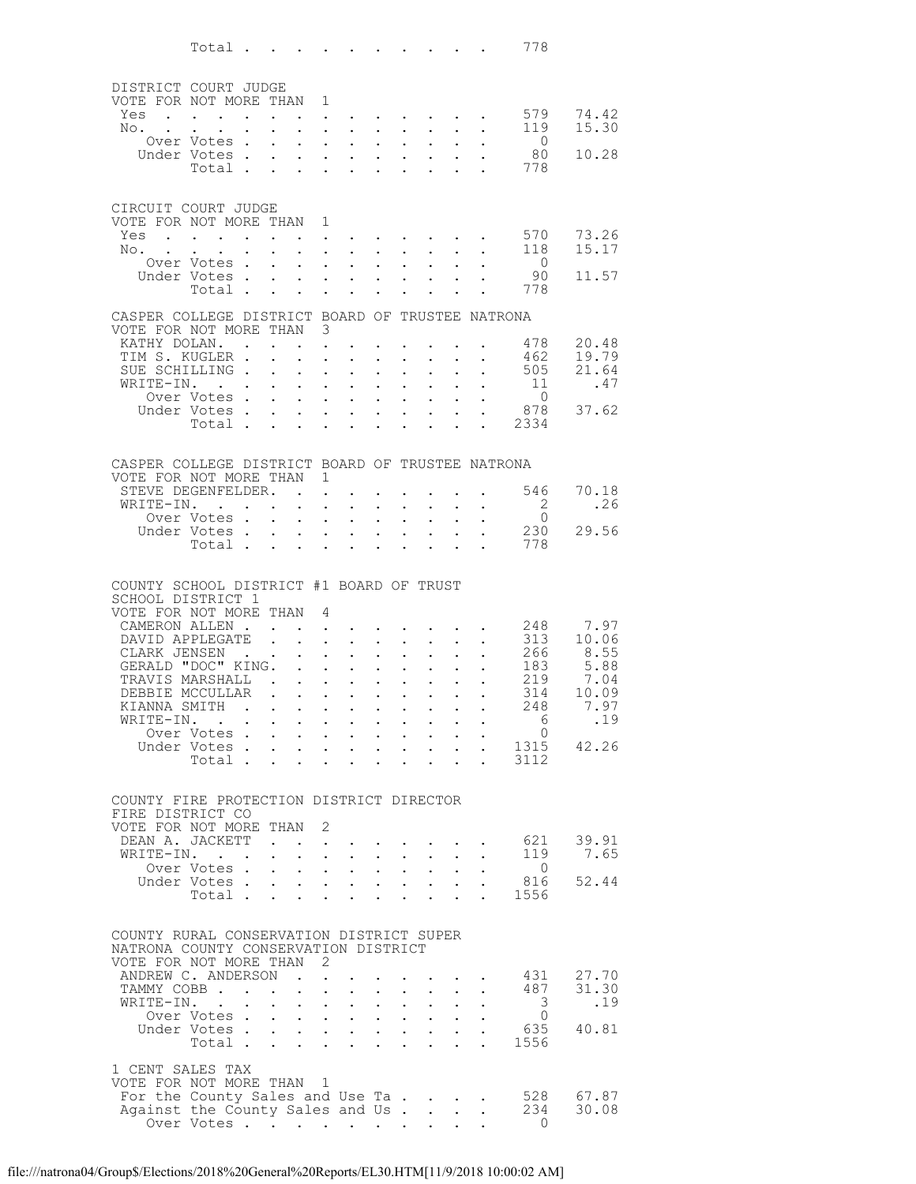| | | |
|---|---|---|
| Total | 778 | |

## DISTRICT COURT JUDGE

VOTE FOR NOT MORE THAN 1

| | | |
|---|---|---|
| Yes | 579 | 74.42 |
| No. | 119 | 15.30 |
| Over Votes | 0 | |
| Under Votes | 80 | 10.28 |
| Total | 778 | |

## CIRCUIT COURT JUDGE

VOTE FOR NOT MORE THAN 1

| | | |
|---|---|---|
| Yes | 570 | 73.26 |
| No. | 118 | 15.17 |
| Over Votes | 0 | |
| Under Votes | 90 | 11.57 |
| Total | 778 | |

## CASPER COLLEGE DISTRICT BOARD OF TRUSTEE NATRONA

VOTE FOR NOT MORE THAN 3

| | | |
|---|---|---|
| KATHY DOLAN. | 478 | 20.48 |
| TIM S. KUGLER | 462 | 19.79 |
| SUE SCHILLING | 505 | 21.64 |
| WRITE-IN. | 11 | .47 |
| Over Votes | 0 | |
| Under Votes | 878 | 37.62 |
| Total | 2334 | |

## CASPER COLLEGE DISTRICT BOARD OF TRUSTEE NATRONA

VOTE FOR NOT MORE THAN 1

| | | |
|---|---|---|
| STEVE DEGENFELDER. | 546 | 70.18 |
| WRITE-IN. | 2 | .26 |
| Over Votes | 0 | |
| Under Votes | 230 | 29.56 |
| Total | 778 | |

## COUNTY SCHOOL DISTRICT #1 BOARD OF TRUST

SCHOOL DISTRICT 1

VOTE FOR NOT MORE THAN 4

| | | |
|---|---|---|
| CAMERON ALLEN | 248 | 7.97 |
| DAVID APPLEGATE | 313 | 10.06 |
| CLARK JENSEN | 266 | 8.55 |
| GERALD "DOC" KING. | 183 | 5.88 |
| TRAVIS MARSHALL | 219 | 7.04 |
| DEBBIE MCCULLAR | 314 | 10.09 |
| KIANNA SMITH | 248 | 7.97 |
| WRITE-IN. | 6 | .19 |
| Over Votes | 0 | |
| Under Votes | 1315 | 42.26 |
| Total | 3112 | |

## COUNTY FIRE PROTECTION DISTRICT DIRECTOR

FIRE DISTRICT CO

VOTE FOR NOT MORE THAN 2

| | | |
|---|---|---|
| DEAN A. JACKETT | 621 | 39.91 |
| WRITE-IN. | 119 | 7.65 |
| Over Votes | 0 | |
| Under Votes | 816 | 52.44 |
| Total | 1556 | |

## COUNTY RURAL CONSERVATION DISTRICT SUPER

NATRONA COUNTY CONSERVATION DISTRICT

VOTE FOR NOT MORE THAN 2

| | | |
|---|---|---|
| ANDREW C. ANDERSON | 431 | 27.70 |
| TAMMY COBB | 487 | 31.30 |
| WRITE-IN. | 3 | .19 |
| Over Votes | 0 | |
| Under Votes | 635 | 40.81 |
| Total | 1556 | |

## 1 CENT SALES TAX

VOTE FOR NOT MORE THAN 1

| | | |
|---|---|---|
| For the County Sales and Use Ta | 528 | 67.87 |
| Against the County Sales and Us | 234 | 30.08 |
| Over Votes | 0 | |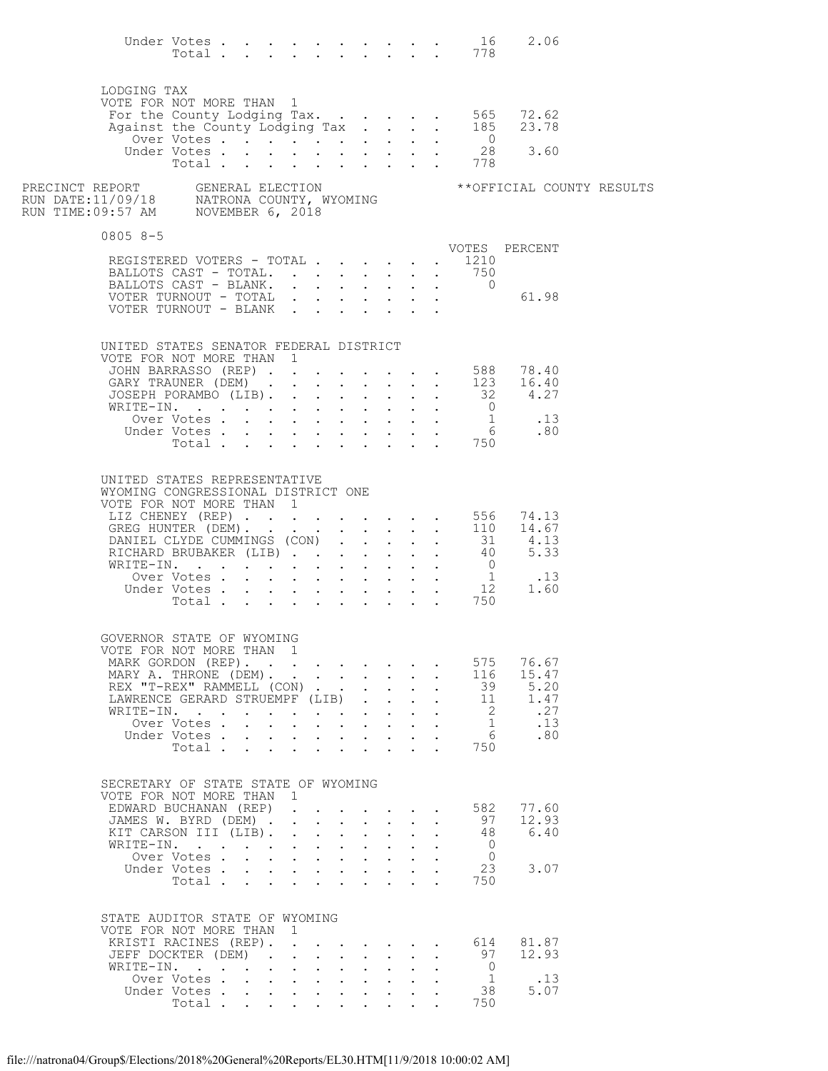| | Votes | Percent |
|---|---|---|
| Under Votes | 16 | 2.06 |
| Total | 778 | |

LODGING TAX
VOTE FOR NOT MORE THAN 1

| | Votes | Percent |
|---|---|---|
| For the County Lodging Tax | 565 | 72.62 |
| Against the County Lodging Tax | 185 | 23.78 |
| Over Votes | 0 | |
| Under Votes | 28 | 3.60 |
| Total | 778 | |

PRECINCT REPORT — GENERAL ELECTION — **OFFICIAL COUNTY RESULTS
RUN DATE:11/09/18 — NATRONA COUNTY, WYOMING
RUN TIME:09:57 AM — NOVEMBER 6, 2018

## 0805 8-5

| | VOTES | PERCENT |
|---|---|---|
| REGISTERED VOTERS - TOTAL | 1210 | |
| BALLOTS CAST - TOTAL | 750 | |
| BALLOTS CAST - BLANK | 0 | |
| VOTER TURNOUT - TOTAL | | 61.98 |
| VOTER TURNOUT - BLANK | | |

UNITED STATES SENATOR FEDERAL DISTRICT
VOTE FOR NOT MORE THAN 1

| | Votes | Percent |
|---|---|---|
| JOHN BARRASSO (REP) | 588 | 78.40 |
| GARY TRAUNER (DEM) | 123 | 16.40 |
| JOSEPH PORAMBO (LIB) | 32 | 4.27 |
| WRITE-IN | 0 | |
| Over Votes | 1 | .13 |
| Under Votes | 6 | .80 |
| Total | 750 | |

UNITED STATES REPRESENTATIVE
WYOMING CONGRESSIONAL DISTRICT ONE
VOTE FOR NOT MORE THAN 1

| | Votes | Percent |
|---|---|---|
| LIZ CHENEY (REP) | 556 | 74.13 |
| GREG HUNTER (DEM) | 110 | 14.67 |
| DANIEL CLYDE CUMMINGS (CON) | 31 | 4.13 |
| RICHARD BRUBAKER (LIB) | 40 | 5.33 |
| WRITE-IN | 0 | |
| Over Votes | 1 | .13 |
| Under Votes | 12 | 1.60 |
| Total | 750 | |

GOVERNOR STATE OF WYOMING
VOTE FOR NOT MORE THAN 1

| | Votes | Percent |
|---|---|---|
| MARK GORDON (REP) | 575 | 76.67 |
| MARY A. THRONE (DEM) | 116 | 15.47 |
| REX "T-REX" RAMMELL (CON) | 39 | 5.20 |
| LAWRENCE GERARD STRUEMPF (LIB) | 11 | 1.47 |
| WRITE-IN | 2 | .27 |
| Over Votes | 1 | .13 |
| Under Votes | 6 | .80 |
| Total | 750 | |

SECRETARY OF STATE STATE OF WYOMING
VOTE FOR NOT MORE THAN 1

| | Votes | Percent |
|---|---|---|
| EDWARD BUCHANAN (REP) | 582 | 77.60 |
| JAMES W. BYRD (DEM) | 97 | 12.93 |
| KIT CARSON III (LIB) | 48 | 6.40 |
| WRITE-IN | 0 | |
| Over Votes | 0 | |
| Under Votes | 23 | 3.07 |
| Total | 750 | |

STATE AUDITOR STATE OF WYOMING
VOTE FOR NOT MORE THAN 1

| | Votes | Percent |
|---|---|---|
| KRISTI RACINES (REP) | 614 | 81.87 |
| JEFF DOCKTER (DEM) | 97 | 12.93 |
| WRITE-IN | 0 | |
| Over Votes | 1 | .13 |
| Under Votes | 38 | 5.07 |
| Total | 750 | |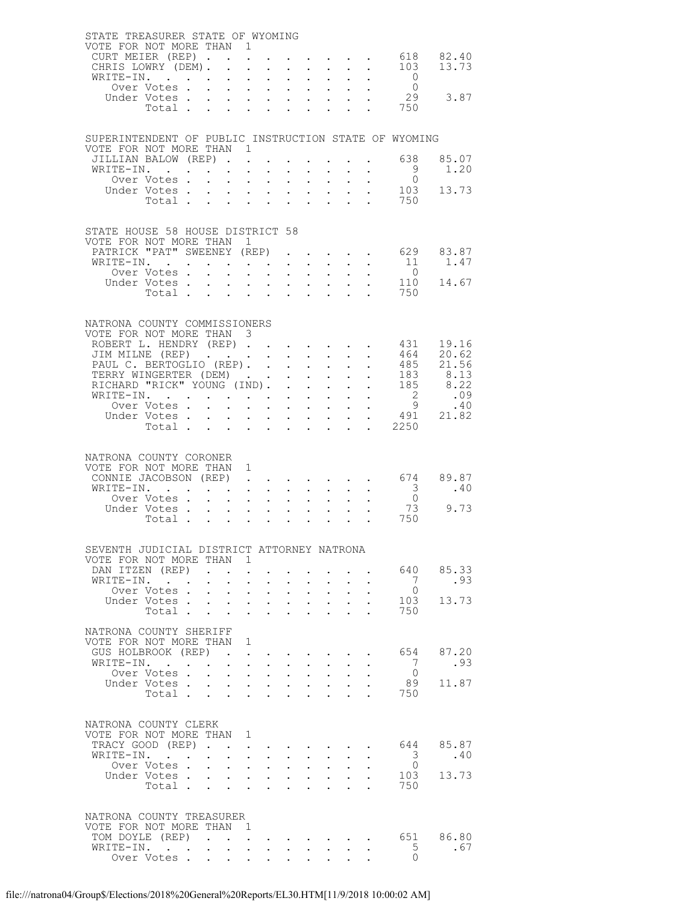## STATE TREASURER STATE OF WYOMING

VOTE FOR NOT MORE THAN 1

| Candidate | Votes | Percent |
|---|---|---|
| CURT MEIER (REP) | 618 | 82.40 |
| CHRIS LOWRY (DEM) | 103 | 13.73 |
| WRITE-IN. | 0 | |
| Over Votes | 0 | |
| Under Votes | 29 | 3.87 |
| Total | 750 | |

## SUPERINTENDENT OF PUBLIC INSTRUCTION STATE OF WYOMING

VOTE FOR NOT MORE THAN 1

| Candidate | Votes | Percent |
|---|---|---|
| JILLIAN BALOW (REP) | 638 | 85.07 |
| WRITE-IN. | 9 | 1.20 |
| Over Votes | 0 | |
| Under Votes | 103 | 13.73 |
| Total | 750 | |

## STATE HOUSE 58 HOUSE DISTRICT 58

VOTE FOR NOT MORE THAN 1

| Candidate | Votes | Percent |
|---|---|---|
| PATRICK "PAT" SWEENEY (REP) | 629 | 83.87 |
| WRITE-IN. | 11 | 1.47 |
| Over Votes | 0 | |
| Under Votes | 110 | 14.67 |
| Total | 750 | |

## NATRONA COUNTY COMMISSIONERS

VOTE FOR NOT MORE THAN 3

| Candidate | Votes | Percent |
|---|---|---|
| ROBERT L. HENDRY (REP) | 431 | 19.16 |
| JIM MILNE (REP) | 464 | 20.62 |
| PAUL C. BERTOGLIO (REP) | 485 | 21.56 |
| TERRY WINGERTER (DEM) | 183 | 8.13 |
| RICHARD "RICK" YOUNG (IND) | 185 | 8.22 |
| WRITE-IN. | 2 | .09 |
| Over Votes | 9 | .40 |
| Under Votes | 491 | 21.82 |
| Total | 2250 | |

## NATRONA COUNTY CORONER

VOTE FOR NOT MORE THAN 1

| Candidate | Votes | Percent |
|---|---|---|
| CONNIE JACOBSON (REP) | 674 | 89.87 |
| WRITE-IN. | 3 | .40 |
| Over Votes | 0 | |
| Under Votes | 73 | 9.73 |
| Total | 750 | |

## SEVENTH JUDICIAL DISTRICT ATTORNEY NATRONA

VOTE FOR NOT MORE THAN 1

| Candidate | Votes | Percent |
|---|---|---|
| DAN ITZEN (REP) | 640 | 85.33 |
| WRITE-IN. | 7 | .93 |
| Over Votes | 0 | |
| Under Votes | 103 | 13.73 |
| Total | 750 | |

## NATRONA COUNTY SHERIFF

VOTE FOR NOT MORE THAN 1

| Candidate | Votes | Percent |
|---|---|---|
| GUS HOLBROOK (REP) | 654 | 87.20 |
| WRITE-IN. | 7 | .93 |
| Over Votes | 0 | |
| Under Votes | 89 | 11.87 |
| Total | 750 | |

## NATRONA COUNTY CLERK

VOTE FOR NOT MORE THAN 1

| Candidate | Votes | Percent |
|---|---|---|
| TRACY GOOD (REP) | 644 | 85.87 |
| WRITE-IN. | 3 | .40 |
| Over Votes | 0 | |
| Under Votes | 103 | 13.73 |
| Total | 750 | |

## NATRONA COUNTY TREASURER

VOTE FOR NOT MORE THAN 1

| Candidate | Votes | Percent |
|---|---|---|
| TOM DOYLE (REP) | 651 | 86.80 |
| WRITE-IN. | 5 | .67 |
| Over Votes | 0 | |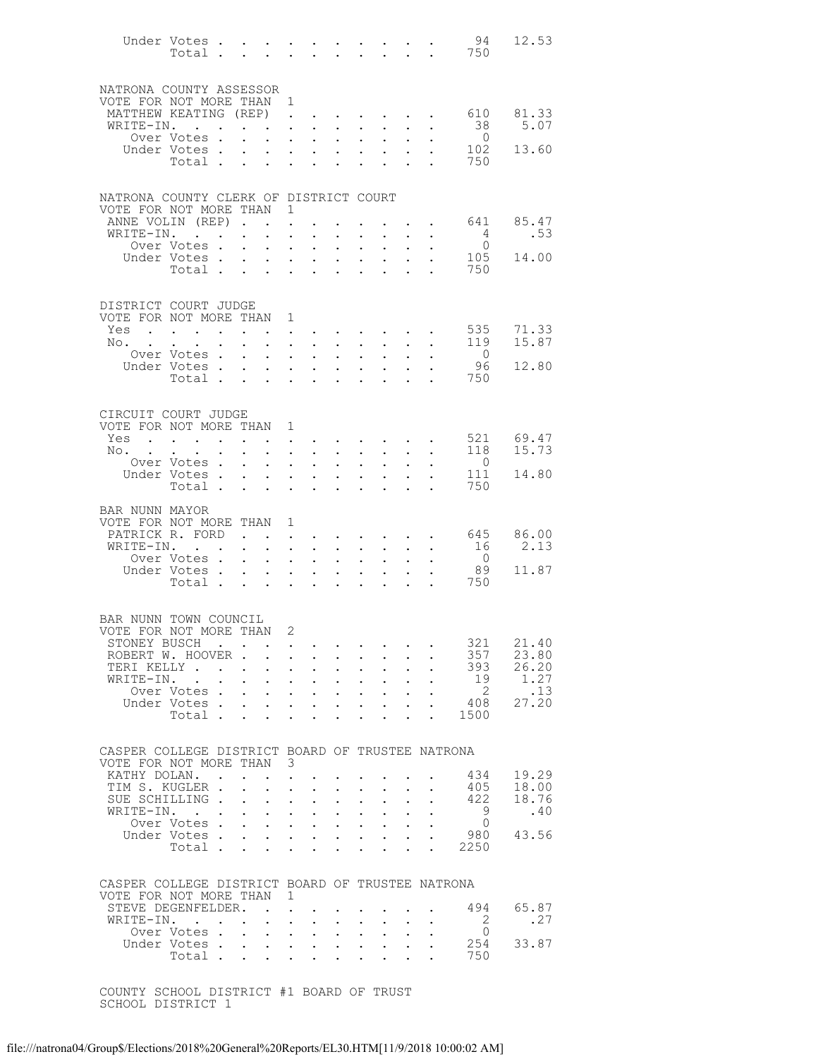| | | |
|---|---|---|
| Under Votes | 94 | 12.53 |
| Total | 750 | |

NATRONA COUNTY ASSESSOR
VOTE FOR NOT MORE THAN 1

| | | |
|---|---|---|
| MATTHEW KEATING (REP) | 610 | 81.33 |
| WRITE-IN. | 38 | 5.07 |
| Over Votes | 0 | |
| Under Votes | 102 | 13.60 |
| Total | 750 | |

NATRONA COUNTY CLERK OF DISTRICT COURT
VOTE FOR NOT MORE THAN 1

| | | |
|---|---|---|
| ANNE VOLIN (REP) | 641 | 85.47 |
| WRITE-IN. | 4 | .53 |
| Over Votes | 0 | |
| Under Votes | 105 | 14.00 |
| Total | 750 | |

DISTRICT COURT JUDGE
VOTE FOR NOT MORE THAN 1

| | | |
|---|---|---|
| Yes | 535 | 71.33 |
| No. | 119 | 15.87 |
| Over Votes | 0 | |
| Under Votes | 96 | 12.80 |
| Total | 750 | |

CIRCUIT COURT JUDGE
VOTE FOR NOT MORE THAN 1

| | | |
|---|---|---|
| Yes | 521 | 69.47 |
| No. | 118 | 15.73 |
| Over Votes | 0 | |
| Under Votes | 111 | 14.80 |
| Total | 750 | |

BAR NUNN MAYOR
VOTE FOR NOT MORE THAN 1

| | | |
|---|---|---|
| PATRICK R. FORD | 645 | 86.00 |
| WRITE-IN. | 16 | 2.13 |
| Over Votes | 0 | |
| Under Votes | 89 | 11.87 |
| Total | 750 | |

BAR NUNN TOWN COUNCIL
VOTE FOR NOT MORE THAN 2

| | | |
|---|---|---|
| STONEY BUSCH | 321 | 21.40 |
| ROBERT W. HOOVER | 357 | 23.80 |
| TERI KELLY | 393 | 26.20 |
| WRITE-IN. | 19 | 1.27 |
| Over Votes | 2 | .13 |
| Under Votes | 408 | 27.20 |
| Total | 1500 | |

CASPER COLLEGE DISTRICT BOARD OF TRUSTEE NATRONA
VOTE FOR NOT MORE THAN 3

| | | |
|---|---|---|
| KATHY DOLAN. | 434 | 19.29 |
| TIM S. KUGLER | 405 | 18.00 |
| SUE SCHILLING | 422 | 18.76 |
| WRITE-IN. | 9 | .40 |
| Over Votes | 0 | |
| Under Votes | 980 | 43.56 |
| Total | 2250 | |

CASPER COLLEGE DISTRICT BOARD OF TRUSTEE NATRONA
VOTE FOR NOT MORE THAN 1

| | | |
|---|---|---|
| STEVE DEGENFELDER. | 494 | 65.87 |
| WRITE-IN. | 2 | .27 |
| Over Votes | 0 | |
| Under Votes | 254 | 33.87 |
| Total | 750 | |

COUNTY SCHOOL DISTRICT #1 BOARD OF TRUST
SCHOOL DISTRICT 1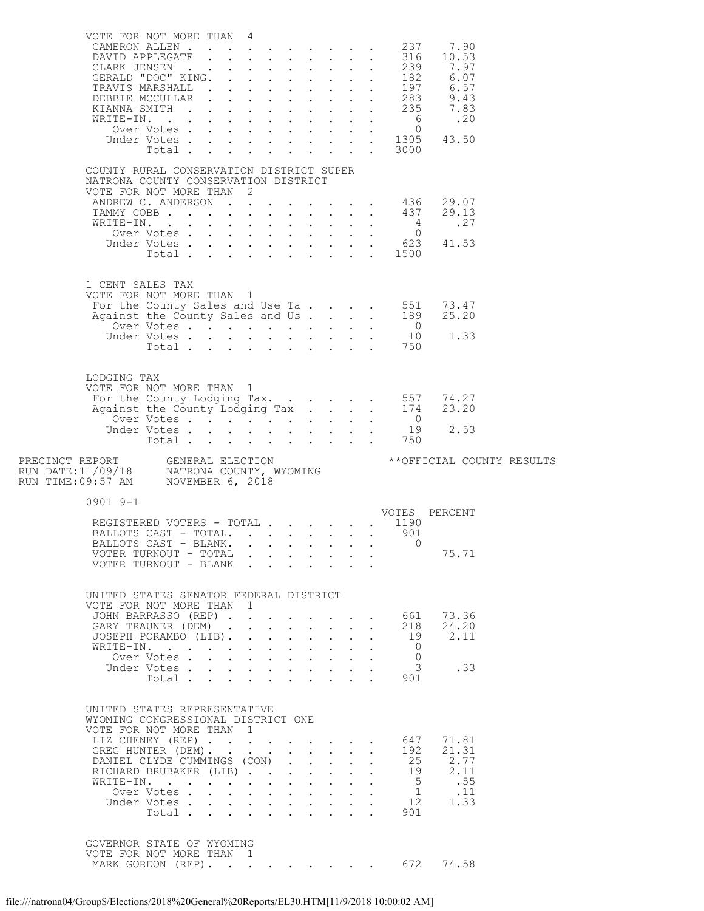VOTE FOR NOT MORE THAN 4

| Candidate | Votes | Percent |
|---|---|---|
| CAMERON ALLEN | 237 | 7.90 |
| DAVID APPLEGATE | 316 | 10.53 |
| CLARK JENSEN | 239 | 7.97 |
| GERALD "DOC" KING. | 182 | 6.07 |
| TRAVIS MARSHALL | 197 | 6.57 |
| DEBBIE MCCULLAR | 283 | 9.43 |
| KIANNA SMITH | 235 | 7.83 |
| WRITE-IN. | 6 | .20 |
| Over Votes | 0 | |
| Under Votes | 1305 | 43.50 |
| Total | 3000 | |

COUNTY RURAL CONSERVATION DISTRICT SUPER
NATRONA COUNTY CONSERVATION DISTRICT
VOTE FOR NOT MORE THAN 2

| Candidate | Votes | Percent |
|---|---|---|
| ANDREW C. ANDERSON | 436 | 29.07 |
| TAMMY COBB | 437 | 29.13 |
| WRITE-IN. | 4 | .27 |
| Over Votes | 0 | |
| Under Votes | 623 | 41.53 |
| Total | 1500 | |

1 CENT SALES TAX
VOTE FOR NOT MORE THAN 1

| Choice | Votes | Percent |
|---|---|---|
| For the County Sales and Use Ta | 551 | 73.47 |
| Against the County Sales and Us | 189 | 25.20 |
| Over Votes | 0 | |
| Under Votes | 10 | 1.33 |
| Total | 750 | |

LODGING TAX
VOTE FOR NOT MORE THAN 1

| Choice | Votes | Percent |
|---|---|---|
| For the County Lodging Tax. | 557 | 74.27 |
| Against the County Lodging Tax | 174 | 23.20 |
| Over Votes | 0 | |
| Under Votes | 19 | 2.53 |
| Total | 750 | |

PRECINCT REPORT GENERAL ELECTION **OFFICIAL COUNTY RESULTS
RUN DATE:11/09/18 NATRONA COUNTY, WYOMING
RUN TIME:09:57 AM NOVEMBER 6, 2018

0901 9-1

| | VOTES | PERCENT |
|---|---|---|
| REGISTERED VOTERS - TOTAL | 1190 | |
| BALLOTS CAST - TOTAL. | 901 | |
| BALLOTS CAST - BLANK. | 0 | |
| VOTER TURNOUT - TOTAL | | 75.71 |
| VOTER TURNOUT - BLANK | | |

UNITED STATES SENATOR FEDERAL DISTRICT
VOTE FOR NOT MORE THAN 1

| Candidate | Votes | Percent |
|---|---|---|
| JOHN BARRASSO (REP) | 661 | 73.36 |
| GARY TRAUNER (DEM) | 218 | 24.20 |
| JOSEPH PORAMBO (LIB). | 19 | 2.11 |
| WRITE-IN. | 0 | |
| Over Votes | 0 | |
| Under Votes | 3 | .33 |
| Total | 901 | |

UNITED STATES REPRESENTATIVE
WYOMING CONGRESSIONAL DISTRICT ONE
VOTE FOR NOT MORE THAN 1

| Candidate | Votes | Percent |
|---|---|---|
| LIZ CHENEY (REP) | 647 | 71.81 |
| GREG HUNTER (DEM). | 192 | 21.31 |
| DANIEL CLYDE CUMMINGS (CON) | 25 | 2.77 |
| RICHARD BRUBAKER (LIB) | 19 | 2.11 |
| WRITE-IN. | 5 | .55 |
| Over Votes | 1 | .11 |
| Under Votes | 12 | 1.33 |
| Total | 901 | |

GOVERNOR STATE OF WYOMING
VOTE FOR NOT MORE THAN 1

| Candidate | Votes | Percent |
|---|---|---|
| MARK GORDON (REP). | 672 | 74.58 |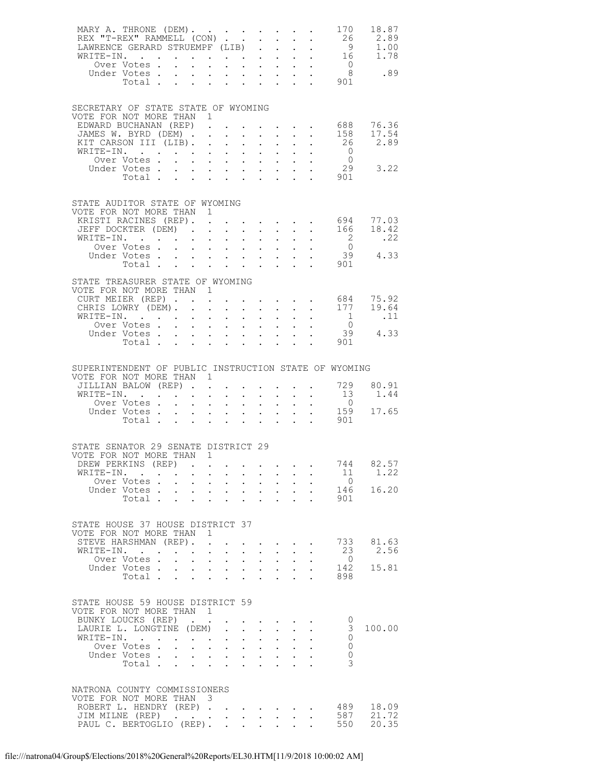| | | |
|---|---|---|
| MARY A. THRONE (DEM) | 170 | 18.87 |
| REX "T-REX" RAMMELL (CON) | 26 | 2.89 |
| LAWRENCE GERARD STRUEMPF (LIB) | 9 | 1.00 |
| WRITE-IN. | 16 | 1.78 |
| Over Votes | 0 | |
| Under Votes | 8 | .89 |
| Total | 901 | |

## SECRETARY OF STATE STATE OF WYOMING

VOTE FOR NOT MORE THAN 1

| | | |
|---|---|---|
| EDWARD BUCHANAN (REP) | 688 | 76.36 |
| JAMES W. BYRD (DEM) | 158 | 17.54 |
| KIT CARSON III (LIB) | 26 | 2.89 |
| WRITE-IN. | 0 | |
| Over Votes | 0 | |
| Under Votes | 29 | 3.22 |
| Total | 901 | |

## STATE AUDITOR STATE OF WYOMING

VOTE FOR NOT MORE THAN 1

| | | |
|---|---|---|
| KRISTI RACINES (REP) | 694 | 77.03 |
| JEFF DOCKTER (DEM) | 166 | 18.42 |
| WRITE-IN. | 2 | .22 |
| Over Votes | 0 | |
| Under Votes | 39 | 4.33 |
| Total | 901 | |

## STATE TREASURER STATE OF WYOMING

VOTE FOR NOT MORE THAN 1

| | | |
|---|---|---|
| CURT MEIER (REP) | 684 | 75.92 |
| CHRIS LOWRY (DEM) | 177 | 19.64 |
| WRITE-IN. | 1 | .11 |
| Over Votes | 0 | |
| Under Votes | 39 | 4.33 |
| Total | 901 | |

## SUPERINTENDENT OF PUBLIC INSTRUCTION STATE OF WYOMING

VOTE FOR NOT MORE THAN 1

| | | |
|---|---|---|
| JILLIAN BALOW (REP) | 729 | 80.91 |
| WRITE-IN. | 13 | 1.44 |
| Over Votes | 0 | |
| Under Votes | 159 | 17.65 |
| Total | 901 | |

## STATE SENATOR 29 SENATE DISTRICT 29

VOTE FOR NOT MORE THAN 1

| | | |
|---|---|---|
| DREW PERKINS (REP) | 744 | 82.57 |
| WRITE-IN. | 11 | 1.22 |
| Over Votes | 0 | |
| Under Votes | 146 | 16.20 |
| Total | 901 | |

## STATE HOUSE 37 HOUSE DISTRICT 37

VOTE FOR NOT MORE THAN 1

| | | |
|---|---|---|
| STEVE HARSHMAN (REP) | 733 | 81.63 |
| WRITE-IN. | 23 | 2.56 |
| Over Votes | 0 | |
| Under Votes | 142 | 15.81 |
| Total | 898 | |

## STATE HOUSE 59 HOUSE DISTRICT 59

VOTE FOR NOT MORE THAN 1

| | | |
|---|---|---|
| BUNKY LOUCKS (REP) | 0 | |
| LAURIE L. LONGTINE (DEM) | 3 | 100.00 |
| WRITE-IN. | 0 | |
| Over Votes | 0 | |
| Under Votes | 0 | |
| Total | 3 | |

## NATRONA COUNTY COMMISSIONERS

VOTE FOR NOT MORE THAN 3

| | | |
|---|---|---|
| ROBERT L. HENDRY (REP) | 489 | 18.09 |
| JIM MILNE (REP) | 587 | 21.72 |
| PAUL C. BERTOGLIO (REP) | 550 | 20.35 |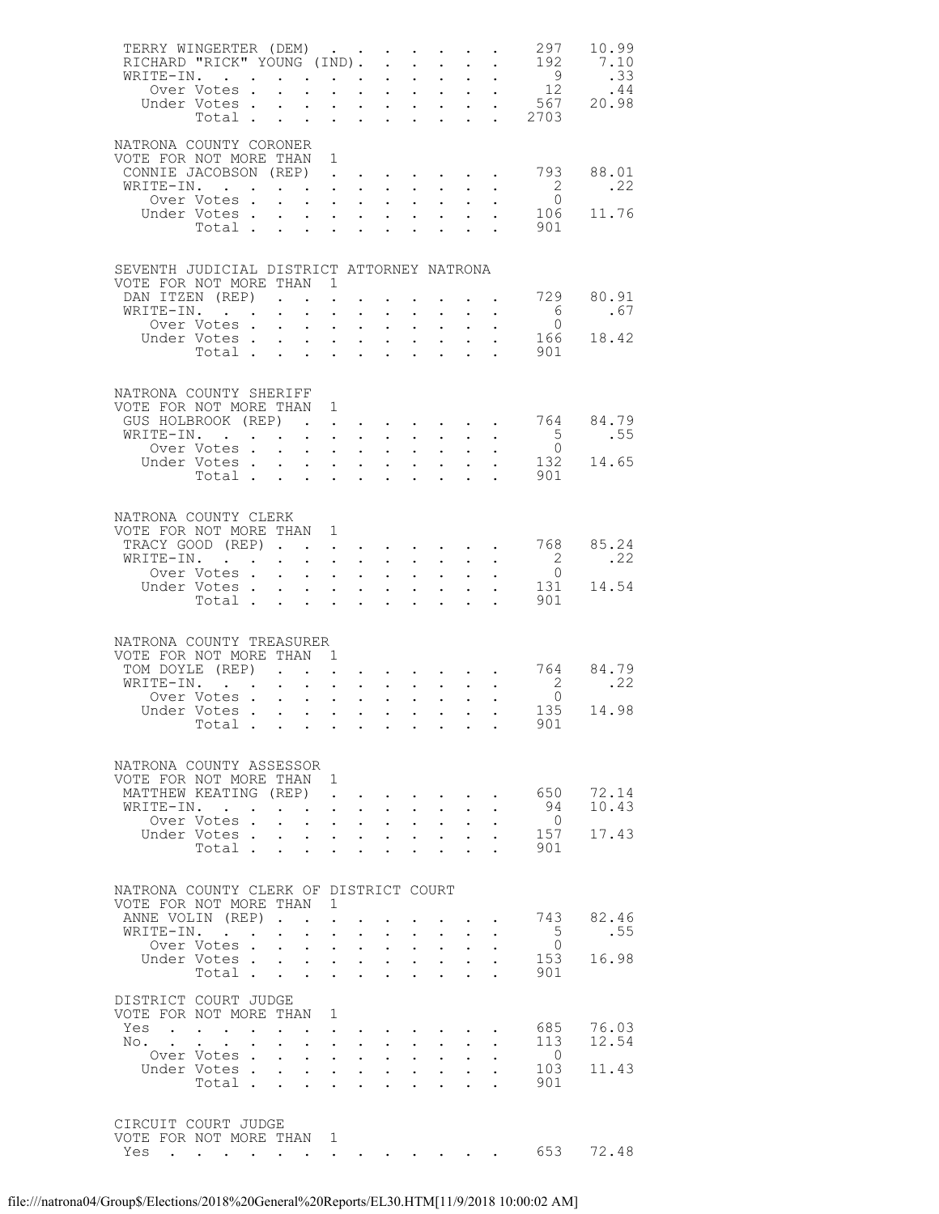| | | |
|---|---|---|
| TERRY WINGERTER (DEM) | 297 | 10.99 |
| RICHARD "RICK" YOUNG (IND). | 192 | 7.10 |
| WRITE-IN. | 9 | .33 |
| Over Votes | 12 | .44 |
| Under Votes | 567 | 20.98 |
| Total | 2703 | |

NATRONA COUNTY CORONER
VOTE FOR NOT MORE THAN 1

| | | |
|---|---|---|
| CONNIE JACOBSON (REP) | 793 | 88.01 |
| WRITE-IN. | 2 | .22 |
| Over Votes | 0 | |
| Under Votes | 106 | 11.76 |
| Total | 901 | |

SEVENTH JUDICIAL DISTRICT ATTORNEY NATRONA
VOTE FOR NOT MORE THAN 1

| | | |
|---|---|---|
| DAN ITZEN (REP) | 729 | 80.91 |
| WRITE-IN. | 6 | .67 |
| Over Votes | 0 | |
| Under Votes | 166 | 18.42 |
| Total | 901 | |

NATRONA COUNTY SHERIFF
VOTE FOR NOT MORE THAN 1

| | | |
|---|---|---|
| GUS HOLBROOK (REP) | 764 | 84.79 |
| WRITE-IN. | 5 | .55 |
| Over Votes | 0 | |
| Under Votes | 132 | 14.65 |
| Total | 901 | |

NATRONA COUNTY CLERK
VOTE FOR NOT MORE THAN 1

| | | |
|---|---|---|
| TRACY GOOD (REP) | 768 | 85.24 |
| WRITE-IN. | 2 | .22 |
| Over Votes | 0 | |
| Under Votes | 131 | 14.54 |
| Total | 901 | |

NATRONA COUNTY TREASURER
VOTE FOR NOT MORE THAN 1

| | | |
|---|---|---|
| TOM DOYLE (REP) | 764 | 84.79 |
| WRITE-IN. | 2 | .22 |
| Over Votes | 0 | |
| Under Votes | 135 | 14.98 |
| Total | 901 | |

NATRONA COUNTY ASSESSOR
VOTE FOR NOT MORE THAN 1

| | | |
|---|---|---|
| MATTHEW KEATING (REP) | 650 | 72.14 |
| WRITE-IN. | 94 | 10.43 |
| Over Votes | 0 | |
| Under Votes | 157 | 17.43 |
| Total | 901 | |

NATRONA COUNTY CLERK OF DISTRICT COURT
VOTE FOR NOT MORE THAN 1

| | | |
|---|---|---|
| ANNE VOLIN (REP) | 743 | 82.46 |
| WRITE-IN. | 5 | .55 |
| Over Votes | 0 | |
| Under Votes | 153 | 16.98 |
| Total | 901 | |

DISTRICT COURT JUDGE
VOTE FOR NOT MORE THAN 1

| | | |
|---|---|---|
| Yes | 685 | 76.03 |
| No. | 113 | 12.54 |
| Over Votes | 0 | |
| Under Votes | 103 | 11.43 |
| Total | 901 | |

CIRCUIT COURT JUDGE
VOTE FOR NOT MORE THAN 1

| | | |
|---|---|---|
| Yes | 653 | 72.48 |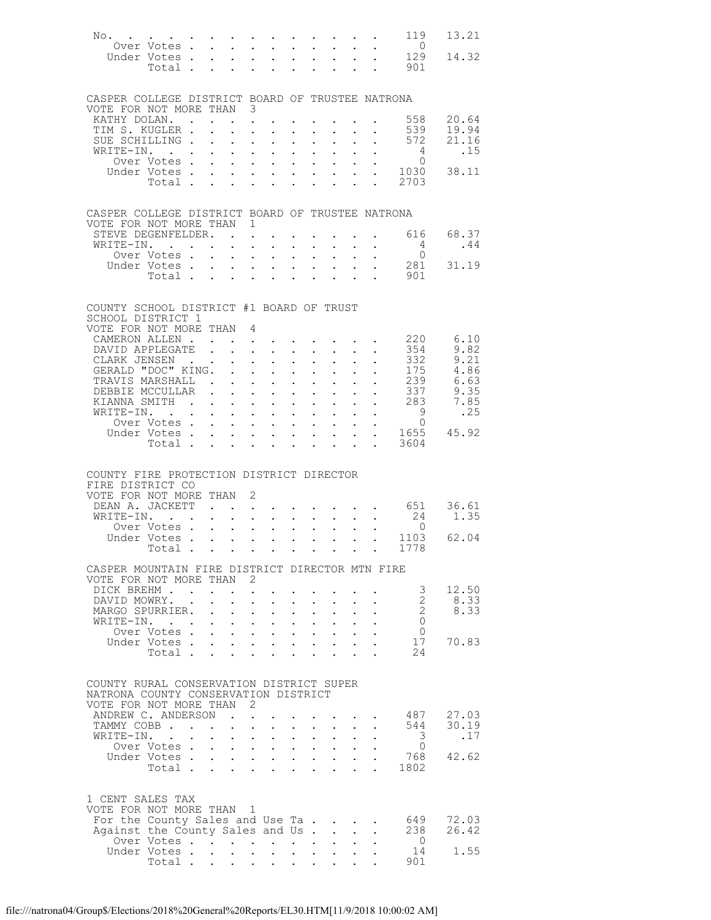| | | |
|---|---|---|
| No. | 119 | 13.21 |
| Over Votes | 0 | |
| Under Votes | 129 | 14.32 |
| Total | 901 | |

CASPER COLLEGE DISTRICT BOARD OF TRUSTEE NATRONA
VOTE FOR NOT MORE THAN 3

| | | |
|---|---|---|
| KATHY DOLAN. | 558 | 20.64 |
| TIM S. KUGLER | 539 | 19.94 |
| SUE SCHILLING | 572 | 21.16 |
| WRITE-IN. | 4 | .15 |
| Over Votes | 0 | |
| Under Votes | 1030 | 38.11 |
| Total | 2703 | |

CASPER COLLEGE DISTRICT BOARD OF TRUSTEE NATRONA
VOTE FOR NOT MORE THAN 1

| | | |
|---|---|---|
| STEVE DEGENFELDER. | 616 | 68.37 |
| WRITE-IN. | 4 | .44 |
| Over Votes | 0 | |
| Under Votes | 281 | 31.19 |
| Total | 901 | |

COUNTY SCHOOL DISTRICT #1 BOARD OF TRUST
SCHOOL DISTRICT 1
VOTE FOR NOT MORE THAN 4

| | | |
|---|---|---|
| CAMERON ALLEN | 220 | 6.10 |
| DAVID APPLEGATE | 354 | 9.82 |
| CLARK JENSEN | 332 | 9.21 |
| GERALD "DOC" KING. | 175 | 4.86 |
| TRAVIS MARSHALL | 239 | 6.63 |
| DEBBIE MCCULLAR | 337 | 9.35 |
| KIANNA SMITH | 283 | 7.85 |
| WRITE-IN. | 9 | .25 |
| Over Votes | 0 | |
| Under Votes | 1655 | 45.92 |
| Total | 3604 | |

COUNTY FIRE PROTECTION DISTRICT DIRECTOR
FIRE DISTRICT CO
VOTE FOR NOT MORE THAN 2

| | | |
|---|---|---|
| DEAN A. JACKETT | 651 | 36.61 |
| WRITE-IN. | 24 | 1.35 |
| Over Votes | 0 | |
| Under Votes | 1103 | 62.04 |
| Total | 1778 | |

CASPER MOUNTAIN FIRE DISTRICT DIRECTOR MTN FIRE
VOTE FOR NOT MORE THAN 2

| | | |
|---|---|---|
| DICK BREHM | 3 | 12.50 |
| DAVID MOWRY. | 2 | 8.33 |
| MARGO SPURRIER. | 2 | 8.33 |
| WRITE-IN. | 0 | |
| Over Votes | 0 | |
| Under Votes | 17 | 70.83 |
| Total | 24 | |

COUNTY RURAL CONSERVATION DISTRICT SUPER
NATRONA COUNTY CONSERVATION DISTRICT
VOTE FOR NOT MORE THAN 2

| | | |
|---|---|---|
| ANDREW C. ANDERSON | 487 | 27.03 |
| TAMMY COBB | 544 | 30.19 |
| WRITE-IN. | 3 | .17 |
| Over Votes | 0 | |
| Under Votes | 768 | 42.62 |
| Total | 1802 | |

1 CENT SALES TAX
VOTE FOR NOT MORE THAN 1

| | | |
|---|---|---|
| For the County Sales and Use Ta | 649 | 72.03 |
| Against the County Sales and Us | 238 | 26.42 |
| Over Votes | 0 | |
| Under Votes | 14 | 1.55 |
| Total | 901 | |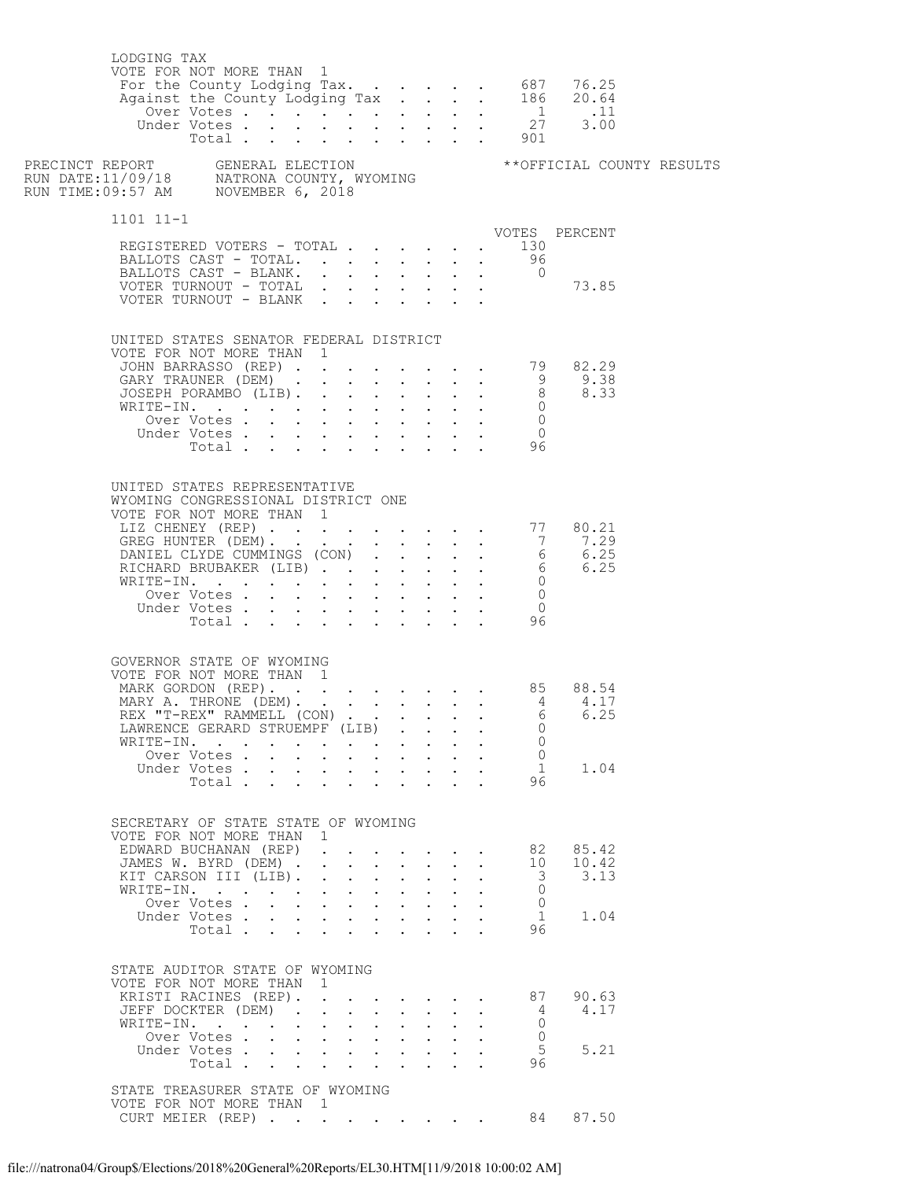### LODGING TAX

VOTE FOR NOT MORE THAN 1

| | VOTES | PERCENT |
|---|---|---|
| For the County Lodging Tax. | 687 | 76.25 |
| Against the County Lodging Tax | 186 | 20.64 |
| Over Votes | 1 | .11 |
| Under Votes | 27 | 3.00 |
| Total | 901 | |

PRECINCT REPORT GENERAL ELECTION **OFFICIAL COUNTY RESULTS
RUN DATE:11/09/18 NATRONA COUNTY, WYOMING
RUN TIME:09:57 AM NOVEMBER 6, 2018

## 1101 11-1

| | VOTES | PERCENT |
|---|---|---|
| REGISTERED VOTERS - TOTAL | 130 | |
| BALLOTS CAST - TOTAL. | 96 | |
| BALLOTS CAST - BLANK. | 0 | |
| VOTER TURNOUT - TOTAL | | 73.85 |
| VOTER TURNOUT - BLANK | | |

### UNITED STATES SENATOR FEDERAL DISTRICT

VOTE FOR NOT MORE THAN 1

| | VOTES | PERCENT |
|---|---|---|
| JOHN BARRASSO (REP) | 79 | 82.29 |
| GARY TRAUNER (DEM) | 9 | 9.38 |
| JOSEPH PORAMBO (LIB). | 8 | 8.33 |
| WRITE-IN. | 0 | |
| Over Votes | 0 | |
| Under Votes | 0 | |
| Total | 96 | |

### UNITED STATES REPRESENTATIVE WYOMING CONGRESSIONAL DISTRICT ONE

VOTE FOR NOT MORE THAN 1

| | VOTES | PERCENT |
|---|---|---|
| LIZ CHENEY (REP) | 77 | 80.21 |
| GREG HUNTER (DEM). | 7 | 7.29 |
| DANIEL CLYDE CUMMINGS (CON) | 6 | 6.25 |
| RICHARD BRUBAKER (LIB) | 6 | 6.25 |
| WRITE-IN. | 0 | |
| Over Votes | 0 | |
| Under Votes | 0 | |
| Total | 96 | |

### GOVERNOR STATE OF WYOMING

VOTE FOR NOT MORE THAN 1

| | VOTES | PERCENT |
|---|---|---|
| MARK GORDON (REP). | 85 | 88.54 |
| MARY A. THRONE (DEM). | 4 | 4.17 |
| REX "T-REX" RAMMELL (CON) | 6 | 6.25 |
| LAWRENCE GERARD STRUEMPF (LIB) | 0 | |
| WRITE-IN. | 0 | |
| Over Votes | 0 | |
| Under Votes | 1 | 1.04 |
| Total | 96 | |

### SECRETARY OF STATE STATE OF WYOMING

VOTE FOR NOT MORE THAN 1

| | VOTES | PERCENT |
|---|---|---|
| EDWARD BUCHANAN (REP) | 82 | 85.42 |
| JAMES W. BYRD (DEM) | 10 | 10.42 |
| KIT CARSON III (LIB). | 3 | 3.13 |
| WRITE-IN. | 0 | |
| Over Votes | 0 | |
| Under Votes | 1 | 1.04 |
| Total | 96 | |

### STATE AUDITOR STATE OF WYOMING

VOTE FOR NOT MORE THAN 1

| | VOTES | PERCENT |
|---|---|---|
| KRISTI RACINES (REP). | 87 | 90.63 |
| JEFF DOCKTER (DEM) | 4 | 4.17 |
| WRITE-IN. | 0 | |
| Over Votes | 0 | |
| Under Votes | 5 | 5.21 |
| Total | 96 | |

### STATE TREASURER STATE OF WYOMING

VOTE FOR NOT MORE THAN 1

| | VOTES | PERCENT |
|---|---|---|
| CURT MEIER (REP) | 84 | 87.50 |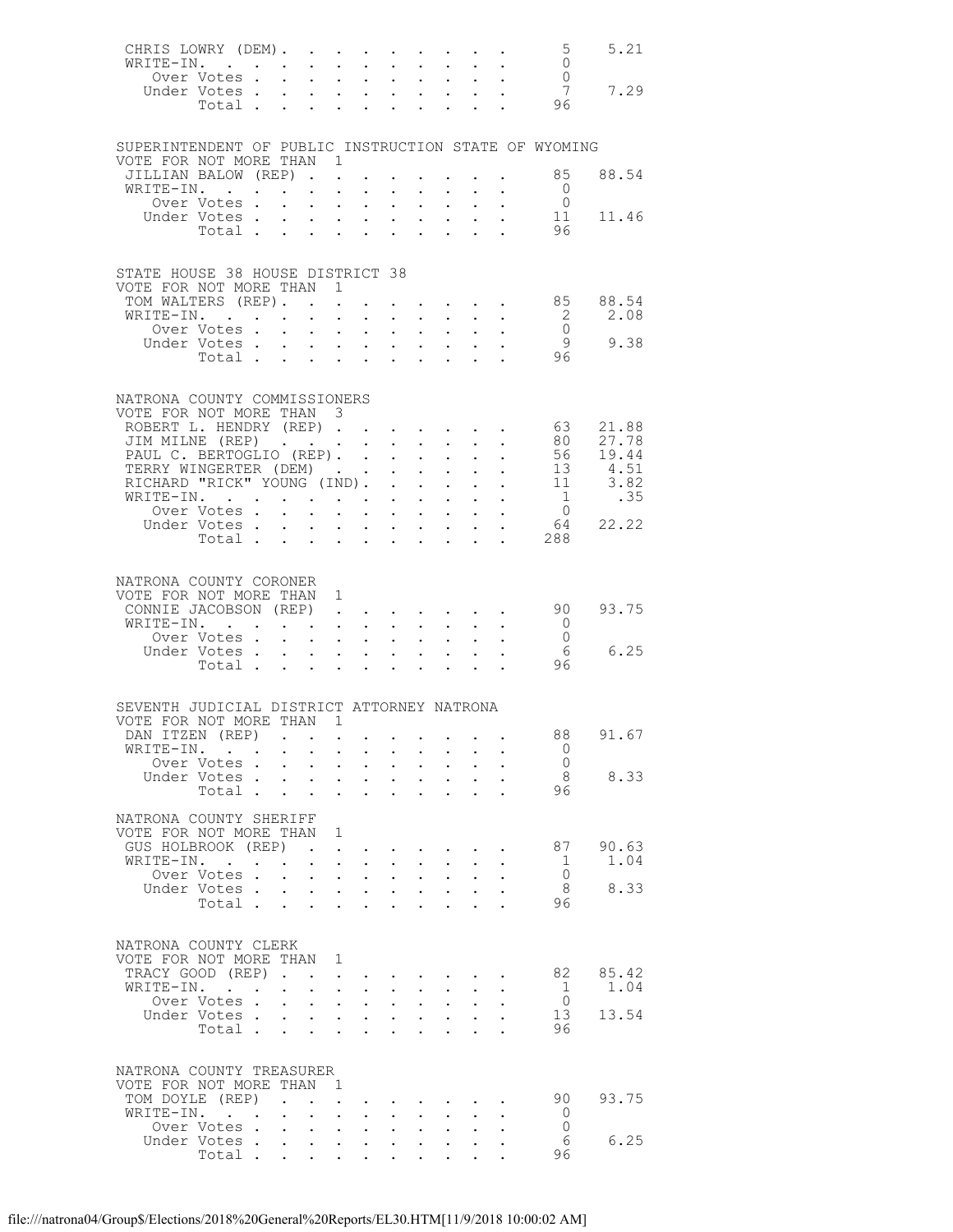| | | |
|---|---|---|
| CHRIS LOWRY (DEM) | 5 | 5.21 |
| WRITE-IN. | 0 | |
| Over Votes | 0 | |
| Under Votes | 7 | 7.29 |
| Total | 96 | |

## SUPERINTENDENT OF PUBLIC INSTRUCTION STATE OF WYOMING

VOTE FOR NOT MORE THAN 1

| | | |
|---|---|---|
| JILLIAN BALOW (REP) | 85 | 88.54 |
| WRITE-IN. | 0 | |
| Over Votes | 0 | |
| Under Votes | 11 | 11.46 |
| Total | 96 | |

## STATE HOUSE 38 HOUSE DISTRICT 38

VOTE FOR NOT MORE THAN 1

| | | |
|---|---|---|
| TOM WALTERS (REP) | 85 | 88.54 |
| WRITE-IN. | 2 | 2.08 |
| Over Votes | 0 | |
| Under Votes | 9 | 9.38 |
| Total | 96 | |

## NATRONA COUNTY COMMISSIONERS

VOTE FOR NOT MORE THAN 3

| | | |
|---|---|---|
| ROBERT L. HENDRY (REP) | 63 | 21.88 |
| JIM MILNE (REP) | 80 | 27.78 |
| PAUL C. BERTOGLIO (REP) | 56 | 19.44 |
| TERRY WINGERTER (DEM) | 13 | 4.51 |
| RICHARD "RICK" YOUNG (IND) | 11 | 3.82 |
| WRITE-IN. | 1 | .35 |
| Over Votes | 0 | |
| Under Votes | 64 | 22.22 |
| Total | 288 | |

## NATRONA COUNTY CORONER

VOTE FOR NOT MORE THAN 1

| | | |
|---|---|---|
| CONNIE JACOBSON (REP) | 90 | 93.75 |
| WRITE-IN. | 0 | |
| Over Votes | 0 | |
| Under Votes | 6 | 6.25 |
| Total | 96 | |

## SEVENTH JUDICIAL DISTRICT ATTORNEY NATRONA

VOTE FOR NOT MORE THAN 1

| | | |
|---|---|---|
| DAN ITZEN (REP) | 88 | 91.67 |
| WRITE-IN. | 0 | |
| Over Votes | 0 | |
| Under Votes | 8 | 8.33 |
| Total | 96 | |

## NATRONA COUNTY SHERIFF

VOTE FOR NOT MORE THAN 1

| | | |
|---|---|---|
| GUS HOLBROOK (REP) | 87 | 90.63 |
| WRITE-IN. | 1 | 1.04 |
| Over Votes | 0 | |
| Under Votes | 8 | 8.33 |
| Total | 96 | |

## NATRONA COUNTY CLERK

VOTE FOR NOT MORE THAN 1

| | | |
|---|---|---|
| TRACY GOOD (REP) | 82 | 85.42 |
| WRITE-IN. | 1 | 1.04 |
| Over Votes | 0 | |
| Under Votes | 13 | 13.54 |
| Total | 96 | |

## NATRONA COUNTY TREASURER

VOTE FOR NOT MORE THAN 1

| | | |
|---|---|---|
| TOM DOYLE (REP) | 90 | 93.75 |
| WRITE-IN. | 0 | |
| Over Votes | 0 | |
| Under Votes | 6 | 6.25 |
| Total | 96 | |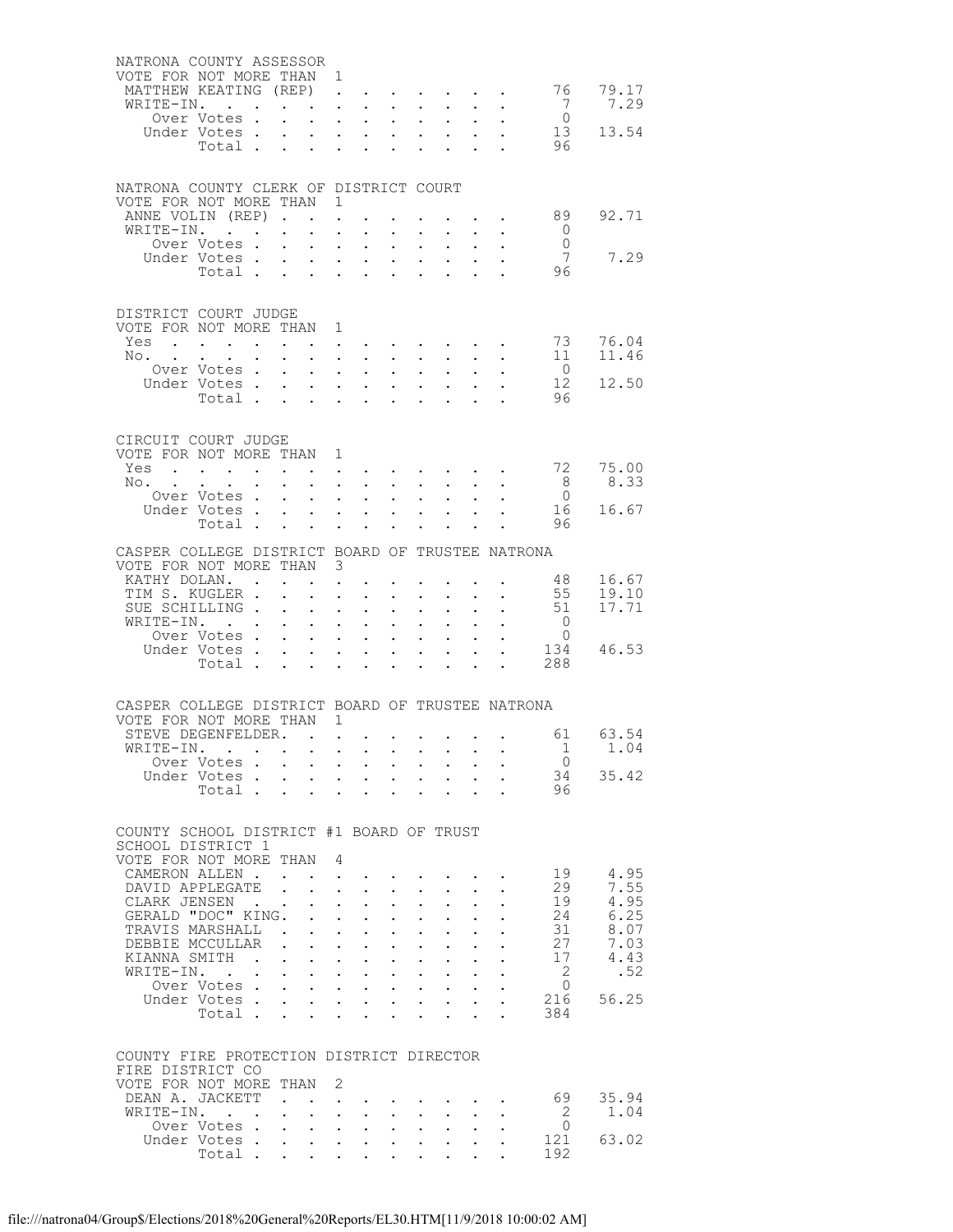NATRONA COUNTY ASSESSOR
VOTE FOR NOT MORE THAN 1

| | | |
|---|---|---|
| MATTHEW KEATING (REP) | 76 | 79.17 |
| WRITE-IN. | 7 | 7.29 |
| Over Votes | 0 | |
| Under Votes | 13 | 13.54 |
| Total | 96 | |

NATRONA COUNTY CLERK OF DISTRICT COURT
VOTE FOR NOT MORE THAN 1

| | | |
|---|---|---|
| ANNE VOLIN (REP) | 89 | 92.71 |
| WRITE-IN. | 0 | |
| Over Votes | 0 | |
| Under Votes | 7 | 7.29 |
| Total | 96 | |

DISTRICT COURT JUDGE
VOTE FOR NOT MORE THAN 1

| | | |
|---|---|---|
| Yes | 73 | 76.04 |
| No. | 11 | 11.46 |
| Over Votes | 0 | |
| Under Votes | 12 | 12.50 |
| Total | 96 | |

CIRCUIT COURT JUDGE
VOTE FOR NOT MORE THAN 1

| | | |
|---|---|---|
| Yes | 72 | 75.00 |
| No. | 8 | 8.33 |
| Over Votes | 0 | |
| Under Votes | 16 | 16.67 |
| Total | 96 | |

CASPER COLLEGE DISTRICT BOARD OF TRUSTEE NATRONA
VOTE FOR NOT MORE THAN 3

| | | |
|---|---|---|
| KATHY DOLAN. | 48 | 16.67 |
| TIM S. KUGLER | 55 | 19.10 |
| SUE SCHILLING | 51 | 17.71 |
| WRITE-IN. | 0 | |
| Over Votes | 0 | |
| Under Votes | 134 | 46.53 |
| Total | 288 | |

CASPER COLLEGE DISTRICT BOARD OF TRUSTEE NATRONA
VOTE FOR NOT MORE THAN 1

| | | |
|---|---|---|
| STEVE DEGENFELDER. | 61 | 63.54 |
| WRITE-IN. | 1 | 1.04 |
| Over Votes | 0 | |
| Under Votes | 34 | 35.42 |
| Total | 96 | |

COUNTY SCHOOL DISTRICT #1 BOARD OF TRUST
SCHOOL DISTRICT 1
VOTE FOR NOT MORE THAN 4

| | | |
|---|---|---|
| CAMERON ALLEN | 19 | 4.95 |
| DAVID APPLEGATE | 29 | 7.55 |
| CLARK JENSEN | 19 | 4.95 |
| GERALD "DOC" KING. | 24 | 6.25 |
| TRAVIS MARSHALL | 31 | 8.07 |
| DEBBIE MCCULLAR | 27 | 7.03 |
| KIANNA SMITH | 17 | 4.43 |
| WRITE-IN. | 2 | .52 |
| Over Votes | 0 | |
| Under Votes | 216 | 56.25 |
| Total | 384 | |

COUNTY FIRE PROTECTION DISTRICT DIRECTOR
FIRE DISTRICT CO
VOTE FOR NOT MORE THAN 2

| | | |
|---|---|---|
| DEAN A. JACKETT | 69 | 35.94 |
| WRITE-IN. | 2 | 1.04 |
| Over Votes | 0 | |
| Under Votes | 121 | 63.02 |
| Total | 192 | |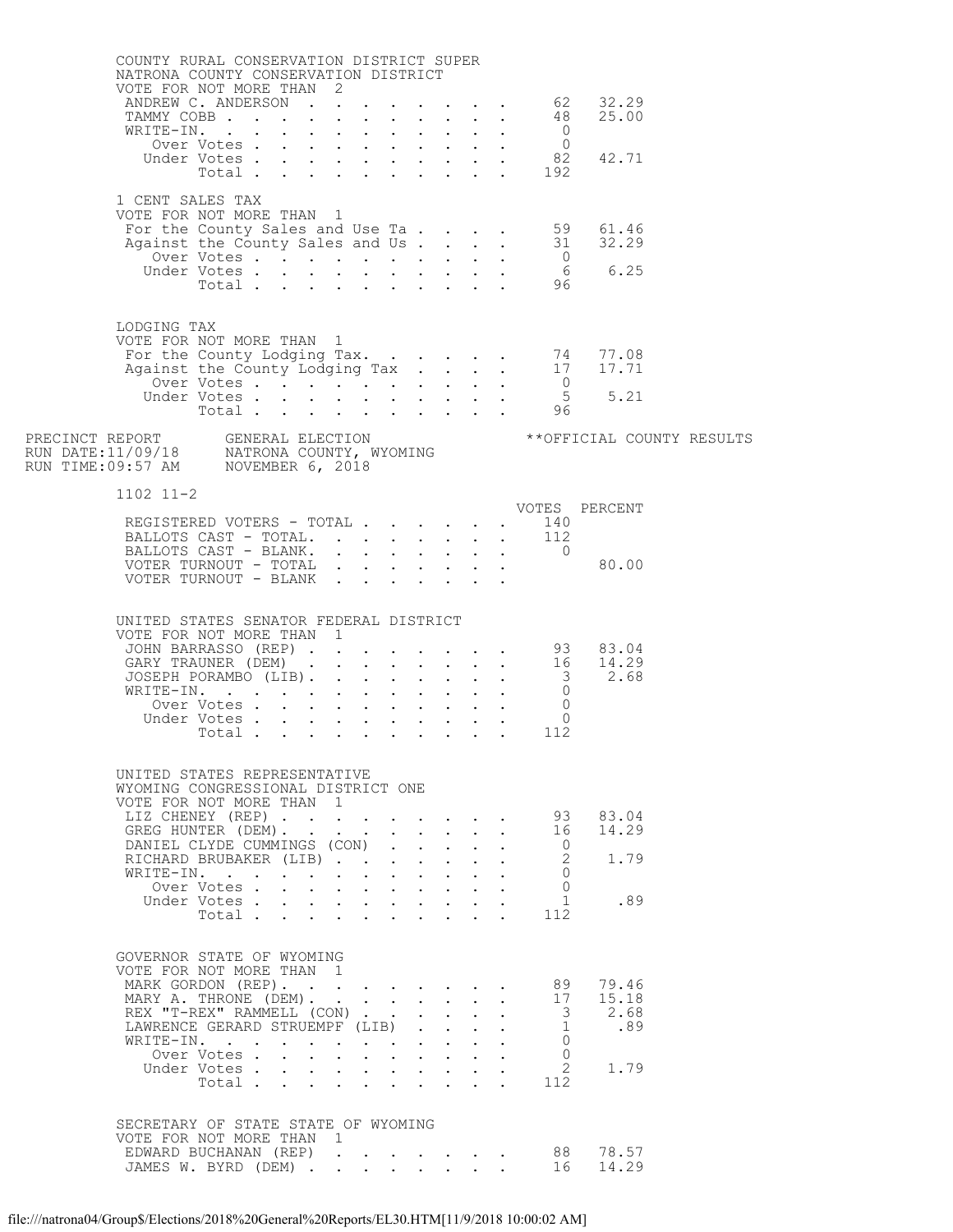COUNTY RURAL CONSERVATION DISTRICT SUPER
NATRONA COUNTY CONSERVATION DISTRICT
VOTE FOR NOT MORE THAN 2

| | | |
|---|---|---|
| ANDREW C. ANDERSON | 62 | 32.29 |
| TAMMY COBB | 48 | 25.00 |
| WRITE-IN. | 0 | |
| Over Votes | 0 | |
| Under Votes | 82 | 42.71 |
| Total | 192 | |

1 CENT SALES TAX
VOTE FOR NOT MORE THAN 1

| | | |
|---|---|---|
| For the County Sales and Use Ta | 59 | 61.46 |
| Against the County Sales and Us | 31 | 32.29 |
| Over Votes | 0 | |
| Under Votes | 6 | 6.25 |
| Total | 96 | |

LODGING TAX
VOTE FOR NOT MORE THAN 1

| | | |
|---|---|---|
| For the County Lodging Tax. | 74 | 77.08 |
| Against the County Lodging Tax | 17 | 17.71 |
| Over Votes | 0 | |
| Under Votes | 5 | 5.21 |
| Total | 96 | |

PRECINCT REPORT GENERAL ELECTION **OFFICIAL COUNTY RESULTS
RUN DATE:11/09/18 NATRONA COUNTY, WYOMING
RUN TIME:09:57 AM NOVEMBER 6, 2018

1102 11-2

| | VOTES | PERCENT |
|---|---|---|
| REGISTERED VOTERS - TOTAL | 140 | |
| BALLOTS CAST - TOTAL. | 112 | |
| BALLOTS CAST - BLANK. | 0 | |
| VOTER TURNOUT - TOTAL | | 80.00 |
| VOTER TURNOUT - BLANK | | |

UNITED STATES SENATOR FEDERAL DISTRICT
VOTE FOR NOT MORE THAN 1

| | | |
|---|---|---|
| JOHN BARRASSO (REP) | 93 | 83.04 |
| GARY TRAUNER (DEM) | 16 | 14.29 |
| JOSEPH PORAMBO (LIB). | 3 | 2.68 |
| WRITE-IN. | 0 | |
| Over Votes | 0 | |
| Under Votes | 0 | |
| Total | 112 | |

UNITED STATES REPRESENTATIVE
WYOMING CONGRESSIONAL DISTRICT ONE
VOTE FOR NOT MORE THAN 1

| | | |
|---|---|---|
| LIZ CHENEY (REP) | 93 | 83.04 |
| GREG HUNTER (DEM). | 16 | 14.29 |
| DANIEL CLYDE CUMMINGS (CON) | 0 | |
| RICHARD BRUBAKER (LIB) | 2 | 1.79 |
| WRITE-IN. | 0 | |
| Over Votes | 0 | |
| Under Votes | 1 | .89 |
| Total | 112 | |

GOVERNOR STATE OF WYOMING
VOTE FOR NOT MORE THAN 1

| | | |
|---|---|---|
| MARK GORDON (REP). | 89 | 79.46 |
| MARY A. THRONE (DEM). | 17 | 15.18 |
| REX "T-REX" RAMMELL (CON) | 3 | 2.68 |
| LAWRENCE GERARD STRUEMPF (LIB) | 1 | .89 |
| WRITE-IN. | 0 | |
| Over Votes | 0 | |
| Under Votes | 2 | 1.79 |
| Total | 112 | |

SECRETARY OF STATE STATE OF WYOMING
VOTE FOR NOT MORE THAN 1

| | | |
|---|---|---|
| EDWARD BUCHANAN (REP) | 88 | 78.57 |
| JAMES W. BYRD (DEM) | 16 | 14.29 |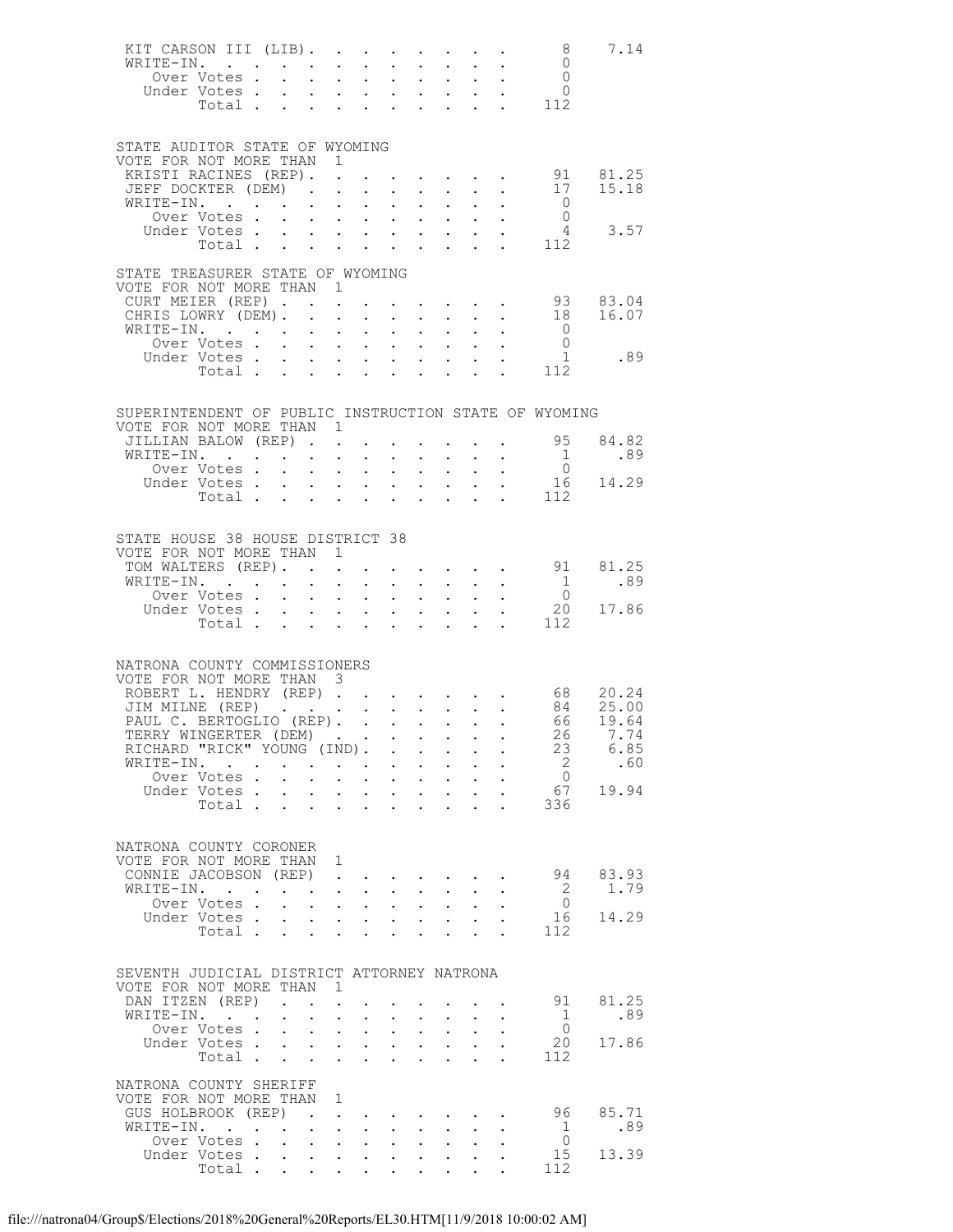| | | |
|---|---|---|
| KIT CARSON III (LIB) | 8 | 7.14 |
| WRITE-IN | 0 | |
| Over Votes | 0 | |
| Under Votes | 0 | |
| Total | 112 | |

## STATE AUDITOR STATE OF WYOMING

VOTE FOR NOT MORE THAN 1

| | | |
|---|---|---|
| KRISTI RACINES (REP) | 91 | 81.25 |
| JEFF DOCKTER (DEM) | 17 | 15.18 |
| WRITE-IN | 0 | |
| Over Votes | 0 | |
| Under Votes | 4 | 3.57 |
| Total | 112 | |

## STATE TREASURER STATE OF WYOMING

VOTE FOR NOT MORE THAN 1

| | | |
|---|---|---|
| CURT MEIER (REP) | 93 | 83.04 |
| CHRIS LOWRY (DEM) | 18 | 16.07 |
| WRITE-IN | 0 | |
| Over Votes | 0 | |
| Under Votes | 1 | .89 |
| Total | 112 | |

## SUPERINTENDENT OF PUBLIC INSTRUCTION STATE OF WYOMING

VOTE FOR NOT MORE THAN 1

| | | |
|---|---|---|
| JILLIAN BALOW (REP) | 95 | 84.82 |
| WRITE-IN | 1 | .89 |
| Over Votes | 0 | |
| Under Votes | 16 | 14.29 |
| Total | 112 | |

## STATE HOUSE 38 HOUSE DISTRICT 38

VOTE FOR NOT MORE THAN 1

| | | |
|---|---|---|
| TOM WALTERS (REP) | 91 | 81.25 |
| WRITE-IN | 1 | .89 |
| Over Votes | 0 | |
| Under Votes | 20 | 17.86 |
| Total | 112 | |

## NATRONA COUNTY COMMISSIONERS

VOTE FOR NOT MORE THAN 3

| | | |
|---|---|---|
| ROBERT L. HENDRY (REP) | 68 | 20.24 |
| JIM MILNE (REP) | 84 | 25.00 |
| PAUL C. BERTOGLIO (REP) | 66 | 19.64 |
| TERRY WINGERTER (DEM) | 26 | 7.74 |
| RICHARD "RICK" YOUNG (IND) | 23 | 6.85 |
| WRITE-IN | 2 | .60 |
| Over Votes | 0 | |
| Under Votes | 67 | 19.94 |
| Total | 336 | |

## NATRONA COUNTY CORONER

VOTE FOR NOT MORE THAN 1

| | | |
|---|---|---|
| CONNIE JACOBSON (REP) | 94 | 83.93 |
| WRITE-IN | 2 | 1.79 |
| Over Votes | 0 | |
| Under Votes | 16 | 14.29 |
| Total | 112 | |

## SEVENTH JUDICIAL DISTRICT ATTORNEY NATRONA

VOTE FOR NOT MORE THAN 1

| | | |
|---|---|---|
| DAN ITZEN (REP) | 91 | 81.25 |
| WRITE-IN | 1 | .89 |
| Over Votes | 0 | |
| Under Votes | 20 | 17.86 |
| Total | 112 | |

## NATRONA COUNTY SHERIFF

VOTE FOR NOT MORE THAN 1

| | | |
|---|---|---|
| GUS HOLBROOK (REP) | 96 | 85.71 |
| WRITE-IN | 1 | .89 |
| Over Votes | 0 | |
| Under Votes | 15 | 13.39 |
| Total | 112 | |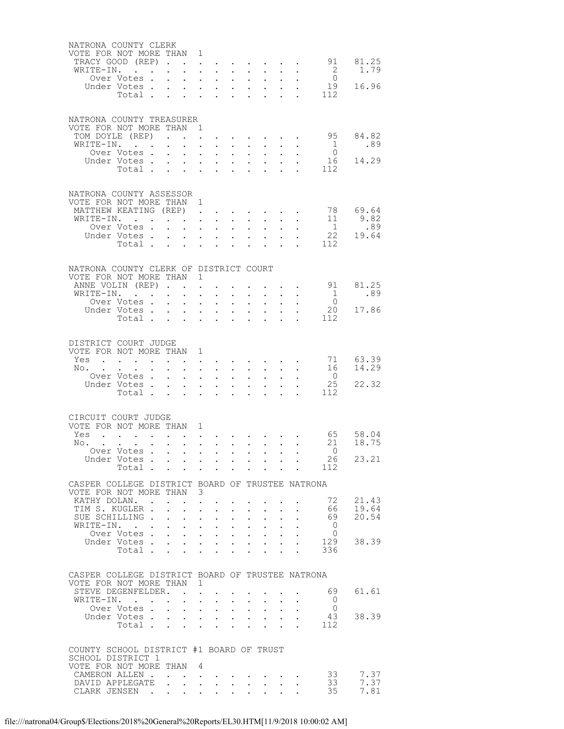## NATRONA COUNTY CLERK

VOTE FOR NOT MORE THAN 1

| | Votes | Percent |
|---|---|---|
| TRACY GOOD (REP) | 91 | 81.25 |
| WRITE-IN. | 2 | 1.79 |
| Over Votes | 0 | |
| Under Votes | 19 | 16.96 |
| Total | 112 | |

## NATRONA COUNTY TREASURER

VOTE FOR NOT MORE THAN 1

| | Votes | Percent |
|---|---|---|
| TOM DOYLE (REP) | 95 | 84.82 |
| WRITE-IN. | 1 | .89 |
| Over Votes | 0 | |
| Under Votes | 16 | 14.29 |
| Total | 112 | |

## NATRONA COUNTY ASSESSOR

VOTE FOR NOT MORE THAN 1

| | Votes | Percent |
|---|---|---|
| MATTHEW KEATING (REP) | 78 | 69.64 |
| WRITE-IN. | 11 | 9.82 |
| Over Votes | 1 | .89 |
| Under Votes | 22 | 19.64 |
| Total | 112 | |

## NATRONA COUNTY CLERK OF DISTRICT COURT

VOTE FOR NOT MORE THAN 1

| | Votes | Percent |
|---|---|---|
| ANNE VOLIN (REP) | 91 | 81.25 |
| WRITE-IN. | 1 | .89 |
| Over Votes | 0 | |
| Under Votes | 20 | 17.86 |
| Total | 112 | |

## DISTRICT COURT JUDGE

VOTE FOR NOT MORE THAN 1

| | Votes | Percent |
|---|---|---|
| Yes | 71 | 63.39 |
| No. | 16 | 14.29 |
| Over Votes | 0 | |
| Under Votes | 25 | 22.32 |
| Total | 112 | |

## CIRCUIT COURT JUDGE

VOTE FOR NOT MORE THAN 1

| | Votes | Percent |
|---|---|---|
| Yes | 65 | 58.04 |
| No. | 21 | 18.75 |
| Over Votes | 0 | |
| Under Votes | 26 | 23.21 |
| Total | 112 | |

## CASPER COLLEGE DISTRICT BOARD OF TRUSTEE NATRONA

VOTE FOR NOT MORE THAN 3

| | Votes | Percent |
|---|---|---|
| KATHY DOLAN. | 72 | 21.43 |
| TIM S. KUGLER | 66 | 19.64 |
| SUE SCHILLING | 69 | 20.54 |
| WRITE-IN. | 0 | |
| Over Votes | 0 | |
| Under Votes | 129 | 38.39 |
| Total | 336 | |

## CASPER COLLEGE DISTRICT BOARD OF TRUSTEE NATRONA

VOTE FOR NOT MORE THAN 1

| | Votes | Percent |
|---|---|---|
| STEVE DEGENFELDER. | 69 | 61.61 |
| WRITE-IN. | 0 | |
| Over Votes | 0 | |
| Under Votes | 43 | 38.39 |
| Total | 112 | |

## COUNTY SCHOOL DISTRICT #1 BOARD OF TRUST

SCHOOL DISTRICT 1

VOTE FOR NOT MORE THAN 4

| | Votes | Percent |
|---|---|---|
| CAMERON ALLEN | 33 | 7.37 |
| DAVID APPLEGATE | 33 | 7.37 |
| CLARK JENSEN | 35 | 7.81 |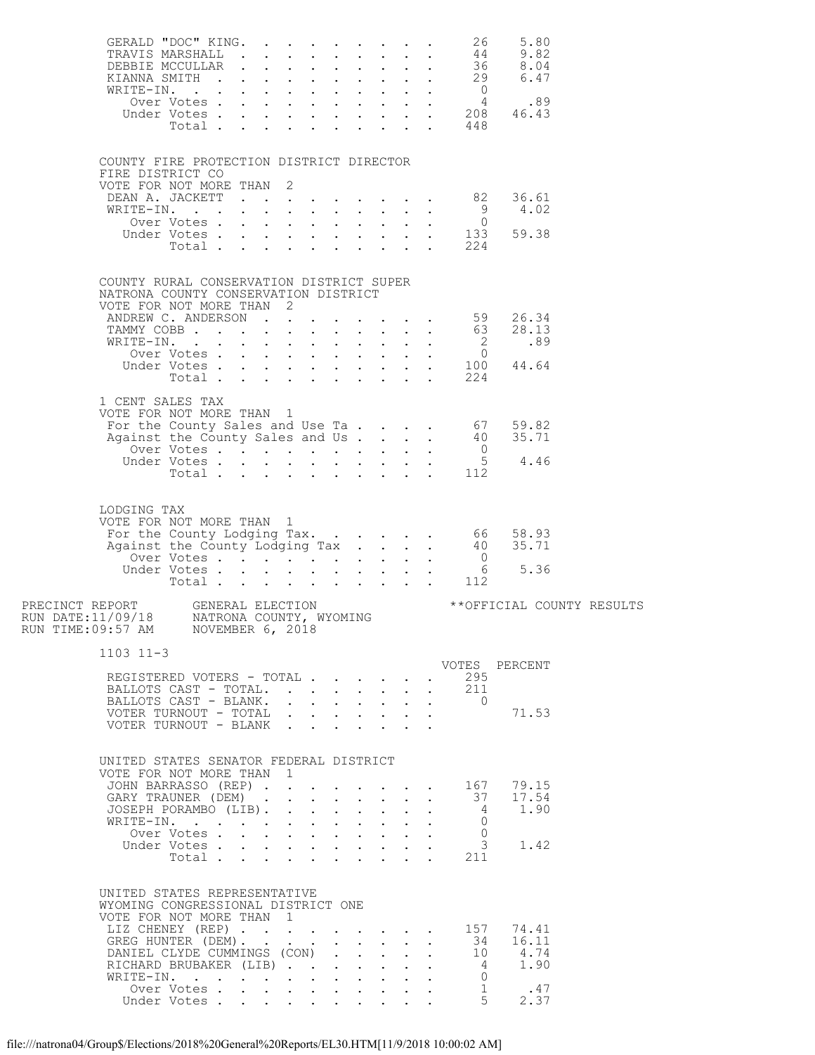| | | |
|---|---|---|
| GERALD "DOC" KING | 26 | 5.80 |
| TRAVIS MARSHALL | 44 | 9.82 |
| DEBBIE MCCULLAR | 36 | 8.04 |
| KIANNA SMITH | 29 | 6.47 |
| WRITE-IN. | 0 | |
| Over Votes | 4 | .89 |
| Under Votes | 208 | 46.43 |
| Total | 448 | |

COUNTY FIRE PROTECTION DISTRICT DIRECTOR
FIRE DISTRICT CO
VOTE FOR NOT MORE THAN 2

| | | |
|---|---|---|
| DEAN A. JACKETT | 82 | 36.61 |
| WRITE-IN. | 9 | 4.02 |
| Over Votes | 0 | |
| Under Votes | 133 | 59.38 |
| Total | 224 | |

COUNTY RURAL CONSERVATION DISTRICT SUPER
NATRONA COUNTY CONSERVATION DISTRICT
VOTE FOR NOT MORE THAN 2

| | | |
|---|---|---|
| ANDREW C. ANDERSON | 59 | 26.34 |
| TAMMY COBB | 63 | 28.13 |
| WRITE-IN. | 2 | .89 |
| Over Votes | 0 | |
| Under Votes | 100 | 44.64 |
| Total | 224 | |

1 CENT SALES TAX
VOTE FOR NOT MORE THAN 1

| | | |
|---|---|---|
| For the County Sales and Use Ta | 67 | 59.82 |
| Against the County Sales and Us | 40 | 35.71 |
| Over Votes | 0 | |
| Under Votes | 5 | 4.46 |
| Total | 112 | |

LODGING TAX
VOTE FOR NOT MORE THAN 1

| | | |
|---|---|---|
| For the County Lodging Tax. | 66 | 58.93 |
| Against the County Lodging Tax | 40 | 35.71 |
| Over Votes | 0 | |
| Under Votes | 6 | 5.36 |
| Total | 112 | |

PRECINCT REPORT GENERAL ELECTION **OFFICIAL COUNTY RESULTS
RUN DATE:11/09/18 NATRONA COUNTY, WYOMING
RUN TIME:09:57 AM NOVEMBER 6, 2018

1103 11-3

| | VOTES | PERCENT |
|---|---|---|
| REGISTERED VOTERS - TOTAL | 295 | |
| BALLOTS CAST - TOTAL. | 211 | |
| BALLOTS CAST - BLANK. | 0 | |
| VOTER TURNOUT - TOTAL | | 71.53 |
| VOTER TURNOUT - BLANK | | |

UNITED STATES SENATOR FEDERAL DISTRICT
VOTE FOR NOT MORE THAN 1

| | | |
|---|---|---|
| JOHN BARRASSO (REP) | 167 | 79.15 |
| GARY TRAUNER (DEM) | 37 | 17.54 |
| JOSEPH PORAMBO (LIB). | 4 | 1.90 |
| WRITE-IN. | 0 | |
| Over Votes | 0 | |
| Under Votes | 3 | 1.42 |
| Total | 211 | |

UNITED STATES REPRESENTATIVE
WYOMING CONGRESSIONAL DISTRICT ONE
VOTE FOR NOT MORE THAN 1

| | | |
|---|---|---|
| LIZ CHENEY (REP) | 157 | 74.41 |
| GREG HUNTER (DEM). | 34 | 16.11 |
| DANIEL CLYDE CUMMINGS (CON) | 10 | 4.74 |
| RICHARD BRUBAKER (LIB) | 4 | 1.90 |
| WRITE-IN. | 0 | |
| Over Votes | 1 | .47 |
| Under Votes | 5 | 2.37 |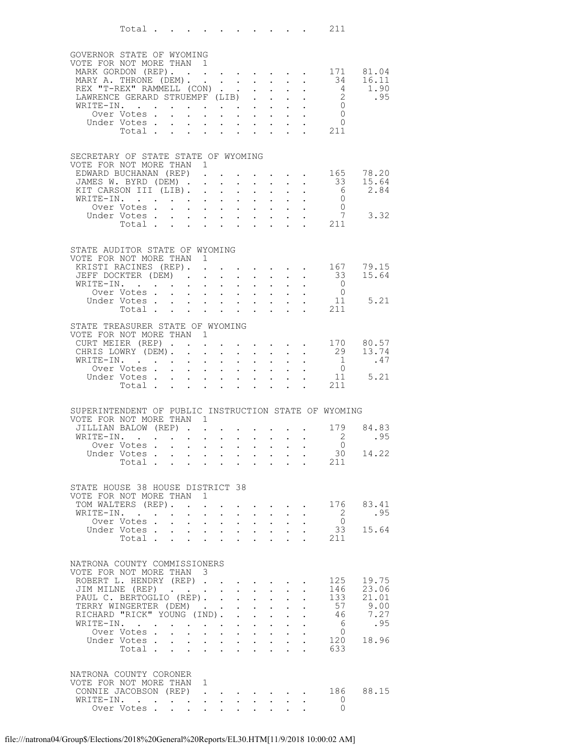| | | |
|---|---|---|
| Total | 211 | |

## GOVERNOR STATE OF WYOMING
VOTE FOR NOT MORE THAN 1

| Candidate | Votes | Percent |
|---|---|---|
| MARK GORDON (REP) | 171 | 81.04 |
| MARY A. THRONE (DEM) | 34 | 16.11 |
| REX "T-REX" RAMMELL (CON) | 4 | 1.90 |
| LAWRENCE GERARD STRUEMPF (LIB) | 2 | .95 |
| WRITE-IN | 0 | |
| Over Votes | 0 | |
| Under Votes | 0 | |
| Total | 211 | |

## SECRETARY OF STATE STATE OF WYOMING
VOTE FOR NOT MORE THAN 1

| Candidate | Votes | Percent |
|---|---|---|
| EDWARD BUCHANAN (REP) | 165 | 78.20 |
| JAMES W. BYRD (DEM) | 33 | 15.64 |
| KIT CARSON III (LIB) | 6 | 2.84 |
| WRITE-IN | 0 | |
| Over Votes | 0 | |
| Under Votes | 7 | 3.32 |
| Total | 211 | |

## STATE AUDITOR STATE OF WYOMING
VOTE FOR NOT MORE THAN 1

| Candidate | Votes | Percent |
|---|---|---|
| KRISTI RACINES (REP) | 167 | 79.15 |
| JEFF DOCKTER (DEM) | 33 | 15.64 |
| WRITE-IN | 0 | |
| Over Votes | 0 | |
| Under Votes | 11 | 5.21 |
| Total | 211 | |

## STATE TREASURER STATE OF WYOMING
VOTE FOR NOT MORE THAN 1

| Candidate | Votes | Percent |
|---|---|---|
| CURT MEIER (REP) | 170 | 80.57 |
| CHRIS LOWRY (DEM) | 29 | 13.74 |
| WRITE-IN | 1 | .47 |
| Over Votes | 0 | |
| Under Votes | 11 | 5.21 |
| Total | 211 | |

## SUPERINTENDENT OF PUBLIC INSTRUCTION STATE OF WYOMING
VOTE FOR NOT MORE THAN 1

| Candidate | Votes | Percent |
|---|---|---|
| JILLIAN BALOW (REP) | 179 | 84.83 |
| WRITE-IN | 2 | .95 |
| Over Votes | 0 | |
| Under Votes | 30 | 14.22 |
| Total | 211 | |

## STATE HOUSE 38 HOUSE DISTRICT 38
VOTE FOR NOT MORE THAN 1

| Candidate | Votes | Percent |
|---|---|---|
| TOM WALTERS (REP) | 176 | 83.41 |
| WRITE-IN | 2 | .95 |
| Over Votes | 0 | |
| Under Votes | 33 | 15.64 |
| Total | 211 | |

## NATRONA COUNTY COMMISSIONERS
VOTE FOR NOT MORE THAN 3

| Candidate | Votes | Percent |
|---|---|---|
| ROBERT L. HENDRY (REP) | 125 | 19.75 |
| JIM MILNE (REP) | 146 | 23.06 |
| PAUL C. BERTOGLIO (REP) | 133 | 21.01 |
| TERRY WINGERTER (DEM) | 57 | 9.00 |
| RICHARD "RICK" YOUNG (IND) | 46 | 7.27 |
| WRITE-IN | 6 | .95 |
| Over Votes | 0 | |
| Under Votes | 120 | 18.96 |
| Total | 633 | |

## NATRONA COUNTY CORONER
VOTE FOR NOT MORE THAN 1

| Candidate | Votes | Percent |
|---|---|---|
| CONNIE JACOBSON (REP) | 186 | 88.15 |
| WRITE-IN | 0 | |
| Over Votes | 0 | |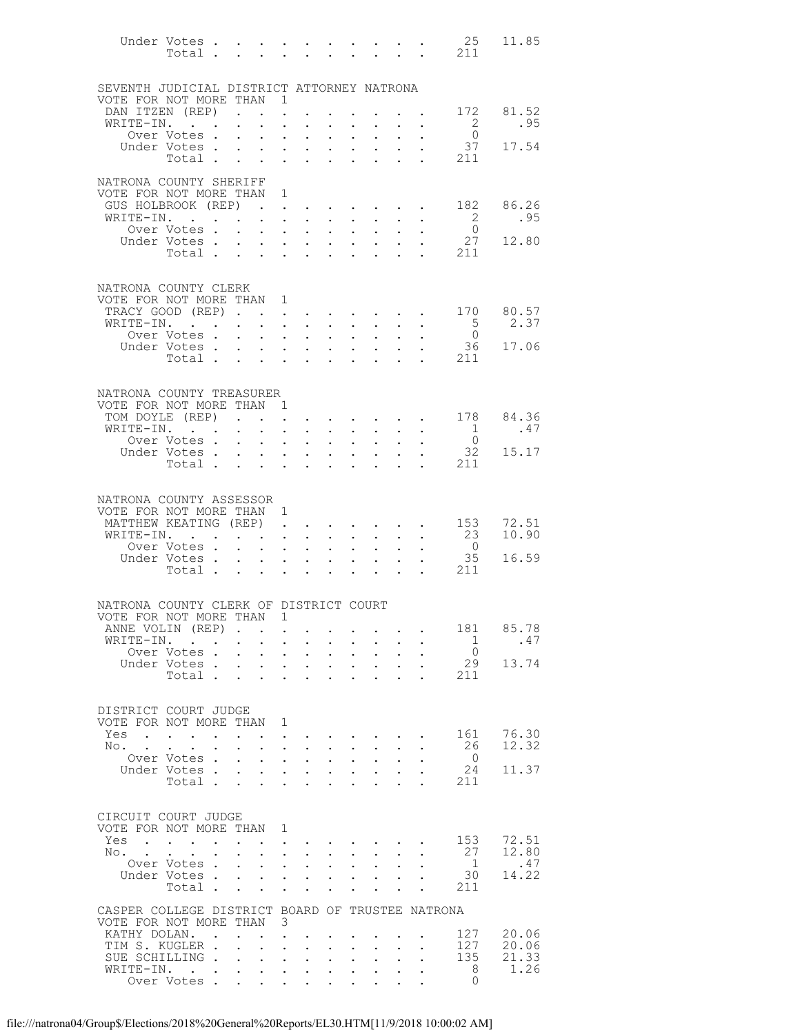| | | |
|---|---|---|
| Under Votes | 25 | 11.85 |
| Total | 211 | |

### SEVENTH JUDICIAL DISTRICT ATTORNEY NATRONA

VOTE FOR NOT MORE THAN 1

| | | |
|---|---|---|
| DAN ITZEN (REP) | 172 | 81.52 |
| WRITE-IN. | 2 | .95 |
| Over Votes | 0 | |
| Under Votes | 37 | 17.54 |
| Total | 211 | |

### NATRONA COUNTY SHERIFF

VOTE FOR NOT MORE THAN 1

| | | |
|---|---|---|
| GUS HOLBROOK (REP) | 182 | 86.26 |
| WRITE-IN. | 2 | .95 |
| Over Votes | 0 | |
| Under Votes | 27 | 12.80 |
| Total | 211 | |

### NATRONA COUNTY CLERK

VOTE FOR NOT MORE THAN 1

| | | |
|---|---|---|
| TRACY GOOD (REP) | 170 | 80.57 |
| WRITE-IN. | 5 | 2.37 |
| Over Votes | 0 | |
| Under Votes | 36 | 17.06 |
| Total | 211 | |

### NATRONA COUNTY TREASURER

VOTE FOR NOT MORE THAN 1

| | | |
|---|---|---|
| TOM DOYLE (REP) | 178 | 84.36 |
| WRITE-IN. | 1 | .47 |
| Over Votes | 0 | |
| Under Votes | 32 | 15.17 |
| Total | 211 | |

### NATRONA COUNTY ASSESSOR

VOTE FOR NOT MORE THAN 1

| | | |
|---|---|---|
| MATTHEW KEATING (REP) | 153 | 72.51 |
| WRITE-IN. | 23 | 10.90 |
| Over Votes | 0 | |
| Under Votes | 35 | 16.59 |
| Total | 211 | |

### NATRONA COUNTY CLERK OF DISTRICT COURT

VOTE FOR NOT MORE THAN 1

| | | |
|---|---|---|
| ANNE VOLIN (REP) | 181 | 85.78 |
| WRITE-IN. | 1 | .47 |
| Over Votes | 0 | |
| Under Votes | 29 | 13.74 |
| Total | 211 | |

### DISTRICT COURT JUDGE

VOTE FOR NOT MORE THAN 1

| | | |
|---|---|---|
| Yes | 161 | 76.30 |
| No. | 26 | 12.32 |
| Over Votes | 0 | |
| Under Votes | 24 | 11.37 |
| Total | 211 | |

### CIRCUIT COURT JUDGE

VOTE FOR NOT MORE THAN 1

| | | |
|---|---|---|
| Yes | 153 | 72.51 |
| No. | 27 | 12.80 |
| Over Votes | 1 | .47 |
| Under Votes | 30 | 14.22 |
| Total | 211 | |

### CASPER COLLEGE DISTRICT BOARD OF TRUSTEE NATRONA

VOTE FOR NOT MORE THAN 3

| | | |
|---|---|---|
| KATHY DOLAN. | 127 | 20.06 |
| TIM S. KUGLER | 127 | 20.06 |
| SUE SCHILLING | 135 | 21.33 |
| WRITE-IN. | 8 | 1.26 |
| Over Votes | 0 | |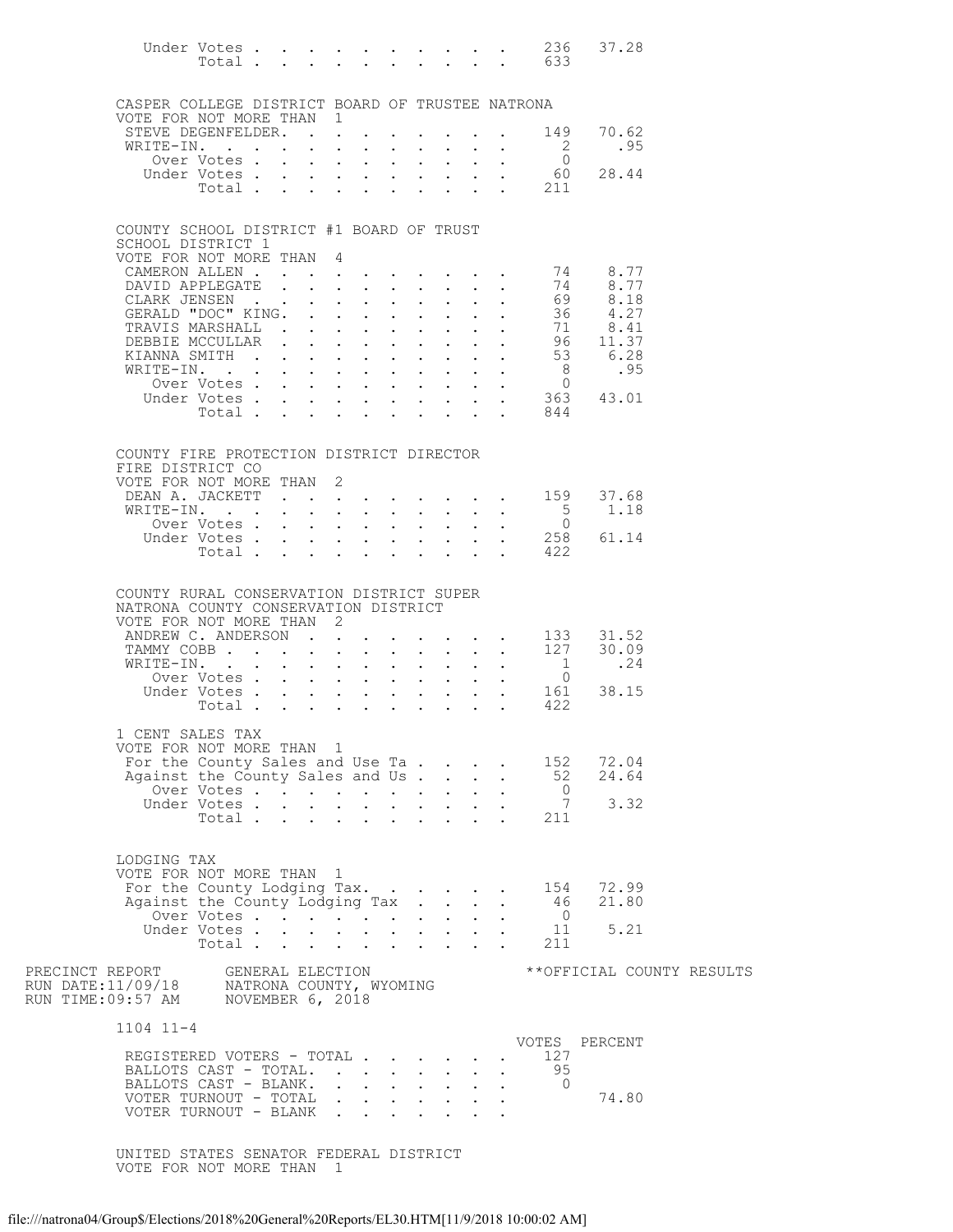| | | |
|---|---|---|
| Under Votes | 236 | 37.28 |
| Total | 633 | |

CASPER COLLEGE DISTRICT BOARD OF TRUSTEE NATRONA
VOTE FOR NOT MORE THAN 1

| | | |
|---|---|---|
| STEVE DEGENFELDER | 149 | 70.62 |
| WRITE-IN. | 2 | .95 |
| Over Votes | 0 | |
| Under Votes | 60 | 28.44 |
| Total | 211 | |

COUNTY SCHOOL DISTRICT #1 BOARD OF TRUST
SCHOOL DISTRICT 1
VOTE FOR NOT MORE THAN 4

| | | |
|---|---|---|
| CAMERON ALLEN | 74 | 8.77 |
| DAVID APPLEGATE | 74 | 8.77 |
| CLARK JENSEN | 69 | 8.18 |
| GERALD "DOC" KING. | 36 | 4.27 |
| TRAVIS MARSHALL | 71 | 8.41 |
| DEBBIE MCCULLAR | 96 | 11.37 |
| KIANNA SMITH | 53 | 6.28 |
| WRITE-IN. | 8 | .95 |
| Over Votes | 0 | |
| Under Votes | 363 | 43.01 |
| Total | 844 | |

COUNTY FIRE PROTECTION DISTRICT DIRECTOR
FIRE DISTRICT CO
VOTE FOR NOT MORE THAN 2

| | | |
|---|---|---|
| DEAN A. JACKETT | 159 | 37.68 |
| WRITE-IN. | 5 | 1.18 |
| Over Votes | 0 | |
| Under Votes | 258 | 61.14 |
| Total | 422 | |

COUNTY RURAL CONSERVATION DISTRICT SUPER
NATRONA COUNTY CONSERVATION DISTRICT
VOTE FOR NOT MORE THAN 2

| | | |
|---|---|---|
| ANDREW C. ANDERSON | 133 | 31.52 |
| TAMMY COBB | 127 | 30.09 |
| WRITE-IN. | 1 | .24 |
| Over Votes | 0 | |
| Under Votes | 161 | 38.15 |
| Total | 422 | |

1 CENT SALES TAX
VOTE FOR NOT MORE THAN 1

| | | |
|---|---|---|
| For the County Sales and Use Ta | 152 | 72.04 |
| Against the County Sales and Us | 52 | 24.64 |
| Over Votes | 0 | |
| Under Votes | 7 | 3.32 |
| Total | 211 | |

LODGING TAX
VOTE FOR NOT MORE THAN 1

| | | |
|---|---|---|
| For the County Lodging Tax. | 154 | 72.99 |
| Against the County Lodging Tax | 46 | 21.80 |
| Over Votes | 0 | |
| Under Votes | 11 | 5.21 |
| Total | 211 | |

PRECINCT REPORT GENERAL ELECTION **OFFICIAL COUNTY RESULTS
RUN DATE:11/09/18 NATRONA COUNTY, WYOMING
RUN TIME:09:57 AM NOVEMBER 6, 2018

1104 11-4

| | VOTES | PERCENT |
|---|---|---|
| REGISTERED VOTERS - TOTAL | 127 | |
| BALLOTS CAST - TOTAL. | 95 | |
| BALLOTS CAST - BLANK. | 0 | |
| VOTER TURNOUT - TOTAL | | 74.80 |
| VOTER TURNOUT - BLANK | | |

UNITED STATES SENATOR FEDERAL DISTRICT
VOTE FOR NOT MORE THAN 1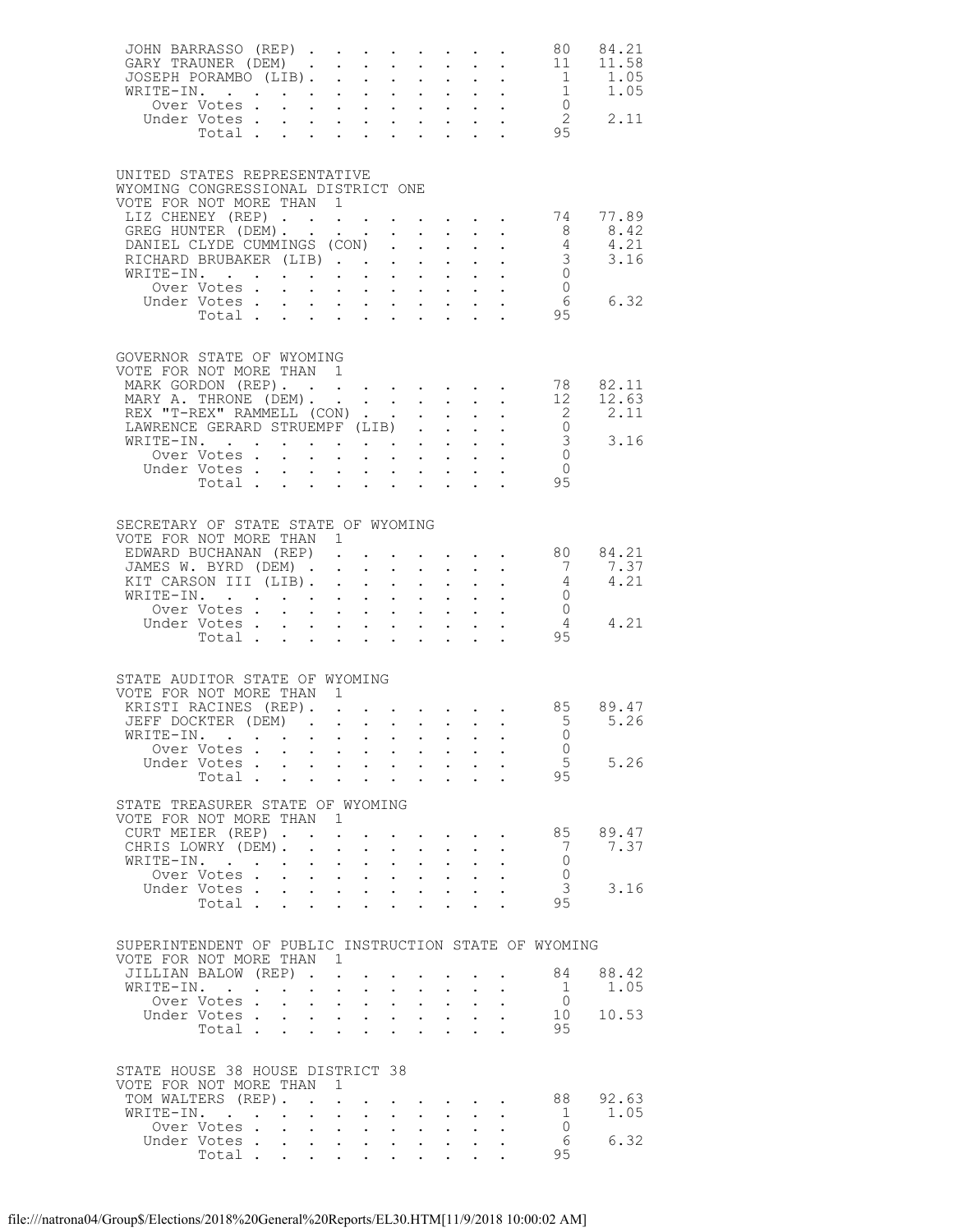| | | |
|---|---|---|
| JOHN BARRASSO (REP) | 80 | 84.21 |
| GARY TRAUNER (DEM) | 11 | 11.58 |
| JOSEPH PORAMBO (LIB) | 1 | 1.05 |
| WRITE-IN. | 1 | 1.05 |
| Over Votes | 0 | |
| Under Votes | 2 | 2.11 |
| Total | 95 | |

UNITED STATES REPRESENTATIVE
WYOMING CONGRESSIONAL DISTRICT ONE
VOTE FOR NOT MORE THAN 1

| | | |
|---|---|---|
| LIZ CHENEY (REP) | 74 | 77.89 |
| GREG HUNTER (DEM) | 8 | 8.42 |
| DANIEL CLYDE CUMMINGS (CON) | 4 | 4.21 |
| RICHARD BRUBAKER (LIB) | 3 | 3.16 |
| WRITE-IN. | 0 | |
| Over Votes | 0 | |
| Under Votes | 6 | 6.32 |
| Total | 95 | |

GOVERNOR STATE OF WYOMING
VOTE FOR NOT MORE THAN 1

| | | |
|---|---|---|
| MARK GORDON (REP) | 78 | 82.11 |
| MARY A. THRONE (DEM) | 12 | 12.63 |
| REX "T-REX" RAMMELL (CON) | 2 | 2.11 |
| LAWRENCE GERARD STRUEMPF (LIB) | 0 | |
| WRITE-IN. | 3 | 3.16 |
| Over Votes | 0 | |
| Under Votes | 0 | |
| Total | 95 | |

SECRETARY OF STATE STATE OF WYOMING
VOTE FOR NOT MORE THAN 1

| | | |
|---|---|---|
| EDWARD BUCHANAN (REP) | 80 | 84.21 |
| JAMES W. BYRD (DEM) | 7 | 7.37 |
| KIT CARSON III (LIB) | 4 | 4.21 |
| WRITE-IN. | 0 | |
| Over Votes | 0 | |
| Under Votes | 4 | 4.21 |
| Total | 95 | |

STATE AUDITOR STATE OF WYOMING
VOTE FOR NOT MORE THAN 1

| | | |
|---|---|---|
| KRISTI RACINES (REP) | 85 | 89.47 |
| JEFF DOCKTER (DEM) | 5 | 5.26 |
| WRITE-IN. | 0 | |
| Over Votes | 0 | |
| Under Votes | 5 | 5.26 |
| Total | 95 | |

STATE TREASURER STATE OF WYOMING
VOTE FOR NOT MORE THAN 1

| | | |
|---|---|---|
| CURT MEIER (REP) | 85 | 89.47 |
| CHRIS LOWRY (DEM) | 7 | 7.37 |
| WRITE-IN. | 0 | |
| Over Votes | 0 | |
| Under Votes | 3 | 3.16 |
| Total | 95 | |

SUPERINTENDENT OF PUBLIC INSTRUCTION STATE OF WYOMING
VOTE FOR NOT MORE THAN 1

| | | |
|---|---|---|
| JILLIAN BALOW (REP) | 84 | 88.42 |
| WRITE-IN. | 1 | 1.05 |
| Over Votes | 0 | |
| Under Votes | 10 | 10.53 |
| Total | 95 | |

STATE HOUSE 38 HOUSE DISTRICT 38
VOTE FOR NOT MORE THAN 1

| | | |
|---|---|---|
| TOM WALTERS (REP) | 88 | 92.63 |
| WRITE-IN. | 1 | 1.05 |
| Over Votes | 0 | |
| Under Votes | 6 | 6.32 |
| Total | 95 | |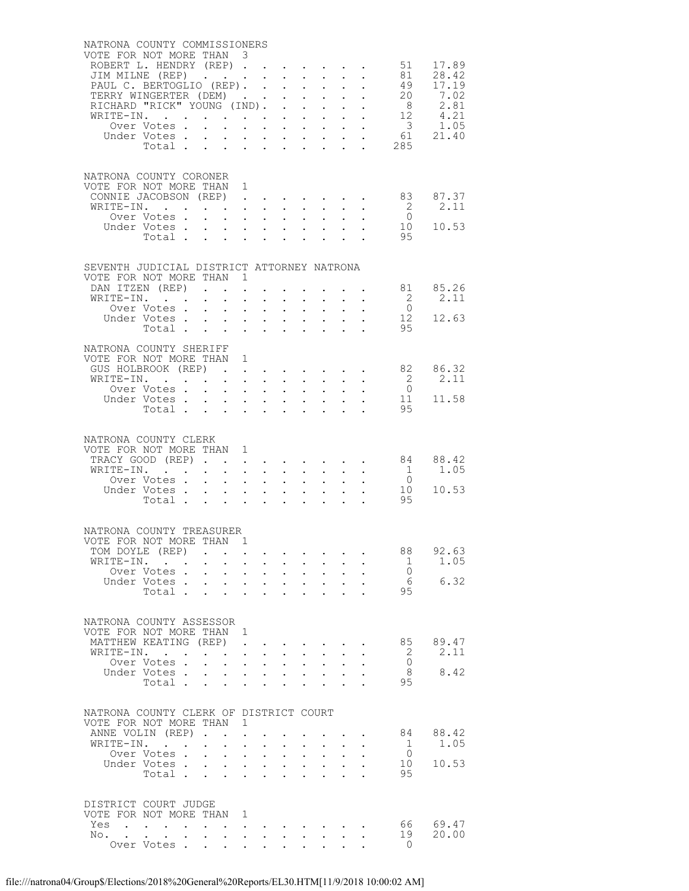NATRONA COUNTY COMMISSIONERS
VOTE FOR NOT MORE THAN 3

| | | |
|---|---|---|
| ROBERT L. HENDRY (REP) | 51 | 17.89 |
| JIM MILNE (REP) | 81 | 28.42 |
| PAUL C. BERTOGLIO (REP) | 49 | 17.19 |
| TERRY WINGERTER (DEM) | 20 | 7.02 |
| RICHARD "RICK" YOUNG (IND) | 8 | 2.81 |
| WRITE-IN | 12 | 4.21 |
| Over Votes | 3 | 1.05 |
| Under Votes | 61 | 21.40 |
| Total | 285 | |

NATRONA COUNTY CORONER
VOTE FOR NOT MORE THAN 1

| | | |
|---|---|---|
| CONNIE JACOBSON (REP) | 83 | 87.37 |
| WRITE-IN | 2 | 2.11 |
| Over Votes | 0 | |
| Under Votes | 10 | 10.53 |
| Total | 95 | |

SEVENTH JUDICIAL DISTRICT ATTORNEY NATRONA
VOTE FOR NOT MORE THAN 1

| | | |
|---|---|---|
| DAN ITZEN (REP) | 81 | 85.26 |
| WRITE-IN | 2 | 2.11 |
| Over Votes | 0 | |
| Under Votes | 12 | 12.63 |
| Total | 95 | |

NATRONA COUNTY SHERIFF
VOTE FOR NOT MORE THAN 1

| | | |
|---|---|---|
| GUS HOLBROOK (REP) | 82 | 86.32 |
| WRITE-IN | 2 | 2.11 |
| Over Votes | 0 | |
| Under Votes | 11 | 11.58 |
| Total | 95 | |

NATRONA COUNTY CLERK
VOTE FOR NOT MORE THAN 1

| | | |
|---|---|---|
| TRACY GOOD (REP) | 84 | 88.42 |
| WRITE-IN | 1 | 1.05 |
| Over Votes | 0 | |
| Under Votes | 10 | 10.53 |
| Total | 95 | |

NATRONA COUNTY TREASURER
VOTE FOR NOT MORE THAN 1

| | | |
|---|---|---|
| TOM DOYLE (REP) | 88 | 92.63 |
| WRITE-IN | 1 | 1.05 |
| Over Votes | 0 | |
| Under Votes | 6 | 6.32 |
| Total | 95 | |

NATRONA COUNTY ASSESSOR
VOTE FOR NOT MORE THAN 1

| | | |
|---|---|---|
| MATTHEW KEATING (REP) | 85 | 89.47 |
| WRITE-IN | 2 | 2.11 |
| Over Votes | 0 | |
| Under Votes | 8 | 8.42 |
| Total | 95 | |

NATRONA COUNTY CLERK OF DISTRICT COURT
VOTE FOR NOT MORE THAN 1

| | | |
|---|---|---|
| ANNE VOLIN (REP) | 84 | 88.42 |
| WRITE-IN | 1 | 1.05 |
| Over Votes | 0 | |
| Under Votes | 10 | 10.53 |
| Total | 95 | |

DISTRICT COURT JUDGE
VOTE FOR NOT MORE THAN 1

| | | |
|---|---|---|
| Yes | 66 | 69.47 |
| No | 19 | 20.00 |
| Over Votes | 0 | |

file:///natrona04/Group$/Elections/2018%20General%20Reports/EL30.HTM[11/9/2018 10:00:02 AM]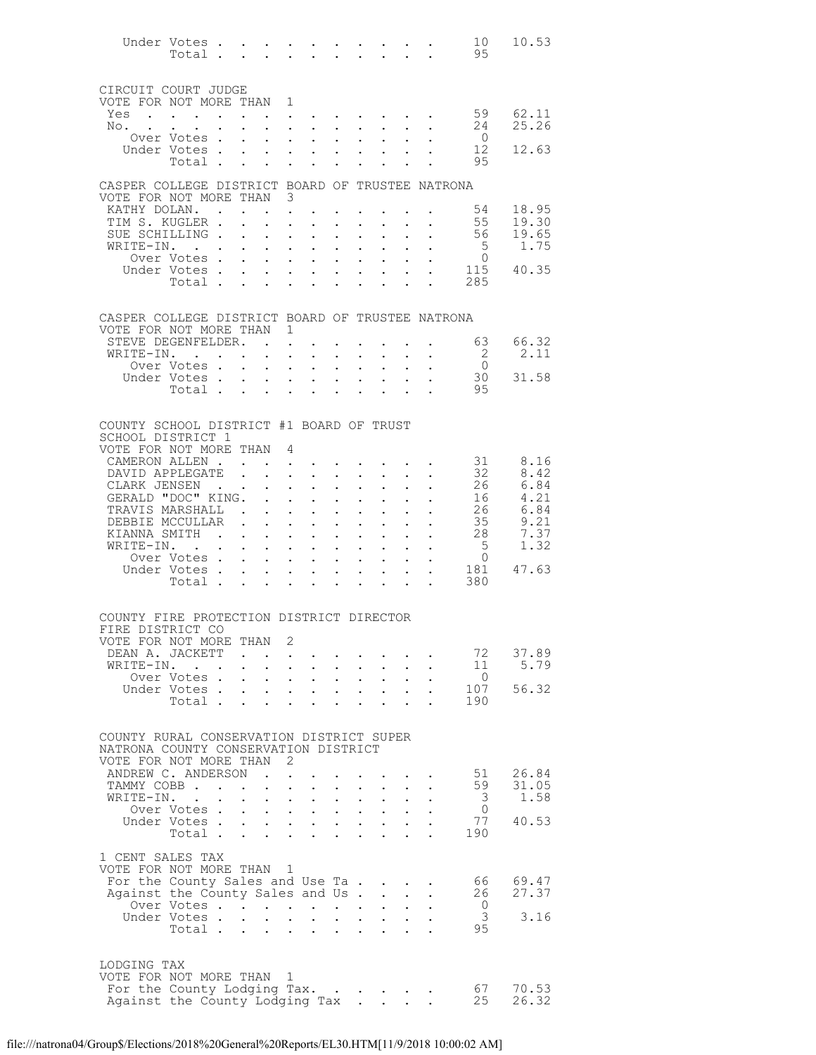| | | |
|---|---|---|
| Under Votes | 10 | 10.53 |
| Total | 95 | |

CIRCUIT COURT JUDGE
VOTE FOR NOT MORE THAN 1

| | | |
|---|---|---|
| Yes | 59 | 62.11 |
| No. | 24 | 25.26 |
| Over Votes | 0 | |
| Under Votes | 12 | 12.63 |
| Total | 95 | |

CASPER COLLEGE DISTRICT BOARD OF TRUSTEE NATRONA
VOTE FOR NOT MORE THAN 3

| | | |
|---|---|---|
| KATHY DOLAN. | 54 | 18.95 |
| TIM S. KUGLER | 55 | 19.30 |
| SUE SCHILLING | 56 | 19.65 |
| WRITE-IN. | 5 | 1.75 |
| Over Votes | 0 | |
| Under Votes | 115 | 40.35 |
| Total | 285 | |

CASPER COLLEGE DISTRICT BOARD OF TRUSTEE NATRONA
VOTE FOR NOT MORE THAN 1

| | | |
|---|---|---|
| STEVE DEGENFELDER. | 63 | 66.32 |
| WRITE-IN. | 2 | 2.11 |
| Over Votes | 0 | |
| Under Votes | 30 | 31.58 |
| Total | 95 | |

COUNTY SCHOOL DISTRICT #1 BOARD OF TRUST
SCHOOL DISTRICT 1
VOTE FOR NOT MORE THAN 4

| | | |
|---|---|---|
| CAMERON ALLEN | 31 | 8.16 |
| DAVID APPLEGATE | 32 | 8.42 |
| CLARK JENSEN | 26 | 6.84 |
| GERALD "DOC" KING. | 16 | 4.21 |
| TRAVIS MARSHALL | 26 | 6.84 |
| DEBBIE MCCULLAR | 35 | 9.21 |
| KIANNA SMITH | 28 | 7.37 |
| WRITE-IN. | 5 | 1.32 |
| Over Votes | 0 | |
| Under Votes | 181 | 47.63 |
| Total | 380 | |

COUNTY FIRE PROTECTION DISTRICT DIRECTOR
FIRE DISTRICT CO
VOTE FOR NOT MORE THAN 2

| | | |
|---|---|---|
| DEAN A. JACKETT | 72 | 37.89 |
| WRITE-IN. | 11 | 5.79 |
| Over Votes | 0 | |
| Under Votes | 107 | 56.32 |
| Total | 190 | |

COUNTY RURAL CONSERVATION DISTRICT SUPER
NATRONA COUNTY CONSERVATION DISTRICT
VOTE FOR NOT MORE THAN 2

| | | |
|---|---|---|
| ANDREW C. ANDERSON | 51 | 26.84 |
| TAMMY COBB | 59 | 31.05 |
| WRITE-IN. | 3 | 1.58 |
| Over Votes | 0 | |
| Under Votes | 77 | 40.53 |
| Total | 190 | |

1 CENT SALES TAX
VOTE FOR NOT MORE THAN 1

| | | |
|---|---|---|
| For the County Sales and Use Ta | 66 | 69.47 |
| Against the County Sales and Us | 26 | 27.37 |
| Over Votes | 0 | |
| Under Votes | 3 | 3.16 |
| Total | 95 | |

LODGING TAX
VOTE FOR NOT MORE THAN 1

| | | |
|---|---|---|
| For the County Lodging Tax. | 67 | 70.53 |
| Against the County Lodging Tax | 25 | 26.32 |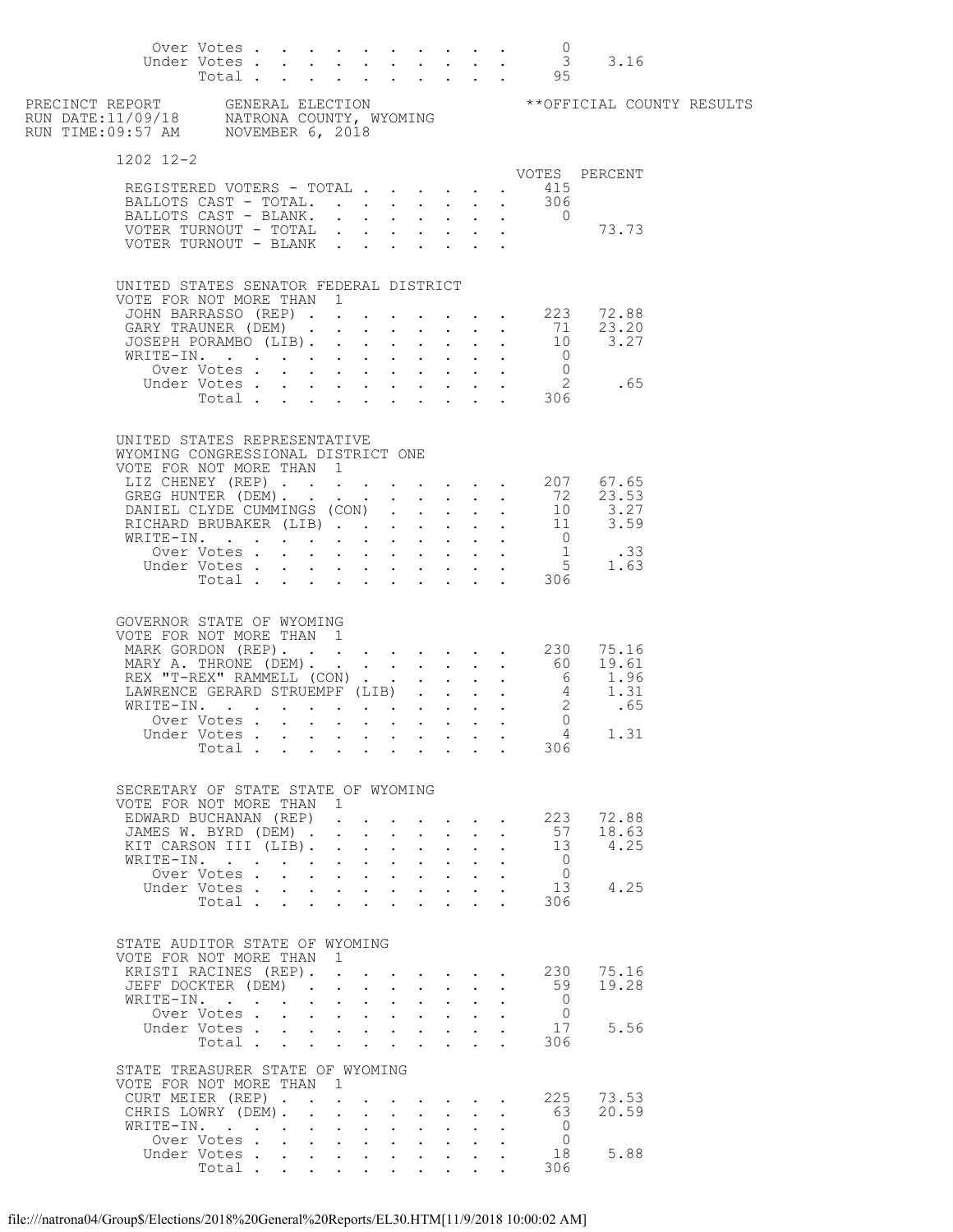| | VOTES | PERCENT |
|---|---|---|
| Over Votes | 0 | |
| Under Votes | 3 | 3.16 |
| Total | 95 | |

PRECINCT REPORT    GENERAL ELECTION    **OFFICIAL COUNTY RESULTS
RUN DATE:11/09/18    NATRONA COUNTY, WYOMING
RUN TIME:09:57 AM    NOVEMBER 6, 2018

## 1202 12-2

| | VOTES | PERCENT |
|---|---|---|
| REGISTERED VOTERS - TOTAL | 415 | |
| BALLOTS CAST - TOTAL. | 306 | |
| BALLOTS CAST - BLANK. | 0 | |
| VOTER TURNOUT - TOTAL | | 73.73 |
| VOTER TURNOUT - BLANK | | |

### UNITED STATES SENATOR FEDERAL DISTRICT
VOTE FOR NOT MORE THAN 1

| | VOTES | PERCENT |
|---|---|---|
| JOHN BARRASSO (REP) | 223 | 72.88 |
| GARY TRAUNER (DEM) | 71 | 23.20 |
| JOSEPH PORAMBO (LIB). | 10 | 3.27 |
| WRITE-IN. | 0 | |
| Over Votes | 0 | |
| Under Votes | 2 | .65 |
| Total | 306 | |

### UNITED STATES REPRESENTATIVE
WYOMING CONGRESSIONAL DISTRICT ONE
VOTE FOR NOT MORE THAN 1

| | VOTES | PERCENT |
|---|---|---|
| LIZ CHENEY (REP) | 207 | 67.65 |
| GREG HUNTER (DEM). | 72 | 23.53 |
| DANIEL CLYDE CUMMINGS (CON) | 10 | 3.27 |
| RICHARD BRUBAKER (LIB) | 11 | 3.59 |
| WRITE-IN. | 0 | |
| Over Votes | 1 | .33 |
| Under Votes | 5 | 1.63 |
| Total | 306 | |

### GOVERNOR STATE OF WYOMING
VOTE FOR NOT MORE THAN 1

| | VOTES | PERCENT |
|---|---|---|
| MARK GORDON (REP). | 230 | 75.16 |
| MARY A. THRONE (DEM). | 60 | 19.61 |
| REX "T-REX" RAMMELL (CON) | 6 | 1.96 |
| LAWRENCE GERARD STRUEMPF (LIB) | 4 | 1.31 |
| WRITE-IN. | 2 | .65 |
| Over Votes | 0 | |
| Under Votes | 4 | 1.31 |
| Total | 306 | |

### SECRETARY OF STATE STATE OF WYOMING
VOTE FOR NOT MORE THAN 1

| | VOTES | PERCENT |
|---|---|---|
| EDWARD BUCHANAN (REP) | 223 | 72.88 |
| JAMES W. BYRD (DEM) | 57 | 18.63 |
| KIT CARSON III (LIB). | 13 | 4.25 |
| WRITE-IN. | 0 | |
| Over Votes | 0 | |
| Under Votes | 13 | 4.25 |
| Total | 306 | |

### STATE AUDITOR STATE OF WYOMING
VOTE FOR NOT MORE THAN 1

| | VOTES | PERCENT |
|---|---|---|
| KRISTI RACINES (REP). | 230 | 75.16 |
| JEFF DOCKTER (DEM) | 59 | 19.28 |
| WRITE-IN. | 0 | |
| Over Votes | 0 | |
| Under Votes | 17 | 5.56 |
| Total | 306 | |

### STATE TREASURER STATE OF WYOMING
VOTE FOR NOT MORE THAN 1

| | VOTES | PERCENT |
|---|---|---|
| CURT MEIER (REP) | 225 | 73.53 |
| CHRIS LOWRY (DEM). | 63 | 20.59 |
| WRITE-IN. | 0 | |
| Over Votes | 0 | |
| Under Votes | 18 | 5.88 |
| Total | 306 | |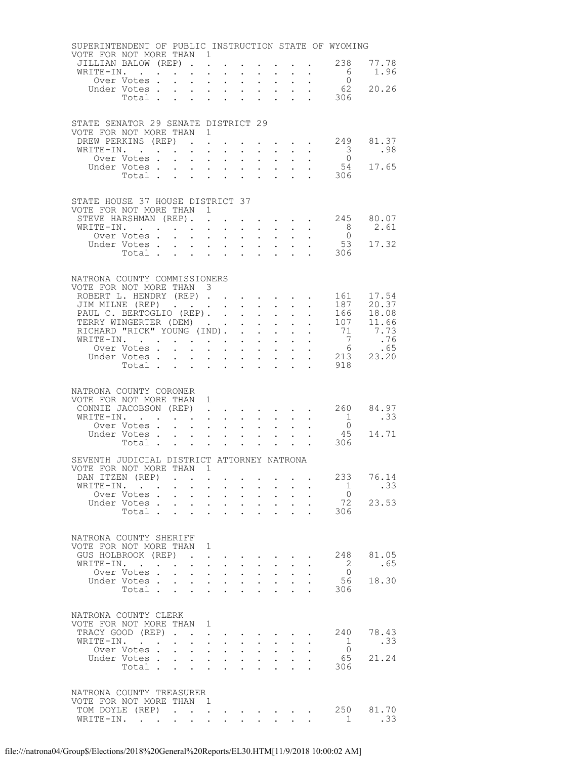SUPERINTENDENT OF PUBLIC INSTRUCTION STATE OF WYOMING
VOTE FOR NOT MORE THAN 1

| | Votes | Percent |
|---|---|---|
| JILLIAN BALOW (REP) | 238 | 77.78 |
| WRITE-IN. | 6 | 1.96 |
| Over Votes | 0 | |
| Under Votes | 62 | 20.26 |
| Total | 306 | |

STATE SENATOR 29 SENATE DISTRICT 29
VOTE FOR NOT MORE THAN 1

| | Votes | Percent |
|---|---|---|
| DREW PERKINS (REP) | 249 | 81.37 |
| WRITE-IN. | 3 | .98 |
| Over Votes | 0 | |
| Under Votes | 54 | 17.65 |
| Total | 306 | |

STATE HOUSE 37 HOUSE DISTRICT 37
VOTE FOR NOT MORE THAN 1

| | Votes | Percent |
|---|---|---|
| STEVE HARSHMAN (REP) | 245 | 80.07 |
| WRITE-IN. | 8 | 2.61 |
| Over Votes | 0 | |
| Under Votes | 53 | 17.32 |
| Total | 306 | |

NATRONA COUNTY COMMISSIONERS
VOTE FOR NOT MORE THAN 3

| | Votes | Percent |
|---|---|---|
| ROBERT L. HENDRY (REP) | 161 | 17.54 |
| JIM MILNE (REP) | 187 | 20.37 |
| PAUL C. BERTOGLIO (REP) | 166 | 18.08 |
| TERRY WINGERTER (DEM) | 107 | 11.66 |
| RICHARD "RICK" YOUNG (IND) | 71 | 7.73 |
| WRITE-IN. | 7 | .76 |
| Over Votes | 6 | .65 |
| Under Votes | 213 | 23.20 |
| Total | 918 | |

NATRONA COUNTY CORONER
VOTE FOR NOT MORE THAN 1

| | Votes | Percent |
|---|---|---|
| CONNIE JACOBSON (REP) | 260 | 84.97 |
| WRITE-IN. | 1 | .33 |
| Over Votes | 0 | |
| Under Votes | 45 | 14.71 |
| Total | 306 | |

SEVENTH JUDICIAL DISTRICT ATTORNEY NATRONA
VOTE FOR NOT MORE THAN 1

| | Votes | Percent |
|---|---|---|
| DAN ITZEN (REP) | 233 | 76.14 |
| WRITE-IN. | 1 | .33 |
| Over Votes | 0 | |
| Under Votes | 72 | 23.53 |
| Total | 306 | |

NATRONA COUNTY SHERIFF
VOTE FOR NOT MORE THAN 1

| | Votes | Percent |
|---|---|---|
| GUS HOLBROOK (REP) | 248 | 81.05 |
| WRITE-IN. | 2 | .65 |
| Over Votes | 0 | |
| Under Votes | 56 | 18.30 |
| Total | 306 | |

NATRONA COUNTY CLERK
VOTE FOR NOT MORE THAN 1

| | Votes | Percent |
|---|---|---|
| TRACY GOOD (REP) | 240 | 78.43 |
| WRITE-IN. | 1 | .33 |
| Over Votes | 0 | |
| Under Votes | 65 | 21.24 |
| Total | 306 | |

NATRONA COUNTY TREASURER
VOTE FOR NOT MORE THAN 1

| | Votes | Percent |
|---|---|---|
| TOM DOYLE (REP) | 250 | 81.70 |
| WRITE-IN. | 1 | .33 |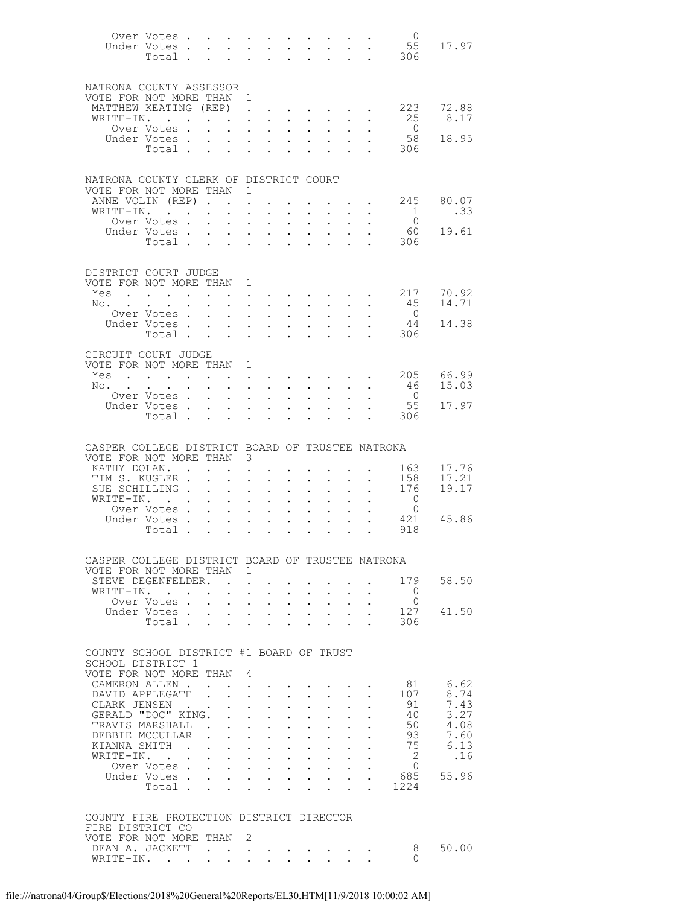| | | |
|---|---|---|
| Over Votes | 0 | |
| Under Votes | 55 | 17.97 |
| Total | 306 | |

**NATRONA COUNTY ASSESSOR**
VOTE FOR NOT MORE THAN 1

| | | |
|---|---|---|
| MATTHEW KEATING (REP) | 223 | 72.88 |
| WRITE-IN. | 25 | 8.17 |
| Over Votes | 0 | |
| Under Votes | 58 | 18.95 |
| Total | 306 | |

**NATRONA COUNTY CLERK OF DISTRICT COURT**
VOTE FOR NOT MORE THAN 1

| | | |
|---|---|---|
| ANNE VOLIN (REP) | 245 | 80.07 |
| WRITE-IN. | 1 | .33 |
| Over Votes | 0 | |
| Under Votes | 60 | 19.61 |
| Total | 306 | |

**DISTRICT COURT JUDGE**
VOTE FOR NOT MORE THAN 1

| | | |
|---|---|---|
| Yes | 217 | 70.92 |
| No. | 45 | 14.71 |
| Over Votes | 0 | |
| Under Votes | 44 | 14.38 |
| Total | 306 | |

**CIRCUIT COURT JUDGE**
VOTE FOR NOT MORE THAN 1

| | | |
|---|---|---|
| Yes | 205 | 66.99 |
| No. | 46 | 15.03 |
| Over Votes | 0 | |
| Under Votes | 55 | 17.97 |
| Total | 306 | |

**CASPER COLLEGE DISTRICT BOARD OF TRUSTEE NATRONA**
VOTE FOR NOT MORE THAN 3

| | | |
|---|---|---|
| KATHY DOLAN. | 163 | 17.76 |
| TIM S. KUGLER | 158 | 17.21 |
| SUE SCHILLING | 176 | 19.17 |
| WRITE-IN. | 0 | |
| Over Votes | 0 | |
| Under Votes | 421 | 45.86 |
| Total | 918 | |

**CASPER COLLEGE DISTRICT BOARD OF TRUSTEE NATRONA**
VOTE FOR NOT MORE THAN 1

| | | |
|---|---|---|
| STEVE DEGENFELDER. | 179 | 58.50 |
| WRITE-IN. | 0 | |
| Over Votes | 0 | |
| Under Votes | 127 | 41.50 |
| Total | 306 | |

**COUNTY SCHOOL DISTRICT #1 BOARD OF TRUST**
SCHOOL DISTRICT 1
VOTE FOR NOT MORE THAN 4

| | | |
|---|---|---|
| CAMERON ALLEN | 81 | 6.62 |
| DAVID APPLEGATE | 107 | 8.74 |
| CLARK JENSEN | 91 | 7.43 |
| GERALD "DOC" KING. | 40 | 3.27 |
| TRAVIS MARSHALL | 50 | 4.08 |
| DEBBIE MCCULLAR | 93 | 7.60 |
| KIANNA SMITH | 75 | 6.13 |
| WRITE-IN. | 2 | .16 |
| Over Votes | 0 | |
| Under Votes | 685 | 55.96 |
| Total | 1224 | |

**COUNTY FIRE PROTECTION DISTRICT DIRECTOR**
FIRE DISTRICT CO
VOTE FOR NOT MORE THAN 2

| | | |
|---|---|---|
| DEAN A. JACKETT | 8 | 50.00 |
| WRITE-IN. | 0 | |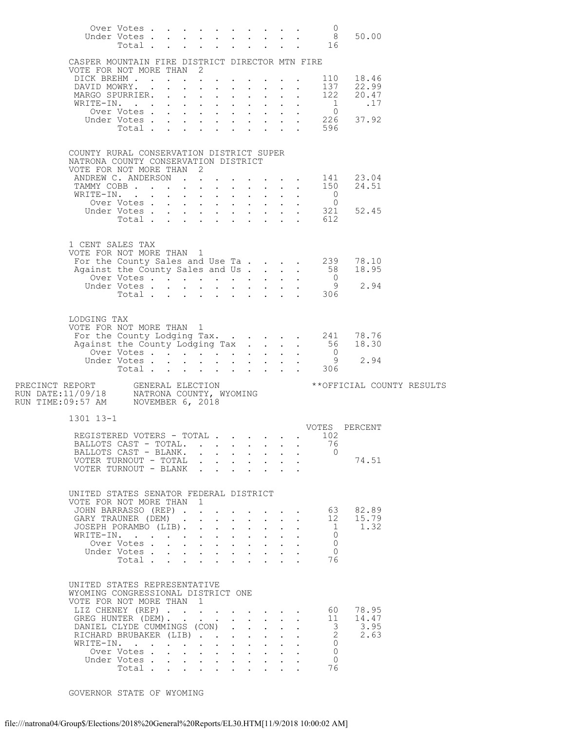| | Votes | Percent |
|---|---|---|
| Over Votes | 0 | |
| Under Votes | 8 | 50.00 |
| Total | 16 | |

CASPER MOUNTAIN FIRE DISTRICT DIRECTOR MTN FIRE
VOTE FOR NOT MORE THAN 2

| | Votes | Percent |
|---|---|---|
| DICK BREHM | 110 | 18.46 |
| DAVID MOWRY. | 137 | 22.99 |
| MARGO SPURRIER. | 122 | 20.47 |
| WRITE-IN. | 1 | .17 |
| Over Votes | 0 | |
| Under Votes | 226 | 37.92 |
| Total | 596 | |

COUNTY RURAL CONSERVATION DISTRICT SUPER
NATRONA COUNTY CONSERVATION DISTRICT
VOTE FOR NOT MORE THAN 2

| | Votes | Percent |
|---|---|---|
| ANDREW C. ANDERSON | 141 | 23.04 |
| TAMMY COBB | 150 | 24.51 |
| WRITE-IN. | 0 | |
| Over Votes | 0 | |
| Under Votes | 321 | 52.45 |
| Total | 612 | |

1 CENT SALES TAX
VOTE FOR NOT MORE THAN 1

| | Votes | Percent |
|---|---|---|
| For the County Sales and Use Ta | 239 | 78.10 |
| Against the County Sales and Us | 58 | 18.95 |
| Over Votes | 0 | |
| Under Votes | 9 | 2.94 |
| Total | 306 | |

LODGING TAX
VOTE FOR NOT MORE THAN 1

| | Votes | Percent |
|---|---|---|
| For the County Lodging Tax. | 241 | 78.76 |
| Against the County Lodging Tax | 56 | 18.30 |
| Over Votes | 0 | |
| Under Votes | 9 | 2.94 |
| Total | 306 | |

PRECINCT REPORT GENERAL ELECTION **OFFICIAL COUNTY RESULTS
RUN DATE:11/09/18 NATRONA COUNTY, WYOMING
RUN TIME:09:57 AM NOVEMBER 6, 2018

1301 13-1

| | VOTES | PERCENT |
|---|---|---|
| REGISTERED VOTERS - TOTAL | 102 | |
| BALLOTS CAST - TOTAL. | 76 | |
| BALLOTS CAST - BLANK. | 0 | |
| VOTER TURNOUT - TOTAL | | 74.51 |
| VOTER TURNOUT - BLANK | | |

UNITED STATES SENATOR FEDERAL DISTRICT
VOTE FOR NOT MORE THAN 1

| | Votes | Percent |
|---|---|---|
| JOHN BARRASSO (REP) | 63 | 82.89 |
| GARY TRAUNER (DEM) | 12 | 15.79 |
| JOSEPH PORAMBO (LIB). | 1 | 1.32 |
| WRITE-IN. | 0 | |
| Over Votes | 0 | |
| Under Votes | 0 | |
| Total | 76 | |

UNITED STATES REPRESENTATIVE
WYOMING CONGRESSIONAL DISTRICT ONE
VOTE FOR NOT MORE THAN 1

| | Votes | Percent |
|---|---|---|
| LIZ CHENEY (REP) | 60 | 78.95 |
| GREG HUNTER (DEM). | 11 | 14.47 |
| DANIEL CLYDE CUMMINGS (CON) | 3 | 3.95 |
| RICHARD BRUBAKER (LIB) | 2 | 2.63 |
| WRITE-IN. | 0 | |
| Over Votes | 0 | |
| Under Votes | 0 | |
| Total | 76 | |

GOVERNOR STATE OF WYOMING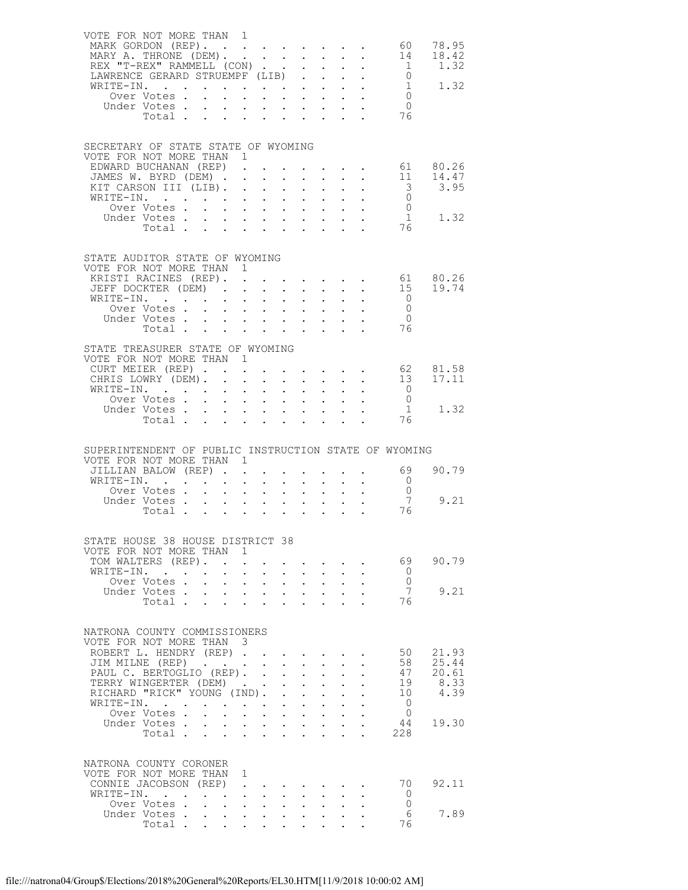VOTE FOR NOT MORE THAN 1

| Candidate | Votes | Percent |
|---|---|---|
| MARK GORDON (REP) | 60 | 78.95 |
| MARY A. THRONE (DEM) | 14 | 18.42 |
| REX "T-REX" RAMMELL (CON) | 1 | 1.32 |
| LAWRENCE GERARD STRUEMPF (LIB) | 0 | |
| WRITE-IN. | 1 | 1.32 |
| Over Votes | 0 | |
| Under Votes | 0 | |
| Total | 76 | |

## SECRETARY OF STATE STATE OF WYOMING

VOTE FOR NOT MORE THAN 1

| Candidate | Votes | Percent |
|---|---|---|
| EDWARD BUCHANAN (REP) | 61 | 80.26 |
| JAMES W. BYRD (DEM) | 11 | 14.47 |
| KIT CARSON III (LIB) | 3 | 3.95 |
| WRITE-IN. | 0 | |
| Over Votes | 0 | |
| Under Votes | 1 | 1.32 |
| Total | 76 | |

## STATE AUDITOR STATE OF WYOMING

VOTE FOR NOT MORE THAN 1

| Candidate | Votes | Percent |
|---|---|---|
| KRISTI RACINES (REP) | 61 | 80.26 |
| JEFF DOCKTER (DEM) | 15 | 19.74 |
| WRITE-IN. | 0 | |
| Over Votes | 0 | |
| Under Votes | 0 | |
| Total | 76 | |

## STATE TREASURER STATE OF WYOMING

VOTE FOR NOT MORE THAN 1

| Candidate | Votes | Percent |
|---|---|---|
| CURT MEIER (REP) | 62 | 81.58 |
| CHRIS LOWRY (DEM) | 13 | 17.11 |
| WRITE-IN. | 0 | |
| Over Votes | 0 | |
| Under Votes | 1 | 1.32 |
| Total | 76 | |

## SUPERINTENDENT OF PUBLIC INSTRUCTION STATE OF WYOMING

VOTE FOR NOT MORE THAN 1

| Candidate | Votes | Percent |
|---|---|---|
| JILLIAN BALOW (REP) | 69 | 90.79 |
| WRITE-IN. | 0 | |
| Over Votes | 0 | |
| Under Votes | 7 | 9.21 |
| Total | 76 | |

## STATE HOUSE 38 HOUSE DISTRICT 38

VOTE FOR NOT MORE THAN 1

| Candidate | Votes | Percent |
|---|---|---|
| TOM WALTERS (REP) | 69 | 90.79 |
| WRITE-IN. | 0 | |
| Over Votes | 0 | |
| Under Votes | 7 | 9.21 |
| Total | 76 | |

## NATRONA COUNTY COMMISSIONERS

VOTE FOR NOT MORE THAN 3

| Candidate | Votes | Percent |
|---|---|---|
| ROBERT L. HENDRY (REP) | 50 | 21.93 |
| JIM MILNE (REP) | 58 | 25.44 |
| PAUL C. BERTOGLIO (REP) | 47 | 20.61 |
| TERRY WINGERTER (DEM) | 19 | 8.33 |
| RICHARD "RICK" YOUNG (IND) | 10 | 4.39 |
| WRITE-IN. | 0 | |
| Over Votes | 0 | |
| Under Votes | 44 | 19.30 |
| Total | 228 | |

## NATRONA COUNTY CORONER

VOTE FOR NOT MORE THAN 1

| Candidate | Votes | Percent |
|---|---|---|
| CONNIE JACOBSON (REP) | 70 | 92.11 |
| WRITE-IN. | 0 | |
| Over Votes | 0 | |
| Under Votes | 6 | 7.89 |
| Total | 76 | |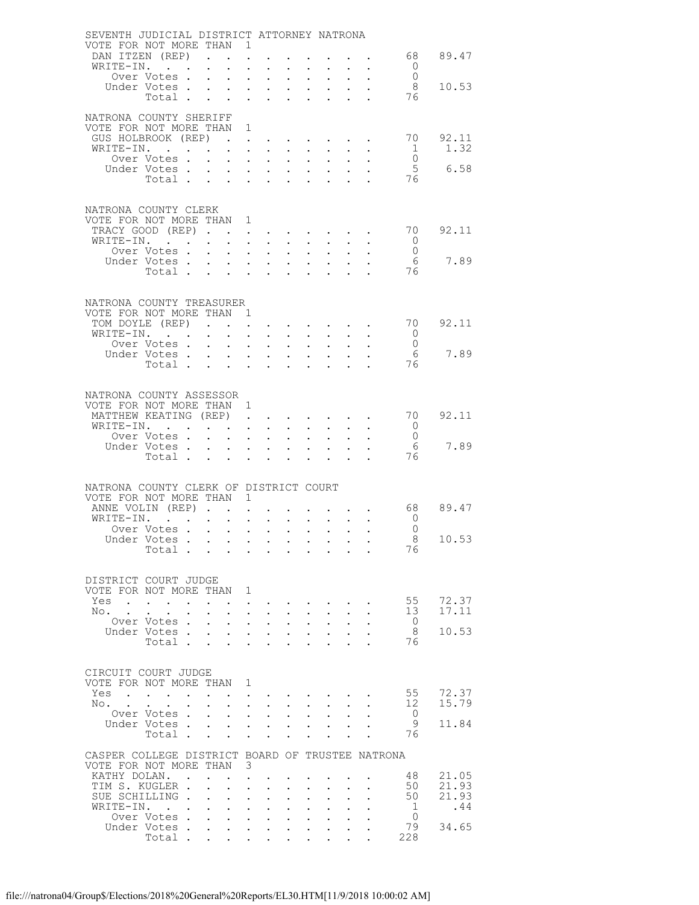## SEVENTH JUDICIAL DISTRICT ATTORNEY NATRONA

VOTE FOR NOT MORE THAN 1

| | Votes | Percent |
|---|---|---|
| DAN ITZEN (REP) | 68 | 89.47 |
| WRITE-IN. | 0 | |
| Over Votes | 0 | |
| Under Votes | 8 | 10.53 |
| Total | 76 | |

## NATRONA COUNTY SHERIFF

VOTE FOR NOT MORE THAN 1

| | Votes | Percent |
|---|---|---|
| GUS HOLBROOK (REP) | 70 | 92.11 |
| WRITE-IN. | 1 | 1.32 |
| Over Votes | 0 | |
| Under Votes | 5 | 6.58 |
| Total | 76 | |

## NATRONA COUNTY CLERK

VOTE FOR NOT MORE THAN 1

| | Votes | Percent |
|---|---|---|
| TRACY GOOD (REP) | 70 | 92.11 |
| WRITE-IN. | 0 | |
| Over Votes | 0 | |
| Under Votes | 6 | 7.89 |
| Total | 76 | |

## NATRONA COUNTY TREASURER

VOTE FOR NOT MORE THAN 1

| | Votes | Percent |
|---|---|---|
| TOM DOYLE (REP) | 70 | 92.11 |
| WRITE-IN. | 0 | |
| Over Votes | 0 | |
| Under Votes | 6 | 7.89 |
| Total | 76 | |

## NATRONA COUNTY ASSESSOR

VOTE FOR NOT MORE THAN 1

| | Votes | Percent |
|---|---|---|
| MATTHEW KEATING (REP) | 70 | 92.11 |
| WRITE-IN. | 0 | |
| Over Votes | 0 | |
| Under Votes | 6 | 7.89 |
| Total | 76 | |

## NATRONA COUNTY CLERK OF DISTRICT COURT

VOTE FOR NOT MORE THAN 1

| | Votes | Percent |
|---|---|---|
| ANNE VOLIN (REP) | 68 | 89.47 |
| WRITE-IN. | 0 | |
| Over Votes | 0 | |
| Under Votes | 8 | 10.53 |
| Total | 76 | |

## DISTRICT COURT JUDGE

VOTE FOR NOT MORE THAN 1

| | Votes | Percent |
|---|---|---|
| Yes | 55 | 72.37 |
| No. | 13 | 17.11 |
| Over Votes | 0 | |
| Under Votes | 8 | 10.53 |
| Total | 76 | |

## CIRCUIT COURT JUDGE

VOTE FOR NOT MORE THAN 1

| | Votes | Percent |
|---|---|---|
| Yes | 55 | 72.37 |
| No. | 12 | 15.79 |
| Over Votes | 0 | |
| Under Votes | 9 | 11.84 |
| Total | 76 | |

## CASPER COLLEGE DISTRICT BOARD OF TRUSTEE NATRONA

VOTE FOR NOT MORE THAN 3

| | Votes | Percent |
|---|---|---|
| KATHY DOLAN. | 48 | 21.05 |
| TIM S. KUGLER | 50 | 21.93 |
| SUE SCHILLING | 50 | 21.93 |
| WRITE-IN. | 1 | .44 |
| Over Votes | 0 | |
| Under Votes | 79 | 34.65 |
| Total | 228 | |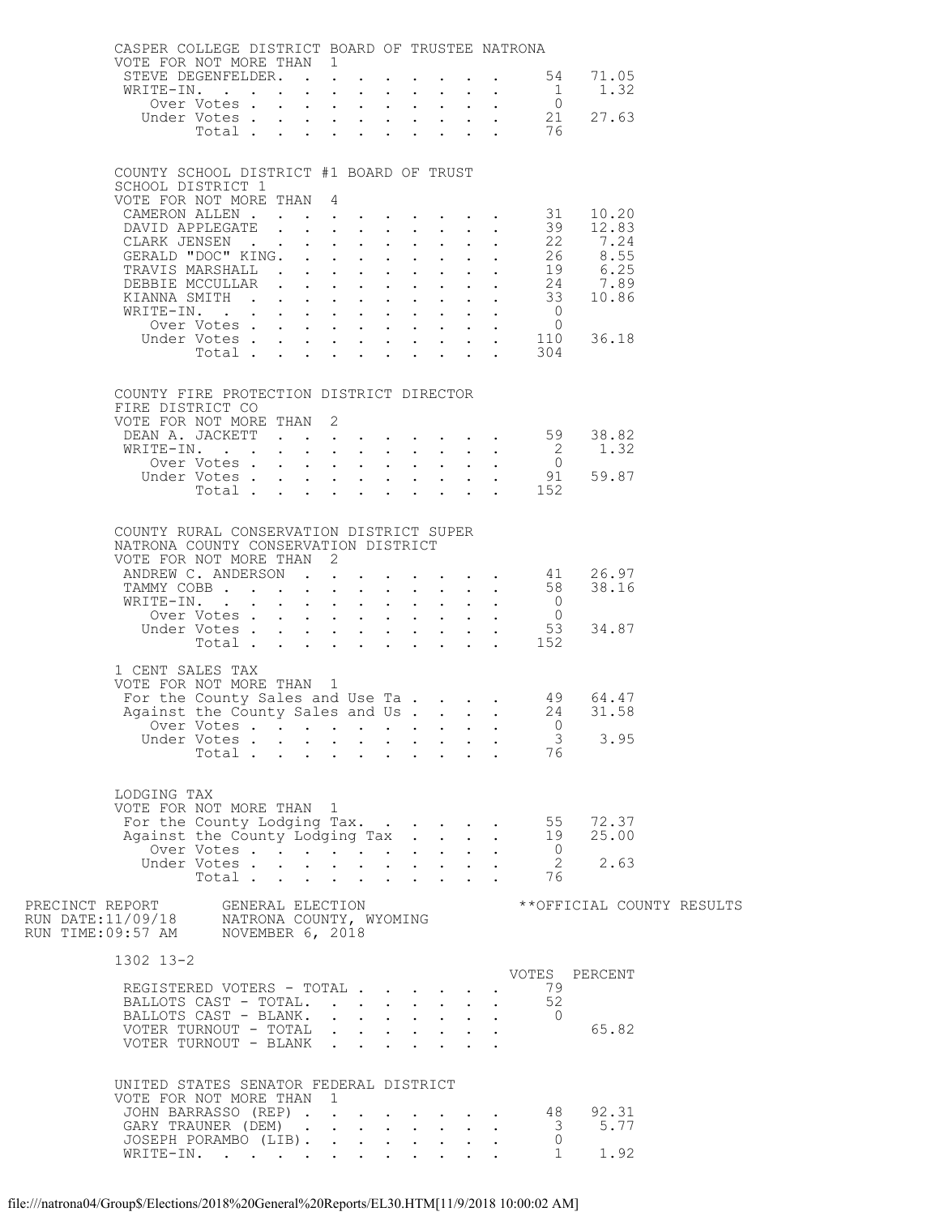CASPER COLLEGE DISTRICT BOARD OF TRUSTEE NATRONA
VOTE FOR NOT MORE THAN 1

| | Votes | Percent |
|---|---|---|
| STEVE DEGENFELDER | 54 | 71.05 |
| WRITE-IN. | 1 | 1.32 |
| Over Votes | 0 | |
| Under Votes | 21 | 27.63 |
| Total | 76 | |

COUNTY SCHOOL DISTRICT #1 BOARD OF TRUST
SCHOOL DISTRICT 1
VOTE FOR NOT MORE THAN 4

| | Votes | Percent |
|---|---|---|
| CAMERON ALLEN | 31 | 10.20 |
| DAVID APPLEGATE | 39 | 12.83 |
| CLARK JENSEN | 22 | 7.24 |
| GERALD "DOC" KING. | 26 | 8.55 |
| TRAVIS MARSHALL | 19 | 6.25 |
| DEBBIE MCCULLAR | 24 | 7.89 |
| KIANNA SMITH | 33 | 10.86 |
| WRITE-IN. | 0 | |
| Over Votes | 0 | |
| Under Votes | 110 | 36.18 |
| Total | 304 | |

COUNTY FIRE PROTECTION DISTRICT DIRECTOR
FIRE DISTRICT CO
VOTE FOR NOT MORE THAN 2

| | Votes | Percent |
|---|---|---|
| DEAN A. JACKETT | 59 | 38.82 |
| WRITE-IN. | 2 | 1.32 |
| Over Votes | 0 | |
| Under Votes | 91 | 59.87 |
| Total | 152 | |

COUNTY RURAL CONSERVATION DISTRICT SUPER
NATRONA COUNTY CONSERVATION DISTRICT
VOTE FOR NOT MORE THAN 2

| | Votes | Percent |
|---|---|---|
| ANDREW C. ANDERSON | 41 | 26.97 |
| TAMMY COBB | 58 | 38.16 |
| WRITE-IN. | 0 | |
| Over Votes | 0 | |
| Under Votes | 53 | 34.87 |
| Total | 152 | |

1 CENT SALES TAX
VOTE FOR NOT MORE THAN 1

| | Votes | Percent |
|---|---|---|
| For the County Sales and Use Ta | 49 | 64.47 |
| Against the County Sales and Us | 24 | 31.58 |
| Over Votes | 0 | |
| Under Votes | 3 | 3.95 |
| Total | 76 | |

LODGING TAX
VOTE FOR NOT MORE THAN 1

| | Votes | Percent |
|---|---|---|
| For the County Lodging Tax. | 55 | 72.37 |
| Against the County Lodging Tax | 19 | 25.00 |
| Over Votes | 0 | |
| Under Votes | 2 | 2.63 |
| Total | 76 | |

PRECINCT REPORT GENERAL ELECTION **OFFICIAL COUNTY RESULTS
RUN DATE:11/09/18 NATRONA COUNTY, WYOMING
RUN TIME:09:57 AM NOVEMBER 6, 2018

1302 13-2

| | VOTES | PERCENT |
|---|---|---|
| REGISTERED VOTERS - TOTAL | 79 | |
| BALLOTS CAST - TOTAL. | 52 | |
| BALLOTS CAST - BLANK. | 0 | |
| VOTER TURNOUT - TOTAL | | 65.82 |
| VOTER TURNOUT - BLANK | | |

UNITED STATES SENATOR FEDERAL DISTRICT
VOTE FOR NOT MORE THAN 1

| | Votes | Percent |
|---|---|---|
| JOHN BARRASSO (REP) | 48 | 92.31 |
| GARY TRAUNER (DEM) | 3 | 5.77 |
| JOSEPH PORAMBO (LIB). | 0 | |
| WRITE-IN. | 1 | 1.92 |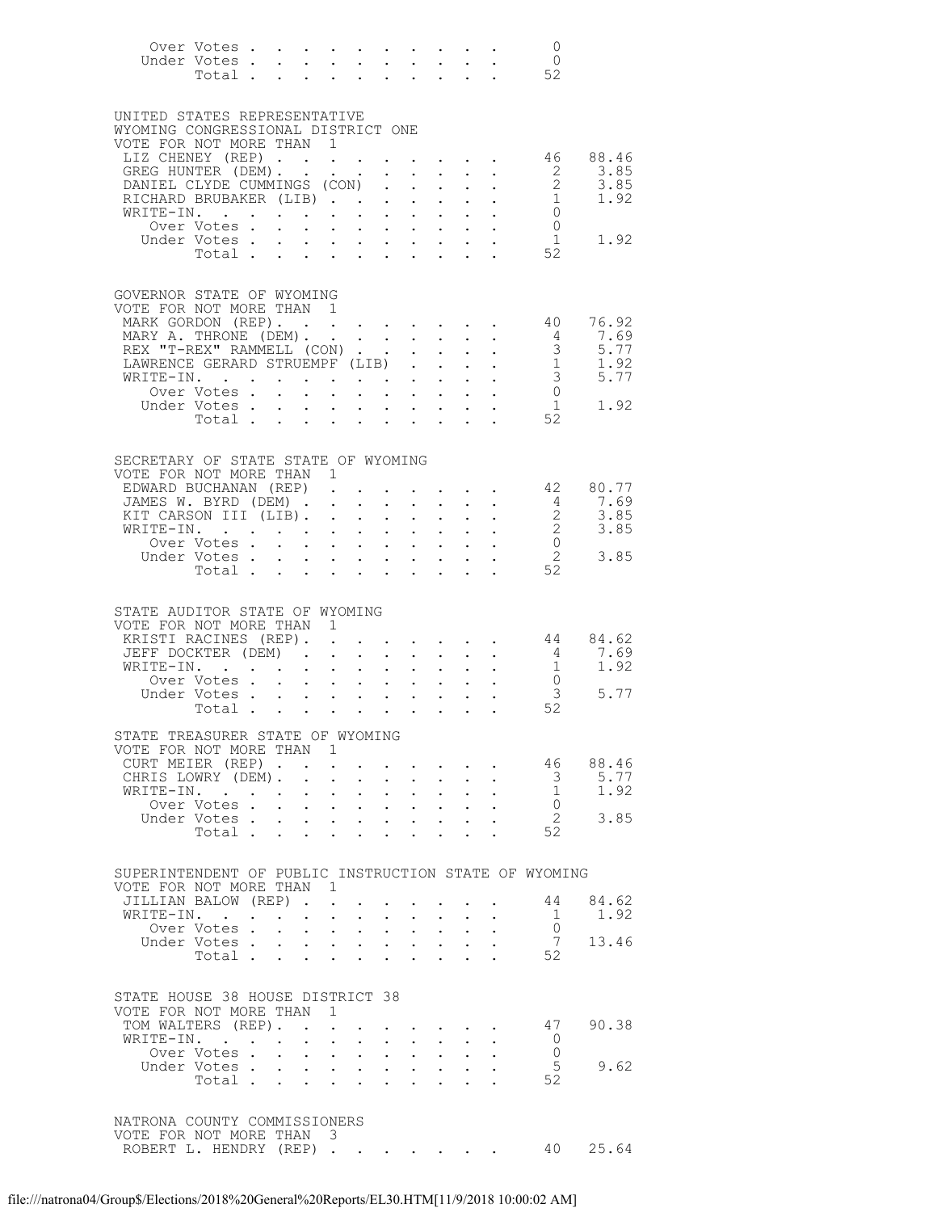| | | |
|---|---|---|
| Over Votes | 0 | |
| Under Votes | 0 | |
| Total | 52 | |

## UNITED STATES REPRESENTATIVE
WYOMING CONGRESSIONAL DISTRICT ONE
VOTE FOR NOT MORE THAN 1

| Candidate | Votes | Percent |
|---|---|---|
| LIZ CHENEY (REP) | 46 | 88.46 |
| GREG HUNTER (DEM) | 2 | 3.85 |
| DANIEL CLYDE CUMMINGS (CON) | 2 | 3.85 |
| RICHARD BRUBAKER (LIB) | 1 | 1.92 |
| WRITE-IN. | 0 | |
| Over Votes | 0 | |
| Under Votes | 1 | 1.92 |
| Total | 52 | |

## GOVERNOR STATE OF WYOMING
VOTE FOR NOT MORE THAN 1

| Candidate | Votes | Percent |
|---|---|---|
| MARK GORDON (REP) | 40 | 76.92 |
| MARY A. THRONE (DEM) | 4 | 7.69 |
| REX "T-REX" RAMMELL (CON) | 3 | 5.77 |
| LAWRENCE GERARD STRUEMPF (LIB) | 1 | 1.92 |
| WRITE-IN. | 3 | 5.77 |
| Over Votes | 0 | |
| Under Votes | 1 | 1.92 |
| Total | 52 | |

## SECRETARY OF STATE STATE OF WYOMING
VOTE FOR NOT MORE THAN 1

| Candidate | Votes | Percent |
|---|---|---|
| EDWARD BUCHANAN (REP) | 42 | 80.77 |
| JAMES W. BYRD (DEM) | 4 | 7.69 |
| KIT CARSON III (LIB) | 2 | 3.85 |
| WRITE-IN. | 2 | 3.85 |
| Over Votes | 0 | |
| Under Votes | 2 | 3.85 |
| Total | 52 | |

## STATE AUDITOR STATE OF WYOMING
VOTE FOR NOT MORE THAN 1

| Candidate | Votes | Percent |
|---|---|---|
| KRISTI RACINES (REP) | 44 | 84.62 |
| JEFF DOCKTER (DEM) | 4 | 7.69 |
| WRITE-IN. | 1 | 1.92 |
| Over Votes | 0 | |
| Under Votes | 3 | 5.77 |
| Total | 52 | |

## STATE TREASURER STATE OF WYOMING
VOTE FOR NOT MORE THAN 1

| Candidate | Votes | Percent |
|---|---|---|
| CURT MEIER (REP) | 46 | 88.46 |
| CHRIS LOWRY (DEM) | 3 | 5.77 |
| WRITE-IN. | 1 | 1.92 |
| Over Votes | 0 | |
| Under Votes | 2 | 3.85 |
| Total | 52 | |

## SUPERINTENDENT OF PUBLIC INSTRUCTION STATE OF WYOMING
VOTE FOR NOT MORE THAN 1

| Candidate | Votes | Percent |
|---|---|---|
| JILLIAN BALOW (REP) | 44 | 84.62 |
| WRITE-IN. | 1 | 1.92 |
| Over Votes | 0 | |
| Under Votes | 7 | 13.46 |
| Total | 52 | |

## STATE HOUSE 38 HOUSE DISTRICT 38
VOTE FOR NOT MORE THAN 1

| Candidate | Votes | Percent |
|---|---|---|
| TOM WALTERS (REP) | 47 | 90.38 |
| WRITE-IN. | 0 | |
| Over Votes | 0 | |
| Under Votes | 5 | 9.62 |
| Total | 52 | |

## NATRONA COUNTY COMMISSIONERS
VOTE FOR NOT MORE THAN 3

| Candidate | Votes | Percent |
|---|---|---|
| ROBERT L. HENDRY (REP) | 40 | 25.64 |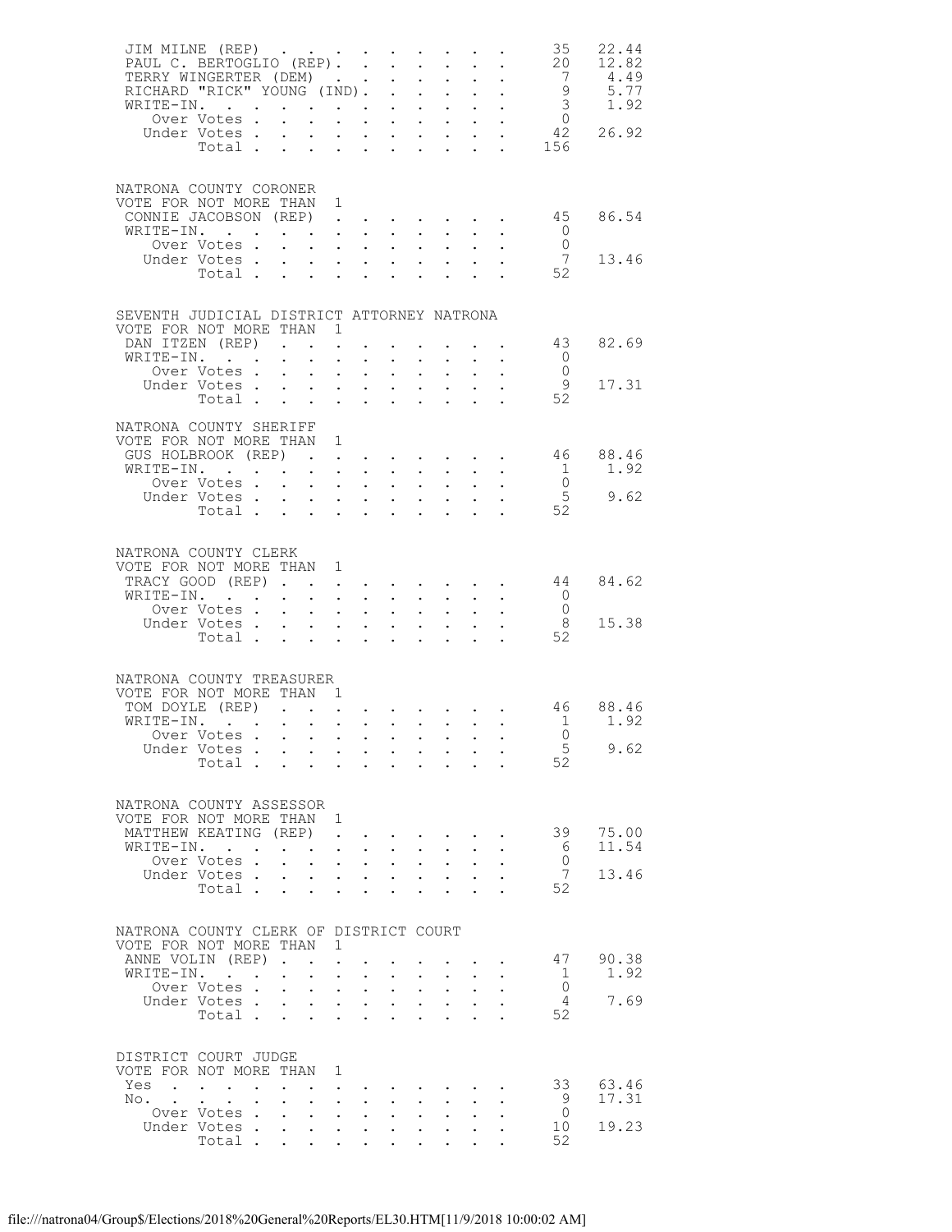| | | |
|---|---|---|
| JIM MILNE (REP) | 35 | 22.44 |
| PAUL C. BERTOGLIO (REP) | 20 | 12.82 |
| TERRY WINGERTER (DEM) | 7 | 4.49 |
| RICHARD "RICK" YOUNG (IND) | 9 | 5.77 |
| WRITE-IN. | 3 | 1.92 |
| Over Votes | 0 | |
| Under Votes | 42 | 26.92 |
| Total | 156 | |

NATRONA COUNTY CORONER
VOTE FOR NOT MORE THAN 1

| | | |
|---|---|---|
| CONNIE JACOBSON (REP) | 45 | 86.54 |
| WRITE-IN. | 0 | |
| Over Votes | 0 | |
| Under Votes | 7 | 13.46 |
| Total | 52 | |

SEVENTH JUDICIAL DISTRICT ATTORNEY NATRONA
VOTE FOR NOT MORE THAN 1

| | | |
|---|---|---|
| DAN ITZEN (REP) | 43 | 82.69 |
| WRITE-IN. | 0 | |
| Over Votes | 0 | |
| Under Votes | 9 | 17.31 |
| Total | 52 | |

NATRONA COUNTY SHERIFF
VOTE FOR NOT MORE THAN 1

| | | |
|---|---|---|
| GUS HOLBROOK (REP) | 46 | 88.46 |
| WRITE-IN. | 1 | 1.92 |
| Over Votes | 0 | |
| Under Votes | 5 | 9.62 |
| Total | 52 | |

NATRONA COUNTY CLERK
VOTE FOR NOT MORE THAN 1

| | | |
|---|---|---|
| TRACY GOOD (REP) | 44 | 84.62 |
| WRITE-IN. | 0 | |
| Over Votes | 0 | |
| Under Votes | 8 | 15.38 |
| Total | 52 | |

NATRONA COUNTY TREASURER
VOTE FOR NOT MORE THAN 1

| | | |
|---|---|---|
| TOM DOYLE (REP) | 46 | 88.46 |
| WRITE-IN. | 1 | 1.92 |
| Over Votes | 0 | |
| Under Votes | 5 | 9.62 |
| Total | 52 | |

NATRONA COUNTY ASSESSOR
VOTE FOR NOT MORE THAN 1

| | | |
|---|---|---|
| MATTHEW KEATING (REP) | 39 | 75.00 |
| WRITE-IN. | 6 | 11.54 |
| Over Votes | 0 | |
| Under Votes | 7 | 13.46 |
| Total | 52 | |

NATRONA COUNTY CLERK OF DISTRICT COURT
VOTE FOR NOT MORE THAN 1

| | | |
|---|---|---|
| ANNE VOLIN (REP) | 47 | 90.38 |
| WRITE-IN. | 1 | 1.92 |
| Over Votes | 0 | |
| Under Votes | 4 | 7.69 |
| Total | 52 | |

DISTRICT COURT JUDGE
VOTE FOR NOT MORE THAN 1

| | | |
|---|---|---|
| Yes | 33 | 63.46 |
| No. | 9 | 17.31 |
| Over Votes | 0 | |
| Under Votes | 10 | 19.23 |
| Total | 52 | |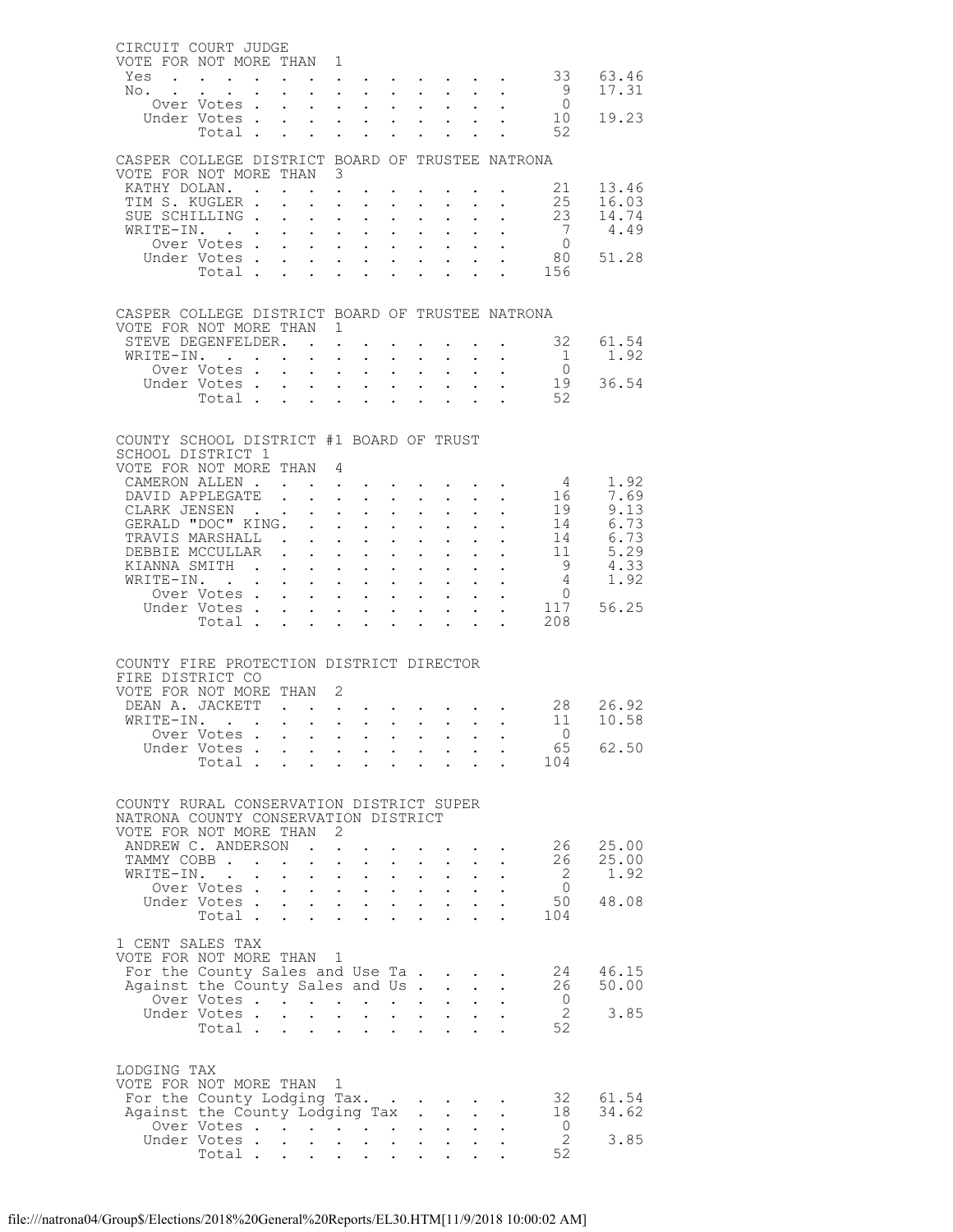## CIRCUIT COURT JUDGE
VOTE FOR NOT MORE THAN 1

| | | |
|---|---|---|
| Yes | 33 | 63.46 |
| No. | 9 | 17.31 |
| Over Votes | 0 | |
| Under Votes | 10 | 19.23 |
| Total | 52 | |

## CASPER COLLEGE DISTRICT BOARD OF TRUSTEE NATRONA
VOTE FOR NOT MORE THAN 3

| | | |
|---|---|---|
| KATHY DOLAN. | 21 | 13.46 |
| TIM S. KUGLER | 25 | 16.03 |
| SUE SCHILLING | 23 | 14.74 |
| WRITE-IN. | 7 | 4.49 |
| Over Votes | 0 | |
| Under Votes | 80 | 51.28 |
| Total | 156 | |

## CASPER COLLEGE DISTRICT BOARD OF TRUSTEE NATRONA
VOTE FOR NOT MORE THAN 1

| | | |
|---|---|---|
| STEVE DEGENFELDER. | 32 | 61.54 |
| WRITE-IN. | 1 | 1.92 |
| Over Votes | 0 | |
| Under Votes | 19 | 36.54 |
| Total | 52 | |

## COUNTY SCHOOL DISTRICT #1 BOARD OF TRUST
SCHOOL DISTRICT 1
VOTE FOR NOT MORE THAN 4

| | | |
|---|---|---|
| CAMERON ALLEN | 4 | 1.92 |
| DAVID APPLEGATE | 16 | 7.69 |
| CLARK JENSEN | 19 | 9.13 |
| GERALD "DOC" KING. | 14 | 6.73 |
| TRAVIS MARSHALL | 14 | 6.73 |
| DEBBIE MCCULLAR | 11 | 5.29 |
| KIANNA SMITH | 9 | 4.33 |
| WRITE-IN. | 4 | 1.92 |
| Over Votes | 0 | |
| Under Votes | 117 | 56.25 |
| Total | 208 | |

## COUNTY FIRE PROTECTION DISTRICT DIRECTOR
FIRE DISTRICT CO
VOTE FOR NOT MORE THAN 2

| | | |
|---|---|---|
| DEAN A. JACKETT | 28 | 26.92 |
| WRITE-IN. | 11 | 10.58 |
| Over Votes | 0 | |
| Under Votes | 65 | 62.50 |
| Total | 104 | |

## COUNTY RURAL CONSERVATION DISTRICT SUPER
NATRONA COUNTY CONSERVATION DISTRICT
VOTE FOR NOT MORE THAN 2

| | | |
|---|---|---|
| ANDREW C. ANDERSON | 26 | 25.00 |
| TAMMY COBB | 26 | 25.00 |
| WRITE-IN. | 2 | 1.92 |
| Over Votes | 0 | |
| Under Votes | 50 | 48.08 |
| Total | 104 | |

## 1 CENT SALES TAX
VOTE FOR NOT MORE THAN 1

| | | |
|---|---|---|
| For the County Sales and Use Ta | 24 | 46.15 |
| Against the County Sales and Us | 26 | 50.00 |
| Over Votes | 0 | |
| Under Votes | 2 | 3.85 |
| Total | 52 | |

## LODGING TAX
VOTE FOR NOT MORE THAN 1

| | | |
|---|---|---|
| For the County Lodging Tax. | 32 | 61.54 |
| Against the County Lodging Tax | 18 | 34.62 |
| Over Votes | 0 | |
| Under Votes | 2 | 3.85 |
| Total | 52 | |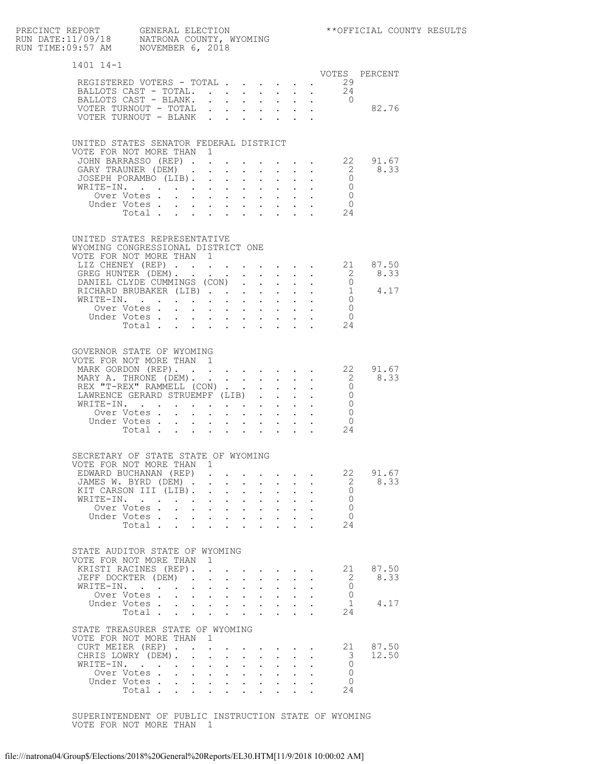PRECINCT REPORT GENERAL ELECTION **OFFICIAL COUNTY RESULTS
RUN DATE:11/09/18 NATRONA COUNTY, WYOMING
RUN TIME:09:57 AM NOVEMBER 6, 2018

## 1401 14-1

| | VOTES | PERCENT |
|---|---|---|
| REGISTERED VOTERS - TOTAL | 29 | |
| BALLOTS CAST - TOTAL | 24 | |
| BALLOTS CAST - BLANK | 0 | |
| VOTER TURNOUT - TOTAL | | 82.76 |
| VOTER TURNOUT - BLANK | | |

### UNITED STATES SENATOR FEDERAL DISTRICT
VOTE FOR NOT MORE THAN 1

| | VOTES | PERCENT |
|---|---|---|
| JOHN BARRASSO (REP) | 22 | 91.67 |
| GARY TRAUNER (DEM) | 2 | 8.33 |
| JOSEPH PORAMBO (LIB) | 0 | |
| WRITE-IN. | 0 | |
| Over Votes | 0 | |
| Under Votes | 0 | |
| Total | 24 | |

### UNITED STATES REPRESENTATIVE WYOMING CONGRESSIONAL DISTRICT ONE
VOTE FOR NOT MORE THAN 1

| | VOTES | PERCENT |
|---|---|---|
| LIZ CHENEY (REP) | 21 | 87.50 |
| GREG HUNTER (DEM) | 2 | 8.33 |
| DANIEL CLYDE CUMMINGS (CON) | 0 | |
| RICHARD BRUBAKER (LIB) | 1 | 4.17 |
| WRITE-IN. | 0 | |
| Over Votes | 0 | |
| Under Votes | 0 | |
| Total | 24 | |

### GOVERNOR STATE OF WYOMING
VOTE FOR NOT MORE THAN 1

| | VOTES | PERCENT |
|---|---|---|
| MARK GORDON (REP) | 22 | 91.67 |
| MARY A. THRONE (DEM) | 2 | 8.33 |
| REX "T-REX" RAMMELL (CON) | 0 | |
| LAWRENCE GERARD STRUEMPF (LIB) | 0 | |
| WRITE-IN. | 0 | |
| Over Votes | 0 | |
| Under Votes | 0 | |
| Total | 24 | |

### SECRETARY OF STATE STATE OF WYOMING
VOTE FOR NOT MORE THAN 1

| | VOTES | PERCENT |
|---|---|---|
| EDWARD BUCHANAN (REP) | 22 | 91.67 |
| JAMES W. BYRD (DEM) | 2 | 8.33 |
| KIT CARSON III (LIB) | 0 | |
| WRITE-IN. | 0 | |
| Over Votes | 0 | |
| Under Votes | 0 | |
| Total | 24 | |

### STATE AUDITOR STATE OF WYOMING
VOTE FOR NOT MORE THAN 1

| | VOTES | PERCENT |
|---|---|---|
| KRISTI RACINES (REP) | 21 | 87.50 |
| JEFF DOCKTER (DEM) | 2 | 8.33 |
| WRITE-IN. | 0 | |
| Over Votes | 0 | |
| Under Votes | 1 | 4.17 |
| Total | 24 | |

### STATE TREASURER STATE OF WYOMING
VOTE FOR NOT MORE THAN 1

| | VOTES | PERCENT |
|---|---|---|
| CURT MEIER (REP) | 21 | 87.50 |
| CHRIS LOWRY (DEM) | 3 | 12.50 |
| WRITE-IN. | 0 | |
| Over Votes | 0 | |
| Under Votes | 0 | |
| Total | 24 | |

### SUPERINTENDENT OF PUBLIC INSTRUCTION STATE OF WYOMING
VOTE FOR NOT MORE THAN 1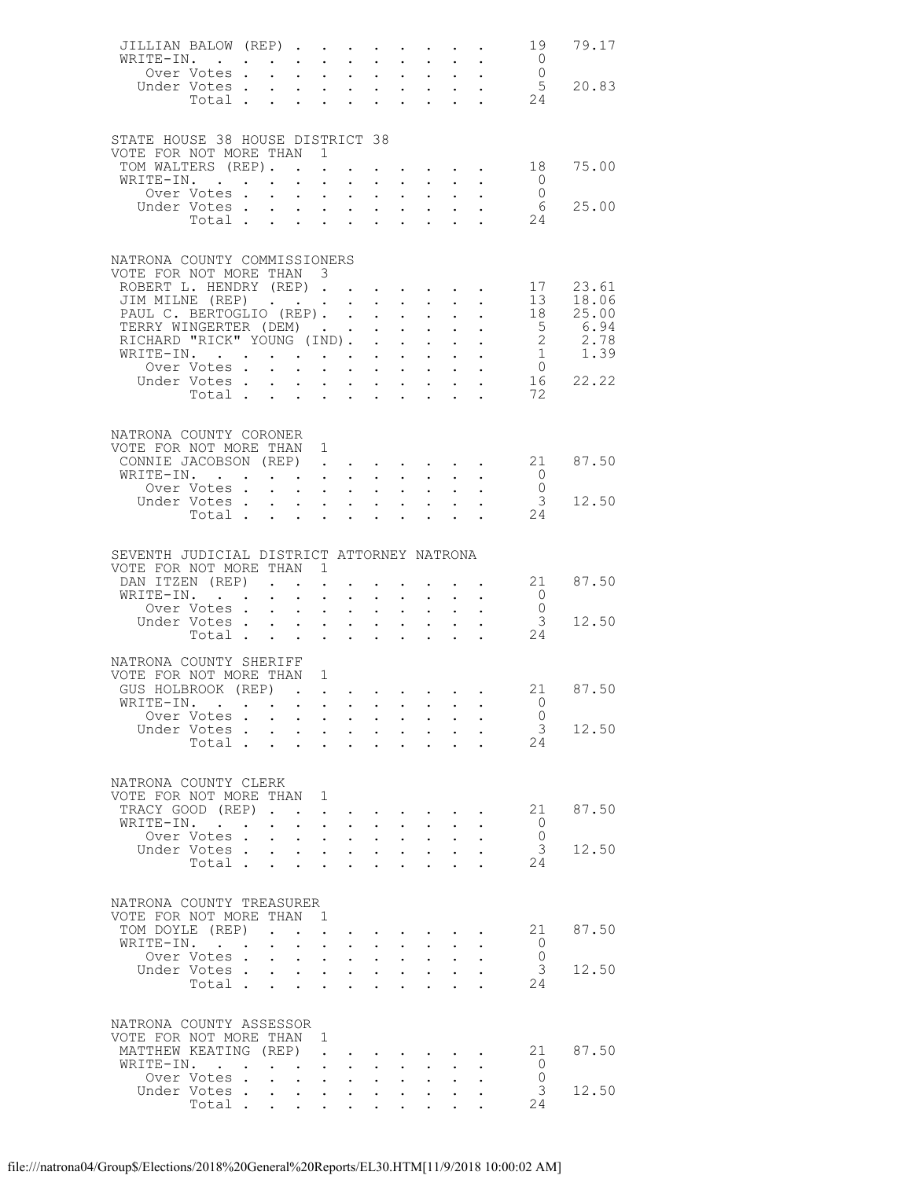| | | |
|---|---|---|
| JILLIAN BALOW (REP) | 19 | 79.17 |
| WRITE-IN. | 0 | |
| Over Votes | 0 | |
| Under Votes | 5 | 20.83 |
| Total | 24 | |

## STATE HOUSE 38 HOUSE DISTRICT 38

VOTE FOR NOT MORE THAN 1

| | | |
|---|---|---|
| TOM WALTERS (REP). | 18 | 75.00 |
| WRITE-IN. | 0 | |
| Over Votes | 0 | |
| Under Votes | 6 | 25.00 |
| Total | 24 | |

## NATRONA COUNTY COMMISSIONERS

VOTE FOR NOT MORE THAN 3

| | | |
|---|---|---|
| ROBERT L. HENDRY (REP) | 17 | 23.61 |
| JIM MILNE (REP) | 13 | 18.06 |
| PAUL C. BERTOGLIO (REP). | 18 | 25.00 |
| TERRY WINGERTER (DEM) | 5 | 6.94 |
| RICHARD "RICK" YOUNG (IND). | 2 | 2.78 |
| WRITE-IN. | 1 | 1.39 |
| Over Votes | 0 | |
| Under Votes | 16 | 22.22 |
| Total | 72 | |

## NATRONA COUNTY CORONER

VOTE FOR NOT MORE THAN 1

| | | |
|---|---|---|
| CONNIE JACOBSON (REP) | 21 | 87.50 |
| WRITE-IN. | 0 | |
| Over Votes | 0 | |
| Under Votes | 3 | 12.50 |
| Total | 24 | |

## SEVENTH JUDICIAL DISTRICT ATTORNEY NATRONA

VOTE FOR NOT MORE THAN 1

| | | |
|---|---|---|
| DAN ITZEN (REP) | 21 | 87.50 |
| WRITE-IN. | 0 | |
| Over Votes | 0 | |
| Under Votes | 3 | 12.50 |
| Total | 24 | |

## NATRONA COUNTY SHERIFF

VOTE FOR NOT MORE THAN 1

| | | |
|---|---|---|
| GUS HOLBROOK (REP) | 21 | 87.50 |
| WRITE-IN. | 0 | |
| Over Votes | 0 | |
| Under Votes | 3 | 12.50 |
| Total | 24 | |

## NATRONA COUNTY CLERK

VOTE FOR NOT MORE THAN 1

| | | |
|---|---|---|
| TRACY GOOD (REP) | 21 | 87.50 |
| WRITE-IN. | 0 | |
| Over Votes | 0 | |
| Under Votes | 3 | 12.50 |
| Total | 24 | |

## NATRONA COUNTY TREASURER

VOTE FOR NOT MORE THAN 1

| | | |
|---|---|---|
| TOM DOYLE (REP) | 21 | 87.50 |
| WRITE-IN. | 0 | |
| Over Votes | 0 | |
| Under Votes | 3 | 12.50 |
| Total | 24 | |

## NATRONA COUNTY ASSESSOR

VOTE FOR NOT MORE THAN 1

| | | |
|---|---|---|
| MATTHEW KEATING (REP) | 21 | 87.50 |
| WRITE-IN. | 0 | |
| Over Votes | 0 | |
| Under Votes | 3 | 12.50 |
| Total | 24 | |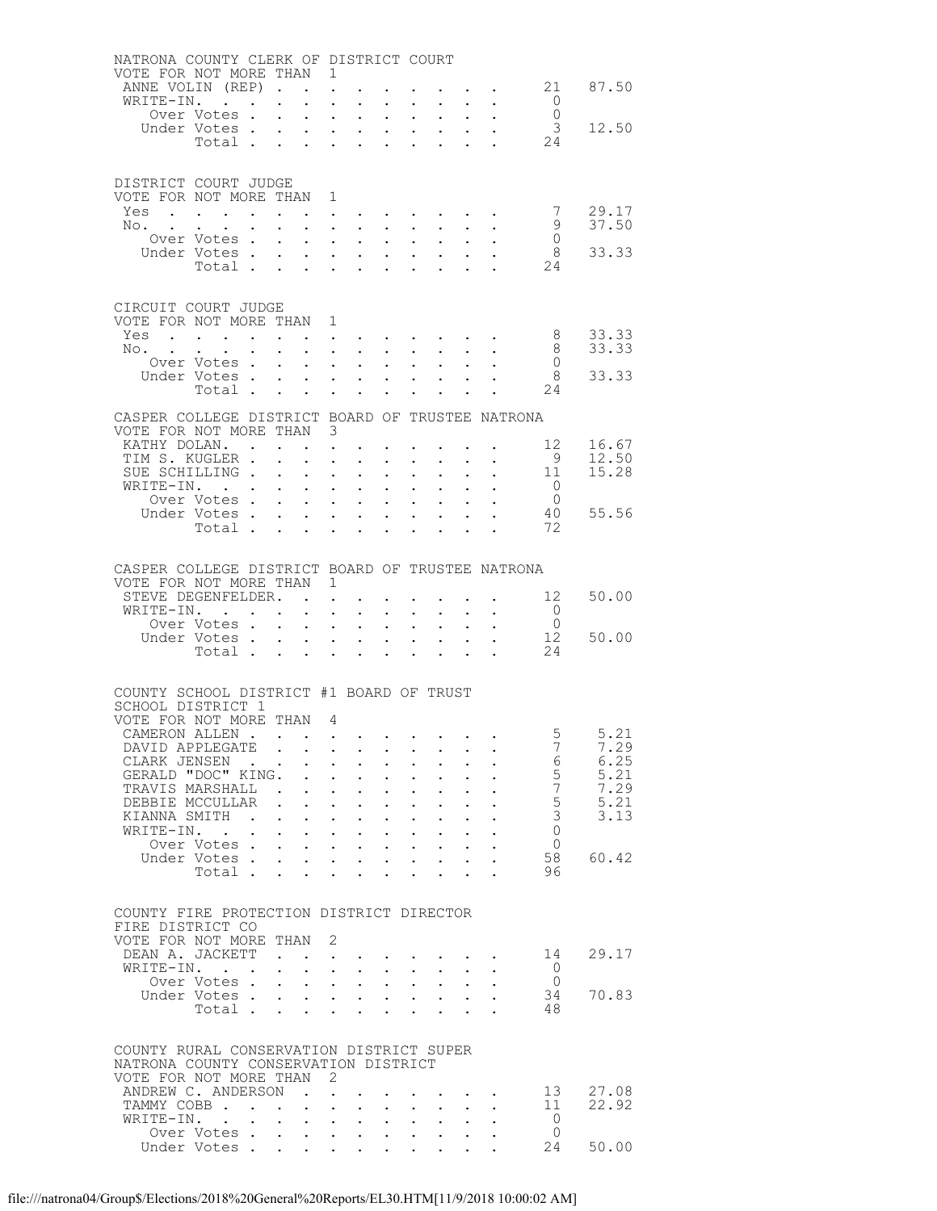NATRONA COUNTY CLERK OF DISTRICT COURT
VOTE FOR NOT MORE THAN 1

| | | |
|---|---|---|
| ANNE VOLIN (REP) | 21 | 87.50 |
| WRITE-IN. | 0 | |
| Over Votes | 0 | |
| Under Votes | 3 | 12.50 |
| Total | 24 | |

DISTRICT COURT JUDGE
VOTE FOR NOT MORE THAN 1

| | | |
|---|---|---|
| Yes | 7 | 29.17 |
| No. | 9 | 37.50 |
| Over Votes | 0 | |
| Under Votes | 8 | 33.33 |
| Total | 24 | |

CIRCUIT COURT JUDGE
VOTE FOR NOT MORE THAN 1

| | | |
|---|---|---|
| Yes | 8 | 33.33 |
| No. | 8 | 33.33 |
| Over Votes | 0 | |
| Under Votes | 8 | 33.33 |
| Total | 24 | |

CASPER COLLEGE DISTRICT BOARD OF TRUSTEE NATRONA
VOTE FOR NOT MORE THAN 3

| | | |
|---|---|---|
| KATHY DOLAN. | 12 | 16.67 |
| TIM S. KUGLER | 9 | 12.50 |
| SUE SCHILLING | 11 | 15.28 |
| WRITE-IN. | 0 | |
| Over Votes | 0 | |
| Under Votes | 40 | 55.56 |
| Total | 72 | |

CASPER COLLEGE DISTRICT BOARD OF TRUSTEE NATRONA
VOTE FOR NOT MORE THAN 1

| | | |
|---|---|---|
| STEVE DEGENFELDER. | 12 | 50.00 |
| WRITE-IN. | 0 | |
| Over Votes | 0 | |
| Under Votes | 12 | 50.00 |
| Total | 24 | |

COUNTY SCHOOL DISTRICT #1 BOARD OF TRUST
SCHOOL DISTRICT 1
VOTE FOR NOT MORE THAN 4

| | | |
|---|---|---|
| CAMERON ALLEN | 5 | 5.21 |
| DAVID APPLEGATE | 7 | 7.29 |
| CLARK JENSEN | 6 | 6.25 |
| GERALD "DOC" KING. | 5 | 5.21 |
| TRAVIS MARSHALL | 7 | 7.29 |
| DEBBIE MCCULLAR | 5 | 5.21 |
| KIANNA SMITH | 3 | 3.13 |
| WRITE-IN. | 0 | |
| Over Votes | 0 | |
| Under Votes | 58 | 60.42 |
| Total | 96 | |

COUNTY FIRE PROTECTION DISTRICT DIRECTOR
FIRE DISTRICT CO
VOTE FOR NOT MORE THAN 2

| | | |
|---|---|---|
| DEAN A. JACKETT | 14 | 29.17 |
| WRITE-IN. | 0 | |
| Over Votes | 0 | |
| Under Votes | 34 | 70.83 |
| Total | 48 | |

COUNTY RURAL CONSERVATION DISTRICT SUPER
NATRONA COUNTY CONSERVATION DISTRICT
VOTE FOR NOT MORE THAN 2

| | | |
|---|---|---|
| ANDREW C. ANDERSON | 13 | 27.08 |
| TAMMY COBB | 11 | 22.92 |
| WRITE-IN. | 0 | |
| Over Votes | 0 | |
| Under Votes | 24 | 50.00 |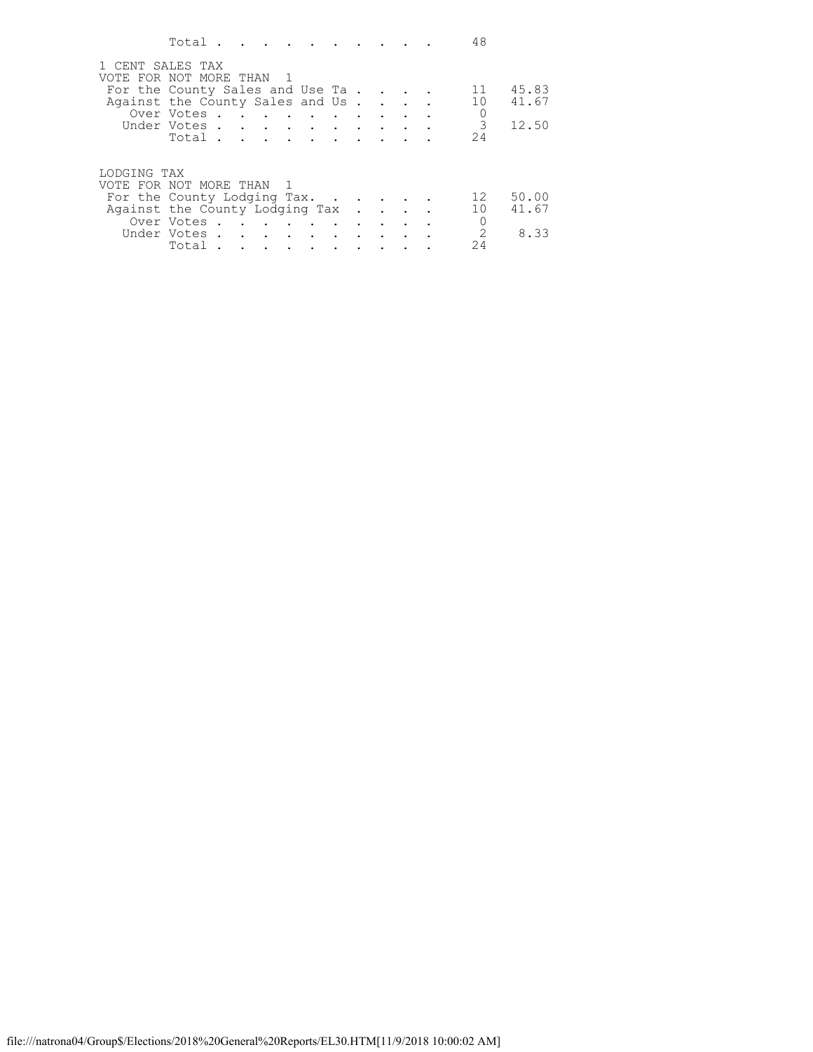Total . . . . . . . . . . . 48

1 CENT SALES TAX
VOTE FOR NOT MORE THAN 1

| | | |
|---|---|---|
| For the County Sales and Use Ta . . . . . | 11 | 45.83 |
| Against the County Sales and Us . . . . . | 10 | 41.67 |
| Over Votes . . . . . . . . . . . | 0 | |
| Under Votes . . . . . . . . . . . | 3 | 12.50 |
| Total . . . . . . . . . . . | 24 | |

LODGING TAX
VOTE FOR NOT MORE THAN 1

| | | |
|---|---|---|
| For the County Lodging Tax. . . . . . . | 12 | 50.00 |
| Against the County Lodging Tax . . . . . | 10 | 41.67 |
| Over Votes . . . . . . . . . . . | 0 | |
| Under Votes . . . . . . . . . . . | 2 | 8.33 |
| Total . . . . . . . . . . . | 24 | |